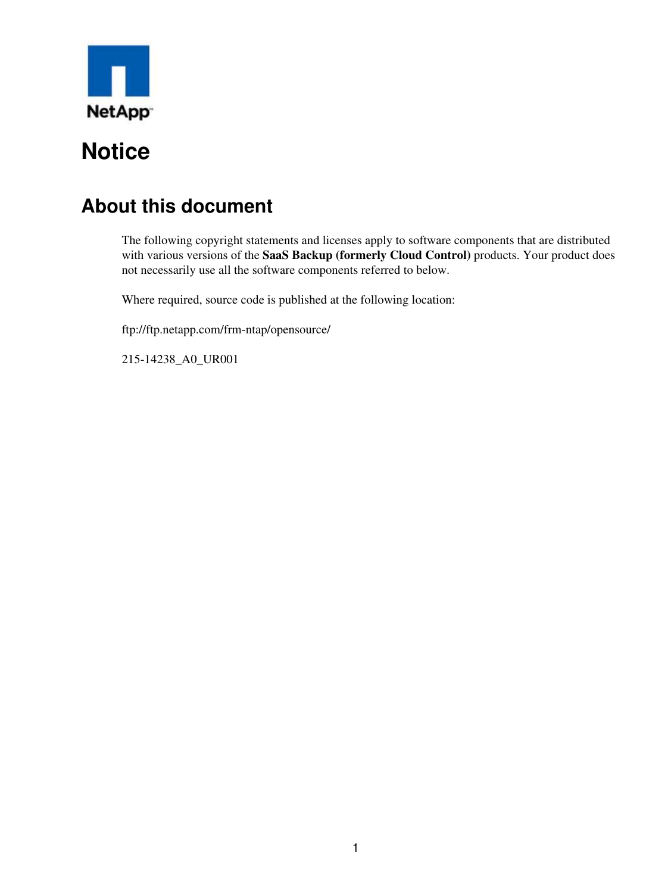# Notice

## About this document

The following copyright statements and licenses apply to software components that are distributed with various versions of the **SaaS Backup (formerly Cloud Control)** products. Your product does not necessarily use all the software components referred to below.

Where required, source code is published at the following location:

ftp://ftp.netapp.com/frm-ntap/opensource/

215-14238_A0_UR001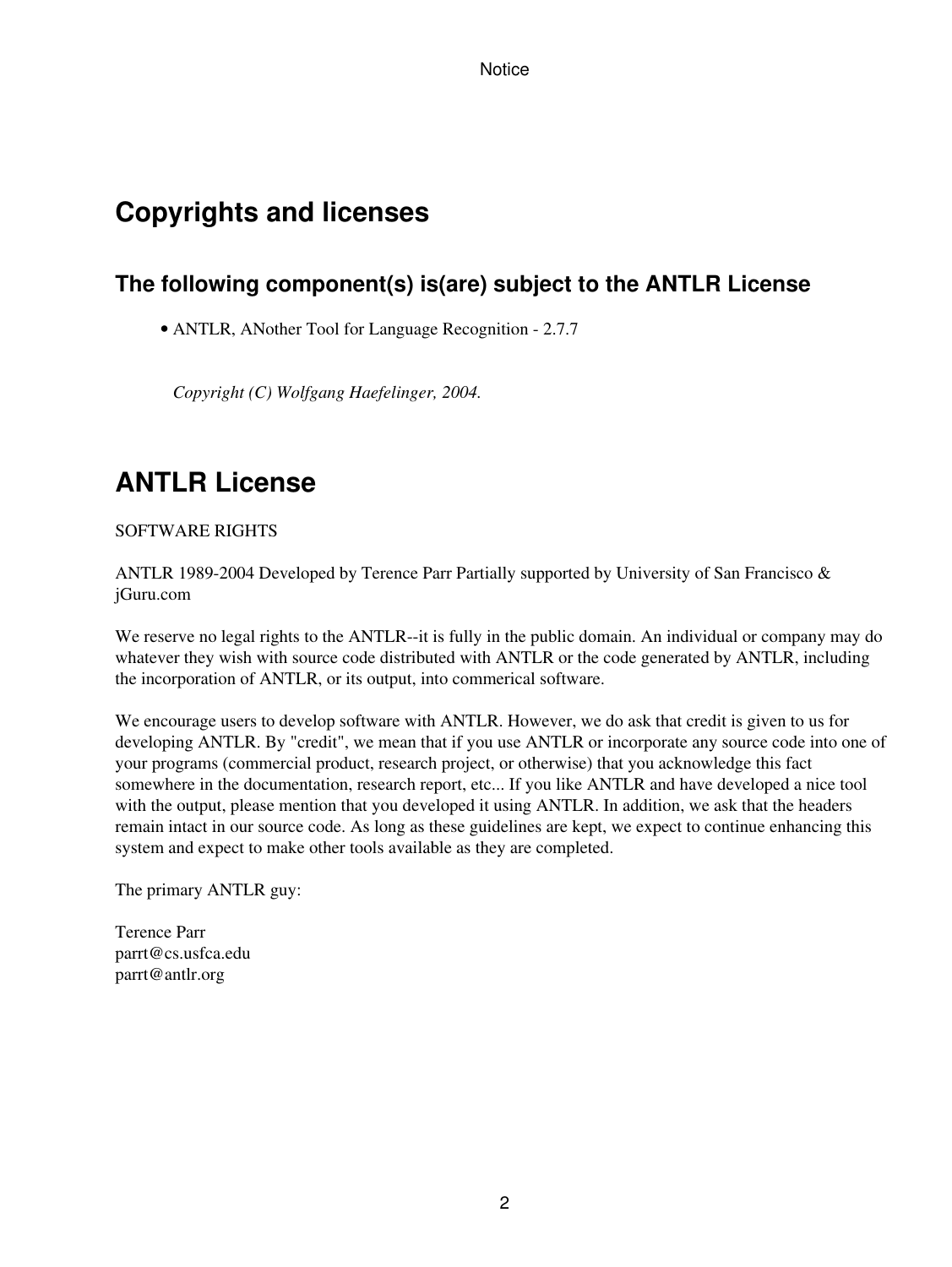# Copyrights and licenses

## The following component(s) is(are) subject to the ANTLR License

- ANTLR, ANother Tool for Language Recognition - 2.7.7

*Copyright (C) Wolfgang Haefelinger, 2004.*

# ANTLR License

SOFTWARE RIGHTS

ANTLR 1989-2004 Developed by Terence Parr Partially supported by University of San Francisco & jGuru.com

We reserve no legal rights to the ANTLR--it is fully in the public domain. An individual or company may do whatever they wish with source code distributed with ANTLR or the code generated by ANTLR, including the incorporation of ANTLR, or its output, into commerical software.

We encourage users to develop software with ANTLR. However, we do ask that credit is given to us for developing ANTLR. By "credit", we mean that if you use ANTLR or incorporate any source code into one of your programs (commercial product, research project, or otherwise) that you acknowledge this fact somewhere in the documentation, research report, etc... If you like ANTLR and have developed a nice tool with the output, please mention that you developed it using ANTLR. In addition, we ask that the headers remain intact in our source code. As long as these guidelines are kept, we expect to continue enhancing this system and expect to make other tools available as they are completed.

The primary ANTLR guy:

Terence Parr
parrt@cs.usfca.edu
parrt@antlr.org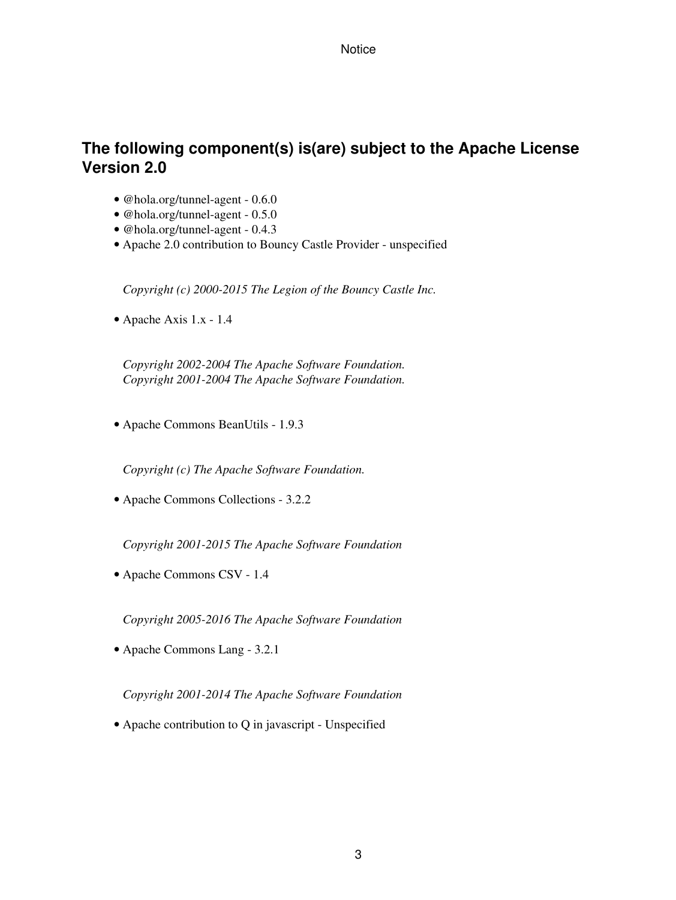## The following component(s) is(are) subject to the Apache License Version 2.0

- @hola.org/tunnel-agent - 0.6.0
- @hola.org/tunnel-agent - 0.5.0
- @hola.org/tunnel-agent - 0.4.3
- Apache 2.0 contribution to Bouncy Castle Provider - unspecified

  *Copyright (c) 2000-2015 The Legion of the Bouncy Castle Inc.*

- Apache Axis 1.x - 1.4

  *Copyright 2002-2004 The Apache Software Foundation.*
  *Copyright 2001-2004 The Apache Software Foundation.*

- Apache Commons BeanUtils - 1.9.3

  *Copyright (c) The Apache Software Foundation.*

- Apache Commons Collections - 3.2.2

  *Copyright 2001-2015 The Apache Software Foundation*

- Apache Commons CSV - 1.4

  *Copyright 2005-2016 The Apache Software Foundation*

- Apache Commons Lang - 3.2.1

  *Copyright 2001-2014 The Apache Software Foundation*

- Apache contribution to Q in javascript - Unspecified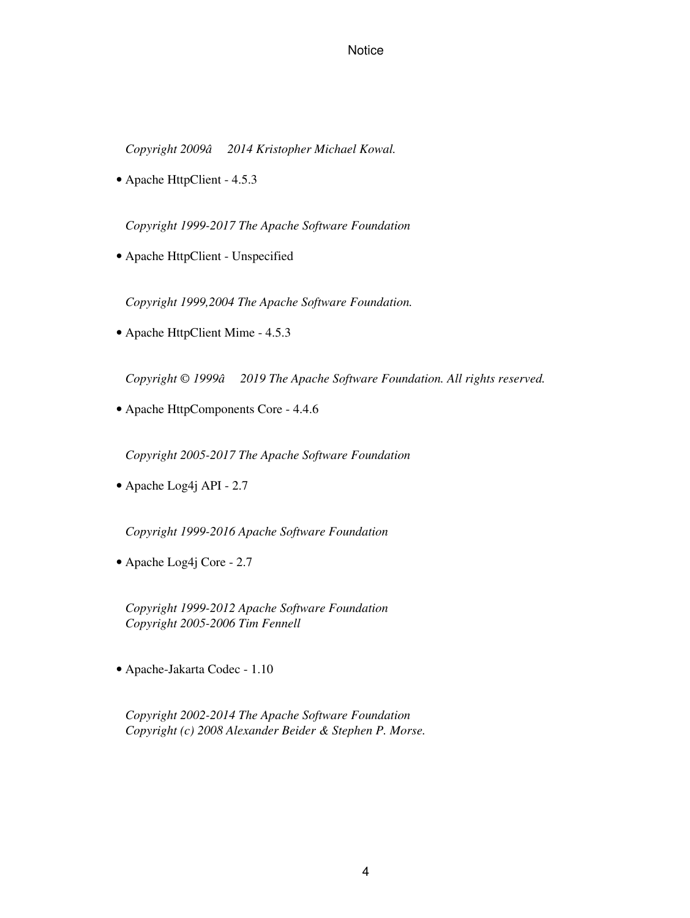*Copyright 2009â  2014 Kristopher Michael Kowal.*

- Apache HttpClient - 4.5.3

*Copyright 1999-2017 The Apache Software Foundation*

- Apache HttpClient - Unspecified

*Copyright 1999,2004 The Apache Software Foundation.*

- Apache HttpClient Mime - 4.5.3

*Copyright © 1999â  2019 The Apache Software Foundation. All rights reserved.*

- Apache HttpComponents Core - 4.4.6

*Copyright 2005-2017 The Apache Software Foundation*

- Apache Log4j API - 2.7

*Copyright 1999-2016 Apache Software Foundation*

- Apache Log4j Core - 2.7

*Copyright 1999-2012 Apache Software Foundation*
*Copyright 2005-2006 Tim Fennell*

- Apache-Jakarta Codec - 1.10

*Copyright 2002-2014 The Apache Software Foundation*
*Copyright (c) 2008 Alexander Beider & Stephen P. Morse.*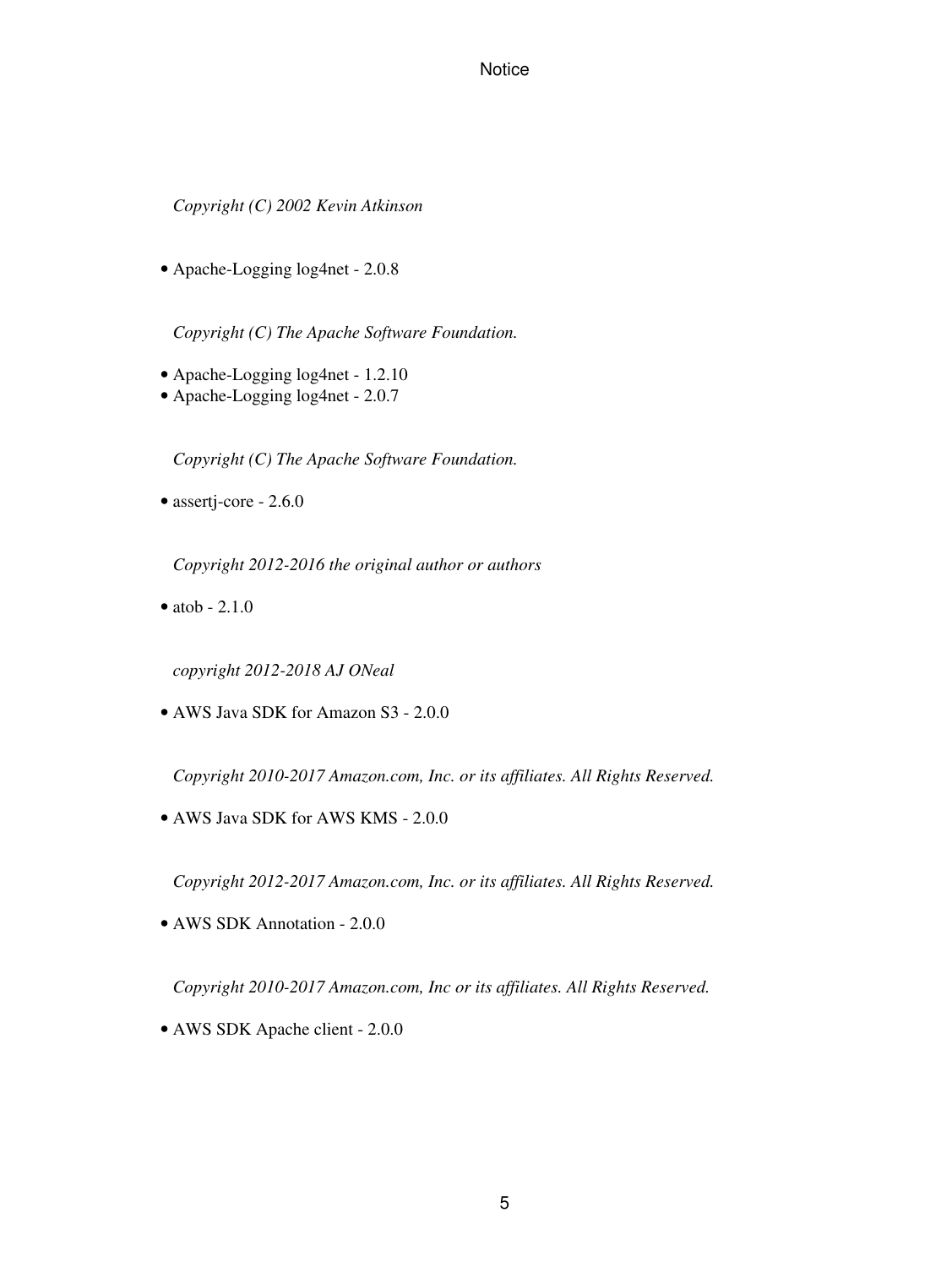*Copyright (C) 2002 Kevin Atkinson*

- Apache-Logging log4net - 2.0.8

*Copyright (C) The Apache Software Foundation.*

- Apache-Logging log4net - 1.2.10
- Apache-Logging log4net - 2.0.7

*Copyright (C) The Apache Software Foundation.*

- assertj-core - 2.6.0

*Copyright 2012-2016 the original author or authors*

- atob - 2.1.0

*copyright 2012-2018 AJ ONeal*

- AWS Java SDK for Amazon S3 - 2.0.0

*Copyright 2010-2017 Amazon.com, Inc. or its affiliates. All Rights Reserved.*

- AWS Java SDK for AWS KMS - 2.0.0

*Copyright 2012-2017 Amazon.com, Inc. or its affiliates. All Rights Reserved.*

- AWS SDK Annotation - 2.0.0

*Copyright 2010-2017 Amazon.com, Inc or its affiliates. All Rights Reserved.*

- AWS SDK Apache client - 2.0.0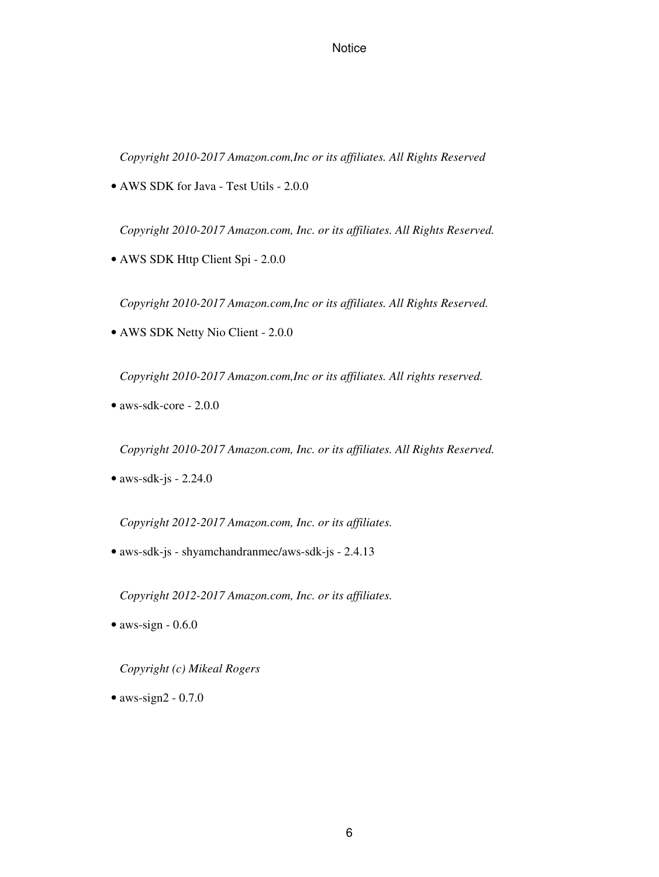*Copyright 2010-2017 Amazon.com,Inc or its affiliates. All Rights Reserved*

- AWS SDK for Java - Test Utils - 2.0.0

*Copyright 2010-2017 Amazon.com, Inc. or its affiliates. All Rights Reserved.*

- AWS SDK Http Client Spi - 2.0.0

*Copyright 2010-2017 Amazon.com,Inc or its affiliates. All Rights Reserved.*

- AWS SDK Netty Nio Client - 2.0.0

*Copyright 2010-2017 Amazon.com,Inc or its affiliates. All rights reserved.*

- aws-sdk-core - 2.0.0

*Copyright 2010-2017 Amazon.com, Inc. or its affiliates. All Rights Reserved.*

- aws-sdk-js - 2.24.0

*Copyright 2012-2017 Amazon.com, Inc. or its affiliates.*

- aws-sdk-js - shyamchandranmec/aws-sdk-js - 2.4.13

*Copyright 2012-2017 Amazon.com, Inc. or its affiliates.*

- aws-sign - 0.6.0

*Copyright (c) Mikeal Rogers*

- aws-sign2 - 0.7.0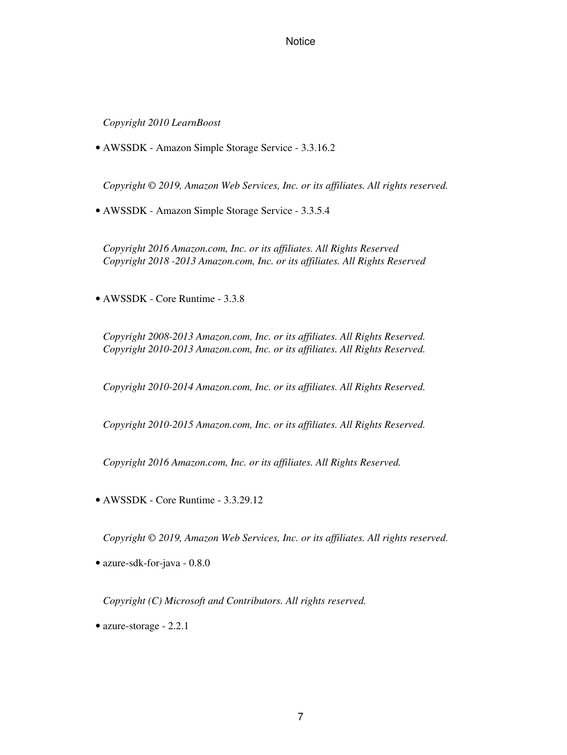*Copyright 2010 LearnBoost*

- AWSSDK - Amazon Simple Storage Service - 3.3.16.2

  *Copyright © 2019, Amazon Web Services, Inc. or its affiliates. All rights reserved.*

- AWSSDK - Amazon Simple Storage Service - 3.3.5.4

  *Copyright 2016 Amazon.com, Inc. or its affiliates. All Rights Reserved*
  *Copyright 2018 -2013 Amazon.com, Inc. or its affiliates. All Rights Reserved*

- AWSSDK - Core Runtime - 3.3.8

  *Copyright 2008-2013 Amazon.com, Inc. or its affiliates. All Rights Reserved.*
  *Copyright 2010-2013 Amazon.com, Inc. or its affiliates. All Rights Reserved.*

  *Copyright 2010-2014 Amazon.com, Inc. or its affiliates. All Rights Reserved.*

  *Copyright 2010-2015 Amazon.com, Inc. or its affiliates. All Rights Reserved.*

  *Copyright 2016 Amazon.com, Inc. or its affiliates. All Rights Reserved.*

- AWSSDK - Core Runtime - 3.3.29.12

  *Copyright © 2019, Amazon Web Services, Inc. or its affiliates. All rights reserved.*

- azure-sdk-for-java - 0.8.0

  *Copyright (C) Microsoft and Contributors. All rights reserved.*

- azure-storage - 2.2.1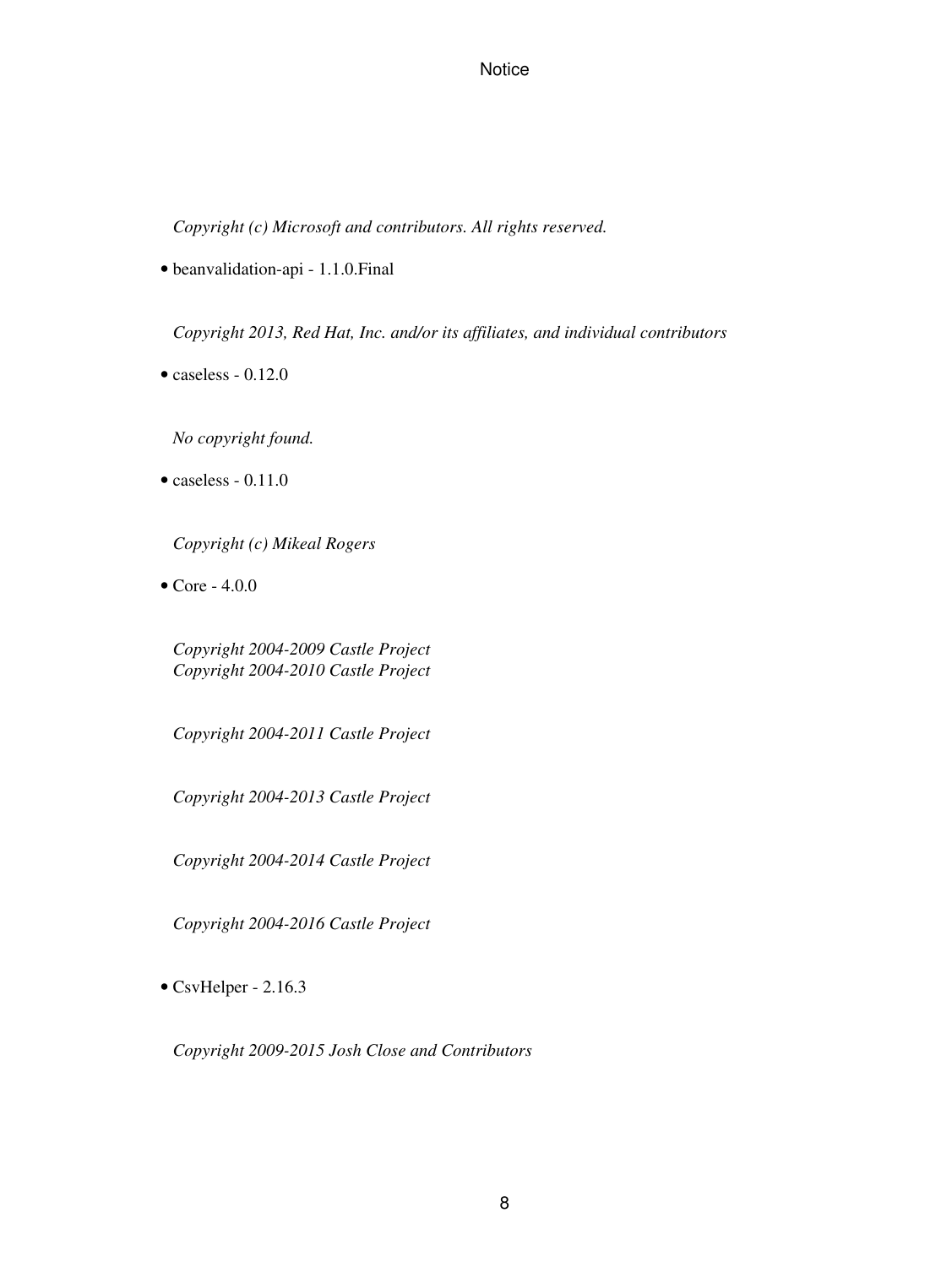*Copyright (c) Microsoft and contributors. All rights reserved.*

- beanvalidation-api - 1.1.0.Final

*Copyright 2013, Red Hat, Inc. and/or its affiliates, and individual contributors*

- caseless - 0.12.0

*No copyright found.*

- caseless - 0.11.0

*Copyright (c) Mikeal Rogers*

- Core - 4.0.0

*Copyright 2004-2009 Castle Project*
*Copyright 2004-2010 Castle Project*

*Copyright 2004-2011 Castle Project*

*Copyright 2004-2013 Castle Project*

*Copyright 2004-2014 Castle Project*

*Copyright 2004-2016 Castle Project*

- CsvHelper - 2.16.3

*Copyright 2009-2015 Josh Close and Contributors*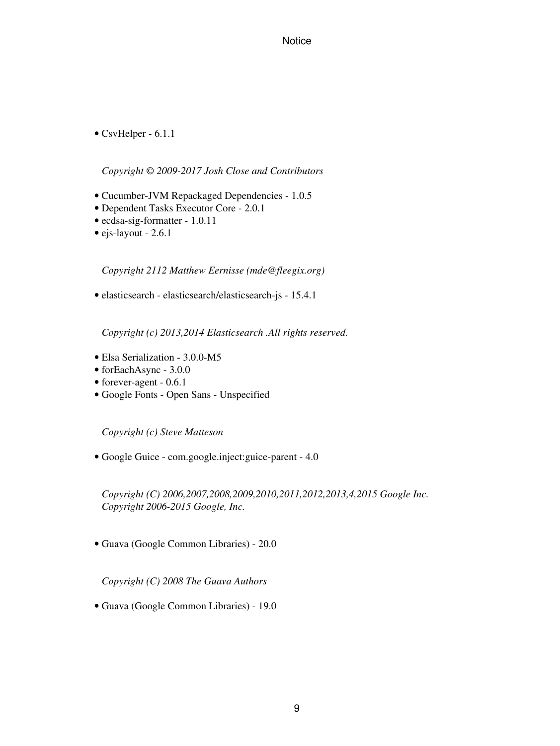- CsvHelper - 6.1.1

*Copyright © 2009-2017 Josh Close and Contributors*

- Cucumber-JVM Repackaged Dependencies - 1.0.5
- Dependent Tasks Executor Core - 2.0.1
- ecdsa-sig-formatter - 1.0.11
- ejs-layout - 2.6.1

*Copyright 2112 Matthew Eernisse (mde@fleegix.org)*

- elasticsearch - elasticsearch/elasticsearch-js - 15.4.1

*Copyright (c) 2013,2014 Elasticsearch .All rights reserved.*

- Elsa Serialization - 3.0.0-M5
- forEachAsync - 3.0.0
- forever-agent - 0.6.1
- Google Fonts - Open Sans - Unspecified

*Copyright (c) Steve Matteson*

- Google Guice - com.google.inject:guice-parent - 4.0

*Copyright (C) 2006,2007,2008,2009,2010,2011,2012,2013,4,2015 Google Inc.*
*Copyright 2006-2015 Google, Inc.*

- Guava (Google Common Libraries) - 20.0

*Copyright (C) 2008 The Guava Authors*

- Guava (Google Common Libraries) - 19.0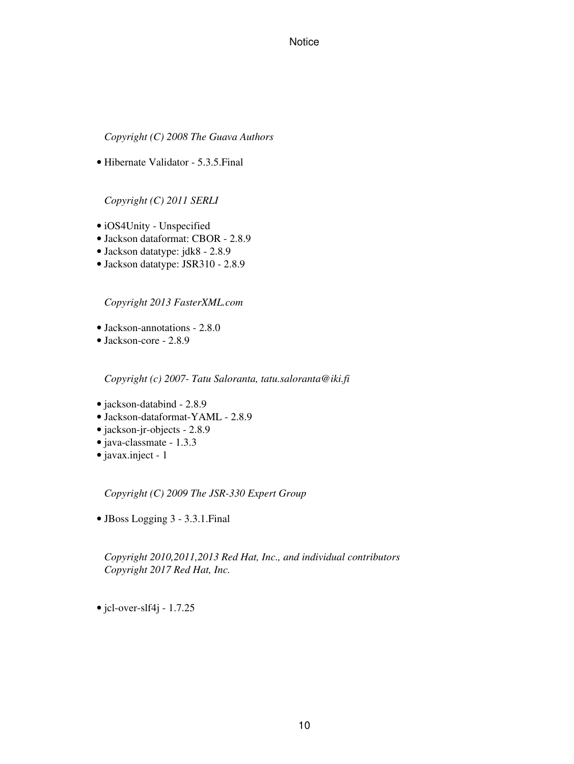*Copyright (C) 2008 The Guava Authors*

- Hibernate Validator - 5.3.5.Final

*Copyright (C) 2011 SERLI*

- iOS4Unity - Unspecified
- Jackson dataformat: CBOR - 2.8.9
- Jackson datatype: jdk8 - 2.8.9
- Jackson datatype: JSR310 - 2.8.9

*Copyright 2013 FasterXML.com*

- Jackson-annotations - 2.8.0
- Jackson-core - 2.8.9

*Copyright (c) 2007- Tatu Saloranta, tatu.saloranta@iki.fi*

- jackson-databind - 2.8.9
- Jackson-dataformat-YAML - 2.8.9
- jackson-jr-objects - 2.8.9
- java-classmate - 1.3.3
- javax.inject - 1

*Copyright (C) 2009 The JSR-330 Expert Group*

- JBoss Logging 3 - 3.3.1.Final

*Copyright 2010,2011,2013 Red Hat, Inc., and individual contributors*
*Copyright 2017 Red Hat, Inc.*

- jcl-over-slf4j - 1.7.25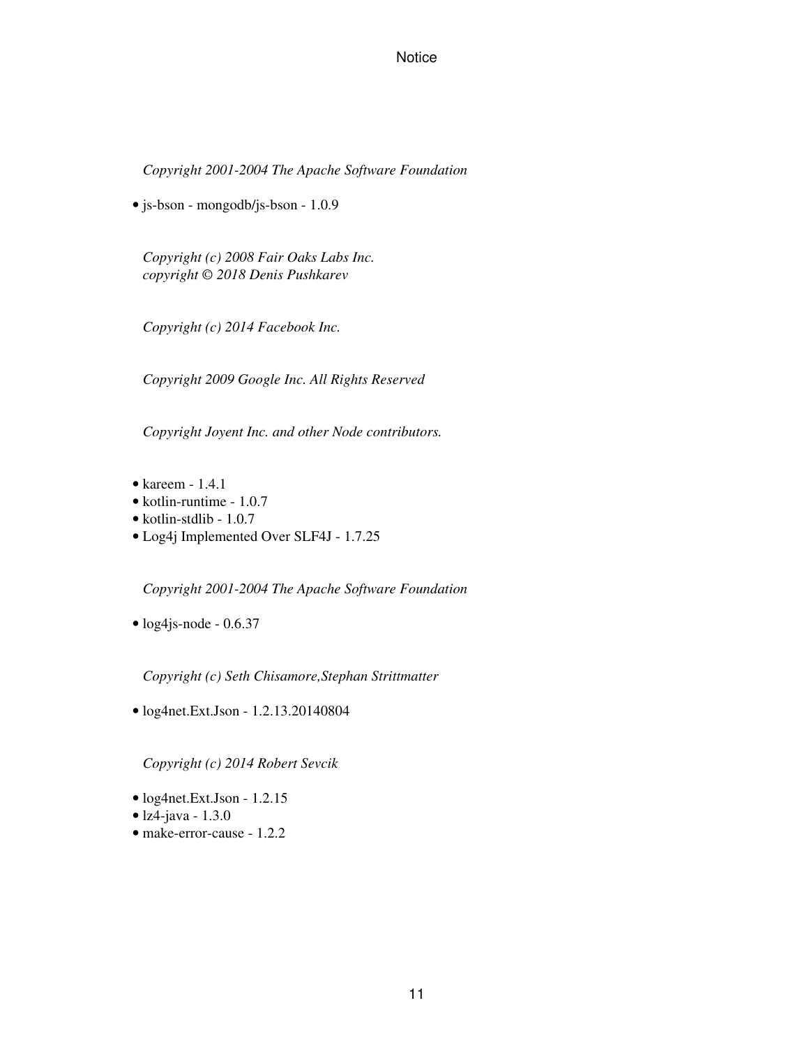*Copyright 2001-2004 The Apache Software Foundation*

- js-bson - mongodb/js-bson - 1.0.9

*Copyright (c) 2008 Fair Oaks Labs Inc.*
*copyright © 2018 Denis Pushkarev*

*Copyright (c) 2014 Facebook Inc.*

*Copyright 2009 Google Inc. All Rights Reserved*

*Copyright Joyent Inc. and other Node contributors.*

- kareem - 1.4.1
- kotlin-runtime - 1.0.7
- kotlin-stdlib - 1.0.7
- Log4j Implemented Over SLF4J - 1.7.25

*Copyright 2001-2004 The Apache Software Foundation*

- log4js-node - 0.6.37

*Copyright (c) Seth Chisamore,Stephan Strittmatter*

- log4net.Ext.Json - 1.2.13.20140804

*Copyright (c) 2014 Robert Sevcik*

- log4net.Ext.Json - 1.2.15
- lz4-java - 1.3.0
- make-error-cause - 1.2.2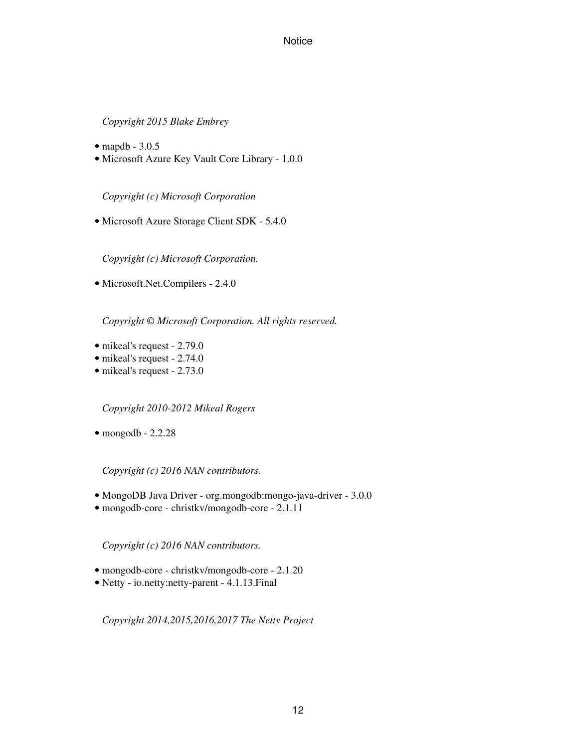*Copyright 2015 Blake Embrey*

- mapdb - 3.0.5
- Microsoft Azure Key Vault Core Library - 1.0.0

*Copyright (c) Microsoft Corporation*

- Microsoft Azure Storage Client SDK - 5.4.0

*Copyright (c) Microsoft Corporation.*

- Microsoft.Net.Compilers - 2.4.0

*Copyright © Microsoft Corporation. All rights reserved.*

- mikeal's request - 2.79.0
- mikeal's request - 2.74.0
- mikeal's request - 2.73.0

*Copyright 2010-2012 Mikeal Rogers*

- mongodb - 2.2.28

*Copyright (c) 2016 NAN contributors.*

- MongoDB Java Driver - org.mongodb:mongo-java-driver - 3.0.0
- mongodb-core - christkv/mongodb-core - 2.1.11

*Copyright (c) 2016 NAN contributors.*

- mongodb-core - christkv/mongodb-core - 2.1.20
- Netty - io.netty:netty-parent - 4.1.13.Final

*Copyright 2014,2015,2016,2017 The Netty Project*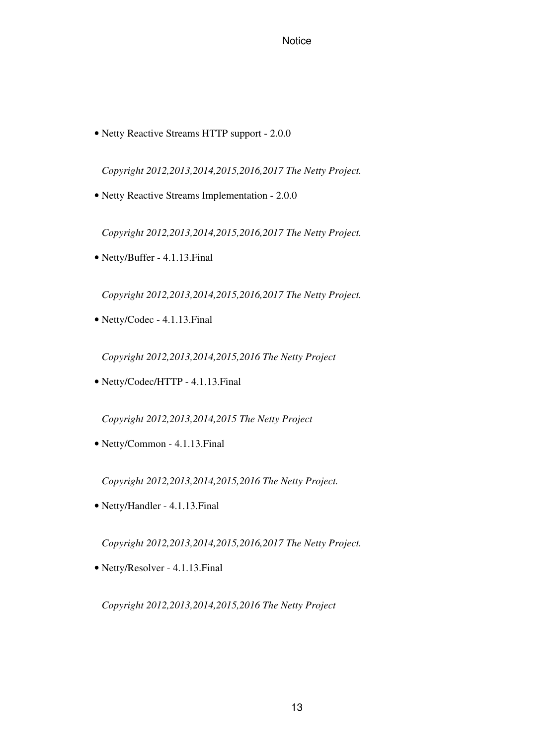- Netty Reactive Streams HTTP support - 2.0.0

  *Copyright 2012,2013,2014,2015,2016,2017 The Netty Project.*

- Netty Reactive Streams Implementation - 2.0.0

  *Copyright 2012,2013,2014,2015,2016,2017 The Netty Project.*

- Netty/Buffer - 4.1.13.Final

  *Copyright 2012,2013,2014,2015,2016,2017 The Netty Project.*

- Netty/Codec - 4.1.13.Final

  *Copyright 2012,2013,2014,2015,2016 The Netty Project*

- Netty/Codec/HTTP - 4.1.13.Final

  *Copyright 2012,2013,2014,2015 The Netty Project*

- Netty/Common - 4.1.13.Final

  *Copyright 2012,2013,2014,2015,2016 The Netty Project.*

- Netty/Handler - 4.1.13.Final

  *Copyright 2012,2013,2014,2015,2016,2017 The Netty Project.*

- Netty/Resolver - 4.1.13.Final

  *Copyright 2012,2013,2014,2015,2016 The Netty Project*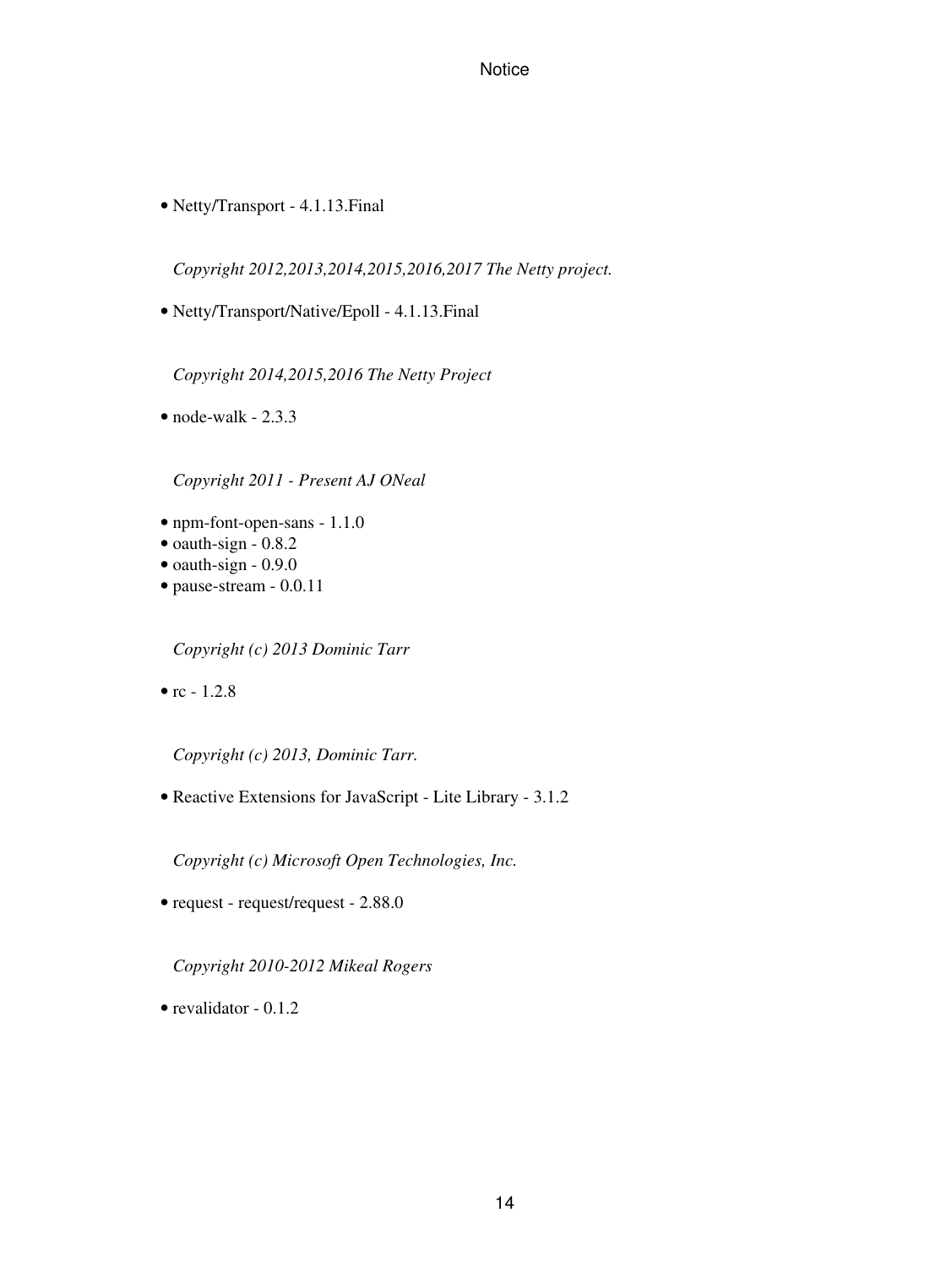- Netty/Transport - 4.1.13.Final

  *Copyright 2012,2013,2014,2015,2016,2017 The Netty project.*

- Netty/Transport/Native/Epoll - 4.1.13.Final

  *Copyright 2014,2015,2016 The Netty Project*

- node-walk - 2.3.3

  *Copyright 2011 - Present AJ ONeal*

- npm-font-open-sans - 1.1.0
- oauth-sign - 0.8.2
- oauth-sign - 0.9.0
- pause-stream - 0.0.11

  *Copyright (c) 2013 Dominic Tarr*

- rc - 1.2.8

  *Copyright (c) 2013, Dominic Tarr.*

- Reactive Extensions for JavaScript - Lite Library - 3.1.2

  *Copyright (c) Microsoft Open Technologies, Inc.*

- request - request/request - 2.88.0

  *Copyright 2010-2012 Mikeal Rogers*

- revalidator - 0.1.2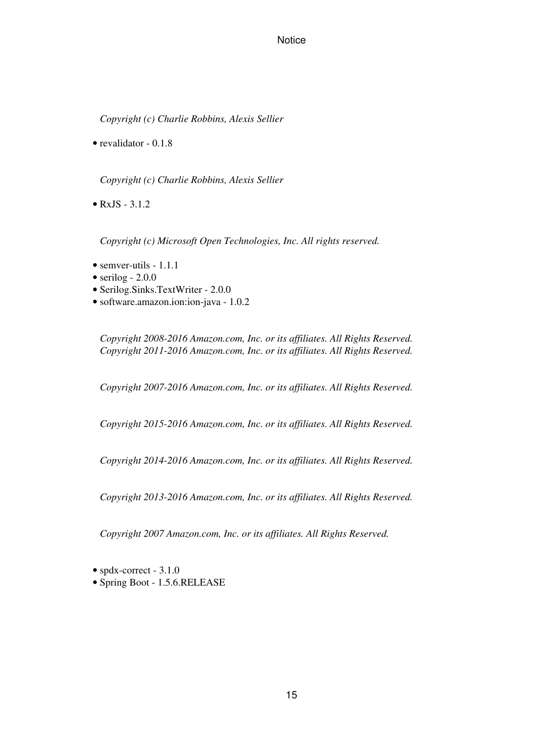*Copyright (c) Charlie Robbins, Alexis Sellier*

- revalidator - 0.1.8

*Copyright (c) Charlie Robbins, Alexis Sellier*

- RxJS - 3.1.2

*Copyright (c) Microsoft Open Technologies, Inc. All rights reserved.*

- semver-utils - 1.1.1
- serilog - 2.0.0
- Serilog.Sinks.TextWriter - 2.0.0
- software.amazon.ion:ion-java - 1.0.2

*Copyright 2008-2016 Amazon.com, Inc. or its affiliates. All Rights Reserved.*
*Copyright 2011-2016 Amazon.com, Inc. or its affiliates. All Rights Reserved.*

*Copyright 2007-2016 Amazon.com, Inc. or its affiliates. All Rights Reserved.*

*Copyright 2015-2016 Amazon.com, Inc. or its affiliates. All Rights Reserved.*

*Copyright 2014-2016 Amazon.com, Inc. or its affiliates. All Rights Reserved.*

*Copyright 2013-2016 Amazon.com, Inc. or its affiliates. All Rights Reserved.*

*Copyright 2007 Amazon.com, Inc. or its affiliates. All Rights Reserved.*

- spdx-correct - 3.1.0
- Spring Boot - 1.5.6.RELEASE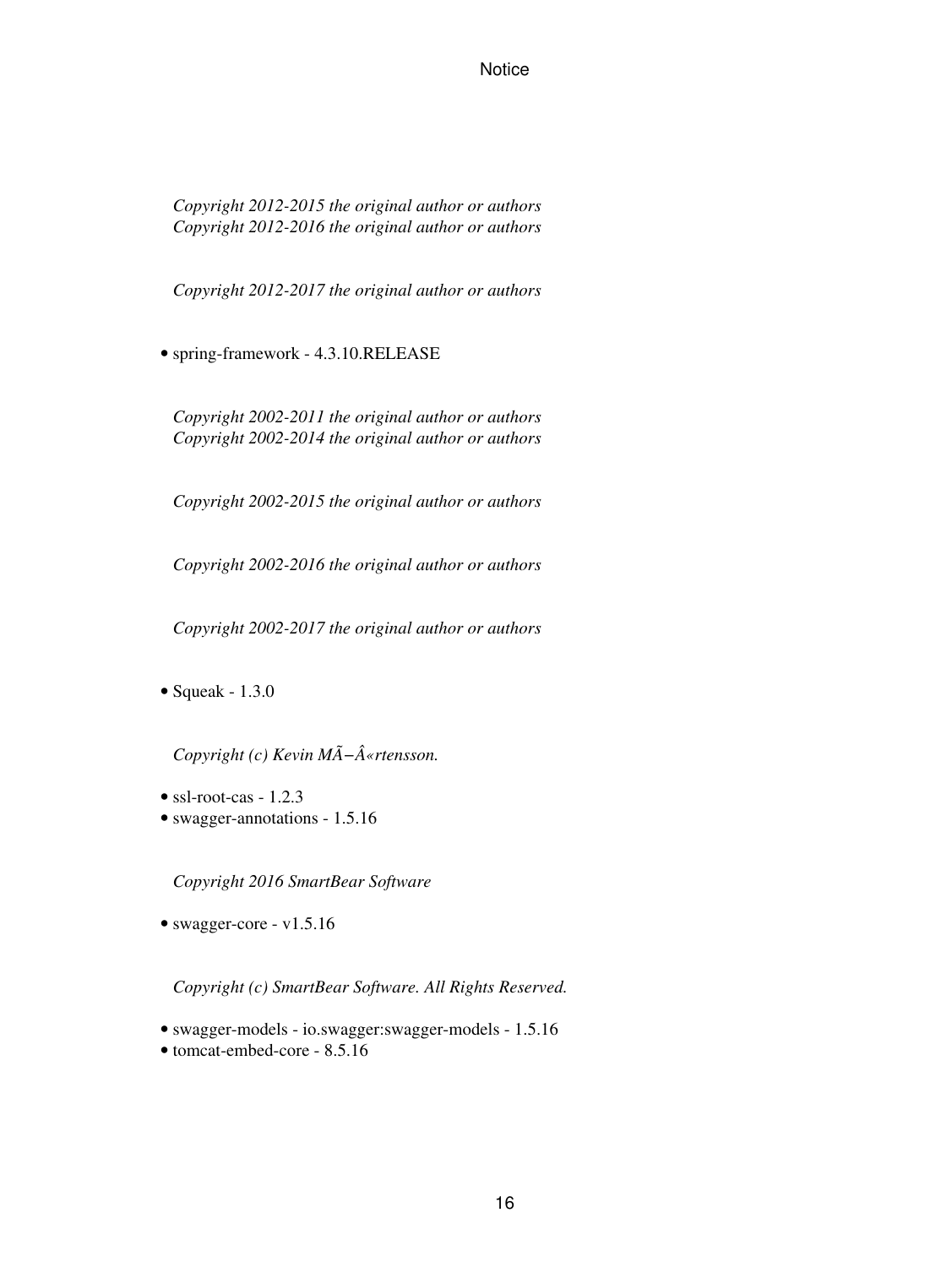*Copyright 2012-2015 the original author or authors*
*Copyright 2012-2016 the original author or authors*

*Copyright 2012-2017 the original author or authors*

- spring-framework - 4.3.10.RELEASE

*Copyright 2002-2011 the original author or authors*
*Copyright 2002-2014 the original author or authors*

*Copyright 2002-2015 the original author or authors*

*Copyright 2002-2016 the original author or authors*

*Copyright 2002-2017 the original author or authors*

- Squeak - 1.3.0

*Copyright (c) Kevin MÃ−Â«rtensson.*

- ssl-root-cas - 1.2.3
- swagger-annotations - 1.5.16

*Copyright 2016 SmartBear Software*

- swagger-core - v1.5.16

*Copyright (c) SmartBear Software. All Rights Reserved.*

- swagger-models - io.swagger:swagger-models - 1.5.16
- tomcat-embed-core - 8.5.16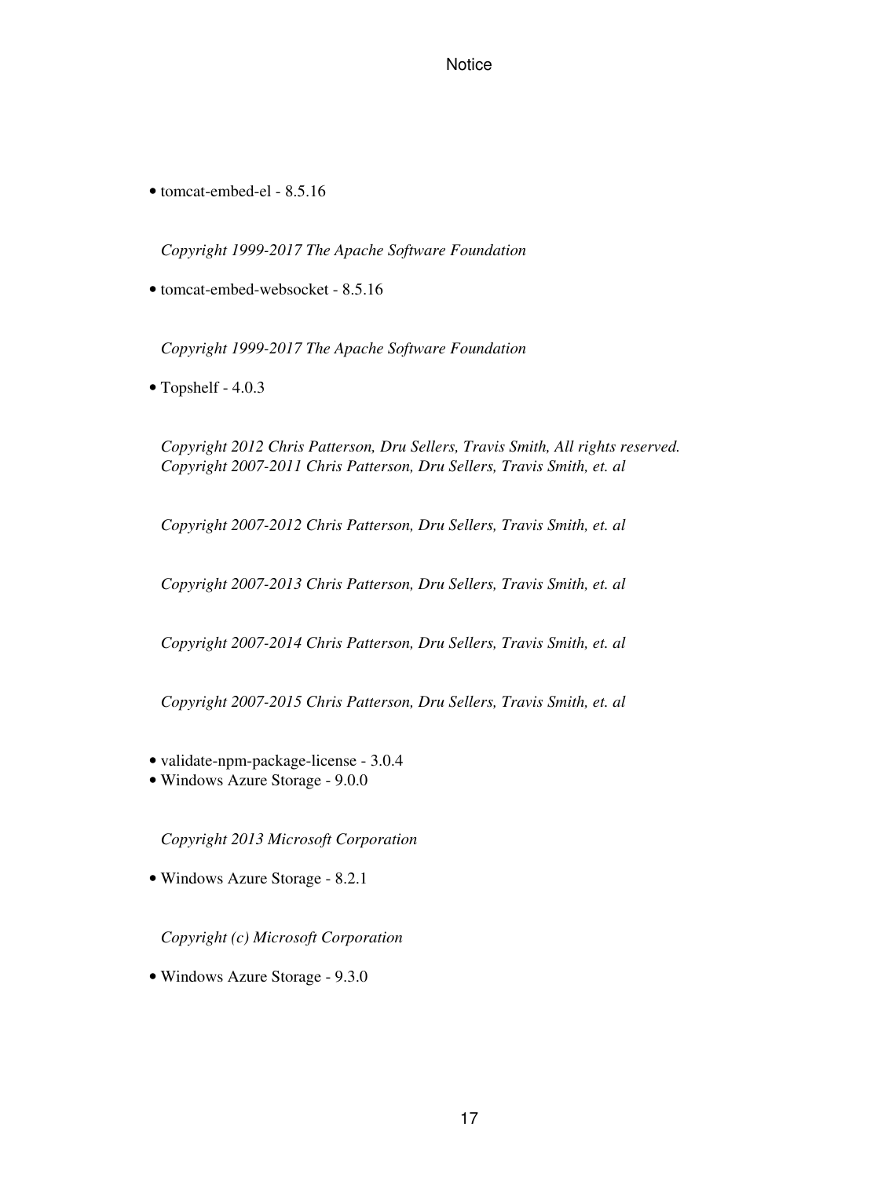- tomcat-embed-el - 8.5.16

  *Copyright 1999-2017 The Apache Software Foundation*

- tomcat-embed-websocket - 8.5.16

  *Copyright 1999-2017 The Apache Software Foundation*

- Topshelf - 4.0.3

  *Copyright 2012 Chris Patterson, Dru Sellers, Travis Smith, All rights reserved.*
  *Copyright 2007-2011 Chris Patterson, Dru Sellers, Travis Smith, et. al*

  *Copyright 2007-2012 Chris Patterson, Dru Sellers, Travis Smith, et. al*

  *Copyright 2007-2013 Chris Patterson, Dru Sellers, Travis Smith, et. al*

  *Copyright 2007-2014 Chris Patterson, Dru Sellers, Travis Smith, et. al*

  *Copyright 2007-2015 Chris Patterson, Dru Sellers, Travis Smith, et. al*

- validate-npm-package-license - 3.0.4
- Windows Azure Storage - 9.0.0

  *Copyright 2013 Microsoft Corporation*

- Windows Azure Storage - 8.2.1

  *Copyright (c) Microsoft Corporation*

- Windows Azure Storage - 9.3.0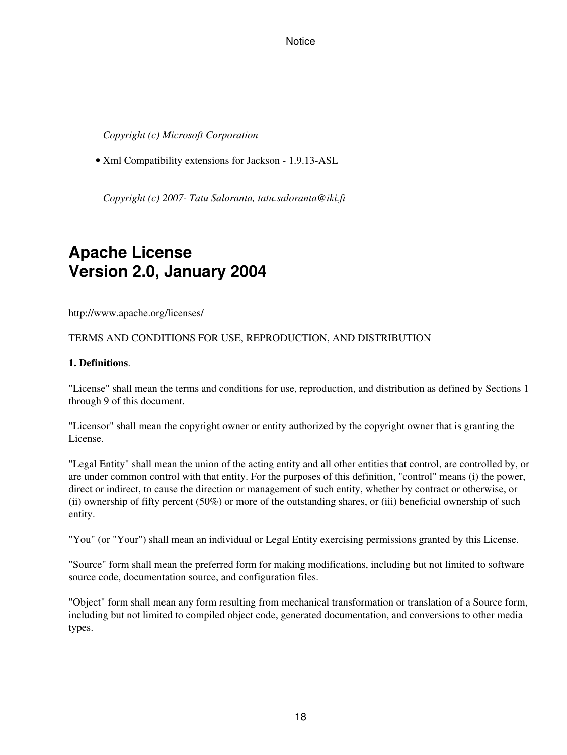*Copyright (c) Microsoft Corporation*

- Xml Compatibility extensions for Jackson - 1.9.13-ASL

*Copyright (c) 2007- Tatu Saloranta, tatu.saloranta@iki.fi*

# Apache License
# Version 2.0, January 2004

http://www.apache.org/licenses/

TERMS AND CONDITIONS FOR USE, REPRODUCTION, AND DISTRIBUTION

**1. Definitions**.

"License" shall mean the terms and conditions for use, reproduction, and distribution as defined by Sections 1 through 9 of this document.

"Licensor" shall mean the copyright owner or entity authorized by the copyright owner that is granting the License.

"Legal Entity" shall mean the union of the acting entity and all other entities that control, are controlled by, or are under common control with that entity. For the purposes of this definition, "control" means (i) the power, direct or indirect, to cause the direction or management of such entity, whether by contract or otherwise, or (ii) ownership of fifty percent (50%) or more of the outstanding shares, or (iii) beneficial ownership of such entity.

"You" (or "Your") shall mean an individual or Legal Entity exercising permissions granted by this License.

"Source" form shall mean the preferred form for making modifications, including but not limited to software source code, documentation source, and configuration files.

"Object" form shall mean any form resulting from mechanical transformation or translation of a Source form, including but not limited to compiled object code, generated documentation, and conversions to other media types.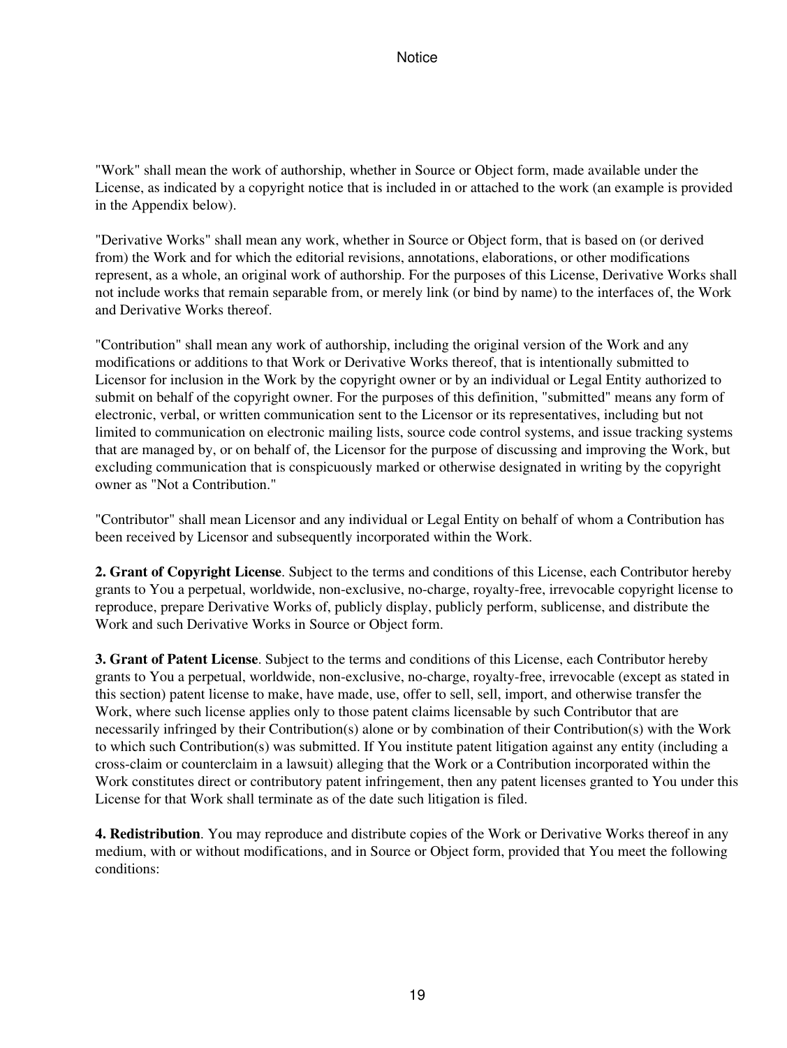"Work" shall mean the work of authorship, whether in Source or Object form, made available under the License, as indicated by a copyright notice that is included in or attached to the work (an example is provided in the Appendix below).

"Derivative Works" shall mean any work, whether in Source or Object form, that is based on (or derived from) the Work and for which the editorial revisions, annotations, elaborations, or other modifications represent, as a whole, an original work of authorship. For the purposes of this License, Derivative Works shall not include works that remain separable from, or merely link (or bind by name) to the interfaces of, the Work and Derivative Works thereof.

"Contribution" shall mean any work of authorship, including the original version of the Work and any modifications or additions to that Work or Derivative Works thereof, that is intentionally submitted to Licensor for inclusion in the Work by the copyright owner or by an individual or Legal Entity authorized to submit on behalf of the copyright owner. For the purposes of this definition, "submitted" means any form of electronic, verbal, or written communication sent to the Licensor or its representatives, including but not limited to communication on electronic mailing lists, source code control systems, and issue tracking systems that are managed by, or on behalf of, the Licensor for the purpose of discussing and improving the Work, but excluding communication that is conspicuously marked or otherwise designated in writing by the copyright owner as "Not a Contribution."

"Contributor" shall mean Licensor and any individual or Legal Entity on behalf of whom a Contribution has been received by Licensor and subsequently incorporated within the Work.

**2. Grant of Copyright License**. Subject to the terms and conditions of this License, each Contributor hereby grants to You a perpetual, worldwide, non-exclusive, no-charge, royalty-free, irrevocable copyright license to reproduce, prepare Derivative Works of, publicly display, publicly perform, sublicense, and distribute the Work and such Derivative Works in Source or Object form.

**3. Grant of Patent License**. Subject to the terms and conditions of this License, each Contributor hereby grants to You a perpetual, worldwide, non-exclusive, no-charge, royalty-free, irrevocable (except as stated in this section) patent license to make, have made, use, offer to sell, sell, import, and otherwise transfer the Work, where such license applies only to those patent claims licensable by such Contributor that are necessarily infringed by their Contribution(s) alone or by combination of their Contribution(s) with the Work to which such Contribution(s) was submitted. If You institute patent litigation against any entity (including a cross-claim or counterclaim in a lawsuit) alleging that the Work or a Contribution incorporated within the Work constitutes direct or contributory patent infringement, then any patent licenses granted to You under this License for that Work shall terminate as of the date such litigation is filed.

**4. Redistribution**. You may reproduce and distribute copies of the Work or Derivative Works thereof in any medium, with or without modifications, and in Source or Object form, provided that You meet the following conditions: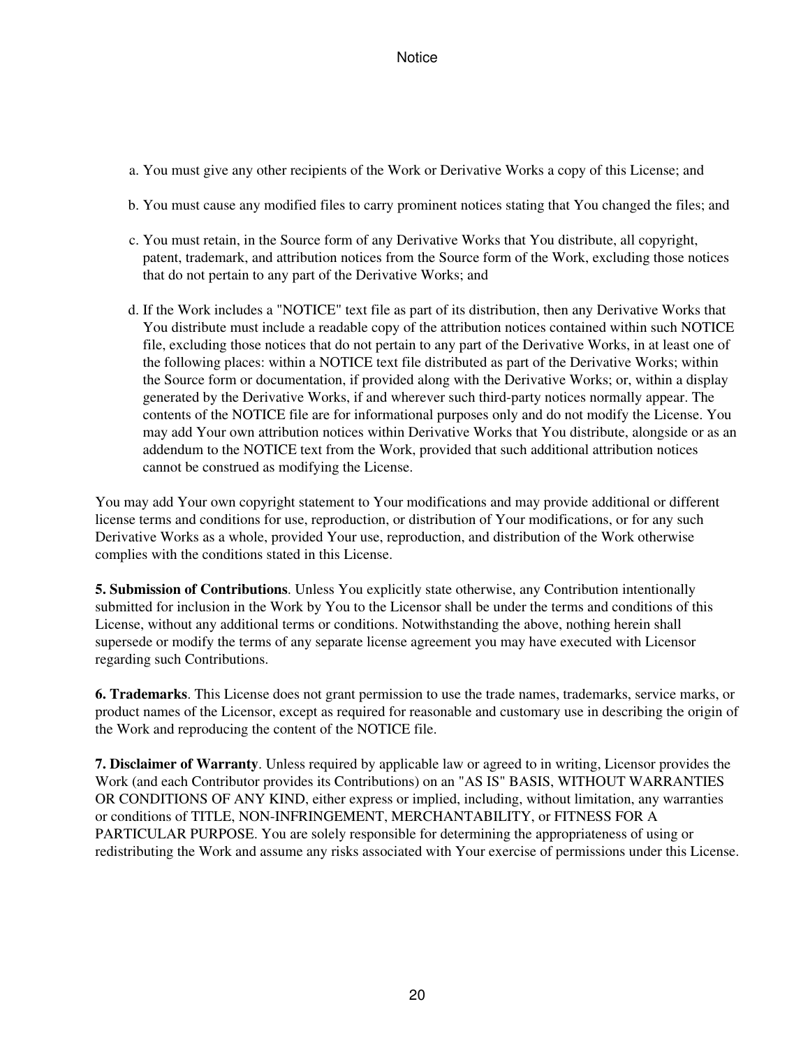a. You must give any other recipients of the Work or Derivative Works a copy of this License; and

b. You must cause any modified files to carry prominent notices stating that You changed the files; and

c. You must retain, in the Source form of any Derivative Works that You distribute, all copyright, patent, trademark, and attribution notices from the Source form of the Work, excluding those notices that do not pertain to any part of the Derivative Works; and

d. If the Work includes a "NOTICE" text file as part of its distribution, then any Derivative Works that You distribute must include a readable copy of the attribution notices contained within such NOTICE file, excluding those notices that do not pertain to any part of the Derivative Works, in at least one of the following places: within a NOTICE text file distributed as part of the Derivative Works; within the Source form or documentation, if provided along with the Derivative Works; or, within a display generated by the Derivative Works, if and wherever such third-party notices normally appear. The contents of the NOTICE file are for informational purposes only and do not modify the License. You may add Your own attribution notices within Derivative Works that You distribute, alongside or as an addendum to the NOTICE text from the Work, provided that such additional attribution notices cannot be construed as modifying the License.

You may add Your own copyright statement to Your modifications and may provide additional or different license terms and conditions for use, reproduction, or distribution of Your modifications, or for any such Derivative Works as a whole, provided Your use, reproduction, and distribution of the Work otherwise complies with the conditions stated in this License.

**5. Submission of Contributions**. Unless You explicitly state otherwise, any Contribution intentionally submitted for inclusion in the Work by You to the Licensor shall be under the terms and conditions of this License, without any additional terms or conditions. Notwithstanding the above, nothing herein shall supersede or modify the terms of any separate license agreement you may have executed with Licensor regarding such Contributions.

**6. Trademarks**. This License does not grant permission to use the trade names, trademarks, service marks, or product names of the Licensor, except as required for reasonable and customary use in describing the origin of the Work and reproducing the content of the NOTICE file.

**7. Disclaimer of Warranty**. Unless required by applicable law or agreed to in writing, Licensor provides the Work (and each Contributor provides its Contributions) on an "AS IS" BASIS, WITHOUT WARRANTIES OR CONDITIONS OF ANY KIND, either express or implied, including, without limitation, any warranties or conditions of TITLE, NON-INFRINGEMENT, MERCHANTABILITY, or FITNESS FOR A PARTICULAR PURPOSE. You are solely responsible for determining the appropriateness of using or redistributing the Work and assume any risks associated with Your exercise of permissions under this License.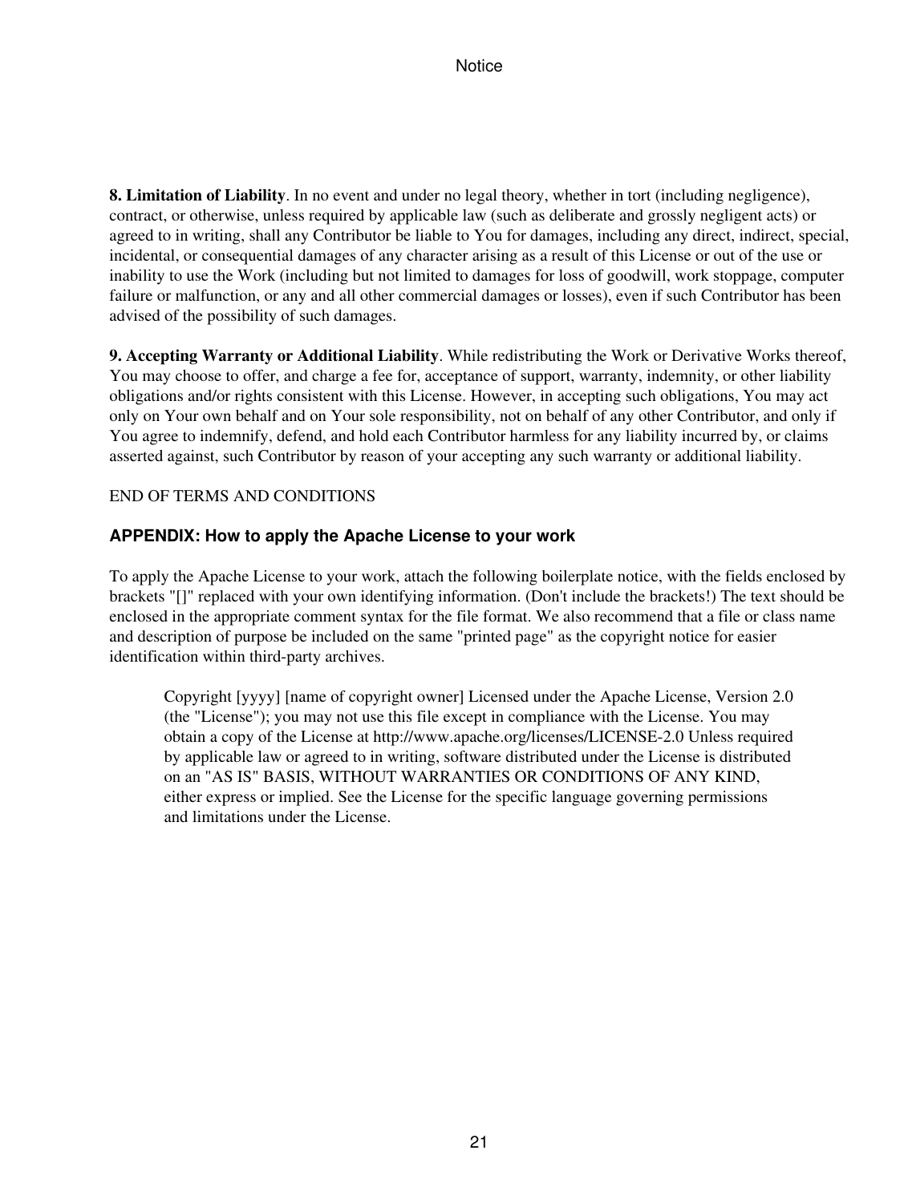**8. Limitation of Liability**. In no event and under no legal theory, whether in tort (including negligence), contract, or otherwise, unless required by applicable law (such as deliberate and grossly negligent acts) or agreed to in writing, shall any Contributor be liable to You for damages, including any direct, indirect, special, incidental, or consequential damages of any character arising as a result of this License or out of the use or inability to use the Work (including but not limited to damages for loss of goodwill, work stoppage, computer failure or malfunction, or any and all other commercial damages or losses), even if such Contributor has been advised of the possibility of such damages.

**9. Accepting Warranty or Additional Liability**. While redistributing the Work or Derivative Works thereof, You may choose to offer, and charge a fee for, acceptance of support, warranty, indemnity, or other liability obligations and/or rights consistent with this License. However, in accepting such obligations, You may act only on Your own behalf and on Your sole responsibility, not on behalf of any other Contributor, and only if You agree to indemnify, defend, and hold each Contributor harmless for any liability incurred by, or claims asserted against, such Contributor by reason of your accepting any such warranty or additional liability.

END OF TERMS AND CONDITIONS

### APPENDIX: How to apply the Apache License to your work

To apply the Apache License to your work, attach the following boilerplate notice, with the fields enclosed by brackets "[]" replaced with your own identifying information. (Don't include the brackets!) The text should be enclosed in the appropriate comment syntax for the file format. We also recommend that a file or class name and description of purpose be included on the same "printed page" as the copyright notice for easier identification within third-party archives.

> Copyright [yyyy] [name of copyright owner] Licensed under the Apache License, Version 2.0 (the "License"); you may not use this file except in compliance with the License. You may obtain a copy of the License at http://www.apache.org/licenses/LICENSE-2.0 Unless required by applicable law or agreed to in writing, software distributed under the License is distributed on an "AS IS" BASIS, WITHOUT WARRANTIES OR CONDITIONS OF ANY KIND, either express or implied. See the License for the specific language governing permissions and limitations under the License.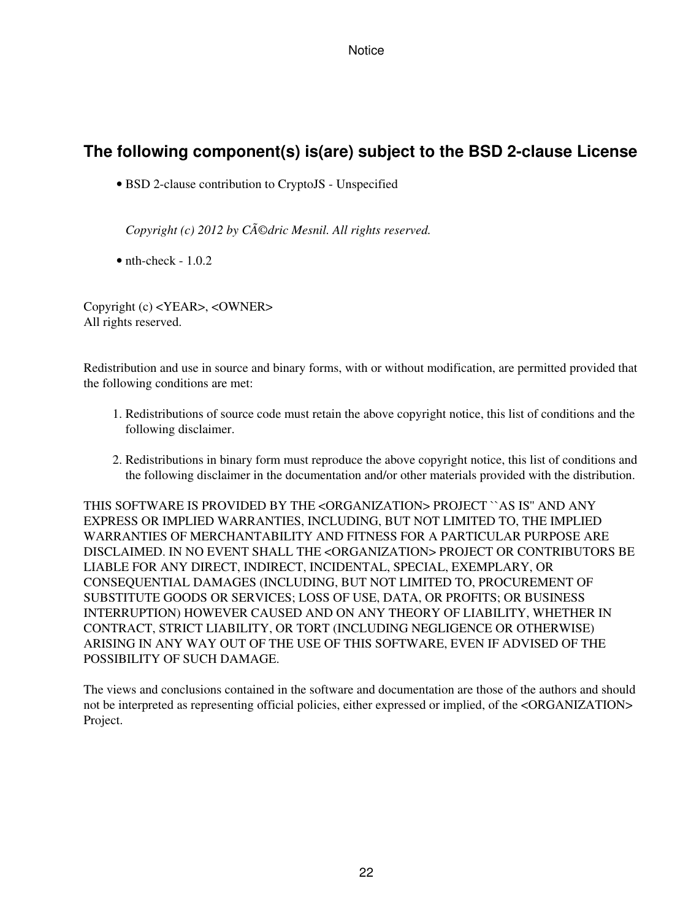## The following component(s) is(are) subject to the BSD 2-clause License

- BSD 2-clause contribution to CryptoJS - Unspecified

  *Copyright (c) 2012 by CÃ©dric Mesnil. All rights reserved.*

- nth-check - 1.0.2

Copyright (c) <YEAR>, <OWNER>
All rights reserved.

Redistribution and use in source and binary forms, with or without modification, are permitted provided that the following conditions are met:

1. Redistributions of source code must retain the above copyright notice, this list of conditions and the following disclaimer.

2. Redistributions in binary form must reproduce the above copyright notice, this list of conditions and the following disclaimer in the documentation and/or other materials provided with the distribution.

THIS SOFTWARE IS PROVIDED BY THE <ORGANIZATION> PROJECT ``AS IS'' AND ANY EXPRESS OR IMPLIED WARRANTIES, INCLUDING, BUT NOT LIMITED TO, THE IMPLIED WARRANTIES OF MERCHANTABILITY AND FITNESS FOR A PARTICULAR PURPOSE ARE DISCLAIMED. IN NO EVENT SHALL THE <ORGANIZATION> PROJECT OR CONTRIBUTORS BE LIABLE FOR ANY DIRECT, INDIRECT, INCIDENTAL, SPECIAL, EXEMPLARY, OR CONSEQUENTIAL DAMAGES (INCLUDING, BUT NOT LIMITED TO, PROCUREMENT OF SUBSTITUTE GOODS OR SERVICES; LOSS OF USE, DATA, OR PROFITS; OR BUSINESS INTERRUPTION) HOWEVER CAUSED AND ON ANY THEORY OF LIABILITY, WHETHER IN CONTRACT, STRICT LIABILITY, OR TORT (INCLUDING NEGLIGENCE OR OTHERWISE) ARISING IN ANY WAY OUT OF THE USE OF THIS SOFTWARE, EVEN IF ADVISED OF THE POSSIBILITY OF SUCH DAMAGE.

The views and conclusions contained in the software and documentation are those of the authors and should not be interpreted as representing official policies, either expressed or implied, of the <ORGANIZATION> Project.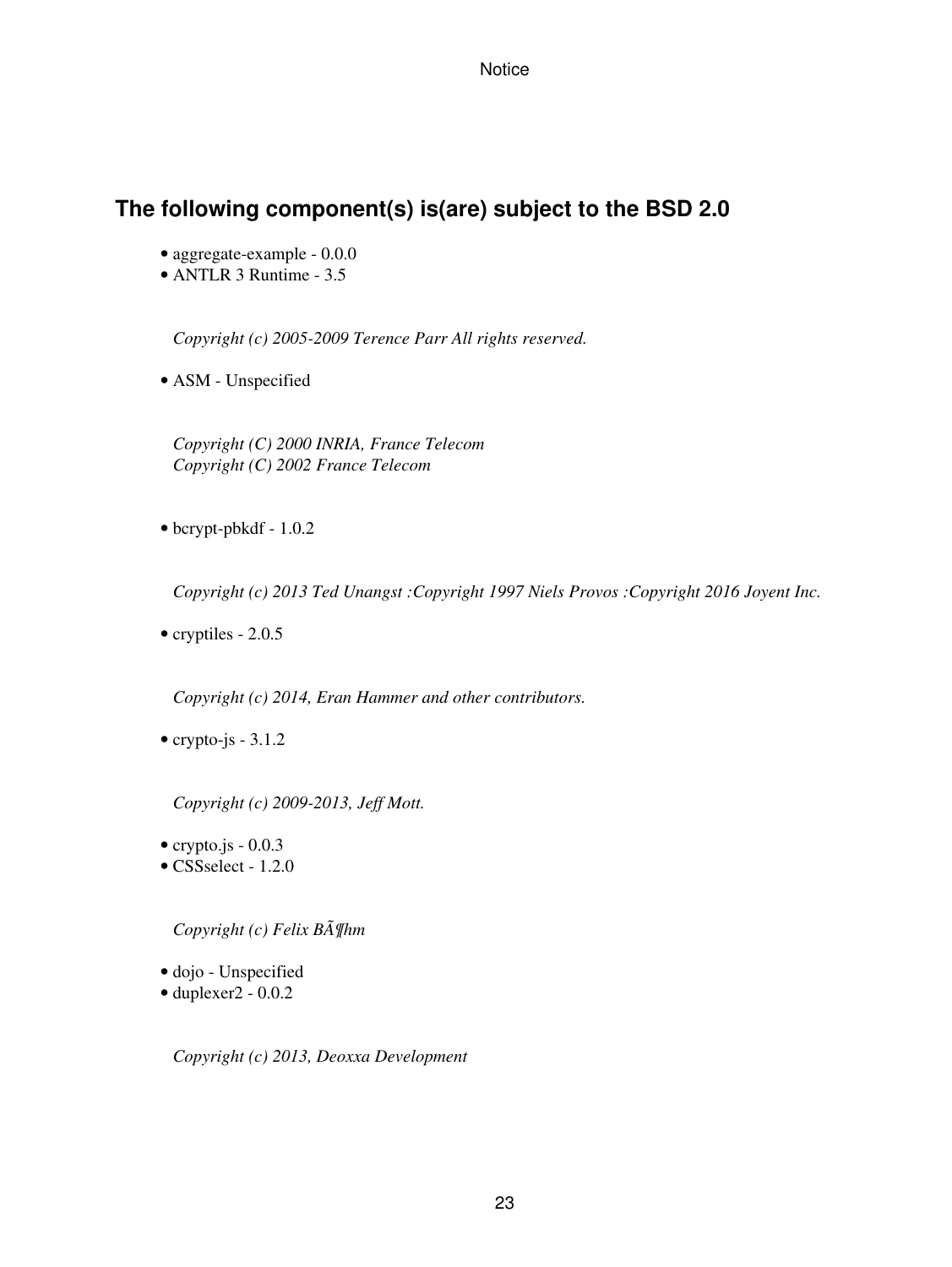## The following component(s) is(are) subject to the BSD 2.0

- aggregate-example - 0.0.0
- ANTLR 3 Runtime - 3.5

*Copyright (c) 2005-2009 Terence Parr All rights reserved.*

- ASM - Unspecified

*Copyright (C) 2000 INRIA, France Telecom*
*Copyright (C) 2002 France Telecom*

- bcrypt-pbkdf - 1.0.2

*Copyright (c) 2013 Ted Unangst :Copyright 1997 Niels Provos :Copyright 2016 Joyent Inc.*

- cryptiles - 2.0.5

*Copyright (c) 2014, Eran Hammer and other contributors.*

- crypto-js - 3.1.2

*Copyright (c) 2009-2013, Jeff Mott.*

- crypto.js - 0.0.3
- CSSselect - 1.2.0

*Copyright (c) Felix BÃ¶hm*

- dojo - Unspecified
- duplexer2 - 0.0.2

*Copyright (c) 2013, Deoxxa Development*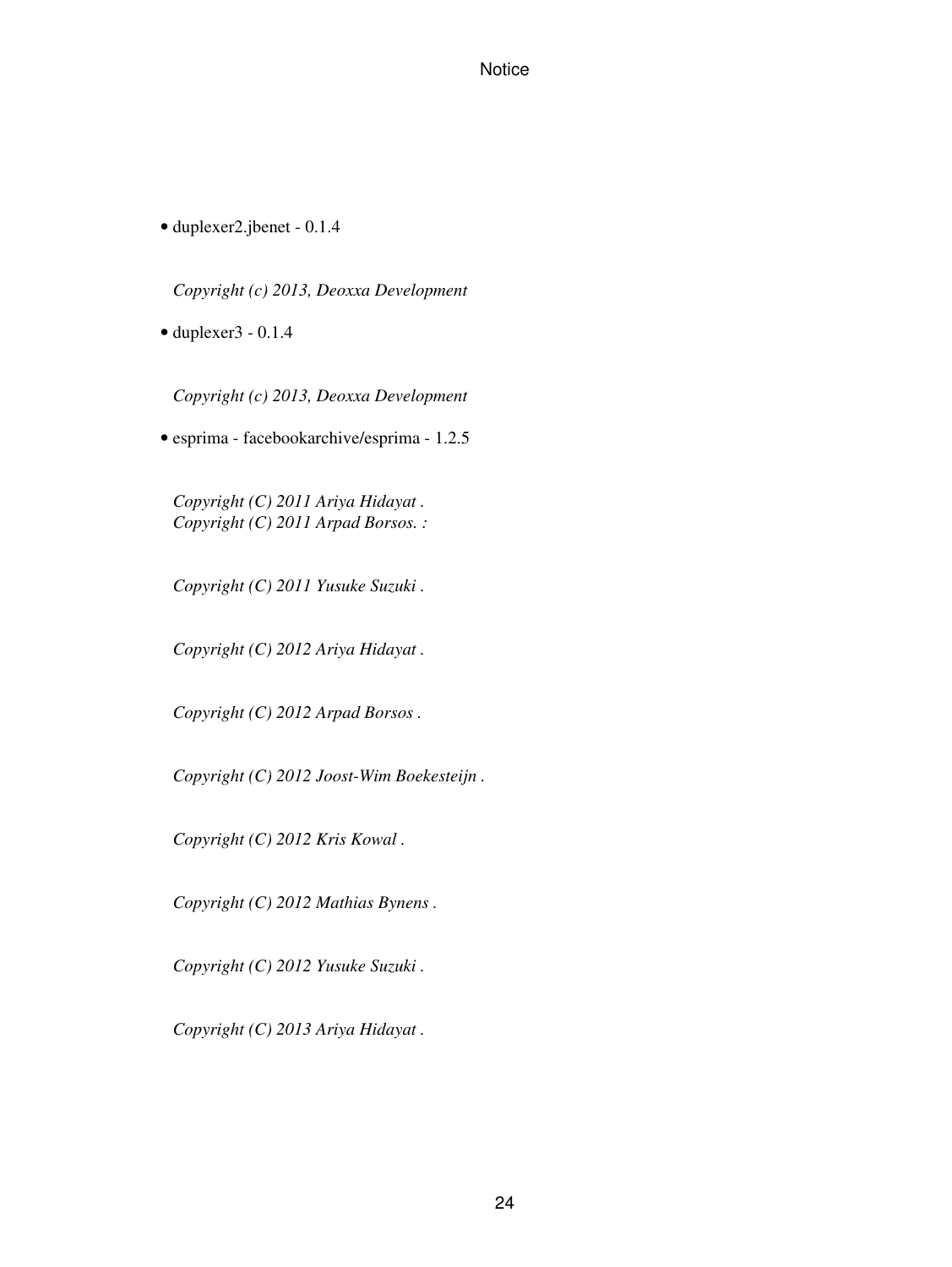- duplexer2.jbenet - 0.1.4

  *Copyright (c) 2013, Deoxxa Development*

- duplexer3 - 0.1.4

  *Copyright (c) 2013, Deoxxa Development*

- esprima - facebookarchive/esprima - 1.2.5

  *Copyright (C) 2011 Ariya Hidayat .*
  *Copyright (C) 2011 Arpad Borsos. :*

  *Copyright (C) 2011 Yusuke Suzuki .*

  *Copyright (C) 2012 Ariya Hidayat .*

  *Copyright (C) 2012 Arpad Borsos .*

  *Copyright (C) 2012 Joost-Wim Boekesteijn .*

  *Copyright (C) 2012 Kris Kowal .*

  *Copyright (C) 2012 Mathias Bynens .*

  *Copyright (C) 2012 Yusuke Suzuki .*

  *Copyright (C) 2013 Ariya Hidayat .*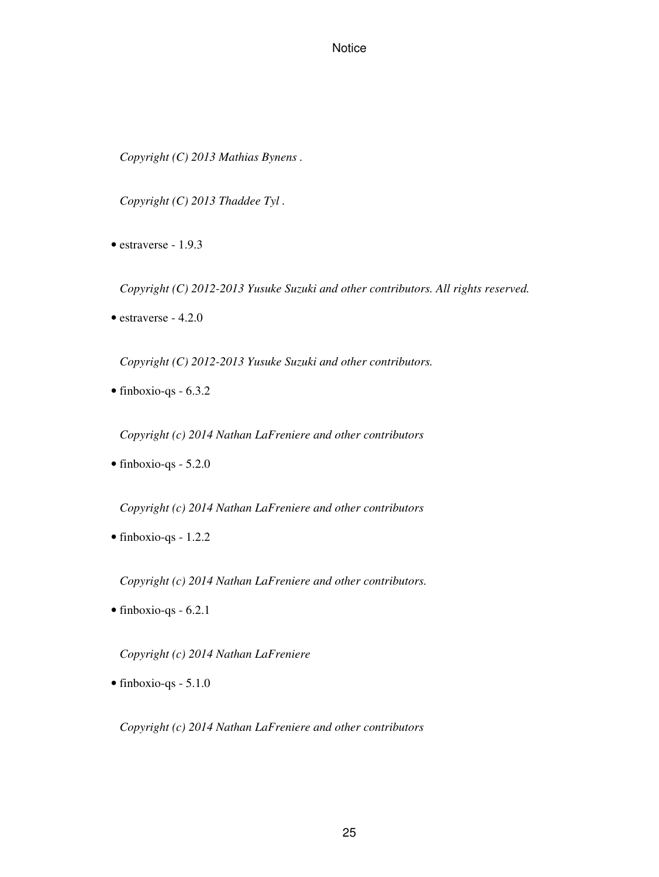*Copyright (C) 2013 Mathias Bynens .*

*Copyright (C) 2013 Thaddee Tyl .*

- estraverse - 1.9.3

  *Copyright (C) 2012-2013 Yusuke Suzuki and other contributors. All rights reserved.*

- estraverse - 4.2.0

  *Copyright (C) 2012-2013 Yusuke Suzuki and other contributors.*

- finboxio-qs - 6.3.2

  *Copyright (c) 2014 Nathan LaFreniere and other contributors*

- finboxio-qs - 5.2.0

  *Copyright (c) 2014 Nathan LaFreniere and other contributors*

- finboxio-qs - 1.2.2

  *Copyright (c) 2014 Nathan LaFreniere and other contributors.*

- finboxio-qs - 6.2.1

  *Copyright (c) 2014 Nathan LaFreniere*

- finboxio-qs - 5.1.0

  *Copyright (c) 2014 Nathan LaFreniere and other contributors*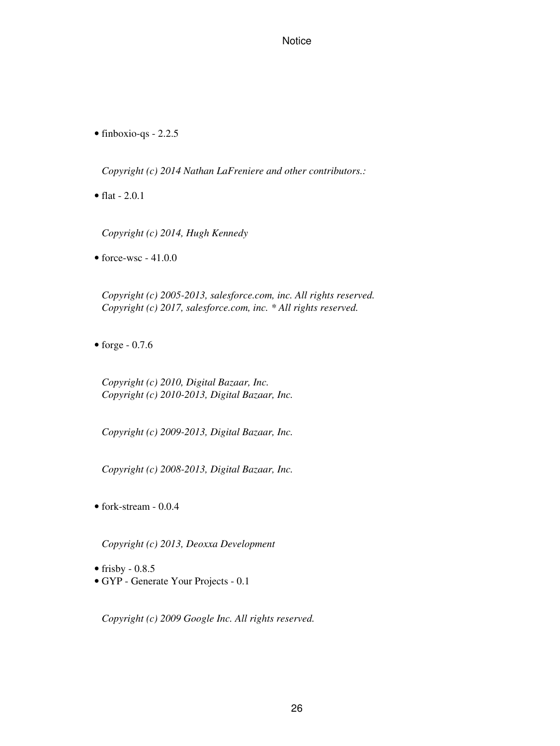- finboxio-qs - 2.2.5

  *Copyright (c) 2014 Nathan LaFreniere and other contributors.:*

- flat - 2.0.1

  *Copyright (c) 2014, Hugh Kennedy*

- force-wsc - 41.0.0

  *Copyright (c) 2005-2013, salesforce.com, inc. All rights reserved.*
  *Copyright (c) 2017, salesforce.com, inc. * All rights reserved.*

- forge - 0.7.6

  *Copyright (c) 2010, Digital Bazaar, Inc.*
  *Copyright (c) 2010-2013, Digital Bazaar, Inc.*

  *Copyright (c) 2009-2013, Digital Bazaar, Inc.*

  *Copyright (c) 2008-2013, Digital Bazaar, Inc.*

- fork-stream - 0.0.4

  *Copyright (c) 2013, Deoxxa Development*

- frisby - 0.8.5
- GYP - Generate Your Projects - 0.1

  *Copyright (c) 2009 Google Inc. All rights reserved.*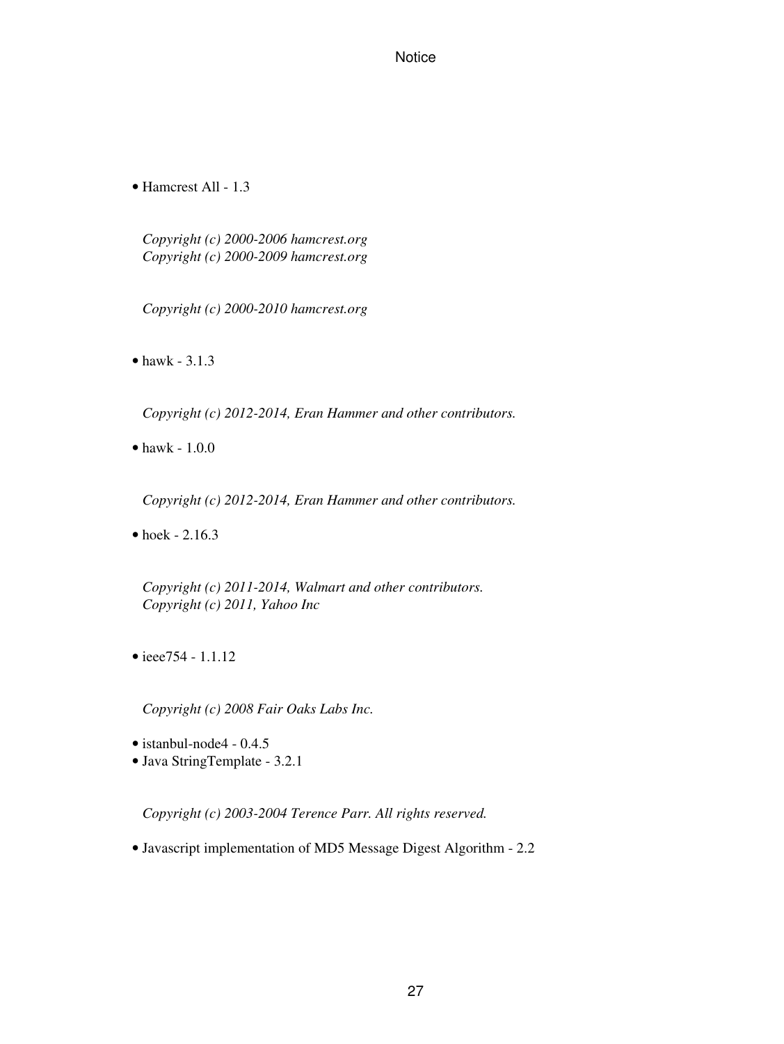- Hamcrest All - 1.3

  *Copyright (c) 2000-2006 hamcrest.org*
  *Copyright (c) 2000-2009 hamcrest.org*

  *Copyright (c) 2000-2010 hamcrest.org*

- hawk - 3.1.3

  *Copyright (c) 2012-2014, Eran Hammer and other contributors.*

- hawk - 1.0.0

  *Copyright (c) 2012-2014, Eran Hammer and other contributors.*

- hoek - 2.16.3

  *Copyright (c) 2011-2014, Walmart and other contributors.*
  *Copyright (c) 2011, Yahoo Inc*

- ieee754 - 1.1.12

  *Copyright (c) 2008 Fair Oaks Labs Inc.*

- istanbul-node4 - 0.4.5
- Java StringTemplate - 3.2.1

  *Copyright (c) 2003-2004 Terence Parr. All rights reserved.*

- Javascript implementation of MD5 Message Digest Algorithm - 2.2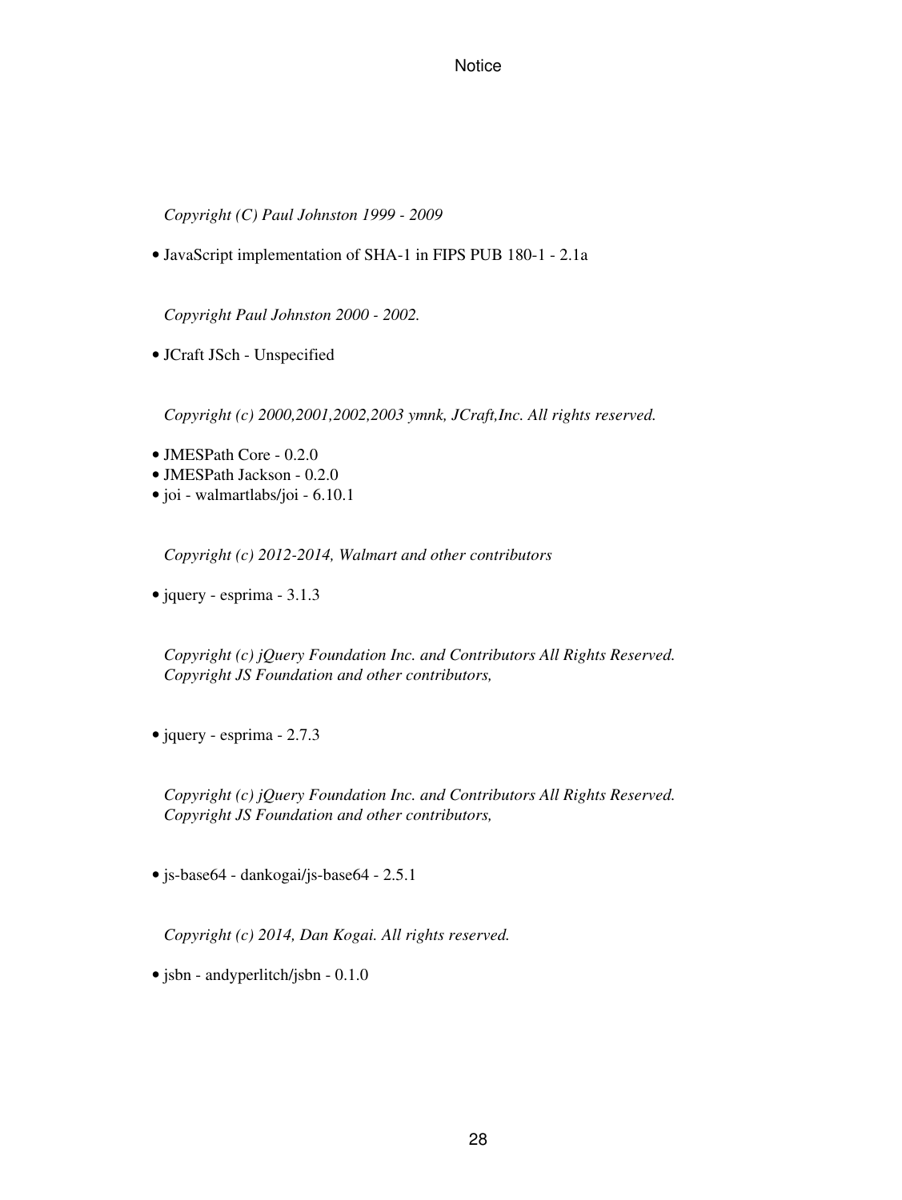*Copyright (C) Paul Johnston 1999 - 2009*

- JavaScript implementation of SHA-1 in FIPS PUB 180-1 - 2.1a

*Copyright Paul Johnston 2000 - 2002.*

- JCraft JSch - Unspecified

*Copyright (c) 2000,2001,2002,2003 ymnk, JCraft,Inc. All rights reserved.*

- JMESPath Core - 0.2.0
- JMESPath Jackson - 0.2.0
- joi - walmartlabs/joi - 6.10.1

*Copyright (c) 2012-2014, Walmart and other contributors*

- jquery - esprima - 3.1.3

*Copyright (c) jQuery Foundation Inc. and Contributors All Rights Reserved.*
*Copyright JS Foundation and other contributors,*

- jquery - esprima - 2.7.3

*Copyright (c) jQuery Foundation Inc. and Contributors All Rights Reserved.*
*Copyright JS Foundation and other contributors,*

- js-base64 - dankogai/js-base64 - 2.5.1

*Copyright (c) 2014, Dan Kogai. All rights reserved.*

- jsbn - andyperlitch/jsbn - 0.1.0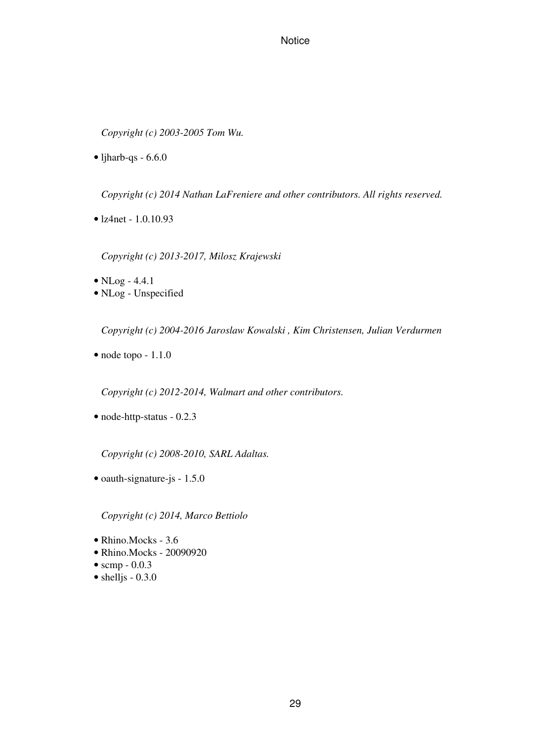*Copyright (c) 2003-2005 Tom Wu.*

- ljharb-qs - 6.6.0

*Copyright (c) 2014 Nathan LaFreniere and other contributors. All rights reserved.*

- lz4net - 1.0.10.93

*Copyright (c) 2013-2017, Milosz Krajewski*

- NLog - 4.4.1
- NLog - Unspecified

*Copyright (c) 2004-2016 Jaroslaw Kowalski , Kim Christensen, Julian Verdurmen*

- node topo - 1.1.0

*Copyright (c) 2012-2014, Walmart and other contributors.*

- node-http-status - 0.2.3

*Copyright (c) 2008-2010, SARL Adaltas.*

- oauth-signature-js - 1.5.0

*Copyright (c) 2014, Marco Bettiolo*

- Rhino.Mocks - 3.6
- Rhino.Mocks - 20090920
- scmp - 0.0.3
- shelljs - 0.3.0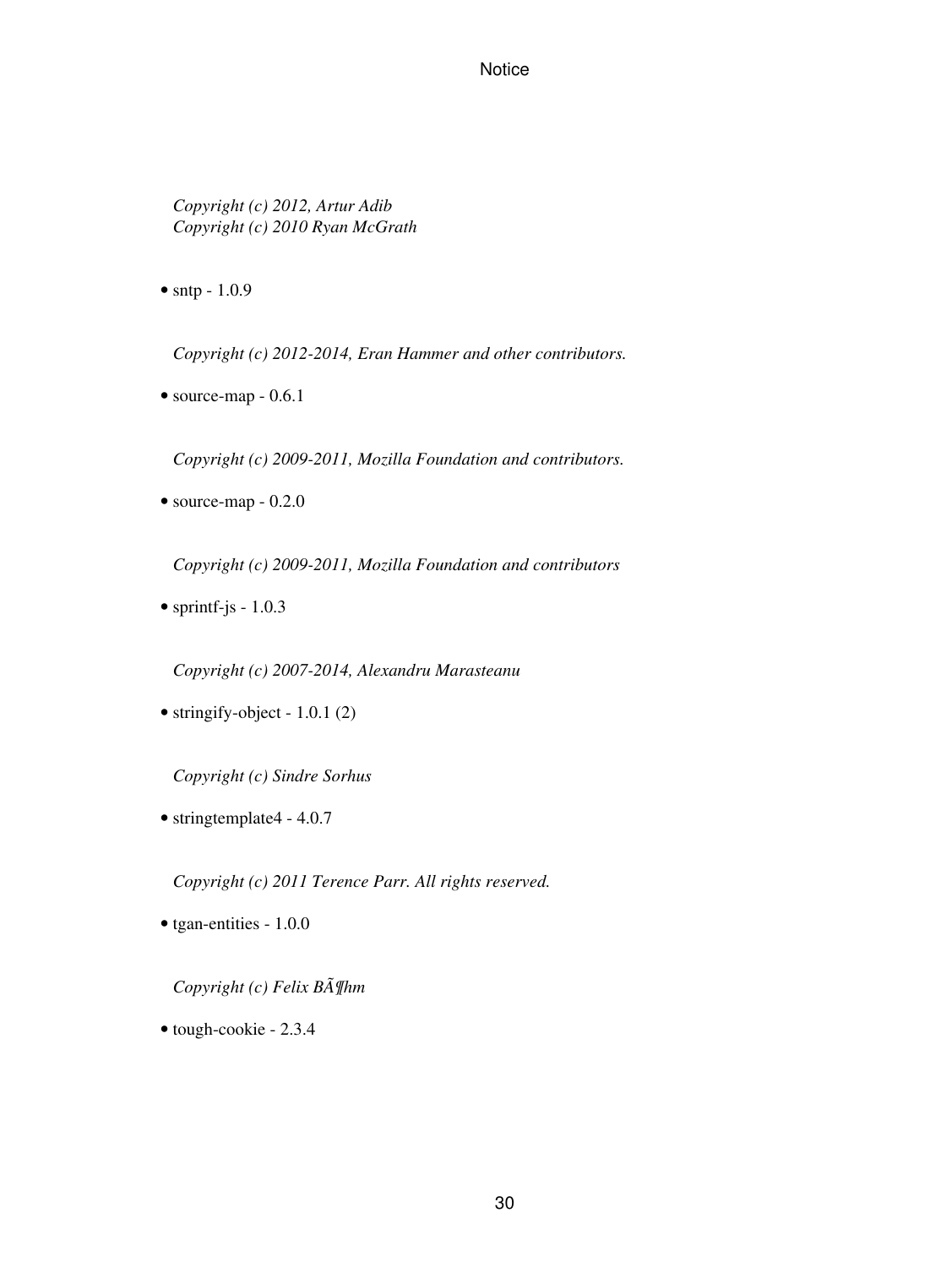*Copyright (c) 2012, Artur Adib*
*Copyright (c) 2010 Ryan McGrath*

- sntp - 1.0.9

*Copyright (c) 2012-2014, Eran Hammer and other contributors.*

- source-map - 0.6.1

*Copyright (c) 2009-2011, Mozilla Foundation and contributors.*

- source-map - 0.2.0

*Copyright (c) 2009-2011, Mozilla Foundation and contributors*

- sprintf-js - 1.0.3

*Copyright (c) 2007-2014, Alexandru Marasteanu*

- stringify-object - 1.0.1 (2)

*Copyright (c) Sindre Sorhus*

- stringtemplate4 - 4.0.7

*Copyright (c) 2011 Terence Parr. All rights reserved.*

- tgan-entities - 1.0.0

*Copyright (c) Felix BÃ¶hm*

- tough-cookie - 2.3.4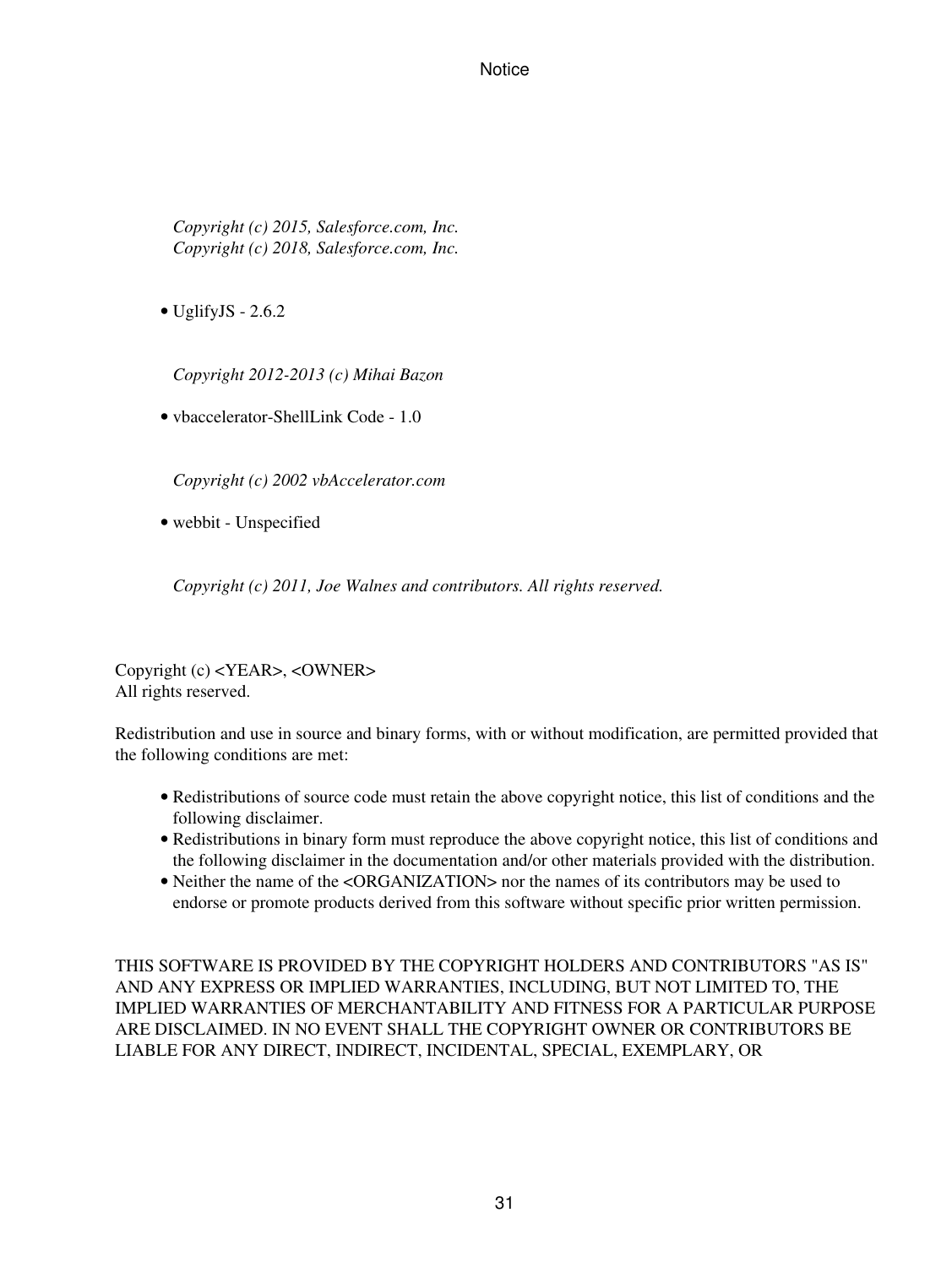*Copyright (c) 2015, Salesforce.com, Inc.*
*Copyright (c) 2018, Salesforce.com, Inc.*

- UglifyJS - 2.6.2

  *Copyright 2012-2013 (c) Mihai Bazon*

- vbaccelerator-ShellLink Code - 1.0

  *Copyright (c) 2002 vbAccelerator.com*

- webbit - Unspecified

  *Copyright (c) 2011, Joe Walnes and contributors. All rights reserved.*

Copyright (c) <YEAR>, <OWNER>
All rights reserved.

Redistribution and use in source and binary forms, with or without modification, are permitted provided that the following conditions are met:

- Redistributions of source code must retain the above copyright notice, this list of conditions and the following disclaimer.
- Redistributions in binary form must reproduce the above copyright notice, this list of conditions and the following disclaimer in the documentation and/or other materials provided with the distribution.
- Neither the name of the <ORGANIZATION> nor the names of its contributors may be used to endorse or promote products derived from this software without specific prior written permission.

THIS SOFTWARE IS PROVIDED BY THE COPYRIGHT HOLDERS AND CONTRIBUTORS "AS IS" AND ANY EXPRESS OR IMPLIED WARRANTIES, INCLUDING, BUT NOT LIMITED TO, THE IMPLIED WARRANTIES OF MERCHANTABILITY AND FITNESS FOR A PARTICULAR PURPOSE ARE DISCLAIMED. IN NO EVENT SHALL THE COPYRIGHT OWNER OR CONTRIBUTORS BE LIABLE FOR ANY DIRECT, INDIRECT, INCIDENTAL, SPECIAL, EXEMPLARY, OR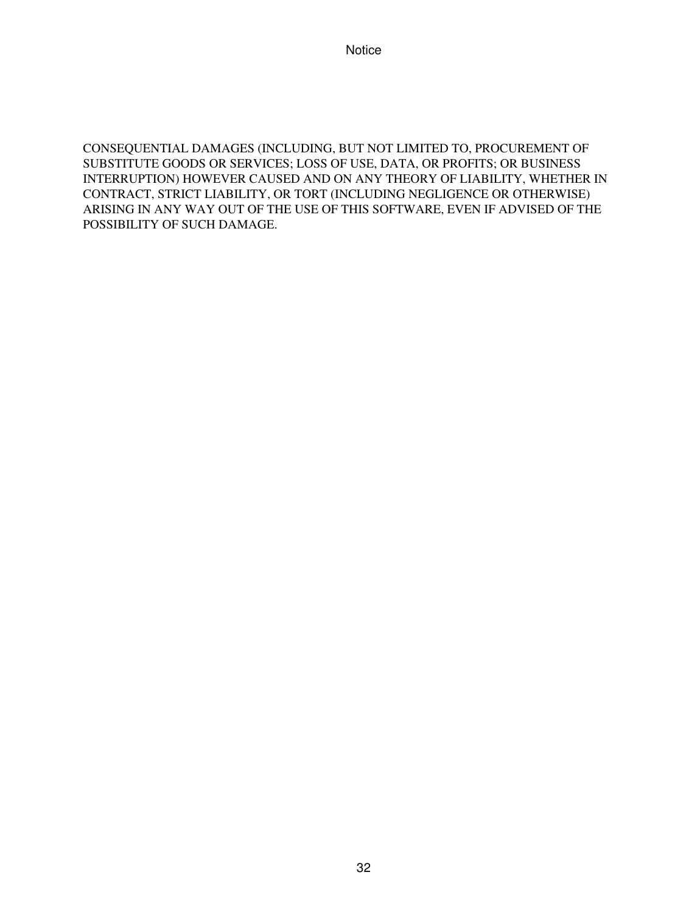CONSEQUENTIAL DAMAGES (INCLUDING, BUT NOT LIMITED TO, PROCUREMENT OF SUBSTITUTE GOODS OR SERVICES; LOSS OF USE, DATA, OR PROFITS; OR BUSINESS INTERRUPTION) HOWEVER CAUSED AND ON ANY THEORY OF LIABILITY, WHETHER IN CONTRACT, STRICT LIABILITY, OR TORT (INCLUDING NEGLIGENCE OR OTHERWISE) ARISING IN ANY WAY OUT OF THE USE OF THIS SOFTWARE, EVEN IF ADVISED OF THE POSSIBILITY OF SUCH DAMAGE.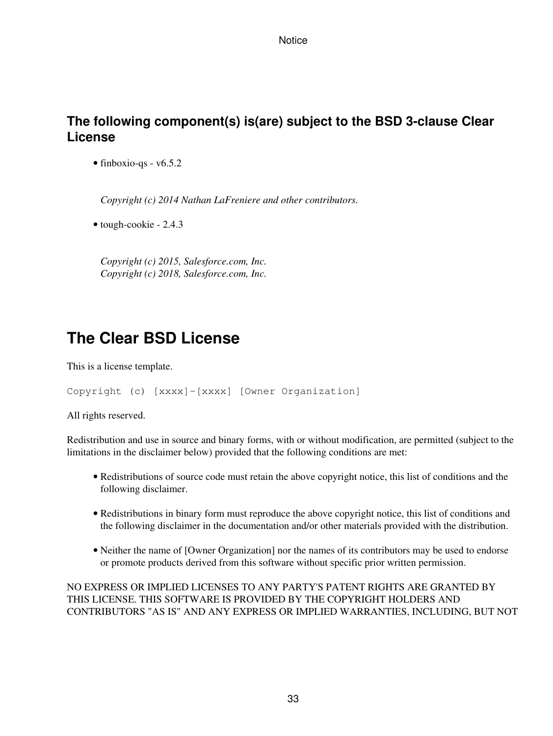## The following component(s) is(are) subject to the BSD 3-clause Clear License

- finboxio-qs - v6.5.2

  *Copyright (c) 2014 Nathan LaFreniere and other contributors.*

- tough-cookie - 2.4.3

  *Copyright (c) 2015, Salesforce.com, Inc.*
  *Copyright (c) 2018, Salesforce.com, Inc.*

# The Clear BSD License

This is a license template.

```
Copyright (c) [xxxx]-[xxxx] [Owner Organization]
```

All rights reserved.

Redistribution and use in source and binary forms, with or without modification, are permitted (subject to the limitations in the disclaimer below) provided that the following conditions are met:

- Redistributions of source code must retain the above copyright notice, this list of conditions and the following disclaimer.
- Redistributions in binary form must reproduce the above copyright notice, this list of conditions and the following disclaimer in the documentation and/or other materials provided with the distribution.
- Neither the name of [Owner Organization] nor the names of its contributors may be used to endorse or promote products derived from this software without specific prior written permission.

NO EXPRESS OR IMPLIED LICENSES TO ANY PARTY'S PATENT RIGHTS ARE GRANTED BY THIS LICENSE. THIS SOFTWARE IS PROVIDED BY THE COPYRIGHT HOLDERS AND CONTRIBUTORS "AS IS" AND ANY EXPRESS OR IMPLIED WARRANTIES, INCLUDING, BUT NOT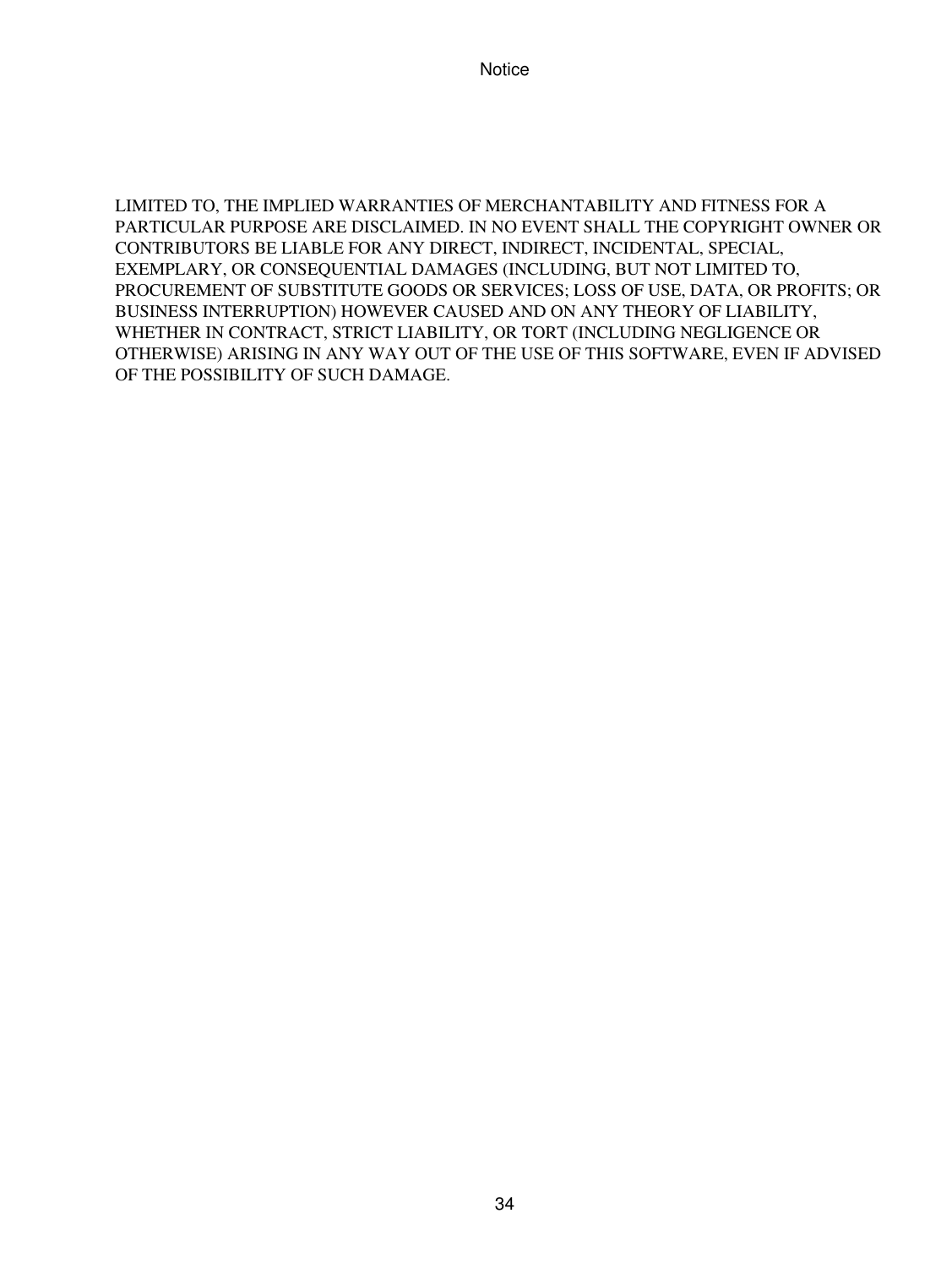LIMITED TO, THE IMPLIED WARRANTIES OF MERCHANTABILITY AND FITNESS FOR A PARTICULAR PURPOSE ARE DISCLAIMED. IN NO EVENT SHALL THE COPYRIGHT OWNER OR CONTRIBUTORS BE LIABLE FOR ANY DIRECT, INDIRECT, INCIDENTAL, SPECIAL, EXEMPLARY, OR CONSEQUENTIAL DAMAGES (INCLUDING, BUT NOT LIMITED TO, PROCUREMENT OF SUBSTITUTE GOODS OR SERVICES; LOSS OF USE, DATA, OR PROFITS; OR BUSINESS INTERRUPTION) HOWEVER CAUSED AND ON ANY THEORY OF LIABILITY, WHETHER IN CONTRACT, STRICT LIABILITY, OR TORT (INCLUDING NEGLIGENCE OR OTHERWISE) ARISING IN ANY WAY OUT OF THE USE OF THIS SOFTWARE, EVEN IF ADVISED OF THE POSSIBILITY OF SUCH DAMAGE.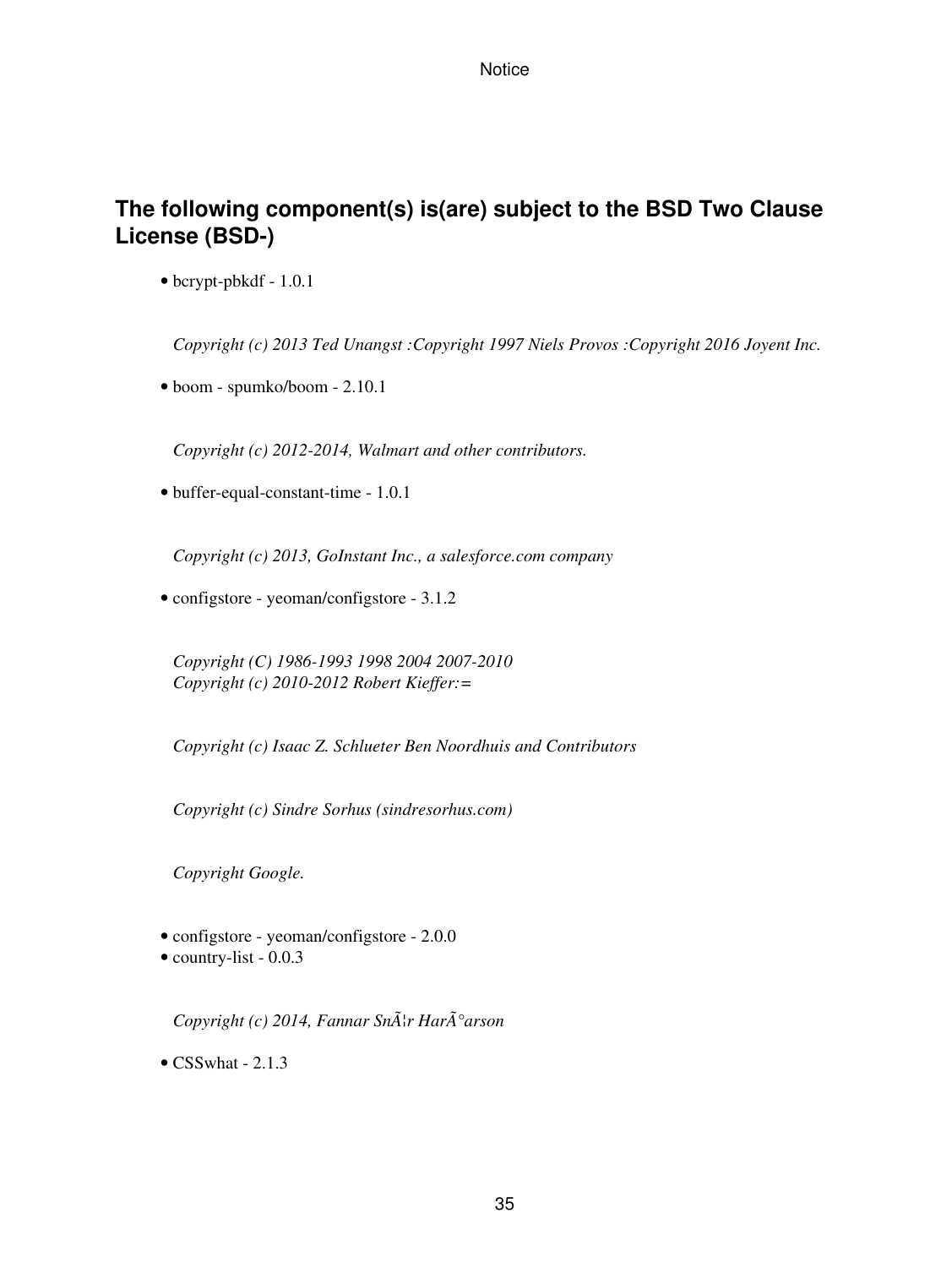## The following component(s) is(are) subject to the BSD Two Clause License (BSD-)

- bcrypt-pbkdf - 1.0.1

  *Copyright (c) 2013 Ted Unangst :Copyright 1997 Niels Provos :Copyright 2016 Joyent Inc.*

- boom - spumko/boom - 2.10.1

  *Copyright (c) 2012-2014, Walmart and other contributors.*

- buffer-equal-constant-time - 1.0.1

  *Copyright (c) 2013, GoInstant Inc., a salesforce.com company*

- configstore - yeoman/configstore - 3.1.2

  *Copyright (C) 1986-1993 1998 2004 2007-2010*
  *Copyright (c) 2010-2012 Robert Kieffer:=*

  *Copyright (c) Isaac Z. Schlueter Ben Noordhuis and Contributors*

  *Copyright (c) Sindre Sorhus (sindresorhus.com)*

  *Copyright Google.*

- configstore - yeoman/configstore - 2.0.0
- country-list - 0.0.3

  *Copyright (c) 2014, Fannar SnÃ¦r HarÃ°arson*

- CSSwhat - 2.1.3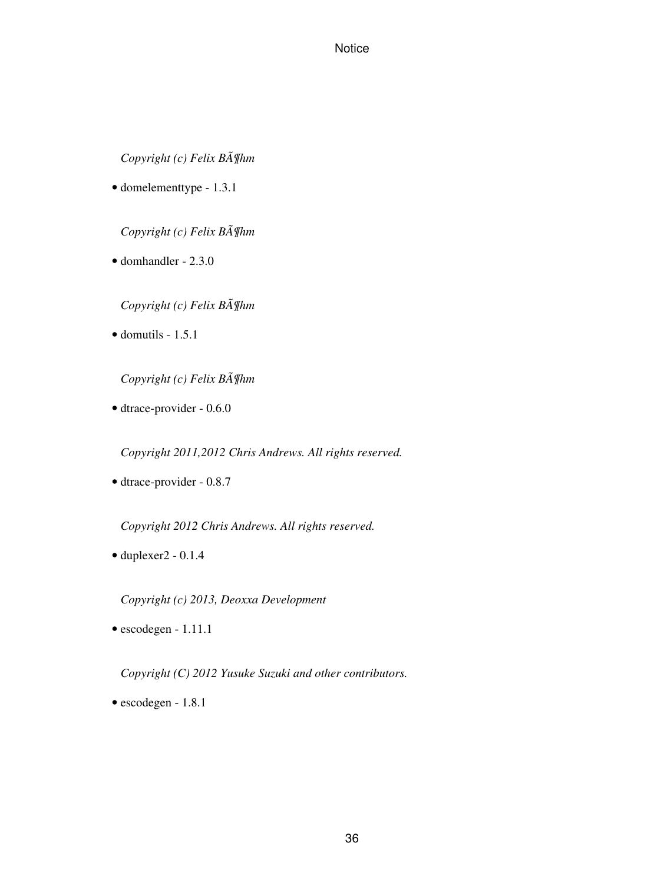*Copyright (c) Felix BÃ¶hm*

- domelementtype - 1.3.1

*Copyright (c) Felix BÃ¶hm*

- domhandler - 2.3.0

*Copyright (c) Felix BÃ¶hm*

- domutils - 1.5.1

*Copyright (c) Felix BÃ¶hm*

- dtrace-provider - 0.6.0

*Copyright 2011,2012 Chris Andrews. All rights reserved.*

- dtrace-provider - 0.8.7

*Copyright 2012 Chris Andrews. All rights reserved.*

- duplexer2 - 0.1.4

*Copyright (c) 2013, Deoxxa Development*

- escodegen - 1.11.1

*Copyright (C) 2012 Yusuke Suzuki and other contributors.*

- escodegen - 1.8.1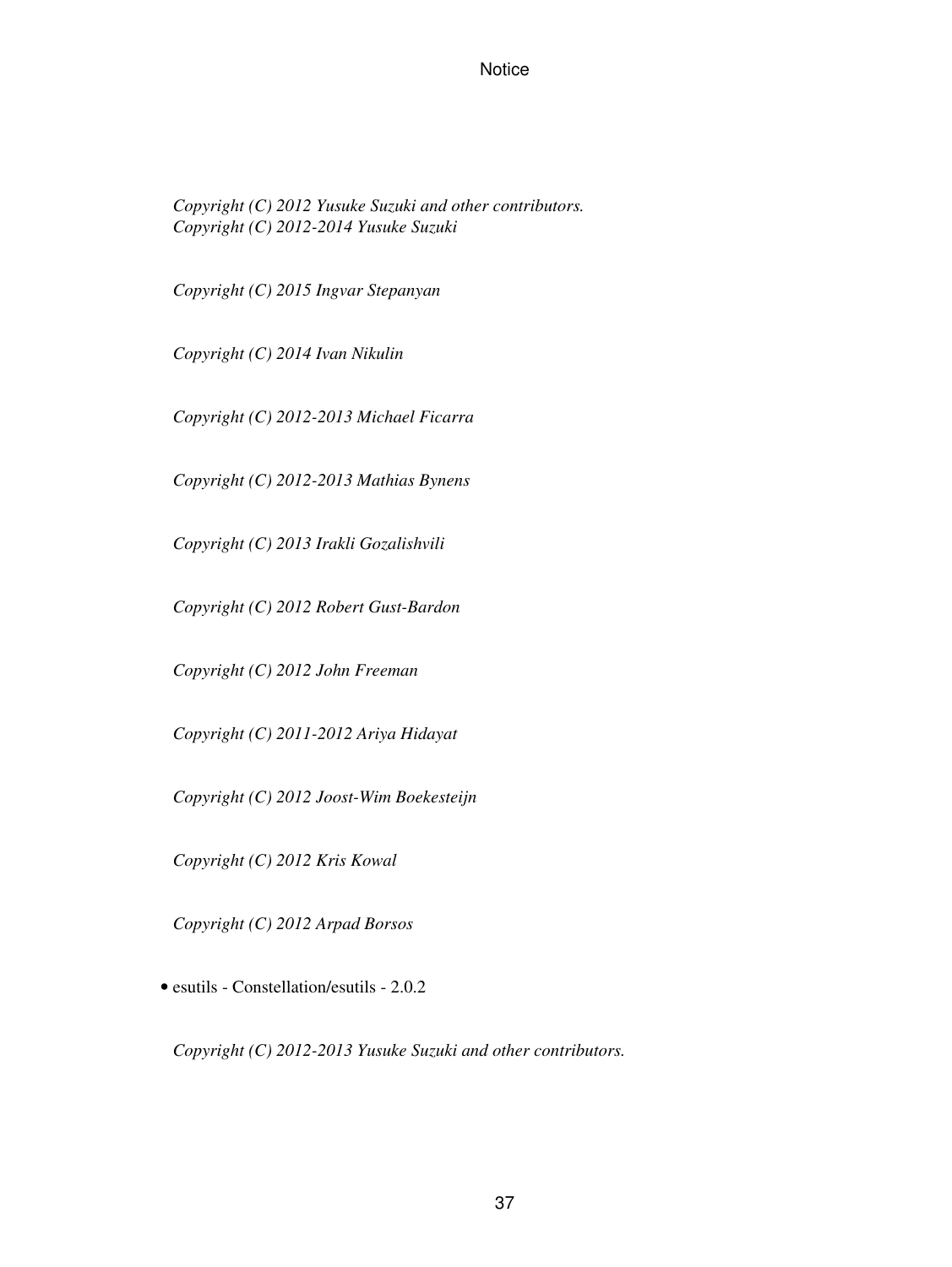*Copyright (C) 2012 Yusuke Suzuki and other contributors.*
*Copyright (C) 2012-2014 Yusuke Suzuki*

*Copyright (C) 2015 Ingvar Stepanyan*

*Copyright (C) 2014 Ivan Nikulin*

*Copyright (C) 2012-2013 Michael Ficarra*

*Copyright (C) 2012-2013 Mathias Bynens*

*Copyright (C) 2013 Irakli Gozalishvili*

*Copyright (C) 2012 Robert Gust-Bardon*

*Copyright (C) 2012 John Freeman*

*Copyright (C) 2011-2012 Ariya Hidayat*

*Copyright (C) 2012 Joost-Wim Boekesteijn*

*Copyright (C) 2012 Kris Kowal*

*Copyright (C) 2012 Arpad Borsos*

- esutils - Constellation/esutils - 2.0.2

  *Copyright (C) 2012-2013 Yusuke Suzuki and other contributors.*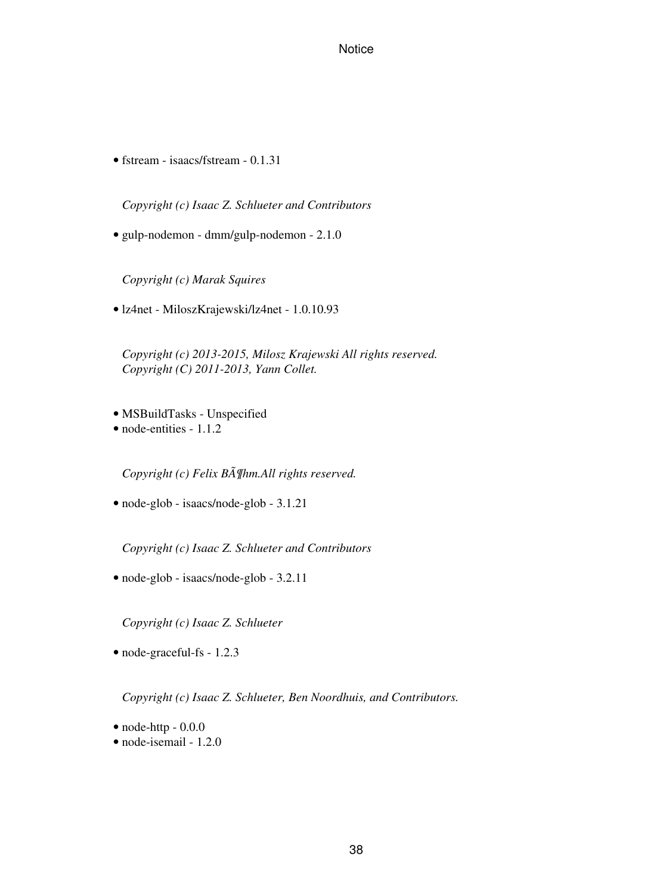- fstream - isaacs/fstream - 0.1.31

  *Copyright (c) Isaac Z. Schlueter and Contributors*

- gulp-nodemon - dmm/gulp-nodemon - 2.1.0

  *Copyright (c) Marak Squires*

- lz4net - MiloszKrajewski/lz4net - 1.0.10.93

  *Copyright (c) 2013-2015, Milosz Krajewski All rights reserved.*
  *Copyright (C) 2011-2013, Yann Collet.*

- MSBuildTasks - Unspecified
- node-entities - 1.1.2

  *Copyright (c) Felix BÃ¶hm.All rights reserved.*

- node-glob - isaacs/node-glob - 3.1.21

  *Copyright (c) Isaac Z. Schlueter and Contributors*

- node-glob - isaacs/node-glob - 3.2.11

  *Copyright (c) Isaac Z. Schlueter*

- node-graceful-fs - 1.2.3

  *Copyright (c) Isaac Z. Schlueter, Ben Noordhuis, and Contributors.*

- node-http - 0.0.0
- node-isemail - 1.2.0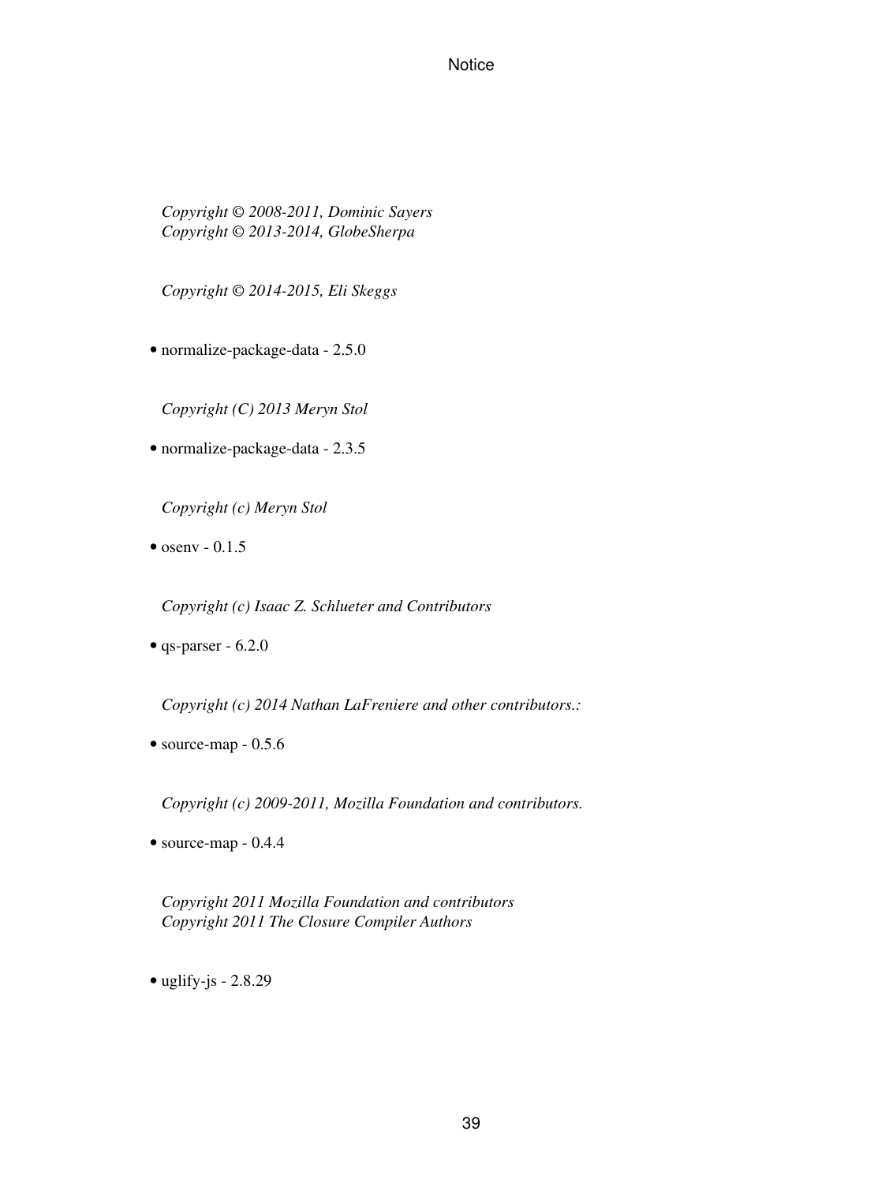*Copyright © 2008-2011, Dominic Sayers*
*Copyright © 2013-2014, GlobeSherpa*

*Copyright © 2014-2015, Eli Skeggs*

- normalize-package-data - 2.5.0

*Copyright (C) 2013 Meryn Stol*

- normalize-package-data - 2.3.5

*Copyright (c) Meryn Stol*

- osenv - 0.1.5

*Copyright (c) Isaac Z. Schlueter and Contributors*

- qs-parser - 6.2.0

*Copyright (c) 2014 Nathan LaFreniere and other contributors.:*

- source-map - 0.5.6

*Copyright (c) 2009-2011, Mozilla Foundation and contributors.*

- source-map - 0.4.4

*Copyright 2011 Mozilla Foundation and contributors*
*Copyright 2011 The Closure Compiler Authors*

- uglify-js - 2.8.29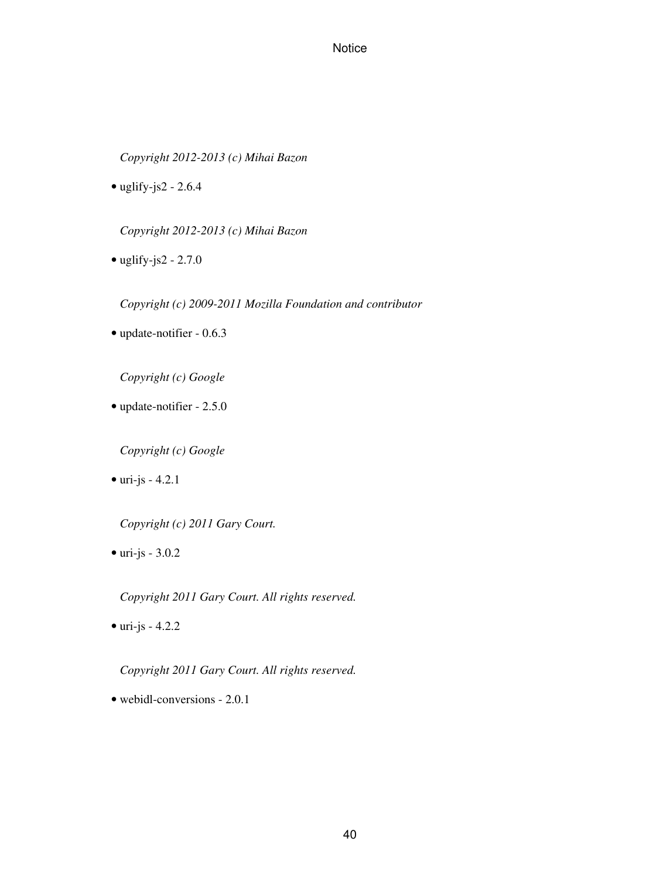*Copyright 2012-2013 (c) Mihai Bazon*

- uglify-js2 - 2.6.4

*Copyright 2012-2013 (c) Mihai Bazon*

- uglify-js2 - 2.7.0

*Copyright (c) 2009-2011 Mozilla Foundation and contributor*

- update-notifier - 0.6.3

*Copyright (c) Google*

- update-notifier - 2.5.0

*Copyright (c) Google*

- uri-js - 4.2.1

*Copyright (c) 2011 Gary Court.*

- uri-js - 3.0.2

*Copyright 2011 Gary Court. All rights reserved.*

- uri-js - 4.2.2

*Copyright 2011 Gary Court. All rights reserved.*

- webidl-conversions - 2.0.1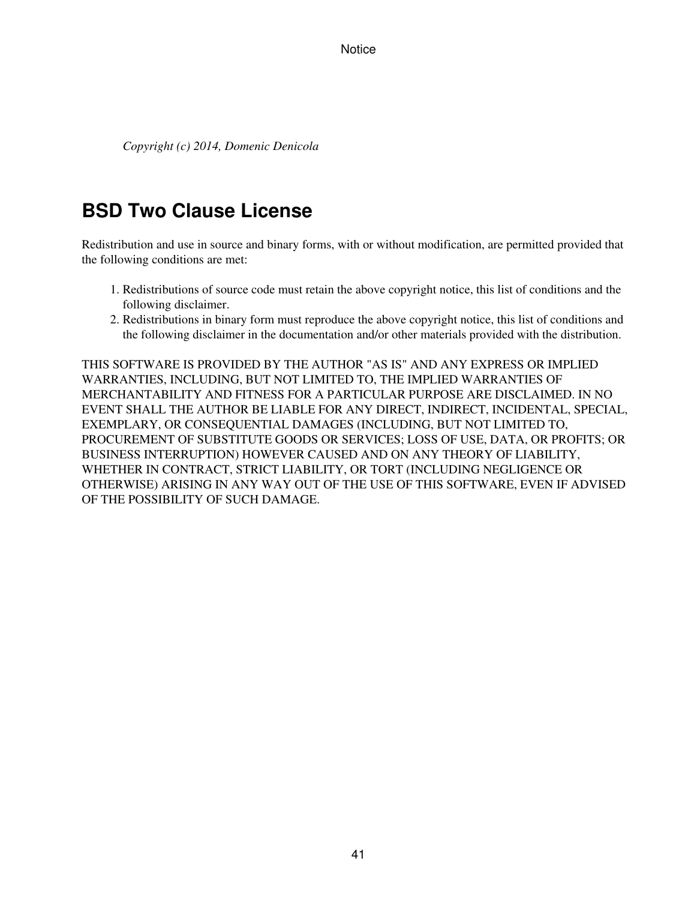*Copyright (c) 2014, Domenic Denicola*

## BSD Two Clause License

Redistribution and use in source and binary forms, with or without modification, are permitted provided that the following conditions are met:

1. Redistributions of source code must retain the above copyright notice, this list of conditions and the following disclaimer.
2. Redistributions in binary form must reproduce the above copyright notice, this list of conditions and the following disclaimer in the documentation and/or other materials provided with the distribution.

THIS SOFTWARE IS PROVIDED BY THE AUTHOR "AS IS" AND ANY EXPRESS OR IMPLIED WARRANTIES, INCLUDING, BUT NOT LIMITED TO, THE IMPLIED WARRANTIES OF MERCHANTABILITY AND FITNESS FOR A PARTICULAR PURPOSE ARE DISCLAIMED. IN NO EVENT SHALL THE AUTHOR BE LIABLE FOR ANY DIRECT, INDIRECT, INCIDENTAL, SPECIAL, EXEMPLARY, OR CONSEQUENTIAL DAMAGES (INCLUDING, BUT NOT LIMITED TO, PROCUREMENT OF SUBSTITUTE GOODS OR SERVICES; LOSS OF USE, DATA, OR PROFITS; OR BUSINESS INTERRUPTION) HOWEVER CAUSED AND ON ANY THEORY OF LIABILITY, WHETHER IN CONTRACT, STRICT LIABILITY, OR TORT (INCLUDING NEGLIGENCE OR OTHERWISE) ARISING IN ANY WAY OUT OF THE USE OF THIS SOFTWARE, EVEN IF ADVISED OF THE POSSIBILITY OF SUCH DAMAGE.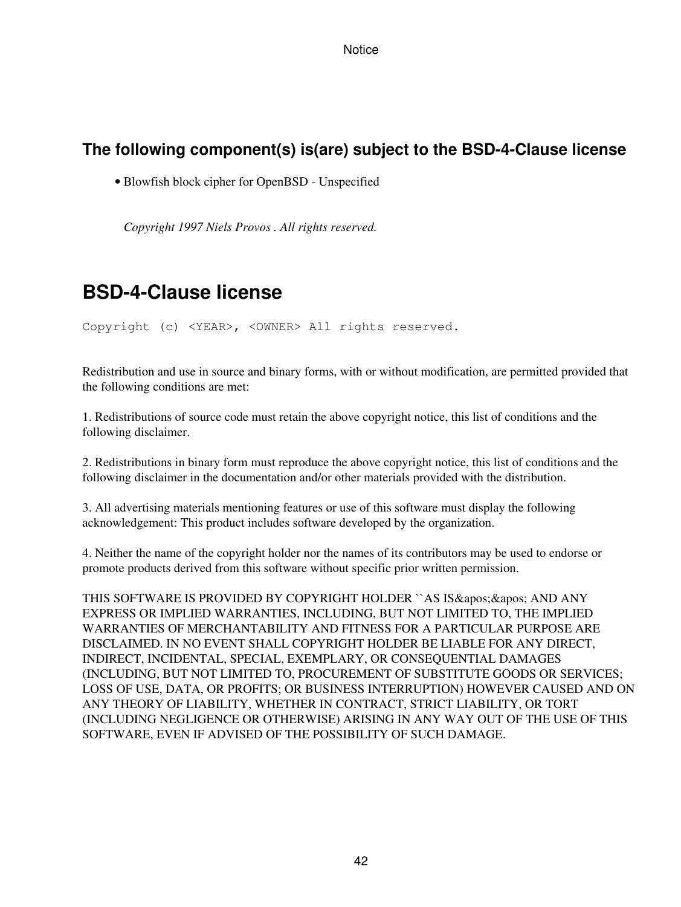### The following component(s) is(are) subject to the BSD-4-Clause license

- Blowfish block cipher for OpenBSD - Unspecified

*Copyright 1997 Niels Provos . All rights reserved.*

## BSD-4-Clause license

```
Copyright (c) <YEAR>, <OWNER> All rights reserved.
```

Redistribution and use in source and binary forms, with or without modification, are permitted provided that the following conditions are met:

1. Redistributions of source code must retain the above copyright notice, this list of conditions and the following disclaimer.

2. Redistributions in binary form must reproduce the above copyright notice, this list of conditions and the following disclaimer in the documentation and/or other materials provided with the distribution.

3. All advertising materials mentioning features or use of this software must display the following acknowledgement: This product includes software developed by the organization.

4. Neither the name of the copyright holder nor the names of its contributors may be used to endorse or promote products derived from this software without specific prior written permission.

THIS SOFTWARE IS PROVIDED BY COPYRIGHT HOLDER ``AS IS&apos;&apos; AND ANY EXPRESS OR IMPLIED WARRANTIES, INCLUDING, BUT NOT LIMITED TO, THE IMPLIED WARRANTIES OF MERCHANTABILITY AND FITNESS FOR A PARTICULAR PURPOSE ARE DISCLAIMED. IN NO EVENT SHALL COPYRIGHT HOLDER BE LIABLE FOR ANY DIRECT, INDIRECT, INCIDENTAL, SPECIAL, EXEMPLARY, OR CONSEQUENTIAL DAMAGES (INCLUDING, BUT NOT LIMITED TO, PROCUREMENT OF SUBSTITUTE GOODS OR SERVICES; LOSS OF USE, DATA, OR PROFITS; OR BUSINESS INTERRUPTION) HOWEVER CAUSED AND ON ANY THEORY OF LIABILITY, WHETHER IN CONTRACT, STRICT LIABILITY, OR TORT (INCLUDING NEGLIGENCE OR OTHERWISE) ARISING IN ANY WAY OUT OF THE USE OF THIS SOFTWARE, EVEN IF ADVISED OF THE POSSIBILITY OF SUCH DAMAGE.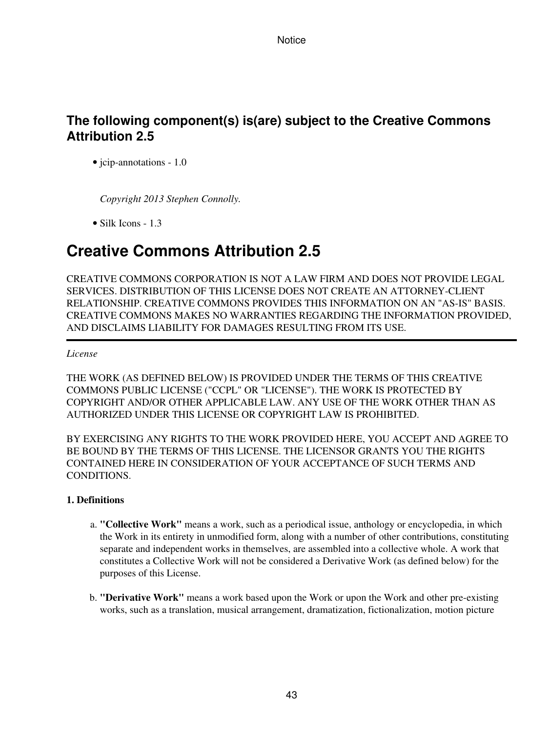### The following component(s) is(are) subject to the Creative Commons Attribution 2.5

- jcip-annotations - 1.0

  *Copyright 2013 Stephen Connolly.*

- Silk Icons - 1.3

# Creative Commons Attribution 2.5

CREATIVE COMMONS CORPORATION IS NOT A LAW FIRM AND DOES NOT PROVIDE LEGAL SERVICES. DISTRIBUTION OF THIS LICENSE DOES NOT CREATE AN ATTORNEY-CLIENT RELATIONSHIP. CREATIVE COMMONS PROVIDES THIS INFORMATION ON AN "AS-IS" BASIS. CREATIVE COMMONS MAKES NO WARRANTIES REGARDING THE INFORMATION PROVIDED, AND DISCLAIMS LIABILITY FOR DAMAGES RESULTING FROM ITS USE.

---

*License*

THE WORK (AS DEFINED BELOW) IS PROVIDED UNDER THE TERMS OF THIS CREATIVE COMMONS PUBLIC LICENSE ("CCPL" OR "LICENSE"). THE WORK IS PROTECTED BY COPYRIGHT AND/OR OTHER APPLICABLE LAW. ANY USE OF THE WORK OTHER THAN AS AUTHORIZED UNDER THIS LICENSE OR COPYRIGHT LAW IS PROHIBITED.

BY EXERCISING ANY RIGHTS TO THE WORK PROVIDED HERE, YOU ACCEPT AND AGREE TO BE BOUND BY THE TERMS OF THIS LICENSE. THE LICENSOR GRANTS YOU THE RIGHTS CONTAINED HERE IN CONSIDERATION OF YOUR ACCEPTANCE OF SUCH TERMS AND CONDITIONS.

**1. Definitions**

a. **"Collective Work"** means a work, such as a periodical issue, anthology or encyclopedia, in which the Work in its entirety in unmodified form, along with a number of other contributions, constituting separate and independent works in themselves, are assembled into a collective whole. A work that constitutes a Collective Work will not be considered a Derivative Work (as defined below) for the purposes of this License.

b. **"Derivative Work"** means a work based upon the Work or upon the Work and other pre-existing works, such as a translation, musical arrangement, dramatization, fictionalization, motion picture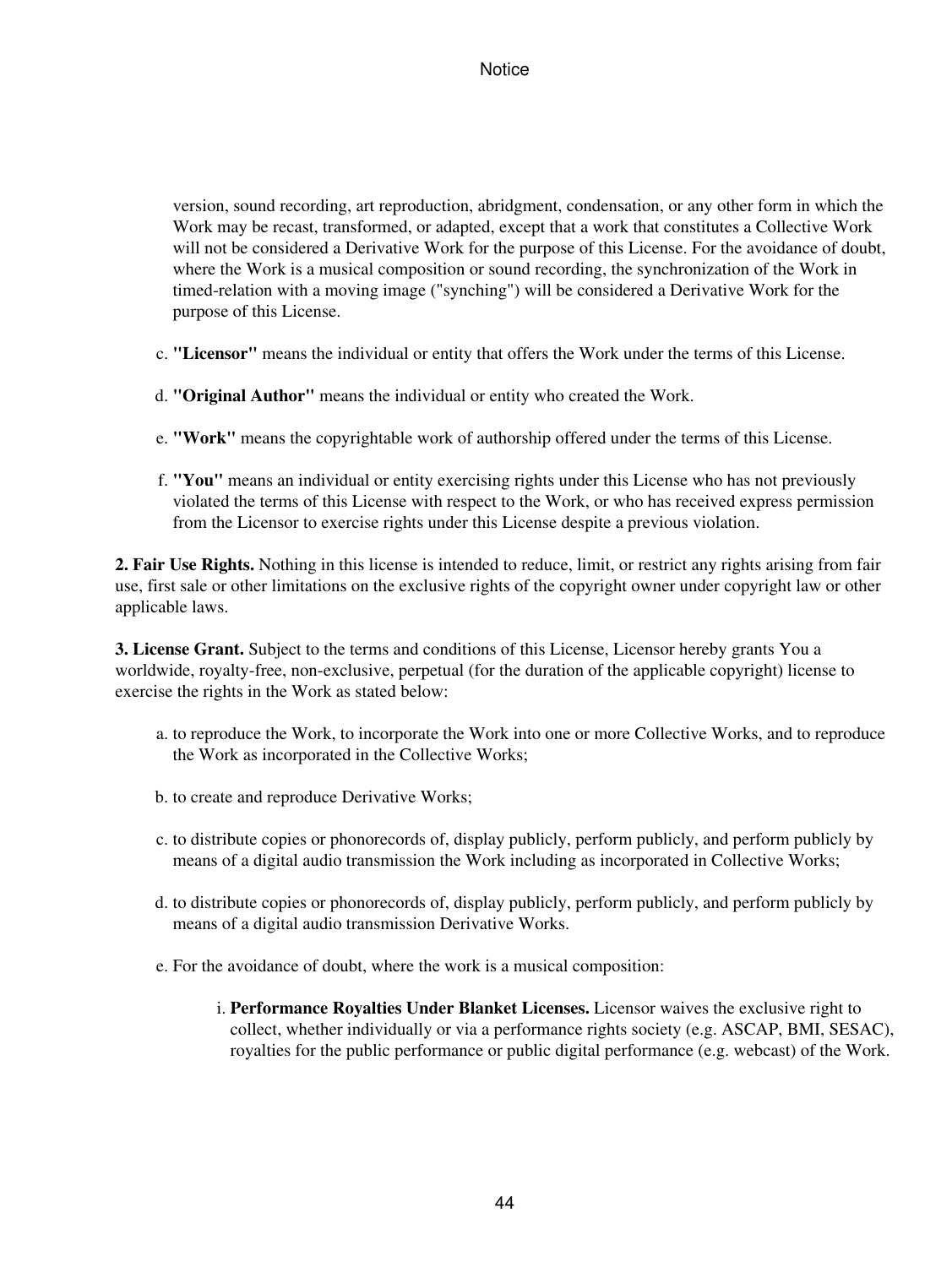version, sound recording, art reproduction, abridgment, condensation, or any other form in which the Work may be recast, transformed, or adapted, except that a work that constitutes a Collective Work will not be considered a Derivative Work for the purpose of this License. For the avoidance of doubt, where the Work is a musical composition or sound recording, the synchronization of the Work in timed-relation with a moving image ("synching") will be considered a Derivative Work for the purpose of this License.

c. **"Licensor"** means the individual or entity that offers the Work under the terms of this License.

d. **"Original Author"** means the individual or entity who created the Work.

e. **"Work"** means the copyrightable work of authorship offered under the terms of this License.

f. **"You"** means an individual or entity exercising rights under this License who has not previously violated the terms of this License with respect to the Work, or who has received express permission from the Licensor to exercise rights under this License despite a previous violation.

**2. Fair Use Rights.** Nothing in this license is intended to reduce, limit, or restrict any rights arising from fair use, first sale or other limitations on the exclusive rights of the copyright owner under copyright law or other applicable laws.

**3. License Grant.** Subject to the terms and conditions of this License, Licensor hereby grants You a worldwide, royalty-free, non-exclusive, perpetual (for the duration of the applicable copyright) license to exercise the rights in the Work as stated below:

a. to reproduce the Work, to incorporate the Work into one or more Collective Works, and to reproduce the Work as incorporated in the Collective Works;

b. to create and reproduce Derivative Works;

c. to distribute copies or phonorecords of, display publicly, perform publicly, and perform publicly by means of a digital audio transmission the Work including as incorporated in Collective Works;

d. to distribute copies or phonorecords of, display publicly, perform publicly, and perform publicly by means of a digital audio transmission Derivative Works.

e. For the avoidance of doubt, where the work is a musical composition:

   i. **Performance Royalties Under Blanket Licenses.** Licensor waives the exclusive right to collect, whether individually or via a performance rights society (e.g. ASCAP, BMI, SESAC), royalties for the public performance or public digital performance (e.g. webcast) of the Work.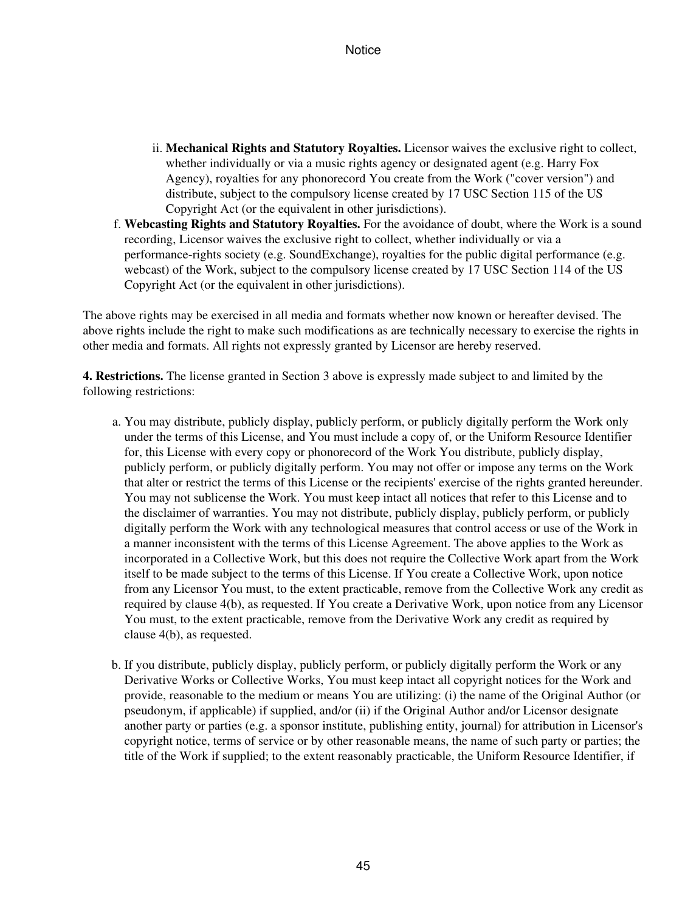ii. **Mechanical Rights and Statutory Royalties.** Licensor waives the exclusive right to collect, whether individually or via a music rights agency or designated agent (e.g. Harry Fox Agency), royalties for any phonorecord You create from the Work ("cover version") and distribute, subject to the compulsory license created by 17 USC Section 115 of the US Copyright Act (or the equivalent in other jurisdictions).

f. **Webcasting Rights and Statutory Royalties.** For the avoidance of doubt, where the Work is a sound recording, Licensor waives the exclusive right to collect, whether individually or via a performance-rights society (e.g. SoundExchange), royalties for the public digital performance (e.g. webcast) of the Work, subject to the compulsory license created by 17 USC Section 114 of the US Copyright Act (or the equivalent in other jurisdictions).

The above rights may be exercised in all media and formats whether now known or hereafter devised. The above rights include the right to make such modifications as are technically necessary to exercise the rights in other media and formats. All rights not expressly granted by Licensor are hereby reserved.

**4. Restrictions.** The license granted in Section 3 above is expressly made subject to and limited by the following restrictions:

a. You may distribute, publicly display, publicly perform, or publicly digitally perform the Work only under the terms of this License, and You must include a copy of, or the Uniform Resource Identifier for, this License with every copy or phonorecord of the Work You distribute, publicly display, publicly perform, or publicly digitally perform. You may not offer or impose any terms on the Work that alter or restrict the terms of this License or the recipients' exercise of the rights granted hereunder. You may not sublicense the Work. You must keep intact all notices that refer to this License and to the disclaimer of warranties. You may not distribute, publicly display, publicly perform, or publicly digitally perform the Work with any technological measures that control access or use of the Work in a manner inconsistent with the terms of this License Agreement. The above applies to the Work as incorporated in a Collective Work, but this does not require the Collective Work apart from the Work itself to be made subject to the terms of this License. If You create a Collective Work, upon notice from any Licensor You must, to the extent practicable, remove from the Collective Work any credit as required by clause 4(b), as requested. If You create a Derivative Work, upon notice from any Licensor You must, to the extent practicable, remove from the Derivative Work any credit as required by clause 4(b), as requested.

b. If you distribute, publicly display, publicly perform, or publicly digitally perform the Work or any Derivative Works or Collective Works, You must keep intact all copyright notices for the Work and provide, reasonable to the medium or means You are utilizing: (i) the name of the Original Author (or pseudonym, if applicable) if supplied, and/or (ii) if the Original Author and/or Licensor designate another party or parties (e.g. a sponsor institute, publishing entity, journal) for attribution in Licensor's copyright notice, terms of service or by other reasonable means, the name of such party or parties; the title of the Work if supplied; to the extent reasonably practicable, the Uniform Resource Identifier, if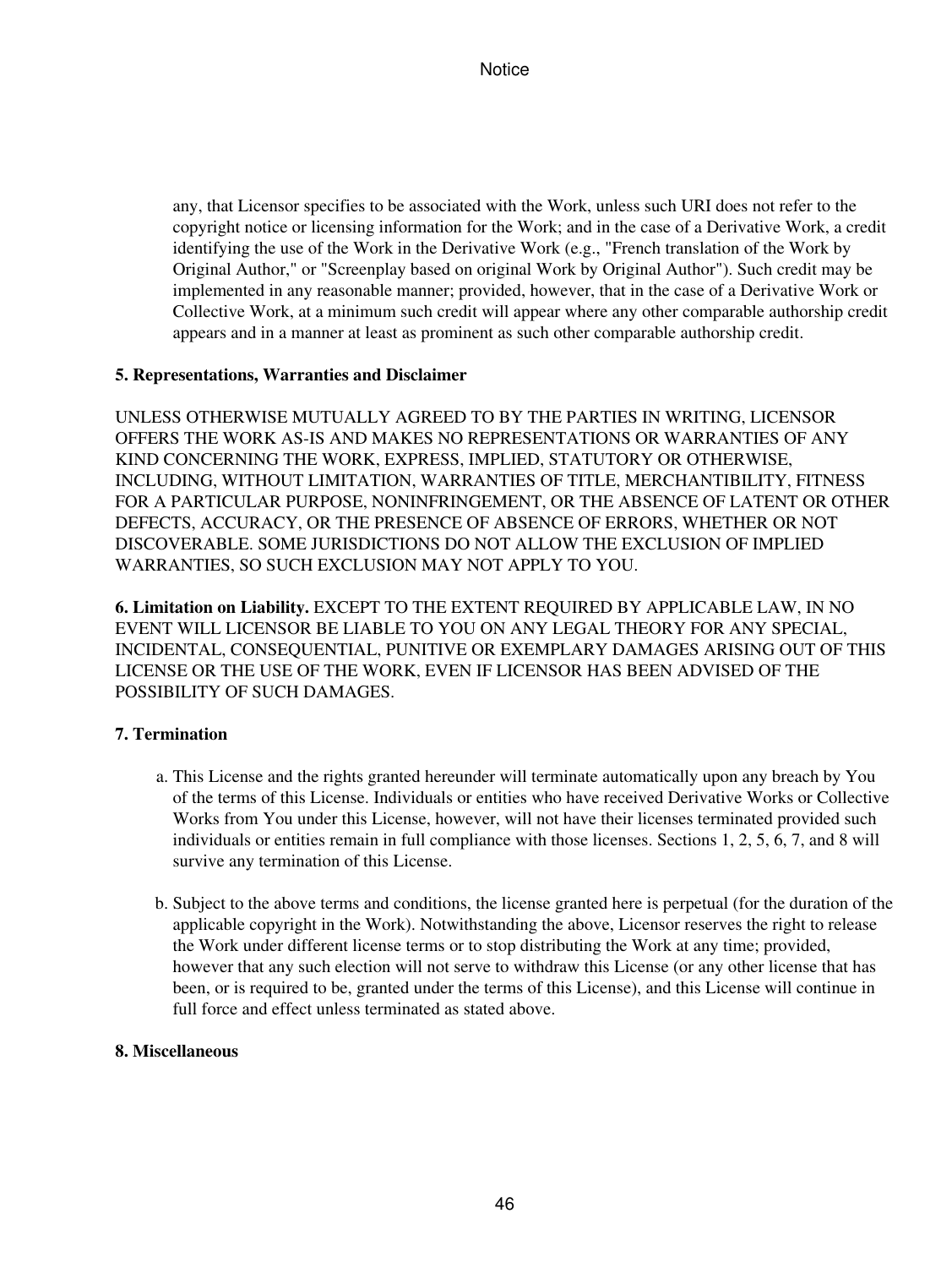any, that Licensor specifies to be associated with the Work, unless such URI does not refer to the copyright notice or licensing information for the Work; and in the case of a Derivative Work, a credit identifying the use of the Work in the Derivative Work (e.g., "French translation of the Work by Original Author," or "Screenplay based on original Work by Original Author"). Such credit may be implemented in any reasonable manner; provided, however, that in the case of a Derivative Work or Collective Work, at a minimum such credit will appear where any other comparable authorship credit appears and in a manner at least as prominent as such other comparable authorship credit.

**5. Representations, Warranties and Disclaimer**

UNLESS OTHERWISE MUTUALLY AGREED TO BY THE PARTIES IN WRITING, LICENSOR OFFERS THE WORK AS-IS AND MAKES NO REPRESENTATIONS OR WARRANTIES OF ANY KIND CONCERNING THE WORK, EXPRESS, IMPLIED, STATUTORY OR OTHERWISE, INCLUDING, WITHOUT LIMITATION, WARRANTIES OF TITLE, MERCHANTIBILITY, FITNESS FOR A PARTICULAR PURPOSE, NONINFRINGEMENT, OR THE ABSENCE OF LATENT OR OTHER DEFECTS, ACCURACY, OR THE PRESENCE OF ABSENCE OF ERRORS, WHETHER OR NOT DISCOVERABLE. SOME JURISDICTIONS DO NOT ALLOW THE EXCLUSION OF IMPLIED WARRANTIES, SO SUCH EXCLUSION MAY NOT APPLY TO YOU.

**6. Limitation on Liability.** EXCEPT TO THE EXTENT REQUIRED BY APPLICABLE LAW, IN NO EVENT WILL LICENSOR BE LIABLE TO YOU ON ANY LEGAL THEORY FOR ANY SPECIAL, INCIDENTAL, CONSEQUENTIAL, PUNITIVE OR EXEMPLARY DAMAGES ARISING OUT OF THIS LICENSE OR THE USE OF THE WORK, EVEN IF LICENSOR HAS BEEN ADVISED OF THE POSSIBILITY OF SUCH DAMAGES.

**7. Termination**

a. This License and the rights granted hereunder will terminate automatically upon any breach by You of the terms of this License. Individuals or entities who have received Derivative Works or Collective Works from You under this License, however, will not have their licenses terminated provided such individuals or entities remain in full compliance with those licenses. Sections 1, 2, 5, 6, 7, and 8 will survive any termination of this License.

b. Subject to the above terms and conditions, the license granted here is perpetual (for the duration of the applicable copyright in the Work). Notwithstanding the above, Licensor reserves the right to release the Work under different license terms or to stop distributing the Work at any time; provided, however that any such election will not serve to withdraw this License (or any other license that has been, or is required to be, granted under the terms of this License), and this License will continue in full force and effect unless terminated as stated above.

**8. Miscellaneous**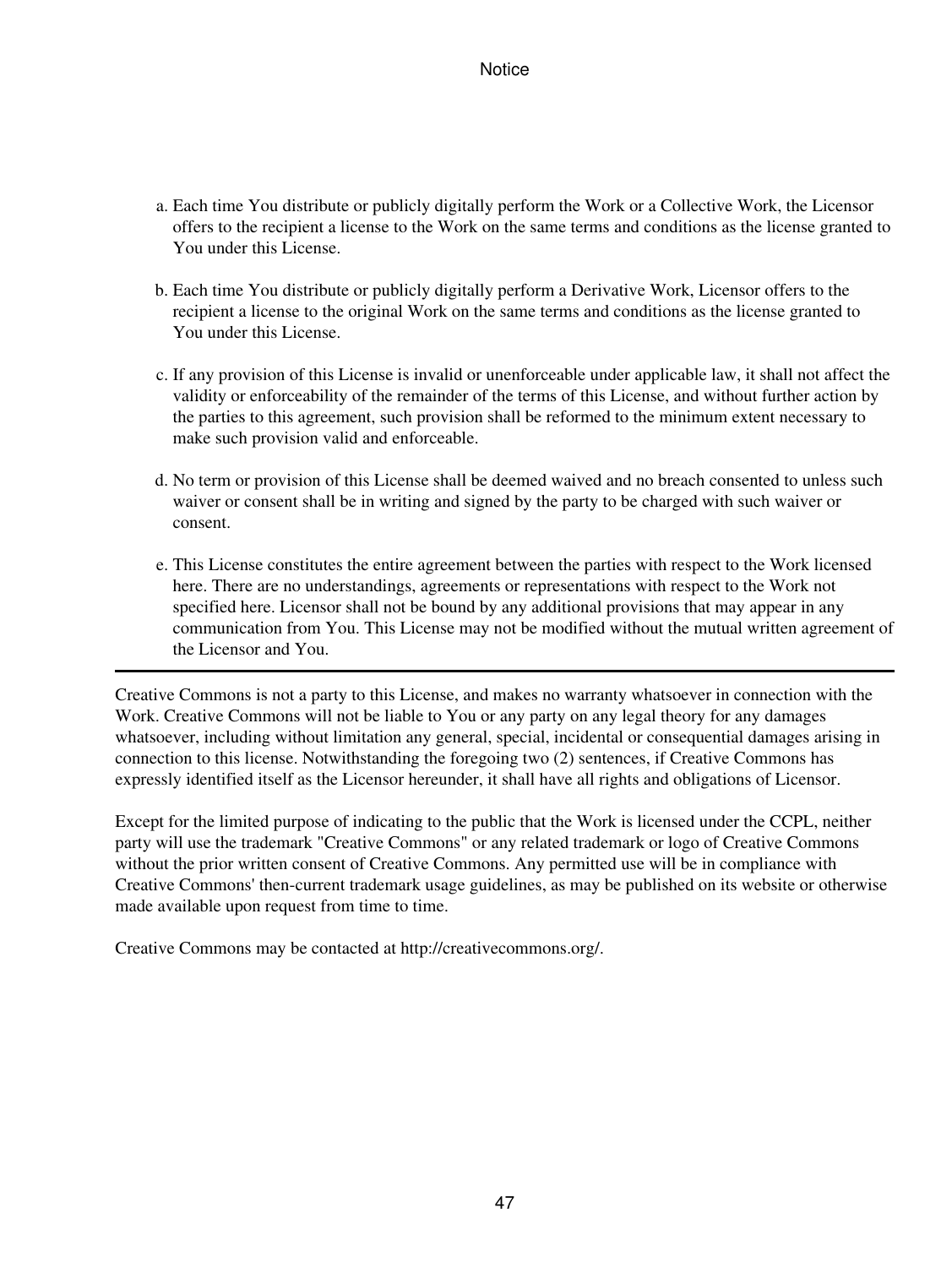a. Each time You distribute or publicly digitally perform the Work or a Collective Work, the Licensor offers to the recipient a license to the Work on the same terms and conditions as the license granted to You under this License.

b. Each time You distribute or publicly digitally perform a Derivative Work, Licensor offers to the recipient a license to the original Work on the same terms and conditions as the license granted to You under this License.

c. If any provision of this License is invalid or unenforceable under applicable law, it shall not affect the validity or enforceability of the remainder of the terms of this License, and without further action by the parties to this agreement, such provision shall be reformed to the minimum extent necessary to make such provision valid and enforceable.

d. No term or provision of this License shall be deemed waived and no breach consented to unless such waiver or consent shall be in writing and signed by the party to be charged with such waiver or consent.

e. This License constitutes the entire agreement between the parties with respect to the Work licensed here. There are no understandings, agreements or representations with respect to the Work not specified here. Licensor shall not be bound by any additional provisions that may appear in any communication from You. This License may not be modified without the mutual written agreement of the Licensor and You.

---

Creative Commons is not a party to this License, and makes no warranty whatsoever in connection with the Work. Creative Commons will not be liable to You or any party on any legal theory for any damages whatsoever, including without limitation any general, special, incidental or consequential damages arising in connection to this license. Notwithstanding the foregoing two (2) sentences, if Creative Commons has expressly identified itself as the Licensor hereunder, it shall have all rights and obligations of Licensor.

Except for the limited purpose of indicating to the public that the Work is licensed under the CCPL, neither party will use the trademark "Creative Commons" or any related trademark or logo of Creative Commons without the prior written consent of Creative Commons. Any permitted use will be in compliance with Creative Commons' then-current trademark usage guidelines, as may be published on its website or otherwise made available upon request from time to time.

Creative Commons may be contacted at http://creativecommons.org/.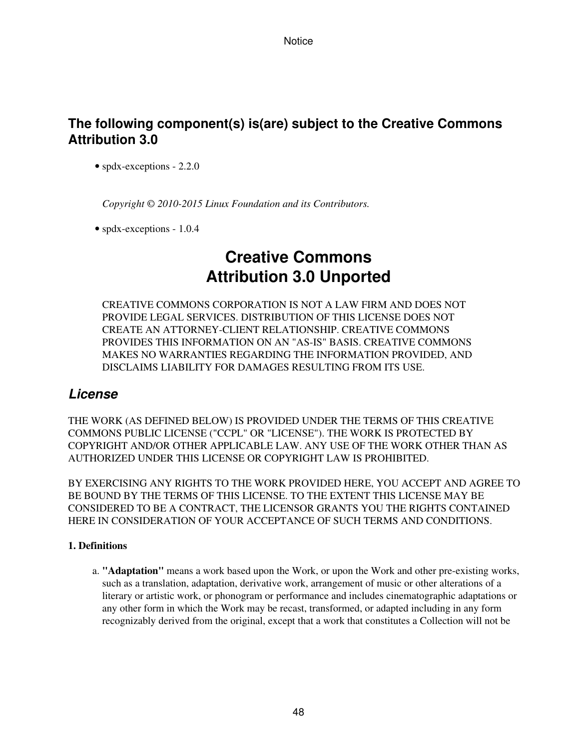## The following component(s) is(are) subject to the Creative Commons Attribution 3.0

- spdx-exceptions - 2.2.0

  *Copyright © 2010-2015 Linux Foundation and its Contributors.*

- spdx-exceptions - 1.0.4

# Creative Commons Attribution 3.0 Unported

CREATIVE COMMONS CORPORATION IS NOT A LAW FIRM AND DOES NOT PROVIDE LEGAL SERVICES. DISTRIBUTION OF THIS LICENSE DOES NOT CREATE AN ATTORNEY-CLIENT RELATIONSHIP. CREATIVE COMMONS PROVIDES THIS INFORMATION ON AN "AS-IS" BASIS. CREATIVE COMMONS MAKES NO WARRANTIES REGARDING THE INFORMATION PROVIDED, AND DISCLAIMS LIABILITY FOR DAMAGES RESULTING FROM ITS USE.

### *License*

THE WORK (AS DEFINED BELOW) IS PROVIDED UNDER THE TERMS OF THIS CREATIVE COMMONS PUBLIC LICENSE ("CCPL" OR "LICENSE"). THE WORK IS PROTECTED BY COPYRIGHT AND/OR OTHER APPLICABLE LAW. ANY USE OF THE WORK OTHER THAN AS AUTHORIZED UNDER THIS LICENSE OR COPYRIGHT LAW IS PROHIBITED.

BY EXERCISING ANY RIGHTS TO THE WORK PROVIDED HERE, YOU ACCEPT AND AGREE TO BE BOUND BY THE TERMS OF THIS LICENSE. TO THE EXTENT THIS LICENSE MAY BE CONSIDERED TO BE A CONTRACT, THE LICENSOR GRANTS YOU THE RIGHTS CONTAINED HERE IN CONSIDERATION OF YOUR ACCEPTANCE OF SUCH TERMS AND CONDITIONS.

**1. Definitions**

a. **"Adaptation"** means a work based upon the Work, or upon the Work and other pre-existing works, such as a translation, adaptation, derivative work, arrangement of music or other alterations of a literary or artistic work, or phonogram or performance and includes cinematographic adaptations or any other form in which the Work may be recast, transformed, or adapted including in any form recognizably derived from the original, except that a work that constitutes a Collection will not be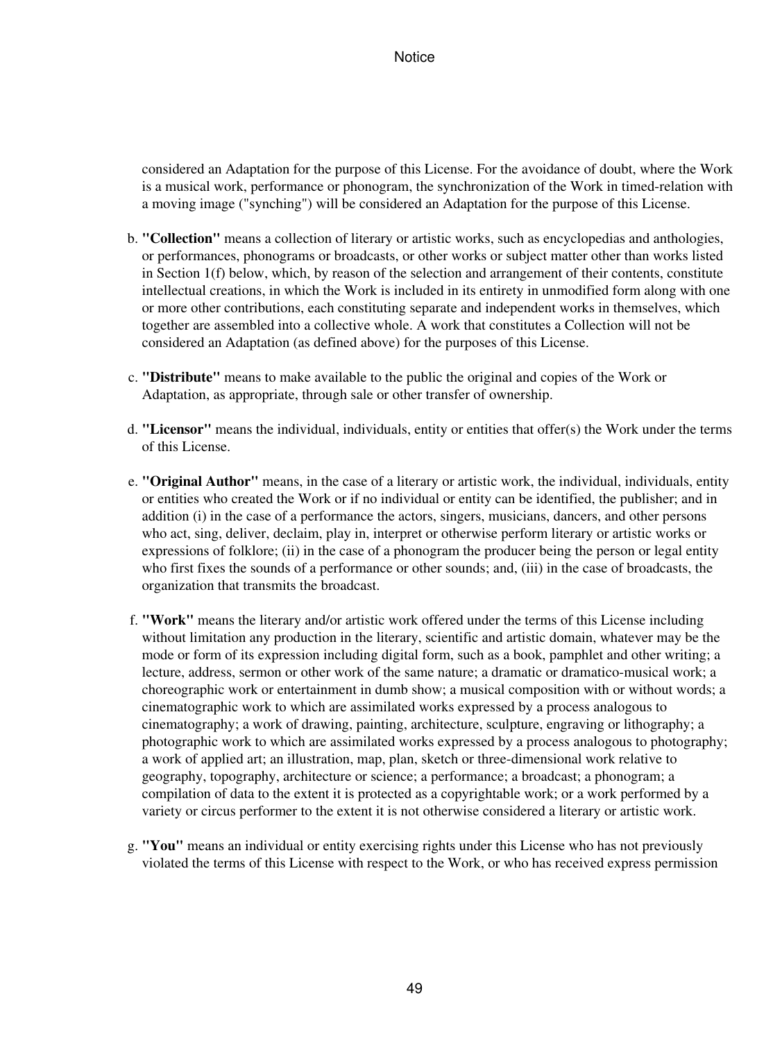considered an Adaptation for the purpose of this License. For the avoidance of doubt, where the Work is a musical work, performance or phonogram, the synchronization of the Work in timed-relation with a moving image ("synching") will be considered an Adaptation for the purpose of this License.

b. **"Collection"** means a collection of literary or artistic works, such as encyclopedias and anthologies, or performances, phonograms or broadcasts, or other works or subject matter other than works listed in Section 1(f) below, which, by reason of the selection and arrangement of their contents, constitute intellectual creations, in which the Work is included in its entirety in unmodified form along with one or more other contributions, each constituting separate and independent works in themselves, which together are assembled into a collective whole. A work that constitutes a Collection will not be considered an Adaptation (as defined above) for the purposes of this License.

c. **"Distribute"** means to make available to the public the original and copies of the Work or Adaptation, as appropriate, through sale or other transfer of ownership.

d. **"Licensor"** means the individual, individuals, entity or entities that offer(s) the Work under the terms of this License.

e. **"Original Author"** means, in the case of a literary or artistic work, the individual, individuals, entity or entities who created the Work or if no individual or entity can be identified, the publisher; and in addition (i) in the case of a performance the actors, singers, musicians, dancers, and other persons who act, sing, deliver, declaim, play in, interpret or otherwise perform literary or artistic works or expressions of folklore; (ii) in the case of a phonogram the producer being the person or legal entity who first fixes the sounds of a performance or other sounds; and, (iii) in the case of broadcasts, the organization that transmits the broadcast.

f. **"Work"** means the literary and/or artistic work offered under the terms of this License including without limitation any production in the literary, scientific and artistic domain, whatever may be the mode or form of its expression including digital form, such as a book, pamphlet and other writing; a lecture, address, sermon or other work of the same nature; a dramatic or dramatico-musical work; a choreographic work or entertainment in dumb show; a musical composition with or without words; a cinematographic work to which are assimilated works expressed by a process analogous to cinematography; a work of drawing, painting, architecture, sculpture, engraving or lithography; a photographic work to which are assimilated works expressed by a process analogous to photography; a work of applied art; an illustration, map, plan, sketch or three-dimensional work relative to geography, topography, architecture or science; a performance; a broadcast; a phonogram; a compilation of data to the extent it is protected as a copyrightable work; or a work performed by a variety or circus performer to the extent it is not otherwise considered a literary or artistic work.

g. **"You"** means an individual or entity exercising rights under this License who has not previously violated the terms of this License with respect to the Work, or who has received express permission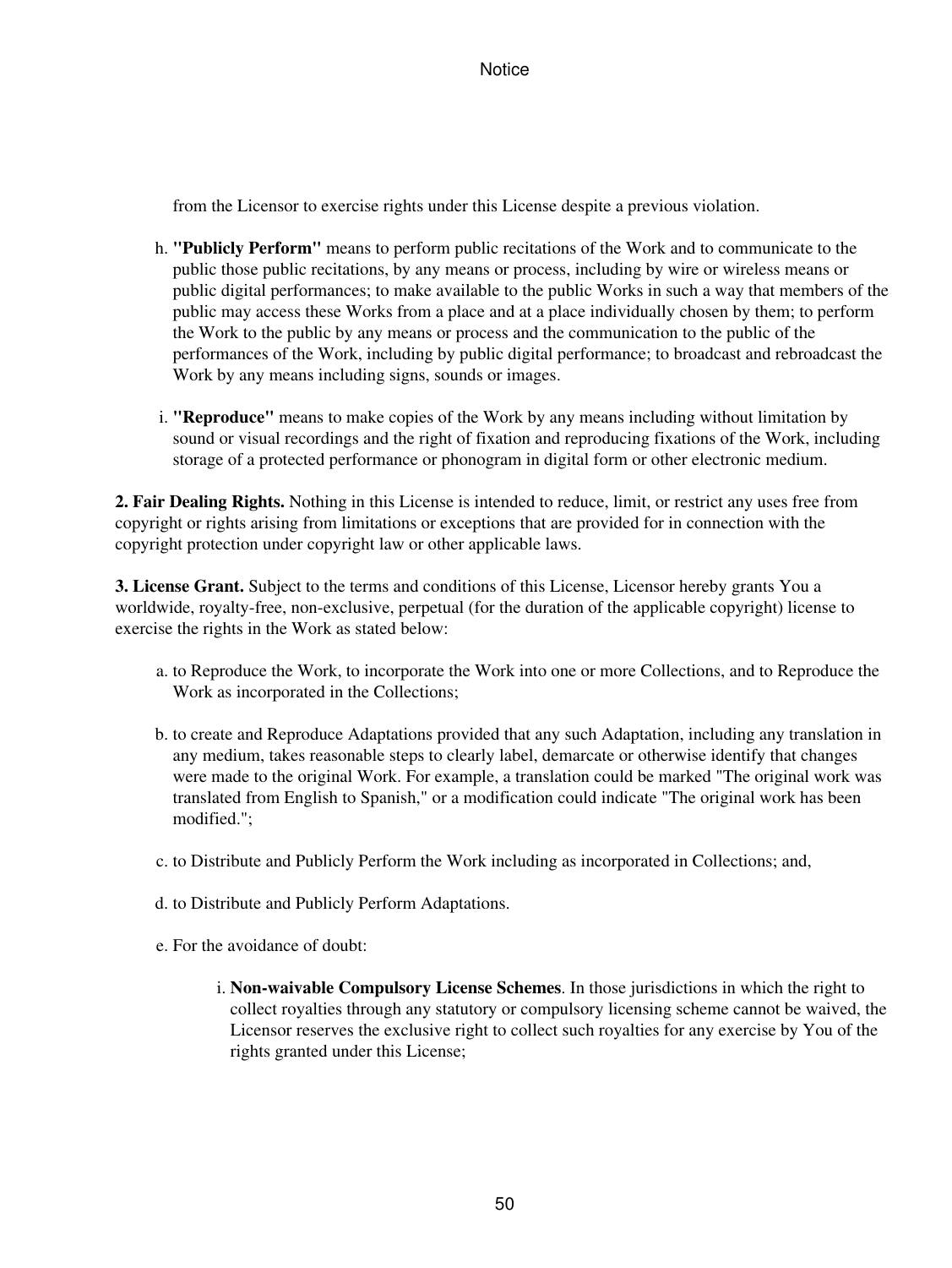from the Licensor to exercise rights under this License despite a previous violation.

h. **"Publicly Perform"** means to perform public recitations of the Work and to communicate to the public those public recitations, by any means or process, including by wire or wireless means or public digital performances; to make available to the public Works in such a way that members of the public may access these Works from a place and at a place individually chosen by them; to perform the Work to the public by any means or process and the communication to the public of the performances of the Work, including by public digital performance; to broadcast and rebroadcast the Work by any means including signs, sounds or images.

i. **"Reproduce"** means to make copies of the Work by any means including without limitation by sound or visual recordings and the right of fixation and reproducing fixations of the Work, including storage of a protected performance or phonogram in digital form or other electronic medium.

**2. Fair Dealing Rights.** Nothing in this License is intended to reduce, limit, or restrict any uses free from copyright or rights arising from limitations or exceptions that are provided for in connection with the copyright protection under copyright law or other applicable laws.

**3. License Grant.** Subject to the terms and conditions of this License, Licensor hereby grants You a worldwide, royalty-free, non-exclusive, perpetual (for the duration of the applicable copyright) license to exercise the rights in the Work as stated below:

a. to Reproduce the Work, to incorporate the Work into one or more Collections, and to Reproduce the Work as incorporated in the Collections;

b. to create and Reproduce Adaptations provided that any such Adaptation, including any translation in any medium, takes reasonable steps to clearly label, demarcate or otherwise identify that changes were made to the original Work. For example, a translation could be marked "The original work was translated from English to Spanish," or a modification could indicate "The original work has been modified.";

c. to Distribute and Publicly Perform the Work including as incorporated in Collections; and,

d. to Distribute and Publicly Perform Adaptations.

e. For the avoidance of doubt:

    i. **Non-waivable Compulsory License Schemes**. In those jurisdictions in which the right to collect royalties through any statutory or compulsory licensing scheme cannot be waived, the Licensor reserves the exclusive right to collect such royalties for any exercise by You of the rights granted under this License;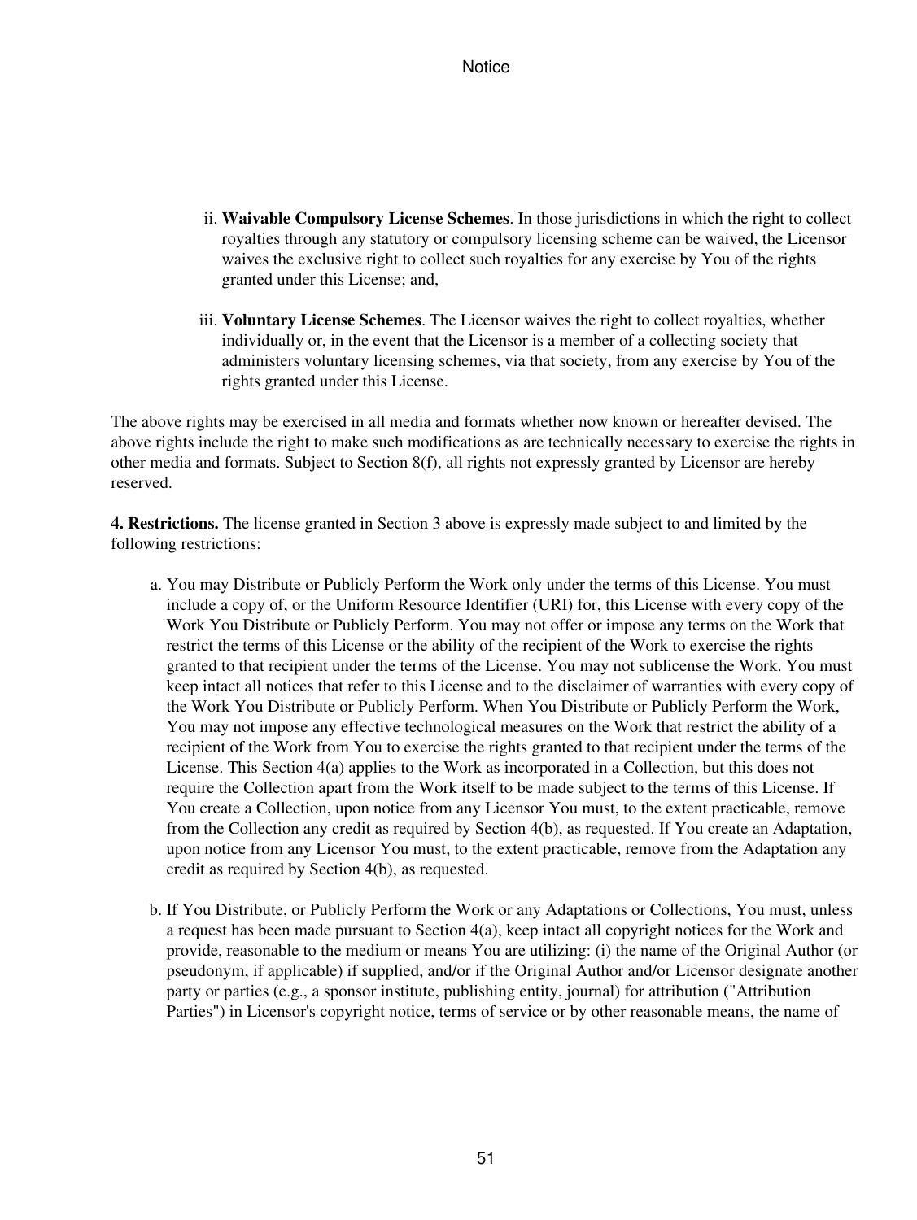ii. **Waivable Compulsory License Schemes**. In those jurisdictions in which the right to collect royalties through any statutory or compulsory licensing scheme can be waived, the Licensor waives the exclusive right to collect such royalties for any exercise by You of the rights granted under this License; and,

iii. **Voluntary License Schemes**. The Licensor waives the right to collect royalties, whether individually or, in the event that the Licensor is a member of a collecting society that administers voluntary licensing schemes, via that society, from any exercise by You of the rights granted under this License.

The above rights may be exercised in all media and formats whether now known or hereafter devised. The above rights include the right to make such modifications as are technically necessary to exercise the rights in other media and formats. Subject to Section 8(f), all rights not expressly granted by Licensor are hereby reserved.

**4. Restrictions.** The license granted in Section 3 above is expressly made subject to and limited by the following restrictions:

a. You may Distribute or Publicly Perform the Work only under the terms of this License. You must include a copy of, or the Uniform Resource Identifier (URI) for, this License with every copy of the Work You Distribute or Publicly Perform. You may not offer or impose any terms on the Work that restrict the terms of this License or the ability of the recipient of the Work to exercise the rights granted to that recipient under the terms of the License. You may not sublicense the Work. You must keep intact all notices that refer to this License and to the disclaimer of warranties with every copy of the Work You Distribute or Publicly Perform. When You Distribute or Publicly Perform the Work, You may not impose any effective technological measures on the Work that restrict the ability of a recipient of the Work from You to exercise the rights granted to that recipient under the terms of the License. This Section 4(a) applies to the Work as incorporated in a Collection, but this does not require the Collection apart from the Work itself to be made subject to the terms of this License. If You create a Collection, upon notice from any Licensor You must, to the extent practicable, remove from the Collection any credit as required by Section 4(b), as requested. If You create an Adaptation, upon notice from any Licensor You must, to the extent practicable, remove from the Adaptation any credit as required by Section 4(b), as requested.

b. If You Distribute, or Publicly Perform the Work or any Adaptations or Collections, You must, unless a request has been made pursuant to Section 4(a), keep intact all copyright notices for the Work and provide, reasonable to the medium or means You are utilizing: (i) the name of the Original Author (or pseudonym, if applicable) if supplied, and/or if the Original Author and/or Licensor designate another party or parties (e.g., a sponsor institute, publishing entity, journal) for attribution ("Attribution Parties") in Licensor's copyright notice, terms of service or by other reasonable means, the name of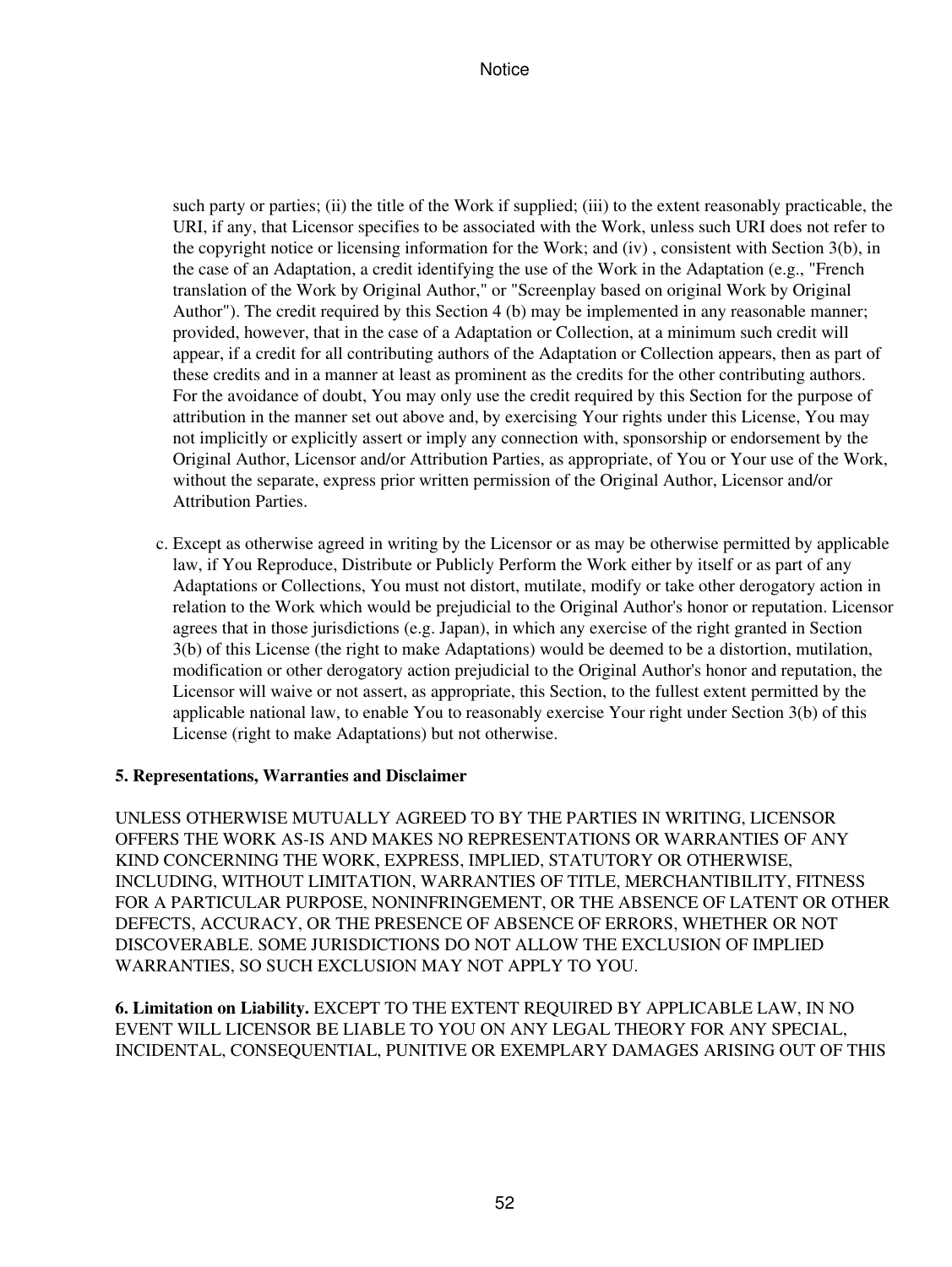such party or parties; (ii) the title of the Work if supplied; (iii) to the extent reasonably practicable, the URI, if any, that Licensor specifies to be associated with the Work, unless such URI does not refer to the copyright notice or licensing information for the Work; and (iv) , consistent with Section 3(b), in the case of an Adaptation, a credit identifying the use of the Work in the Adaptation (e.g., "French translation of the Work by Original Author," or "Screenplay based on original Work by Original Author"). The credit required by this Section 4 (b) may be implemented in any reasonable manner; provided, however, that in the case of a Adaptation or Collection, at a minimum such credit will appear, if a credit for all contributing authors of the Adaptation or Collection appears, then as part of these credits and in a manner at least as prominent as the credits for the other contributing authors. For the avoidance of doubt, You may only use the credit required by this Section for the purpose of attribution in the manner set out above and, by exercising Your rights under this License, You may not implicitly or explicitly assert or imply any connection with, sponsorship or endorsement by the Original Author, Licensor and/or Attribution Parties, as appropriate, of You or Your use of the Work, without the separate, express prior written permission of the Original Author, Licensor and/or Attribution Parties.

c. Except as otherwise agreed in writing by the Licensor or as may be otherwise permitted by applicable law, if You Reproduce, Distribute or Publicly Perform the Work either by itself or as part of any Adaptations or Collections, You must not distort, mutilate, modify or take other derogatory action in relation to the Work which would be prejudicial to the Original Author's honor or reputation. Licensor agrees that in those jurisdictions (e.g. Japan), in which any exercise of the right granted in Section 3(b) of this License (the right to make Adaptations) would be deemed to be a distortion, mutilation, modification or other derogatory action prejudicial to the Original Author's honor and reputation, the Licensor will waive or not assert, as appropriate, this Section, to the fullest extent permitted by the applicable national law, to enable You to reasonably exercise Your right under Section 3(b) of this License (right to make Adaptations) but not otherwise.

**5. Representations, Warranties and Disclaimer**

UNLESS OTHERWISE MUTUALLY AGREED TO BY THE PARTIES IN WRITING, LICENSOR OFFERS THE WORK AS-IS AND MAKES NO REPRESENTATIONS OR WARRANTIES OF ANY KIND CONCERNING THE WORK, EXPRESS, IMPLIED, STATUTORY OR OTHERWISE, INCLUDING, WITHOUT LIMITATION, WARRANTIES OF TITLE, MERCHANTIBILITY, FITNESS FOR A PARTICULAR PURPOSE, NONINFRINGEMENT, OR THE ABSENCE OF LATENT OR OTHER DEFECTS, ACCURACY, OR THE PRESENCE OF ABSENCE OF ERRORS, WHETHER OR NOT DISCOVERABLE. SOME JURISDICTIONS DO NOT ALLOW THE EXCLUSION OF IMPLIED WARRANTIES, SO SUCH EXCLUSION MAY NOT APPLY TO YOU.

**6. Limitation on Liability.** EXCEPT TO THE EXTENT REQUIRED BY APPLICABLE LAW, IN NO EVENT WILL LICENSOR BE LIABLE TO YOU ON ANY LEGAL THEORY FOR ANY SPECIAL, INCIDENTAL, CONSEQUENTIAL, PUNITIVE OR EXEMPLARY DAMAGES ARISING OUT OF THIS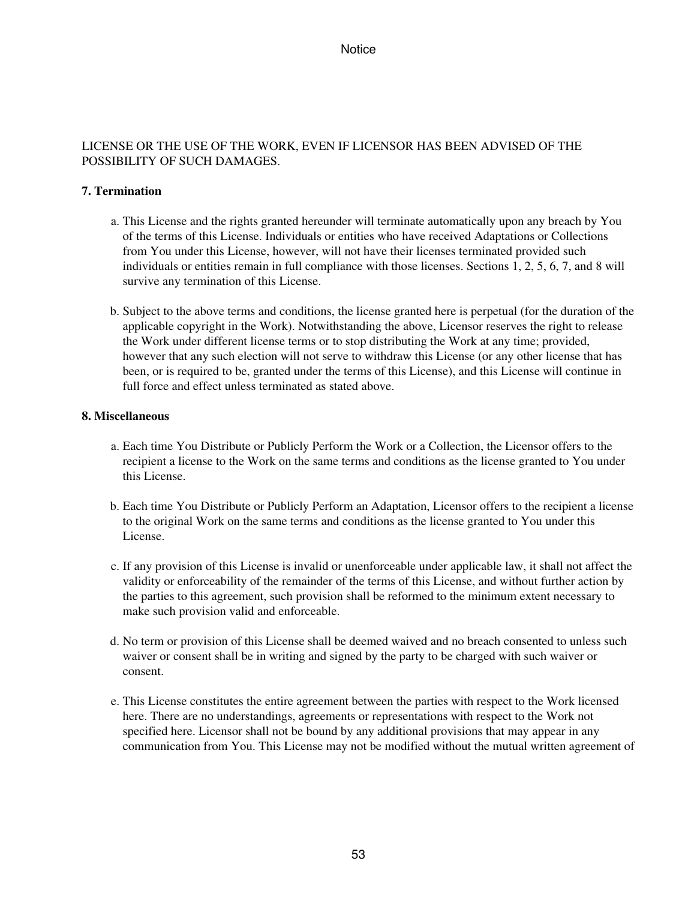LICENSE OR THE USE OF THE WORK, EVEN IF LICENSOR HAS BEEN ADVISED OF THE POSSIBILITY OF SUCH DAMAGES.

**7. Termination**

a. This License and the rights granted hereunder will terminate automatically upon any breach by You of the terms of this License. Individuals or entities who have received Adaptations or Collections from You under this License, however, will not have their licenses terminated provided such individuals or entities remain in full compliance with those licenses. Sections 1, 2, 5, 6, 7, and 8 will survive any termination of this License.

b. Subject to the above terms and conditions, the license granted here is perpetual (for the duration of the applicable copyright in the Work). Notwithstanding the above, Licensor reserves the right to release the Work under different license terms or to stop distributing the Work at any time; provided, however that any such election will not serve to withdraw this License (or any other license that has been, or is required to be, granted under the terms of this License), and this License will continue in full force and effect unless terminated as stated above.

**8. Miscellaneous**

a. Each time You Distribute or Publicly Perform the Work or a Collection, the Licensor offers to the recipient a license to the Work on the same terms and conditions as the license granted to You under this License.

b. Each time You Distribute or Publicly Perform an Adaptation, Licensor offers to the recipient a license to the original Work on the same terms and conditions as the license granted to You under this License.

c. If any provision of this License is invalid or unenforceable under applicable law, it shall not affect the validity or enforceability of the remainder of the terms of this License, and without further action by the parties to this agreement, such provision shall be reformed to the minimum extent necessary to make such provision valid and enforceable.

d. No term or provision of this License shall be deemed waived and no breach consented to unless such waiver or consent shall be in writing and signed by the party to be charged with such waiver or consent.

e. This License constitutes the entire agreement between the parties with respect to the Work licensed here. There are no understandings, agreements or representations with respect to the Work not specified here. Licensor shall not be bound by any additional provisions that may appear in any communication from You. This License may not be modified without the mutual written agreement of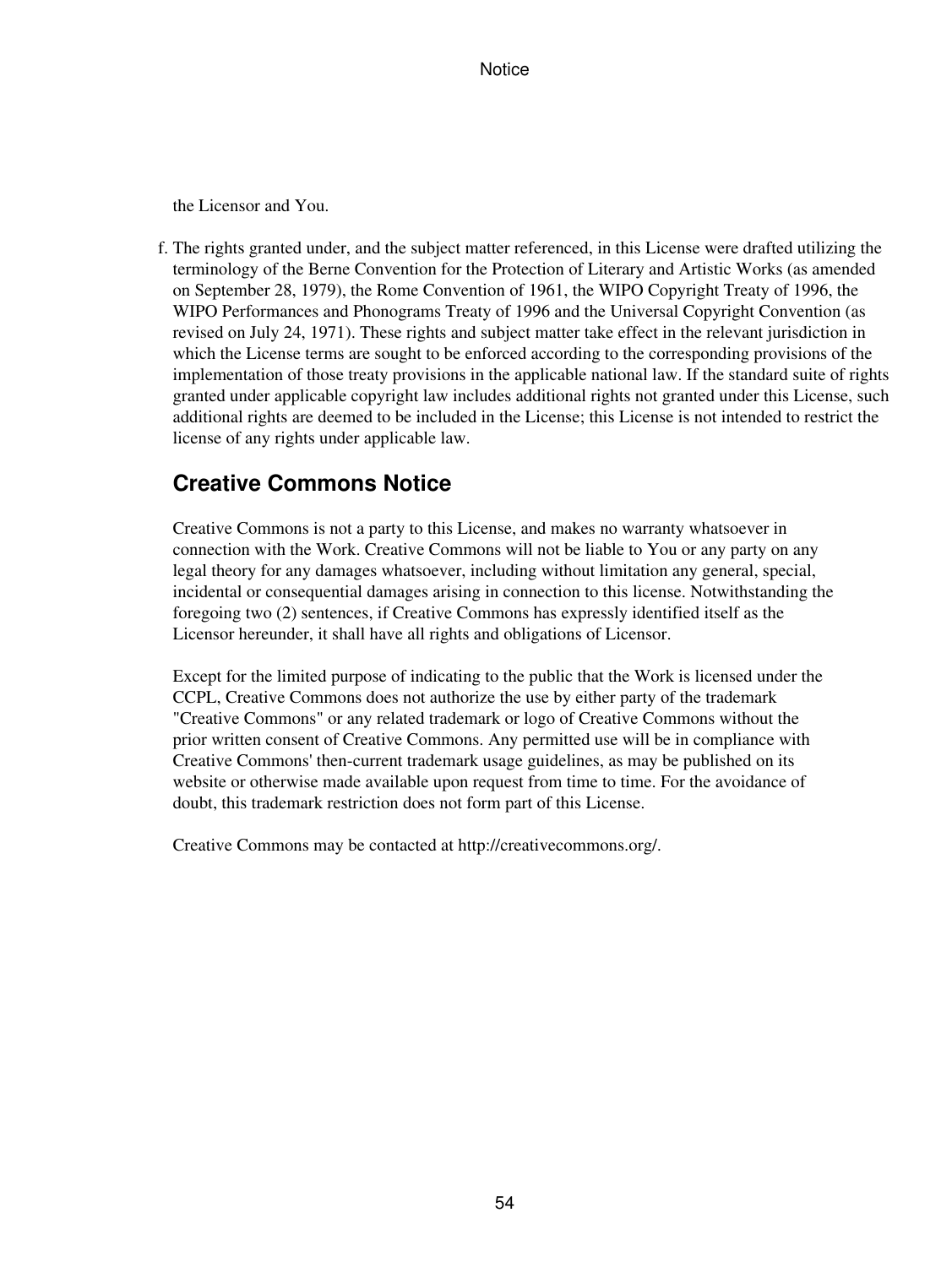the Licensor and You.

f. The rights granted under, and the subject matter referenced, in this License were drafted utilizing the terminology of the Berne Convention for the Protection of Literary and Artistic Works (as amended on September 28, 1979), the Rome Convention of 1961, the WIPO Copyright Treaty of 1996, the WIPO Performances and Phonograms Treaty of 1996 and the Universal Copyright Convention (as revised on July 24, 1971). These rights and subject matter take effect in the relevant jurisdiction in which the License terms are sought to be enforced according to the corresponding provisions of the implementation of those treaty provisions in the applicable national law. If the standard suite of rights granted under applicable copyright law includes additional rights not granted under this License, such additional rights are deemed to be included in the License; this License is not intended to restrict the license of any rights under applicable law.

## Creative Commons Notice

Creative Commons is not a party to this License, and makes no warranty whatsoever in connection with the Work. Creative Commons will not be liable to You or any party on any legal theory for any damages whatsoever, including without limitation any general, special, incidental or consequential damages arising in connection to this license. Notwithstanding the foregoing two (2) sentences, if Creative Commons has expressly identified itself as the Licensor hereunder, it shall have all rights and obligations of Licensor.

Except for the limited purpose of indicating to the public that the Work is licensed under the CCPL, Creative Commons does not authorize the use by either party of the trademark "Creative Commons" or any related trademark or logo of Creative Commons without the prior written consent of Creative Commons. Any permitted use will be in compliance with Creative Commons' then-current trademark usage guidelines, as may be published on its website or otherwise made available upon request from time to time. For the avoidance of doubt, this trademark restriction does not form part of this License.

Creative Commons may be contacted at http://creativecommons.org/.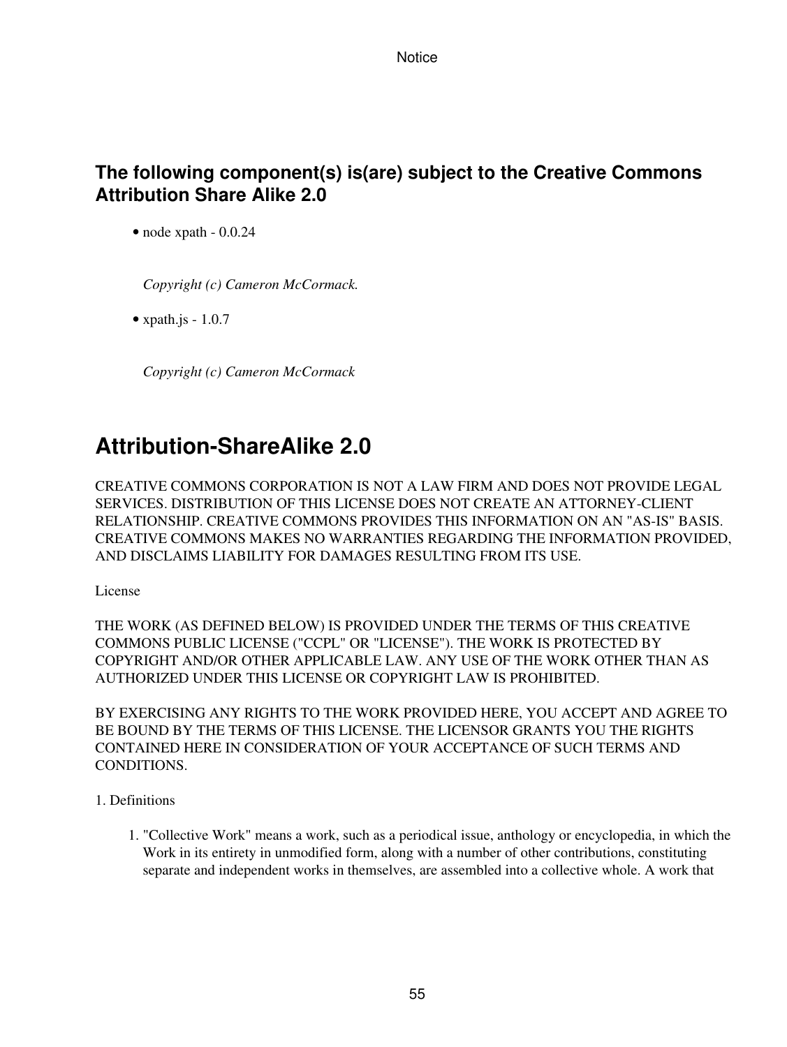### The following component(s) is(are) subject to the Creative Commons Attribution Share Alike 2.0

- node xpath - 0.0.24

  *Copyright (c) Cameron McCormack.*

- xpath.js - 1.0.7

  *Copyright (c) Cameron McCormack*

## Attribution-ShareAlike 2.0

CREATIVE COMMONS CORPORATION IS NOT A LAW FIRM AND DOES NOT PROVIDE LEGAL SERVICES. DISTRIBUTION OF THIS LICENSE DOES NOT CREATE AN ATTORNEY-CLIENT RELATIONSHIP. CREATIVE COMMONS PROVIDES THIS INFORMATION ON AN "AS-IS" BASIS. CREATIVE COMMONS MAKES NO WARRANTIES REGARDING THE INFORMATION PROVIDED, AND DISCLAIMS LIABILITY FOR DAMAGES RESULTING FROM ITS USE.

License

THE WORK (AS DEFINED BELOW) IS PROVIDED UNDER THE TERMS OF THIS CREATIVE COMMONS PUBLIC LICENSE ("CCPL" OR "LICENSE"). THE WORK IS PROTECTED BY COPYRIGHT AND/OR OTHER APPLICABLE LAW. ANY USE OF THE WORK OTHER THAN AS AUTHORIZED UNDER THIS LICENSE OR COPYRIGHT LAW IS PROHIBITED.

BY EXERCISING ANY RIGHTS TO THE WORK PROVIDED HERE, YOU ACCEPT AND AGREE TO BE BOUND BY THE TERMS OF THIS LICENSE. THE LICENSOR GRANTS YOU THE RIGHTS CONTAINED HERE IN CONSIDERATION OF YOUR ACCEPTANCE OF SUCH TERMS AND CONDITIONS.

1. Definitions

1. "Collective Work" means a work, such as a periodical issue, anthology or encyclopedia, in which the Work in its entirety in unmodified form, along with a number of other contributions, constituting separate and independent works in themselves, are assembled into a collective whole. A work that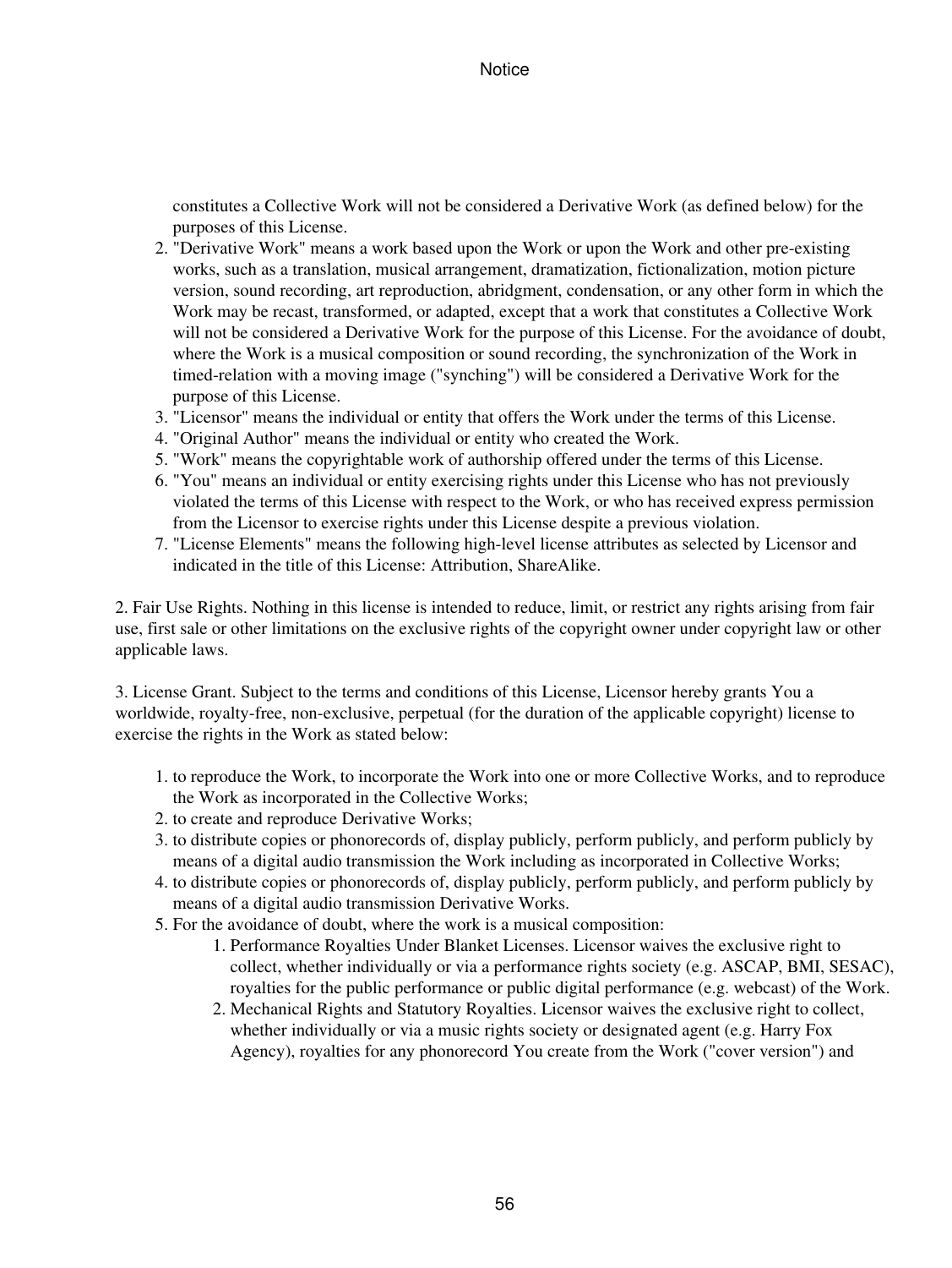constitutes a Collective Work will not be considered a Derivative Work (as defined below) for the purposes of this License.
2. "Derivative Work" means a work based upon the Work or upon the Work and other pre-existing works, such as a translation, musical arrangement, dramatization, fictionalization, motion picture version, sound recording, art reproduction, abridgment, condensation, or any other form in which the Work may be recast, transformed, or adapted, except that a work that constitutes a Collective Work will not be considered a Derivative Work for the purpose of this License. For the avoidance of doubt, where the Work is a musical composition or sound recording, the synchronization of the Work in timed-relation with a moving image ("synching") will be considered a Derivative Work for the purpose of this License.
3. "Licensor" means the individual or entity that offers the Work under the terms of this License.
4. "Original Author" means the individual or entity who created the Work.
5. "Work" means the copyrightable work of authorship offered under the terms of this License.
6. "You" means an individual or entity exercising rights under this License who has not previously violated the terms of this License with respect to the Work, or who has received express permission from the Licensor to exercise rights under this License despite a previous violation.
7. "License Elements" means the following high-level license attributes as selected by Licensor and indicated in the title of this License: Attribution, ShareAlike.

2. Fair Use Rights. Nothing in this license is intended to reduce, limit, or restrict any rights arising from fair use, first sale or other limitations on the exclusive rights of the copyright owner under copyright law or other applicable laws.

3. License Grant. Subject to the terms and conditions of this License, Licensor hereby grants You a worldwide, royalty-free, non-exclusive, perpetual (for the duration of the applicable copyright) license to exercise the rights in the Work as stated below:

1. to reproduce the Work, to incorporate the Work into one or more Collective Works, and to reproduce the Work as incorporated in the Collective Works;
2. to create and reproduce Derivative Works;
3. to distribute copies or phonorecords of, display publicly, perform publicly, and perform publicly by means of a digital audio transmission the Work including as incorporated in Collective Works;
4. to distribute copies or phonorecords of, display publicly, perform publicly, and perform publicly by means of a digital audio transmission Derivative Works.
5. For the avoidance of doubt, where the work is a musical composition:
    1. Performance Royalties Under Blanket Licenses. Licensor waives the exclusive right to collect, whether individually or via a performance rights society (e.g. ASCAP, BMI, SESAC), royalties for the public performance or public digital performance (e.g. webcast) of the Work.
    2. Mechanical Rights and Statutory Royalties. Licensor waives the exclusive right to collect, whether individually or via a music rights society or designated agent (e.g. Harry Fox Agency), royalties for any phonorecord You create from the Work ("cover version") and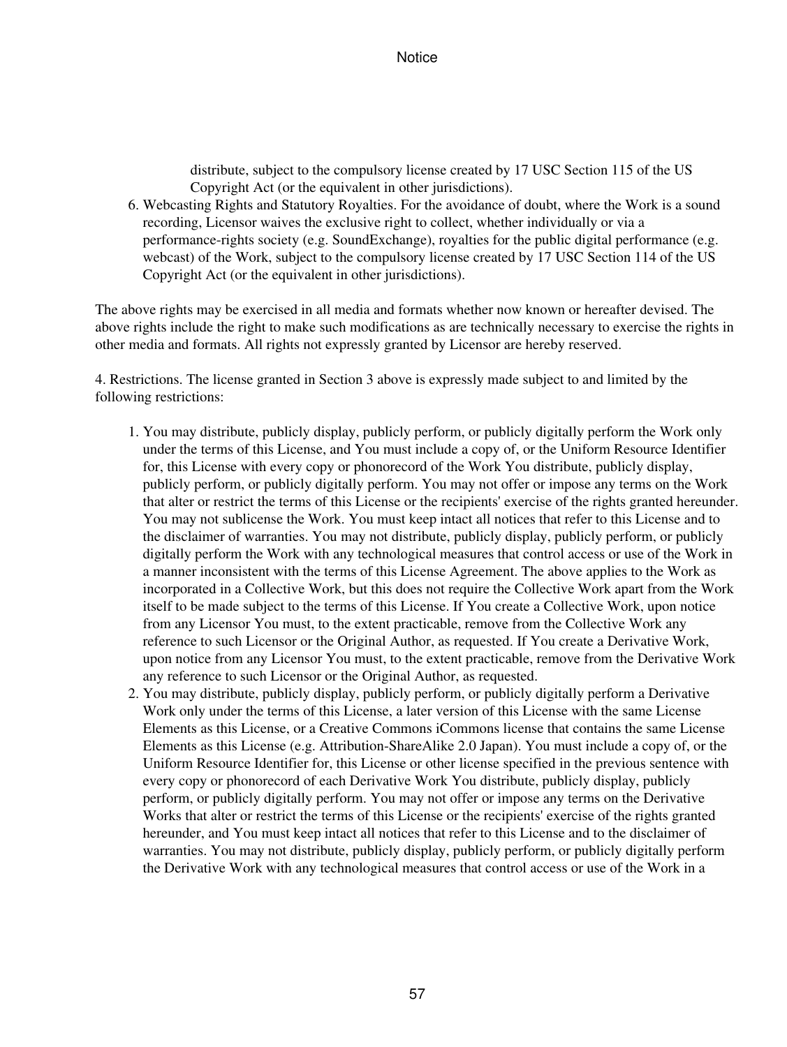distribute, subject to the compulsory license created by 17 USC Section 115 of the US Copyright Act (or the equivalent in other jurisdictions).

6. Webcasting Rights and Statutory Royalties. For the avoidance of doubt, where the Work is a sound recording, Licensor waives the exclusive right to collect, whether individually or via a performance-rights society (e.g. SoundExchange), royalties for the public digital performance (e.g. webcast) of the Work, subject to the compulsory license created by 17 USC Section 114 of the US Copyright Act (or the equivalent in other jurisdictions).

The above rights may be exercised in all media and formats whether now known or hereafter devised. The above rights include the right to make such modifications as are technically necessary to exercise the rights in other media and formats. All rights not expressly granted by Licensor are hereby reserved.

4. Restrictions. The license granted in Section 3 above is expressly made subject to and limited by the following restrictions:

1. You may distribute, publicly display, publicly perform, or publicly digitally perform the Work only under the terms of this License, and You must include a copy of, or the Uniform Resource Identifier for, this License with every copy or phonorecord of the Work You distribute, publicly display, publicly perform, or publicly digitally perform. You may not offer or impose any terms on the Work that alter or restrict the terms of this License or the recipients' exercise of the rights granted hereunder. You may not sublicense the Work. You must keep intact all notices that refer to this License and to the disclaimer of warranties. You may not distribute, publicly display, publicly perform, or publicly digitally perform the Work with any technological measures that control access or use of the Work in a manner inconsistent with the terms of this License Agreement. The above applies to the Work as incorporated in a Collective Work, but this does not require the Collective Work apart from the Work itself to be made subject to the terms of this License. If You create a Collective Work, upon notice from any Licensor You must, to the extent practicable, remove from the Collective Work any reference to such Licensor or the Original Author, as requested. If You create a Derivative Work, upon notice from any Licensor You must, to the extent practicable, remove from the Derivative Work any reference to such Licensor or the Original Author, as requested.
2. You may distribute, publicly display, publicly perform, or publicly digitally perform a Derivative Work only under the terms of this License, a later version of this License with the same License Elements as this License, or a Creative Commons iCommons license that contains the same License Elements as this License (e.g. Attribution-ShareAlike 2.0 Japan). You must include a copy of, or the Uniform Resource Identifier for, this License or other license specified in the previous sentence with every copy or phonorecord of each Derivative Work You distribute, publicly display, publicly perform, or publicly digitally perform. You may not offer or impose any terms on the Derivative Works that alter or restrict the terms of this License or the recipients' exercise of the rights granted hereunder, and You must keep intact all notices that refer to this License and to the disclaimer of warranties. You may not distribute, publicly display, publicly perform, or publicly digitally perform the Derivative Work with any technological measures that control access or use of the Work in a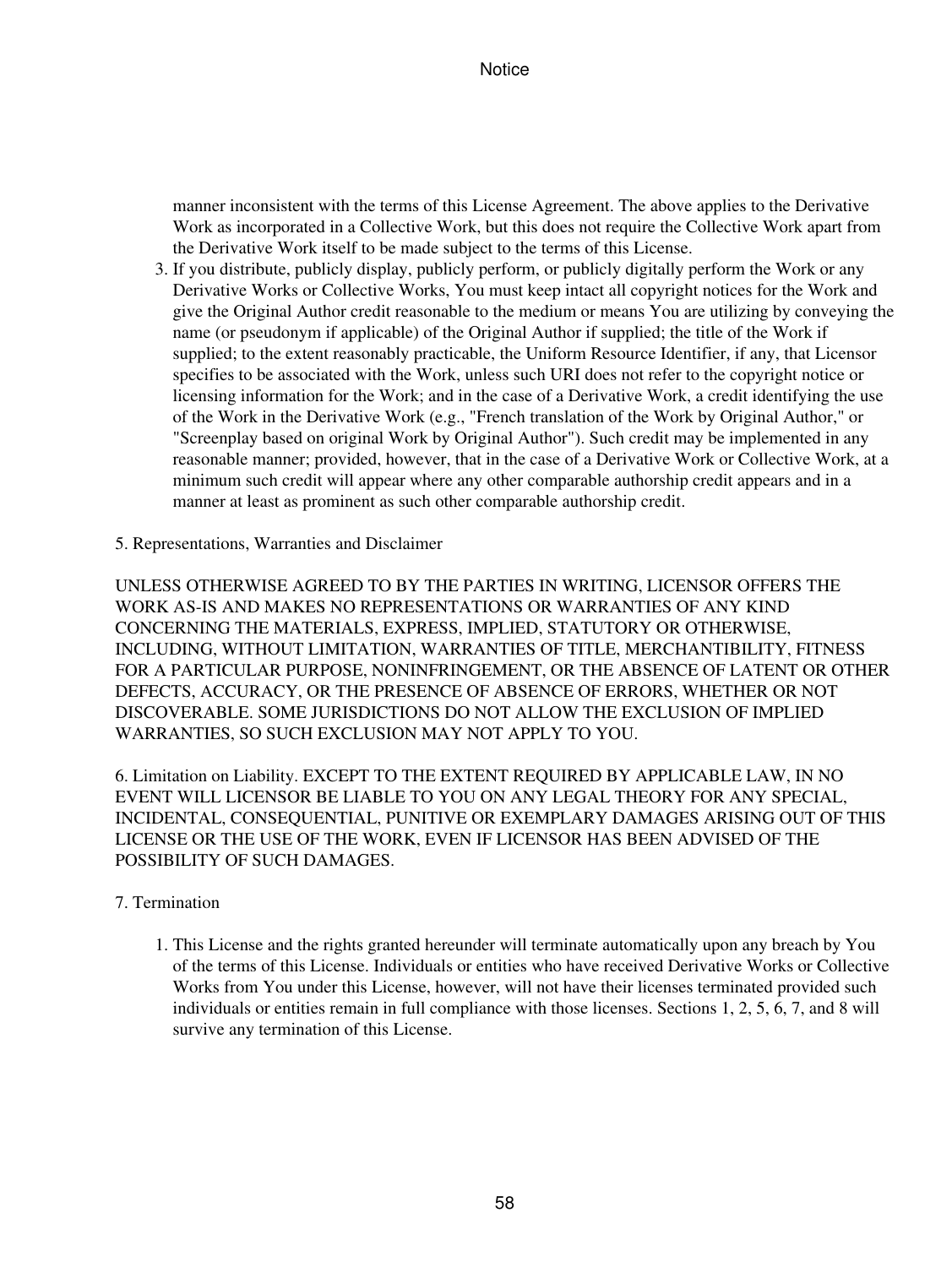manner inconsistent with the terms of this License Agreement. The above applies to the Derivative Work as incorporated in a Collective Work, but this does not require the Collective Work apart from the Derivative Work itself to be made subject to the terms of this License.

3. If you distribute, publicly display, publicly perform, or publicly digitally perform the Work or any Derivative Works or Collective Works, You must keep intact all copyright notices for the Work and give the Original Author credit reasonable to the medium or means You are utilizing by conveying the name (or pseudonym if applicable) of the Original Author if supplied; the title of the Work if supplied; to the extent reasonably practicable, the Uniform Resource Identifier, if any, that Licensor specifies to be associated with the Work, unless such URI does not refer to the copyright notice or licensing information for the Work; and in the case of a Derivative Work, a credit identifying the use of the Work in the Derivative Work (e.g., "French translation of the Work by Original Author," or "Screenplay based on original Work by Original Author"). Such credit may be implemented in any reasonable manner; provided, however, that in the case of a Derivative Work or Collective Work, at a minimum such credit will appear where any other comparable authorship credit appears and in a manner at least as prominent as such other comparable authorship credit.

5. Representations, Warranties and Disclaimer

UNLESS OTHERWISE AGREED TO BY THE PARTIES IN WRITING, LICENSOR OFFERS THE WORK AS-IS AND MAKES NO REPRESENTATIONS OR WARRANTIES OF ANY KIND CONCERNING THE MATERIALS, EXPRESS, IMPLIED, STATUTORY OR OTHERWISE, INCLUDING, WITHOUT LIMITATION, WARRANTIES OF TITLE, MERCHANTIBILITY, FITNESS FOR A PARTICULAR PURPOSE, NONINFRINGEMENT, OR THE ABSENCE OF LATENT OR OTHER DEFECTS, ACCURACY, OR THE PRESENCE OF ABSENCE OF ERRORS, WHETHER OR NOT DISCOVERABLE. SOME JURISDICTIONS DO NOT ALLOW THE EXCLUSION OF IMPLIED WARRANTIES, SO SUCH EXCLUSION MAY NOT APPLY TO YOU.

6. Limitation on Liability. EXCEPT TO THE EXTENT REQUIRED BY APPLICABLE LAW, IN NO EVENT WILL LICENSOR BE LIABLE TO YOU ON ANY LEGAL THEORY FOR ANY SPECIAL, INCIDENTAL, CONSEQUENTIAL, PUNITIVE OR EXEMPLARY DAMAGES ARISING OUT OF THIS LICENSE OR THE USE OF THE WORK, EVEN IF LICENSOR HAS BEEN ADVISED OF THE POSSIBILITY OF SUCH DAMAGES.

7. Termination

1. This License and the rights granted hereunder will terminate automatically upon any breach by You of the terms of this License. Individuals or entities who have received Derivative Works or Collective Works from You under this License, however, will not have their licenses terminated provided such individuals or entities remain in full compliance with those licenses. Sections 1, 2, 5, 6, 7, and 8 will survive any termination of this License.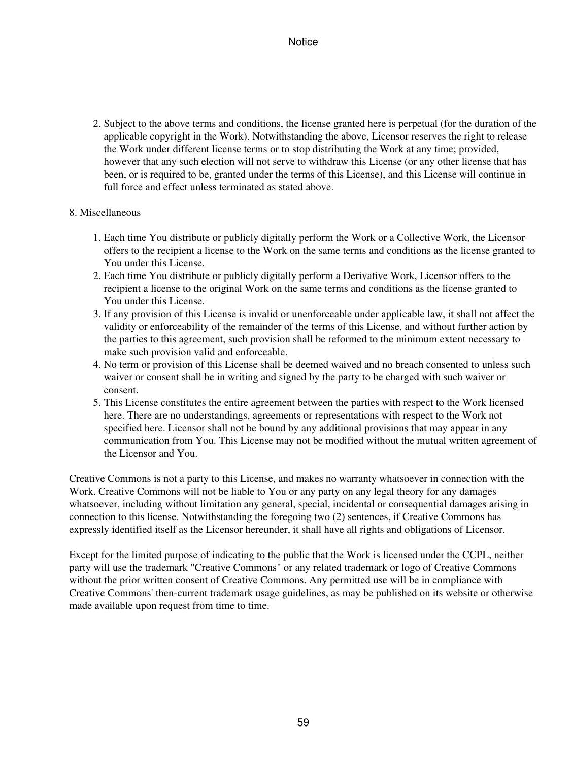2. Subject to the above terms and conditions, the license granted here is perpetual (for the duration of the applicable copyright in the Work). Notwithstanding the above, Licensor reserves the right to release the Work under different license terms or to stop distributing the Work at any time; provided, however that any such election will not serve to withdraw this License (or any other license that has been, or is required to be, granted under the terms of this License), and this License will continue in full force and effect unless terminated as stated above.

8. Miscellaneous

1. Each time You distribute or publicly digitally perform the Work or a Collective Work, the Licensor offers to the recipient a license to the Work on the same terms and conditions as the license granted to You under this License.
2. Each time You distribute or publicly digitally perform a Derivative Work, Licensor offers to the recipient a license to the original Work on the same terms and conditions as the license granted to You under this License.
3. If any provision of this License is invalid or unenforceable under applicable law, it shall not affect the validity or enforceability of the remainder of the terms of this License, and without further action by the parties to this agreement, such provision shall be reformed to the minimum extent necessary to make such provision valid and enforceable.
4. No term or provision of this License shall be deemed waived and no breach consented to unless such waiver or consent shall be in writing and signed by the party to be charged with such waiver or consent.
5. This License constitutes the entire agreement between the parties with respect to the Work licensed here. There are no understandings, agreements or representations with respect to the Work not specified here. Licensor shall not be bound by any additional provisions that may appear in any communication from You. This License may not be modified without the mutual written agreement of the Licensor and You.

Creative Commons is not a party to this License, and makes no warranty whatsoever in connection with the Work. Creative Commons will not be liable to You or any party on any legal theory for any damages whatsoever, including without limitation any general, special, incidental or consequential damages arising in connection to this license. Notwithstanding the foregoing two (2) sentences, if Creative Commons has expressly identified itself as the Licensor hereunder, it shall have all rights and obligations of Licensor.

Except for the limited purpose of indicating to the public that the Work is licensed under the CCPL, neither party will use the trademark "Creative Commons" or any related trademark or logo of Creative Commons without the prior written consent of Creative Commons. Any permitted use will be in compliance with Creative Commons' then-current trademark usage guidelines, as may be published on its website or otherwise made available upon request from time to time.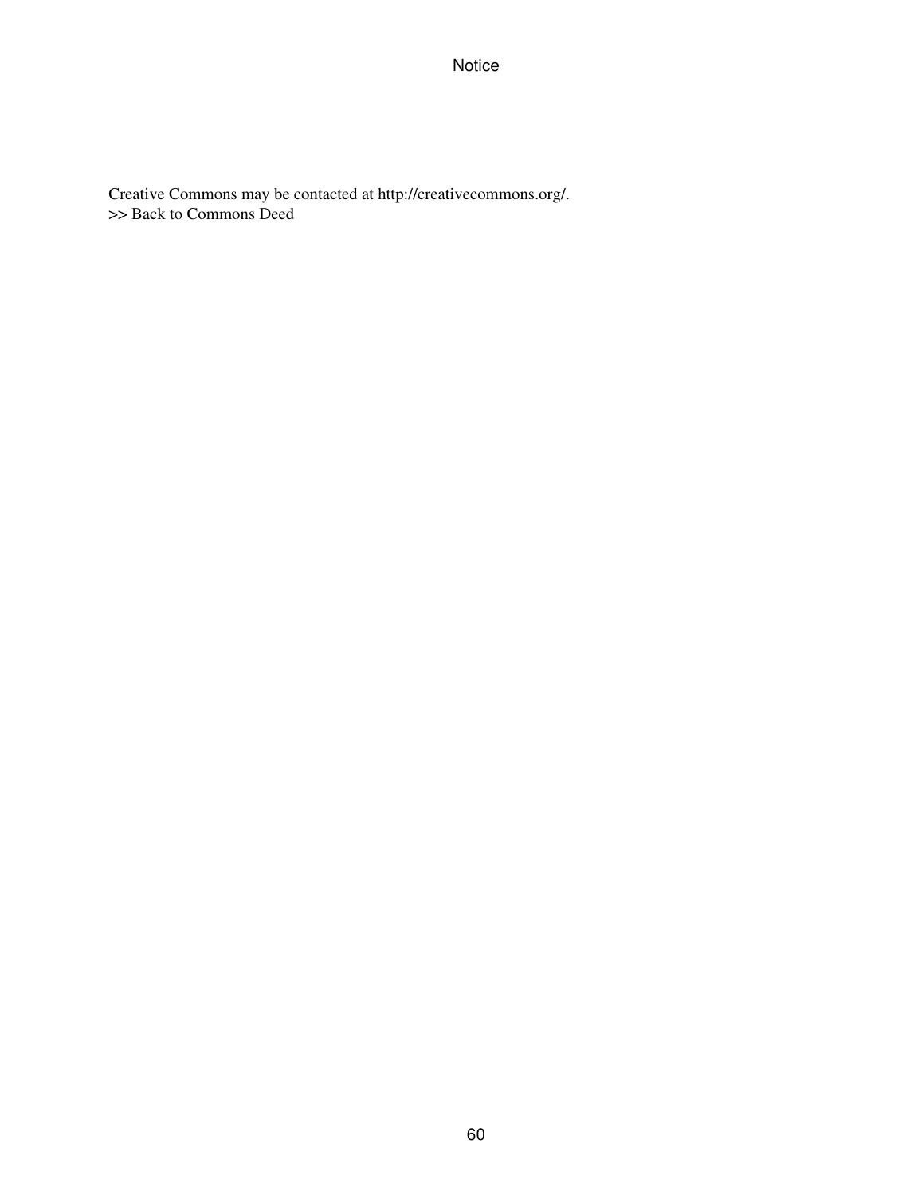Creative Commons may be contacted at http://creativecommons.org/.
>> Back to Commons Deed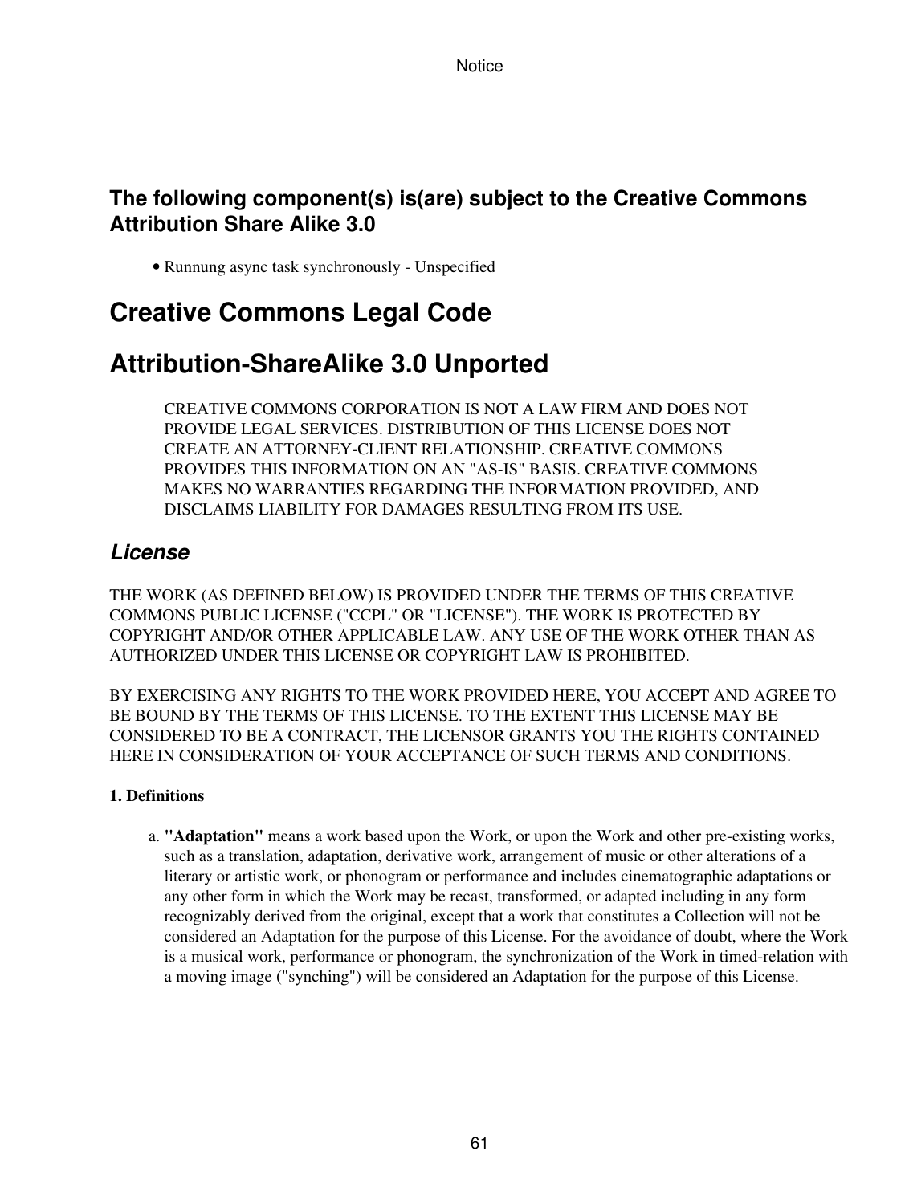### The following component(s) is(are) subject to the Creative Commons Attribution Share Alike 3.0

- Runnung async task synchronously - Unspecified

# Creative Commons Legal Code

# Attribution-ShareAlike 3.0 Unported

> CREATIVE COMMONS CORPORATION IS NOT A LAW FIRM AND DOES NOT PROVIDE LEGAL SERVICES. DISTRIBUTION OF THIS LICENSE DOES NOT CREATE AN ATTORNEY-CLIENT RELATIONSHIP. CREATIVE COMMONS PROVIDES THIS INFORMATION ON AN "AS-IS" BASIS. CREATIVE COMMONS MAKES NO WARRANTIES REGARDING THE INFORMATION PROVIDED, AND DISCLAIMS LIABILITY FOR DAMAGES RESULTING FROM ITS USE.

## *License*

THE WORK (AS DEFINED BELOW) IS PROVIDED UNDER THE TERMS OF THIS CREATIVE COMMONS PUBLIC LICENSE ("CCPL" OR "LICENSE"). THE WORK IS PROTECTED BY COPYRIGHT AND/OR OTHER APPLICABLE LAW. ANY USE OF THE WORK OTHER THAN AS AUTHORIZED UNDER THIS LICENSE OR COPYRIGHT LAW IS PROHIBITED.

BY EXERCISING ANY RIGHTS TO THE WORK PROVIDED HERE, YOU ACCEPT AND AGREE TO BE BOUND BY THE TERMS OF THIS LICENSE. TO THE EXTENT THIS LICENSE MAY BE CONSIDERED TO BE A CONTRACT, THE LICENSOR GRANTS YOU THE RIGHTS CONTAINED HERE IN CONSIDERATION OF YOUR ACCEPTANCE OF SUCH TERMS AND CONDITIONS.

**1. Definitions**

a. **"Adaptation"** means a work based upon the Work, or upon the Work and other pre-existing works, such as a translation, adaptation, derivative work, arrangement of music or other alterations of a literary or artistic work, or phonogram or performance and includes cinematographic adaptations or any other form in which the Work may be recast, transformed, or adapted including in any form recognizably derived from the original, except that a work that constitutes a Collection will not be considered an Adaptation for the purpose of this License. For the avoidance of doubt, where the Work is a musical work, performance or phonogram, the synchronization of the Work in timed-relation with a moving image ("synching") will be considered an Adaptation for the purpose of this License.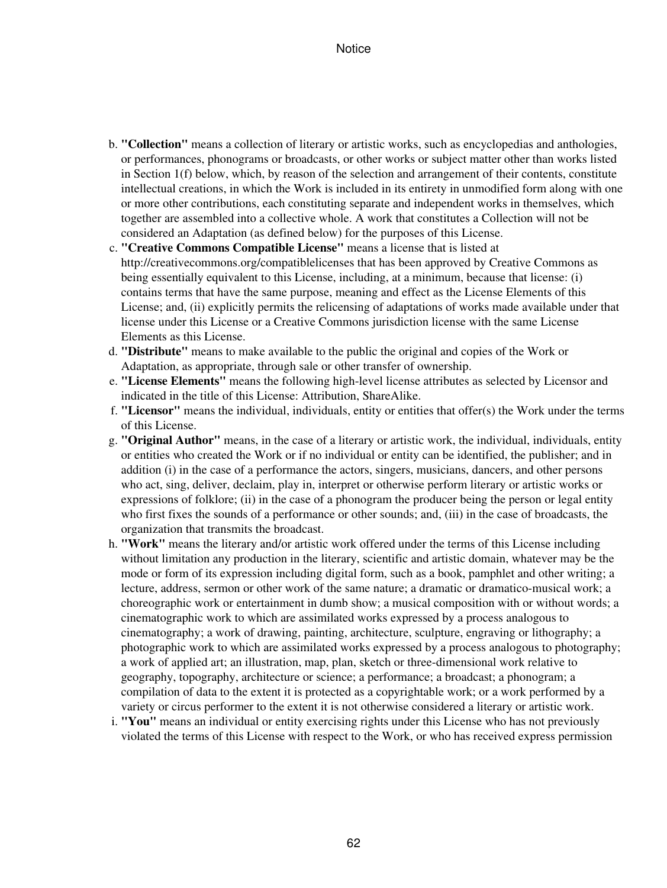b. **"Collection"** means a collection of literary or artistic works, such as encyclopedias and anthologies, or performances, phonograms or broadcasts, or other works or subject matter other than works listed in Section 1(f) below, which, by reason of the selection and arrangement of their contents, constitute intellectual creations, in which the Work is included in its entirety in unmodified form along with one or more other contributions, each constituting separate and independent works in themselves, which together are assembled into a collective whole. A work that constitutes a Collection will not be considered an Adaptation (as defined below) for the purposes of this License.
c. **"Creative Commons Compatible License"** means a license that is listed at http://creativecommons.org/compatiblelicenses that has been approved by Creative Commons as being essentially equivalent to this License, including, at a minimum, because that license: (i) contains terms that have the same purpose, meaning and effect as the License Elements of this License; and, (ii) explicitly permits the relicensing of adaptations of works made available under that license under this License or a Creative Commons jurisdiction license with the same License Elements as this License.
d. **"Distribute"** means to make available to the public the original and copies of the Work or Adaptation, as appropriate, through sale or other transfer of ownership.
e. **"License Elements"** means the following high-level license attributes as selected by Licensor and indicated in the title of this License: Attribution, ShareAlike.
f. **"Licensor"** means the individual, individuals, entity or entities that offer(s) the Work under the terms of this License.
g. **"Original Author"** means, in the case of a literary or artistic work, the individual, individuals, entity or entities who created the Work or if no individual or entity can be identified, the publisher; and in addition (i) in the case of a performance the actors, singers, musicians, dancers, and other persons who act, sing, deliver, declaim, play in, interpret or otherwise perform literary or artistic works or expressions of folklore; (ii) in the case of a phonogram the producer being the person or legal entity who first fixes the sounds of a performance or other sounds; and, (iii) in the case of broadcasts, the organization that transmits the broadcast.
h. **"Work"** means the literary and/or artistic work offered under the terms of this License including without limitation any production in the literary, scientific and artistic domain, whatever may be the mode or form of its expression including digital form, such as a book, pamphlet and other writing; a lecture, address, sermon or other work of the same nature; a dramatic or dramatico-musical work; a choreographic work or entertainment in dumb show; a musical composition with or without words; a cinematographic work to which are assimilated works expressed by a process analogous to cinematography; a work of drawing, painting, architecture, sculpture, engraving or lithography; a photographic work to which are assimilated works expressed by a process analogous to photography; a work of applied art; an illustration, map, plan, sketch or three-dimensional work relative to geography, topography, architecture or science; a performance; a broadcast; a phonogram; a compilation of data to the extent it is protected as a copyrightable work; or a work performed by a variety or circus performer to the extent it is not otherwise considered a literary or artistic work.
i. **"You"** means an individual or entity exercising rights under this License who has not previously violated the terms of this License with respect to the Work, or who has received express permission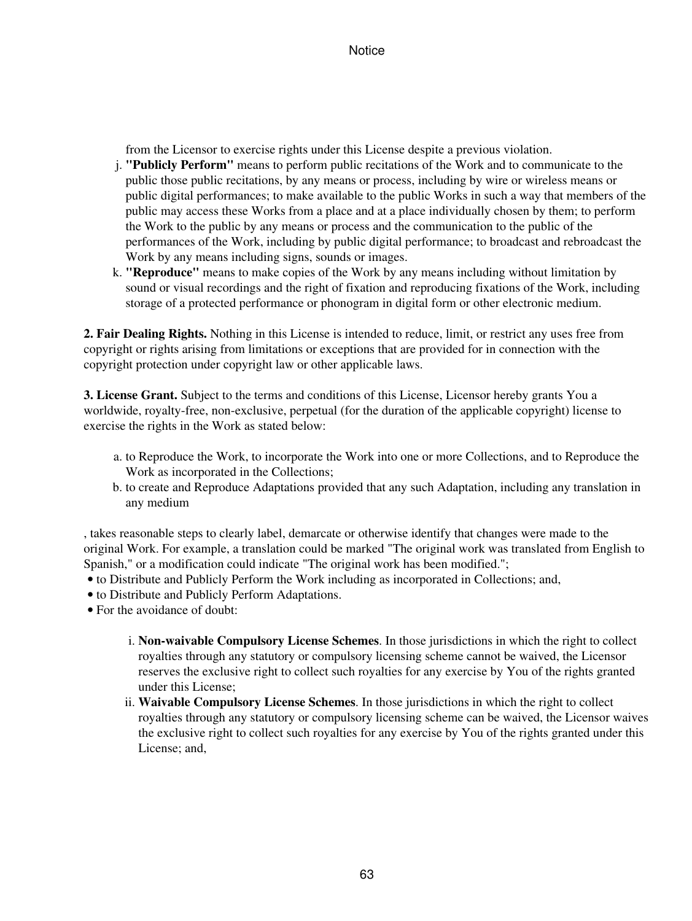from the Licensor to exercise rights under this License despite a previous violation.

j. **"Publicly Perform"** means to perform public recitations of the Work and to communicate to the public those public recitations, by any means or process, including by wire or wireless means or public digital performances; to make available to the public Works in such a way that members of the public may access these Works from a place and at a place individually chosen by them; to perform the Work to the public by any means or process and the communication to the public of the performances of the Work, including by public digital performance; to broadcast and rebroadcast the Work by any means including signs, sounds or images.
k. **"Reproduce"** means to make copies of the Work by any means including without limitation by sound or visual recordings and the right of fixation and reproducing fixations of the Work, including storage of a protected performance or phonogram in digital form or other electronic medium.

**2. Fair Dealing Rights.** Nothing in this License is intended to reduce, limit, or restrict any uses free from copyright or rights arising from limitations or exceptions that are provided for in connection with the copyright protection under copyright law or other applicable laws.

**3. License Grant.** Subject to the terms and conditions of this License, Licensor hereby grants You a worldwide, royalty-free, non-exclusive, perpetual (for the duration of the applicable copyright) license to exercise the rights in the Work as stated below:

a. to Reproduce the Work, to incorporate the Work into one or more Collections, and to Reproduce the Work as incorporated in the Collections;
b. to create and Reproduce Adaptations provided that any such Adaptation, including any translation in any medium

, takes reasonable steps to clearly label, demarcate or otherwise identify that changes were made to the original Work. For example, a translation could be marked "The original work was translated from English to Spanish," or a modification could indicate "The original work has been modified.";

- to Distribute and Publicly Perform the Work including as incorporated in Collections; and,
- to Distribute and Publicly Perform Adaptations.
- For the avoidance of doubt:

  i. **Non-waivable Compulsory License Schemes**. In those jurisdictions in which the right to collect royalties through any statutory or compulsory licensing scheme cannot be waived, the Licensor reserves the exclusive right to collect such royalties for any exercise by You of the rights granted under this License;
  ii. **Waivable Compulsory License Schemes**. In those jurisdictions in which the right to collect royalties through any statutory or compulsory licensing scheme can be waived, the Licensor waives the exclusive right to collect such royalties for any exercise by You of the rights granted under this License; and,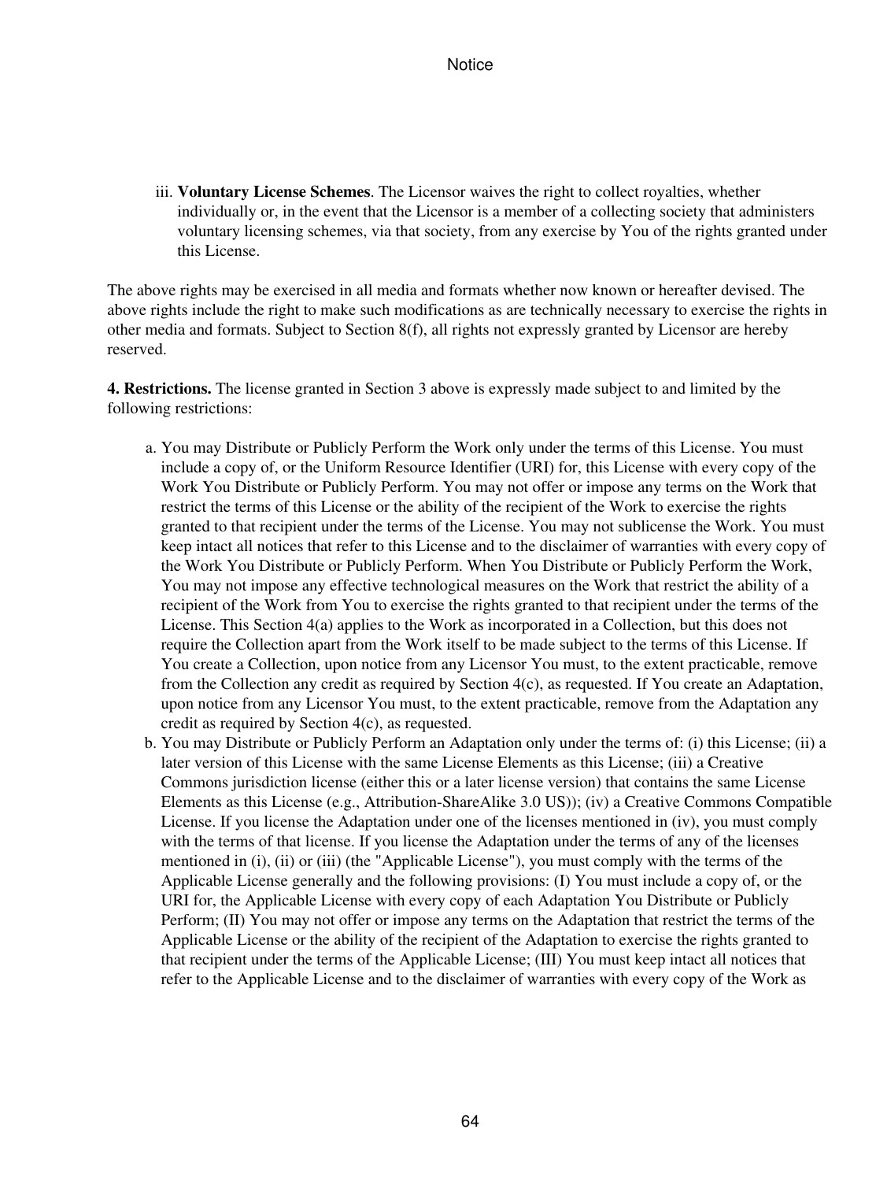iii. **Voluntary License Schemes**. The Licensor waives the right to collect royalties, whether individually or, in the event that the Licensor is a member of a collecting society that administers voluntary licensing schemes, via that society, from any exercise by You of the rights granted under this License.

The above rights may be exercised in all media and formats whether now known or hereafter devised. The above rights include the right to make such modifications as are technically necessary to exercise the rights in other media and formats. Subject to Section 8(f), all rights not expressly granted by Licensor are hereby reserved.

**4. Restrictions.** The license granted in Section 3 above is expressly made subject to and limited by the following restrictions:

a. You may Distribute or Publicly Perform the Work only under the terms of this License. You must include a copy of, or the Uniform Resource Identifier (URI) for, this License with every copy of the Work You Distribute or Publicly Perform. You may not offer or impose any terms on the Work that restrict the terms of this License or the ability of the recipient of the Work to exercise the rights granted to that recipient under the terms of the License. You may not sublicense the Work. You must keep intact all notices that refer to this License and to the disclaimer of warranties with every copy of the Work You Distribute or Publicly Perform. When You Distribute or Publicly Perform the Work, You may not impose any effective technological measures on the Work that restrict the ability of a recipient of the Work from You to exercise the rights granted to that recipient under the terms of the License. This Section 4(a) applies to the Work as incorporated in a Collection, but this does not require the Collection apart from the Work itself to be made subject to the terms of this License. If You create a Collection, upon notice from any Licensor You must, to the extent practicable, remove from the Collection any credit as required by Section 4(c), as requested. If You create an Adaptation, upon notice from any Licensor You must, to the extent practicable, remove from the Adaptation any credit as required by Section 4(c), as requested.

b. You may Distribute or Publicly Perform an Adaptation only under the terms of: (i) this License; (ii) a later version of this License with the same License Elements as this License; (iii) a Creative Commons jurisdiction license (either this or a later license version) that contains the same License Elements as this License (e.g., Attribution-ShareAlike 3.0 US)); (iv) a Creative Commons Compatible License. If you license the Adaptation under one of the licenses mentioned in (iv), you must comply with the terms of that license. If you license the Adaptation under the terms of any of the licenses mentioned in (i), (ii) or (iii) (the "Applicable License"), you must comply with the terms of the Applicable License generally and the following provisions: (I) You must include a copy of, or the URI for, the Applicable License with every copy of each Adaptation You Distribute or Publicly Perform; (II) You may not offer or impose any terms on the Adaptation that restrict the terms of the Applicable License or the ability of the recipient of the Adaptation to exercise the rights granted to that recipient under the terms of the Applicable License; (III) You must keep intact all notices that refer to the Applicable License and to the disclaimer of warranties with every copy of the Work as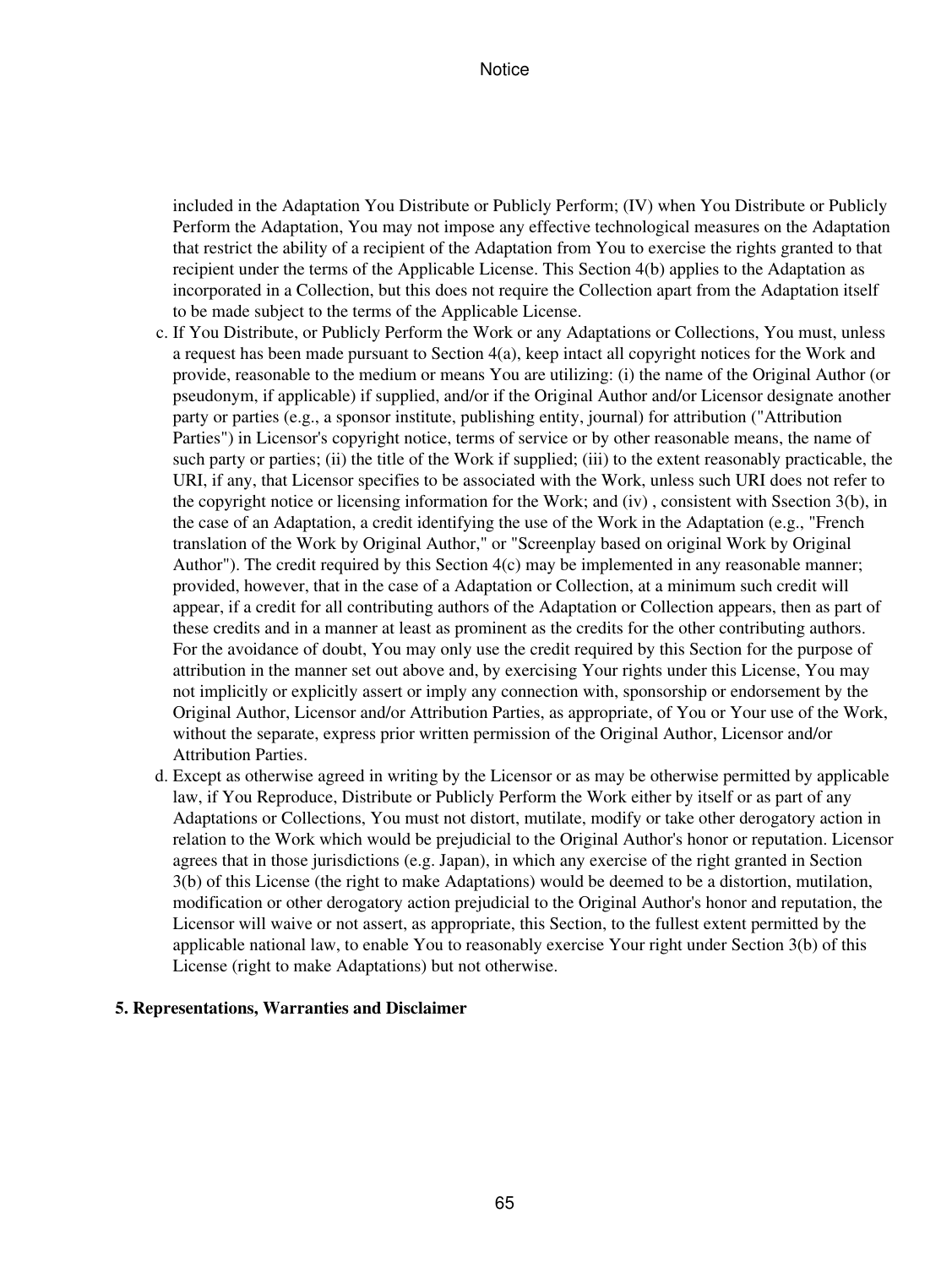included in the Adaptation You Distribute or Publicly Perform; (IV) when You Distribute or Publicly Perform the Adaptation, You may not impose any effective technological measures on the Adaptation that restrict the ability of a recipient of the Adaptation from You to exercise the rights granted to that recipient under the terms of the Applicable License. This Section 4(b) applies to the Adaptation as incorporated in a Collection, but this does not require the Collection apart from the Adaptation itself to be made subject to the terms of the Applicable License.

c. If You Distribute, or Publicly Perform the Work or any Adaptations or Collections, You must, unless a request has been made pursuant to Section 4(a), keep intact all copyright notices for the Work and provide, reasonable to the medium or means You are utilizing: (i) the name of the Original Author (or pseudonym, if applicable) if supplied, and/or if the Original Author and/or Licensor designate another party or parties (e.g., a sponsor institute, publishing entity, journal) for attribution ("Attribution Parties") in Licensor's copyright notice, terms of service or by other reasonable means, the name of such party or parties; (ii) the title of the Work if supplied; (iii) to the extent reasonably practicable, the URI, if any, that Licensor specifies to be associated with the Work, unless such URI does not refer to the copyright notice or licensing information for the Work; and (iv) , consistent with Ssection 3(b), in the case of an Adaptation, a credit identifying the use of the Work in the Adaptation (e.g., "French translation of the Work by Original Author," or "Screenplay based on original Work by Original Author"). The credit required by this Section 4(c) may be implemented in any reasonable manner; provided, however, that in the case of a Adaptation or Collection, at a minimum such credit will appear, if a credit for all contributing authors of the Adaptation or Collection appears, then as part of these credits and in a manner at least as prominent as the credits for the other contributing authors. For the avoidance of doubt, You may only use the credit required by this Section for the purpose of attribution in the manner set out above and, by exercising Your rights under this License, You may not implicitly or explicitly assert or imply any connection with, sponsorship or endorsement by the Original Author, Licensor and/or Attribution Parties, as appropriate, of You or Your use of the Work, without the separate, express prior written permission of the Original Author, Licensor and/or Attribution Parties.

d. Except as otherwise agreed in writing by the Licensor or as may be otherwise permitted by applicable law, if You Reproduce, Distribute or Publicly Perform the Work either by itself or as part of any Adaptations or Collections, You must not distort, mutilate, modify or take other derogatory action in relation to the Work which would be prejudicial to the Original Author's honor or reputation. Licensor agrees that in those jurisdictions (e.g. Japan), in which any exercise of the right granted in Section 3(b) of this License (the right to make Adaptations) would be deemed to be a distortion, mutilation, modification or other derogatory action prejudicial to the Original Author's honor and reputation, the Licensor will waive or not assert, as appropriate, this Section, to the fullest extent permitted by the applicable national law, to enable You to reasonably exercise Your right under Section 3(b) of this License (right to make Adaptations) but not otherwise.

**5. Representations, Warranties and Disclaimer**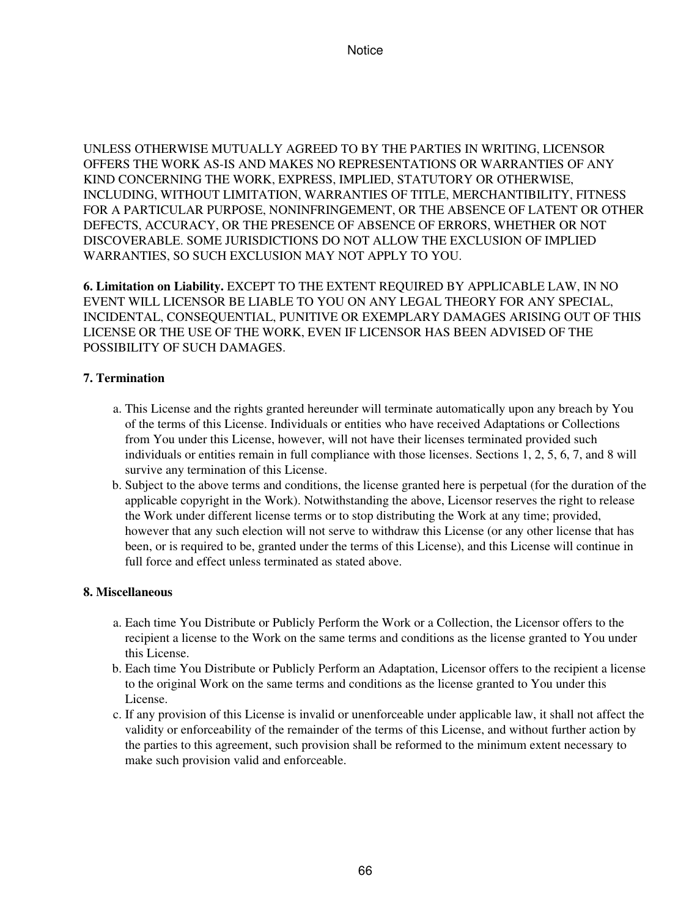UNLESS OTHERWISE MUTUALLY AGREED TO BY THE PARTIES IN WRITING, LICENSOR OFFERS THE WORK AS-IS AND MAKES NO REPRESENTATIONS OR WARRANTIES OF ANY KIND CONCERNING THE WORK, EXPRESS, IMPLIED, STATUTORY OR OTHERWISE, INCLUDING, WITHOUT LIMITATION, WARRANTIES OF TITLE, MERCHANTIBILITY, FITNESS FOR A PARTICULAR PURPOSE, NONINFRINGEMENT, OR THE ABSENCE OF LATENT OR OTHER DEFECTS, ACCURACY, OR THE PRESENCE OF ABSENCE OF ERRORS, WHETHER OR NOT DISCOVERABLE. SOME JURISDICTIONS DO NOT ALLOW THE EXCLUSION OF IMPLIED WARRANTIES, SO SUCH EXCLUSION MAY NOT APPLY TO YOU.

**6. Limitation on Liability.** EXCEPT TO THE EXTENT REQUIRED BY APPLICABLE LAW, IN NO EVENT WILL LICENSOR BE LIABLE TO YOU ON ANY LEGAL THEORY FOR ANY SPECIAL, INCIDENTAL, CONSEQUENTIAL, PUNITIVE OR EXEMPLARY DAMAGES ARISING OUT OF THIS LICENSE OR THE USE OF THE WORK, EVEN IF LICENSOR HAS BEEN ADVISED OF THE POSSIBILITY OF SUCH DAMAGES.

**7. Termination**

a. This License and the rights granted hereunder will terminate automatically upon any breach by You of the terms of this License. Individuals or entities who have received Adaptations or Collections from You under this License, however, will not have their licenses terminated provided such individuals or entities remain in full compliance with those licenses. Sections 1, 2, 5, 6, 7, and 8 will survive any termination of this License.
b. Subject to the above terms and conditions, the license granted here is perpetual (for the duration of the applicable copyright in the Work). Notwithstanding the above, Licensor reserves the right to release the Work under different license terms or to stop distributing the Work at any time; provided, however that any such election will not serve to withdraw this License (or any other license that has been, or is required to be, granted under the terms of this License), and this License will continue in full force and effect unless terminated as stated above.

**8. Miscellaneous**

a. Each time You Distribute or Publicly Perform the Work or a Collection, the Licensor offers to the recipient a license to the Work on the same terms and conditions as the license granted to You under this License.
b. Each time You Distribute or Publicly Perform an Adaptation, Licensor offers to the recipient a license to the original Work on the same terms and conditions as the license granted to You under this License.
c. If any provision of this License is invalid or unenforceable under applicable law, it shall not affect the validity or enforceability of the remainder of the terms of this License, and without further action by the parties to this agreement, such provision shall be reformed to the minimum extent necessary to make such provision valid and enforceable.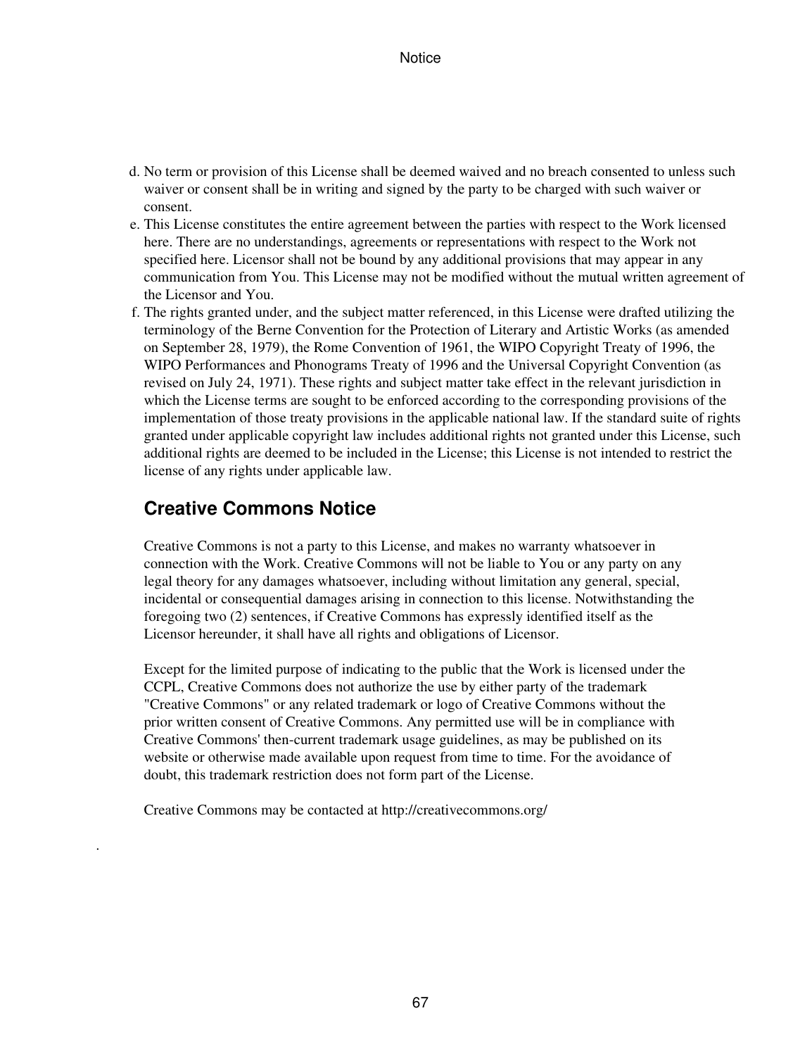d. No term or provision of this License shall be deemed waived and no breach consented to unless such waiver or consent shall be in writing and signed by the party to be charged with such waiver or consent.
e. This License constitutes the entire agreement between the parties with respect to the Work licensed here. There are no understandings, agreements or representations with respect to the Work not specified here. Licensor shall not be bound by any additional provisions that may appear in any communication from You. This License may not be modified without the mutual written agreement of the Licensor and You.
f. The rights granted under, and the subject matter referenced, in this License were drafted utilizing the terminology of the Berne Convention for the Protection of Literary and Artistic Works (as amended on September 28, 1979), the Rome Convention of 1961, the WIPO Copyright Treaty of 1996, the WIPO Performances and Phonograms Treaty of 1996 and the Universal Copyright Convention (as revised on July 24, 1971). These rights and subject matter take effect in the relevant jurisdiction in which the License terms are sought to be enforced according to the corresponding provisions of the implementation of those treaty provisions in the applicable national law. If the standard suite of rights granted under applicable copyright law includes additional rights not granted under this License, such additional rights are deemed to be included in the License; this License is not intended to restrict the license of any rights under applicable law.

## Creative Commons Notice

Creative Commons is not a party to this License, and makes no warranty whatsoever in connection with the Work. Creative Commons will not be liable to You or any party on any legal theory for any damages whatsoever, including without limitation any general, special, incidental or consequential damages arising in connection to this license. Notwithstanding the foregoing two (2) sentences, if Creative Commons has expressly identified itself as the Licensor hereunder, it shall have all rights and obligations of Licensor.

Except for the limited purpose of indicating to the public that the Work is licensed under the CCPL, Creative Commons does not authorize the use by either party of the trademark "Creative Commons" or any related trademark or logo of Creative Commons without the prior written consent of Creative Commons. Any permitted use will be in compliance with Creative Commons' then-current trademark usage guidelines, as may be published on its website or otherwise made available upon request from time to time. For the avoidance of doubt, this trademark restriction does not form part of the License.

Creative Commons may be contacted at http://creativecommons.org/

.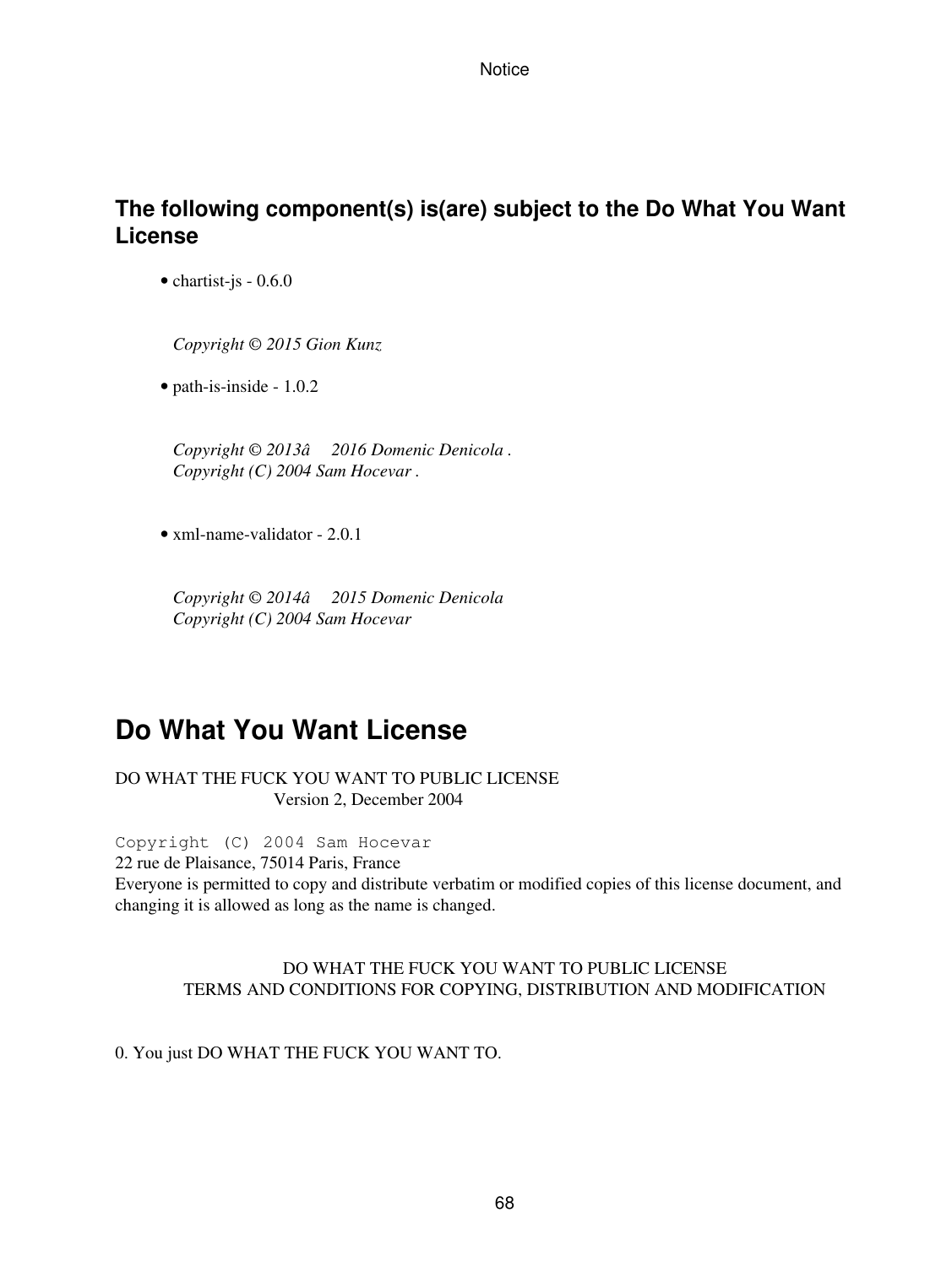## The following component(s) is(are) subject to the Do What You Want License

- chartist-js - 0.6.0

  *Copyright © 2015 Gion Kunz*

- path-is-inside - 1.0.2

  *Copyright © 2013â 2016 Domenic Denicola .*
  *Copyright (C) 2004 Sam Hocevar .*

- xml-name-validator - 2.0.1

  *Copyright © 2014â 2015 Domenic Denicola*
  *Copyright (C) 2004 Sam Hocevar*

# Do What You Want License

DO WHAT THE FUCK YOU WANT TO PUBLIC LICENSE
Version 2, December 2004

```
Copyright (C) 2004 Sam Hocevar
```

22 rue de Plaisance, 75014 Paris, France
Everyone is permitted to copy and distribute verbatim or modified copies of this license document, and changing it is allowed as long as the name is changed.

DO WHAT THE FUCK YOU WANT TO PUBLIC LICENSE
TERMS AND CONDITIONS FOR COPYING, DISTRIBUTION AND MODIFICATION

0. You just DO WHAT THE FUCK YOU WANT TO.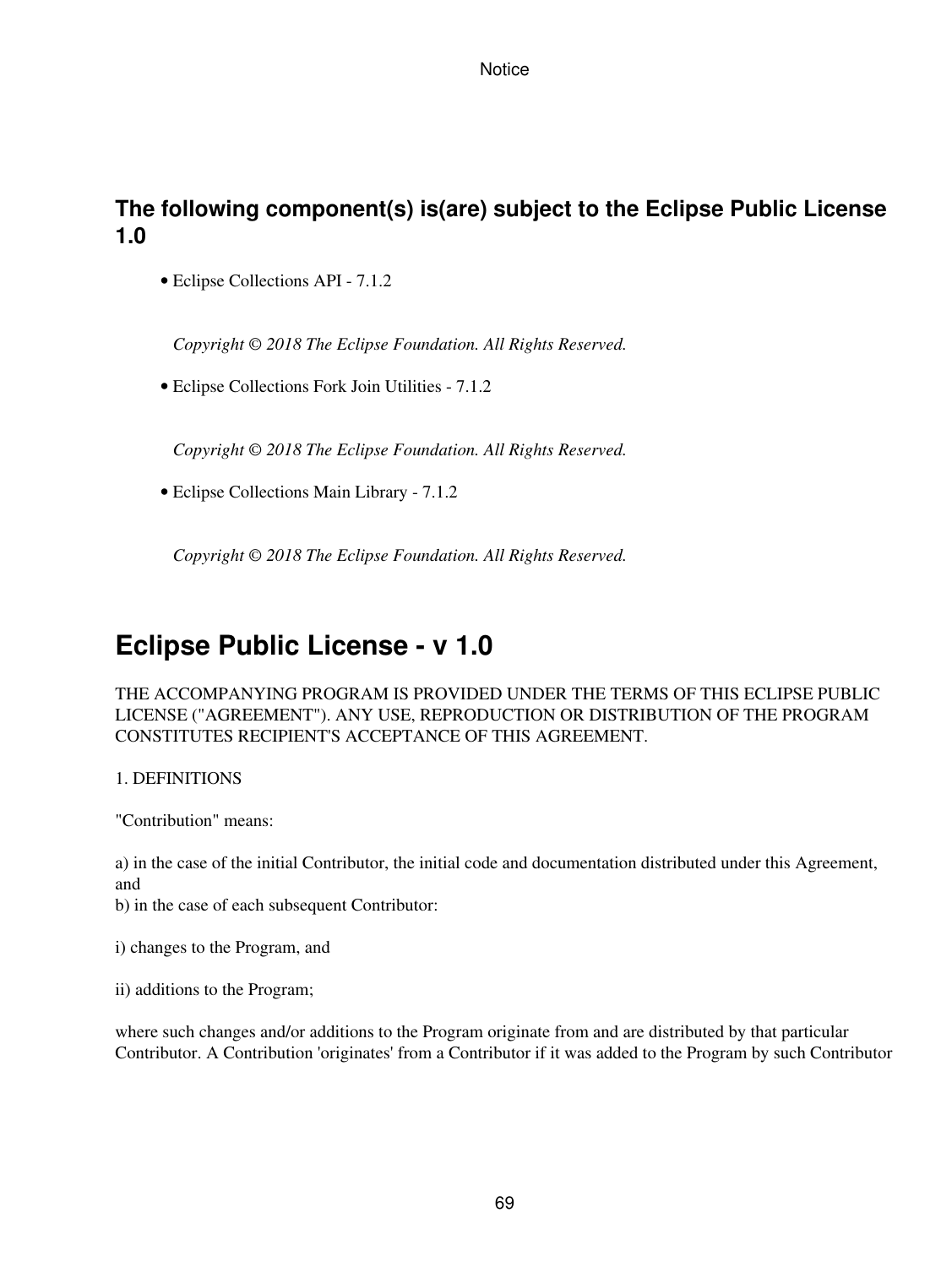## The following component(s) is(are) subject to the Eclipse Public License 1.0

- Eclipse Collections API - 7.1.2

  *Copyright © 2018 The Eclipse Foundation. All Rights Reserved.*

- Eclipse Collections Fork Join Utilities - 7.1.2

  *Copyright © 2018 The Eclipse Foundation. All Rights Reserved.*

- Eclipse Collections Main Library - 7.1.2

  *Copyright © 2018 The Eclipse Foundation. All Rights Reserved.*

# Eclipse Public License - v 1.0

THE ACCOMPANYING PROGRAM IS PROVIDED UNDER THE TERMS OF THIS ECLIPSE PUBLIC LICENSE ("AGREEMENT"). ANY USE, REPRODUCTION OR DISTRIBUTION OF THE PROGRAM CONSTITUTES RECIPIENT'S ACCEPTANCE OF THIS AGREEMENT.

1. DEFINITIONS

"Contribution" means:

a) in the case of the initial Contributor, the initial code and documentation distributed under this Agreement, and
b) in the case of each subsequent Contributor:

i) changes to the Program, and

ii) additions to the Program;

where such changes and/or additions to the Program originate from and are distributed by that particular Contributor. A Contribution 'originates' from a Contributor if it was added to the Program by such Contributor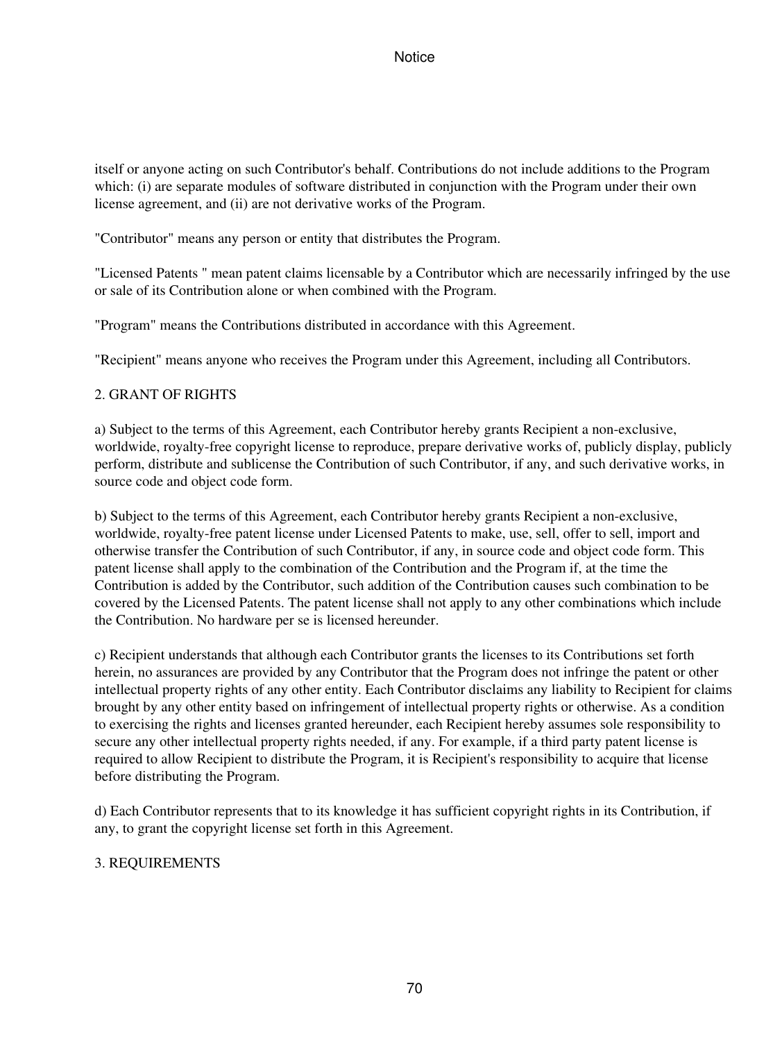itself or anyone acting on such Contributor's behalf. Contributions do not include additions to the Program which: (i) are separate modules of software distributed in conjunction with the Program under their own license agreement, and (ii) are not derivative works of the Program.

"Contributor" means any person or entity that distributes the Program.

"Licensed Patents " mean patent claims licensable by a Contributor which are necessarily infringed by the use or sale of its Contribution alone or when combined with the Program.

"Program" means the Contributions distributed in accordance with this Agreement.

"Recipient" means anyone who receives the Program under this Agreement, including all Contributors.

2. GRANT OF RIGHTS

a) Subject to the terms of this Agreement, each Contributor hereby grants Recipient a non-exclusive, worldwide, royalty-free copyright license to reproduce, prepare derivative works of, publicly display, publicly perform, distribute and sublicense the Contribution of such Contributor, if any, and such derivative works, in source code and object code form.

b) Subject to the terms of this Agreement, each Contributor hereby grants Recipient a non-exclusive, worldwide, royalty-free patent license under Licensed Patents to make, use, sell, offer to sell, import and otherwise transfer the Contribution of such Contributor, if any, in source code and object code form. This patent license shall apply to the combination of the Contribution and the Program if, at the time the Contribution is added by the Contributor, such addition of the Contribution causes such combination to be covered by the Licensed Patents. The patent license shall not apply to any other combinations which include the Contribution. No hardware per se is licensed hereunder.

c) Recipient understands that although each Contributor grants the licenses to its Contributions set forth herein, no assurances are provided by any Contributor that the Program does not infringe the patent or other intellectual property rights of any other entity. Each Contributor disclaims any liability to Recipient for claims brought by any other entity based on infringement of intellectual property rights or otherwise. As a condition to exercising the rights and licenses granted hereunder, each Recipient hereby assumes sole responsibility to secure any other intellectual property rights needed, if any. For example, if a third party patent license is required to allow Recipient to distribute the Program, it is Recipient's responsibility to acquire that license before distributing the Program.

d) Each Contributor represents that to its knowledge it has sufficient copyright rights in its Contribution, if any, to grant the copyright license set forth in this Agreement.

3. REQUIREMENTS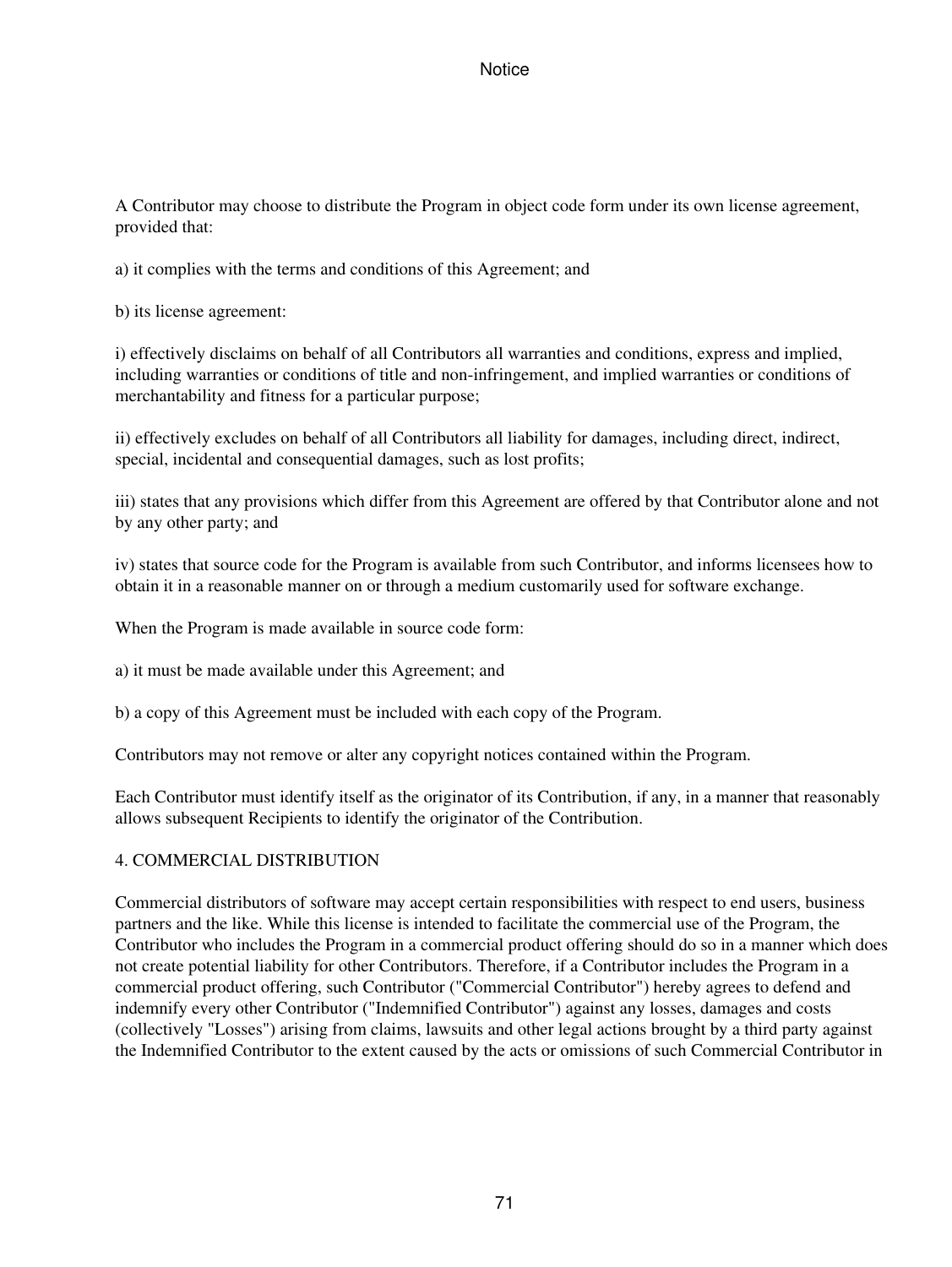A Contributor may choose to distribute the Program in object code form under its own license agreement, provided that:

a) it complies with the terms and conditions of this Agreement; and

b) its license agreement:

i) effectively disclaims on behalf of all Contributors all warranties and conditions, express and implied, including warranties or conditions of title and non-infringement, and implied warranties or conditions of merchantability and fitness for a particular purpose;

ii) effectively excludes on behalf of all Contributors all liability for damages, including direct, indirect, special, incidental and consequential damages, such as lost profits;

iii) states that any provisions which differ from this Agreement are offered by that Contributor alone and not by any other party; and

iv) states that source code for the Program is available from such Contributor, and informs licensees how to obtain it in a reasonable manner on or through a medium customarily used for software exchange.

When the Program is made available in source code form:

a) it must be made available under this Agreement; and

b) a copy of this Agreement must be included with each copy of the Program.

Contributors may not remove or alter any copyright notices contained within the Program.

Each Contributor must identify itself as the originator of its Contribution, if any, in a manner that reasonably allows subsequent Recipients to identify the originator of the Contribution.

4. COMMERCIAL DISTRIBUTION

Commercial distributors of software may accept certain responsibilities with respect to end users, business partners and the like. While this license is intended to facilitate the commercial use of the Program, the Contributor who includes the Program in a commercial product offering should do so in a manner which does not create potential liability for other Contributors. Therefore, if a Contributor includes the Program in a commercial product offering, such Contributor ("Commercial Contributor") hereby agrees to defend and indemnify every other Contributor ("Indemnified Contributor") against any losses, damages and costs (collectively "Losses") arising from claims, lawsuits and other legal actions brought by a third party against the Indemnified Contributor to the extent caused by the acts or omissions of such Commercial Contributor in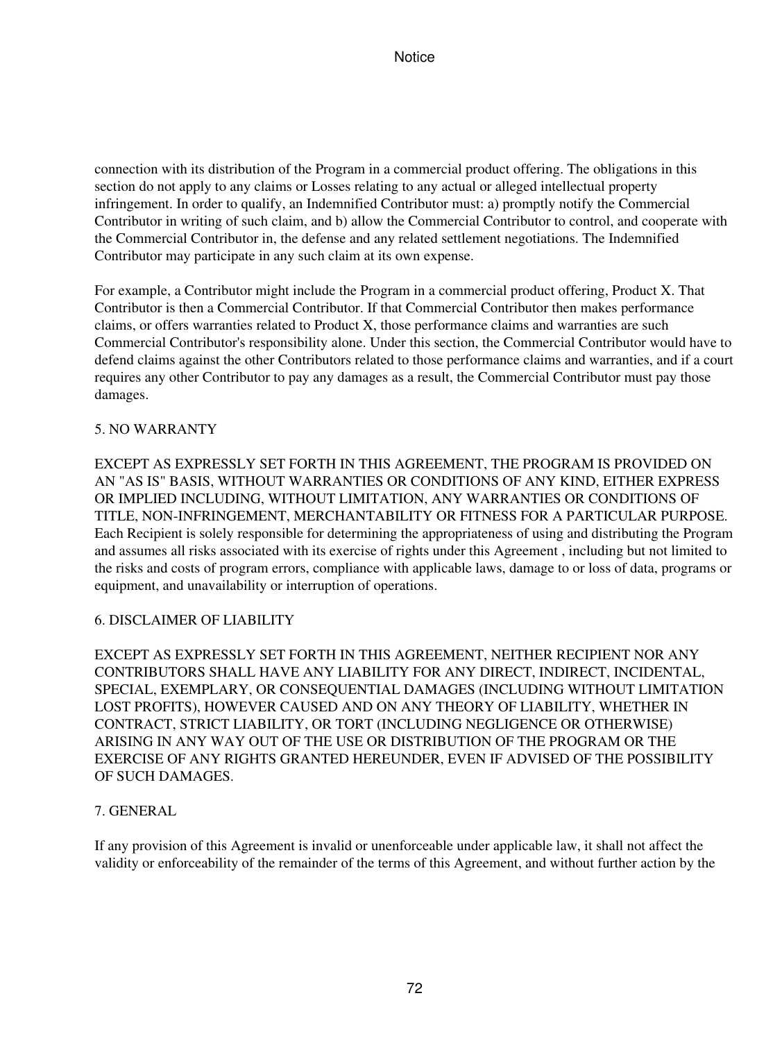connection with its distribution of the Program in a commercial product offering. The obligations in this section do not apply to any claims or Losses relating to any actual or alleged intellectual property infringement. In order to qualify, an Indemnified Contributor must: a) promptly notify the Commercial Contributor in writing of such claim, and b) allow the Commercial Contributor to control, and cooperate with the Commercial Contributor in, the defense and any related settlement negotiations. The Indemnified Contributor may participate in any such claim at its own expense.

For example, a Contributor might include the Program in a commercial product offering, Product X. That Contributor is then a Commercial Contributor. If that Commercial Contributor then makes performance claims, or offers warranties related to Product X, those performance claims and warranties are such Commercial Contributor's responsibility alone. Under this section, the Commercial Contributor would have to defend claims against the other Contributors related to those performance claims and warranties, and if a court requires any other Contributor to pay any damages as a result, the Commercial Contributor must pay those damages.

5. NO WARRANTY

EXCEPT AS EXPRESSLY SET FORTH IN THIS AGREEMENT, THE PROGRAM IS PROVIDED ON AN "AS IS" BASIS, WITHOUT WARRANTIES OR CONDITIONS OF ANY KIND, EITHER EXPRESS OR IMPLIED INCLUDING, WITHOUT LIMITATION, ANY WARRANTIES OR CONDITIONS OF TITLE, NON-INFRINGEMENT, MERCHANTABILITY OR FITNESS FOR A PARTICULAR PURPOSE. Each Recipient is solely responsible for determining the appropriateness of using and distributing the Program and assumes all risks associated with its exercise of rights under this Agreement , including but not limited to the risks and costs of program errors, compliance with applicable laws, damage to or loss of data, programs or equipment, and unavailability or interruption of operations.

6. DISCLAIMER OF LIABILITY

EXCEPT AS EXPRESSLY SET FORTH IN THIS AGREEMENT, NEITHER RECIPIENT NOR ANY CONTRIBUTORS SHALL HAVE ANY LIABILITY FOR ANY DIRECT, INDIRECT, INCIDENTAL, SPECIAL, EXEMPLARY, OR CONSEQUENTIAL DAMAGES (INCLUDING WITHOUT LIMITATION LOST PROFITS), HOWEVER CAUSED AND ON ANY THEORY OF LIABILITY, WHETHER IN CONTRACT, STRICT LIABILITY, OR TORT (INCLUDING NEGLIGENCE OR OTHERWISE) ARISING IN ANY WAY OUT OF THE USE OR DISTRIBUTION OF THE PROGRAM OR THE EXERCISE OF ANY RIGHTS GRANTED HEREUNDER, EVEN IF ADVISED OF THE POSSIBILITY OF SUCH DAMAGES.

7. GENERAL

If any provision of this Agreement is invalid or unenforceable under applicable law, it shall not affect the validity or enforceability of the remainder of the terms of this Agreement, and without further action by the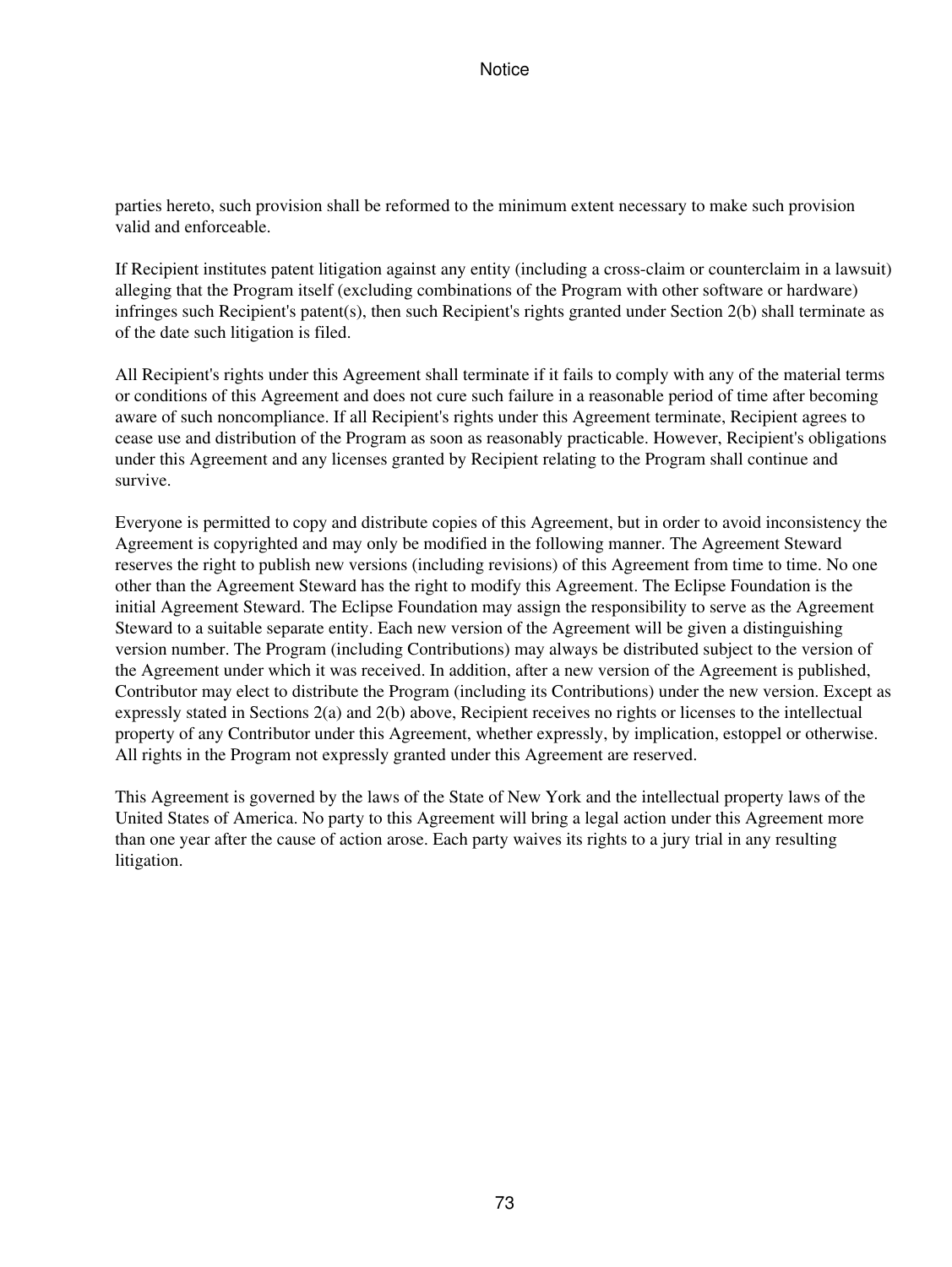parties hereto, such provision shall be reformed to the minimum extent necessary to make such provision valid and enforceable.

If Recipient institutes patent litigation against any entity (including a cross-claim or counterclaim in a lawsuit) alleging that the Program itself (excluding combinations of the Program with other software or hardware) infringes such Recipient's patent(s), then such Recipient's rights granted under Section 2(b) shall terminate as of the date such litigation is filed.

All Recipient's rights under this Agreement shall terminate if it fails to comply with any of the material terms or conditions of this Agreement and does not cure such failure in a reasonable period of time after becoming aware of such noncompliance. If all Recipient's rights under this Agreement terminate, Recipient agrees to cease use and distribution of the Program as soon as reasonably practicable. However, Recipient's obligations under this Agreement and any licenses granted by Recipient relating to the Program shall continue and survive.

Everyone is permitted to copy and distribute copies of this Agreement, but in order to avoid inconsistency the Agreement is copyrighted and may only be modified in the following manner. The Agreement Steward reserves the right to publish new versions (including revisions) of this Agreement from time to time. No one other than the Agreement Steward has the right to modify this Agreement. The Eclipse Foundation is the initial Agreement Steward. The Eclipse Foundation may assign the responsibility to serve as the Agreement Steward to a suitable separate entity. Each new version of the Agreement will be given a distinguishing version number. The Program (including Contributions) may always be distributed subject to the version of the Agreement under which it was received. In addition, after a new version of the Agreement is published, Contributor may elect to distribute the Program (including its Contributions) under the new version. Except as expressly stated in Sections 2(a) and 2(b) above, Recipient receives no rights or licenses to the intellectual property of any Contributor under this Agreement, whether expressly, by implication, estoppel or otherwise. All rights in the Program not expressly granted under this Agreement are reserved.

This Agreement is governed by the laws of the State of New York and the intellectual property laws of the United States of America. No party to this Agreement will bring a legal action under this Agreement more than one year after the cause of action arose. Each party waives its rights to a jury trial in any resulting litigation.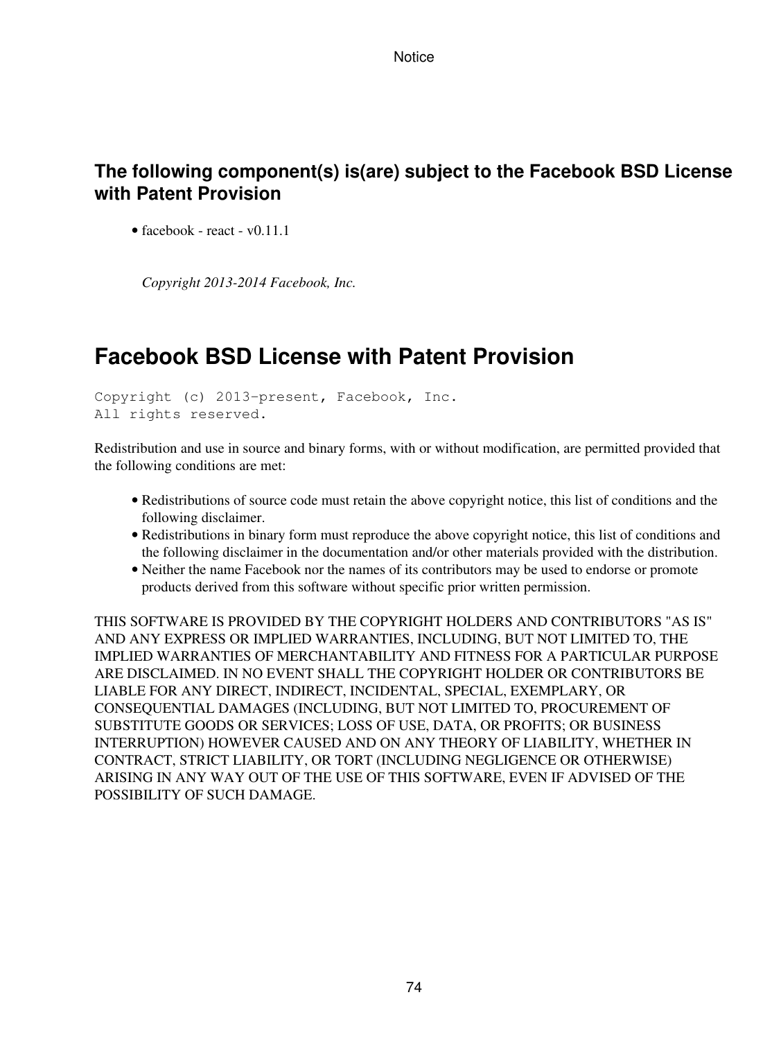### The following component(s) is(are) subject to the Facebook BSD License with Patent Provision

- facebook - react - v0.11.1

*Copyright 2013-2014 Facebook, Inc.*

## Facebook BSD License with Patent Provision

```
Copyright (c) 2013-present, Facebook, Inc.
All rights reserved.
```

Redistribution and use in source and binary forms, with or without modification, are permitted provided that the following conditions are met:

- Redistributions of source code must retain the above copyright notice, this list of conditions and the following disclaimer.
- Redistributions in binary form must reproduce the above copyright notice, this list of conditions and the following disclaimer in the documentation and/or other materials provided with the distribution.
- Neither the name Facebook nor the names of its contributors may be used to endorse or promote products derived from this software without specific prior written permission.

THIS SOFTWARE IS PROVIDED BY THE COPYRIGHT HOLDERS AND CONTRIBUTORS "AS IS" AND ANY EXPRESS OR IMPLIED WARRANTIES, INCLUDING, BUT NOT LIMITED TO, THE IMPLIED WARRANTIES OF MERCHANTABILITY AND FITNESS FOR A PARTICULAR PURPOSE ARE DISCLAIMED. IN NO EVENT SHALL THE COPYRIGHT HOLDER OR CONTRIBUTORS BE LIABLE FOR ANY DIRECT, INDIRECT, INCIDENTAL, SPECIAL, EXEMPLARY, OR CONSEQUENTIAL DAMAGES (INCLUDING, BUT NOT LIMITED TO, PROCUREMENT OF SUBSTITUTE GOODS OR SERVICES; LOSS OF USE, DATA, OR PROFITS; OR BUSINESS INTERRUPTION) HOWEVER CAUSED AND ON ANY THEORY OF LIABILITY, WHETHER IN CONTRACT, STRICT LIABILITY, OR TORT (INCLUDING NEGLIGENCE OR OTHERWISE) ARISING IN ANY WAY OUT OF THE USE OF THIS SOFTWARE, EVEN IF ADVISED OF THE POSSIBILITY OF SUCH DAMAGE.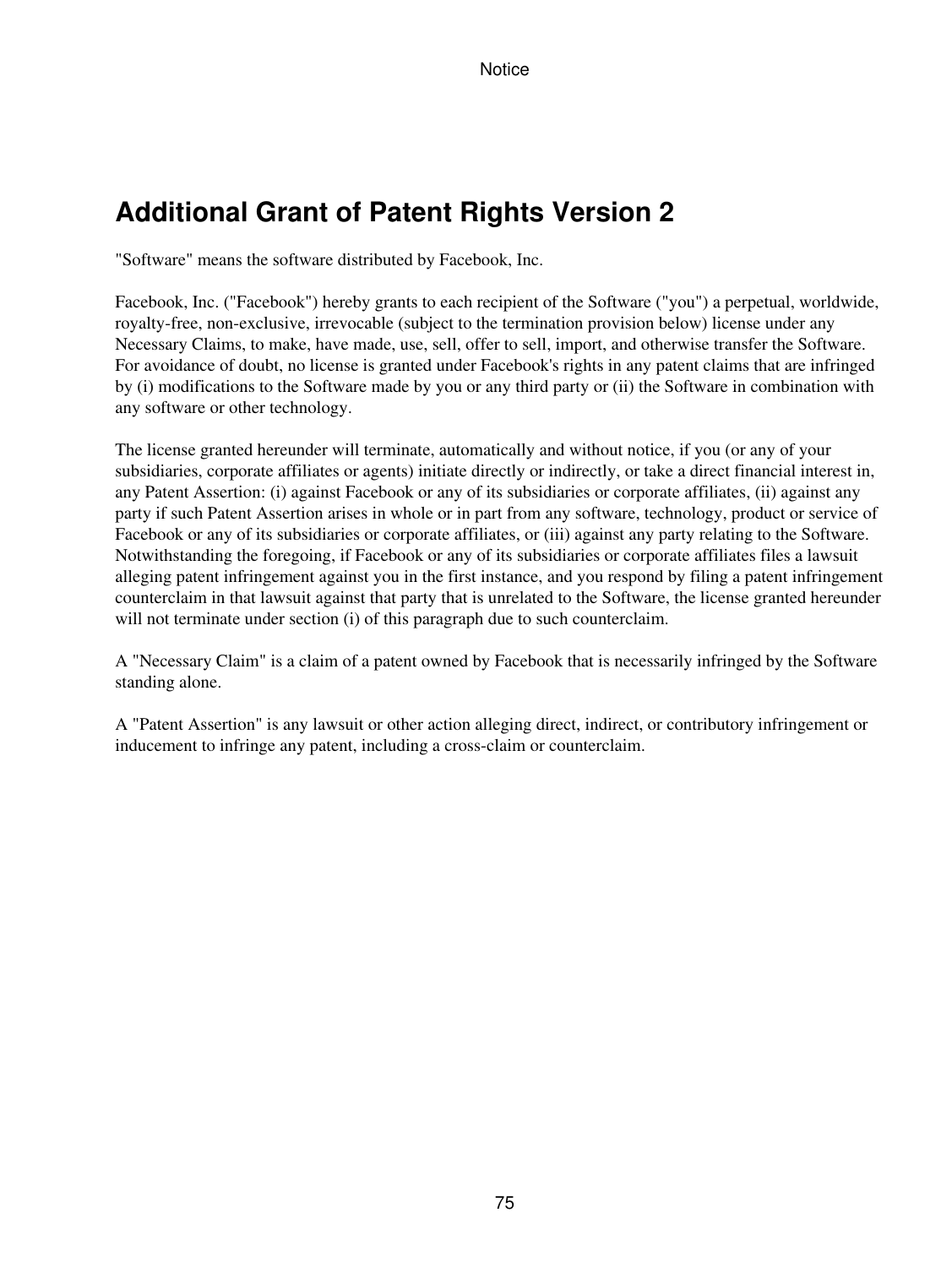# Additional Grant of Patent Rights Version 2

"Software" means the software distributed by Facebook, Inc.

Facebook, Inc. ("Facebook") hereby grants to each recipient of the Software ("you") a perpetual, worldwide, royalty-free, non-exclusive, irrevocable (subject to the termination provision below) license under any Necessary Claims, to make, have made, use, sell, offer to sell, import, and otherwise transfer the Software. For avoidance of doubt, no license is granted under Facebook's rights in any patent claims that are infringed by (i) modifications to the Software made by you or any third party or (ii) the Software in combination with any software or other technology.

The license granted hereunder will terminate, automatically and without notice, if you (or any of your subsidiaries, corporate affiliates or agents) initiate directly or indirectly, or take a direct financial interest in, any Patent Assertion: (i) against Facebook or any of its subsidiaries or corporate affiliates, (ii) against any party if such Patent Assertion arises in whole or in part from any software, technology, product or service of Facebook or any of its subsidiaries or corporate affiliates, or (iii) against any party relating to the Software. Notwithstanding the foregoing, if Facebook or any of its subsidiaries or corporate affiliates files a lawsuit alleging patent infringement against you in the first instance, and you respond by filing a patent infringement counterclaim in that lawsuit against that party that is unrelated to the Software, the license granted hereunder will not terminate under section (i) of this paragraph due to such counterclaim.

A "Necessary Claim" is a claim of a patent owned by Facebook that is necessarily infringed by the Software standing alone.

A "Patent Assertion" is any lawsuit or other action alleging direct, indirect, or contributory infringement or inducement to infringe any patent, including a cross-claim or counterclaim.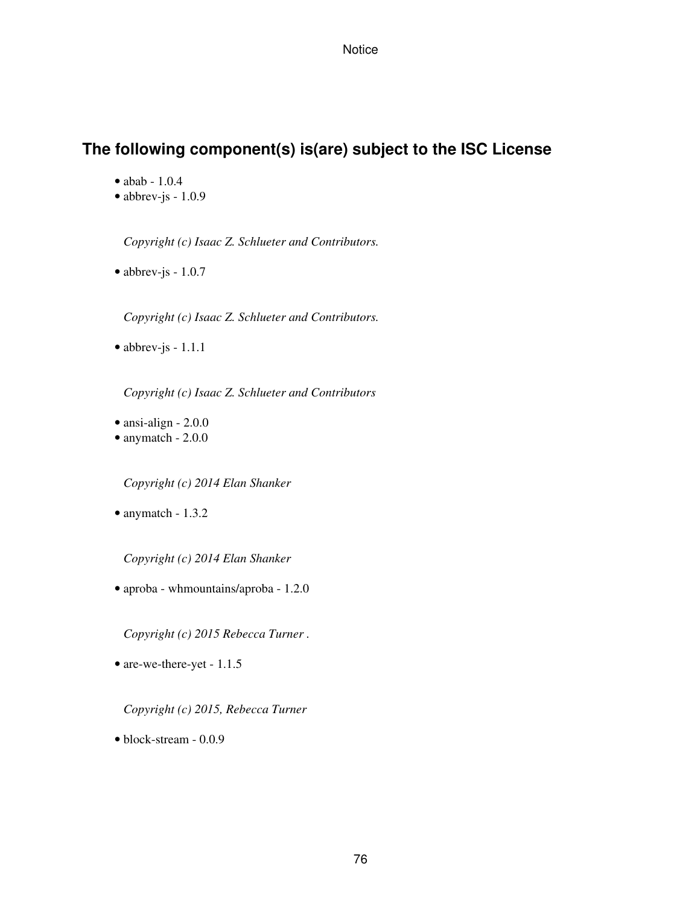## The following component(s) is(are) subject to the ISC License

- abab - 1.0.4
- abbrev-js - 1.0.9

*Copyright (c) Isaac Z. Schlueter and Contributors.*

- abbrev-js - 1.0.7

*Copyright (c) Isaac Z. Schlueter and Contributors.*

- abbrev-js - 1.1.1

*Copyright (c) Isaac Z. Schlueter and Contributors*

- ansi-align - 2.0.0
- anymatch - 2.0.0

*Copyright (c) 2014 Elan Shanker*

- anymatch - 1.3.2

*Copyright (c) 2014 Elan Shanker*

- aproba - whmountains/aproba - 1.2.0

*Copyright (c) 2015 Rebecca Turner .*

- are-we-there-yet - 1.1.5

*Copyright (c) 2015, Rebecca Turner*

- block-stream - 0.0.9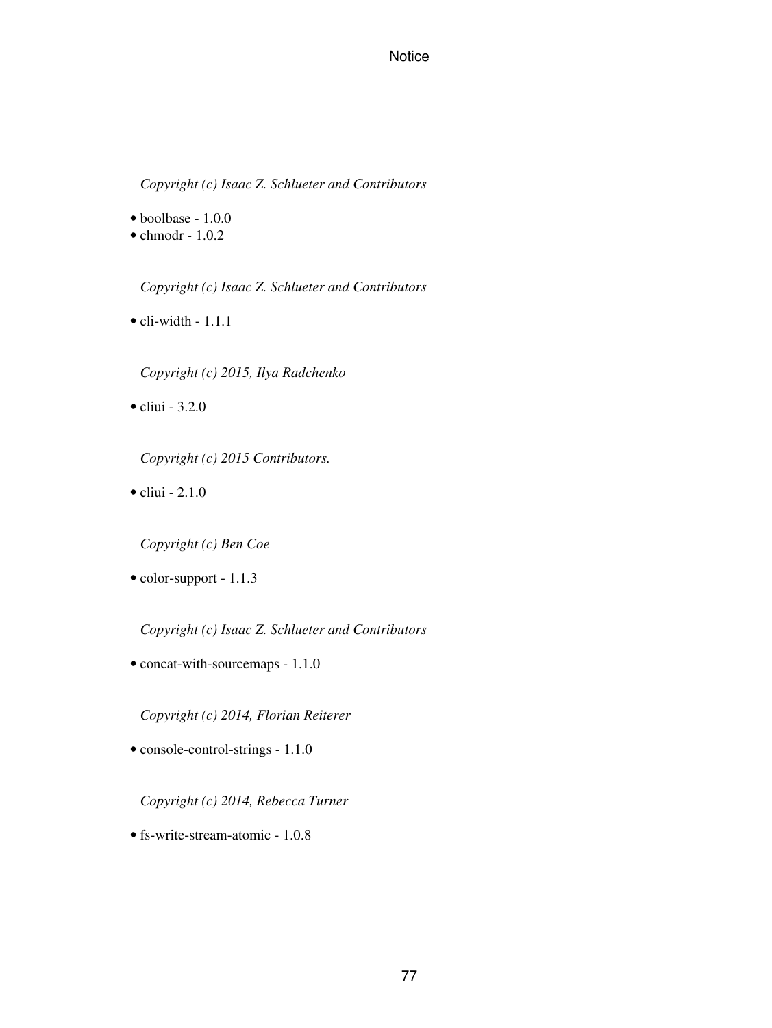*Copyright (c) Isaac Z. Schlueter and Contributors*

- boolbase - 1.0.0
- chmodr - 1.0.2

*Copyright (c) Isaac Z. Schlueter and Contributors*

- cli-width - 1.1.1

*Copyright (c) 2015, Ilya Radchenko*

- cliui - 3.2.0

*Copyright (c) 2015 Contributors.*

- cliui - 2.1.0

*Copyright (c) Ben Coe*

- color-support - 1.1.3

*Copyright (c) Isaac Z. Schlueter and Contributors*

- concat-with-sourcemaps - 1.1.0

*Copyright (c) 2014, Florian Reiterer*

- console-control-strings - 1.1.0

*Copyright (c) 2014, Rebecca Turner*

- fs-write-stream-atomic - 1.0.8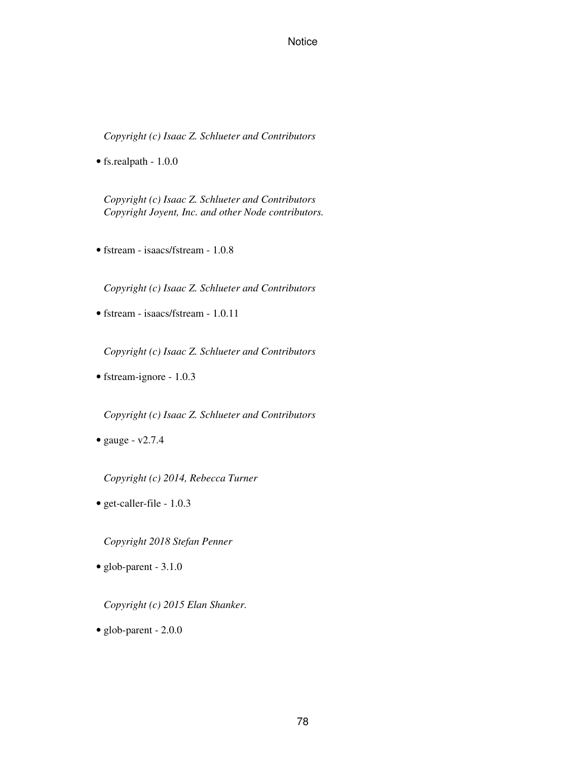*Copyright (c) Isaac Z. Schlueter and Contributors*

- fs.realpath - 1.0.0

*Copyright (c) Isaac Z. Schlueter and Contributors*
*Copyright Joyent, Inc. and other Node contributors.*

- fstream - isaacs/fstream - 1.0.8

*Copyright (c) Isaac Z. Schlueter and Contributors*

- fstream - isaacs/fstream - 1.0.11

*Copyright (c) Isaac Z. Schlueter and Contributors*

- fstream-ignore - 1.0.3

*Copyright (c) Isaac Z. Schlueter and Contributors*

- gauge - v2.7.4

*Copyright (c) 2014, Rebecca Turner*

- get-caller-file - 1.0.3

*Copyright 2018 Stefan Penner*

- glob-parent - 3.1.0

*Copyright (c) 2015 Elan Shanker.*

- glob-parent - 2.0.0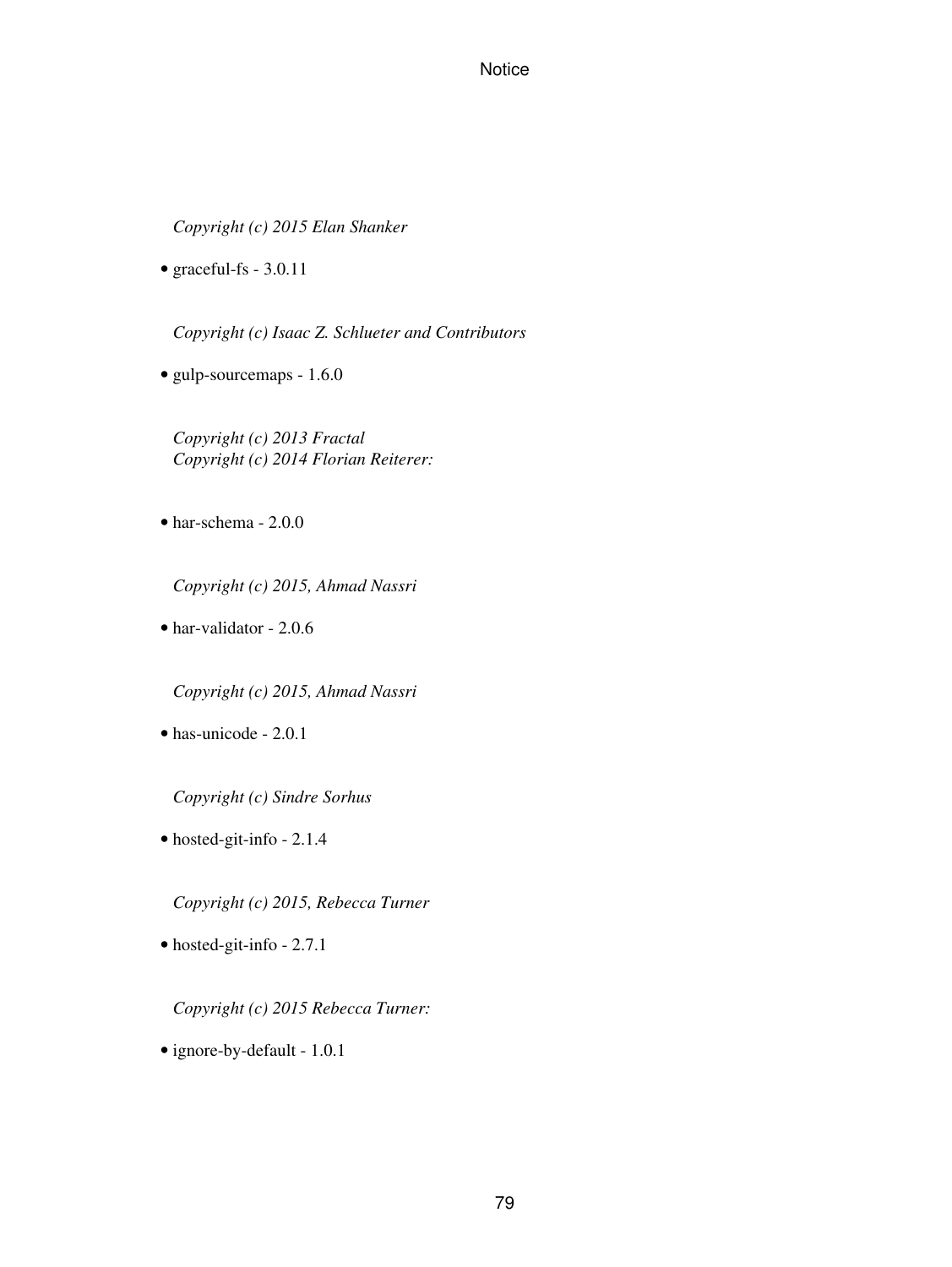*Copyright (c) 2015 Elan Shanker*

- graceful-fs - 3.0.11

*Copyright (c) Isaac Z. Schlueter and Contributors*

- gulp-sourcemaps - 1.6.0

*Copyright (c) 2013 Fractal*
*Copyright (c) 2014 Florian Reiterer:*

- har-schema - 2.0.0

*Copyright (c) 2015, Ahmad Nassri*

- har-validator - 2.0.6

*Copyright (c) 2015, Ahmad Nassri*

- has-unicode - 2.0.1

*Copyright (c) Sindre Sorhus*

- hosted-git-info - 2.1.4

*Copyright (c) 2015, Rebecca Turner*

- hosted-git-info - 2.7.1

*Copyright (c) 2015 Rebecca Turner:*

- ignore-by-default - 1.0.1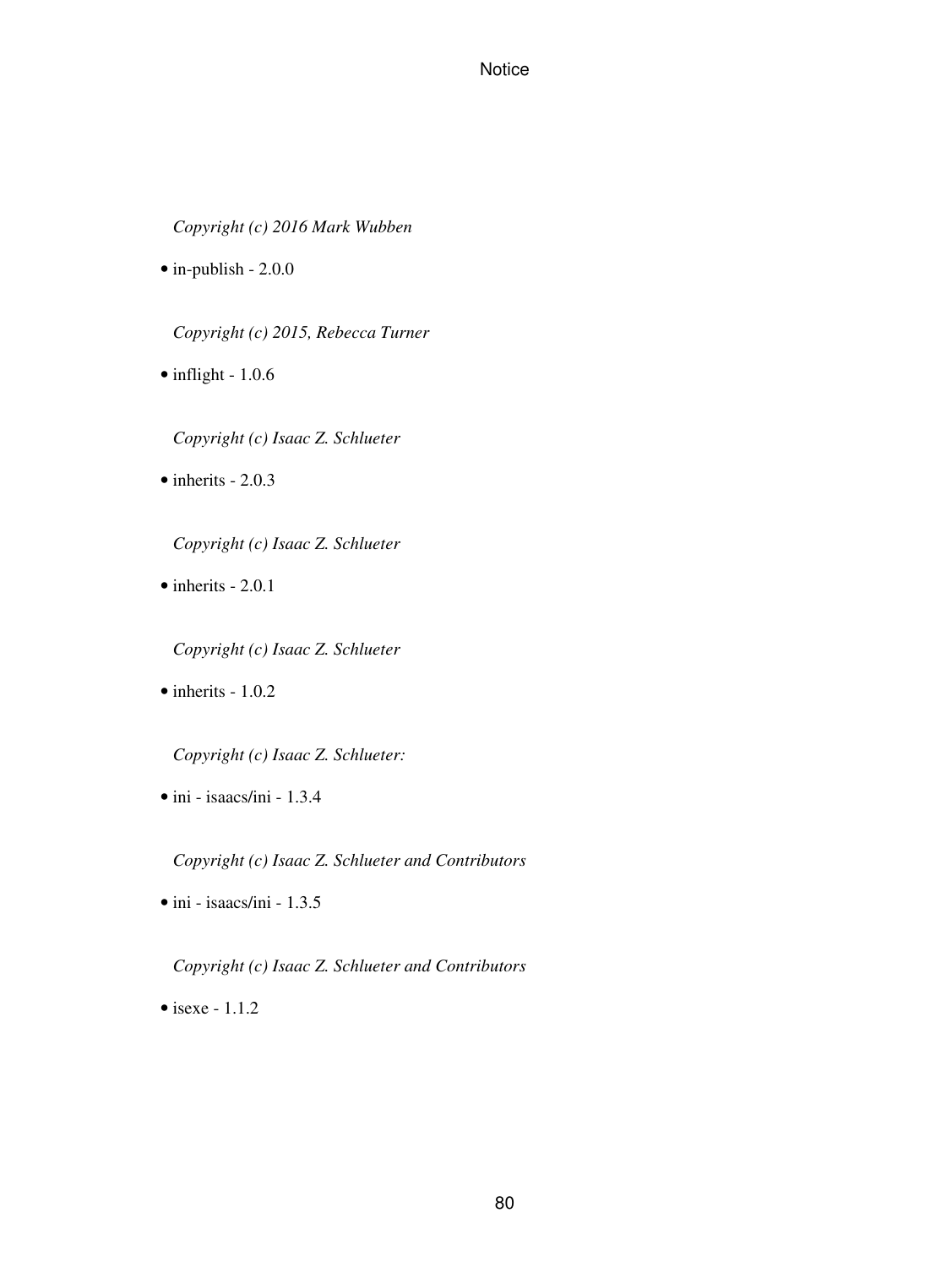*Copyright (c) 2016 Mark Wubben*

- in-publish - 2.0.0

*Copyright (c) 2015, Rebecca Turner*

- inflight - 1.0.6

*Copyright (c) Isaac Z. Schlueter*

- inherits - 2.0.3

*Copyright (c) Isaac Z. Schlueter*

- inherits - 2.0.1

*Copyright (c) Isaac Z. Schlueter*

- inherits - 1.0.2

*Copyright (c) Isaac Z. Schlueter:*

- ini - isaacs/ini - 1.3.4

*Copyright (c) Isaac Z. Schlueter and Contributors*

- ini - isaacs/ini - 1.3.5

*Copyright (c) Isaac Z. Schlueter and Contributors*

- isexe - 1.1.2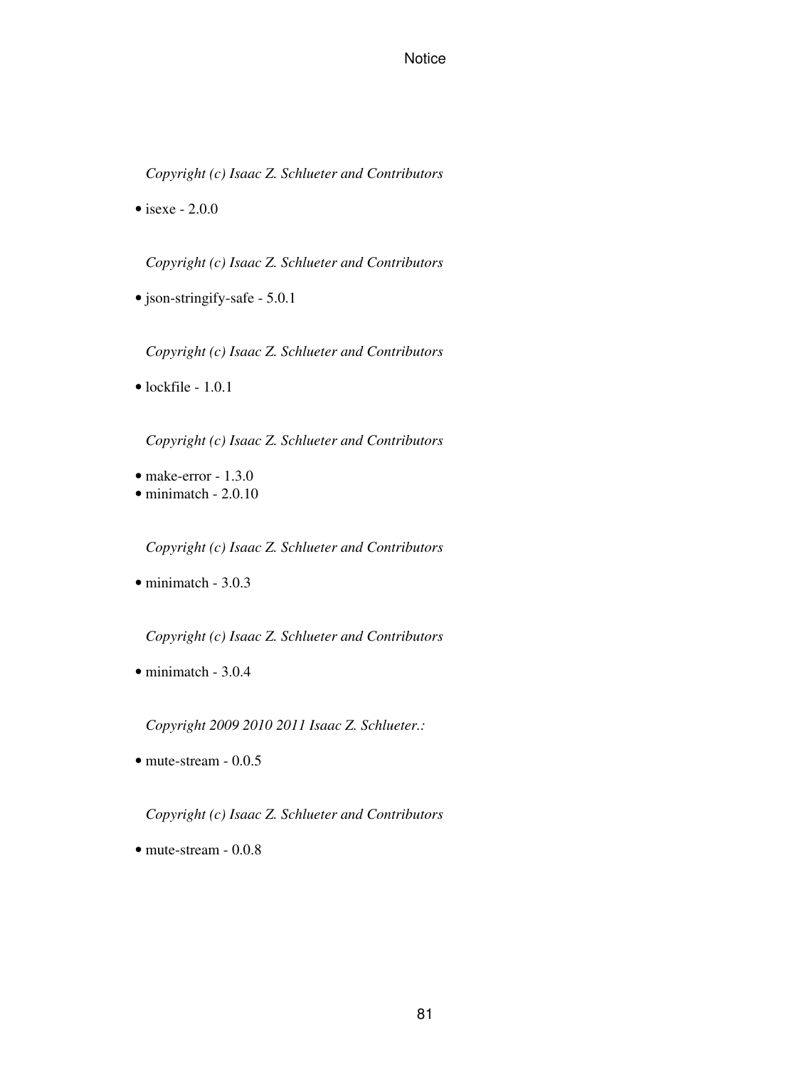*Copyright (c) Isaac Z. Schlueter and Contributors*

- isexe - 2.0.0

*Copyright (c) Isaac Z. Schlueter and Contributors*

- json-stringify-safe - 5.0.1

*Copyright (c) Isaac Z. Schlueter and Contributors*

- lockfile - 1.0.1

*Copyright (c) Isaac Z. Schlueter and Contributors*

- make-error - 1.3.0
- minimatch - 2.0.10

*Copyright (c) Isaac Z. Schlueter and Contributors*

- minimatch - 3.0.3

*Copyright (c) Isaac Z. Schlueter and Contributors*

- minimatch - 3.0.4

*Copyright 2009 2010 2011 Isaac Z. Schlueter.:*

- mute-stream - 0.0.5

*Copyright (c) Isaac Z. Schlueter and Contributors*

- mute-stream - 0.0.8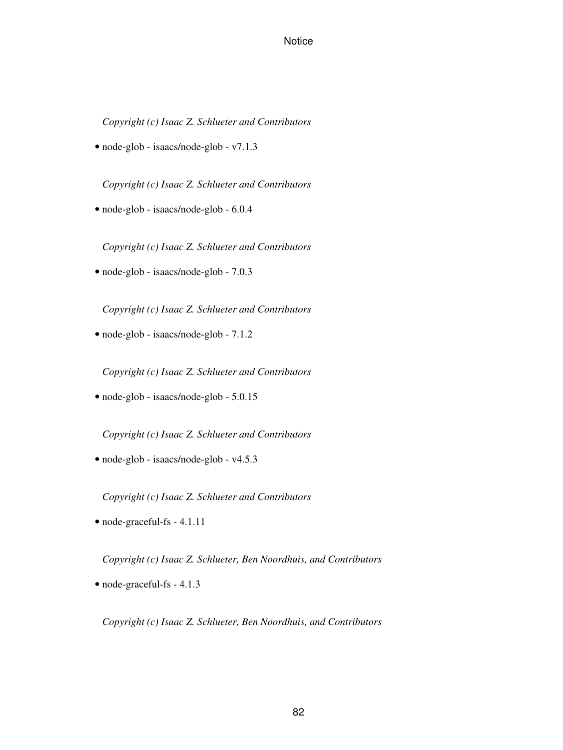*Copyright (c) Isaac Z. Schlueter and Contributors*

- node-glob - isaacs/node-glob - v7.1.3

*Copyright (c) Isaac Z. Schlueter and Contributors*

- node-glob - isaacs/node-glob - 6.0.4

*Copyright (c) Isaac Z. Schlueter and Contributors*

- node-glob - isaacs/node-glob - 7.0.3

*Copyright (c) Isaac Z. Schlueter and Contributors*

- node-glob - isaacs/node-glob - 7.1.2

*Copyright (c) Isaac Z. Schlueter and Contributors*

- node-glob - isaacs/node-glob - 5.0.15

*Copyright (c) Isaac Z. Schlueter and Contributors*

- node-glob - isaacs/node-glob - v4.5.3

*Copyright (c) Isaac Z. Schlueter and Contributors*

- node-graceful-fs - 4.1.11

*Copyright (c) Isaac Z. Schlueter, Ben Noordhuis, and Contributors*

- node-graceful-fs - 4.1.3

*Copyright (c) Isaac Z. Schlueter, Ben Noordhuis, and Contributors*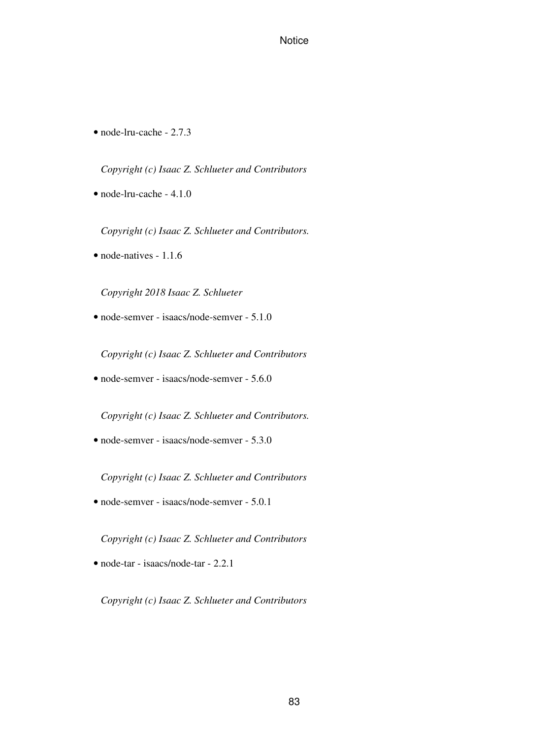- node-lru-cache - 2.7.3

  *Copyright (c) Isaac Z. Schlueter and Contributors*

- node-lru-cache - 4.1.0

  *Copyright (c) Isaac Z. Schlueter and Contributors.*

- node-natives - 1.1.6

  *Copyright 2018 Isaac Z. Schlueter*

- node-semver - isaacs/node-semver - 5.1.0

  *Copyright (c) Isaac Z. Schlueter and Contributors*

- node-semver - isaacs/node-semver - 5.6.0

  *Copyright (c) Isaac Z. Schlueter and Contributors.*

- node-semver - isaacs/node-semver - 5.3.0

  *Copyright (c) Isaac Z. Schlueter and Contributors*

- node-semver - isaacs/node-semver - 5.0.1

  *Copyright (c) Isaac Z. Schlueter and Contributors*

- node-tar - isaacs/node-tar - 2.2.1

  *Copyright (c) Isaac Z. Schlueter and Contributors*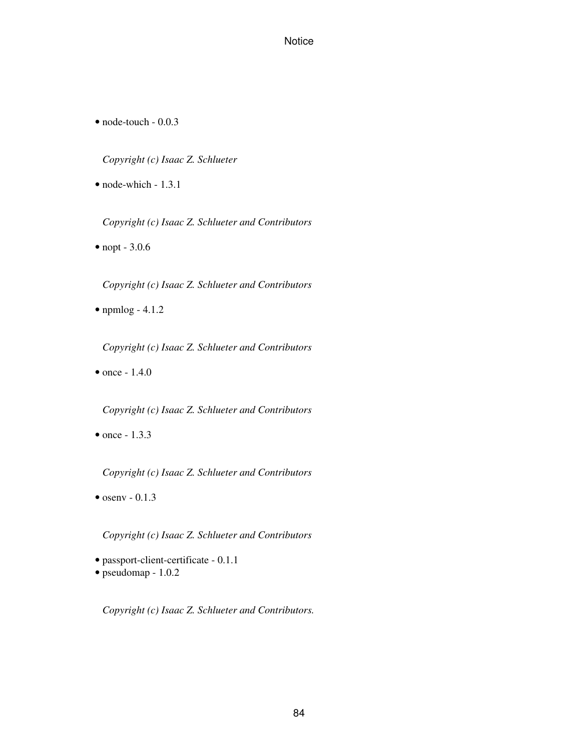- node-touch - 0.0.3

  *Copyright (c) Isaac Z. Schlueter*

- node-which - 1.3.1

  *Copyright (c) Isaac Z. Schlueter and Contributors*

- nopt - 3.0.6

  *Copyright (c) Isaac Z. Schlueter and Contributors*

- npmlog - 4.1.2

  *Copyright (c) Isaac Z. Schlueter and Contributors*

- once - 1.4.0

  *Copyright (c) Isaac Z. Schlueter and Contributors*

- once - 1.3.3

  *Copyright (c) Isaac Z. Schlueter and Contributors*

- osenv - 0.1.3

  *Copyright (c) Isaac Z. Schlueter and Contributors*

- passport-client-certificate - 0.1.1
- pseudomap - 1.0.2

  *Copyright (c) Isaac Z. Schlueter and Contributors.*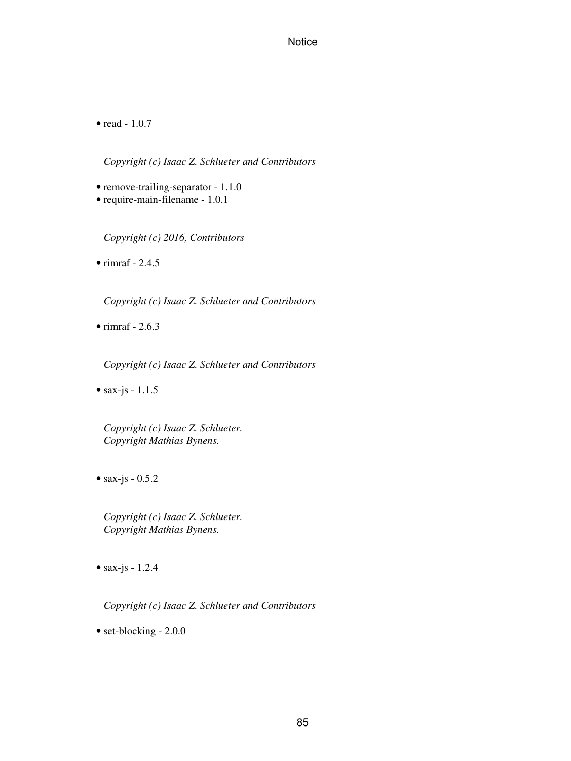- read - 1.0.7

  *Copyright (c) Isaac Z. Schlueter and Contributors*

- remove-trailing-separator - 1.1.0
- require-main-filename - 1.0.1

  *Copyright (c) 2016, Contributors*

- rimraf - 2.4.5

  *Copyright (c) Isaac Z. Schlueter and Contributors*

- rimraf - 2.6.3

  *Copyright (c) Isaac Z. Schlueter and Contributors*

- sax-js - 1.1.5

  *Copyright (c) Isaac Z. Schlueter.*
  *Copyright Mathias Bynens.*

- sax-js - 0.5.2

  *Copyright (c) Isaac Z. Schlueter.*
  *Copyright Mathias Bynens.*

- sax-js - 1.2.4

  *Copyright (c) Isaac Z. Schlueter and Contributors*

- set-blocking - 2.0.0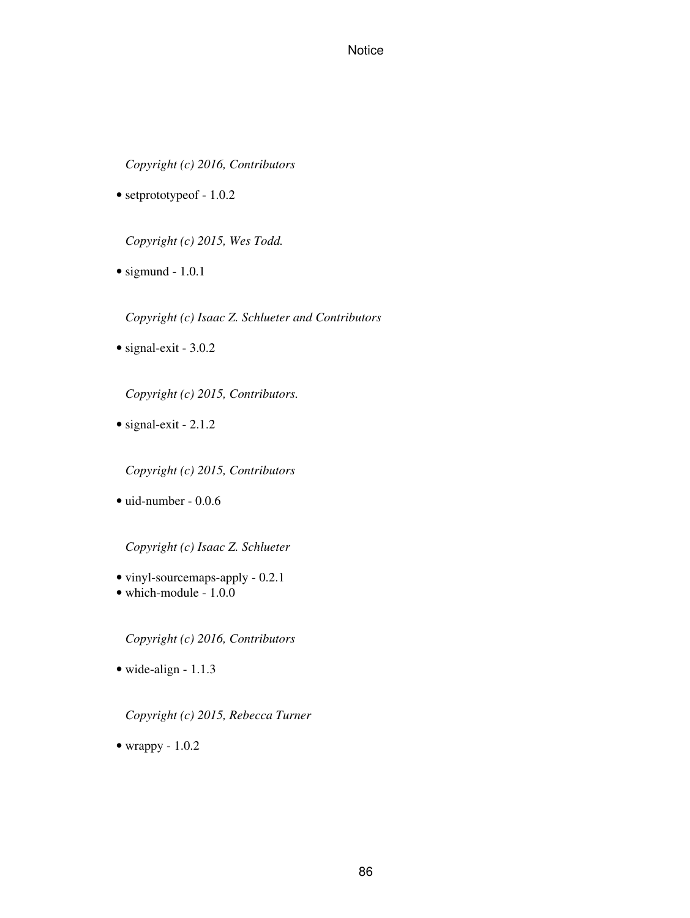*Copyright (c) 2016, Contributors*

- setprototypeof - 1.0.2

*Copyright (c) 2015, Wes Todd.*

- sigmund - 1.0.1

*Copyright (c) Isaac Z. Schlueter and Contributors*

- signal-exit - 3.0.2

*Copyright (c) 2015, Contributors.*

- signal-exit - 2.1.2

*Copyright (c) 2015, Contributors*

- uid-number - 0.0.6

*Copyright (c) Isaac Z. Schlueter*

- vinyl-sourcemaps-apply - 0.2.1
- which-module - 1.0.0

*Copyright (c) 2016, Contributors*

- wide-align - 1.1.3

*Copyright (c) 2015, Rebecca Turner*

- wrappy - 1.0.2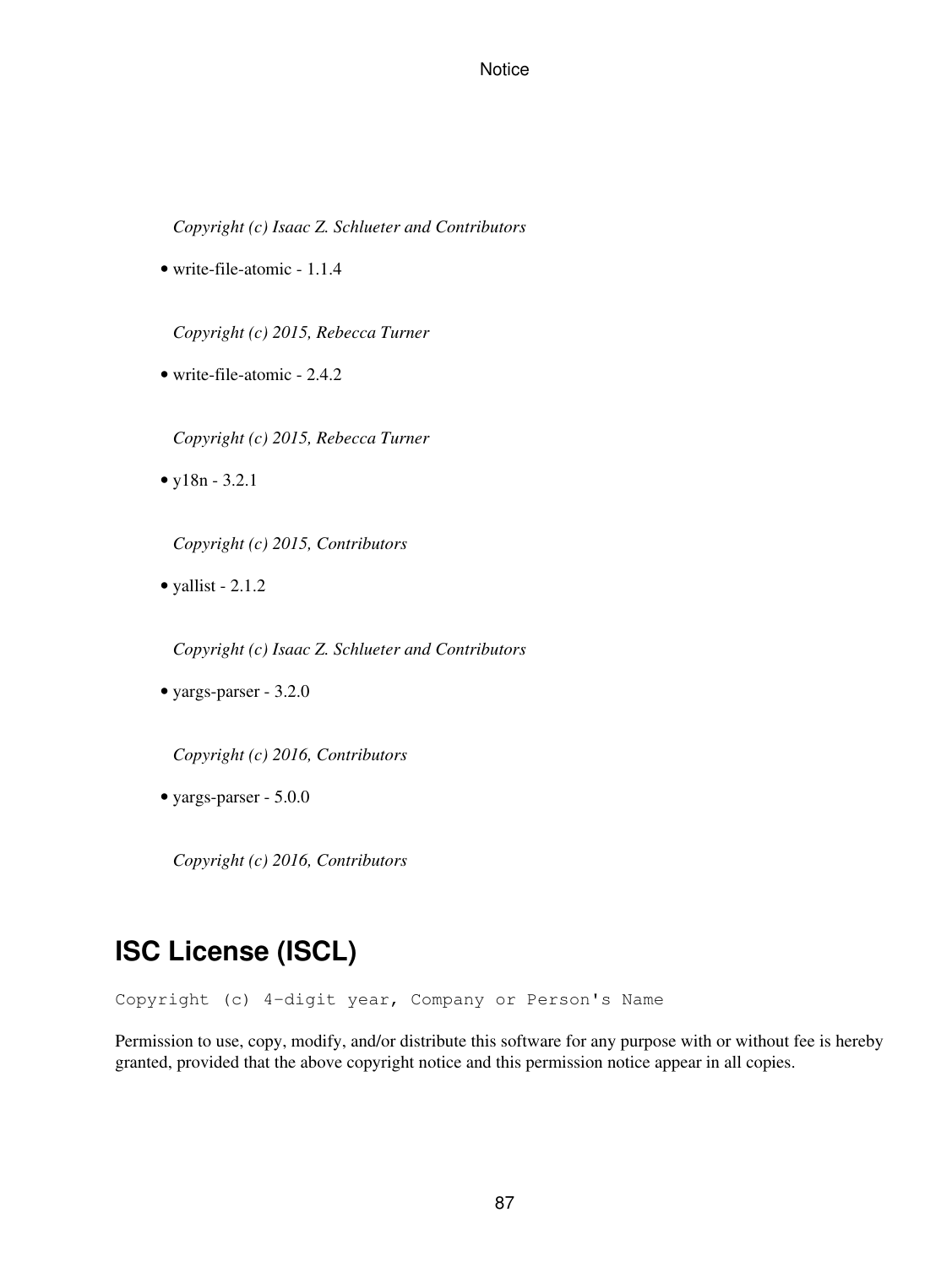*Copyright (c) Isaac Z. Schlueter and Contributors*

- write-file-atomic - 1.1.4

  *Copyright (c) 2015, Rebecca Turner*

- write-file-atomic - 2.4.2

  *Copyright (c) 2015, Rebecca Turner*

- y18n - 3.2.1

  *Copyright (c) 2015, Contributors*

- yallist - 2.1.2

  *Copyright (c) Isaac Z. Schlueter and Contributors*

- yargs-parser - 3.2.0

  *Copyright (c) 2016, Contributors*

- yargs-parser - 5.0.0

  *Copyright (c) 2016, Contributors*

## ISC License (ISCL)

```
Copyright (c) 4-digit year, Company or Person's Name
```

Permission to use, copy, modify, and/or distribute this software for any purpose with or without fee is hereby granted, provided that the above copyright notice and this permission notice appear in all copies.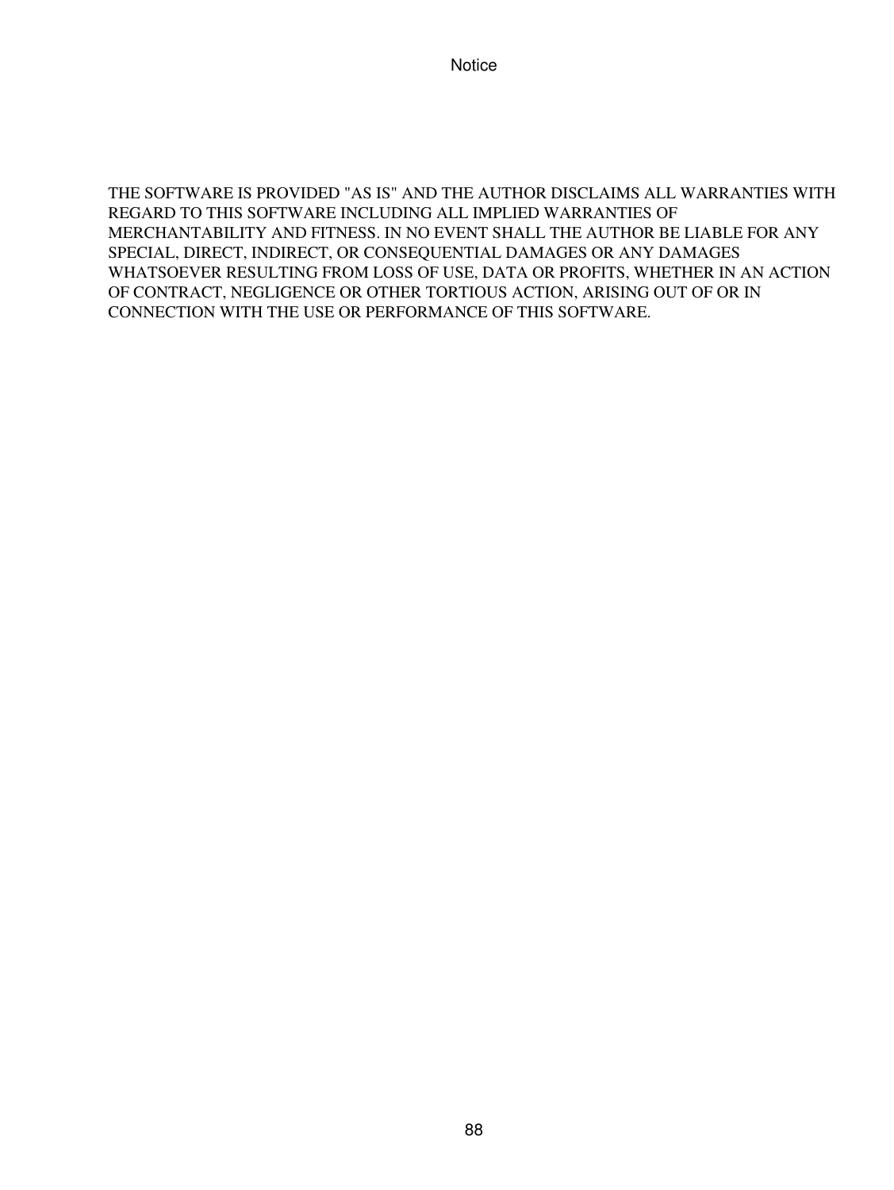# Notice

THE SOFTWARE IS PROVIDED "AS IS" AND THE AUTHOR DISCLAIMS ALL WARRANTIES WITH REGARD TO THIS SOFTWARE INCLUDING ALL IMPLIED WARRANTIES OF MERCHANTABILITY AND FITNESS. IN NO EVENT SHALL THE AUTHOR BE LIABLE FOR ANY SPECIAL, DIRECT, INDIRECT, OR CONSEQUENTIAL DAMAGES OR ANY DAMAGES WHATSOEVER RESULTING FROM LOSS OF USE, DATA OR PROFITS, WHETHER IN AN ACTION OF CONTRACT, NEGLIGENCE OR OTHER TORTIOUS ACTION, ARISING OUT OF OR IN CONNECTION WITH THE USE OR PERFORMANCE OF THIS SOFTWARE.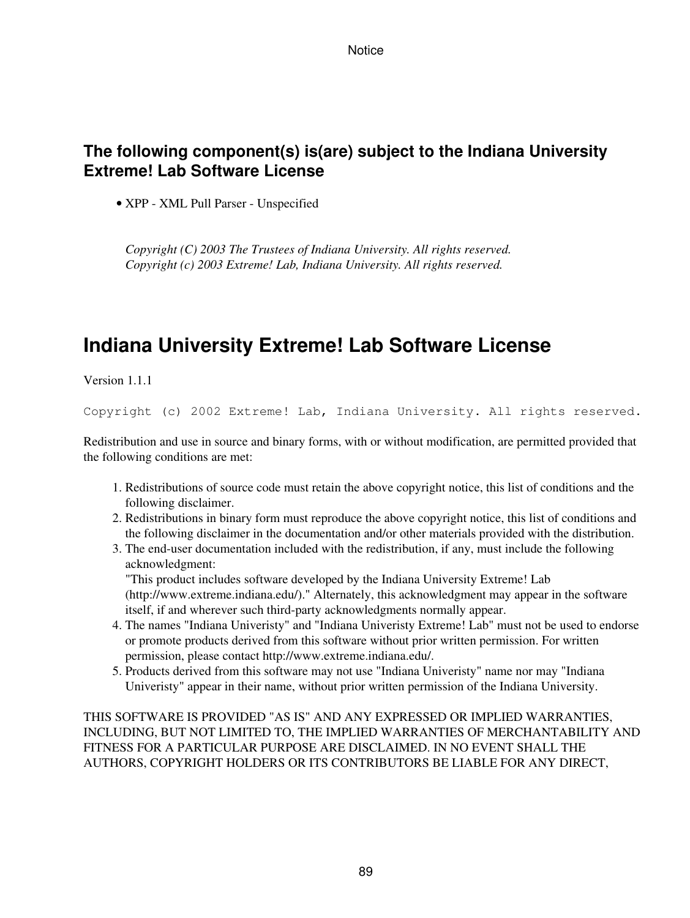### The following component(s) is(are) subject to the Indiana University Extreme! Lab Software License

- XPP - XML Pull Parser - Unspecified

*Copyright (C) 2003 The Trustees of Indiana University. All rights reserved.*
*Copyright (c) 2003 Extreme! Lab, Indiana University. All rights reserved.*

## Indiana University Extreme! Lab Software License

Version 1.1.1

```
Copyright (c) 2002 Extreme! Lab, Indiana University. All rights reserved.
```

Redistribution and use in source and binary forms, with or without modification, are permitted provided that the following conditions are met:

1. Redistributions of source code must retain the above copyright notice, this list of conditions and the following disclaimer.
2. Redistributions in binary form must reproduce the above copyright notice, this list of conditions and the following disclaimer in the documentation and/or other materials provided with the distribution.
3. The end-user documentation included with the redistribution, if any, must include the following acknowledgment:
   "This product includes software developed by the Indiana University Extreme! Lab (http://www.extreme.indiana.edu/)." Alternately, this acknowledgment may appear in the software itself, if and wherever such third-party acknowledgments normally appear.
4. The names "Indiana Univeristy" and "Indiana Univeristy Extreme! Lab" must not be used to endorse or promote products derived from this software without prior written permission. For written permission, please contact http://www.extreme.indiana.edu/.
5. Products derived from this software may not use "Indiana Univeristy" name nor may "Indiana Univeristy" appear in their name, without prior written permission of the Indiana University.

THIS SOFTWARE IS PROVIDED "AS IS" AND ANY EXPRESSED OR IMPLIED WARRANTIES, INCLUDING, BUT NOT LIMITED TO, THE IMPLIED WARRANTIES OF MERCHANTABILITY AND FITNESS FOR A PARTICULAR PURPOSE ARE DISCLAIMED. IN NO EVENT SHALL THE AUTHORS, COPYRIGHT HOLDERS OR ITS CONTRIBUTORS BE LIABLE FOR ANY DIRECT,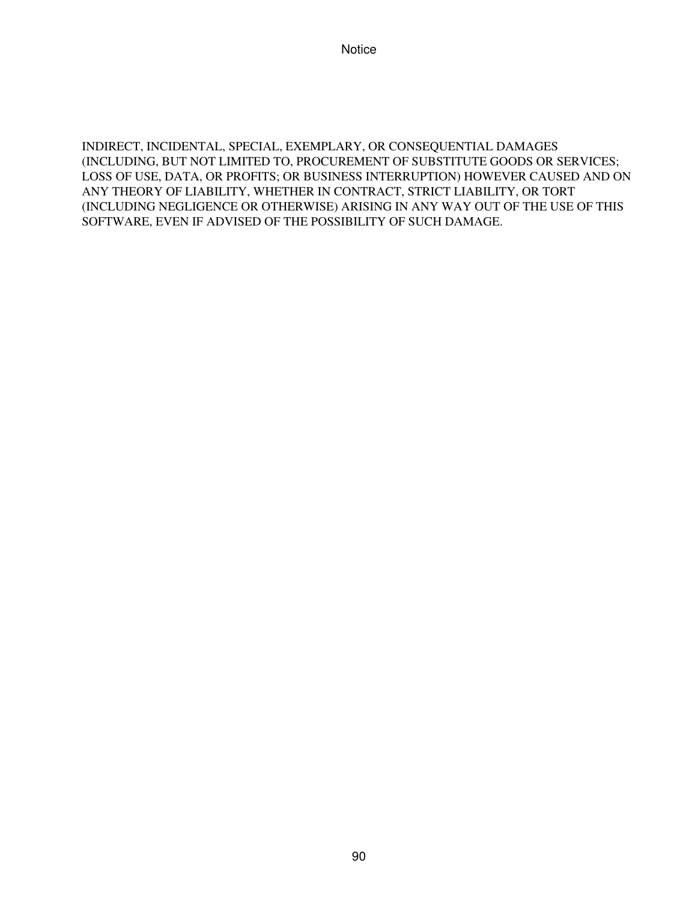INDIRECT, INCIDENTAL, SPECIAL, EXEMPLARY, OR CONSEQUENTIAL DAMAGES (INCLUDING, BUT NOT LIMITED TO, PROCUREMENT OF SUBSTITUTE GOODS OR SERVICES; LOSS OF USE, DATA, OR PROFITS; OR BUSINESS INTERRUPTION) HOWEVER CAUSED AND ON ANY THEORY OF LIABILITY, WHETHER IN CONTRACT, STRICT LIABILITY, OR TORT (INCLUDING NEGLIGENCE OR OTHERWISE) ARISING IN ANY WAY OUT OF THE USE OF THIS SOFTWARE, EVEN IF ADVISED OF THE POSSIBILITY OF SUCH DAMAGE.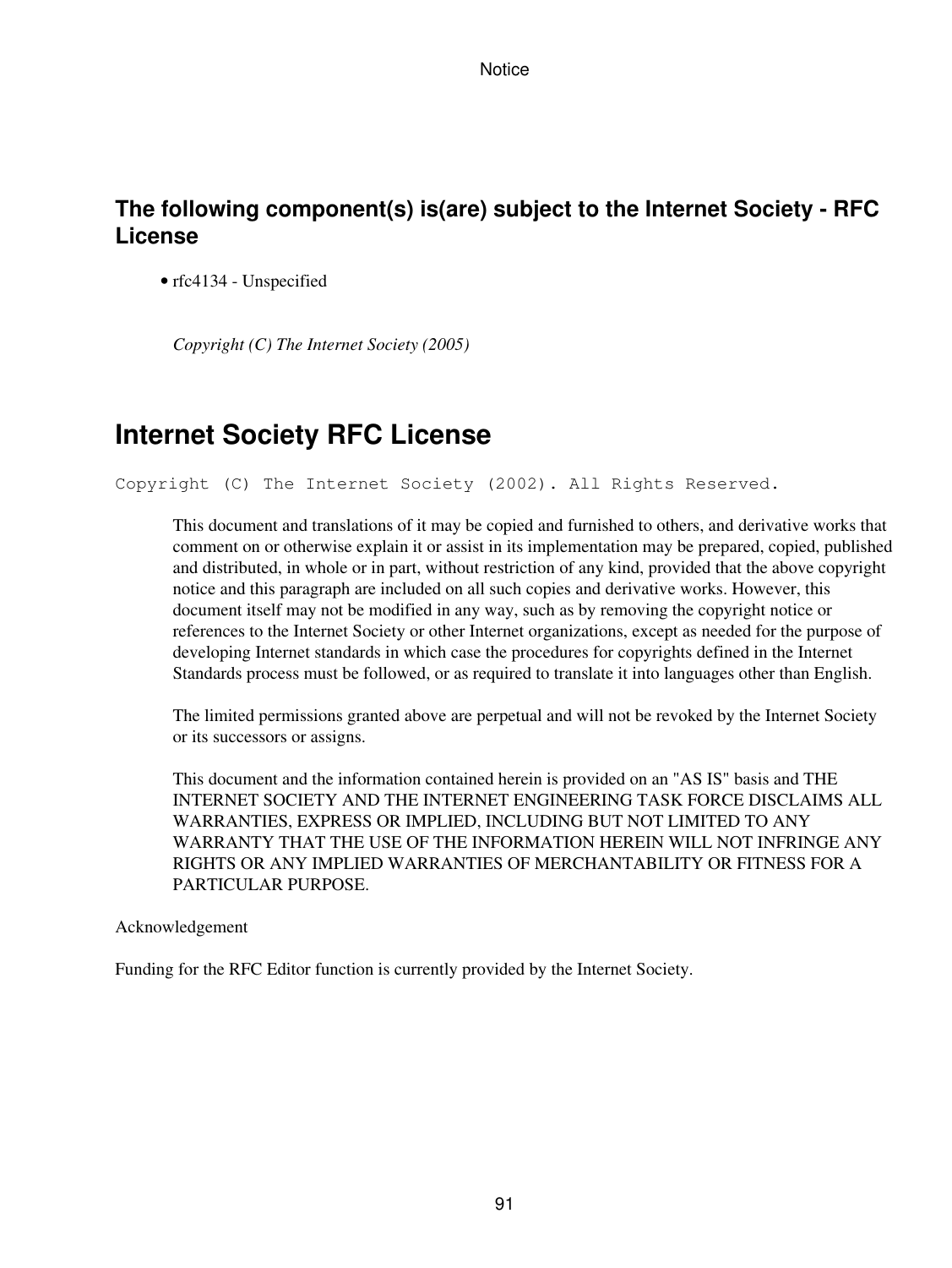### The following component(s) is(are) subject to the Internet Society - RFC License

- rfc4134 - Unspecified

*Copyright (C) The Internet Society (2005)*

## Internet Society RFC License

```
Copyright (C) The Internet Society (2002). All Rights Reserved.
```

> This document and translations of it may be copied and furnished to others, and derivative works that comment on or otherwise explain it or assist in its implementation may be prepared, copied, published and distributed, in whole or in part, without restriction of any kind, provided that the above copyright notice and this paragraph are included on all such copies and derivative works. However, this document itself may not be modified in any way, such as by removing the copyright notice or references to the Internet Society or other Internet organizations, except as needed for the purpose of developing Internet standards in which case the procedures for copyrights defined in the Internet Standards process must be followed, or as required to translate it into languages other than English.
>
> The limited permissions granted above are perpetual and will not be revoked by the Internet Society or its successors or assigns.
>
> This document and the information contained herein is provided on an "AS IS" basis and THE INTERNET SOCIETY AND THE INTERNET ENGINEERING TASK FORCE DISCLAIMS ALL WARRANTIES, EXPRESS OR IMPLIED, INCLUDING BUT NOT LIMITED TO ANY WARRANTY THAT THE USE OF THE INFORMATION HEREIN WILL NOT INFRINGE ANY RIGHTS OR ANY IMPLIED WARRANTIES OF MERCHANTABILITY OR FITNESS FOR A PARTICULAR PURPOSE.

Acknowledgement

Funding for the RFC Editor function is currently provided by the Internet Society.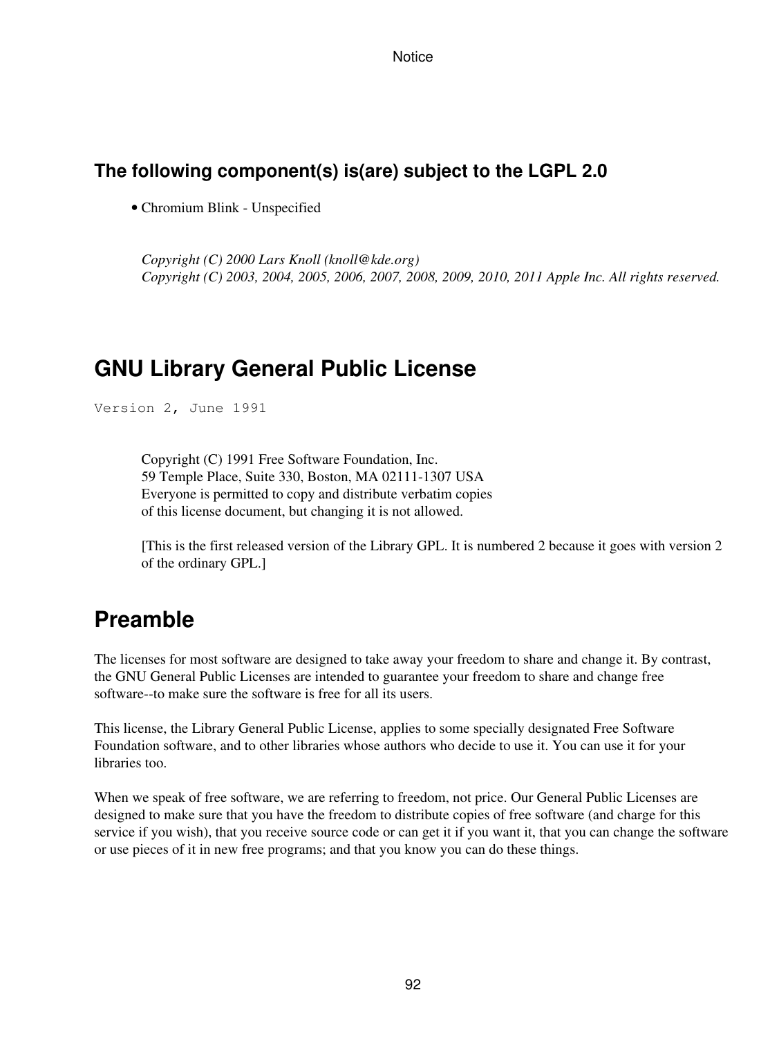### The following component(s) is(are) subject to the LGPL 2.0

- Chromium Blink - Unspecified

*Copyright (C) 2000 Lars Knoll (knoll@kde.org)*
*Copyright (C) 2003, 2004, 2005, 2006, 2007, 2008, 2009, 2010, 2011 Apple Inc. All rights reserved.*

## GNU Library General Public License

```
Version 2, June 1991
```

Copyright (C) 1991 Free Software Foundation, Inc.
59 Temple Place, Suite 330, Boston, MA 02111-1307 USA
Everyone is permitted to copy and distribute verbatim copies
of this license document, but changing it is not allowed.

[This is the first released version of the Library GPL. It is numbered 2 because it goes with version 2 of the ordinary GPL.]

## Preamble

The licenses for most software are designed to take away your freedom to share and change it. By contrast, the GNU General Public Licenses are intended to guarantee your freedom to share and change free software--to make sure the software is free for all its users.

This license, the Library General Public License, applies to some specially designated Free Software Foundation software, and to other libraries whose authors who decide to use it. You can use it for your libraries too.

When we speak of free software, we are referring to freedom, not price. Our General Public Licenses are designed to make sure that you have the freedom to distribute copies of free software (and charge for this service if you wish), that you receive source code or can get it if you want it, that you can change the software or use pieces of it in new free programs; and that you know you can do these things.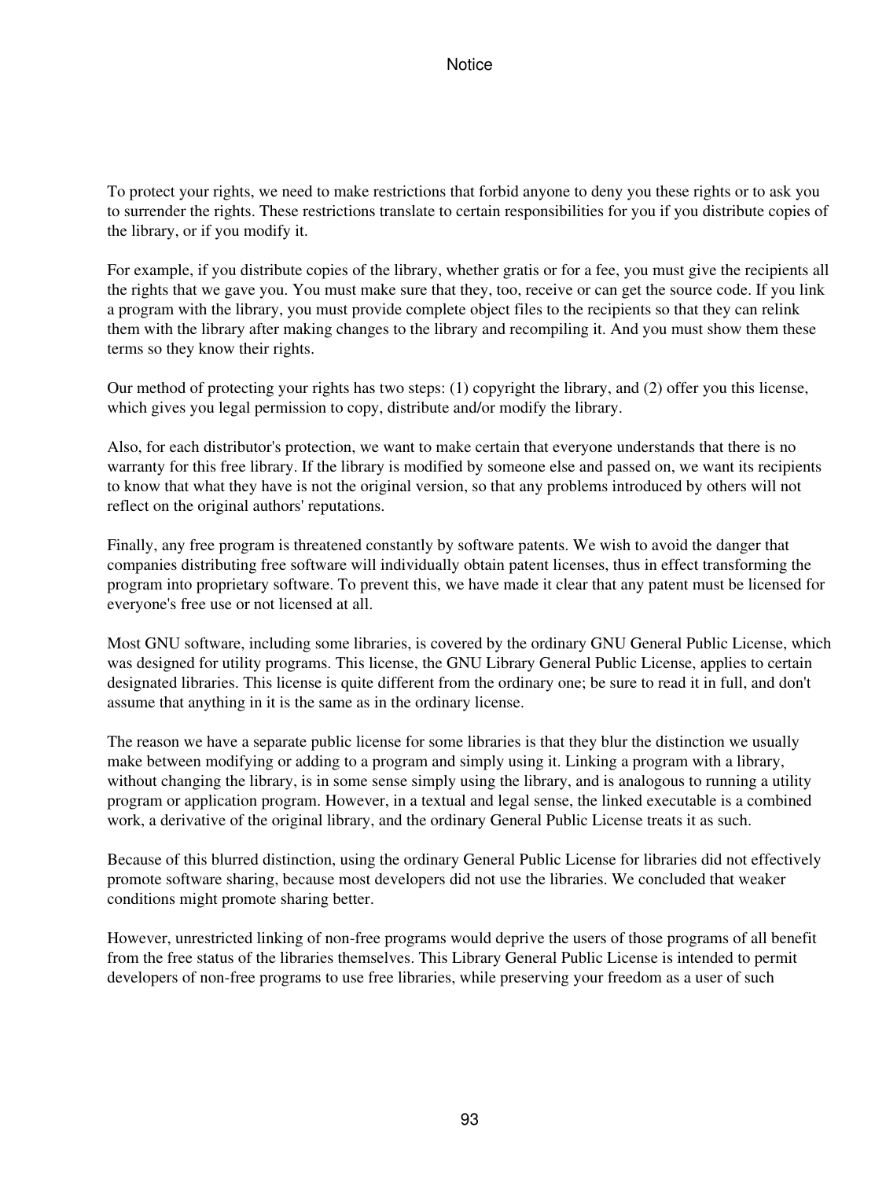To protect your rights, we need to make restrictions that forbid anyone to deny you these rights or to ask you to surrender the rights. These restrictions translate to certain responsibilities for you if you distribute copies of the library, or if you modify it.

For example, if you distribute copies of the library, whether gratis or for a fee, you must give the recipients all the rights that we gave you. You must make sure that they, too, receive or can get the source code. If you link a program with the library, you must provide complete object files to the recipients so that they can relink them with the library after making changes to the library and recompiling it. And you must show them these terms so they know their rights.

Our method of protecting your rights has two steps: (1) copyright the library, and (2) offer you this license, which gives you legal permission to copy, distribute and/or modify the library.

Also, for each distributor's protection, we want to make certain that everyone understands that there is no warranty for this free library. If the library is modified by someone else and passed on, we want its recipients to know that what they have is not the original version, so that any problems introduced by others will not reflect on the original authors' reputations.

Finally, any free program is threatened constantly by software patents. We wish to avoid the danger that companies distributing free software will individually obtain patent licenses, thus in effect transforming the program into proprietary software. To prevent this, we have made it clear that any patent must be licensed for everyone's free use or not licensed at all.

Most GNU software, including some libraries, is covered by the ordinary GNU General Public License, which was designed for utility programs. This license, the GNU Library General Public License, applies to certain designated libraries. This license is quite different from the ordinary one; be sure to read it in full, and don't assume that anything in it is the same as in the ordinary license.

The reason we have a separate public license for some libraries is that they blur the distinction we usually make between modifying or adding to a program and simply using it. Linking a program with a library, without changing the library, is in some sense simply using the library, and is analogous to running a utility program or application program. However, in a textual and legal sense, the linked executable is a combined work, a derivative of the original library, and the ordinary General Public License treats it as such.

Because of this blurred distinction, using the ordinary General Public License for libraries did not effectively promote software sharing, because most developers did not use the libraries. We concluded that weaker conditions might promote sharing better.

However, unrestricted linking of non-free programs would deprive the users of those programs of all benefit from the free status of the libraries themselves. This Library General Public License is intended to permit developers of non-free programs to use free libraries, while preserving your freedom as a user of such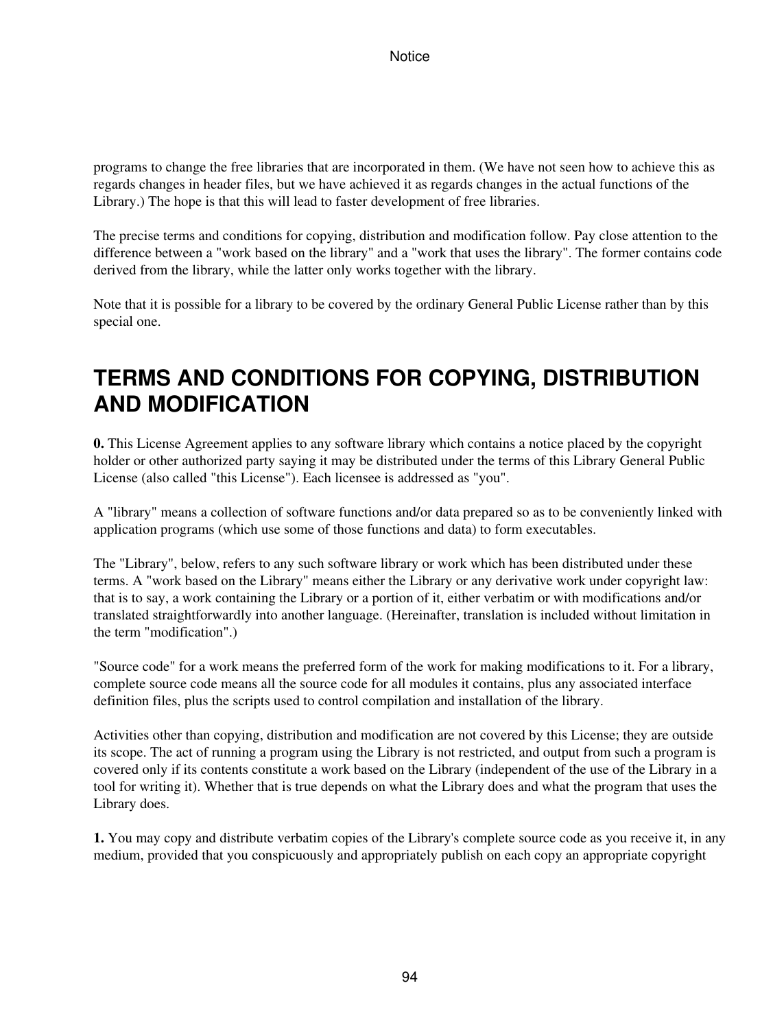programs to change the free libraries that are incorporated in them. (We have not seen how to achieve this as regards changes in header files, but we have achieved it as regards changes in the actual functions of the Library.) The hope is that this will lead to faster development of free libraries.

The precise terms and conditions for copying, distribution and modification follow. Pay close attention to the difference between a "work based on the library" and a "work that uses the library". The former contains code derived from the library, while the latter only works together with the library.

Note that it is possible for a library to be covered by the ordinary General Public License rather than by this special one.

# TERMS AND CONDITIONS FOR COPYING, DISTRIBUTION AND MODIFICATION

**0.** This License Agreement applies to any software library which contains a notice placed by the copyright holder or other authorized party saying it may be distributed under the terms of this Library General Public License (also called "this License"). Each licensee is addressed as "you".

A "library" means a collection of software functions and/or data prepared so as to be conveniently linked with application programs (which use some of those functions and data) to form executables.

The "Library", below, refers to any such software library or work which has been distributed under these terms. A "work based on the Library" means either the Library or any derivative work under copyright law: that is to say, a work containing the Library or a portion of it, either verbatim or with modifications and/or translated straightforwardly into another language. (Hereinafter, translation is included without limitation in the term "modification".)

"Source code" for a work means the preferred form of the work for making modifications to it. For a library, complete source code means all the source code for all modules it contains, plus any associated interface definition files, plus the scripts used to control compilation and installation of the library.

Activities other than copying, distribution and modification are not covered by this License; they are outside its scope. The act of running a program using the Library is not restricted, and output from such a program is covered only if its contents constitute a work based on the Library (independent of the use of the Library in a tool for writing it). Whether that is true depends on what the Library does and what the program that uses the Library does.

**1.** You may copy and distribute verbatim copies of the Library's complete source code as you receive it, in any medium, provided that you conspicuously and appropriately publish on each copy an appropriate copyright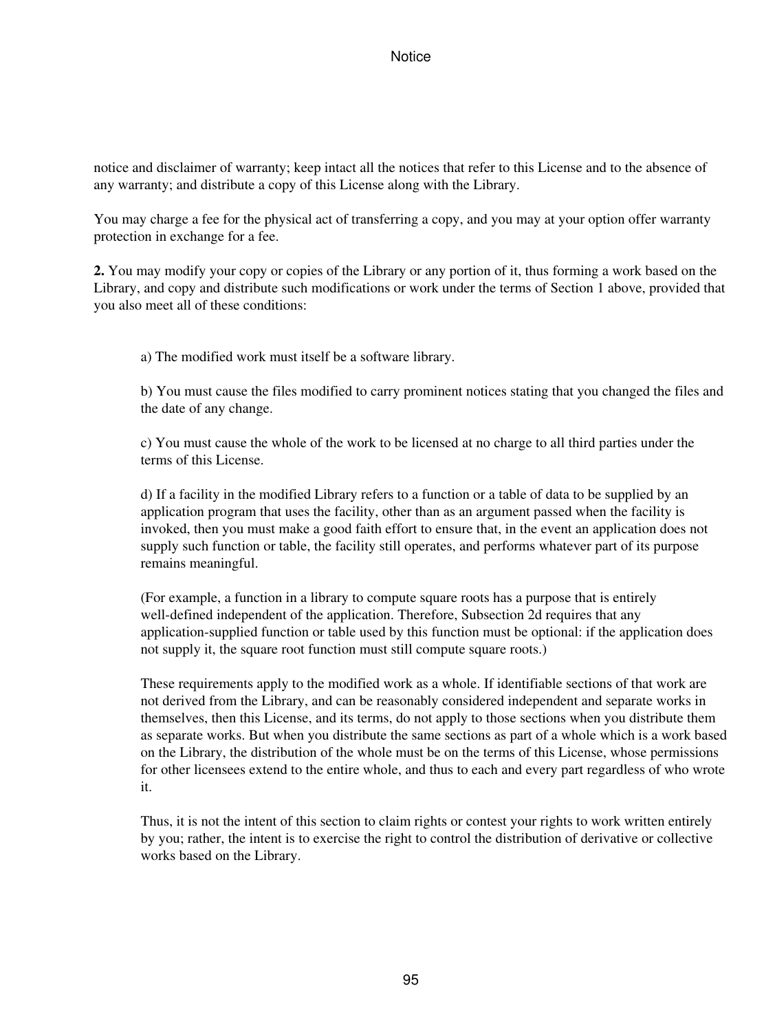notice and disclaimer of warranty; keep intact all the notices that refer to this License and to the absence of any warranty; and distribute a copy of this License along with the Library.

You may charge a fee for the physical act of transferring a copy, and you may at your option offer warranty protection in exchange for a fee.

**2.** You may modify your copy or copies of the Library or any portion of it, thus forming a work based on the Library, and copy and distribute such modifications or work under the terms of Section 1 above, provided that you also meet all of these conditions:

> a) The modified work must itself be a software library.
>
> b) You must cause the files modified to carry prominent notices stating that you changed the files and the date of any change.
>
> c) You must cause the whole of the work to be licensed at no charge to all third parties under the terms of this License.
>
> d) If a facility in the modified Library refers to a function or a table of data to be supplied by an application program that uses the facility, other than as an argument passed when the facility is invoked, then you must make a good faith effort to ensure that, in the event an application does not supply such function or table, the facility still operates, and performs whatever part of its purpose remains meaningful.
>
> (For example, a function in a library to compute square roots has a purpose that is entirely well-defined independent of the application. Therefore, Subsection 2d requires that any application-supplied function or table used by this function must be optional: if the application does not supply it, the square root function must still compute square roots.)
>
> These requirements apply to the modified work as a whole. If identifiable sections of that work are not derived from the Library, and can be reasonably considered independent and separate works in themselves, then this License, and its terms, do not apply to those sections when you distribute them as separate works. But when you distribute the same sections as part of a whole which is a work based on the Library, the distribution of the whole must be on the terms of this License, whose permissions for other licensees extend to the entire whole, and thus to each and every part regardless of who wrote it.
>
> Thus, it is not the intent of this section to claim rights or contest your rights to work written entirely by you; rather, the intent is to exercise the right to control the distribution of derivative or collective works based on the Library.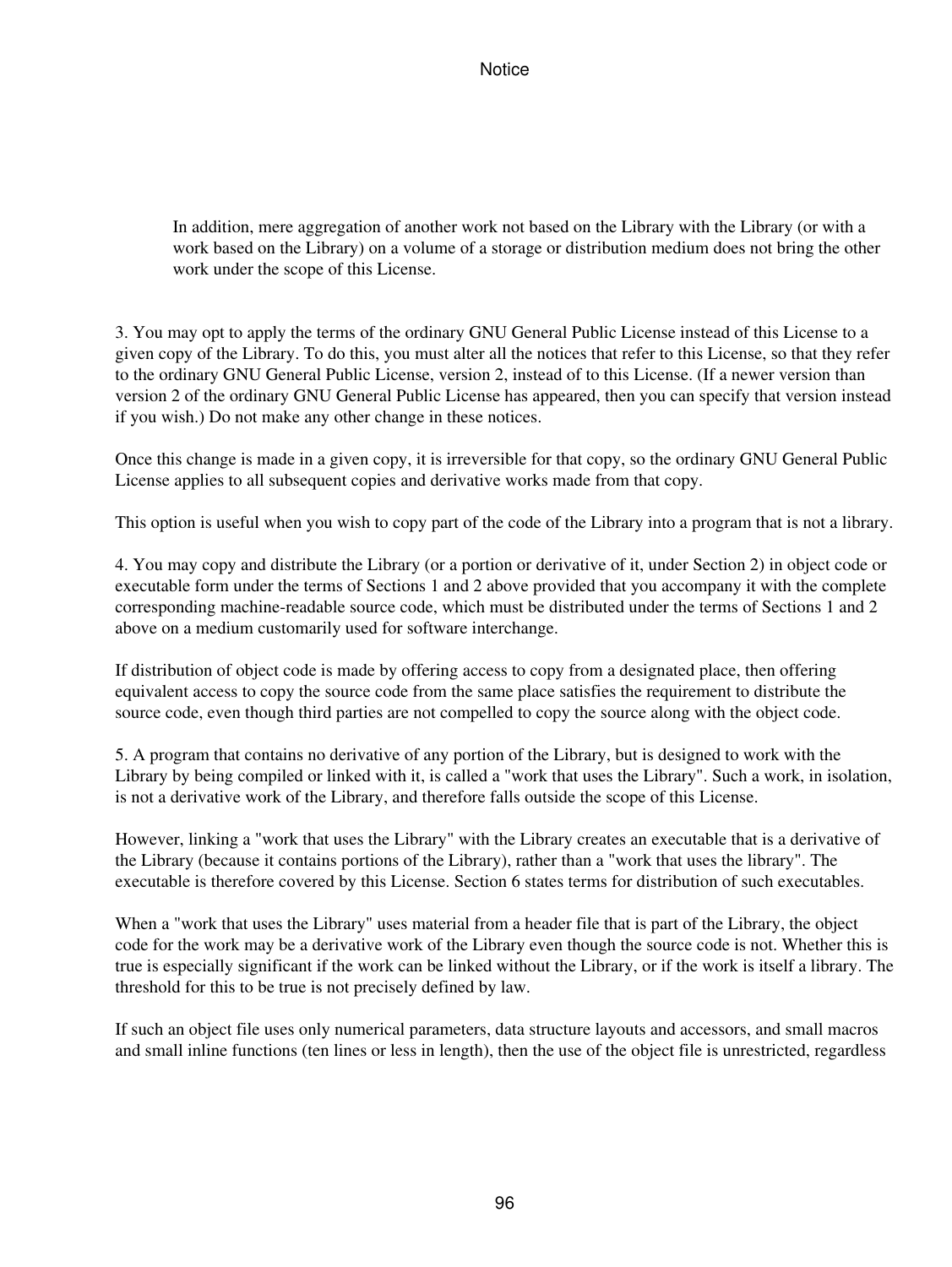In addition, mere aggregation of another work not based on the Library with the Library (or with a work based on the Library) on a volume of a storage or distribution medium does not bring the other work under the scope of this License.

3. You may opt to apply the terms of the ordinary GNU General Public License instead of this License to a given copy of the Library. To do this, you must alter all the notices that refer to this License, so that they refer to the ordinary GNU General Public License, version 2, instead of to this License. (If a newer version than version 2 of the ordinary GNU General Public License has appeared, then you can specify that version instead if you wish.) Do not make any other change in these notices.

Once this change is made in a given copy, it is irreversible for that copy, so the ordinary GNU General Public License applies to all subsequent copies and derivative works made from that copy.

This option is useful when you wish to copy part of the code of the Library into a program that is not a library.

4. You may copy and distribute the Library (or a portion or derivative of it, under Section 2) in object code or executable form under the terms of Sections 1 and 2 above provided that you accompany it with the complete corresponding machine-readable source code, which must be distributed under the terms of Sections 1 and 2 above on a medium customarily used for software interchange.

If distribution of object code is made by offering access to copy from a designated place, then offering equivalent access to copy the source code from the same place satisfies the requirement to distribute the source code, even though third parties are not compelled to copy the source along with the object code.

5. A program that contains no derivative of any portion of the Library, but is designed to work with the Library by being compiled or linked with it, is called a "work that uses the Library". Such a work, in isolation, is not a derivative work of the Library, and therefore falls outside the scope of this License.

However, linking a "work that uses the Library" with the Library creates an executable that is a derivative of the Library (because it contains portions of the Library), rather than a "work that uses the library". The executable is therefore covered by this License. Section 6 states terms for distribution of such executables.

When a "work that uses the Library" uses material from a header file that is part of the Library, the object code for the work may be a derivative work of the Library even though the source code is not. Whether this is true is especially significant if the work can be linked without the Library, or if the work is itself a library. The threshold for this to be true is not precisely defined by law.

If such an object file uses only numerical parameters, data structure layouts and accessors, and small macros and small inline functions (ten lines or less in length), then the use of the object file is unrestricted, regardless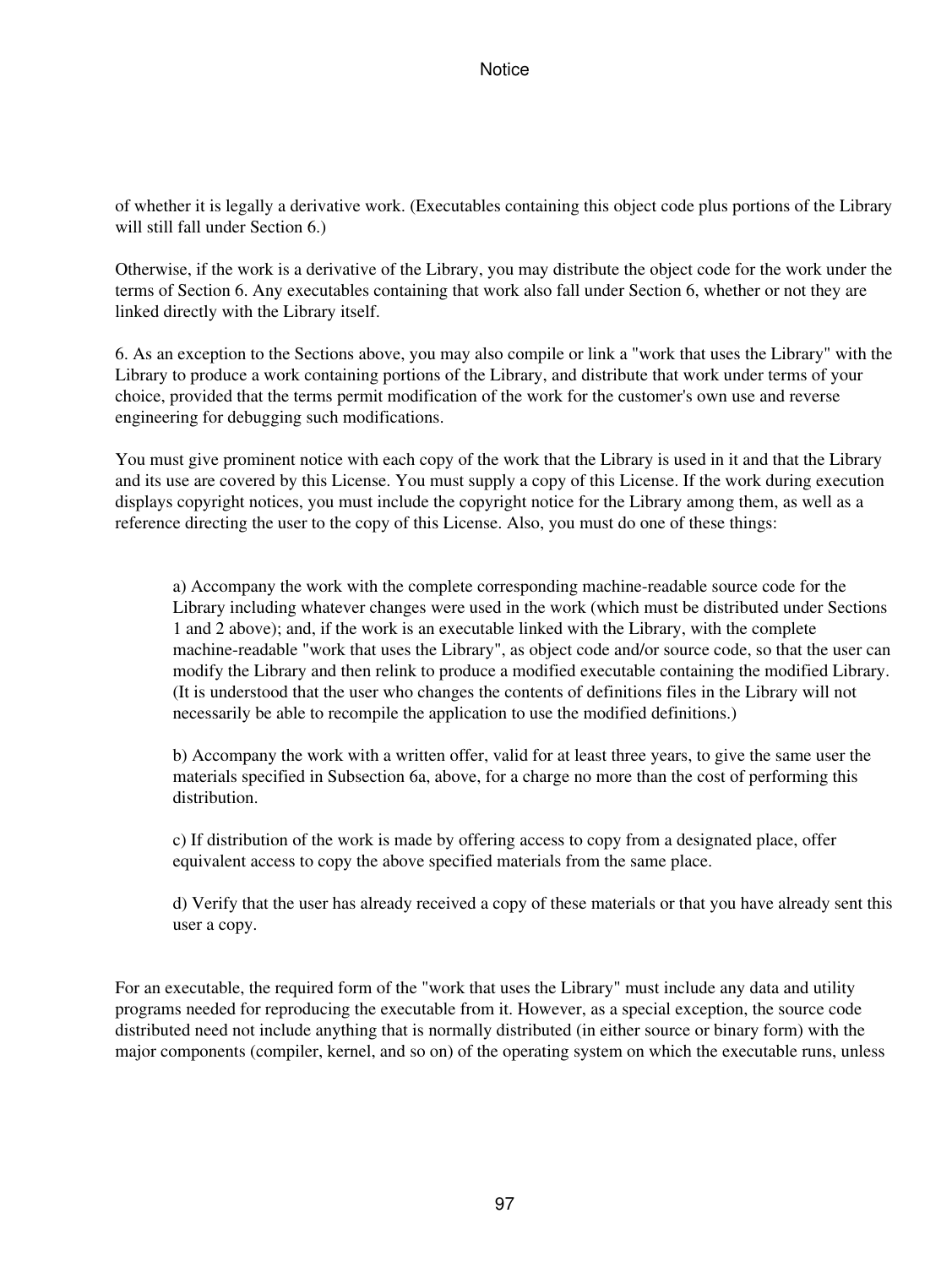of whether it is legally a derivative work. (Executables containing this object code plus portions of the Library will still fall under Section 6.)

Otherwise, if the work is a derivative of the Library, you may distribute the object code for the work under the terms of Section 6. Any executables containing that work also fall under Section 6, whether or not they are linked directly with the Library itself.

6. As an exception to the Sections above, you may also compile or link a "work that uses the Library" with the Library to produce a work containing portions of the Library, and distribute that work under terms of your choice, provided that the terms permit modification of the work for the customer's own use and reverse engineering for debugging such modifications.

You must give prominent notice with each copy of the work that the Library is used in it and that the Library and its use are covered by this License. You must supply a copy of this License. If the work during execution displays copyright notices, you must include the copyright notice for the Library among them, as well as a reference directing the user to the copy of this License. Also, you must do one of these things:

> a) Accompany the work with the complete corresponding machine-readable source code for the Library including whatever changes were used in the work (which must be distributed under Sections 1 and 2 above); and, if the work is an executable linked with the Library, with the complete machine-readable "work that uses the Library", as object code and/or source code, so that the user can modify the Library and then relink to produce a modified executable containing the modified Library. (It is understood that the user who changes the contents of definitions files in the Library will not necessarily be able to recompile the application to use the modified definitions.)
>
> b) Accompany the work with a written offer, valid for at least three years, to give the same user the materials specified in Subsection 6a, above, for a charge no more than the cost of performing this distribution.
>
> c) If distribution of the work is made by offering access to copy from a designated place, offer equivalent access to copy the above specified materials from the same place.
>
> d) Verify that the user has already received a copy of these materials or that you have already sent this user a copy.

For an executable, the required form of the "work that uses the Library" must include any data and utility programs needed for reproducing the executable from it. However, as a special exception, the source code distributed need not include anything that is normally distributed (in either source or binary form) with the major components (compiler, kernel, and so on) of the operating system on which the executable runs, unless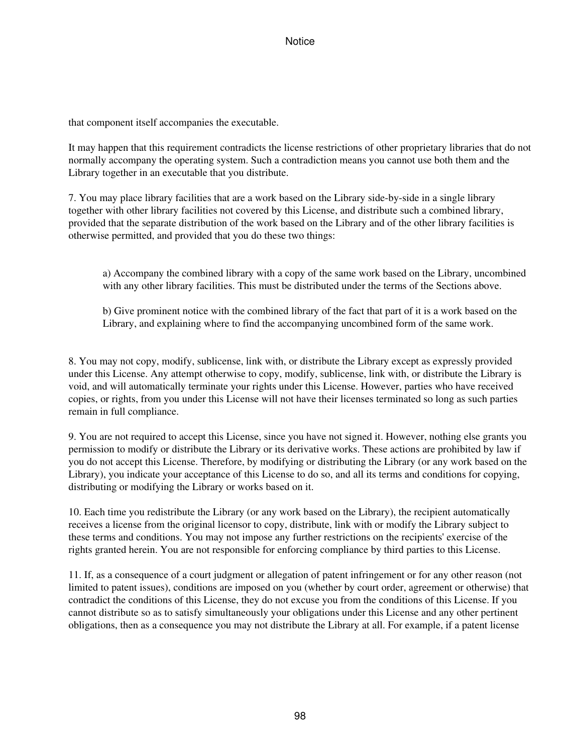that component itself accompanies the executable.

It may happen that this requirement contradicts the license restrictions of other proprietary libraries that do not normally accompany the operating system. Such a contradiction means you cannot use both them and the Library together in an executable that you distribute.

7. You may place library facilities that are a work based on the Library side-by-side in a single library together with other library facilities not covered by this License, and distribute such a combined library, provided that the separate distribution of the work based on the Library and of the other library facilities is otherwise permitted, and provided that you do these two things:

> a) Accompany the combined library with a copy of the same work based on the Library, uncombined with any other library facilities. This must be distributed under the terms of the Sections above.
>
> b) Give prominent notice with the combined library of the fact that part of it is a work based on the Library, and explaining where to find the accompanying uncombined form of the same work.

8. You may not copy, modify, sublicense, link with, or distribute the Library except as expressly provided under this License. Any attempt otherwise to copy, modify, sublicense, link with, or distribute the Library is void, and will automatically terminate your rights under this License. However, parties who have received copies, or rights, from you under this License will not have their licenses terminated so long as such parties remain in full compliance.

9. You are not required to accept this License, since you have not signed it. However, nothing else grants you permission to modify or distribute the Library or its derivative works. These actions are prohibited by law if you do not accept this License. Therefore, by modifying or distributing the Library (or any work based on the Library), you indicate your acceptance of this License to do so, and all its terms and conditions for copying, distributing or modifying the Library or works based on it.

10. Each time you redistribute the Library (or any work based on the Library), the recipient automatically receives a license from the original licensor to copy, distribute, link with or modify the Library subject to these terms and conditions. You may not impose any further restrictions on the recipients' exercise of the rights granted herein. You are not responsible for enforcing compliance by third parties to this License.

11. If, as a consequence of a court judgment or allegation of patent infringement or for any other reason (not limited to patent issues), conditions are imposed on you (whether by court order, agreement or otherwise) that contradict the conditions of this License, they do not excuse you from the conditions of this License. If you cannot distribute so as to satisfy simultaneously your obligations under this License and any other pertinent obligations, then as a consequence you may not distribute the Library at all. For example, if a patent license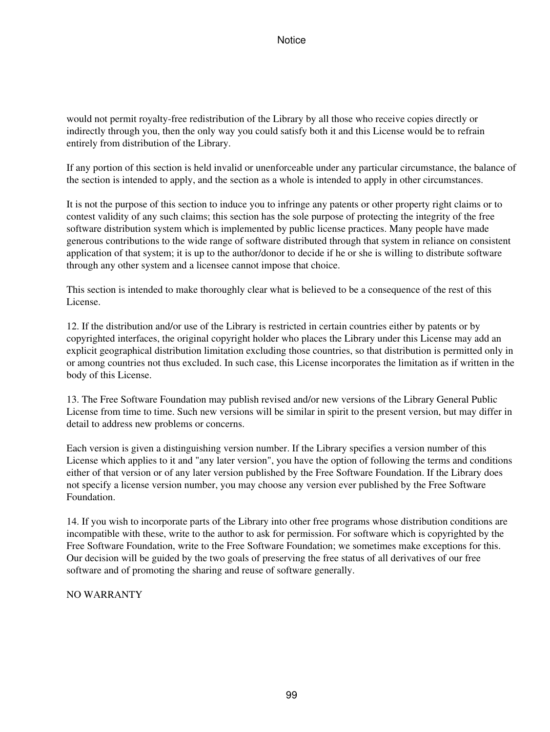would not permit royalty-free redistribution of the Library by all those who receive copies directly or indirectly through you, then the only way you could satisfy both it and this License would be to refrain entirely from distribution of the Library.

If any portion of this section is held invalid or unenforceable under any particular circumstance, the balance of the section is intended to apply, and the section as a whole is intended to apply in other circumstances.

It is not the purpose of this section to induce you to infringe any patents or other property right claims or to contest validity of any such claims; this section has the sole purpose of protecting the integrity of the free software distribution system which is implemented by public license practices. Many people have made generous contributions to the wide range of software distributed through that system in reliance on consistent application of that system; it is up to the author/donor to decide if he or she is willing to distribute software through any other system and a licensee cannot impose that choice.

This section is intended to make thoroughly clear what is believed to be a consequence of the rest of this License.

12. If the distribution and/or use of the Library is restricted in certain countries either by patents or by copyrighted interfaces, the original copyright holder who places the Library under this License may add an explicit geographical distribution limitation excluding those countries, so that distribution is permitted only in or among countries not thus excluded. In such case, this License incorporates the limitation as if written in the body of this License.

13. The Free Software Foundation may publish revised and/or new versions of the Library General Public License from time to time. Such new versions will be similar in spirit to the present version, but may differ in detail to address new problems or concerns.

Each version is given a distinguishing version number. If the Library specifies a version number of this License which applies to it and "any later version", you have the option of following the terms and conditions either of that version or of any later version published by the Free Software Foundation. If the Library does not specify a license version number, you may choose any version ever published by the Free Software Foundation.

14. If you wish to incorporate parts of the Library into other free programs whose distribution conditions are incompatible with these, write to the author to ask for permission. For software which is copyrighted by the Free Software Foundation, write to the Free Software Foundation; we sometimes make exceptions for this. Our decision will be guided by the two goals of preserving the free status of all derivatives of our free software and of promoting the sharing and reuse of software generally.

NO WARRANTY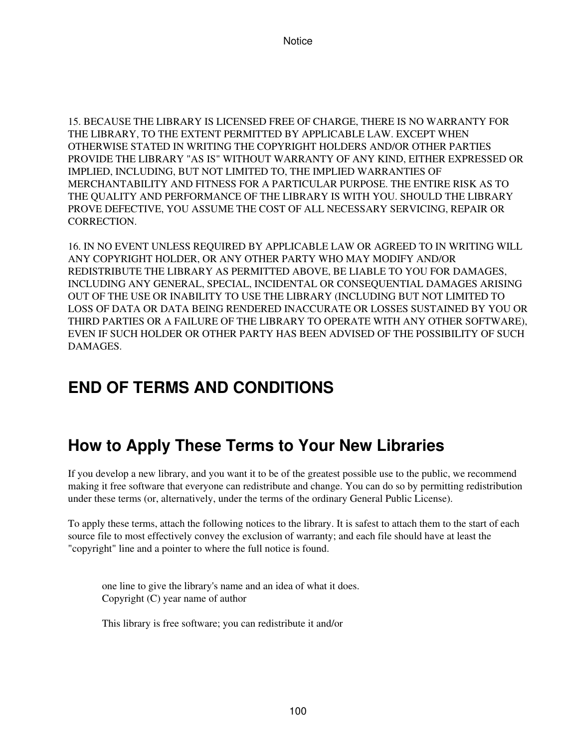15. BECAUSE THE LIBRARY IS LICENSED FREE OF CHARGE, THERE IS NO WARRANTY FOR THE LIBRARY, TO THE EXTENT PERMITTED BY APPLICABLE LAW. EXCEPT WHEN OTHERWISE STATED IN WRITING THE COPYRIGHT HOLDERS AND/OR OTHER PARTIES PROVIDE THE LIBRARY "AS IS" WITHOUT WARRANTY OF ANY KIND, EITHER EXPRESSED OR IMPLIED, INCLUDING, BUT NOT LIMITED TO, THE IMPLIED WARRANTIES OF MERCHANTABILITY AND FITNESS FOR A PARTICULAR PURPOSE. THE ENTIRE RISK AS TO THE QUALITY AND PERFORMANCE OF THE LIBRARY IS WITH YOU. SHOULD THE LIBRARY PROVE DEFECTIVE, YOU ASSUME THE COST OF ALL NECESSARY SERVICING, REPAIR OR CORRECTION.

16. IN NO EVENT UNLESS REQUIRED BY APPLICABLE LAW OR AGREED TO IN WRITING WILL ANY COPYRIGHT HOLDER, OR ANY OTHER PARTY WHO MAY MODIFY AND/OR REDISTRIBUTE THE LIBRARY AS PERMITTED ABOVE, BE LIABLE TO YOU FOR DAMAGES, INCLUDING ANY GENERAL, SPECIAL, INCIDENTAL OR CONSEQUENTIAL DAMAGES ARISING OUT OF THE USE OR INABILITY TO USE THE LIBRARY (INCLUDING BUT NOT LIMITED TO LOSS OF DATA OR DATA BEING RENDERED INACCURATE OR LOSSES SUSTAINED BY YOU OR THIRD PARTIES OR A FAILURE OF THE LIBRARY TO OPERATE WITH ANY OTHER SOFTWARE), EVEN IF SUCH HOLDER OR OTHER PARTY HAS BEEN ADVISED OF THE POSSIBILITY OF SUCH DAMAGES.

## END OF TERMS AND CONDITIONS

## How to Apply These Terms to Your New Libraries

If you develop a new library, and you want it to be of the greatest possible use to the public, we recommend making it free software that everyone can redistribute and change. You can do so by permitting redistribution under these terms (or, alternatively, under the terms of the ordinary General Public License).

To apply these terms, attach the following notices to the library. It is safest to attach them to the start of each source file to most effectively convey the exclusion of warranty; and each file should have at least the "copyright" line and a pointer to where the full notice is found.

```
one line to give the library's name and an idea of what it does.
Copyright (C) year name of author

This library is free software; you can redistribute it and/or
```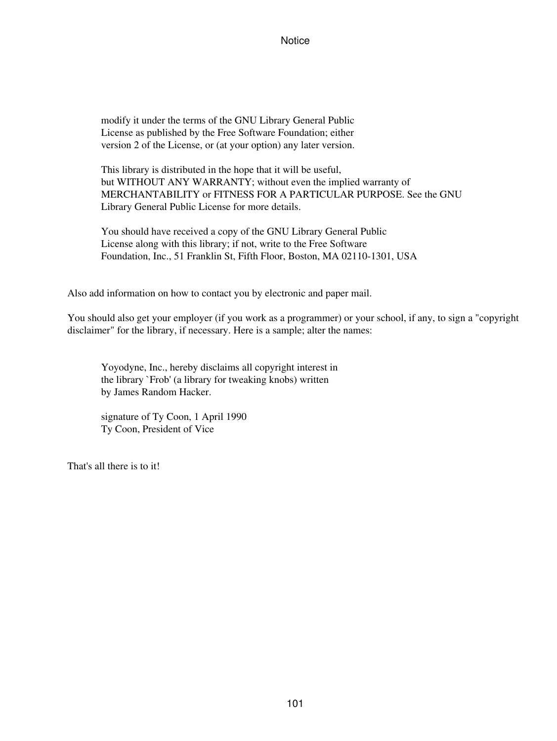```
    modify it under the terms of the GNU Library General Public
    License as published by the Free Software Foundation; either
    version 2 of the License, or (at your option) any later version.

    This library is distributed in the hope that it will be useful,
    but WITHOUT ANY WARRANTY; without even the implied warranty of
    MERCHANTABILITY or FITNESS FOR A PARTICULAR PURPOSE. See the GNU
    Library General Public License for more details.

    You should have received a copy of the GNU Library General Public
    License along with this library; if not, write to the Free Software
    Foundation, Inc., 51 Franklin St, Fifth Floor, Boston, MA 02110-1301, USA
```

Also add information on how to contact you by electronic and paper mail.

You should also get your employer (if you work as a programmer) or your school, if any, to sign a "copyright disclaimer" for the library, if necessary. Here is a sample; alter the names:

```
  Yoyodyne, Inc., hereby disclaims all copyright interest in
  the library `Frob' (a library for tweaking knobs) written
  by James Random Hacker.

  signature of Ty Coon, 1 April 1990
  Ty Coon, President of Vice
```

That's all there is to it!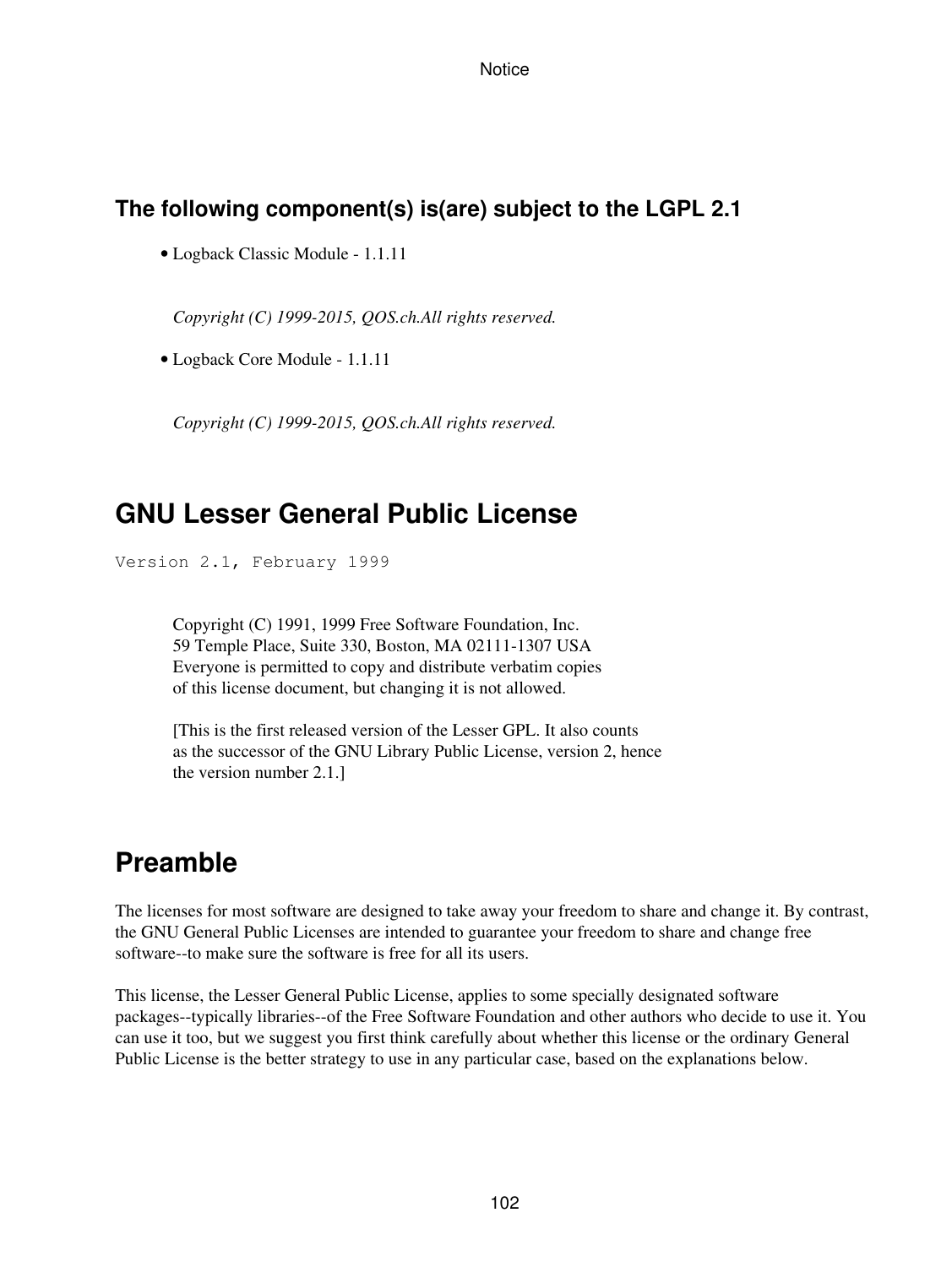### The following component(s) is(are) subject to the LGPL 2.1

- Logback Classic Module - 1.1.11

  *Copyright (C) 1999-2015, QOS.ch.All rights reserved.*

- Logback Core Module - 1.1.11

  *Copyright (C) 1999-2015, QOS.ch.All rights reserved.*

## GNU Lesser General Public License

```
Version 2.1, February 1999
```

> Copyright (C) 1991, 1999 Free Software Foundation, Inc.
> 59 Temple Place, Suite 330, Boston, MA 02111-1307 USA
> Everyone is permitted to copy and distribute verbatim copies
> of this license document, but changing it is not allowed.
>
> [This is the first released version of the Lesser GPL. It also counts
> as the successor of the GNU Library Public License, version 2, hence
> the version number 2.1.]

## Preamble

The licenses for most software are designed to take away your freedom to share and change it. By contrast, the GNU General Public Licenses are intended to guarantee your freedom to share and change free software--to make sure the software is free for all its users.

This license, the Lesser General Public License, applies to some specially designated software packages--typically libraries--of the Free Software Foundation and other authors who decide to use it. You can use it too, but we suggest you first think carefully about whether this license or the ordinary General Public License is the better strategy to use in any particular case, based on the explanations below.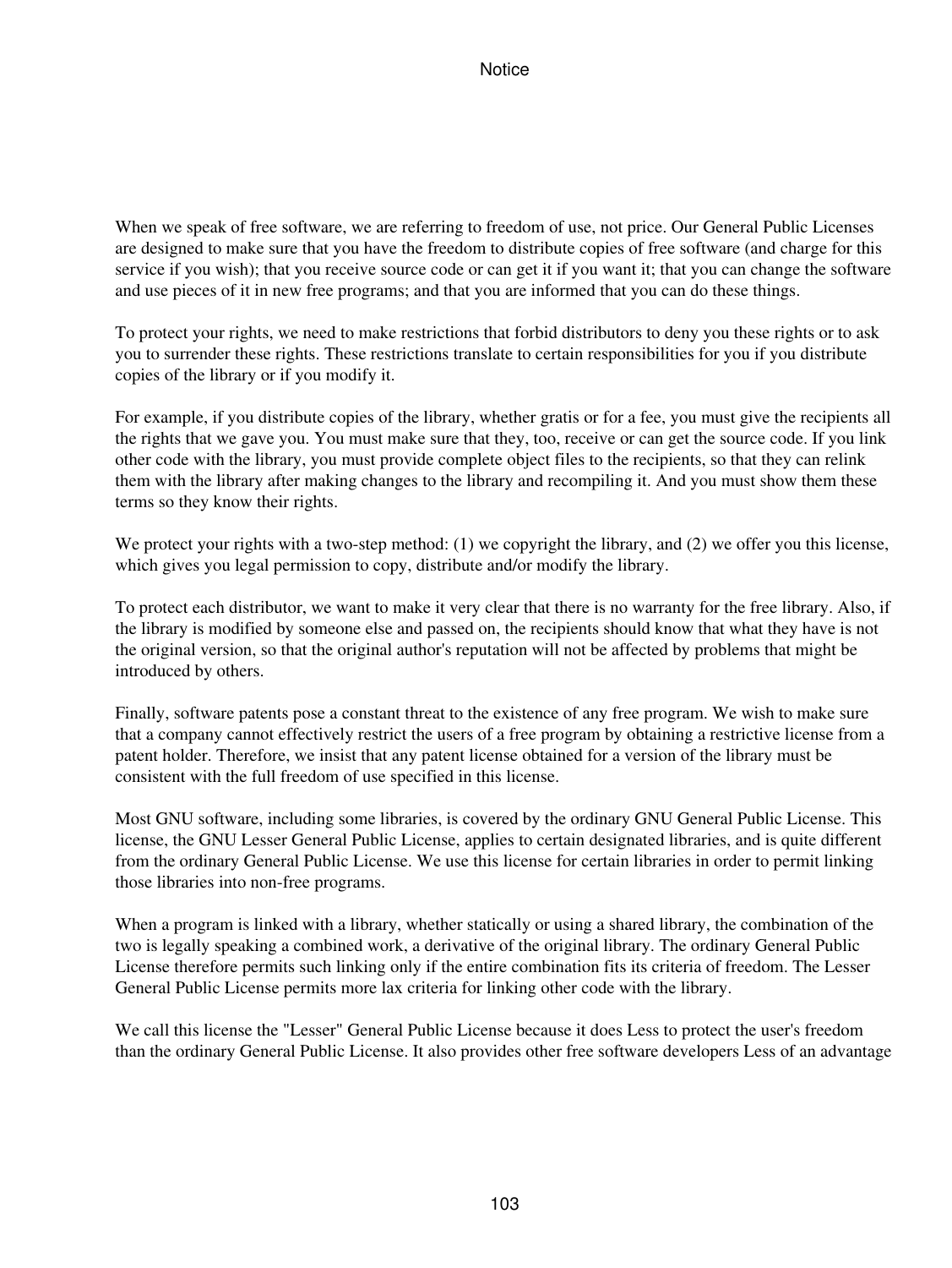When we speak of free software, we are referring to freedom of use, not price. Our General Public Licenses are designed to make sure that you have the freedom to distribute copies of free software (and charge for this service if you wish); that you receive source code or can get it if you want it; that you can change the software and use pieces of it in new free programs; and that you are informed that you can do these things.

To protect your rights, we need to make restrictions that forbid distributors to deny you these rights or to ask you to surrender these rights. These restrictions translate to certain responsibilities for you if you distribute copies of the library or if you modify it.

For example, if you distribute copies of the library, whether gratis or for a fee, you must give the recipients all the rights that we gave you. You must make sure that they, too, receive or can get the source code. If you link other code with the library, you must provide complete object files to the recipients, so that they can relink them with the library after making changes to the library and recompiling it. And you must show them these terms so they know their rights.

We protect your rights with a two-step method: (1) we copyright the library, and (2) we offer you this license, which gives you legal permission to copy, distribute and/or modify the library.

To protect each distributor, we want to make it very clear that there is no warranty for the free library. Also, if the library is modified by someone else and passed on, the recipients should know that what they have is not the original version, so that the original author's reputation will not be affected by problems that might be introduced by others.

Finally, software patents pose a constant threat to the existence of any free program. We wish to make sure that a company cannot effectively restrict the users of a free program by obtaining a restrictive license from a patent holder. Therefore, we insist that any patent license obtained for a version of the library must be consistent with the full freedom of use specified in this license.

Most GNU software, including some libraries, is covered by the ordinary GNU General Public License. This license, the GNU Lesser General Public License, applies to certain designated libraries, and is quite different from the ordinary General Public License. We use this license for certain libraries in order to permit linking those libraries into non-free programs.

When a program is linked with a library, whether statically or using a shared library, the combination of the two is legally speaking a combined work, a derivative of the original library. The ordinary General Public License therefore permits such linking only if the entire combination fits its criteria of freedom. The Lesser General Public License permits more lax criteria for linking other code with the library.

We call this license the "Lesser" General Public License because it does Less to protect the user's freedom than the ordinary General Public License. It also provides other free software developers Less of an advantage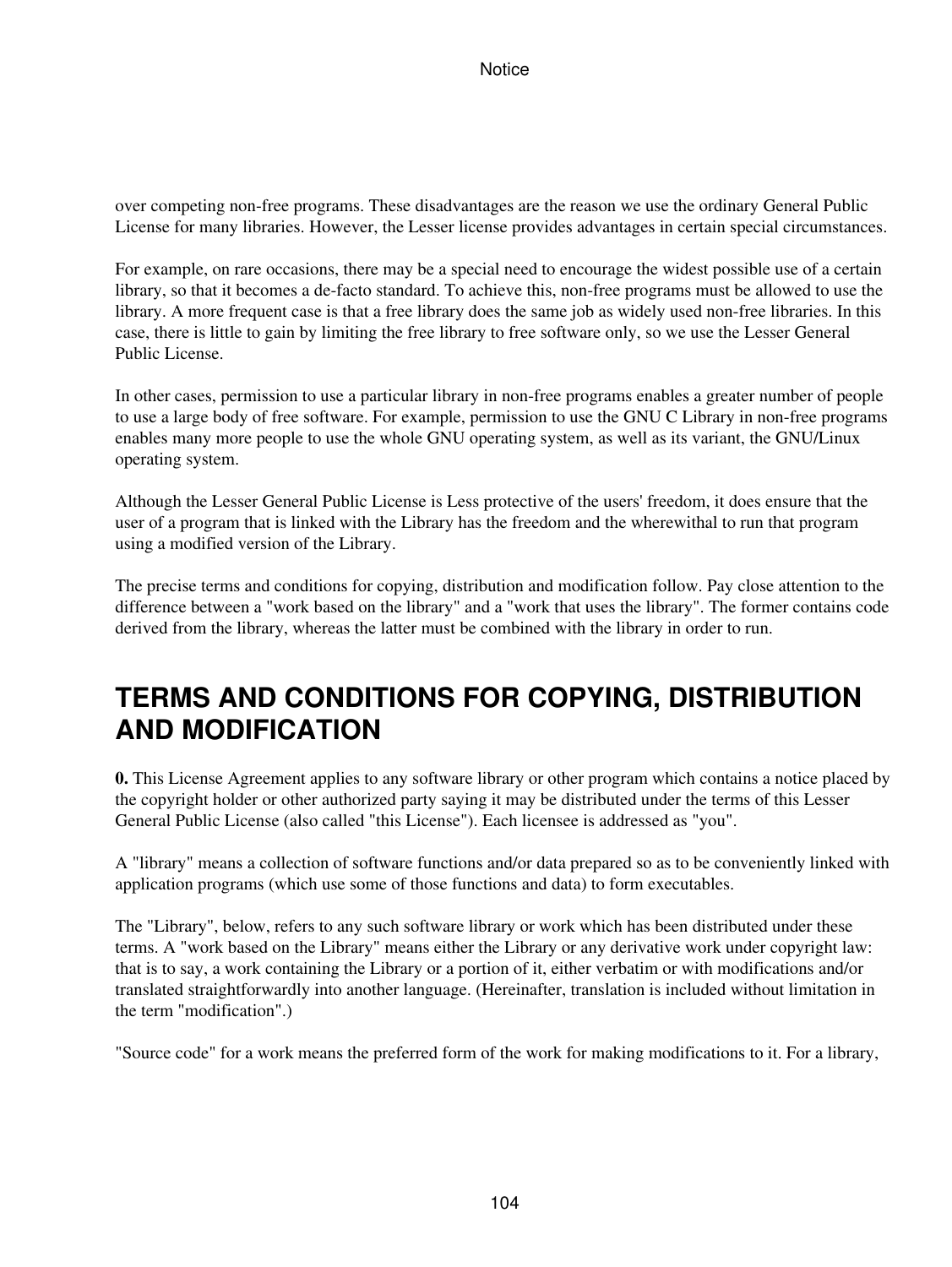over competing non-free programs. These disadvantages are the reason we use the ordinary General Public License for many libraries. However, the Lesser license provides advantages in certain special circumstances.

For example, on rare occasions, there may be a special need to encourage the widest possible use of a certain library, so that it becomes a de-facto standard. To achieve this, non-free programs must be allowed to use the library. A more frequent case is that a free library does the same job as widely used non-free libraries. In this case, there is little to gain by limiting the free library to free software only, so we use the Lesser General Public License.

In other cases, permission to use a particular library in non-free programs enables a greater number of people to use a large body of free software. For example, permission to use the GNU C Library in non-free programs enables many more people to use the whole GNU operating system, as well as its variant, the GNU/Linux operating system.

Although the Lesser General Public License is Less protective of the users' freedom, it does ensure that the user of a program that is linked with the Library has the freedom and the wherewithal to run that program using a modified version of the Library.

The precise terms and conditions for copying, distribution and modification follow. Pay close attention to the difference between a "work based on the library" and a "work that uses the library". The former contains code derived from the library, whereas the latter must be combined with the library in order to run.

## TERMS AND CONDITIONS FOR COPYING, DISTRIBUTION AND MODIFICATION

**0.** This License Agreement applies to any software library or other program which contains a notice placed by the copyright holder or other authorized party saying it may be distributed under the terms of this Lesser General Public License (also called "this License"). Each licensee is addressed as "you".

A "library" means a collection of software functions and/or data prepared so as to be conveniently linked with application programs (which use some of those functions and data) to form executables.

The "Library", below, refers to any such software library or work which has been distributed under these terms. A "work based on the Library" means either the Library or any derivative work under copyright law: that is to say, a work containing the Library or a portion of it, either verbatim or with modifications and/or translated straightforwardly into another language. (Hereinafter, translation is included without limitation in the term "modification".)

"Source code" for a work means the preferred form of the work for making modifications to it. For a library,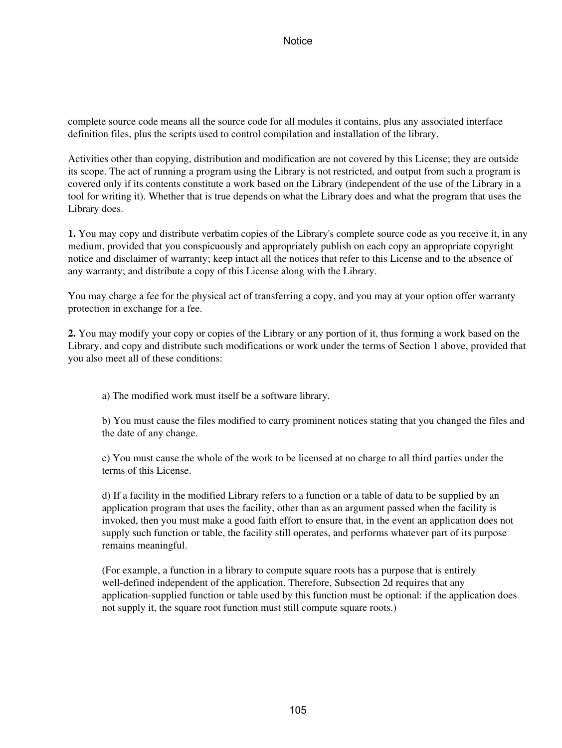complete source code means all the source code for all modules it contains, plus any associated interface definition files, plus the scripts used to control compilation and installation of the library.

Activities other than copying, distribution and modification are not covered by this License; they are outside its scope. The act of running a program using the Library is not restricted, and output from such a program is covered only if its contents constitute a work based on the Library (independent of the use of the Library in a tool for writing it). Whether that is true depends on what the Library does and what the program that uses the Library does.

**1.** You may copy and distribute verbatim copies of the Library's complete source code as you receive it, in any medium, provided that you conspicuously and appropriately publish on each copy an appropriate copyright notice and disclaimer of warranty; keep intact all the notices that refer to this License and to the absence of any warranty; and distribute a copy of this License along with the Library.

You may charge a fee for the physical act of transferring a copy, and you may at your option offer warranty protection in exchange for a fee.

**2.** You may modify your copy or copies of the Library or any portion of it, thus forming a work based on the Library, and copy and distribute such modifications or work under the terms of Section 1 above, provided that you also meet all of these conditions:

> a) The modified work must itself be a software library.
>
> b) You must cause the files modified to carry prominent notices stating that you changed the files and the date of any change.
>
> c) You must cause the whole of the work to be licensed at no charge to all third parties under the terms of this License.
>
> d) If a facility in the modified Library refers to a function or a table of data to be supplied by an application program that uses the facility, other than as an argument passed when the facility is invoked, then you must make a good faith effort to ensure that, in the event an application does not supply such function or table, the facility still operates, and performs whatever part of its purpose remains meaningful.
>
> (For example, a function in a library to compute square roots has a purpose that is entirely well-defined independent of the application. Therefore, Subsection 2d requires that any application-supplied function or table used by this function must be optional: if the application does not supply it, the square root function must still compute square roots.)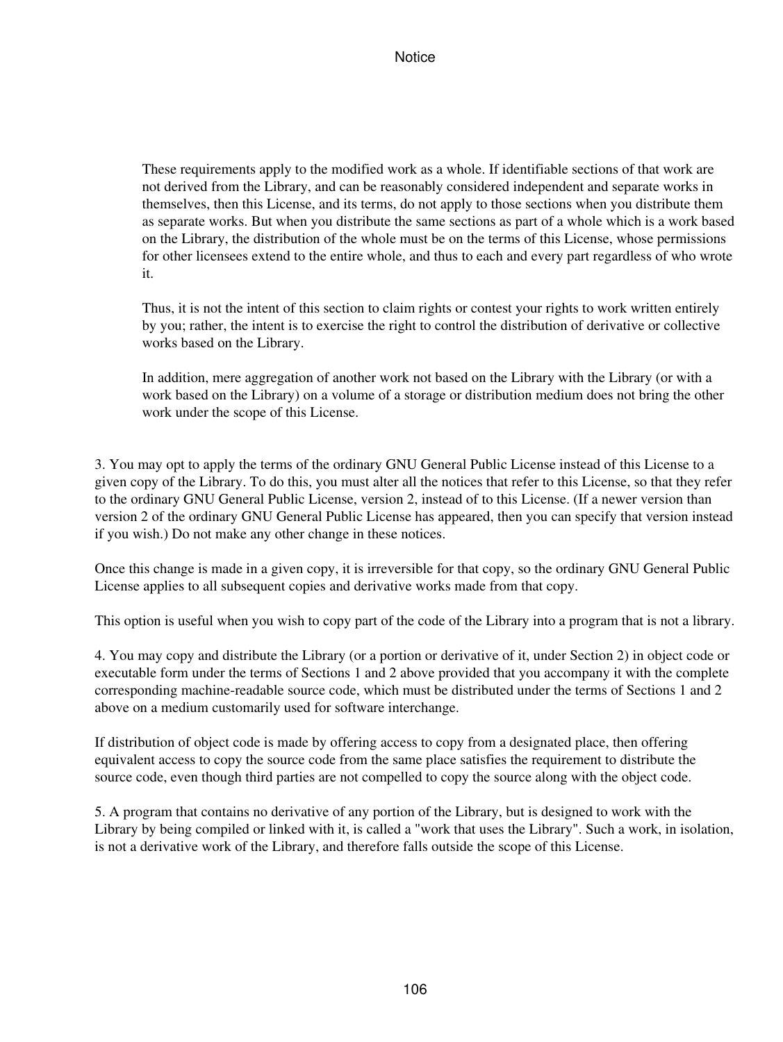These requirements apply to the modified work as a whole. If identifiable sections of that work are not derived from the Library, and can be reasonably considered independent and separate works in themselves, then this License, and its terms, do not apply to those sections when you distribute them as separate works. But when you distribute the same sections as part of a whole which is a work based on the Library, the distribution of the whole must be on the terms of this License, whose permissions for other licensees extend to the entire whole, and thus to each and every part regardless of who wrote it.

Thus, it is not the intent of this section to claim rights or contest your rights to work written entirely by you; rather, the intent is to exercise the right to control the distribution of derivative or collective works based on the Library.

In addition, mere aggregation of another work not based on the Library with the Library (or with a work based on the Library) on a volume of a storage or distribution medium does not bring the other work under the scope of this License.

3. You may opt to apply the terms of the ordinary GNU General Public License instead of this License to a given copy of the Library. To do this, you must alter all the notices that refer to this License, so that they refer to the ordinary GNU General Public License, version 2, instead of to this License. (If a newer version than version 2 of the ordinary GNU General Public License has appeared, then you can specify that version instead if you wish.) Do not make any other change in these notices.

Once this change is made in a given copy, it is irreversible for that copy, so the ordinary GNU General Public License applies to all subsequent copies and derivative works made from that copy.

This option is useful when you wish to copy part of the code of the Library into a program that is not a library.

4. You may copy and distribute the Library (or a portion or derivative of it, under Section 2) in object code or executable form under the terms of Sections 1 and 2 above provided that you accompany it with the complete corresponding machine-readable source code, which must be distributed under the terms of Sections 1 and 2 above on a medium customarily used for software interchange.

If distribution of object code is made by offering access to copy from a designated place, then offering equivalent access to copy the source code from the same place satisfies the requirement to distribute the source code, even though third parties are not compelled to copy the source along with the object code.

5. A program that contains no derivative of any portion of the Library, but is designed to work with the Library by being compiled or linked with it, is called a "work that uses the Library". Such a work, in isolation, is not a derivative work of the Library, and therefore falls outside the scope of this License.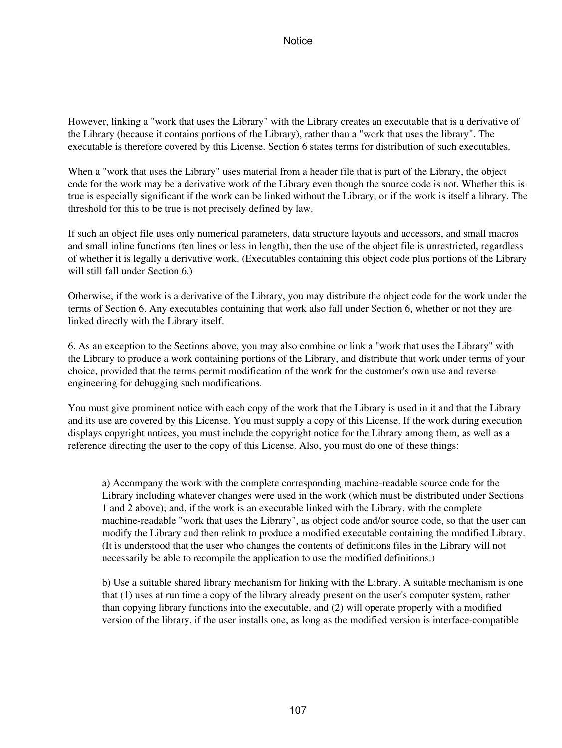However, linking a "work that uses the Library" with the Library creates an executable that is a derivative of the Library (because it contains portions of the Library), rather than a "work that uses the library". The executable is therefore covered by this License. Section 6 states terms for distribution of such executables.

When a "work that uses the Library" uses material from a header file that is part of the Library, the object code for the work may be a derivative work of the Library even though the source code is not. Whether this is true is especially significant if the work can be linked without the Library, or if the work is itself a library. The threshold for this to be true is not precisely defined by law.

If such an object file uses only numerical parameters, data structure layouts and accessors, and small macros and small inline functions (ten lines or less in length), then the use of the object file is unrestricted, regardless of whether it is legally a derivative work. (Executables containing this object code plus portions of the Library will still fall under Section 6.)

Otherwise, if the work is a derivative of the Library, you may distribute the object code for the work under the terms of Section 6. Any executables containing that work also fall under Section 6, whether or not they are linked directly with the Library itself.

6. As an exception to the Sections above, you may also combine or link a "work that uses the Library" with the Library to produce a work containing portions of the Library, and distribute that work under terms of your choice, provided that the terms permit modification of the work for the customer's own use and reverse engineering for debugging such modifications.

You must give prominent notice with each copy of the work that the Library is used in it and that the Library and its use are covered by this License. You must supply a copy of this License. If the work during execution displays copyright notices, you must include the copyright notice for the Library among them, as well as a reference directing the user to the copy of this License. Also, you must do one of these things:

> a) Accompany the work with the complete corresponding machine-readable source code for the Library including whatever changes were used in the work (which must be distributed under Sections 1 and 2 above); and, if the work is an executable linked with the Library, with the complete machine-readable "work that uses the Library", as object code and/or source code, so that the user can modify the Library and then relink to produce a modified executable containing the modified Library. (It is understood that the user who changes the contents of definitions files in the Library will not necessarily be able to recompile the application to use the modified definitions.)
>
> b) Use a suitable shared library mechanism for linking with the Library. A suitable mechanism is one that (1) uses at run time a copy of the library already present on the user's computer system, rather than copying library functions into the executable, and (2) will operate properly with a modified version of the library, if the user installs one, as long as the modified version is interface-compatible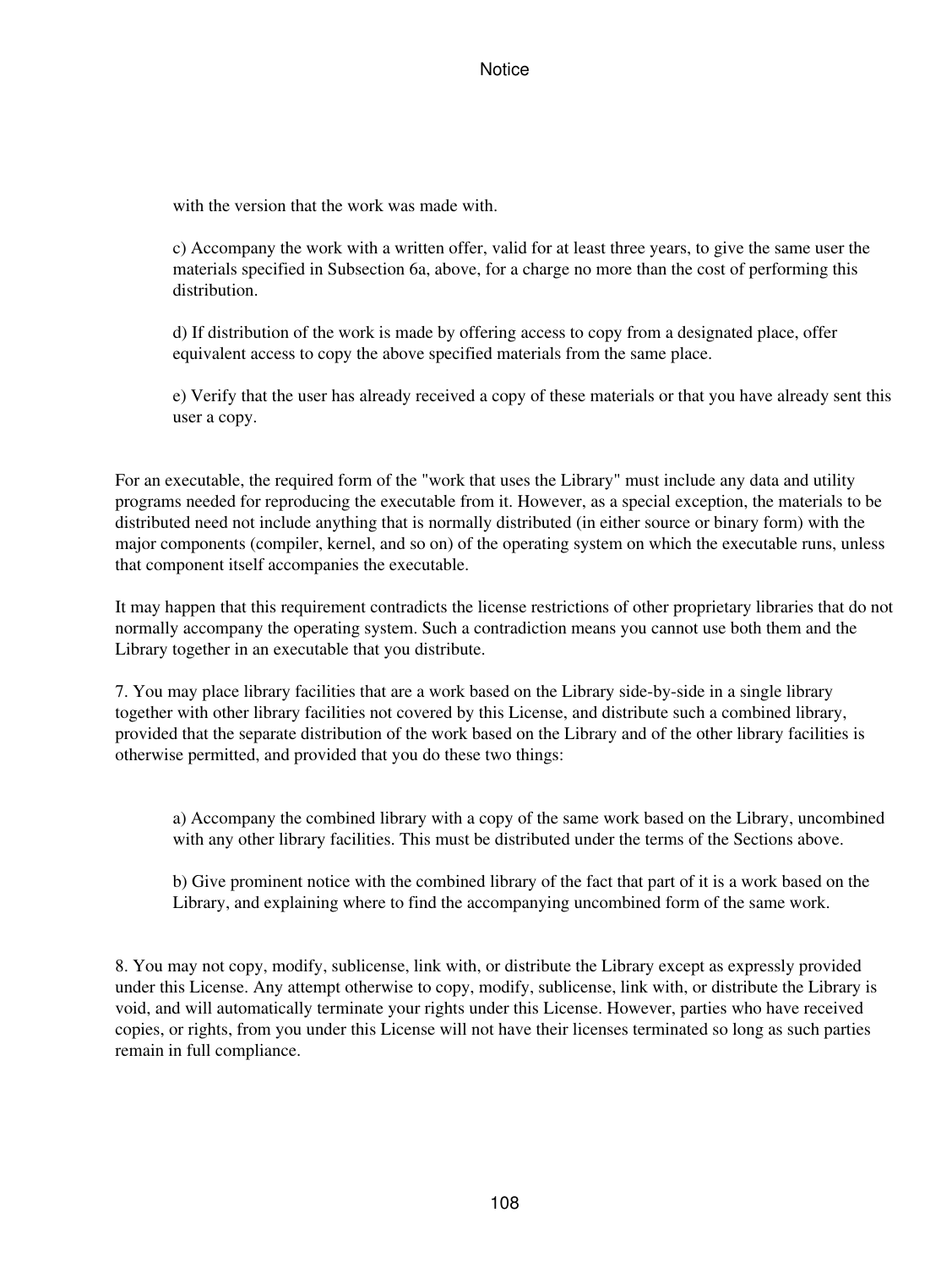with the version that the work was made with.

c) Accompany the work with a written offer, valid for at least three years, to give the same user the materials specified in Subsection 6a, above, for a charge no more than the cost of performing this distribution.

d) If distribution of the work is made by offering access to copy from a designated place, offer equivalent access to copy the above specified materials from the same place.

e) Verify that the user has already received a copy of these materials or that you have already sent this user a copy.

For an executable, the required form of the "work that uses the Library" must include any data and utility programs needed for reproducing the executable from it. However, as a special exception, the materials to be distributed need not include anything that is normally distributed (in either source or binary form) with the major components (compiler, kernel, and so on) of the operating system on which the executable runs, unless that component itself accompanies the executable.

It may happen that this requirement contradicts the license restrictions of other proprietary libraries that do not normally accompany the operating system. Such a contradiction means you cannot use both them and the Library together in an executable that you distribute.

7. You may place library facilities that are a work based on the Library side-by-side in a single library together with other library facilities not covered by this License, and distribute such a combined library, provided that the separate distribution of the work based on the Library and of the other library facilities is otherwise permitted, and provided that you do these two things:

a) Accompany the combined library with a copy of the same work based on the Library, uncombined with any other library facilities. This must be distributed under the terms of the Sections above.

b) Give prominent notice with the combined library of the fact that part of it is a work based on the Library, and explaining where to find the accompanying uncombined form of the same work.

8. You may not copy, modify, sublicense, link with, or distribute the Library except as expressly provided under this License. Any attempt otherwise to copy, modify, sublicense, link with, or distribute the Library is void, and will automatically terminate your rights under this License. However, parties who have received copies, or rights, from you under this License will not have their licenses terminated so long as such parties remain in full compliance.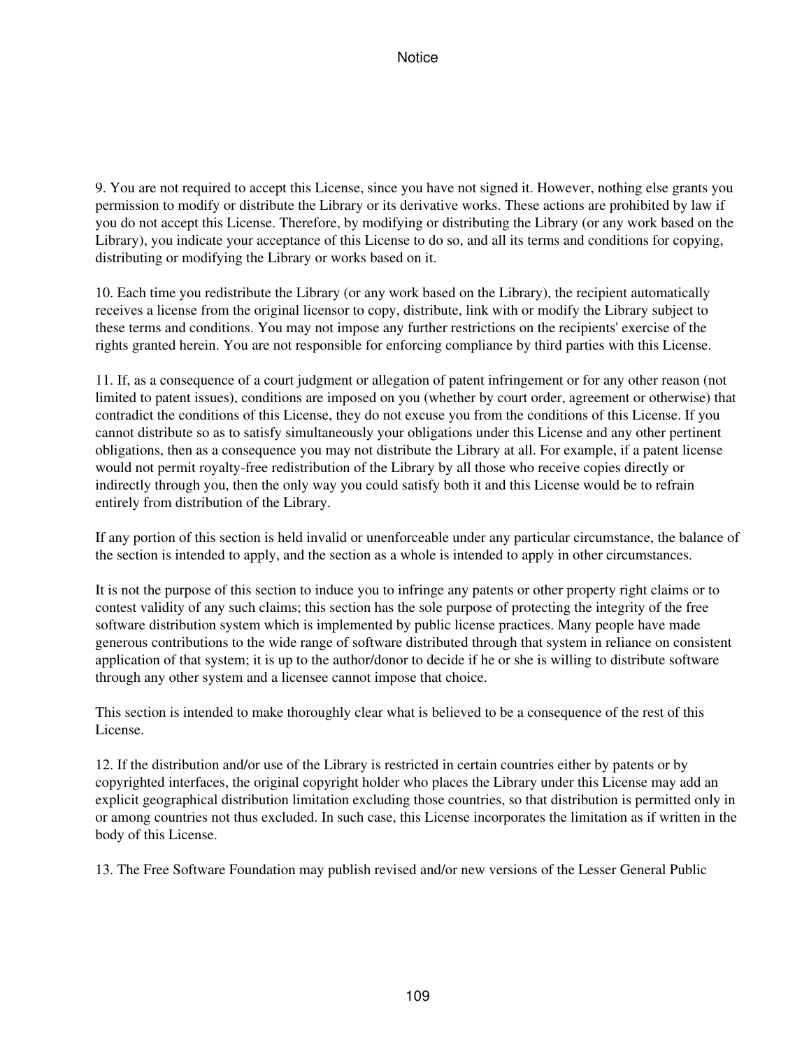9. You are not required to accept this License, since you have not signed it. However, nothing else grants you permission to modify or distribute the Library or its derivative works. These actions are prohibited by law if you do not accept this License. Therefore, by modifying or distributing the Library (or any work based on the Library), you indicate your acceptance of this License to do so, and all its terms and conditions for copying, distributing or modifying the Library or works based on it.

10. Each time you redistribute the Library (or any work based on the Library), the recipient automatically receives a license from the original licensor to copy, distribute, link with or modify the Library subject to these terms and conditions. You may not impose any further restrictions on the recipients' exercise of the rights granted herein. You are not responsible for enforcing compliance by third parties with this License.

11. If, as a consequence of a court judgment or allegation of patent infringement or for any other reason (not limited to patent issues), conditions are imposed on you (whether by court order, agreement or otherwise) that contradict the conditions of this License, they do not excuse you from the conditions of this License. If you cannot distribute so as to satisfy simultaneously your obligations under this License and any other pertinent obligations, then as a consequence you may not distribute the Library at all. For example, if a patent license would not permit royalty-free redistribution of the Library by all those who receive copies directly or indirectly through you, then the only way you could satisfy both it and this License would be to refrain entirely from distribution of the Library.

If any portion of this section is held invalid or unenforceable under any particular circumstance, the balance of the section is intended to apply, and the section as a whole is intended to apply in other circumstances.

It is not the purpose of this section to induce you to infringe any patents or other property right claims or to contest validity of any such claims; this section has the sole purpose of protecting the integrity of the free software distribution system which is implemented by public license practices. Many people have made generous contributions to the wide range of software distributed through that system in reliance on consistent application of that system; it is up to the author/donor to decide if he or she is willing to distribute software through any other system and a licensee cannot impose that choice.

This section is intended to make thoroughly clear what is believed to be a consequence of the rest of this License.

12. If the distribution and/or use of the Library is restricted in certain countries either by patents or by copyrighted interfaces, the original copyright holder who places the Library under this License may add an explicit geographical distribution limitation excluding those countries, so that distribution is permitted only in or among countries not thus excluded. In such case, this License incorporates the limitation as if written in the body of this License.

13. The Free Software Foundation may publish revised and/or new versions of the Lesser General Public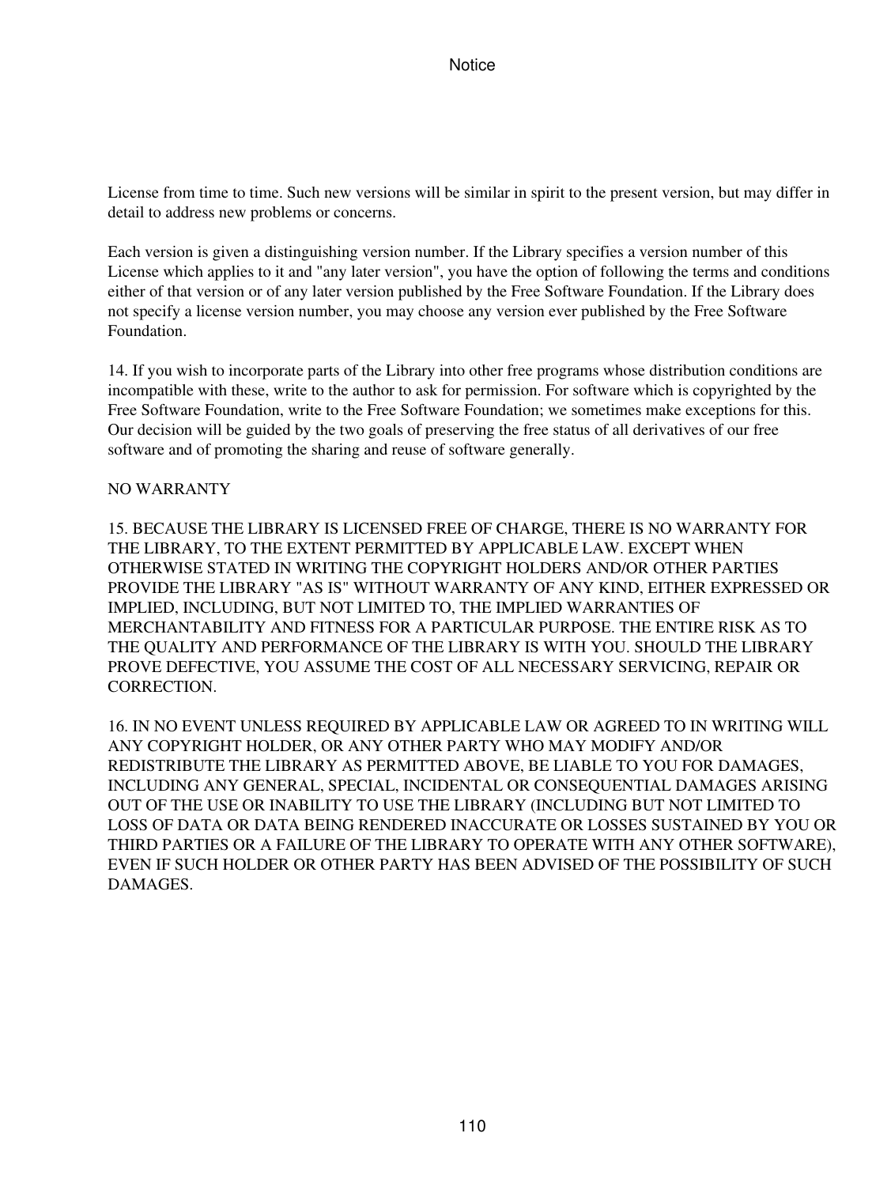License from time to time. Such new versions will be similar in spirit to the present version, but may differ in detail to address new problems or concerns.

Each version is given a distinguishing version number. If the Library specifies a version number of this License which applies to it and "any later version", you have the option of following the terms and conditions either of that version or of any later version published by the Free Software Foundation. If the Library does not specify a license version number, you may choose any version ever published by the Free Software Foundation.

14. If you wish to incorporate parts of the Library into other free programs whose distribution conditions are incompatible with these, write to the author to ask for permission. For software which is copyrighted by the Free Software Foundation, write to the Free Software Foundation; we sometimes make exceptions for this. Our decision will be guided by the two goals of preserving the free status of all derivatives of our free software and of promoting the sharing and reuse of software generally.

NO WARRANTY

15. BECAUSE THE LIBRARY IS LICENSED FREE OF CHARGE, THERE IS NO WARRANTY FOR THE LIBRARY, TO THE EXTENT PERMITTED BY APPLICABLE LAW. EXCEPT WHEN OTHERWISE STATED IN WRITING THE COPYRIGHT HOLDERS AND/OR OTHER PARTIES PROVIDE THE LIBRARY "AS IS" WITHOUT WARRANTY OF ANY KIND, EITHER EXPRESSED OR IMPLIED, INCLUDING, BUT NOT LIMITED TO, THE IMPLIED WARRANTIES OF MERCHANTABILITY AND FITNESS FOR A PARTICULAR PURPOSE. THE ENTIRE RISK AS TO THE QUALITY AND PERFORMANCE OF THE LIBRARY IS WITH YOU. SHOULD THE LIBRARY PROVE DEFECTIVE, YOU ASSUME THE COST OF ALL NECESSARY SERVICING, REPAIR OR CORRECTION.

16. IN NO EVENT UNLESS REQUIRED BY APPLICABLE LAW OR AGREED TO IN WRITING WILL ANY COPYRIGHT HOLDER, OR ANY OTHER PARTY WHO MAY MODIFY AND/OR REDISTRIBUTE THE LIBRARY AS PERMITTED ABOVE, BE LIABLE TO YOU FOR DAMAGES, INCLUDING ANY GENERAL, SPECIAL, INCIDENTAL OR CONSEQUENTIAL DAMAGES ARISING OUT OF THE USE OR INABILITY TO USE THE LIBRARY (INCLUDING BUT NOT LIMITED TO LOSS OF DATA OR DATA BEING RENDERED INACCURATE OR LOSSES SUSTAINED BY YOU OR THIRD PARTIES OR A FAILURE OF THE LIBRARY TO OPERATE WITH ANY OTHER SOFTWARE), EVEN IF SUCH HOLDER OR OTHER PARTY HAS BEEN ADVISED OF THE POSSIBILITY OF SUCH DAMAGES.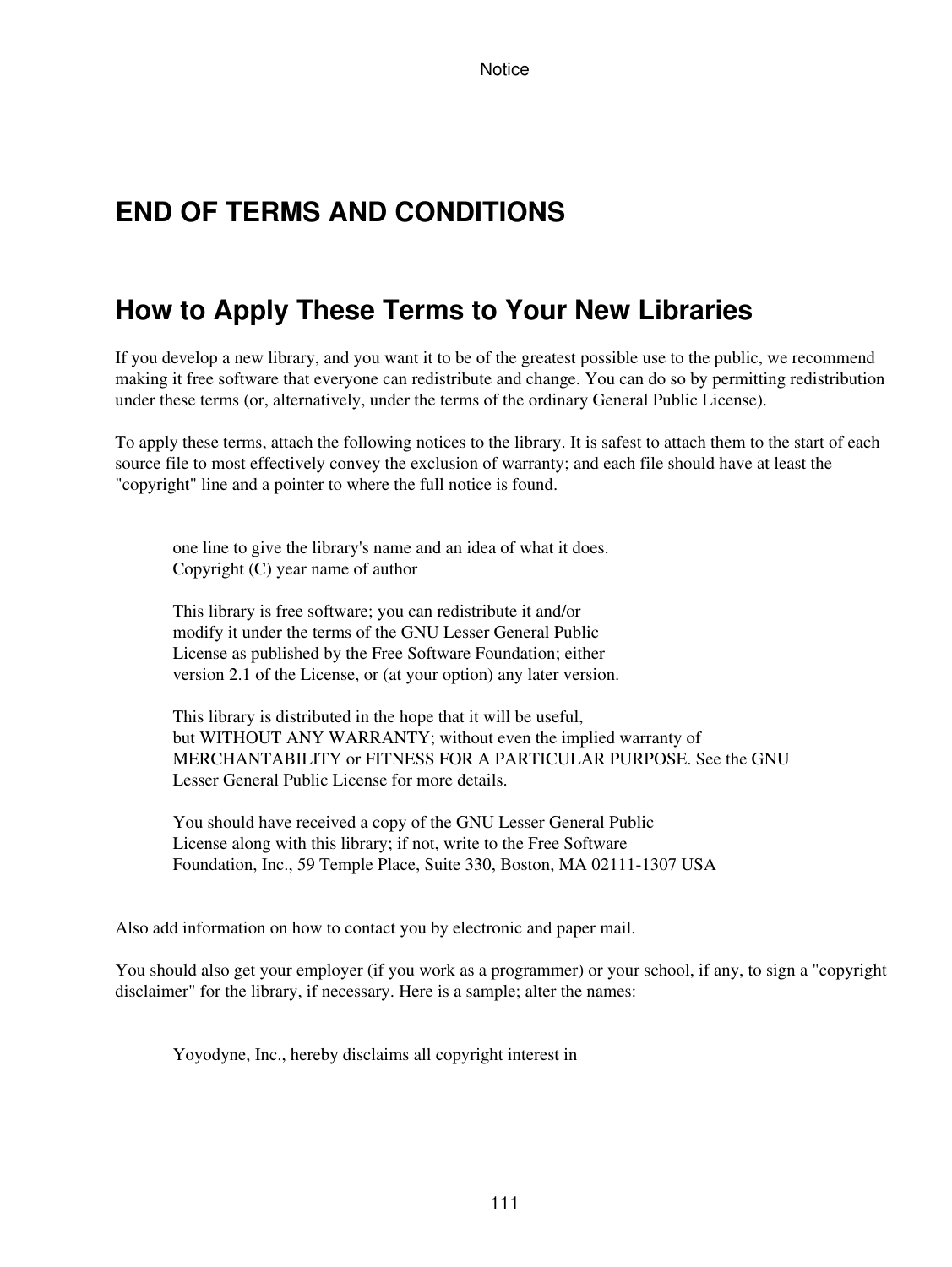## END OF TERMS AND CONDITIONS

## How to Apply These Terms to Your New Libraries

If you develop a new library, and you want it to be of the greatest possible use to the public, we recommend making it free software that everyone can redistribute and change. You can do so by permitting redistribution under these terms (or, alternatively, under the terms of the ordinary General Public License).

To apply these terms, attach the following notices to the library. It is safest to attach them to the start of each source file to most effectively convey the exclusion of warranty; and each file should have at least the "copyright" line and a pointer to where the full notice is found.

```
one line to give the library's name and an idea of what it does.
Copyright (C) year name of author

This library is free software; you can redistribute it and/or
modify it under the terms of the GNU Lesser General Public
License as published by the Free Software Foundation; either
version 2.1 of the License, or (at your option) any later version.

This library is distributed in the hope that it will be useful,
but WITHOUT ANY WARRANTY; without even the implied warranty of
MERCHANTABILITY or FITNESS FOR A PARTICULAR PURPOSE. See the GNU
Lesser General Public License for more details.

You should have received a copy of the GNU Lesser General Public
License along with this library; if not, write to the Free Software
Foundation, Inc., 59 Temple Place, Suite 330, Boston, MA 02111-1307 USA
```

Also add information on how to contact you by electronic and paper mail.

You should also get your employer (if you work as a programmer) or your school, if any, to sign a "copyright disclaimer" for the library, if necessary. Here is a sample; alter the names:

```
Yoyodyne, Inc., hereby disclaims all copyright interest in
```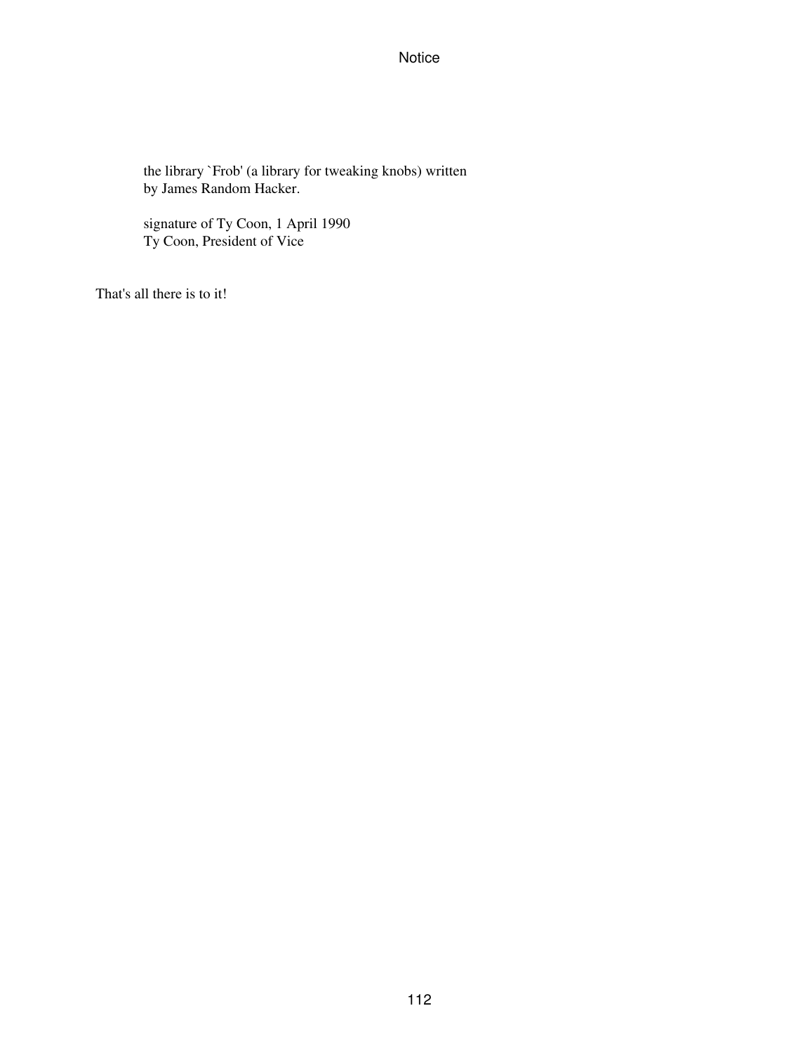```
the library `Frob' (a library for tweaking knobs) written
by James Random Hacker.

signature of Ty Coon, 1 April 1990
Ty Coon, President of Vice
```

That's all there is to it!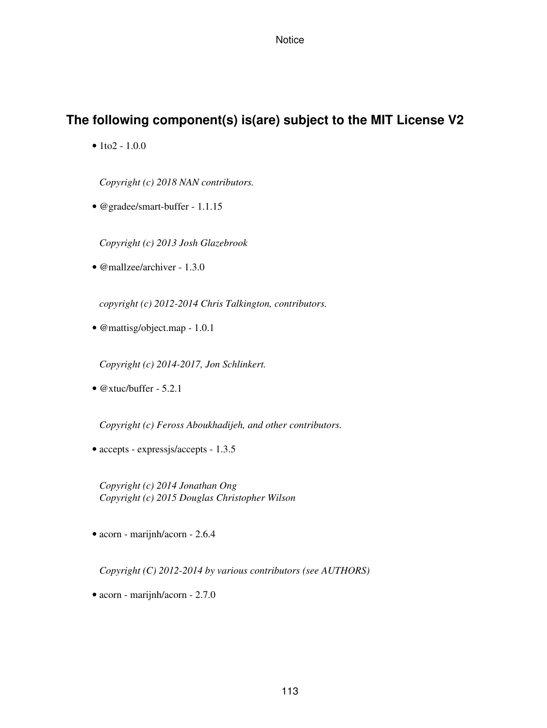## The following component(s) is(are) subject to the MIT License V2

- 1to2 - 1.0.0

  *Copyright (c) 2018 NAN contributors.*

- @gradee/smart-buffer - 1.1.15

  *Copyright (c) 2013 Josh Glazebrook*

- @mallzee/archiver - 1.3.0

  *copyright (c) 2012-2014 Chris Talkington, contributors.*

- @mattisg/object.map - 1.0.1

  *Copyright (c) 2014-2017, Jon Schlinkert.*

- @xtuc/buffer - 5.2.1

  *Copyright (c) Feross Aboukhadijeh, and other contributors.*

- accepts - expressjs/accepts - 1.3.5

  *Copyright (c) 2014 Jonathan Ong*
  *Copyright (c) 2015 Douglas Christopher Wilson*

- acorn - marijnh/acorn - 2.6.4

  *Copyright (C) 2012-2014 by various contributors (see AUTHORS)*

- acorn - marijnh/acorn - 2.7.0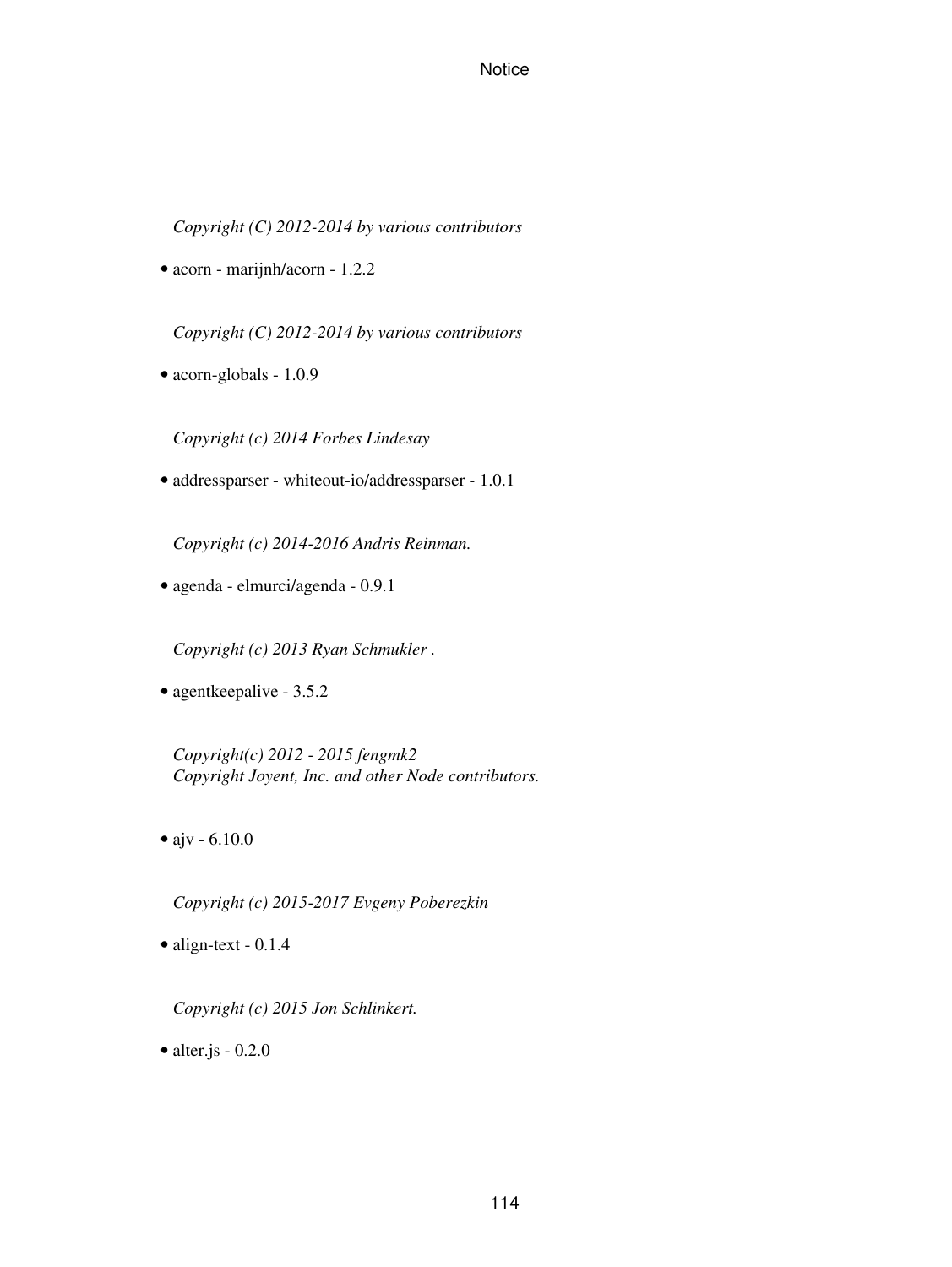*Copyright (C) 2012-2014 by various contributors*

- acorn - marijnh/acorn - 1.2.2

*Copyright (C) 2012-2014 by various contributors*

- acorn-globals - 1.0.9

*Copyright (c) 2014 Forbes Lindesay*

- addressparser - whiteout-io/addressparser - 1.0.1

*Copyright (c) 2014-2016 Andris Reinman.*

- agenda - elmurci/agenda - 0.9.1

*Copyright (c) 2013 Ryan Schmukler .*

- agentkeepalive - 3.5.2

*Copyright(c) 2012 - 2015 fengmk2*
*Copyright Joyent, Inc. and other Node contributors.*

- ajv - 6.10.0

*Copyright (c) 2015-2017 Evgeny Poberezkin*

- align-text - 0.1.4

*Copyright (c) 2015 Jon Schlinkert.*

- alter.js - 0.2.0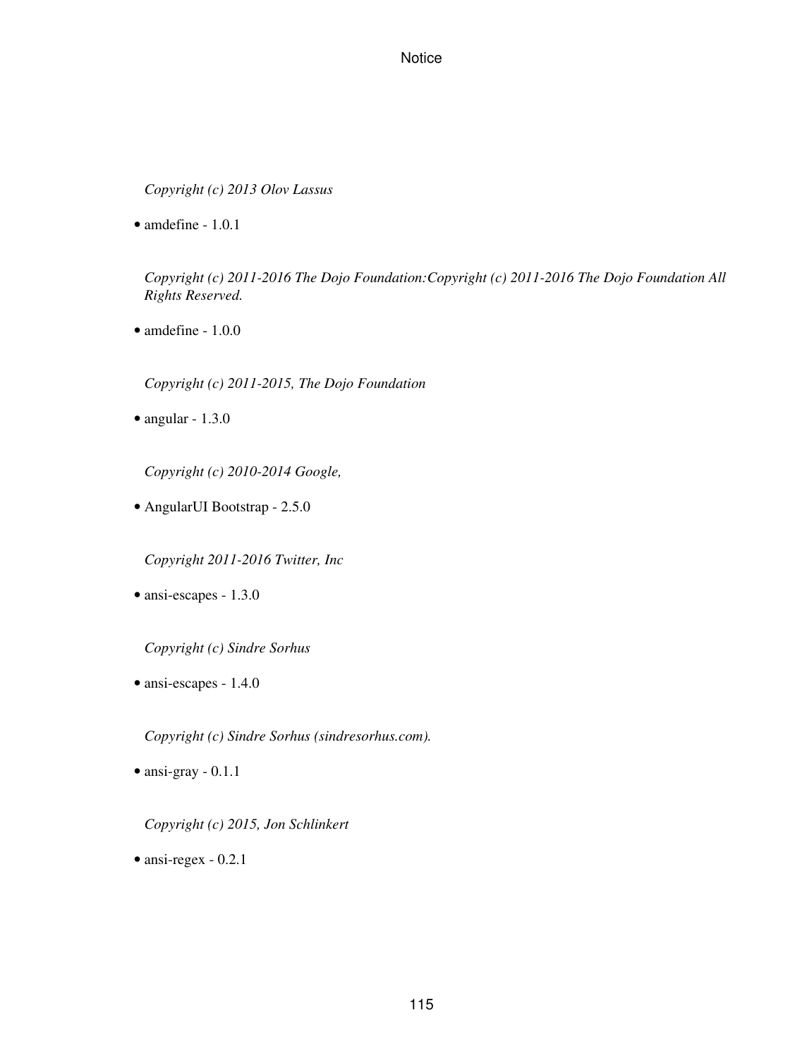*Copyright (c) 2013 Olov Lassus*

- amdefine - 1.0.1

*Copyright (c) 2011-2016 The Dojo Foundation:Copyright (c) 2011-2016 The Dojo Foundation All Rights Reserved.*

- amdefine - 1.0.0

*Copyright (c) 2011-2015, The Dojo Foundation*

- angular - 1.3.0

*Copyright (c) 2010-2014 Google,*

- AngularUI Bootstrap - 2.5.0

*Copyright 2011-2016 Twitter, Inc*

- ansi-escapes - 1.3.0

*Copyright (c) Sindre Sorhus*

- ansi-escapes - 1.4.0

*Copyright (c) Sindre Sorhus (sindresorhus.com).*

- ansi-gray - 0.1.1

*Copyright (c) 2015, Jon Schlinkert*

- ansi-regex - 0.2.1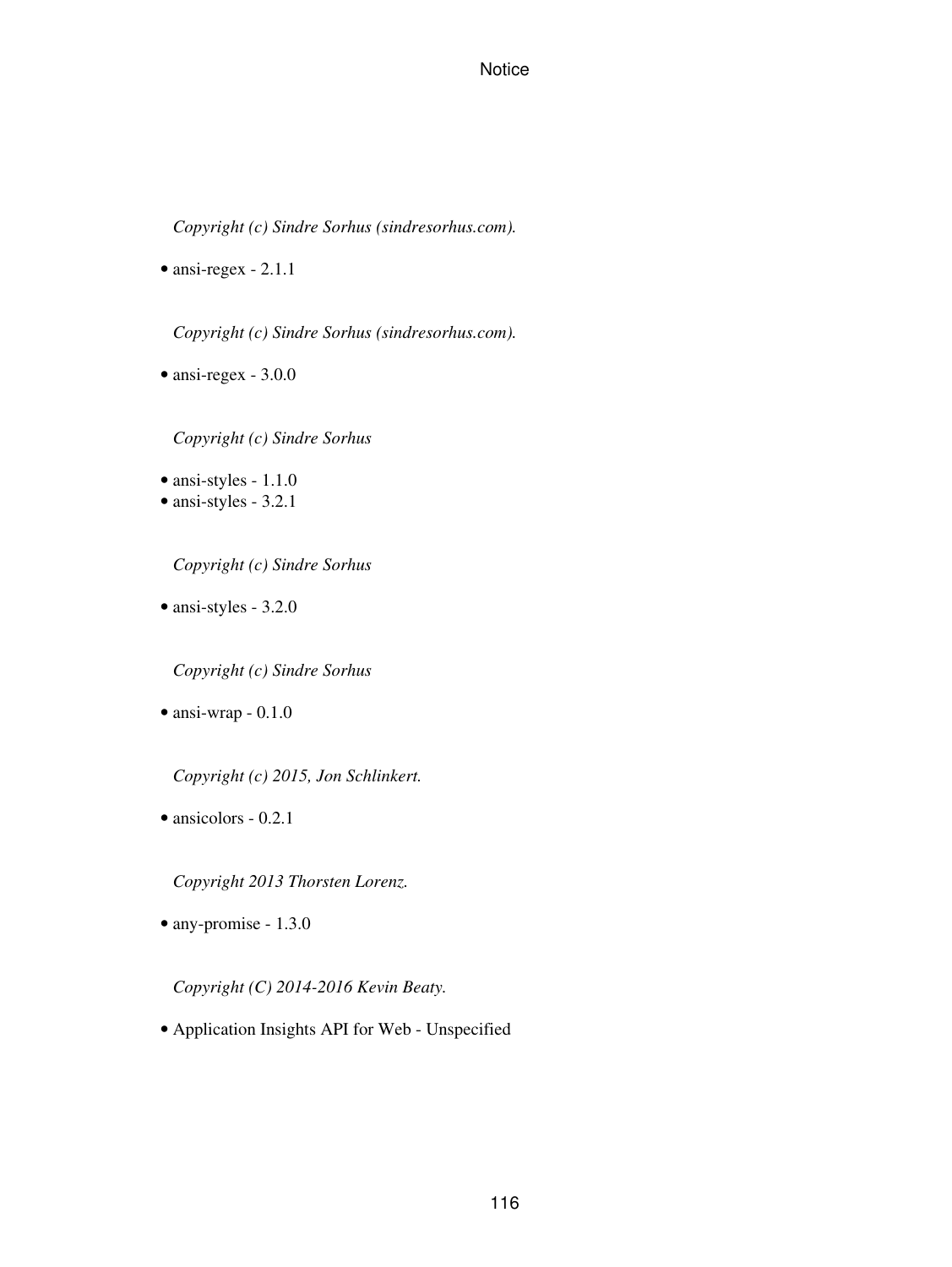*Copyright (c) Sindre Sorhus (sindresorhus.com).*

- ansi-regex - 2.1.1

*Copyright (c) Sindre Sorhus (sindresorhus.com).*

- ansi-regex - 3.0.0

*Copyright (c) Sindre Sorhus*

- ansi-styles - 1.1.0
- ansi-styles - 3.2.1

*Copyright (c) Sindre Sorhus*

- ansi-styles - 3.2.0

*Copyright (c) Sindre Sorhus*

- ansi-wrap - 0.1.0

*Copyright (c) 2015, Jon Schlinkert.*

- ansicolors - 0.2.1

*Copyright 2013 Thorsten Lorenz.*

- any-promise - 1.3.0

*Copyright (C) 2014-2016 Kevin Beaty.*

- Application Insights API for Web - Unspecified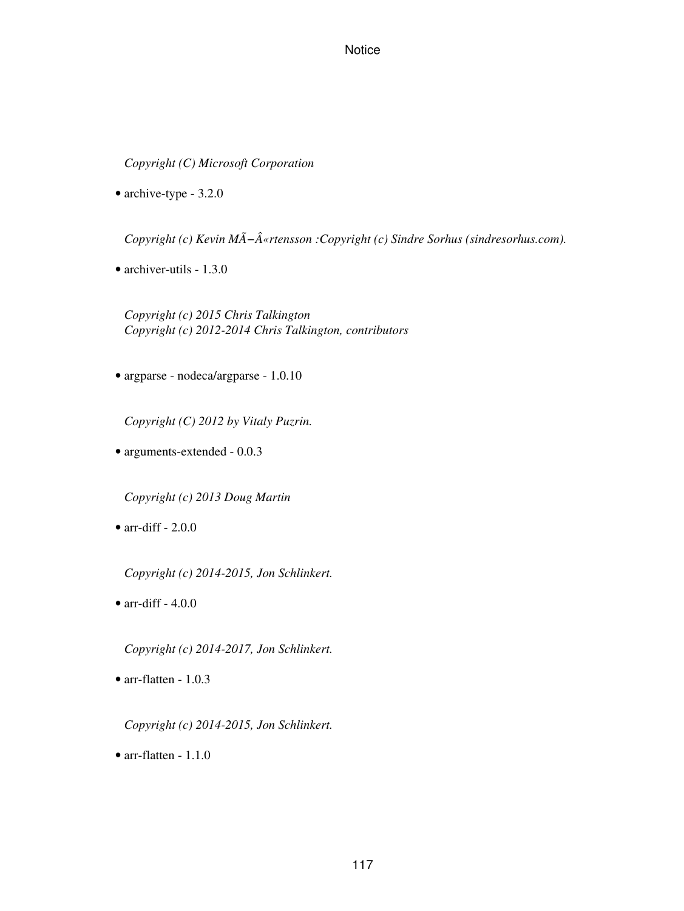*Copyright (C) Microsoft Corporation*

- archive-type - 3.2.0

*Copyright (c) Kevin MÃ−Â«rtensson :Copyright (c) Sindre Sorhus (sindresorhus.com).*

- archiver-utils - 1.3.0

*Copyright (c) 2015 Chris Talkington*
*Copyright (c) 2012-2014 Chris Talkington, contributors*

- argparse - nodeca/argparse - 1.0.10

*Copyright (C) 2012 by Vitaly Puzrin.*

- arguments-extended - 0.0.3

*Copyright (c) 2013 Doug Martin*

- arr-diff - 2.0.0

*Copyright (c) 2014-2015, Jon Schlinkert.*

- arr-diff - 4.0.0

*Copyright (c) 2014-2017, Jon Schlinkert.*

- arr-flatten - 1.0.3

*Copyright (c) 2014-2015, Jon Schlinkert.*

- arr-flatten - 1.1.0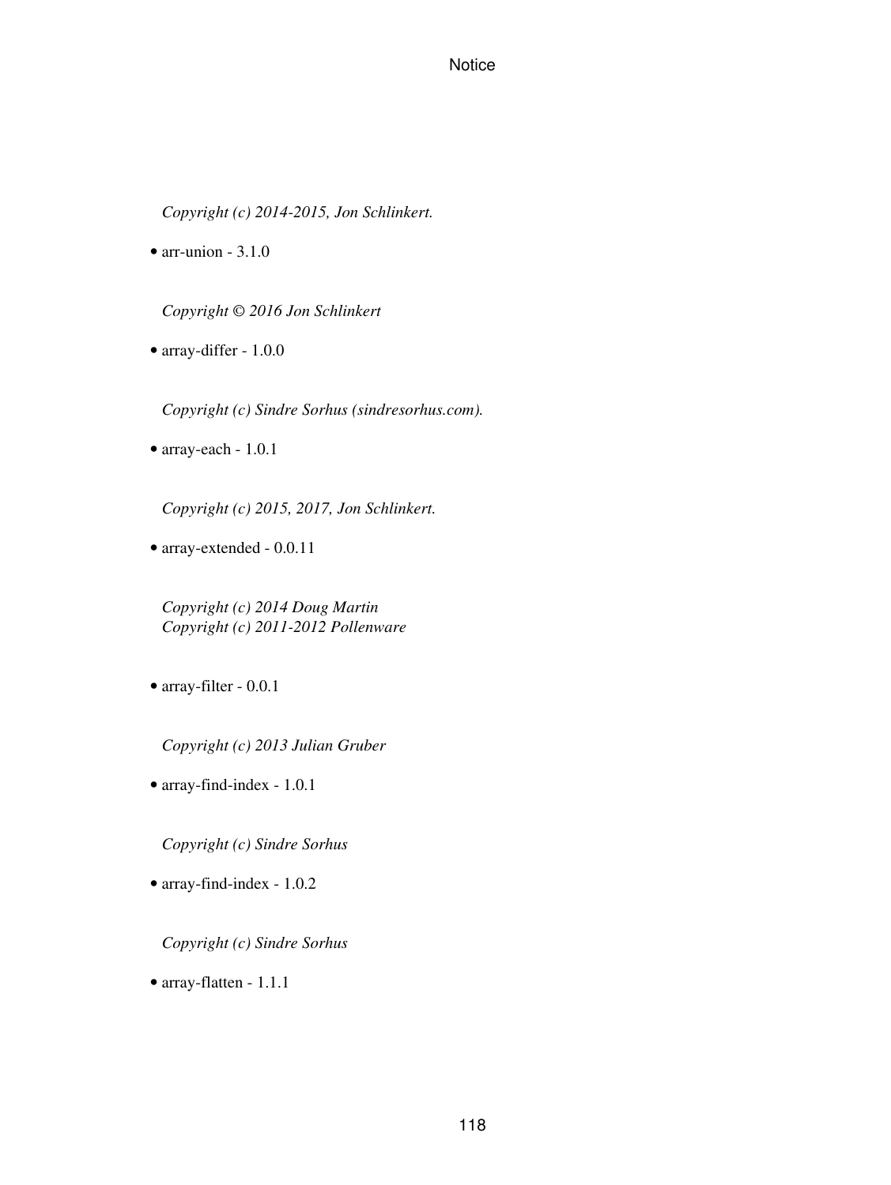*Copyright (c) 2014-2015, Jon Schlinkert.*

- arr-union - 3.1.0

*Copyright © 2016 Jon Schlinkert*

- array-differ - 1.0.0

*Copyright (c) Sindre Sorhus (sindresorhus.com).*

- array-each - 1.0.1

*Copyright (c) 2015, 2017, Jon Schlinkert.*

- array-extended - 0.0.11

*Copyright (c) 2014 Doug Martin*
*Copyright (c) 2011-2012 Pollenware*

- array-filter - 0.0.1

*Copyright (c) 2013 Julian Gruber*

- array-find-index - 1.0.1

*Copyright (c) Sindre Sorhus*

- array-find-index - 1.0.2

*Copyright (c) Sindre Sorhus*

- array-flatten - 1.1.1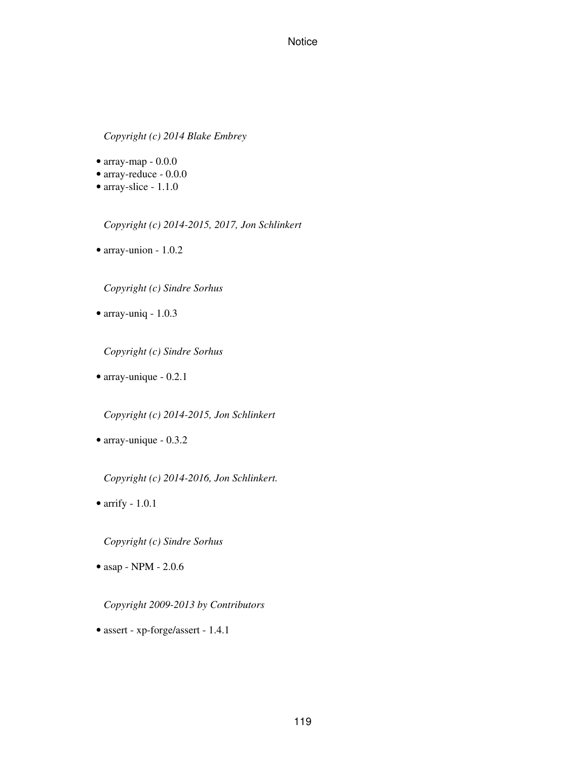*Copyright (c) 2014 Blake Embrey*

- array-map - 0.0.0
- array-reduce - 0.0.0
- array-slice - 1.1.0

*Copyright (c) 2014-2015, 2017, Jon Schlinkert*

- array-union - 1.0.2

*Copyright (c) Sindre Sorhus*

- array-uniq - 1.0.3

*Copyright (c) Sindre Sorhus*

- array-unique - 0.2.1

*Copyright (c) 2014-2015, Jon Schlinkert*

- array-unique - 0.3.2

*Copyright (c) 2014-2016, Jon Schlinkert.*

- arrify - 1.0.1

*Copyright (c) Sindre Sorhus*

- asap - NPM - 2.0.6

*Copyright 2009-2013 by Contributors*

- assert - xp-forge/assert - 1.4.1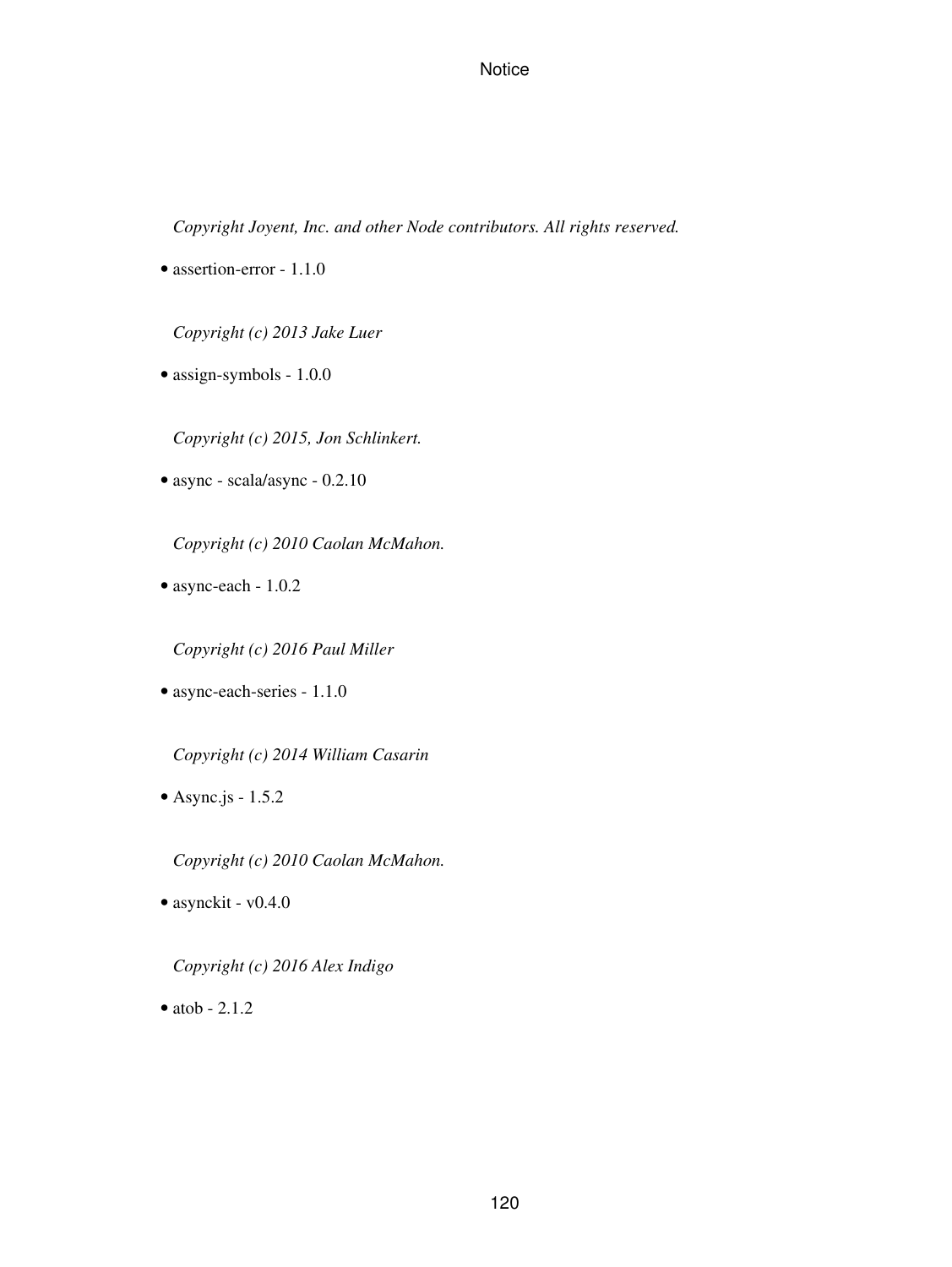*Copyright Joyent, Inc. and other Node contributors. All rights reserved.*

- assertion-error - 1.1.0

*Copyright (c) 2013 Jake Luer*

- assign-symbols - 1.0.0

*Copyright (c) 2015, Jon Schlinkert.*

- async - scala/async - 0.2.10

*Copyright (c) 2010 Caolan McMahon.*

- async-each - 1.0.2

*Copyright (c) 2016 Paul Miller*

- async-each-series - 1.1.0

*Copyright (c) 2014 William Casarin*

- Async.js - 1.5.2

*Copyright (c) 2010 Caolan McMahon.*

- asynckit - v0.4.0

*Copyright (c) 2016 Alex Indigo*

- atob - 2.1.2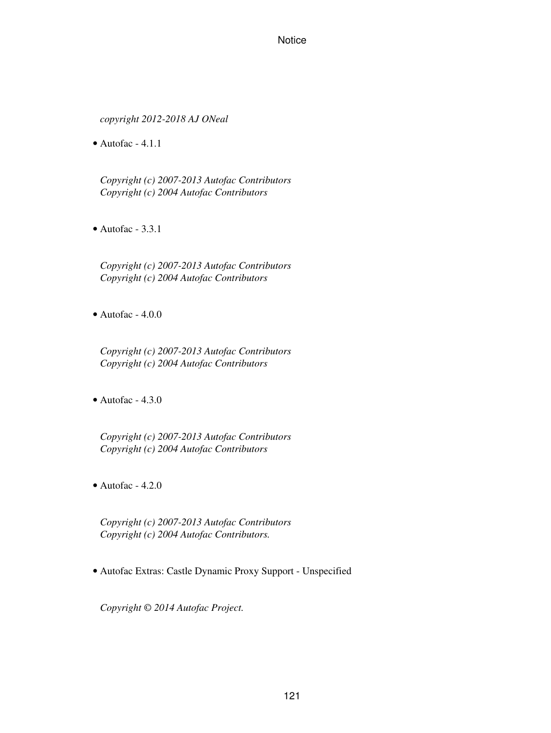*copyright 2012-2018 AJ ONeal*

- Autofac - 4.1.1

  *Copyright (c) 2007-2013 Autofac Contributors*
  *Copyright (c) 2004 Autofac Contributors*

- Autofac - 3.3.1

  *Copyright (c) 2007-2013 Autofac Contributors*
  *Copyright (c) 2004 Autofac Contributors*

- Autofac - 4.0.0

  *Copyright (c) 2007-2013 Autofac Contributors*
  *Copyright (c) 2004 Autofac Contributors*

- Autofac - 4.3.0

  *Copyright (c) 2007-2013 Autofac Contributors*
  *Copyright (c) 2004 Autofac Contributors*

- Autofac - 4.2.0

  *Copyright (c) 2007-2013 Autofac Contributors*
  *Copyright (c) 2004 Autofac Contributors.*

- Autofac Extras: Castle Dynamic Proxy Support - Unspecified

  *Copyright © 2014 Autofac Project.*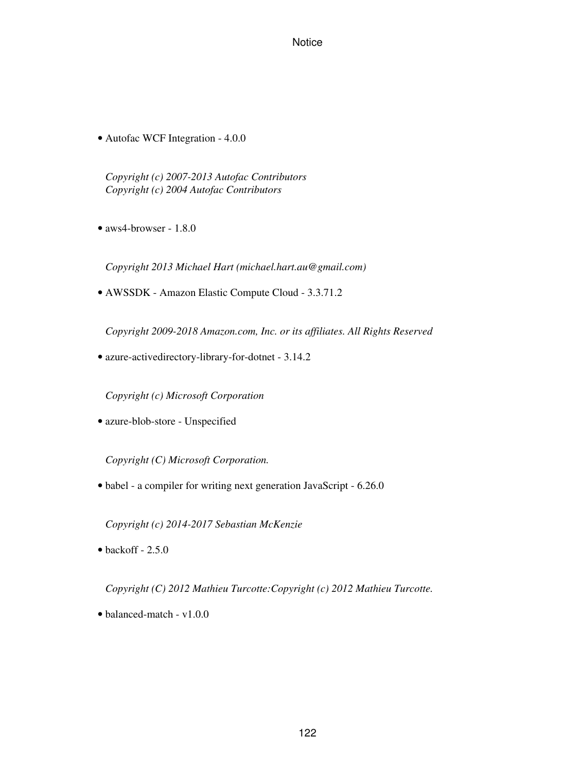- Autofac WCF Integration - 4.0.0

  *Copyright (c) 2007-2013 Autofac Contributors*
  *Copyright (c) 2004 Autofac Contributors*

- aws4-browser - 1.8.0

  *Copyright 2013 Michael Hart (michael.hart.au@gmail.com)*

- AWSSDK - Amazon Elastic Compute Cloud - 3.3.71.2

  *Copyright 2009-2018 Amazon.com, Inc. or its affiliates. All Rights Reserved*

- azure-activedirectory-library-for-dotnet - 3.14.2

  *Copyright (c) Microsoft Corporation*

- azure-blob-store - Unspecified

  *Copyright (C) Microsoft Corporation.*

- babel - a compiler for writing next generation JavaScript - 6.26.0

  *Copyright (c) 2014-2017 Sebastian McKenzie*

- backoff - 2.5.0

  *Copyright (C) 2012 Mathieu Turcotte:Copyright (c) 2012 Mathieu Turcotte.*

- balanced-match - v1.0.0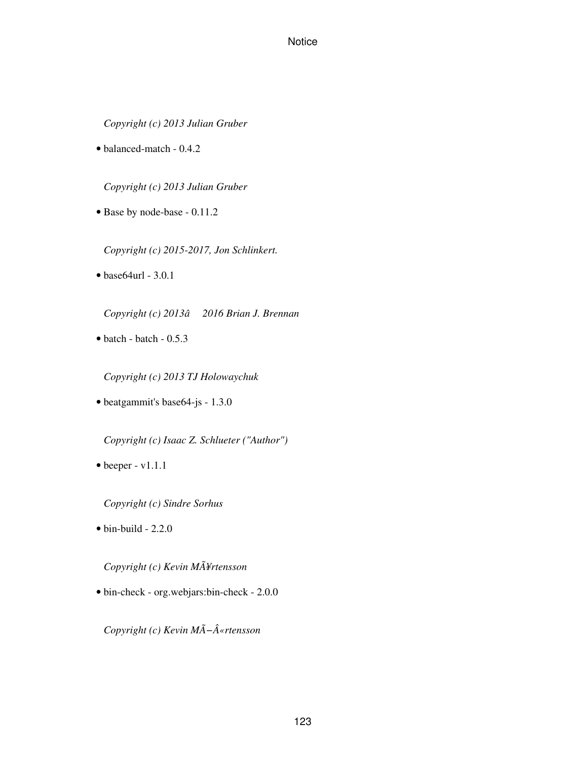*Copyright (c) 2013 Julian Gruber*

- balanced-match - 0.4.2

*Copyright (c) 2013 Julian Gruber*

- Base by node-base - 0.11.2

*Copyright (c) 2015-2017, Jon Schlinkert.*

- base64url - 3.0.1

*Copyright (c) 2013â  2016 Brian J. Brennan*

- batch - batch - 0.5.3

*Copyright (c) 2013 TJ Holowaychuk*

- beatgammit's base64-js - 1.3.0

*Copyright (c) Isaac Z. Schlueter ("Author")*

- beeper - v1.1.1

*Copyright (c) Sindre Sorhus*

- bin-build - 2.2.0

*Copyright (c) Kevin MÃ¥rtensson*

- bin-check - org.webjars:bin-check - 2.0.0

*Copyright (c) Kevin MÃ–Â«rtensson*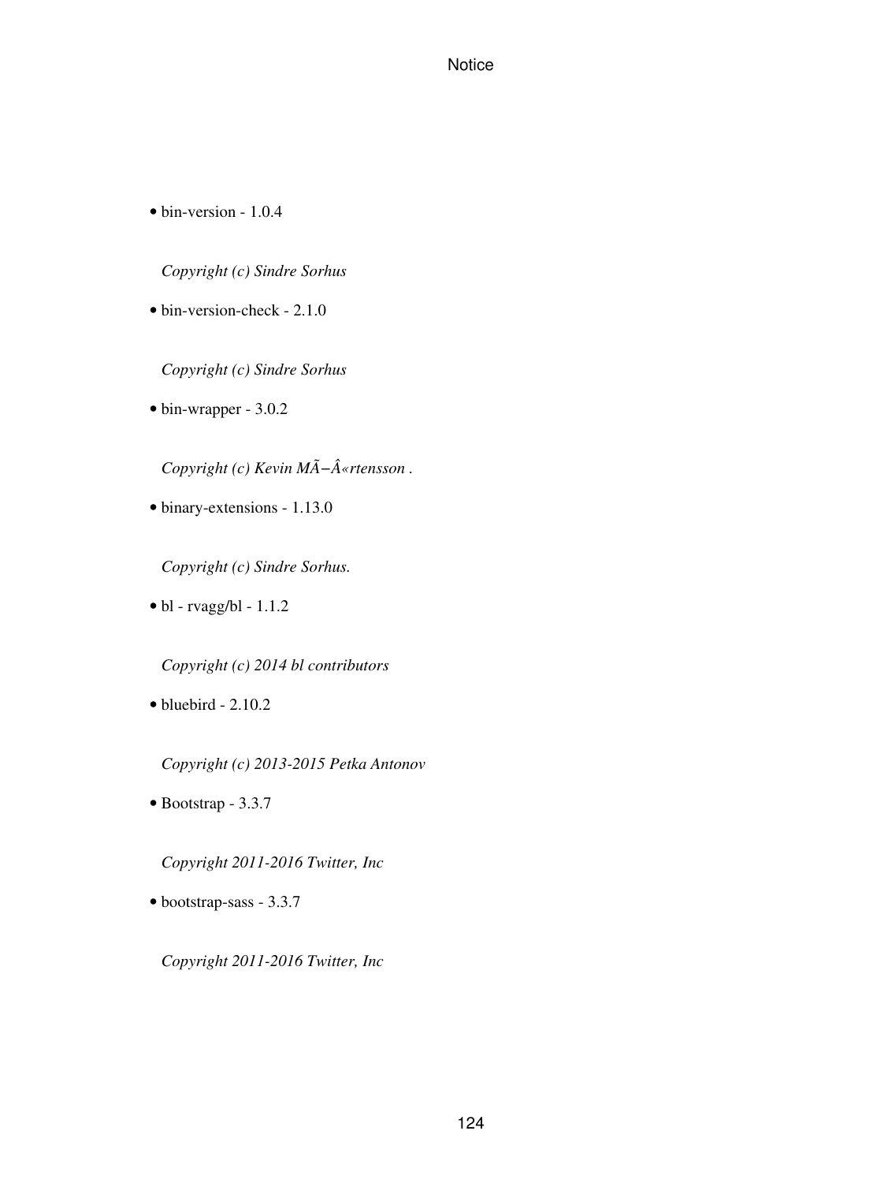- bin-version - 1.0.4

  *Copyright (c) Sindre Sorhus*

- bin-version-check - 2.1.0

  *Copyright (c) Sindre Sorhus*

- bin-wrapper - 3.0.2

  *Copyright (c) Kevin MÃ−Â«rtensson .*

- binary-extensions - 1.13.0

  *Copyright (c) Sindre Sorhus.*

- bl - rvagg/bl - 1.1.2

  *Copyright (c) 2014 bl contributors*

- bluebird - 2.10.2

  *Copyright (c) 2013-2015 Petka Antonov*

- Bootstrap - 3.3.7

  *Copyright 2011-2016 Twitter, Inc*

- bootstrap-sass - 3.3.7

  *Copyright 2011-2016 Twitter, Inc*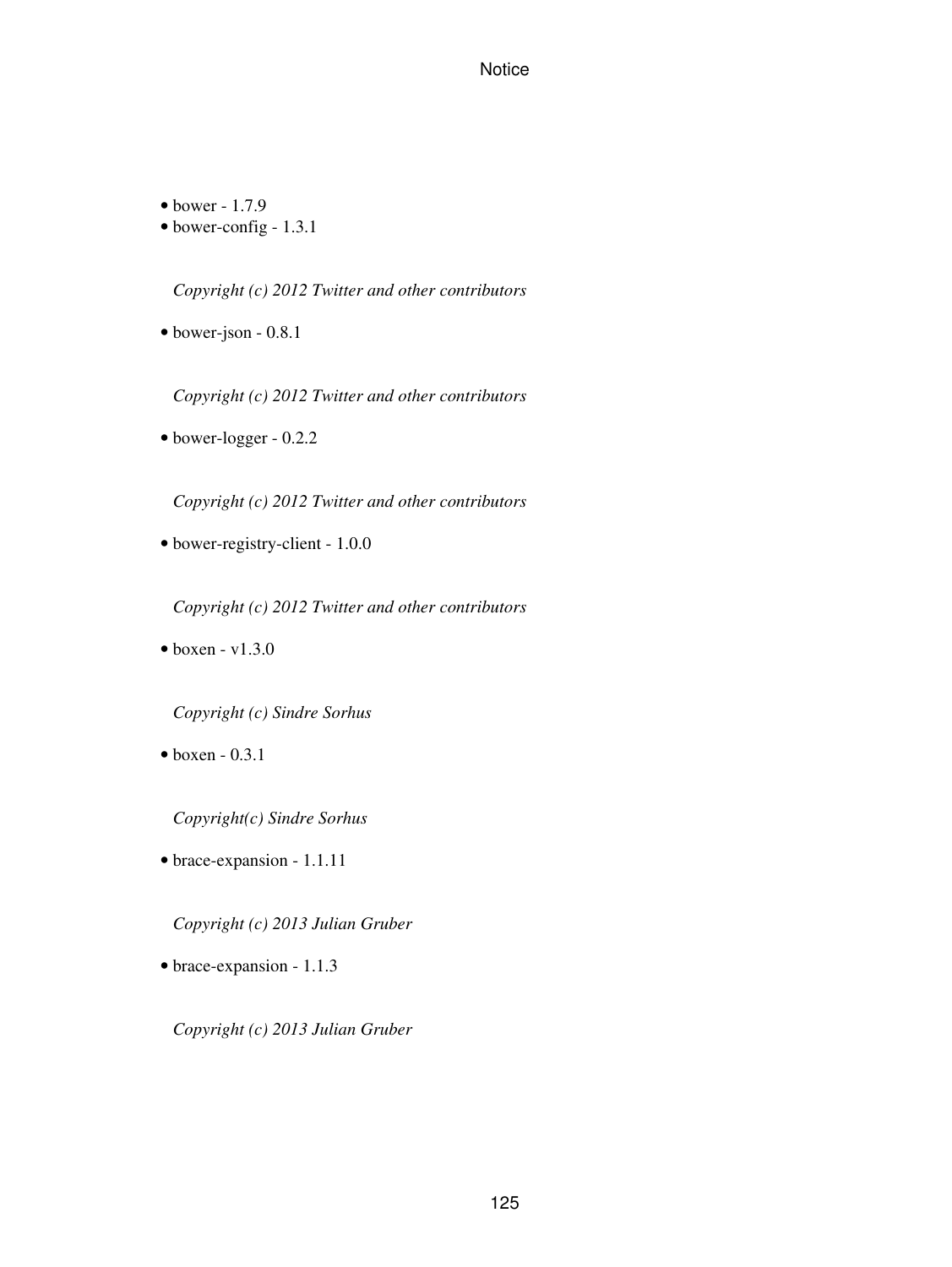- bower - 1.7.9
- bower-config - 1.3.1

  *Copyright (c) 2012 Twitter and other contributors*

- bower-json - 0.8.1

  *Copyright (c) 2012 Twitter and other contributors*

- bower-logger - 0.2.2

  *Copyright (c) 2012 Twitter and other contributors*

- bower-registry-client - 1.0.0

  *Copyright (c) 2012 Twitter and other contributors*

- boxen - v1.3.0

  *Copyright (c) Sindre Sorhus*

- boxen - 0.3.1

  *Copyright(c) Sindre Sorhus*

- brace-expansion - 1.1.11

  *Copyright (c) 2013 Julian Gruber*

- brace-expansion - 1.1.3

  *Copyright (c) 2013 Julian Gruber*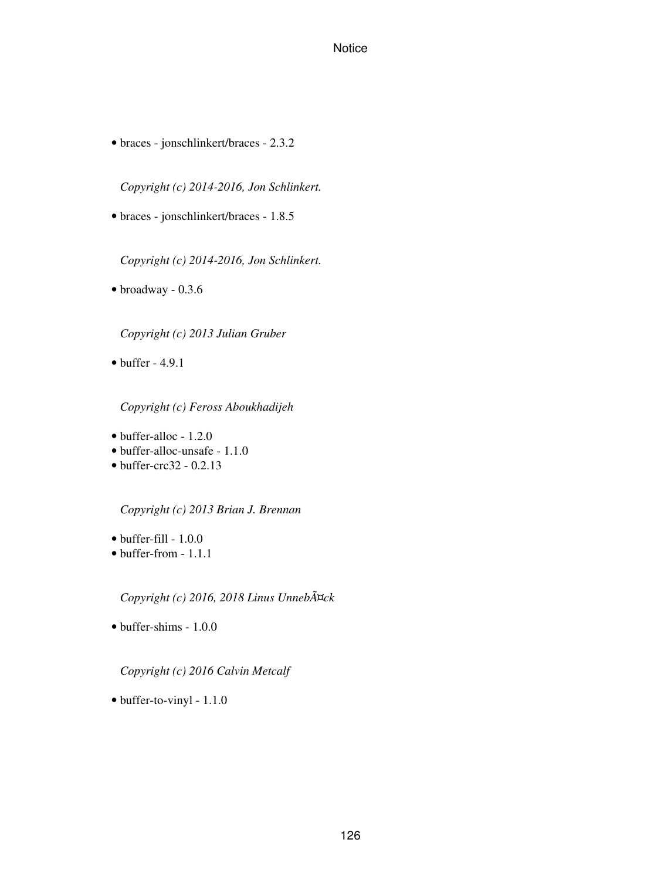- braces - jonschlinkert/braces - 2.3.2

*Copyright (c) 2014-2016, Jon Schlinkert.*

- braces - jonschlinkert/braces - 1.8.5

*Copyright (c) 2014-2016, Jon Schlinkert.*

- broadway - 0.3.6

*Copyright (c) 2013 Julian Gruber*

- buffer - 4.9.1

*Copyright (c) Feross Aboukhadijeh*

- buffer-alloc - 1.2.0
- buffer-alloc-unsafe - 1.1.0
- buffer-crc32 - 0.2.13

*Copyright (c) 2013 Brian J. Brennan*

- buffer-fill - 1.0.0
- buffer-from - 1.1.1

*Copyright (c) 2016, 2018 Linus UnnebÃ¤ck*

- buffer-shims - 1.0.0

*Copyright (c) 2016 Calvin Metcalf*

- buffer-to-vinyl - 1.1.0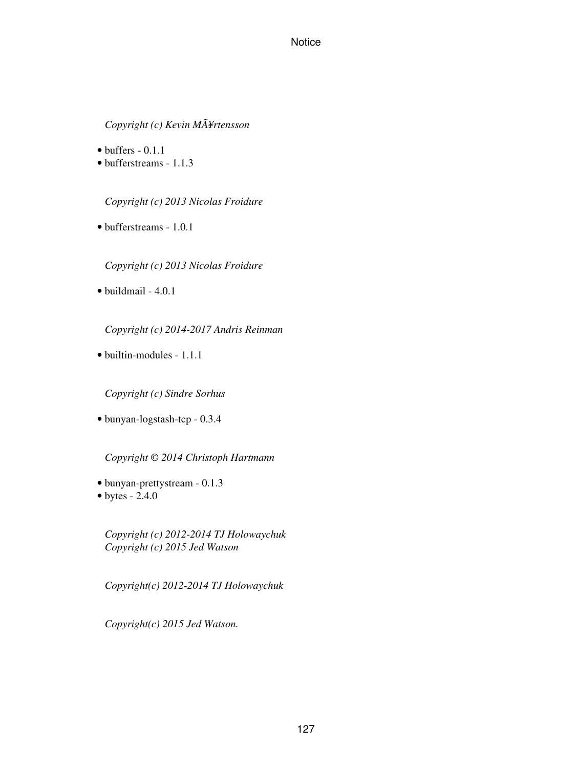*Copyright (c) Kevin MÃ¥rtensson*

- buffers - 0.1.1
- bufferstreams - 1.1.3

*Copyright (c) 2013 Nicolas Froidure*

- bufferstreams - 1.0.1

*Copyright (c) 2013 Nicolas Froidure*

- buildmail - 4.0.1

*Copyright (c) 2014-2017 Andris Reinman*

- builtin-modules - 1.1.1

*Copyright (c) Sindre Sorhus*

- bunyan-logstash-tcp - 0.3.4

*Copyright © 2014 Christoph Hartmann*

- bunyan-prettystream - 0.1.3
- bytes - 2.4.0

*Copyright (c) 2012-2014 TJ Holowaychuk*
*Copyright (c) 2015 Jed Watson*

*Copyright(c) 2012-2014 TJ Holowaychuk*

*Copyright(c) 2015 Jed Watson.*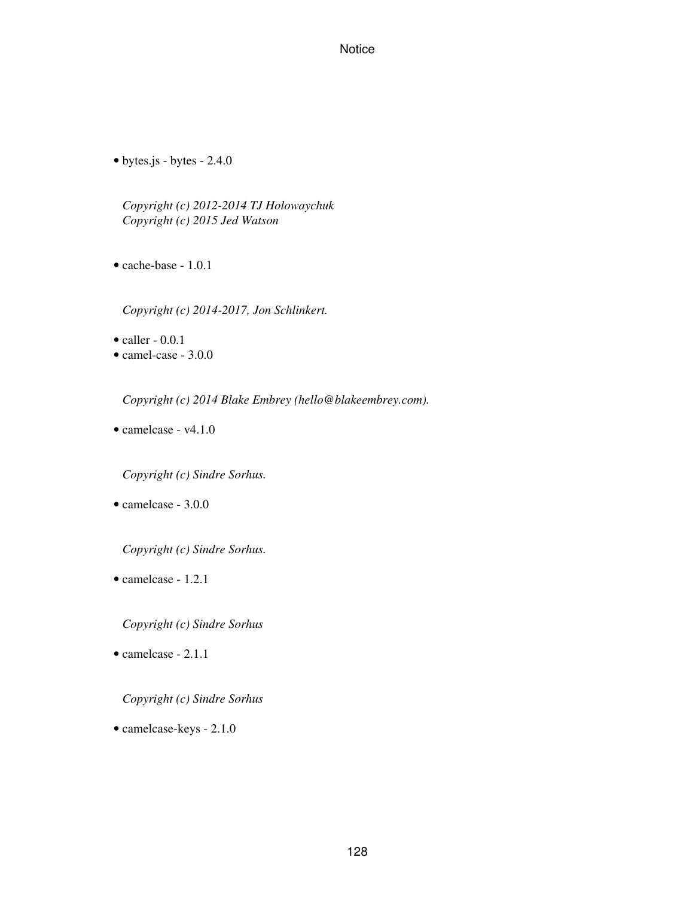- bytes.js - bytes - 2.4.0

  *Copyright (c) 2012-2014 TJ Holowaychuk*
  *Copyright (c) 2015 Jed Watson*

- cache-base - 1.0.1

  *Copyright (c) 2014-2017, Jon Schlinkert.*

- caller - 0.0.1
- camel-case - 3.0.0

  *Copyright (c) 2014 Blake Embrey (hello@blakeembrey.com).*

- camelcase - v4.1.0

  *Copyright (c) Sindre Sorhus.*

- camelcase - 3.0.0

  *Copyright (c) Sindre Sorhus.*

- camelcase - 1.2.1

  *Copyright (c) Sindre Sorhus*

- camelcase - 2.1.1

  *Copyright (c) Sindre Sorhus*

- camelcase-keys - 2.1.0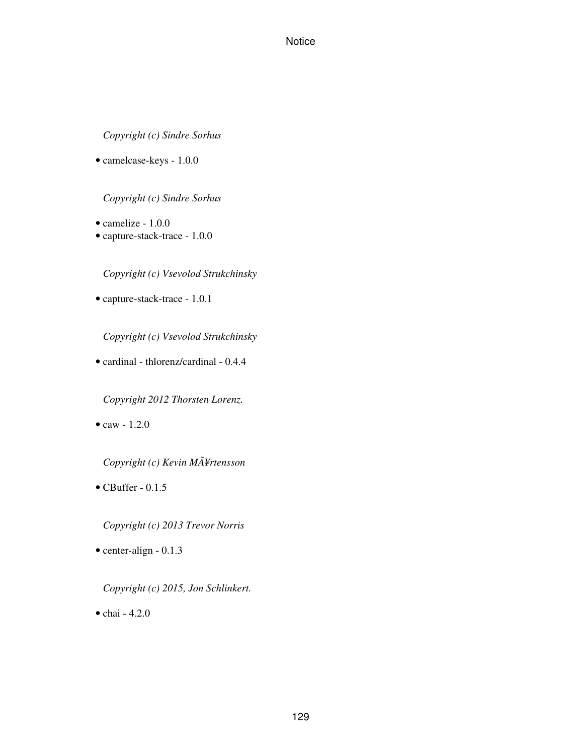*Copyright (c) Sindre Sorhus*

- camelcase-keys - 1.0.0

*Copyright (c) Sindre Sorhus*

- camelize - 1.0.0
- capture-stack-trace - 1.0.0

*Copyright (c) Vsevolod Strukchinsky*

- capture-stack-trace - 1.0.1

*Copyright (c) Vsevolod Strukchinsky*

- cardinal - thlorenz/cardinal - 0.4.4

*Copyright 2012 Thorsten Lorenz.*

- caw - 1.2.0

*Copyright (c) Kevin MÃ¥rtensson*

- CBuffer - 0.1.5

*Copyright (c) 2013 Trevor Norris*

- center-align - 0.1.3

*Copyright (c) 2015, Jon Schlinkert.*

- chai - 4.2.0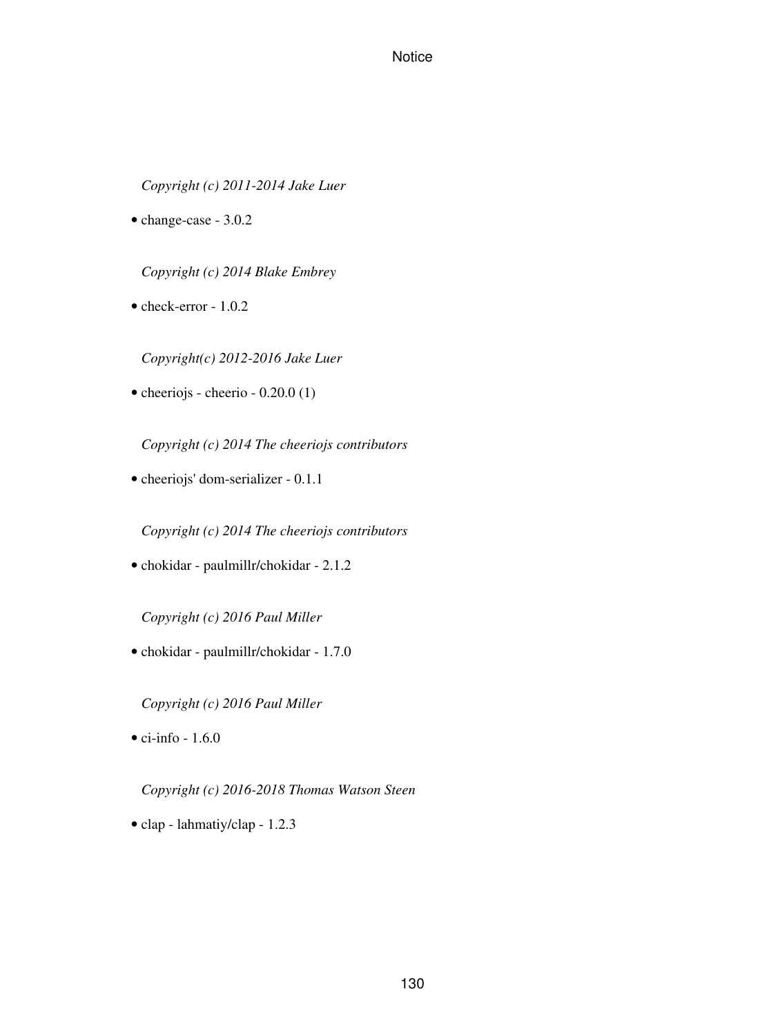*Copyright (c) 2011-2014 Jake Luer*

- change-case - 3.0.2

*Copyright (c) 2014 Blake Embrey*

- check-error - 1.0.2

*Copyright(c) 2012-2016 Jake Luer*

- cheeriojs - cheerio - 0.20.0 (1)

*Copyright (c) 2014 The cheeriojs contributors*

- cheeriojs' dom-serializer - 0.1.1

*Copyright (c) 2014 The cheeriojs contributors*

- chokidar - paulmillr/chokidar - 2.1.2

*Copyright (c) 2016 Paul Miller*

- chokidar - paulmillr/chokidar - 1.7.0

*Copyright (c) 2016 Paul Miller*

- ci-info - 1.6.0

*Copyright (c) 2016-2018 Thomas Watson Steen*

- clap - lahmatiy/clap - 1.2.3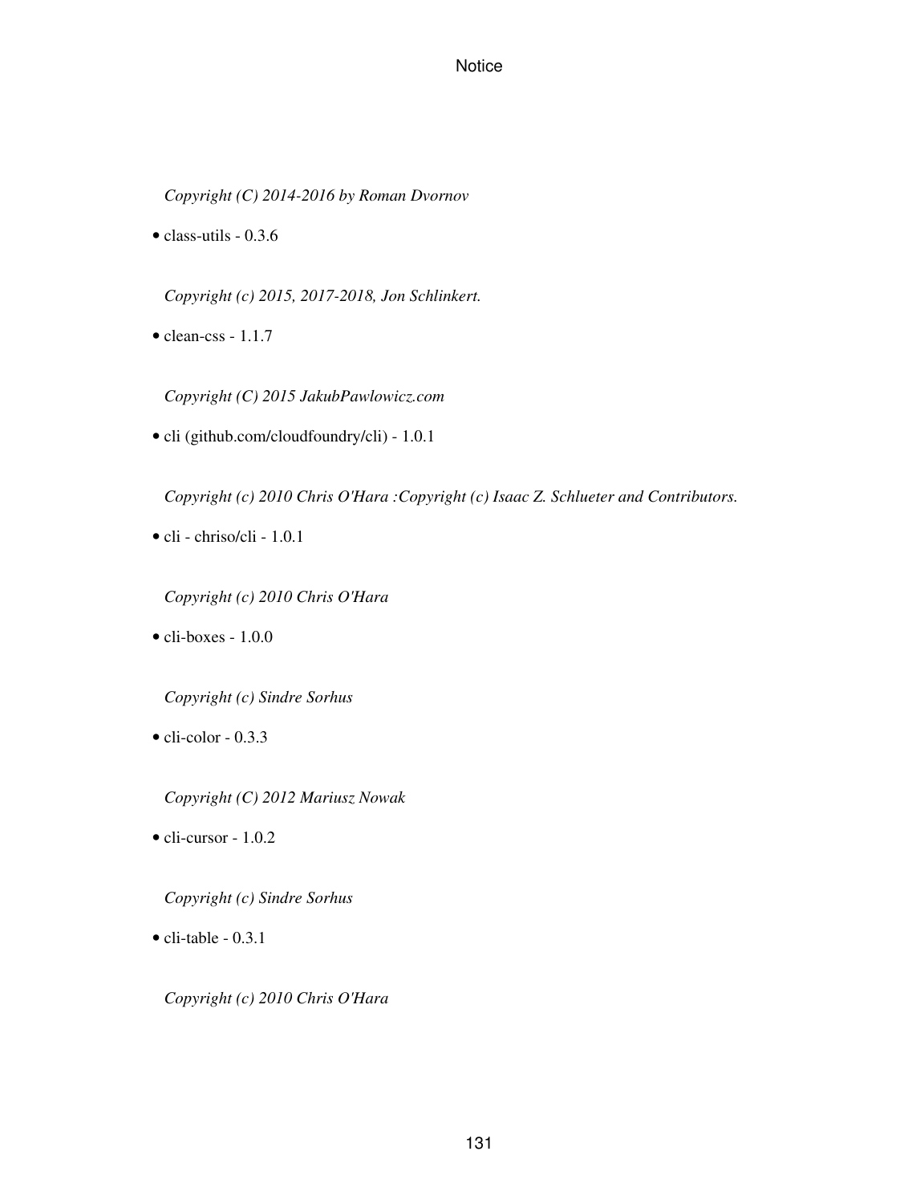*Copyright (C) 2014-2016 by Roman Dvornov*

- class-utils - 0.3.6

*Copyright (c) 2015, 2017-2018, Jon Schlinkert.*

- clean-css - 1.1.7

*Copyright (C) 2015 JakubPawlowicz.com*

- cli (github.com/cloudfoundry/cli) - 1.0.1

*Copyright (c) 2010 Chris O'Hara :Copyright (c) Isaac Z. Schlueter and Contributors.*

- cli - chriso/cli - 1.0.1

*Copyright (c) 2010 Chris O'Hara*

- cli-boxes - 1.0.0

*Copyright (c) Sindre Sorhus*

- cli-color - 0.3.3

*Copyright (C) 2012 Mariusz Nowak*

- cli-cursor - 1.0.2

*Copyright (c) Sindre Sorhus*

- cli-table - 0.3.1

*Copyright (c) 2010 Chris O'Hara*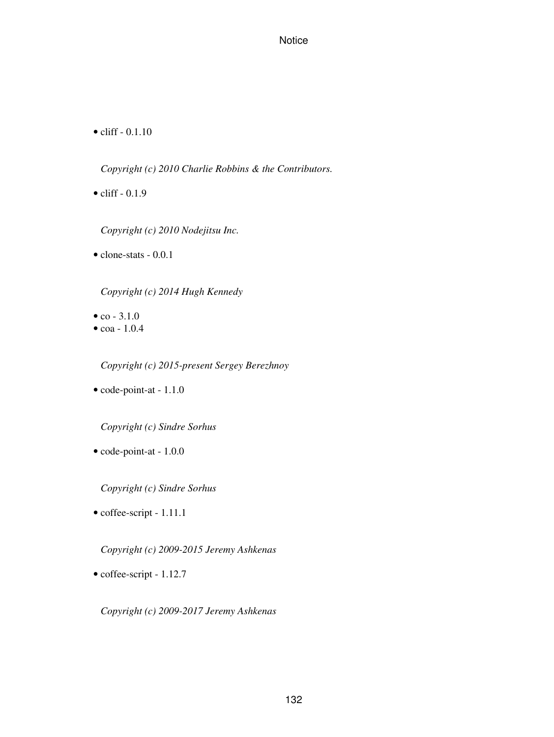- cliff - 0.1.10

  *Copyright (c) 2010 Charlie Robbins & the Contributors.*

- cliff - 0.1.9

  *Copyright (c) 2010 Nodejitsu Inc.*

- clone-stats - 0.0.1

  *Copyright (c) 2014 Hugh Kennedy*

- co - 3.1.0
- coa - 1.0.4

  *Copyright (c) 2015-present Sergey Berezhnoy*

- code-point-at - 1.1.0

  *Copyright (c) Sindre Sorhus*

- code-point-at - 1.0.0

  *Copyright (c) Sindre Sorhus*

- coffee-script - 1.11.1

  *Copyright (c) 2009-2015 Jeremy Ashkenas*

- coffee-script - 1.12.7

  *Copyright (c) 2009-2017 Jeremy Ashkenas*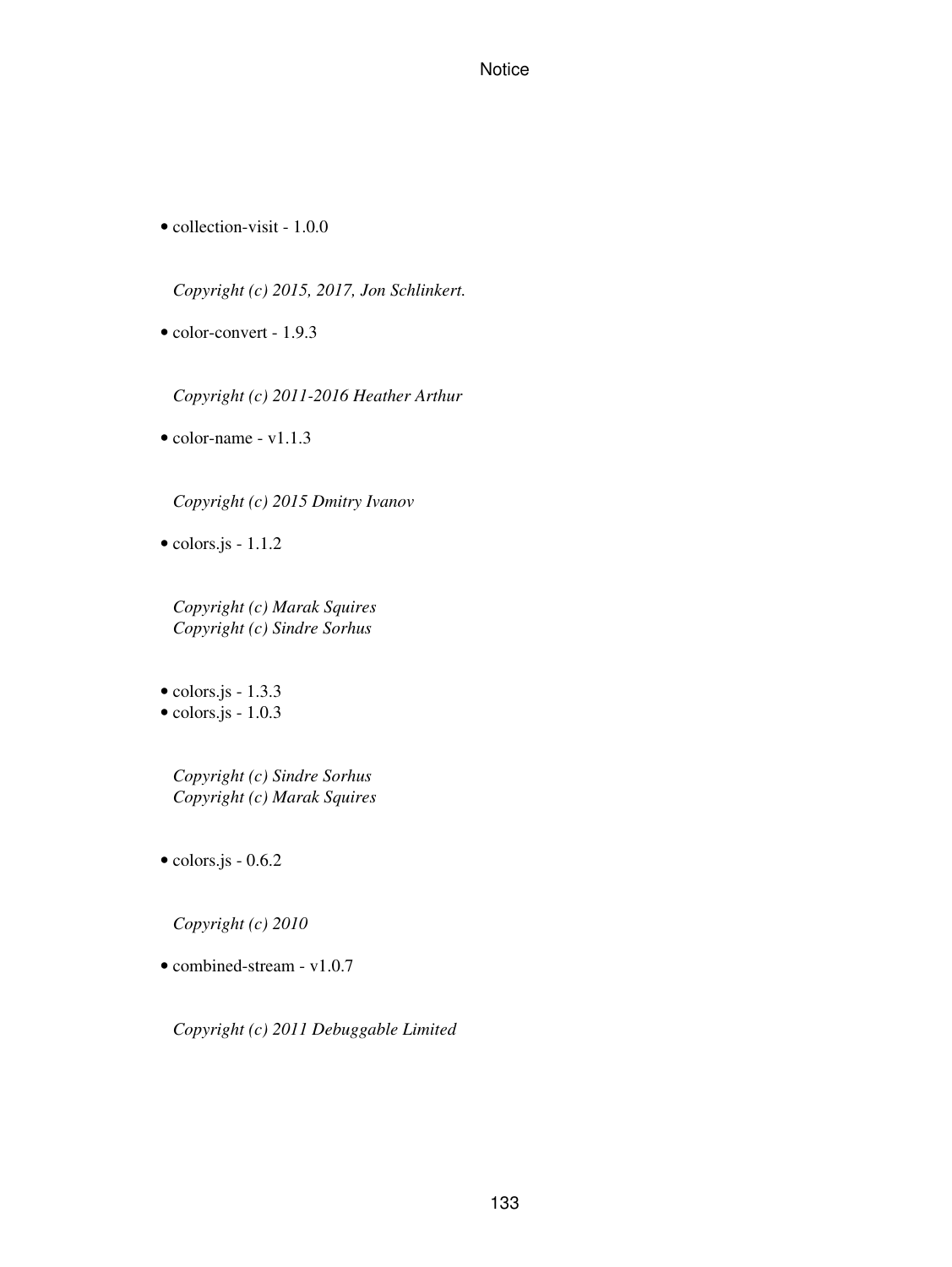- collection-visit - 1.0.0

  *Copyright (c) 2015, 2017, Jon Schlinkert.*

- color-convert - 1.9.3

  *Copyright (c) 2011-2016 Heather Arthur*

- color-name - v1.1.3

  *Copyright (c) 2015 Dmitry Ivanov*

- colors.js - 1.1.2

  *Copyright (c) Marak Squires*
  *Copyright (c) Sindre Sorhus*

- colors.js - 1.3.3
- colors.js - 1.0.3

  *Copyright (c) Sindre Sorhus*
  *Copyright (c) Marak Squires*

- colors.js - 0.6.2

  *Copyright (c) 2010*

- combined-stream - v1.0.7

  *Copyright (c) 2011 Debuggable Limited*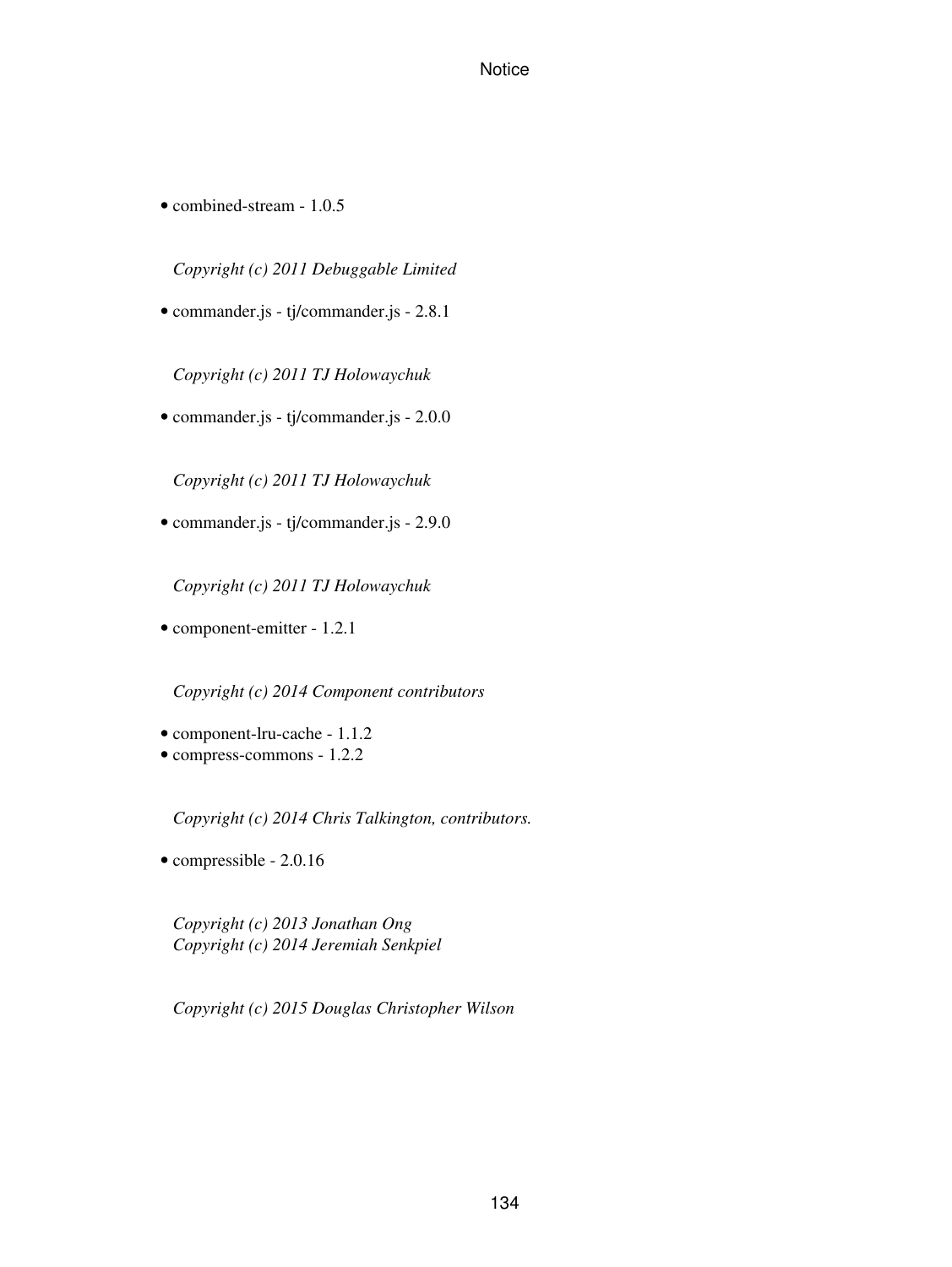- combined-stream - 1.0.5

  *Copyright (c) 2011 Debuggable Limited*

- commander.js - tj/commander.js - 2.8.1

  *Copyright (c) 2011 TJ Holowaychuk*

- commander.js - tj/commander.js - 2.0.0

  *Copyright (c) 2011 TJ Holowaychuk*

- commander.js - tj/commander.js - 2.9.0

  *Copyright (c) 2011 TJ Holowaychuk*

- component-emitter - 1.2.1

  *Copyright (c) 2014 Component contributors*

- component-lru-cache - 1.1.2
- compress-commons - 1.2.2

  *Copyright (c) 2014 Chris Talkington, contributors.*

- compressible - 2.0.16

  *Copyright (c) 2013 Jonathan Ong*
  *Copyright (c) 2014 Jeremiah Senkpiel*

  *Copyright (c) 2015 Douglas Christopher Wilson*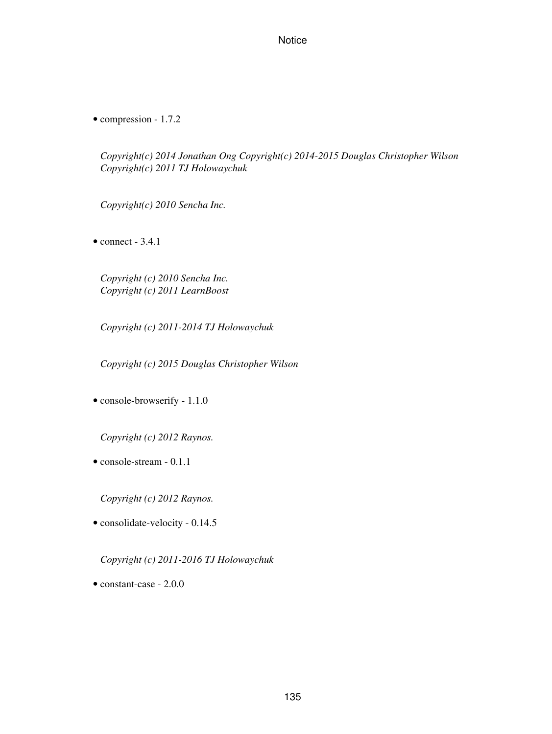- compression - 1.7.2

  *Copyright(c) 2014 Jonathan Ong Copyright(c) 2014-2015 Douglas Christopher Wilson Copyright(c) 2011 TJ Holowaychuk*

  *Copyright(c) 2010 Sencha Inc.*

- connect - 3.4.1

  *Copyright (c) 2010 Sencha Inc.*
  *Copyright (c) 2011 LearnBoost*

  *Copyright (c) 2011-2014 TJ Holowaychuk*

  *Copyright (c) 2015 Douglas Christopher Wilson*

- console-browserify - 1.1.0

  *Copyright (c) 2012 Raynos.*

- console-stream - 0.1.1

  *Copyright (c) 2012 Raynos.*

- consolidate-velocity - 0.14.5

  *Copyright (c) 2011-2016 TJ Holowaychuk*

- constant-case - 2.0.0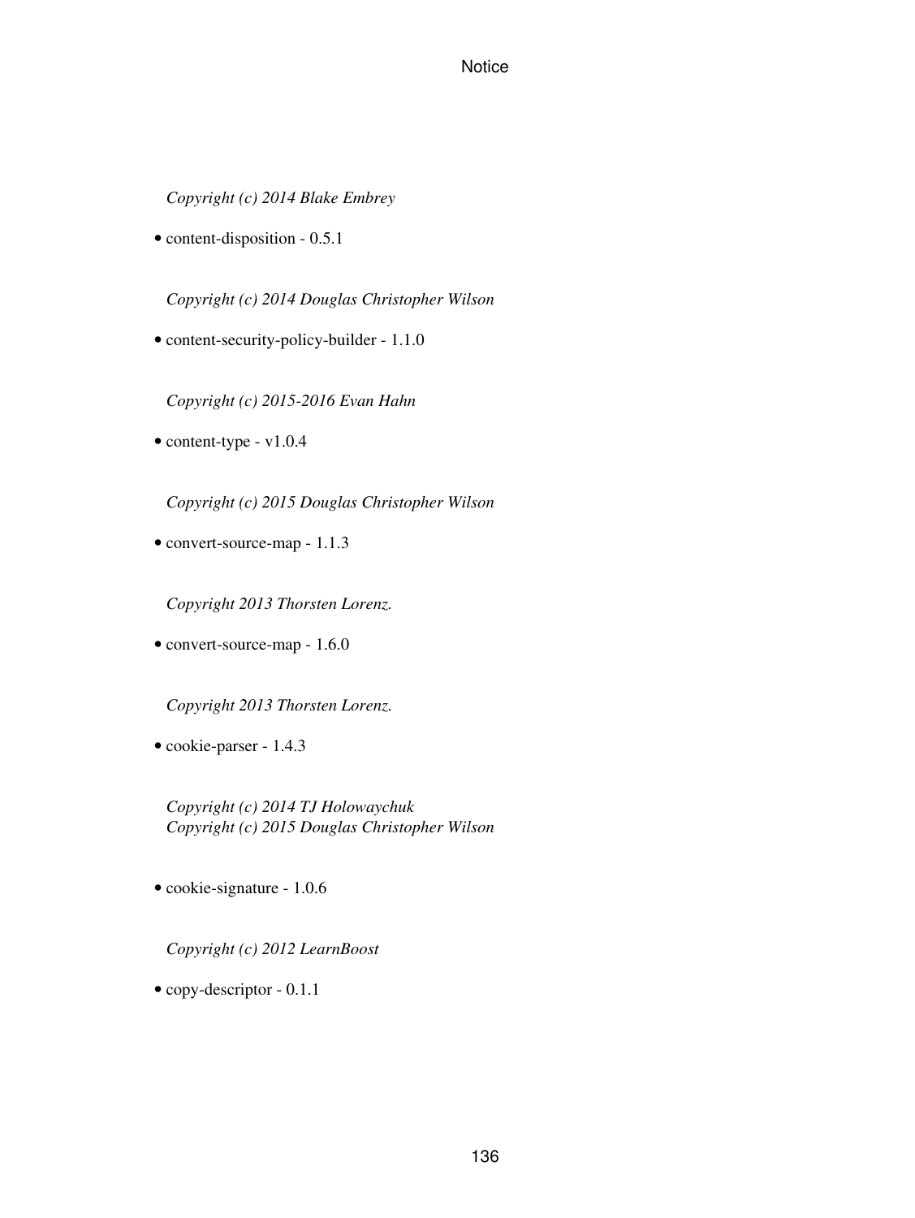*Copyright (c) 2014 Blake Embrey*

- content-disposition - 0.5.1

*Copyright (c) 2014 Douglas Christopher Wilson*

- content-security-policy-builder - 1.1.0

*Copyright (c) 2015-2016 Evan Hahn*

- content-type - v1.0.4

*Copyright (c) 2015 Douglas Christopher Wilson*

- convert-source-map - 1.1.3

*Copyright 2013 Thorsten Lorenz.*

- convert-source-map - 1.6.0

*Copyright 2013 Thorsten Lorenz.*

- cookie-parser - 1.4.3

*Copyright (c) 2014 TJ Holowaychuk*
*Copyright (c) 2015 Douglas Christopher Wilson*

- cookie-signature - 1.0.6

*Copyright (c) 2012 LearnBoost*

- copy-descriptor - 0.1.1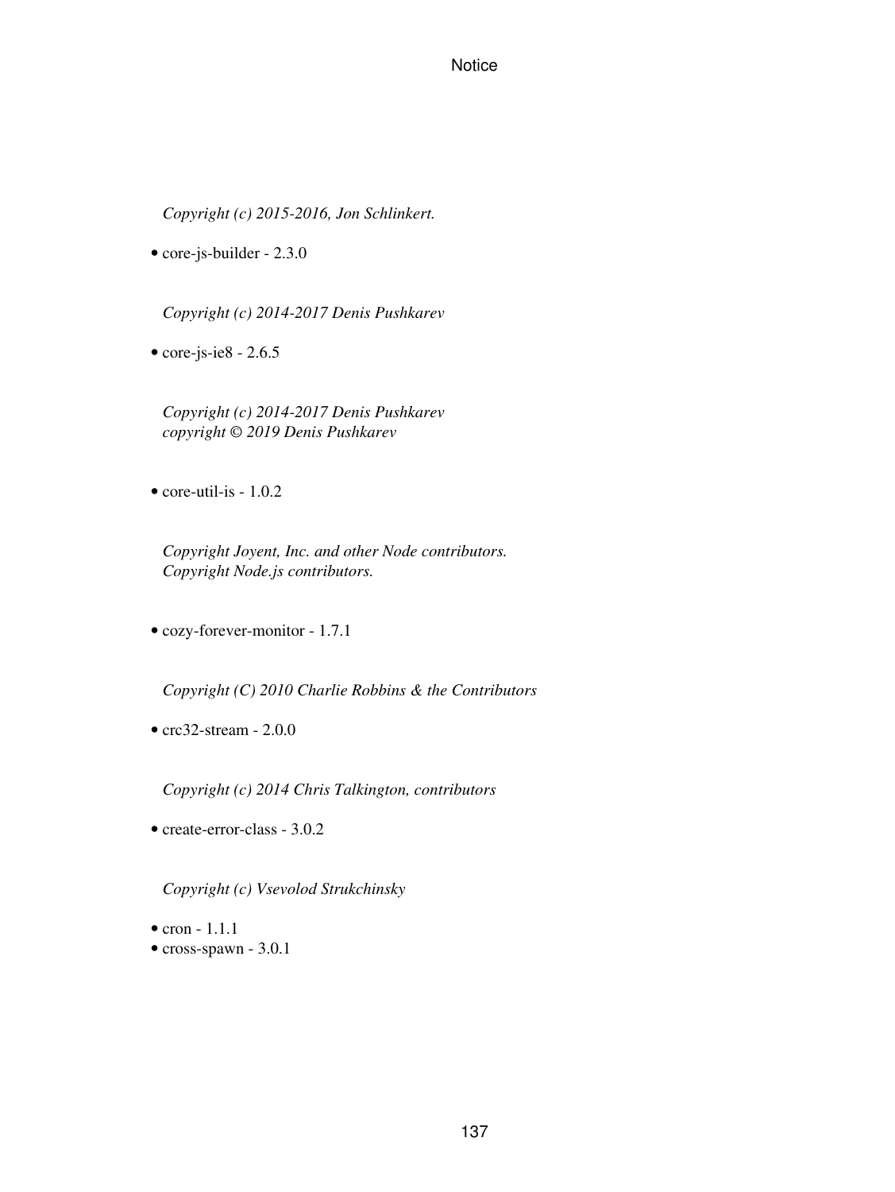*Copyright (c) 2015-2016, Jon Schlinkert.*

- core-js-builder - 2.3.0

*Copyright (c) 2014-2017 Denis Pushkarev*

- core-js-ie8 - 2.6.5

*Copyright (c) 2014-2017 Denis Pushkarev*
*copyright © 2019 Denis Pushkarev*

- core-util-is - 1.0.2

*Copyright Joyent, Inc. and other Node contributors.*
*Copyright Node.js contributors.*

- cozy-forever-monitor - 1.7.1

*Copyright (C) 2010 Charlie Robbins & the Contributors*

- crc32-stream - 2.0.0

*Copyright (c) 2014 Chris Talkington, contributors*

- create-error-class - 3.0.2

*Copyright (c) Vsevolod Strukchinsky*

- cron - 1.1.1
- cross-spawn - 3.0.1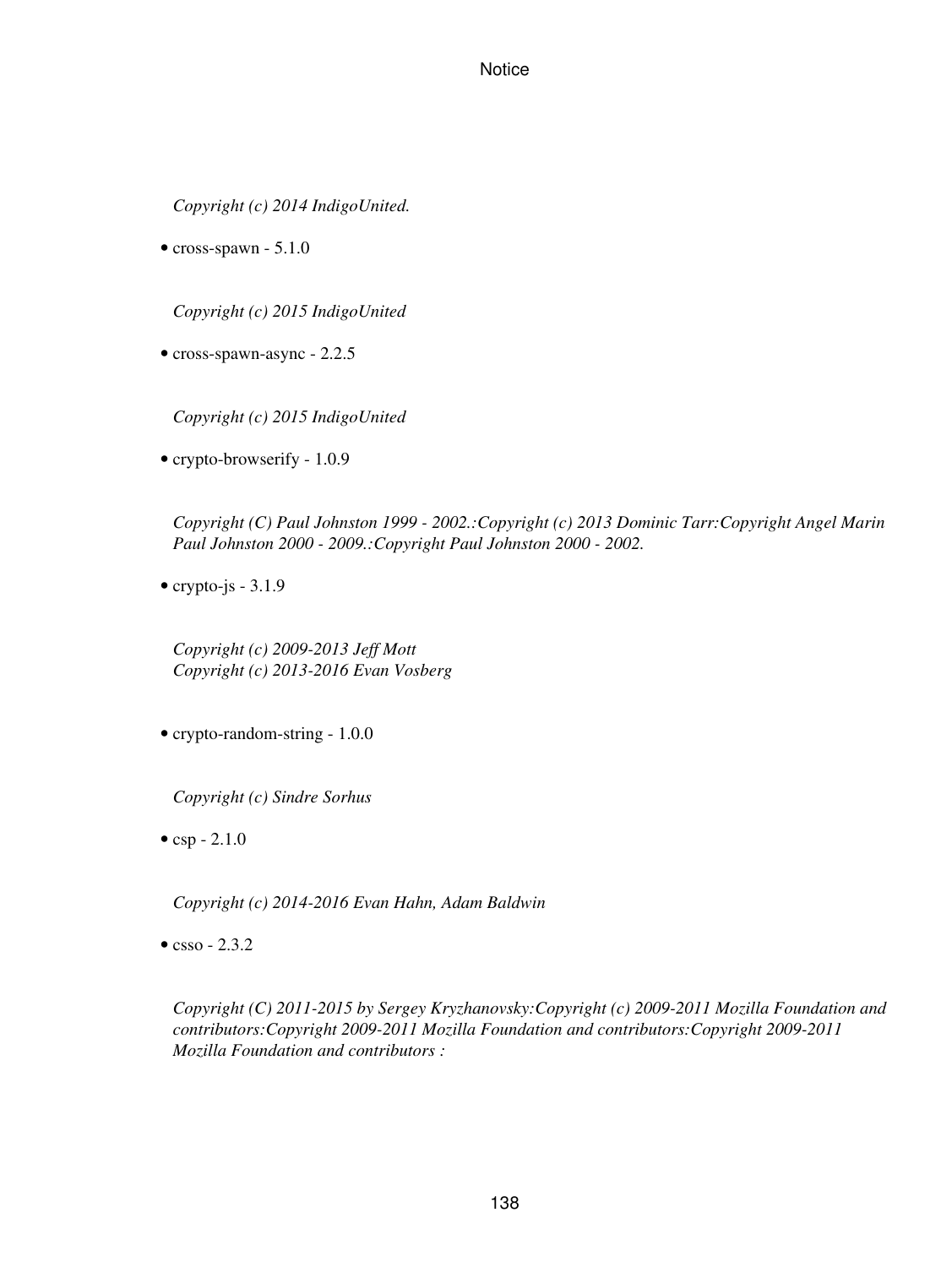*Copyright (c) 2014 IndigoUnited.*

- cross-spawn - 5.1.0

*Copyright (c) 2015 IndigoUnited*

- cross-spawn-async - 2.2.5

*Copyright (c) 2015 IndigoUnited*

- crypto-browserify - 1.0.9

*Copyright (C) Paul Johnston 1999 - 2002.:Copyright (c) 2013 Dominic Tarr:Copyright Angel Marin Paul Johnston 2000 - 2009.:Copyright Paul Johnston 2000 - 2002.*

- crypto-js - 3.1.9

*Copyright (c) 2009-2013 Jeff Mott*
*Copyright (c) 2013-2016 Evan Vosberg*

- crypto-random-string - 1.0.0

*Copyright (c) Sindre Sorhus*

- csp - 2.1.0

*Copyright (c) 2014-2016 Evan Hahn, Adam Baldwin*

- csso - 2.3.2

*Copyright (C) 2011-2015 by Sergey Kryzhanovsky:Copyright (c) 2009-2011 Mozilla Foundation and contributors:Copyright 2009-2011 Mozilla Foundation and contributors:Copyright 2009-2011 Mozilla Foundation and contributors :*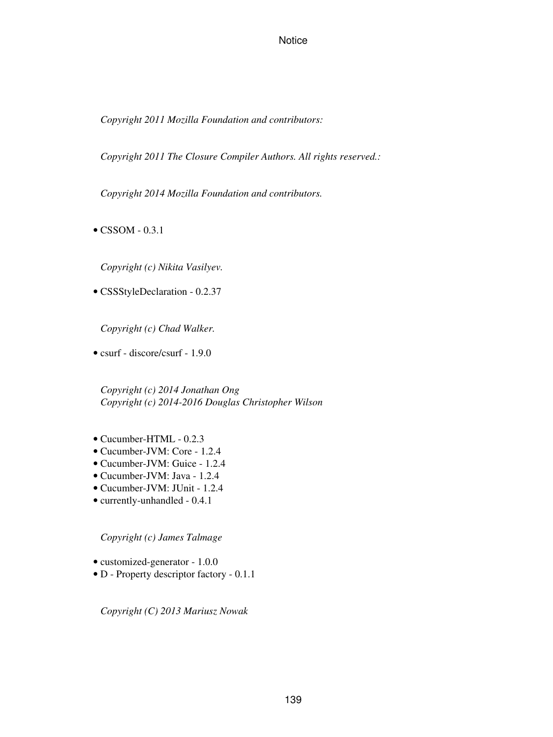*Copyright 2011 Mozilla Foundation and contributors:*

*Copyright 2011 The Closure Compiler Authors. All rights reserved.:*

*Copyright 2014 Mozilla Foundation and contributors.*

- CSSOM - 0.3.1

*Copyright (c) Nikita Vasilyev.*

- CSSStyleDeclaration - 0.2.37

*Copyright (c) Chad Walker.*

- csurf - discore/csurf - 1.9.0

*Copyright (c) 2014 Jonathan Ong*
*Copyright (c) 2014-2016 Douglas Christopher Wilson*

- Cucumber-HTML - 0.2.3
- Cucumber-JVM: Core - 1.2.4
- Cucumber-JVM: Guice - 1.2.4
- Cucumber-JVM: Java - 1.2.4
- Cucumber-JVM: JUnit - 1.2.4
- currently-unhandled - 0.4.1

*Copyright (c) James Talmage*

- customized-generator - 1.0.0
- D - Property descriptor factory - 0.1.1

*Copyright (C) 2013 Mariusz Nowak*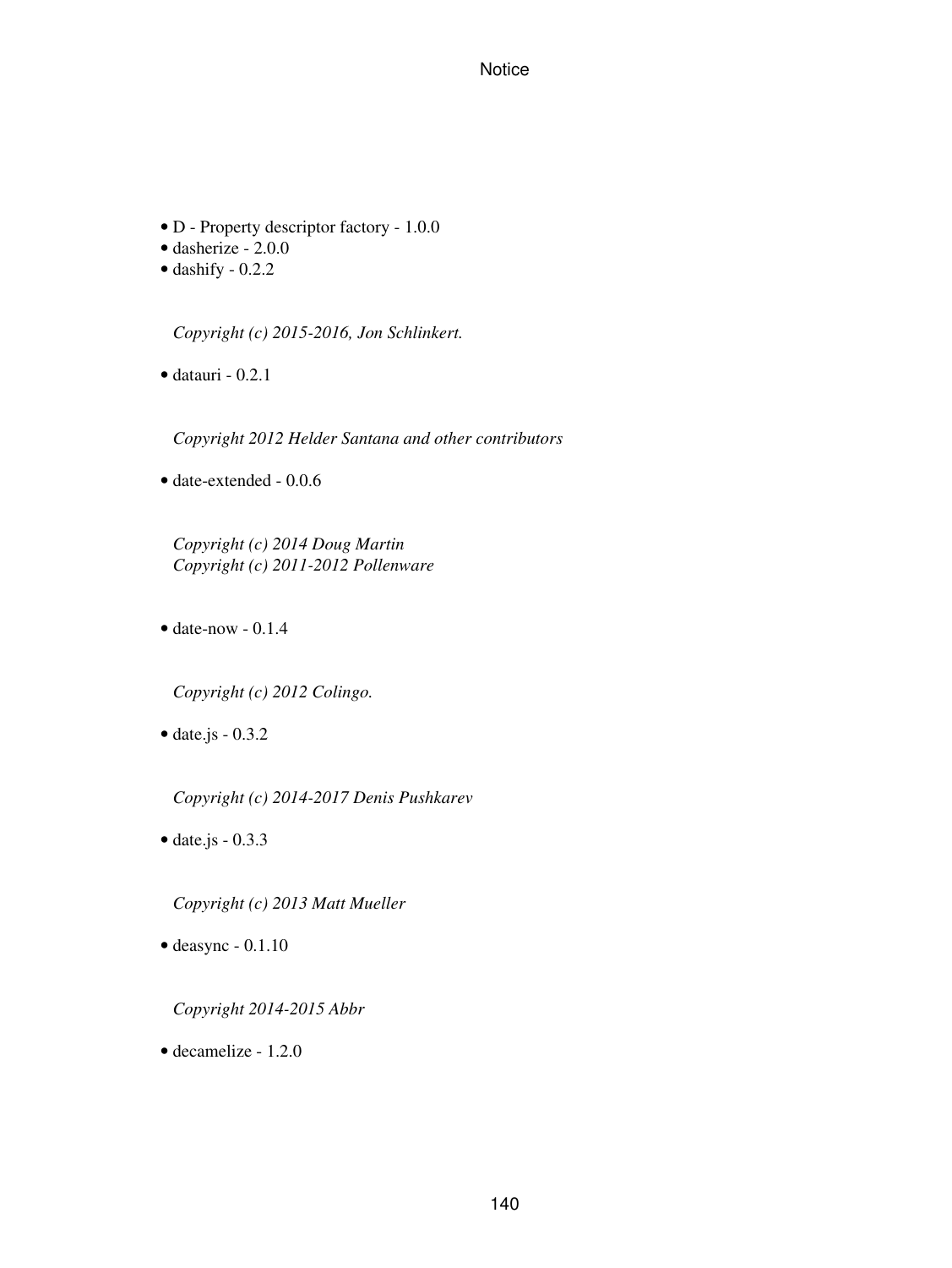- D - Property descriptor factory - 1.0.0
- dasherize - 2.0.0
- dashify - 0.2.2

*Copyright (c) 2015-2016, Jon Schlinkert.*

- datauri - 0.2.1

*Copyright 2012 Helder Santana and other contributors*

- date-extended - 0.0.6

*Copyright (c) 2014 Doug Martin*
*Copyright (c) 2011-2012 Pollenware*

- date-now - 0.1.4

*Copyright (c) 2012 Colingo.*

- date.js - 0.3.2

*Copyright (c) 2014-2017 Denis Pushkarev*

- date.js - 0.3.3

*Copyright (c) 2013 Matt Mueller*

- deasync - 0.1.10

*Copyright 2014-2015 Abbr*

- decamelize - 1.2.0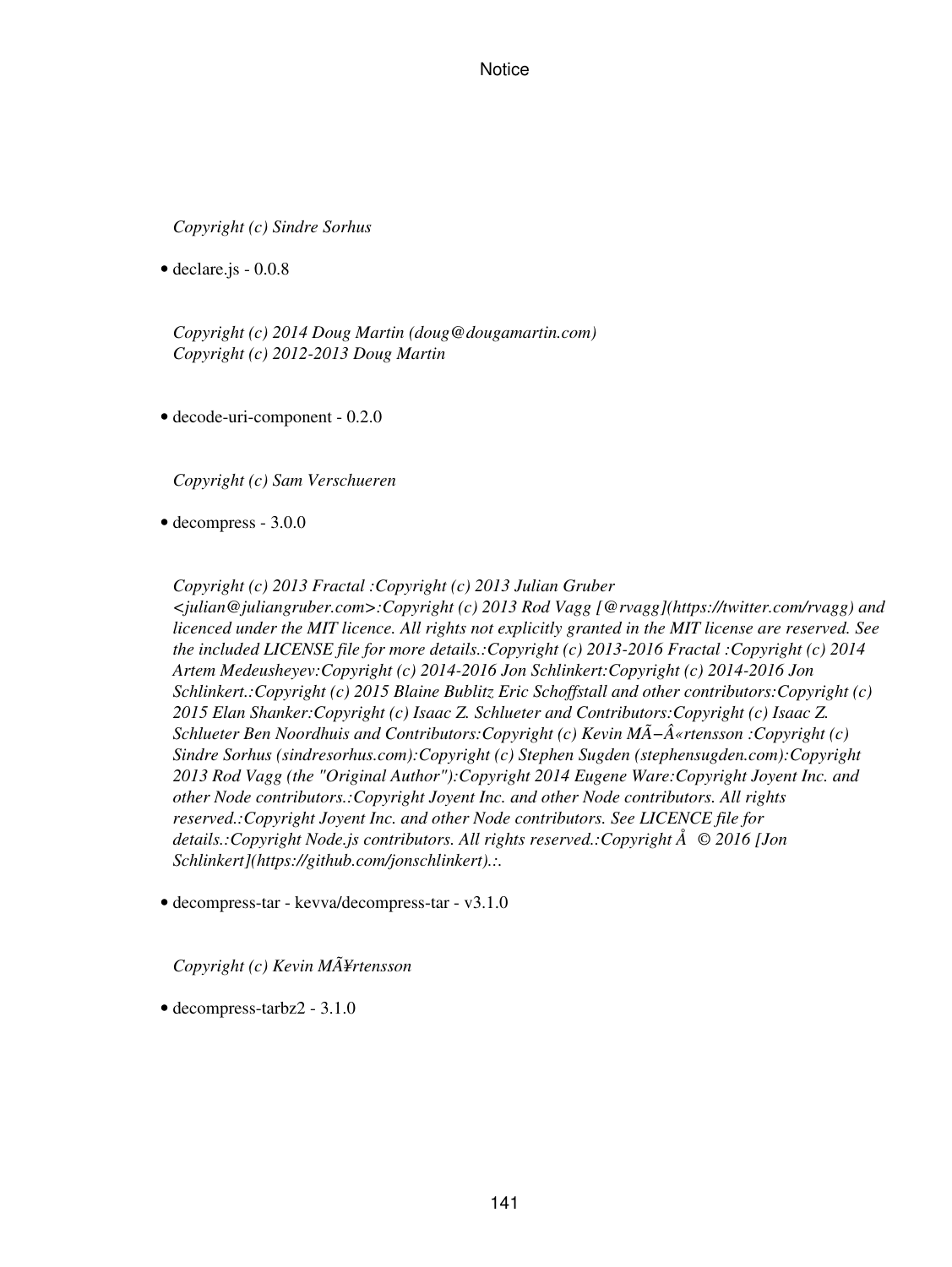*Copyright (c) Sindre Sorhus*

- declare.js - 0.0.8

*Copyright (c) 2014 Doug Martin (doug@dougamartin.com)*
*Copyright (c) 2012-2013 Doug Martin*

- decode-uri-component - 0.2.0

*Copyright (c) Sam Verschueren*

- decompress - 3.0.0

*Copyright (c) 2013 Fractal :Copyright (c) 2013 Julian Gruber <julian@juliangruber.com>:Copyright (c) 2013 Rod Vagg [@rvagg](https://twitter.com/rvagg) and licenced under the MIT licence. All rights not explicitly granted in the MIT license are reserved. See the included LICENSE file for more details.:Copyright (c) 2013-2016 Fractal :Copyright (c) 2014 Artem Medeusheyev:Copyright (c) 2014-2016 Jon Schlinkert:Copyright (c) 2014-2016 Jon Schlinkert.:Copyright (c) 2015 Blaine Bublitz Eric Schoffstall and other contributors:Copyright (c) 2015 Elan Shanker:Copyright (c) Isaac Z. Schlueter and Contributors:Copyright (c) Isaac Z. Schlueter Ben Noordhuis and Contributors:Copyright (c) Kevin MÃ−Â«rtensson :Copyright (c) Sindre Sorhus (sindresorhus.com):Copyright (c) Stephen Sugden (stephensugden.com):Copyright 2013 Rod Vagg (the "Original Author"):Copyright 2014 Eugene Ware:Copyright Joyent Inc. and other Node contributors.:Copyright Joyent Inc. and other Node contributors. All rights reserved.:Copyright Joyent Inc. and other Node contributors. See LICENCE file for details.:Copyright Node.js contributors. All rights reserved.:Copyright Â © 2016 [Jon Schlinkert](https://github.com/jonschlinkert).:.*

- decompress-tar - kevva/decompress-tar - v3.1.0

*Copyright (c) Kevin MÃ¥rtensson*

- decompress-tarbz2 - 3.1.0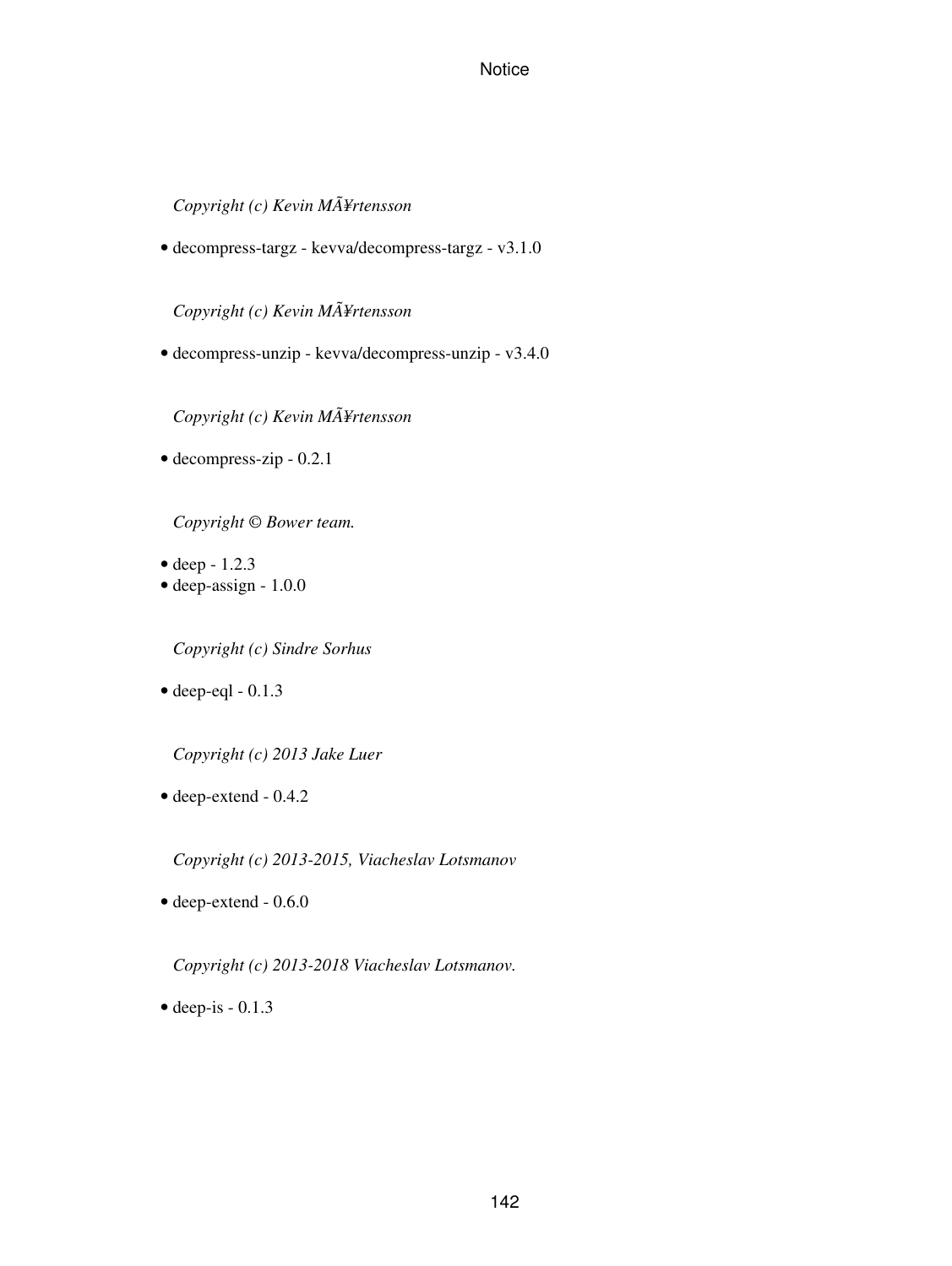*Copyright (c) Kevin MÃ¥rtensson*

- decompress-targz - kevva/decompress-targz - v3.1.0

*Copyright (c) Kevin MÃ¥rtensson*

- decompress-unzip - kevva/decompress-unzip - v3.4.0

*Copyright (c) Kevin MÃ¥rtensson*

- decompress-zip - 0.2.1

*Copyright © Bower team.*

- deep - 1.2.3
- deep-assign - 1.0.0

*Copyright (c) Sindre Sorhus*

- deep-eql - 0.1.3

*Copyright (c) 2013 Jake Luer*

- deep-extend - 0.4.2

*Copyright (c) 2013-2015, Viacheslav Lotsmanov*

- deep-extend - 0.6.0

*Copyright (c) 2013-2018 Viacheslav Lotsmanov.*

- deep-is - 0.1.3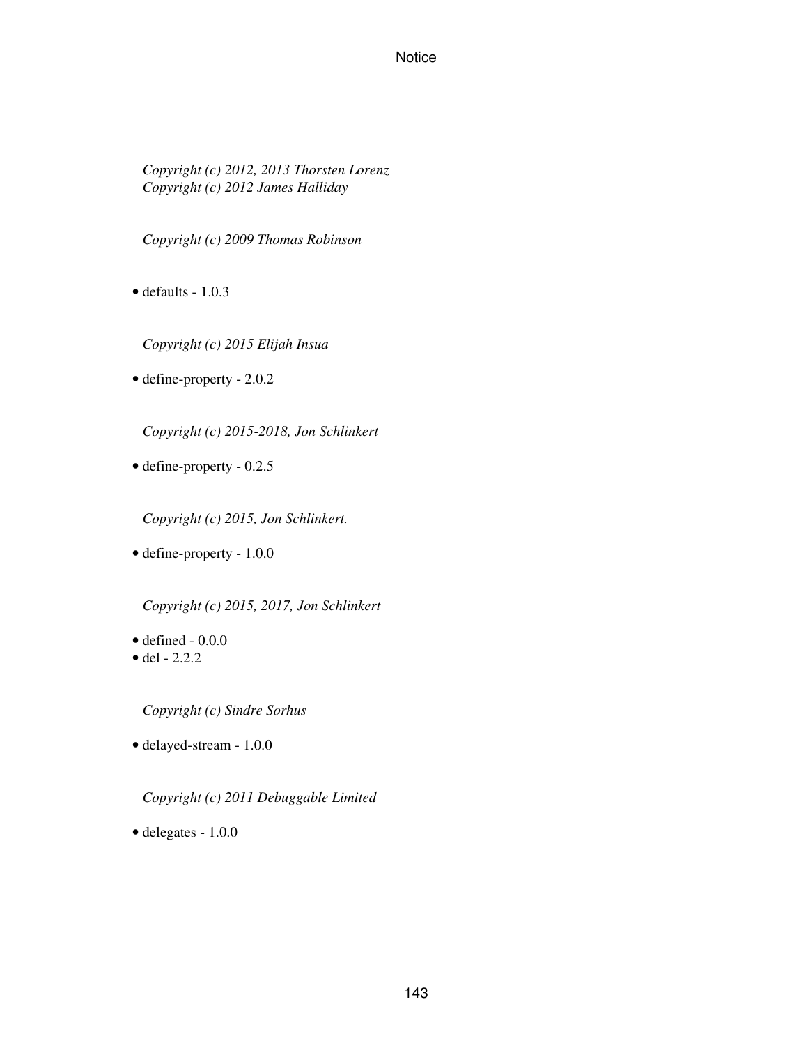*Copyright (c) 2012, 2013 Thorsten Lorenz*
*Copyright (c) 2012 James Halliday*

*Copyright (c) 2009 Thomas Robinson*

- defaults - 1.0.3

*Copyright (c) 2015 Elijah Insua*

- define-property - 2.0.2

*Copyright (c) 2015-2018, Jon Schlinkert*

- define-property - 0.2.5

*Copyright (c) 2015, Jon Schlinkert.*

- define-property - 1.0.0

*Copyright (c) 2015, 2017, Jon Schlinkert*

- defined - 0.0.0
- del - 2.2.2

*Copyright (c) Sindre Sorhus*

- delayed-stream - 1.0.0

*Copyright (c) 2011 Debuggable Limited*

- delegates - 1.0.0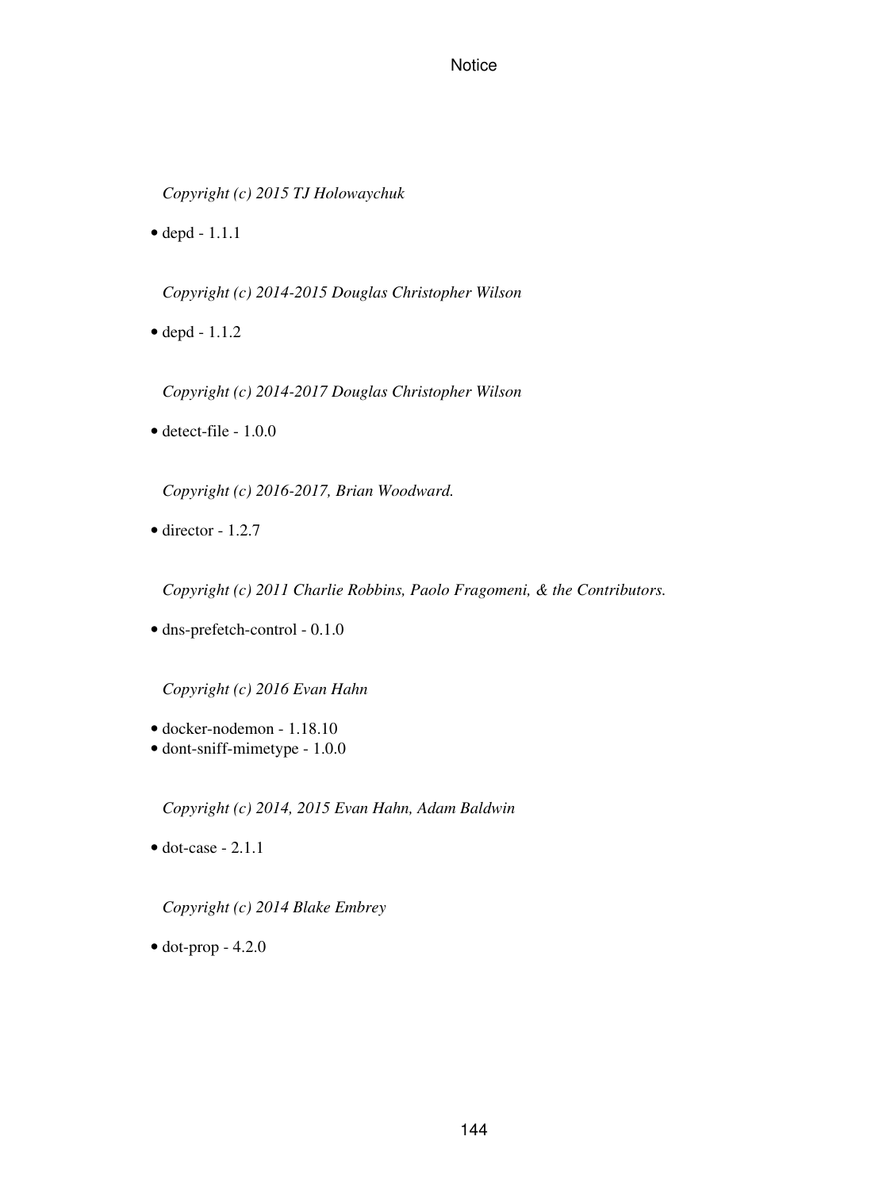*Copyright (c) 2015 TJ Holowaychuk*

- depd - 1.1.1

*Copyright (c) 2014-2015 Douglas Christopher Wilson*

- depd - 1.1.2

*Copyright (c) 2014-2017 Douglas Christopher Wilson*

- detect-file - 1.0.0

*Copyright (c) 2016-2017, Brian Woodward.*

- director - 1.2.7

*Copyright (c) 2011 Charlie Robbins, Paolo Fragomeni, & the Contributors.*

- dns-prefetch-control - 0.1.0

*Copyright (c) 2016 Evan Hahn*

- docker-nodemon - 1.18.10
- dont-sniff-mimetype - 1.0.0

*Copyright (c) 2014, 2015 Evan Hahn, Adam Baldwin*

- dot-case - 2.1.1

*Copyright (c) 2014 Blake Embrey*

- dot-prop - 4.2.0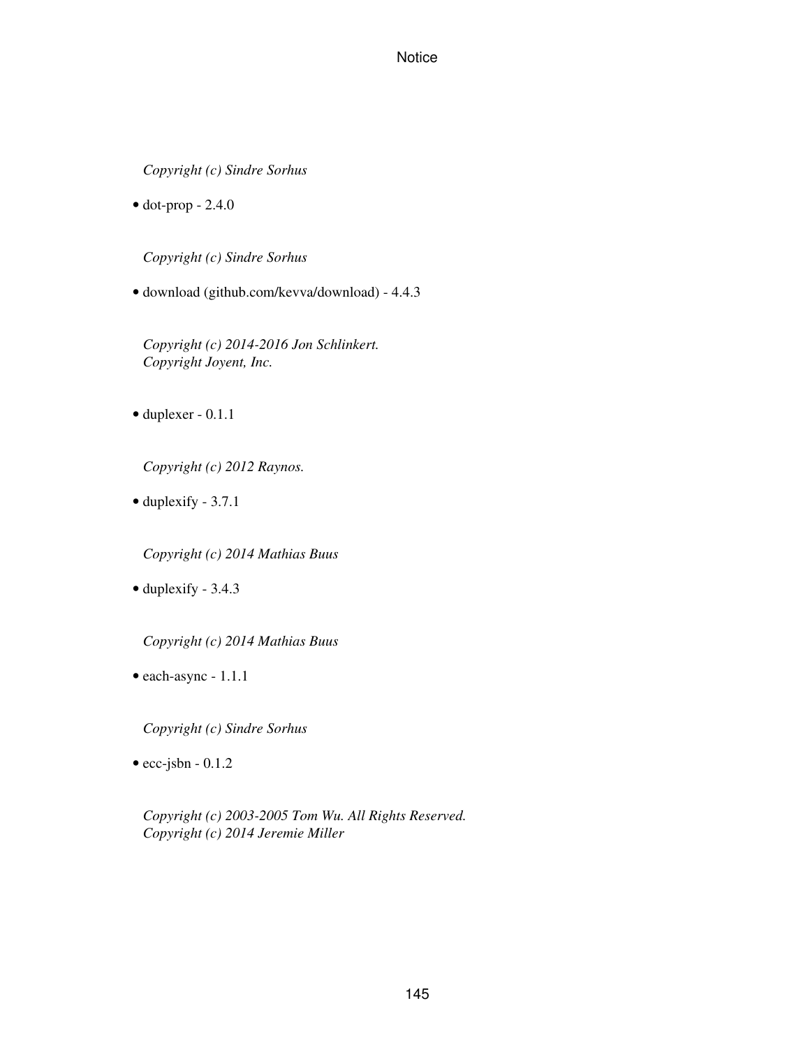*Copyright (c) Sindre Sorhus*

- dot-prop - 2.4.0

*Copyright (c) Sindre Sorhus*

- download (github.com/kevva/download) - 4.4.3

*Copyright (c) 2014-2016 Jon Schlinkert.*
*Copyright Joyent, Inc.*

- duplexer - 0.1.1

*Copyright (c) 2012 Raynos.*

- duplexify - 3.7.1

*Copyright (c) 2014 Mathias Buus*

- duplexify - 3.4.3

*Copyright (c) 2014 Mathias Buus*

- each-async - 1.1.1

*Copyright (c) Sindre Sorhus*

- ecc-jsbn - 0.1.2

*Copyright (c) 2003-2005 Tom Wu. All Rights Reserved.*
*Copyright (c) 2014 Jeremie Miller*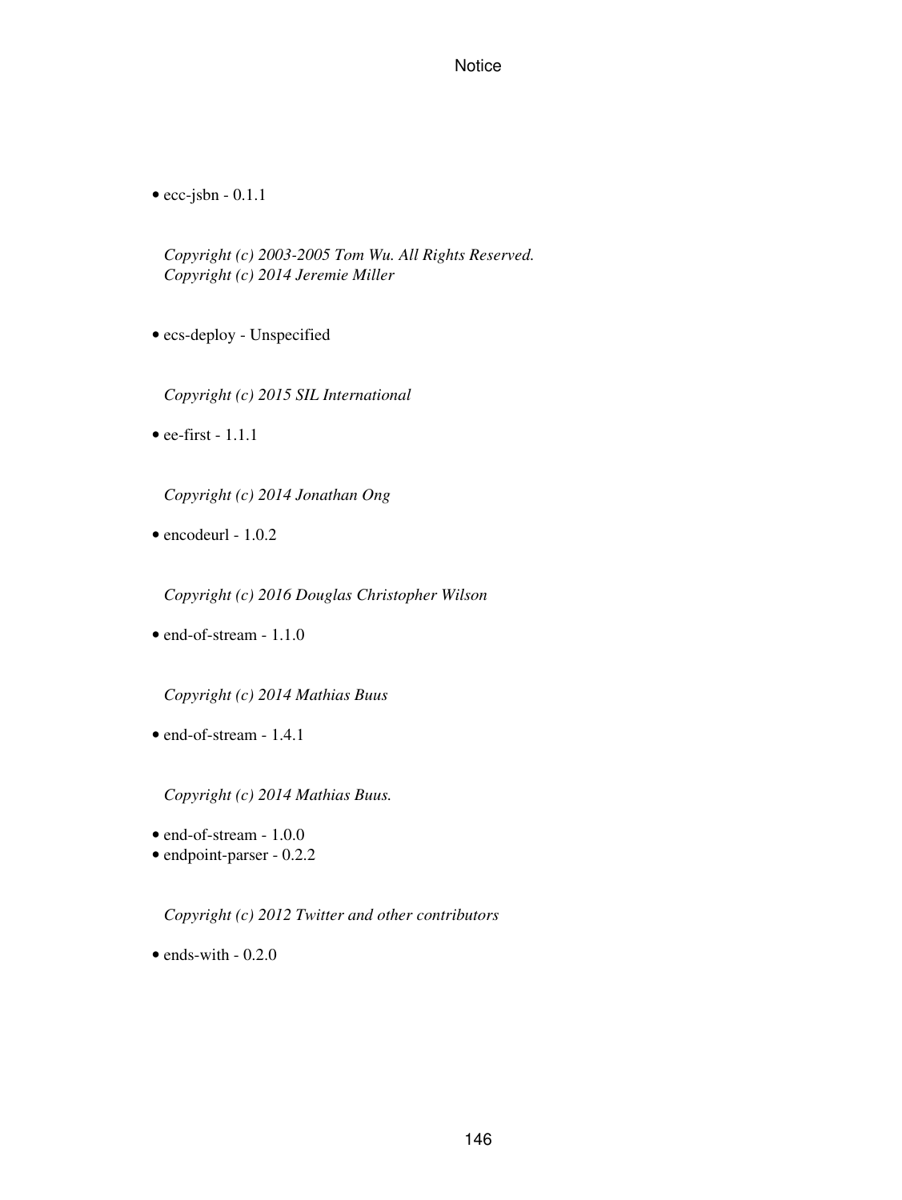- ecc-jsbn - 0.1.1

  *Copyright (c) 2003-2005 Tom Wu. All Rights Reserved.*
  *Copyright (c) 2014 Jeremie Miller*

- ecs-deploy - Unspecified

  *Copyright (c) 2015 SIL International*

- ee-first - 1.1.1

  *Copyright (c) 2014 Jonathan Ong*

- encodeurl - 1.0.2

  *Copyright (c) 2016 Douglas Christopher Wilson*

- end-of-stream - 1.1.0

  *Copyright (c) 2014 Mathias Buus*

- end-of-stream - 1.4.1

  *Copyright (c) 2014 Mathias Buus.*

- end-of-stream - 1.0.0
- endpoint-parser - 0.2.2

  *Copyright (c) 2012 Twitter and other contributors*

- ends-with - 0.2.0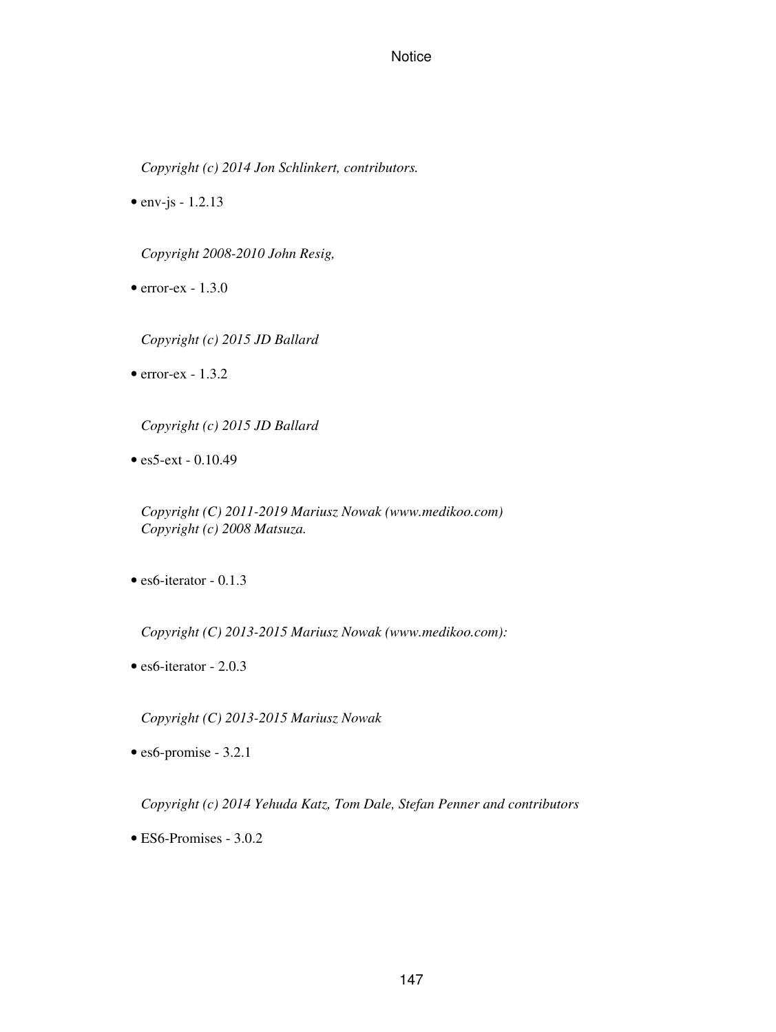*Copyright (c) 2014 Jon Schlinkert, contributors.*

- env-js - 1.2.13

*Copyright 2008-2010 John Resig,*

- error-ex - 1.3.0

*Copyright (c) 2015 JD Ballard*

- error-ex - 1.3.2

*Copyright (c) 2015 JD Ballard*

- es5-ext - 0.10.49

*Copyright (C) 2011-2019 Mariusz Nowak (www.medikoo.com)*
*Copyright (c) 2008 Matsuza.*

- es6-iterator - 0.1.3

*Copyright (C) 2013-2015 Mariusz Nowak (www.medikoo.com):*

- es6-iterator - 2.0.3

*Copyright (C) 2013-2015 Mariusz Nowak*

- es6-promise - 3.2.1

*Copyright (c) 2014 Yehuda Katz, Tom Dale, Stefan Penner and contributors*

- ES6-Promises - 3.0.2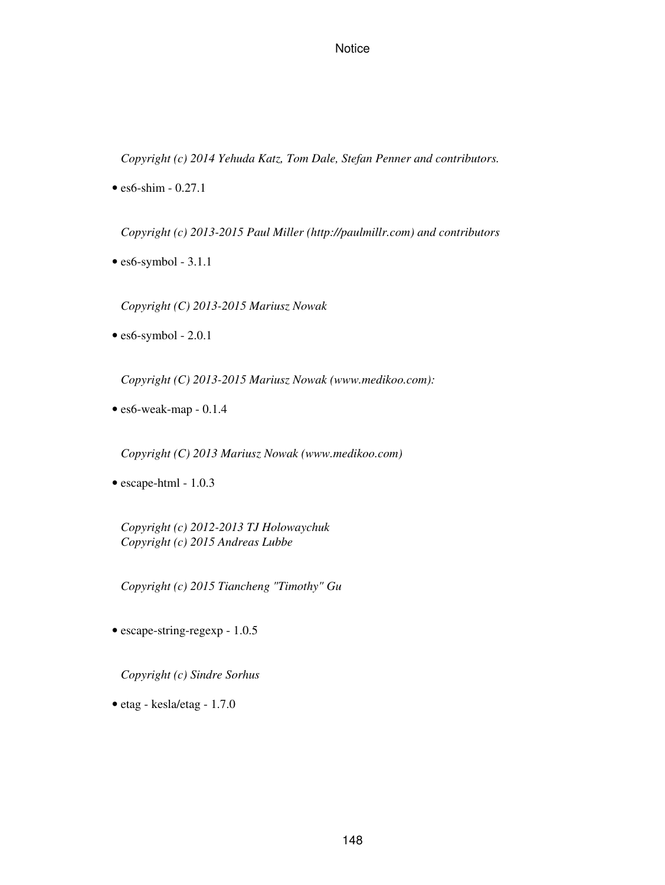*Copyright (c) 2014 Yehuda Katz, Tom Dale, Stefan Penner and contributors.*

- es6-shim - 0.27.1

*Copyright (c) 2013-2015 Paul Miller (http://paulmillr.com) and contributors*

- es6-symbol - 3.1.1

*Copyright (C) 2013-2015 Mariusz Nowak*

- es6-symbol - 2.0.1

*Copyright (C) 2013-2015 Mariusz Nowak (www.medikoo.com):*

- es6-weak-map - 0.1.4

*Copyright (C) 2013 Mariusz Nowak (www.medikoo.com)*

- escape-html - 1.0.3

*Copyright (c) 2012-2013 TJ Holowaychuk*
*Copyright (c) 2015 Andreas Lubbe*

*Copyright (c) 2015 Tiancheng "Timothy" Gu*

- escape-string-regexp - 1.0.5

*Copyright (c) Sindre Sorhus*

- etag - kesla/etag - 1.7.0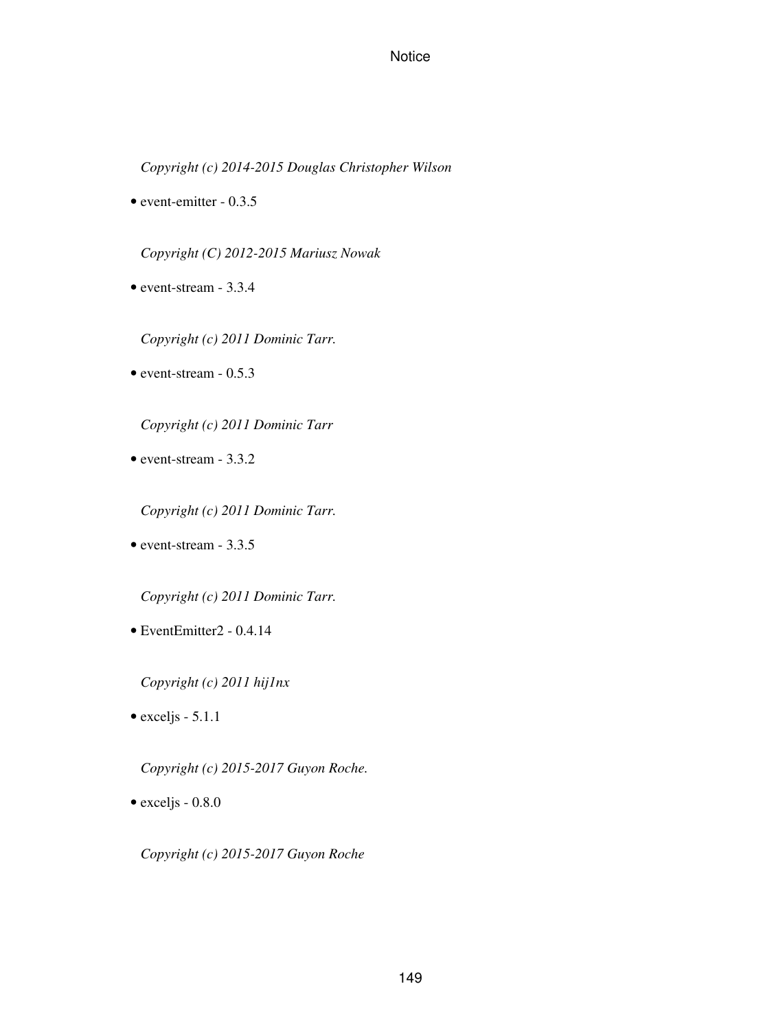*Copyright (c) 2014-2015 Douglas Christopher Wilson*

- event-emitter - 0.3.5

*Copyright (C) 2012-2015 Mariusz Nowak*

- event-stream - 3.3.4

*Copyright (c) 2011 Dominic Tarr.*

- event-stream - 0.5.3

*Copyright (c) 2011 Dominic Tarr*

- event-stream - 3.3.2

*Copyright (c) 2011 Dominic Tarr.*

- event-stream - 3.3.5

*Copyright (c) 2011 Dominic Tarr.*

- EventEmitter2 - 0.4.14

*Copyright (c) 2011 hij1nx*

- exceljs - 5.1.1

*Copyright (c) 2015-2017 Guyon Roche.*

- exceljs - 0.8.0

*Copyright (c) 2015-2017 Guyon Roche*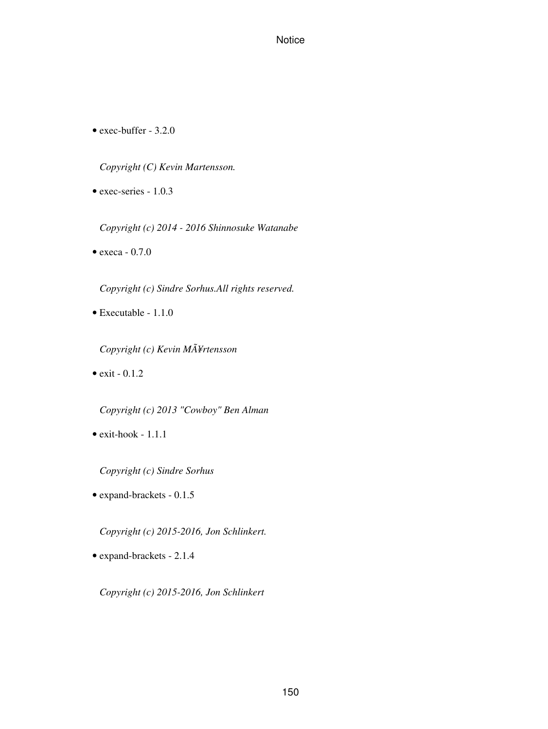- exec-buffer - 3.2.0

  *Copyright (C) Kevin Martensson.*

- exec-series - 1.0.3

  *Copyright (c) 2014 - 2016 Shinnosuke Watanabe*

- execa - 0.7.0

  *Copyright (c) Sindre Sorhus.All rights reserved.*

- Executable - 1.1.0

  *Copyright (c) Kevin MÃ¥rtensson*

- exit - 0.1.2

  *Copyright (c) 2013 "Cowboy" Ben Alman*

- exit-hook - 1.1.1

  *Copyright (c) Sindre Sorhus*

- expand-brackets - 0.1.5

  *Copyright (c) 2015-2016, Jon Schlinkert.*

- expand-brackets - 2.1.4

  *Copyright (c) 2015-2016, Jon Schlinkert*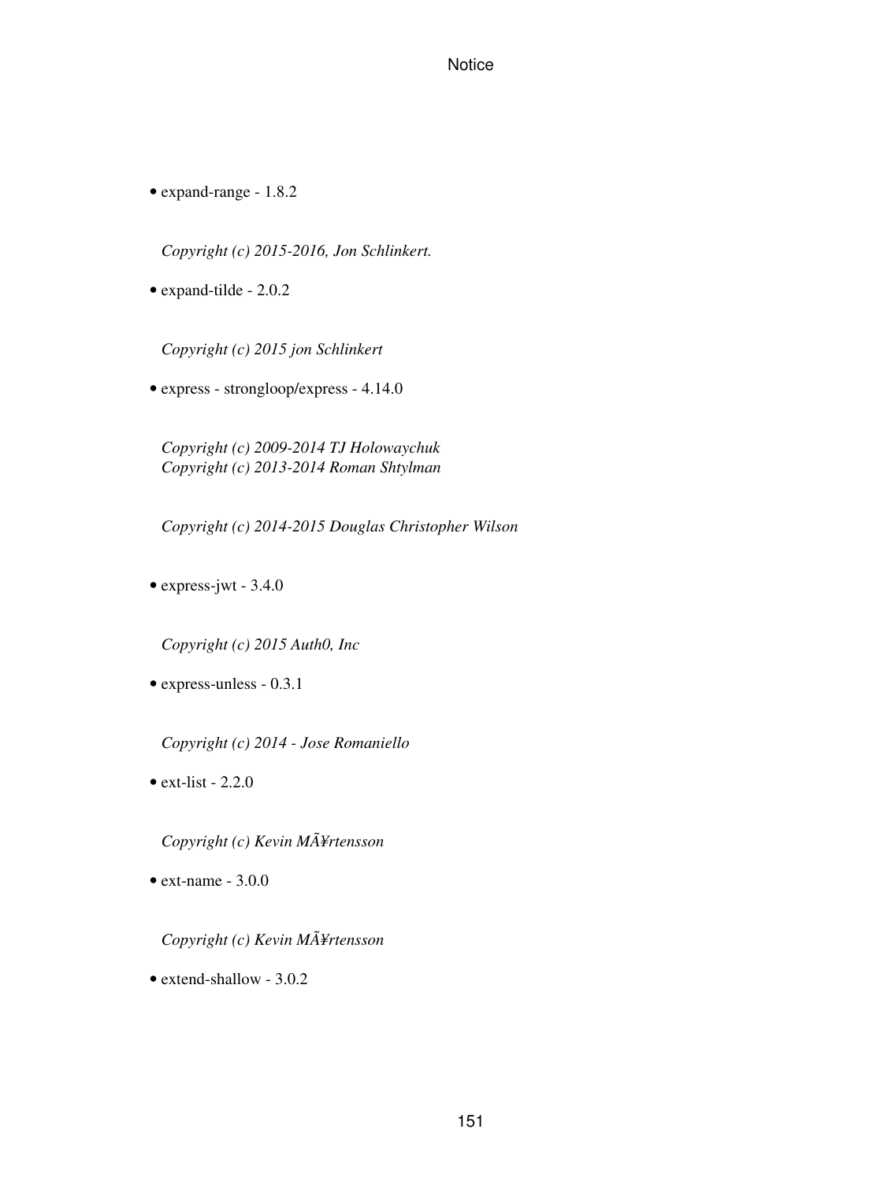- expand-range - 1.8.2

  *Copyright (c) 2015-2016, Jon Schlinkert.*

- expand-tilde - 2.0.2

  *Copyright (c) 2015 jon Schlinkert*

- express - strongloop/express - 4.14.0

  *Copyright (c) 2009-2014 TJ Holowaychuk*
  *Copyright (c) 2013-2014 Roman Shtylman*

  *Copyright (c) 2014-2015 Douglas Christopher Wilson*

- express-jwt - 3.4.0

  *Copyright (c) 2015 Auth0, Inc*

- express-unless - 0.3.1

  *Copyright (c) 2014 - Jose Romaniello*

- ext-list - 2.2.0

  *Copyright (c) Kevin MÃ¥rtensson*

- ext-name - 3.0.0

  *Copyright (c) Kevin MÃ¥rtensson*

- extend-shallow - 3.0.2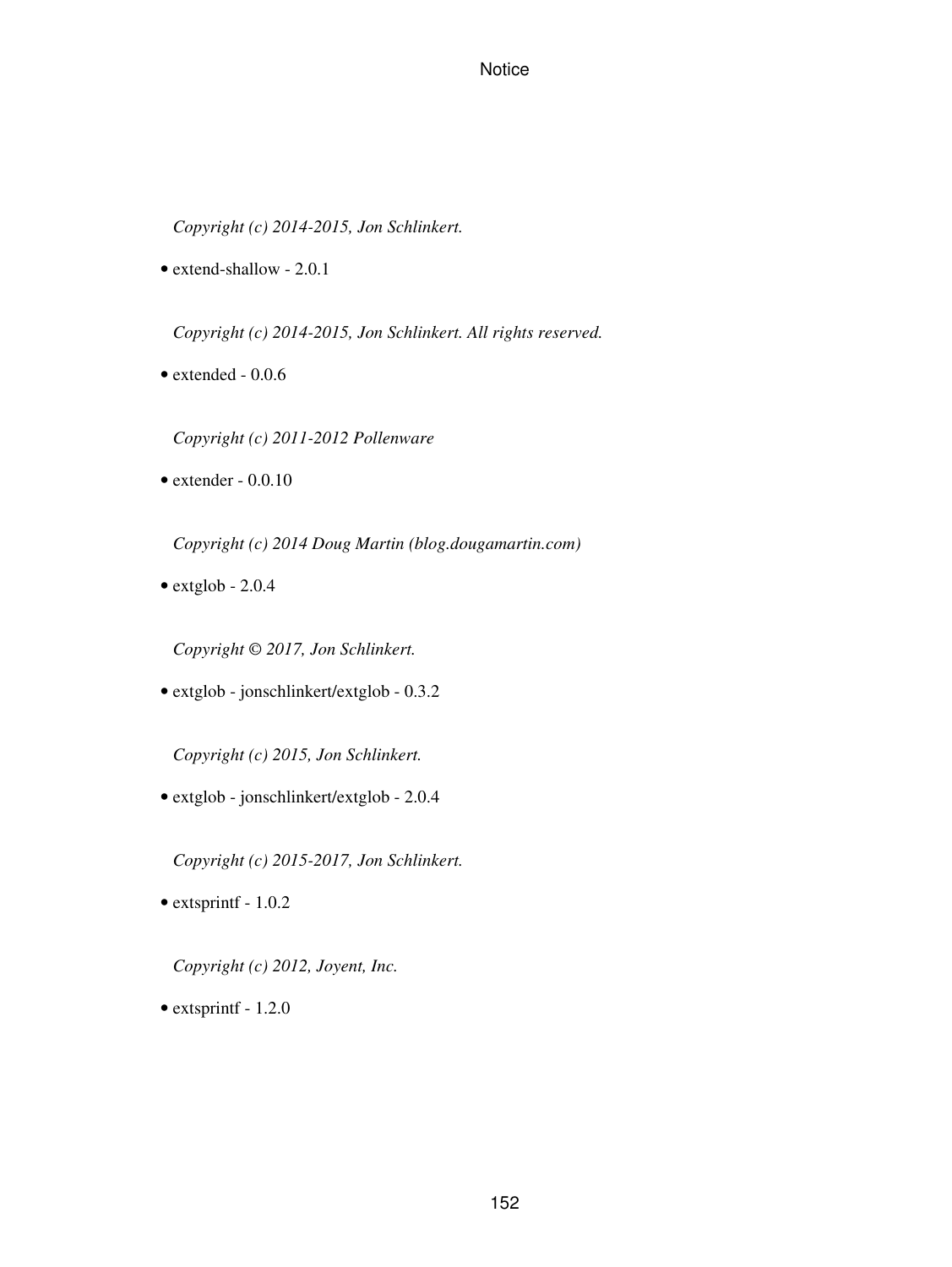*Copyright (c) 2014-2015, Jon Schlinkert.*

- extend-shallow - 2.0.1

*Copyright (c) 2014-2015, Jon Schlinkert. All rights reserved.*

- extended - 0.0.6

*Copyright (c) 2011-2012 Pollenware*

- extender - 0.0.10

*Copyright (c) 2014 Doug Martin (blog.dougamartin.com)*

- extglob - 2.0.4

*Copyright © 2017, Jon Schlinkert.*

- extglob - jonschlinkert/extglob - 0.3.2

*Copyright (c) 2015, Jon Schlinkert.*

- extglob - jonschlinkert/extglob - 2.0.4

*Copyright (c) 2015-2017, Jon Schlinkert.*

- extsprintf - 1.0.2

*Copyright (c) 2012, Joyent, Inc.*

- extsprintf - 1.2.0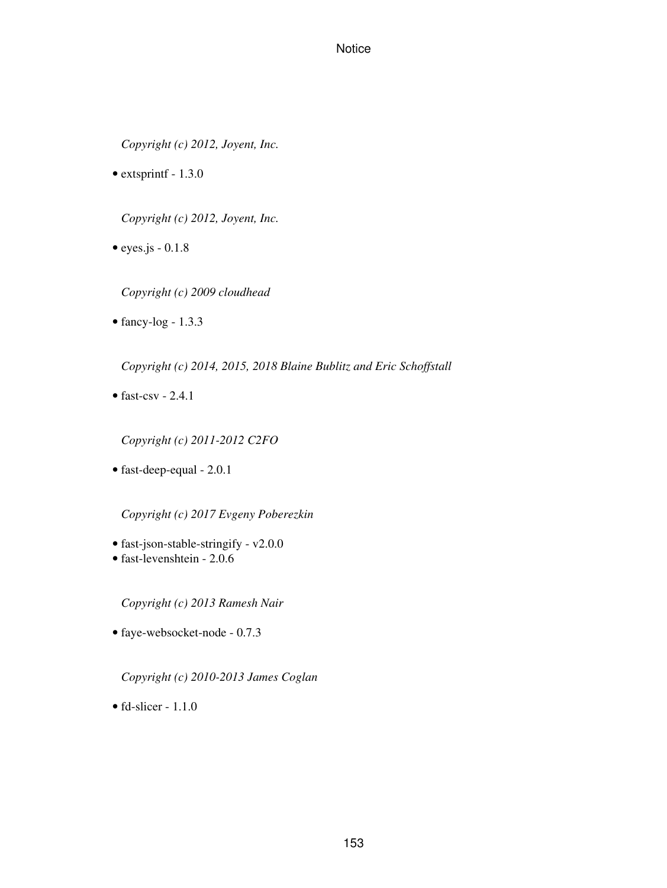*Copyright (c) 2012, Joyent, Inc.*

- extsprintf - 1.3.0

*Copyright (c) 2012, Joyent, Inc.*

- eyes.js - 0.1.8

*Copyright (c) 2009 cloudhead*

- fancy-log - 1.3.3

*Copyright (c) 2014, 2015, 2018 Blaine Bublitz and Eric Schoffstall*

- fast-csv - 2.4.1

*Copyright (c) 2011-2012 C2FO*

- fast-deep-equal - 2.0.1

*Copyright (c) 2017 Evgeny Poberezkin*

- fast-json-stable-stringify - v2.0.0
- fast-levenshtein - 2.0.6

*Copyright (c) 2013 Ramesh Nair*

- faye-websocket-node - 0.7.3

*Copyright (c) 2010-2013 James Coglan*

- fd-slicer - 1.1.0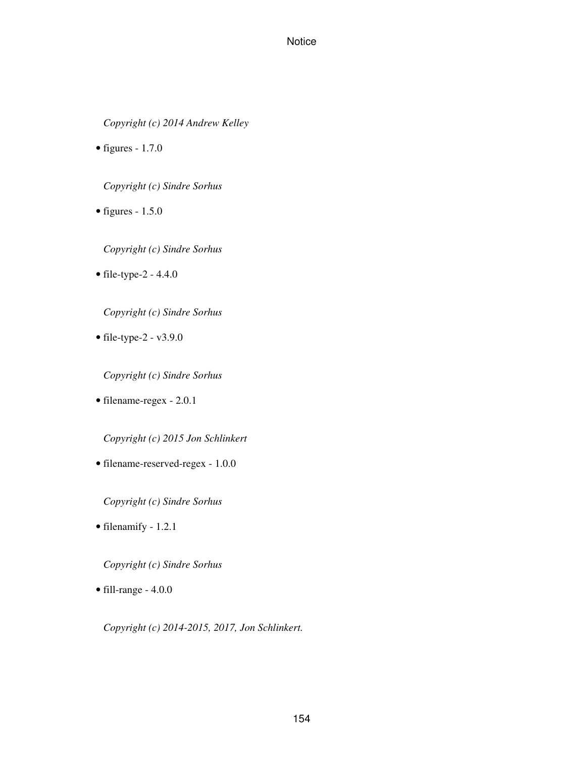*Copyright (c) 2014 Andrew Kelley*

- figures - 1.7.0

  *Copyright (c) Sindre Sorhus*

- figures - 1.5.0

  *Copyright (c) Sindre Sorhus*

- file-type-2 - 4.4.0

  *Copyright (c) Sindre Sorhus*

- file-type-2 - v3.9.0

  *Copyright (c) Sindre Sorhus*

- filename-regex - 2.0.1

  *Copyright (c) 2015 Jon Schlinkert*

- filename-reserved-regex - 1.0.0

  *Copyright (c) Sindre Sorhus*

- filenamify - 1.2.1

  *Copyright (c) Sindre Sorhus*

- fill-range - 4.0.0

  *Copyright (c) 2014-2015, 2017, Jon Schlinkert.*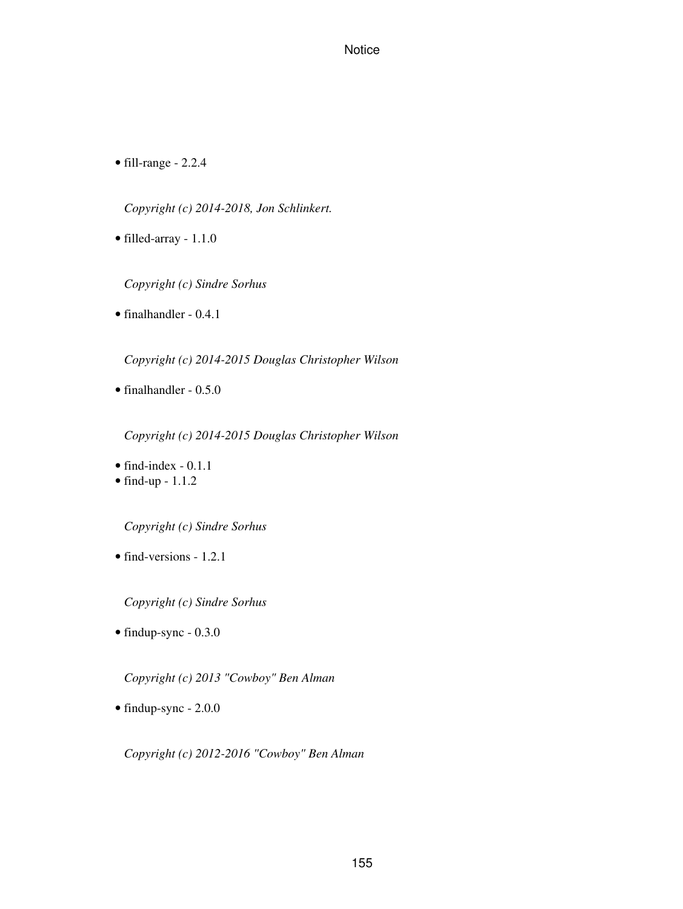- fill-range - 2.2.4

  *Copyright (c) 2014-2018, Jon Schlinkert.*

- filled-array - 1.1.0

  *Copyright (c) Sindre Sorhus*

- finalhandler - 0.4.1

  *Copyright (c) 2014-2015 Douglas Christopher Wilson*

- finalhandler - 0.5.0

  *Copyright (c) 2014-2015 Douglas Christopher Wilson*

- find-index - 0.1.1
- find-up - 1.1.2

  *Copyright (c) Sindre Sorhus*

- find-versions - 1.2.1

  *Copyright (c) Sindre Sorhus*

- findup-sync - 0.3.0

  *Copyright (c) 2013 "Cowboy" Ben Alman*

- findup-sync - 2.0.0

  *Copyright (c) 2012-2016 "Cowboy" Ben Alman*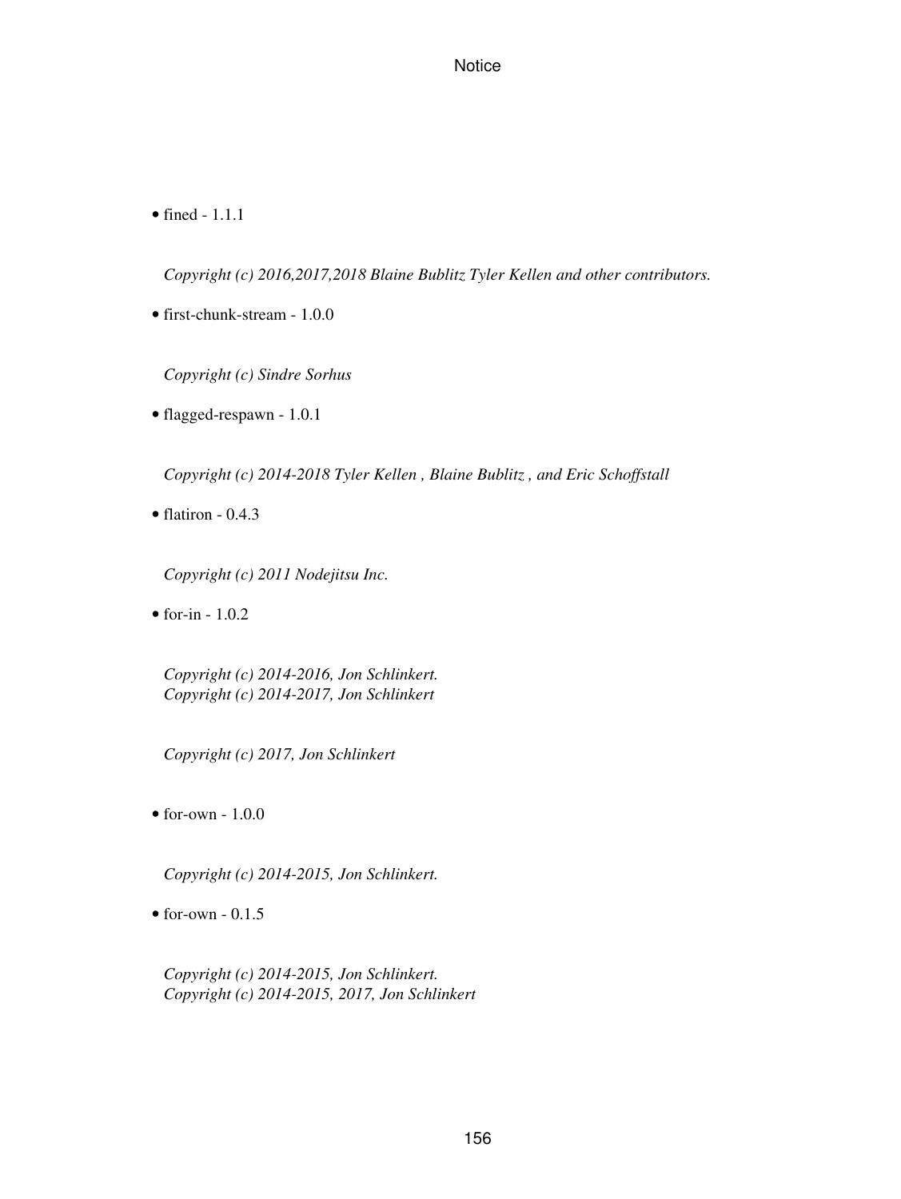- fined - 1.1.1

  *Copyright (c) 2016,2017,2018 Blaine Bublitz Tyler Kellen and other contributors.*

- first-chunk-stream - 1.0.0

  *Copyright (c) Sindre Sorhus*

- flagged-respawn - 1.0.1

  *Copyright (c) 2014-2018 Tyler Kellen , Blaine Bublitz , and Eric Schoffstall*

- flatiron - 0.4.3

  *Copyright (c) 2011 Nodejitsu Inc.*

- for-in - 1.0.2

  *Copyright (c) 2014-2016, Jon Schlinkert.*
  *Copyright (c) 2014-2017, Jon Schlinkert*

  *Copyright (c) 2017, Jon Schlinkert*

- for-own - 1.0.0

  *Copyright (c) 2014-2015, Jon Schlinkert.*

- for-own - 0.1.5

  *Copyright (c) 2014-2015, Jon Schlinkert.*
  *Copyright (c) 2014-2015, 2017, Jon Schlinkert*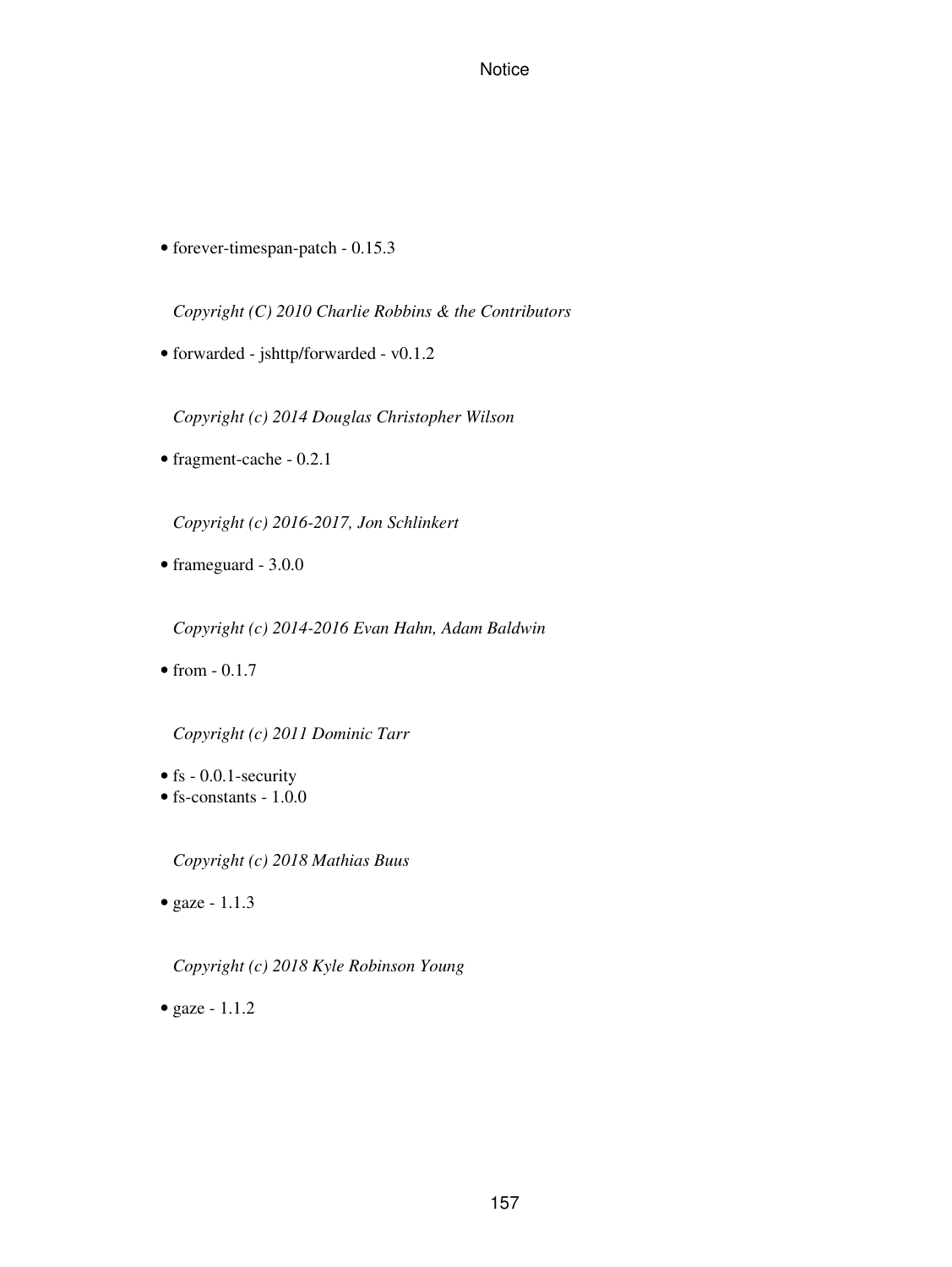- forever-timespan-patch - 0.15.3

  *Copyright (C) 2010 Charlie Robbins & the Contributors*

- forwarded - jshttp/forwarded - v0.1.2

  *Copyright (c) 2014 Douglas Christopher Wilson*

- fragment-cache - 0.2.1

  *Copyright (c) 2016-2017, Jon Schlinkert*

- frameguard - 3.0.0

  *Copyright (c) 2014-2016 Evan Hahn, Adam Baldwin*

- from - 0.1.7

  *Copyright (c) 2011 Dominic Tarr*

- fs - 0.0.1-security
- fs-constants - 1.0.0

  *Copyright (c) 2018 Mathias Buus*

- gaze - 1.1.3

  *Copyright (c) 2018 Kyle Robinson Young*

- gaze - 1.1.2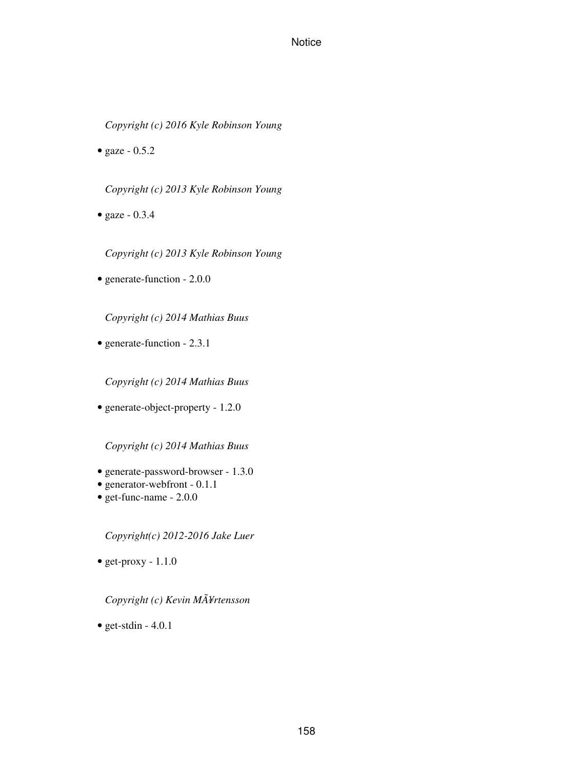*Copyright (c) 2016 Kyle Robinson Young*

- gaze - 0.5.2

*Copyright (c) 2013 Kyle Robinson Young*

- gaze - 0.3.4

*Copyright (c) 2013 Kyle Robinson Young*

- generate-function - 2.0.0

*Copyright (c) 2014 Mathias Buus*

- generate-function - 2.3.1

*Copyright (c) 2014 Mathias Buus*

- generate-object-property - 1.2.0

*Copyright (c) 2014 Mathias Buus*

- generate-password-browser - 1.3.0
- generator-webfront - 0.1.1
- get-func-name - 2.0.0

*Copyright(c) 2012-2016 Jake Luer*

- get-proxy - 1.1.0

*Copyright (c) Kevin MÃ¥rtensson*

- get-stdin - 4.0.1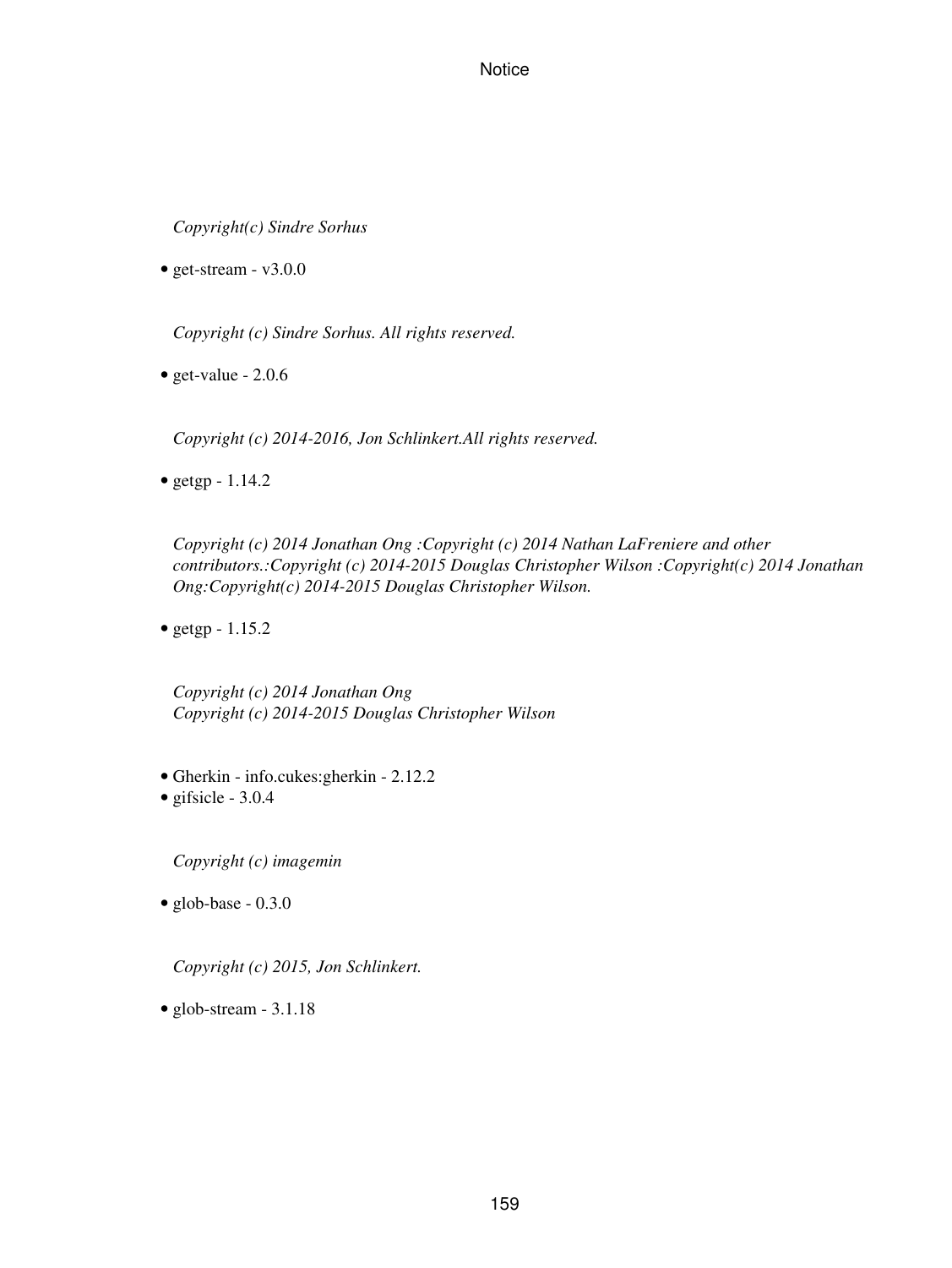*Copyright(c) Sindre Sorhus*

- get-stream - v3.0.0

*Copyright (c) Sindre Sorhus. All rights reserved.*

- get-value - 2.0.6

*Copyright (c) 2014-2016, Jon Schlinkert.All rights reserved.*

- getgp - 1.14.2

*Copyright (c) 2014 Jonathan Ong :Copyright (c) 2014 Nathan LaFreniere and other contributors.:Copyright (c) 2014-2015 Douglas Christopher Wilson :Copyright(c) 2014 Jonathan Ong:Copyright(c) 2014-2015 Douglas Christopher Wilson.*

- getgp - 1.15.2

*Copyright (c) 2014 Jonathan Ong*
*Copyright (c) 2014-2015 Douglas Christopher Wilson*

- Gherkin - info.cukes:gherkin - 2.12.2
- gifsicle - 3.0.4

*Copyright (c) imagemin*

- glob-base - 0.3.0

*Copyright (c) 2015, Jon Schlinkert.*

- glob-stream - 3.1.18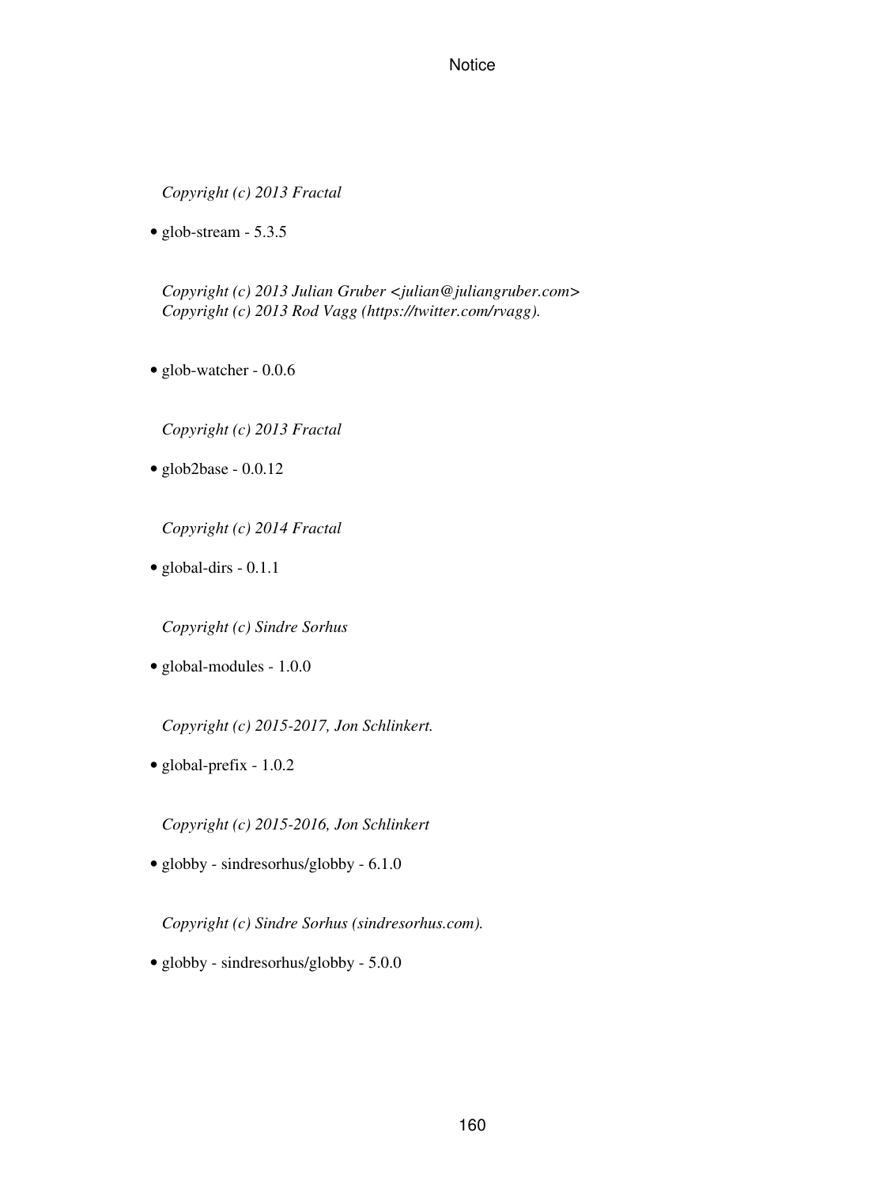*Copyright (c) 2013 Fractal*

- glob-stream - 5.3.5

*Copyright (c) 2013 Julian Gruber <julian@juliangruber.com>*
*Copyright (c) 2013 Rod Vagg (https://twitter.com/rvagg).*

- glob-watcher - 0.0.6

*Copyright (c) 2013 Fractal*

- glob2base - 0.0.12

*Copyright (c) 2014 Fractal*

- global-dirs - 0.1.1

*Copyright (c) Sindre Sorhus*

- global-modules - 1.0.0

*Copyright (c) 2015-2017, Jon Schlinkert.*

- global-prefix - 1.0.2

*Copyright (c) 2015-2016, Jon Schlinkert*

- globby - sindresorhus/globby - 6.1.0

*Copyright (c) Sindre Sorhus (sindresorhus.com).*

- globby - sindresorhus/globby - 5.0.0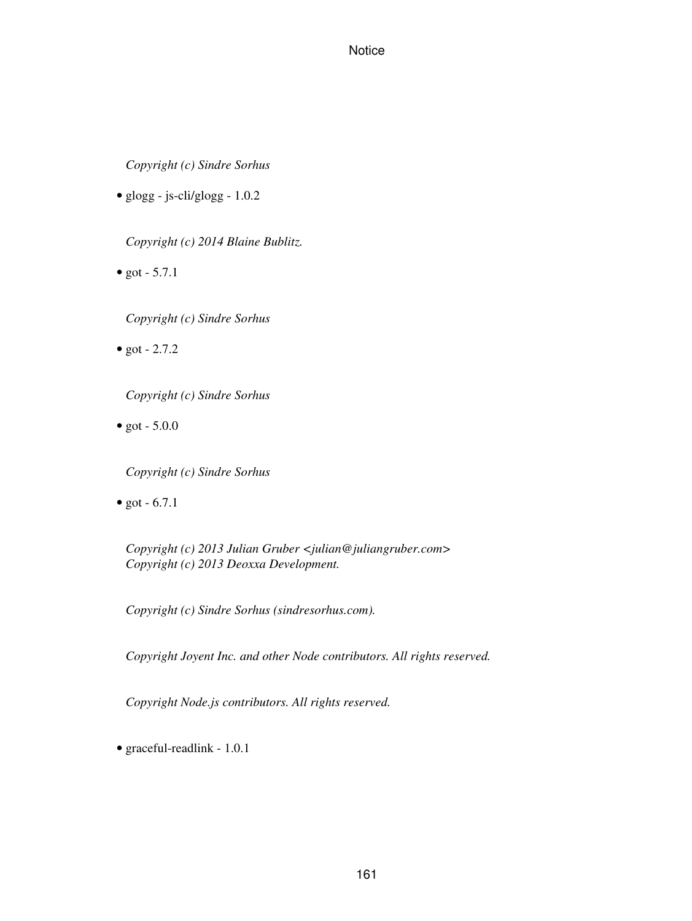*Copyright (c) Sindre Sorhus*

- glogg - js-cli/glogg - 1.0.2

*Copyright (c) 2014 Blaine Bublitz.*

- got - 5.7.1

*Copyright (c) Sindre Sorhus*

- got - 2.7.2

*Copyright (c) Sindre Sorhus*

- got - 5.0.0

*Copyright (c) Sindre Sorhus*

- got - 6.7.1

*Copyright (c) 2013 Julian Gruber <julian@juliangruber.com>*
*Copyright (c) 2013 Deoxxa Development.*

*Copyright (c) Sindre Sorhus (sindresorhus.com).*

*Copyright Joyent Inc. and other Node contributors. All rights reserved.*

*Copyright Node.js contributors. All rights reserved.*

- graceful-readlink - 1.0.1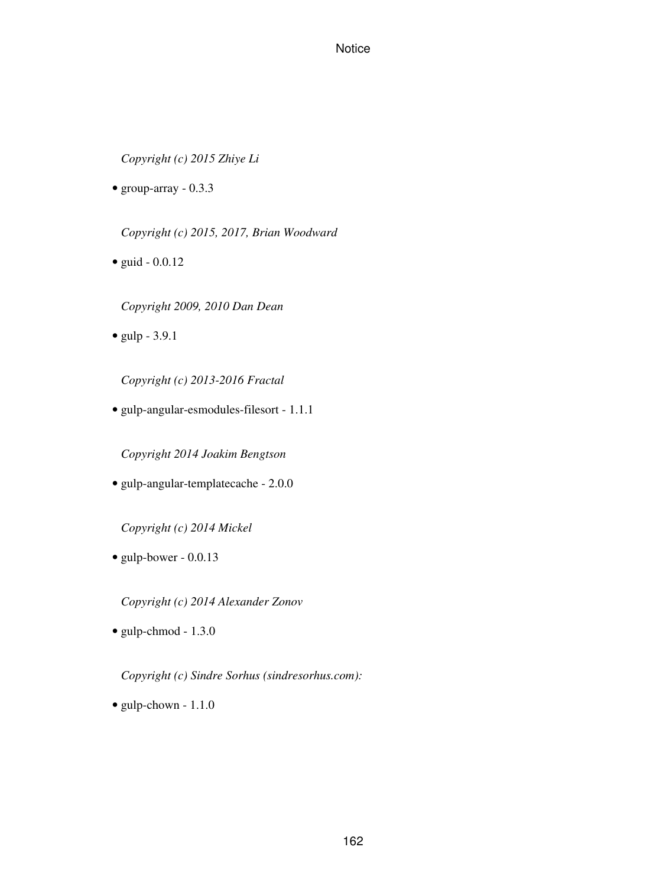*Copyright (c) 2015 Zhiye Li*

- group-array - 0.3.3

*Copyright (c) 2015, 2017, Brian Woodward*

- guid - 0.0.12

*Copyright 2009, 2010 Dan Dean*

- gulp - 3.9.1

*Copyright (c) 2013-2016 Fractal*

- gulp-angular-esmodules-filesort - 1.1.1

*Copyright 2014 Joakim Bengtson*

- gulp-angular-templatecache - 2.0.0

*Copyright (c) 2014 Mickel*

- gulp-bower - 0.0.13

*Copyright (c) 2014 Alexander Zonov*

- gulp-chmod - 1.3.0

*Copyright (c) Sindre Sorhus (sindresorhus.com):*

- gulp-chown - 1.1.0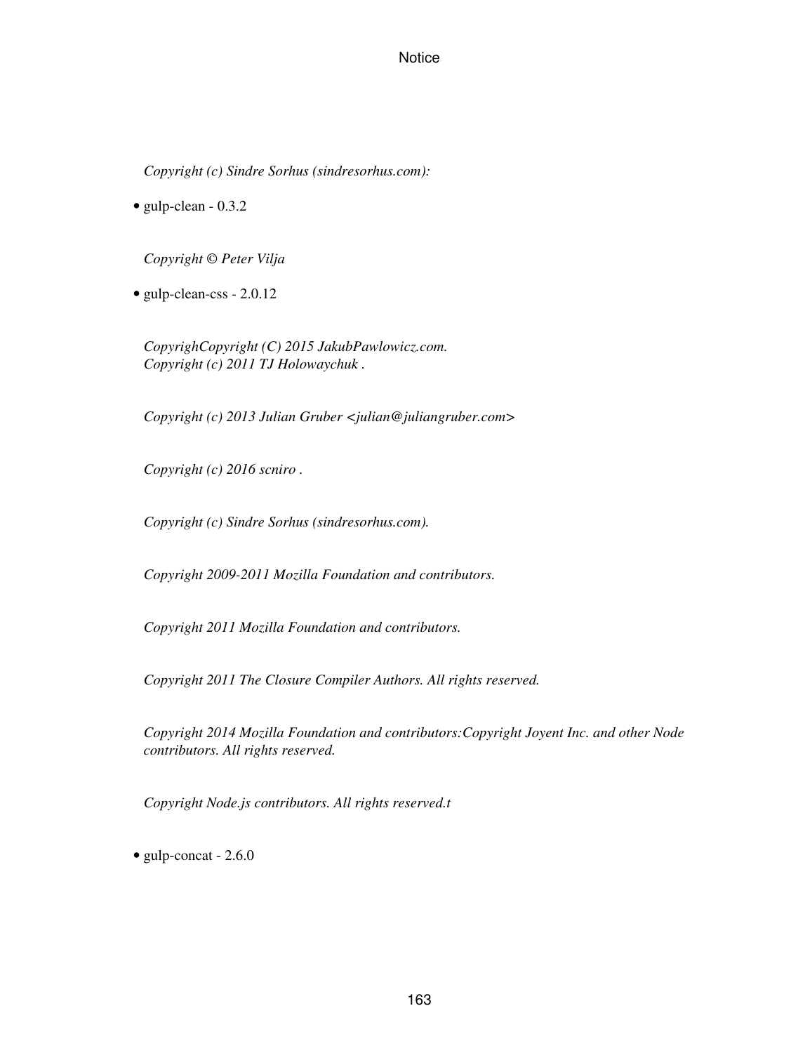*Copyright (c) Sindre Sorhus (sindresorhus.com):*

- gulp-clean - 0.3.2

*Copyright © Peter Vilja*

- gulp-clean-css - 2.0.12

*CopyrighCopyright (C) 2015 JakubPawlowicz.com.*
*Copyright (c) 2011 TJ Holowaychuk .*

*Copyright (c) 2013 Julian Gruber <julian@juliangruber.com>*

*Copyright (c) 2016 scniro .*

*Copyright (c) Sindre Sorhus (sindresorhus.com).*

*Copyright 2009-2011 Mozilla Foundation and contributors.*

*Copyright 2011 Mozilla Foundation and contributors.*

*Copyright 2011 The Closure Compiler Authors. All rights reserved.*

*Copyright 2014 Mozilla Foundation and contributors:Copyright Joyent Inc. and other Node contributors. All rights reserved.*

*Copyright Node.js contributors. All rights reserved.t*

- gulp-concat - 2.6.0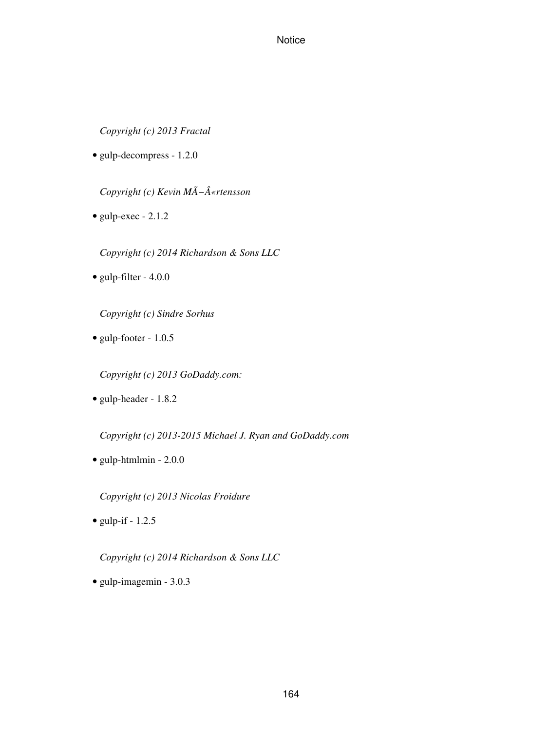*Copyright (c) 2013 Fractal*

- gulp-decompress - 1.2.0

*Copyright (c) Kevin MÃ−Â«rtensson*

- gulp-exec - 2.1.2

*Copyright (c) 2014 Richardson & Sons LLC*

- gulp-filter - 4.0.0

*Copyright (c) Sindre Sorhus*

- gulp-footer - 1.0.5

*Copyright (c) 2013 GoDaddy.com:*

- gulp-header - 1.8.2

*Copyright (c) 2013-2015 Michael J. Ryan and GoDaddy.com*

- gulp-htmlmin - 2.0.0

*Copyright (c) 2013 Nicolas Froidure*

- gulp-if - 1.2.5

*Copyright (c) 2014 Richardson & Sons LLC*

- gulp-imagemin - 3.0.3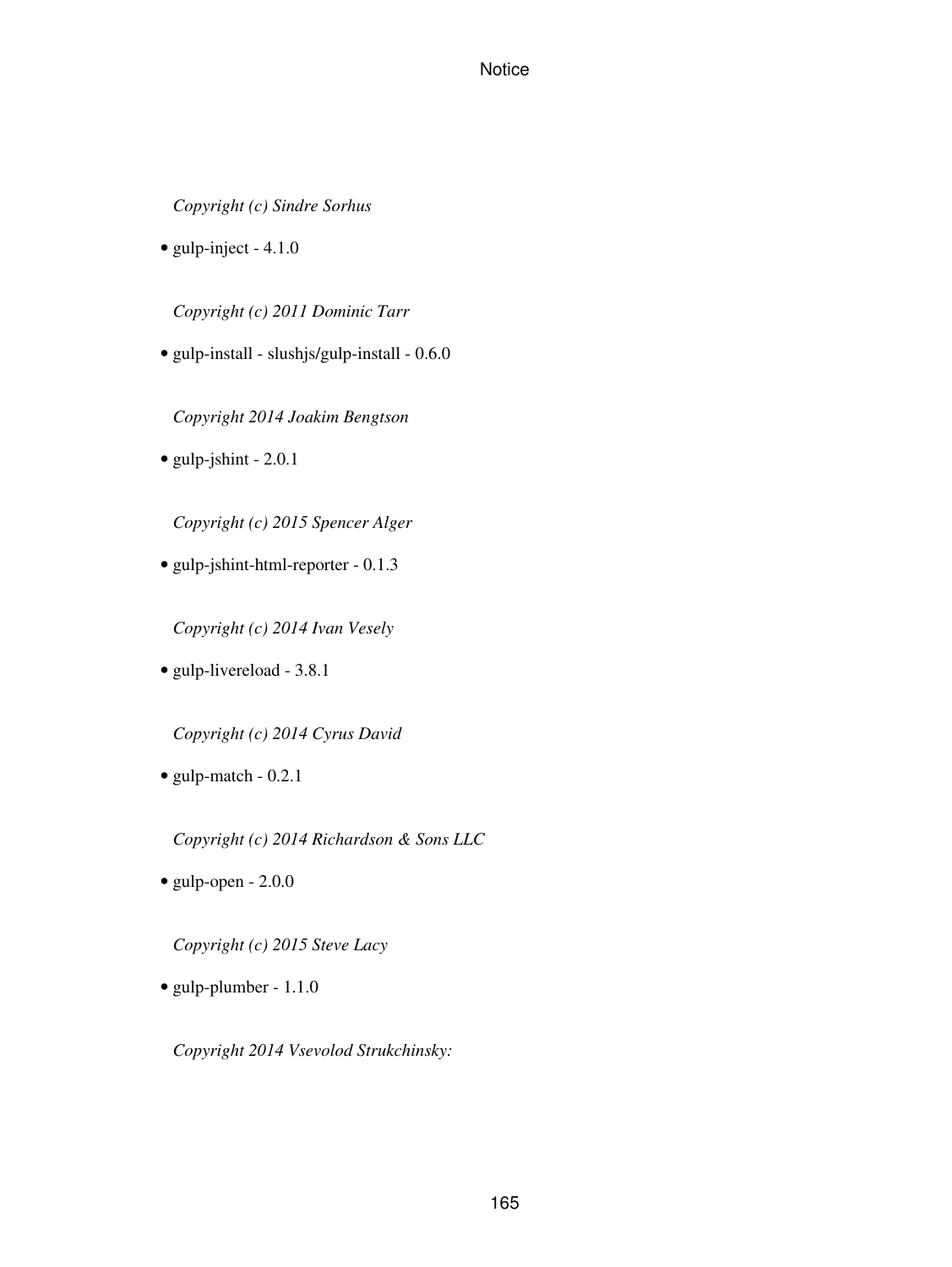*Copyright (c) Sindre Sorhus*

- gulp-inject - 4.1.0

*Copyright (c) 2011 Dominic Tarr*

- gulp-install - slushjs/gulp-install - 0.6.0

*Copyright 2014 Joakim Bengtson*

- gulp-jshint - 2.0.1

*Copyright (c) 2015 Spencer Alger*

- gulp-jshint-html-reporter - 0.1.3

*Copyright (c) 2014 Ivan Vesely*

- gulp-livereload - 3.8.1

*Copyright (c) 2014 Cyrus David*

- gulp-match - 0.2.1

*Copyright (c) 2014 Richardson & Sons LLC*

- gulp-open - 2.0.0

*Copyright (c) 2015 Steve Lacy*

- gulp-plumber - 1.1.0

*Copyright 2014 Vsevolod Strukchinsky:*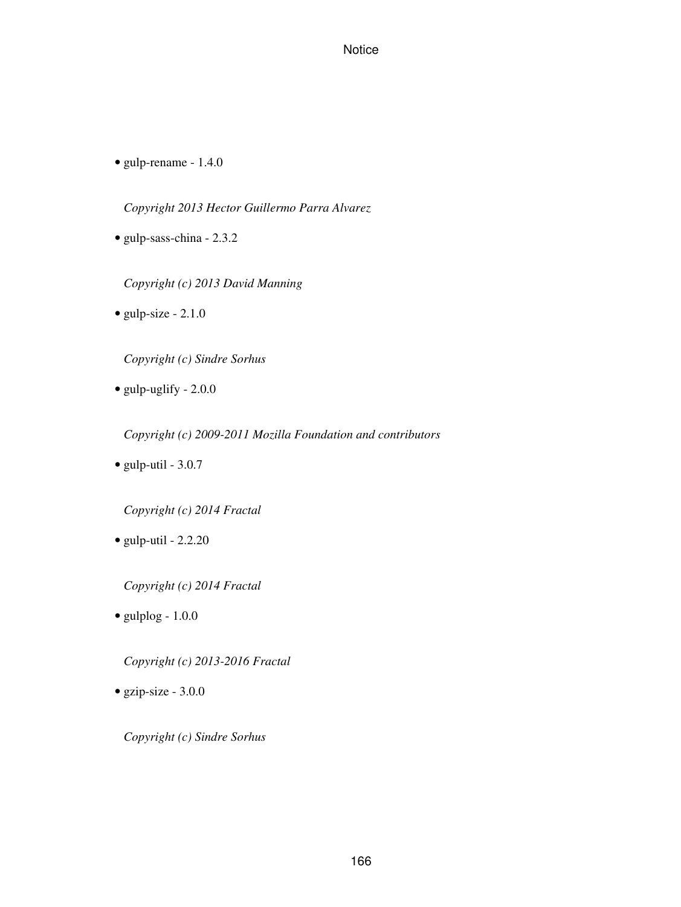- gulp-rename - 1.4.0

  *Copyright 2013 Hector Guillermo Parra Alvarez*

- gulp-sass-china - 2.3.2

  *Copyright (c) 2013 David Manning*

- gulp-size - 2.1.0

  *Copyright (c) Sindre Sorhus*

- gulp-uglify - 2.0.0

  *Copyright (c) 2009-2011 Mozilla Foundation and contributors*

- gulp-util - 3.0.7

  *Copyright (c) 2014 Fractal*

- gulp-util - 2.2.20

  *Copyright (c) 2014 Fractal*

- gulplog - 1.0.0

  *Copyright (c) 2013-2016 Fractal*

- gzip-size - 3.0.0

  *Copyright (c) Sindre Sorhus*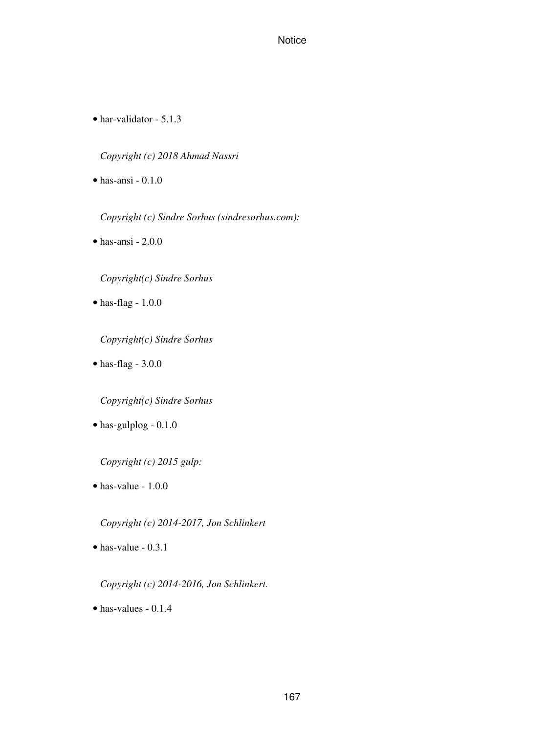- har-validator - 5.1.3

  *Copyright (c) 2018 Ahmad Nassri*

- has-ansi - 0.1.0

  *Copyright (c) Sindre Sorhus (sindresorhus.com):*

- has-ansi - 2.0.0

  *Copyright(c) Sindre Sorhus*

- has-flag - 1.0.0

  *Copyright(c) Sindre Sorhus*

- has-flag - 3.0.0

  *Copyright(c) Sindre Sorhus*

- has-gulplog - 0.1.0

  *Copyright (c) 2015 gulp:*

- has-value - 1.0.0

  *Copyright (c) 2014-2017, Jon Schlinkert*

- has-value - 0.3.1

  *Copyright (c) 2014-2016, Jon Schlinkert.*

- has-values - 0.1.4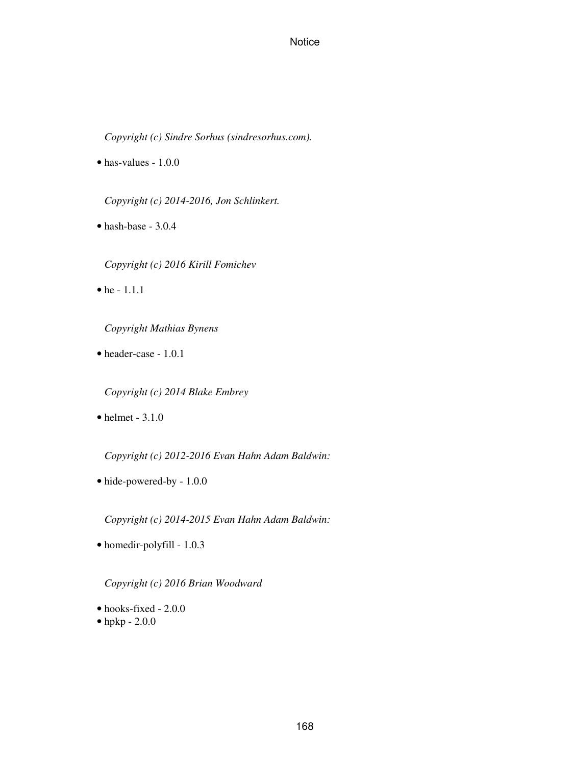*Copyright (c) Sindre Sorhus (sindresorhus.com).*

- has-values - 1.0.0

*Copyright (c) 2014-2016, Jon Schlinkert.*

- hash-base - 3.0.4

*Copyright (c) 2016 Kirill Fomichev*

- he - 1.1.1

*Copyright Mathias Bynens*

- header-case - 1.0.1

*Copyright (c) 2014 Blake Embrey*

- helmet - 3.1.0

*Copyright (c) 2012-2016 Evan Hahn Adam Baldwin:*

- hide-powered-by - 1.0.0

*Copyright (c) 2014-2015 Evan Hahn Adam Baldwin:*

- homedir-polyfill - 1.0.3

*Copyright (c) 2016 Brian Woodward*

- hooks-fixed - 2.0.0
- hpkp - 2.0.0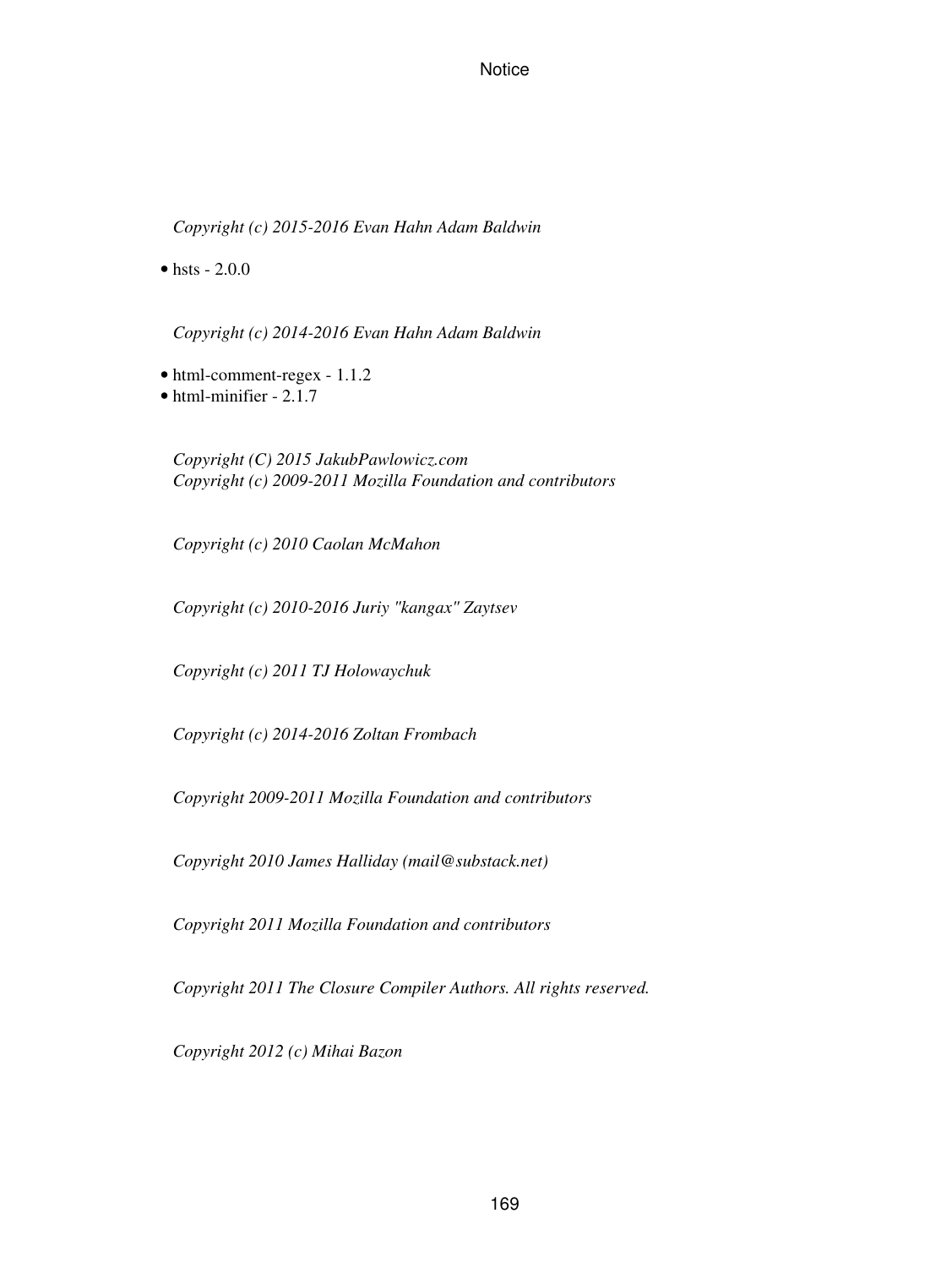*Copyright (c) 2015-2016 Evan Hahn Adam Baldwin*

- hsts - 2.0.0

*Copyright (c) 2014-2016 Evan Hahn Adam Baldwin*

- html-comment-regex - 1.1.2
- html-minifier - 2.1.7

*Copyright (C) 2015 JakubPawlowicz.com*
*Copyright (c) 2009-2011 Mozilla Foundation and contributors*

*Copyright (c) 2010 Caolan McMahon*

*Copyright (c) 2010-2016 Juriy "kangax" Zaytsev*

*Copyright (c) 2011 TJ Holowaychuk*

*Copyright (c) 2014-2016 Zoltan Frombach*

*Copyright 2009-2011 Mozilla Foundation and contributors*

*Copyright 2010 James Halliday (mail@substack.net)*

*Copyright 2011 Mozilla Foundation and contributors*

*Copyright 2011 The Closure Compiler Authors. All rights reserved.*

*Copyright 2012 (c) Mihai Bazon*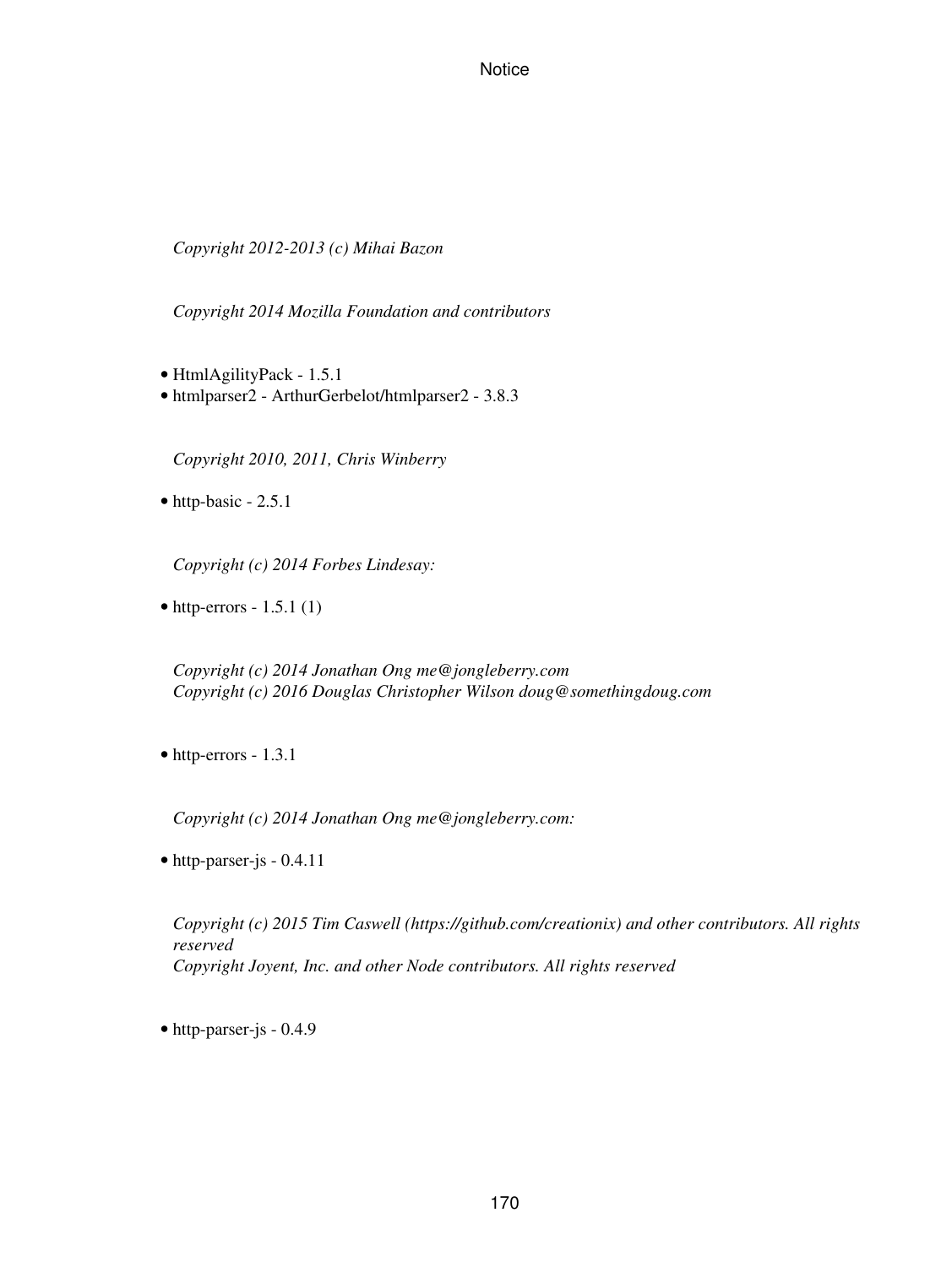*Copyright 2012-2013 (c) Mihai Bazon*

*Copyright 2014 Mozilla Foundation and contributors*

- HtmlAgilityPack - 1.5.1
- htmlparser2 - ArthurGerbelot/htmlparser2 - 3.8.3

*Copyright 2010, 2011, Chris Winberry*

- http-basic - 2.5.1

*Copyright (c) 2014 Forbes Lindesay:*

- http-errors - 1.5.1 (1)

*Copyright (c) 2014 Jonathan Ong me@jongleberry.com*
*Copyright (c) 2016 Douglas Christopher Wilson doug@somethingdoug.com*

- http-errors - 1.3.1

*Copyright (c) 2014 Jonathan Ong me@jongleberry.com:*

- http-parser-js - 0.4.11

*Copyright (c) 2015 Tim Caswell (https://github.com/creationix) and other contributors. All rights reserved*
*Copyright Joyent, Inc. and other Node contributors. All rights reserved*

- http-parser-js - 0.4.9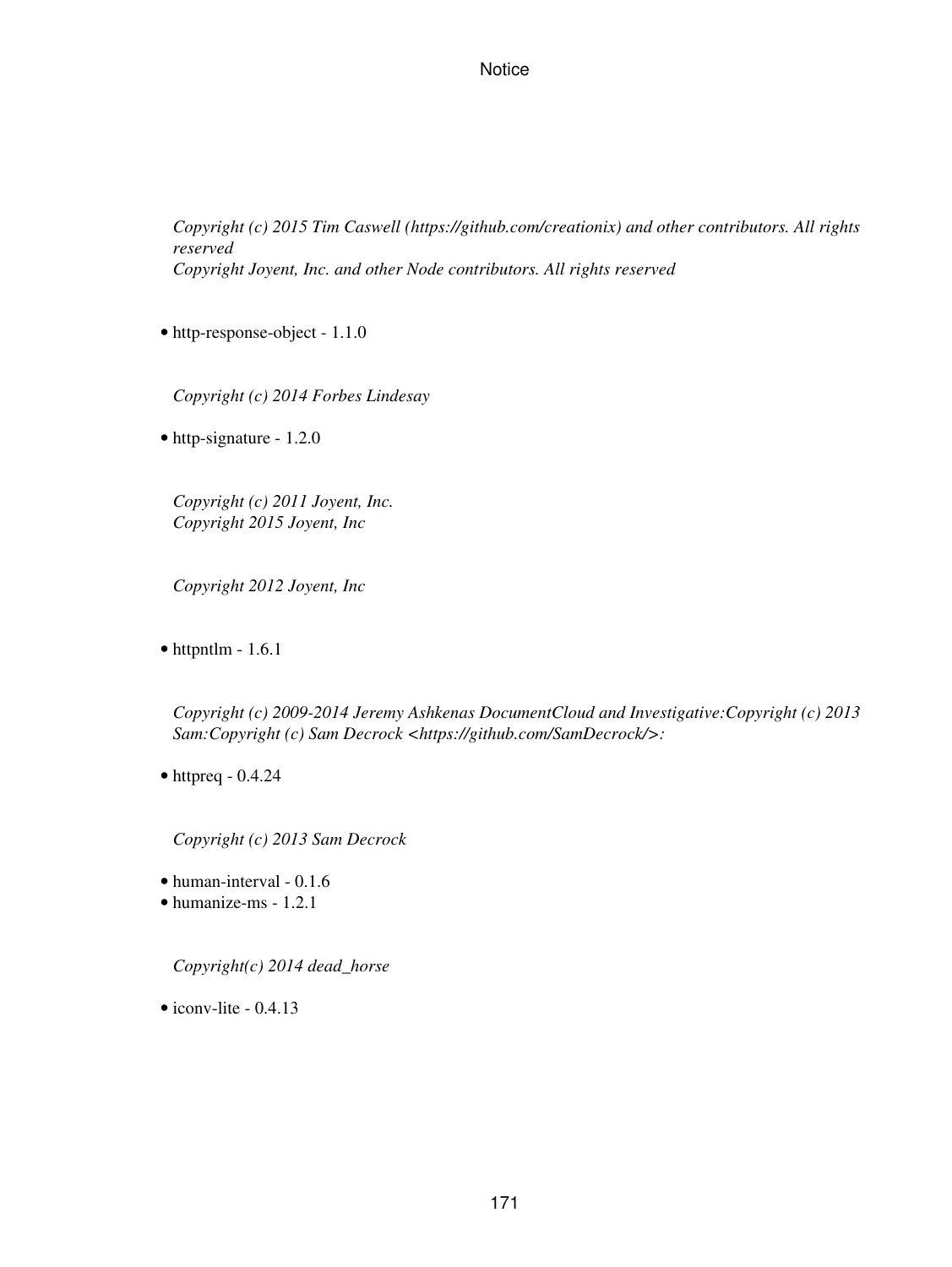*Copyright (c) 2015 Tim Caswell (https://github.com/creationix) and other contributors. All rights reserved*
*Copyright Joyent, Inc. and other Node contributors. All rights reserved*

- http-response-object - 1.1.0

*Copyright (c) 2014 Forbes Lindesay*

- http-signature - 1.2.0

*Copyright (c) 2011 Joyent, Inc.*
*Copyright 2015 Joyent, Inc*

*Copyright 2012 Joyent, Inc*

- httpntlm - 1.6.1

*Copyright (c) 2009-2014 Jeremy Ashkenas DocumentCloud and Investigative:Copyright (c) 2013 Sam:Copyright (c) Sam Decrock <https://github.com/SamDecrock/>:*

- httpreq - 0.4.24

*Copyright (c) 2013 Sam Decrock*

- human-interval - 0.1.6
- humanize-ms - 1.2.1

*Copyright(c) 2014 dead_horse*

- iconv-lite - 0.4.13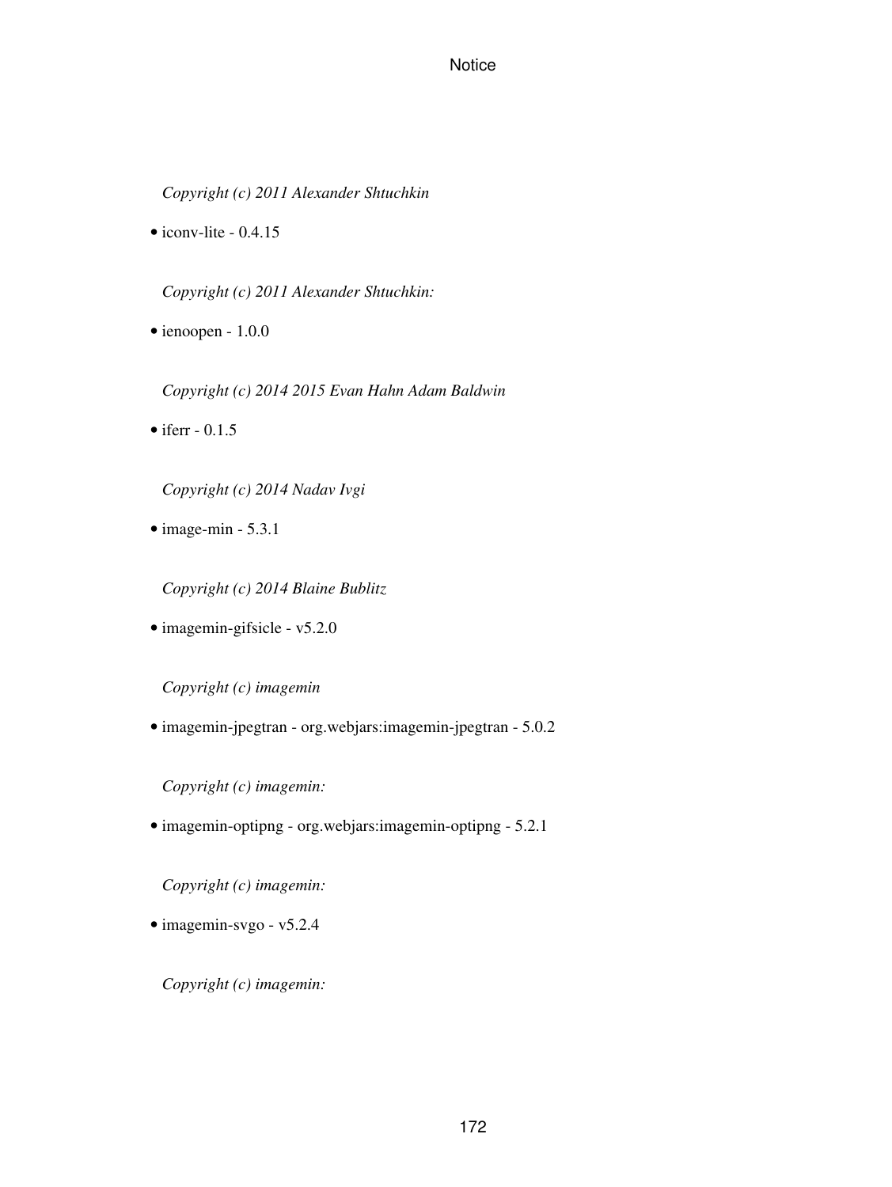*Copyright (c) 2011 Alexander Shtuchkin*

- iconv-lite - 0.4.15

*Copyright (c) 2011 Alexander Shtuchkin:*

- ienoopen - 1.0.0

*Copyright (c) 2014 2015 Evan Hahn Adam Baldwin*

- iferr - 0.1.5

*Copyright (c) 2014 Nadav Ivgi*

- image-min - 5.3.1

*Copyright (c) 2014 Blaine Bublitz*

- imagemin-gifsicle - v5.2.0

*Copyright (c) imagemin*

- imagemin-jpegtran - org.webjars:imagemin-jpegtran - 5.0.2

*Copyright (c) imagemin:*

- imagemin-optipng - org.webjars:imagemin-optipng - 5.2.1

*Copyright (c) imagemin:*

- imagemin-svgo - v5.2.4

*Copyright (c) imagemin:*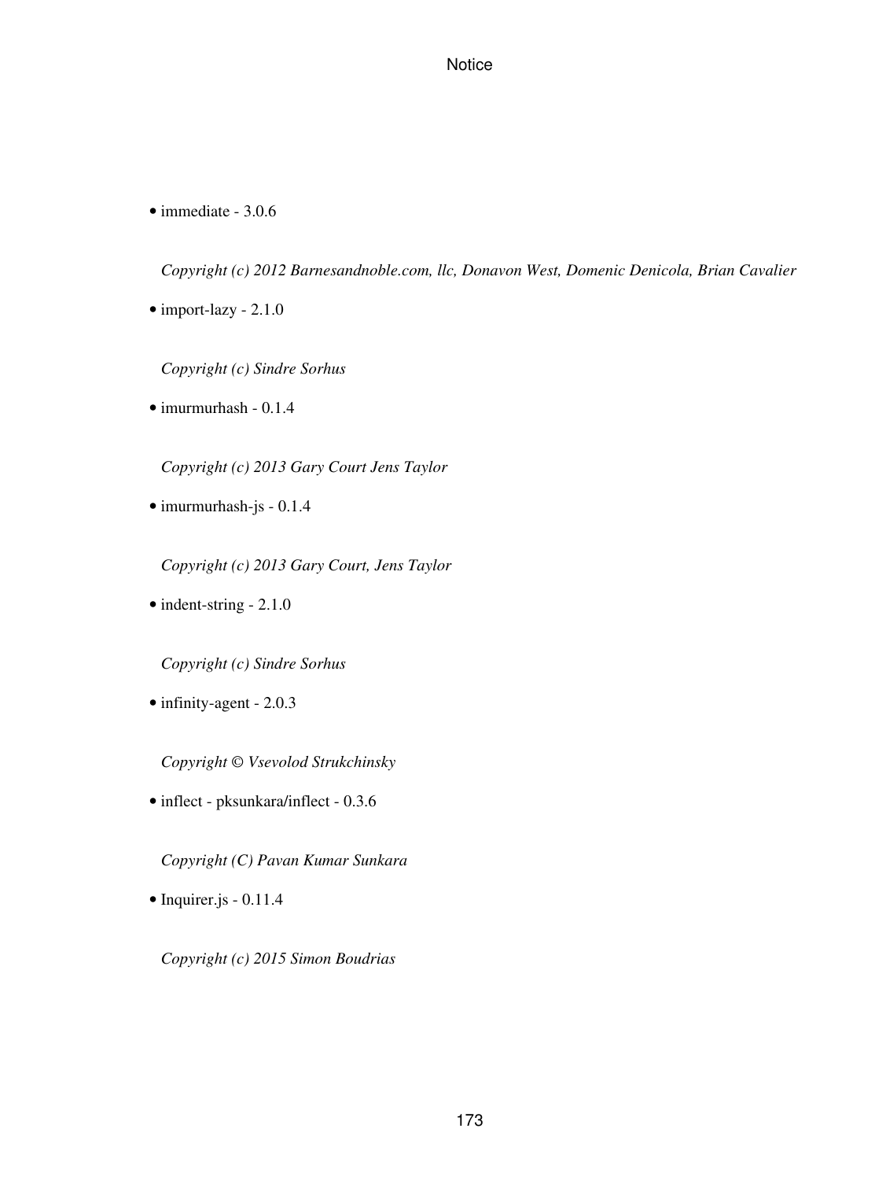- immediate - 3.0.6

  *Copyright (c) 2012 Barnesandnoble.com, llc, Donavon West, Domenic Denicola, Brian Cavalier*

- import-lazy - 2.1.0

  *Copyright (c) Sindre Sorhus*

- imurmurhash - 0.1.4

  *Copyright (c) 2013 Gary Court Jens Taylor*

- imurmurhash-js - 0.1.4

  *Copyright (c) 2013 Gary Court, Jens Taylor*

- indent-string - 2.1.0

  *Copyright (c) Sindre Sorhus*

- infinity-agent - 2.0.3

  *Copyright © Vsevolod Strukchinsky*

- inflect - pksunkara/inflect - 0.3.6

  *Copyright (C) Pavan Kumar Sunkara*

- Inquirer.js - 0.11.4

  *Copyright (c) 2015 Simon Boudrias*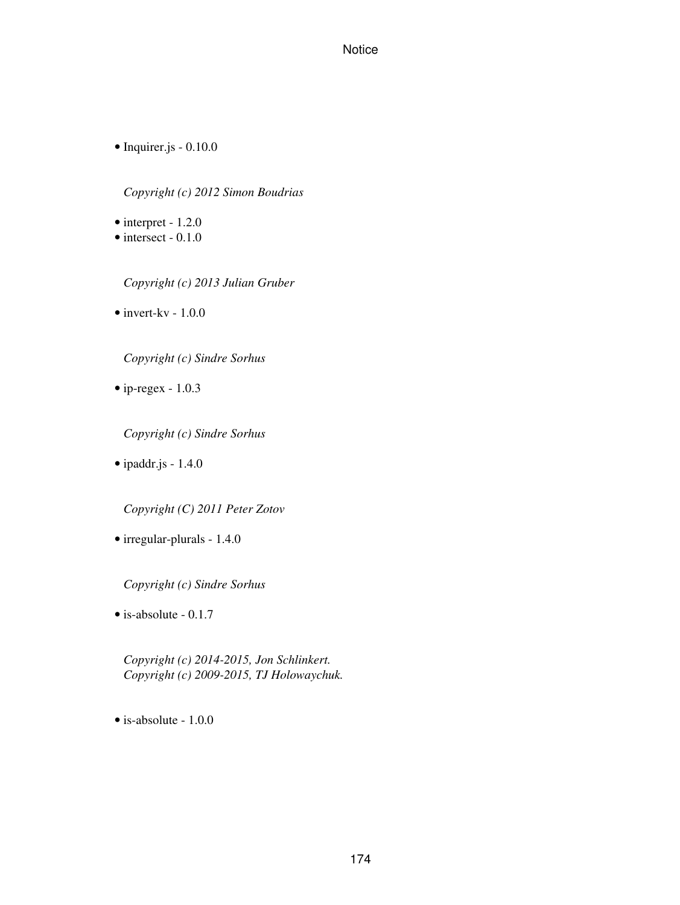- Inquirer.js - 0.10.0

*Copyright (c) 2012 Simon Boudrias*

- interpret - 1.2.0
- intersect - 0.1.0

*Copyright (c) 2013 Julian Gruber*

- invert-kv - 1.0.0

*Copyright (c) Sindre Sorhus*

- ip-regex - 1.0.3

*Copyright (c) Sindre Sorhus*

- ipaddr.js - 1.4.0

*Copyright (C) 2011 Peter Zotov*

- irregular-plurals - 1.4.0

*Copyright (c) Sindre Sorhus*

- is-absolute - 0.1.7

*Copyright (c) 2014-2015, Jon Schlinkert.*
*Copyright (c) 2009-2015, TJ Holowaychuk.*

- is-absolute - 1.0.0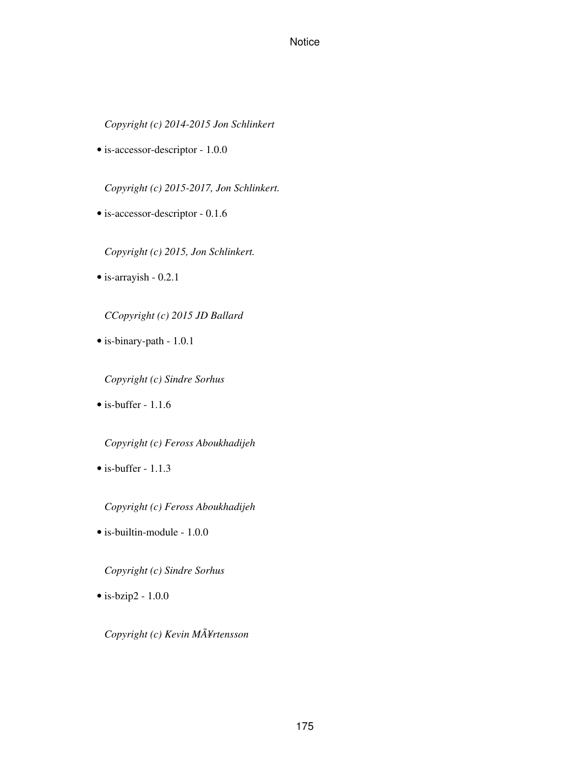*Copyright (c) 2014-2015 Jon Schlinkert*

- is-accessor-descriptor - 1.0.0

*Copyright (c) 2015-2017, Jon Schlinkert.*

- is-accessor-descriptor - 0.1.6

*Copyright (c) 2015, Jon Schlinkert.*

- is-arrayish - 0.2.1

*CCopyright (c) 2015 JD Ballard*

- is-binary-path - 1.0.1

*Copyright (c) Sindre Sorhus*

- is-buffer - 1.1.6

*Copyright (c) Feross Aboukhadijeh*

- is-buffer - 1.1.3

*Copyright (c) Feross Aboukhadijeh*

- is-builtin-module - 1.0.0

*Copyright (c) Sindre Sorhus*

- is-bzip2 - 1.0.0

*Copyright (c) Kevin MÃ¥rtensson*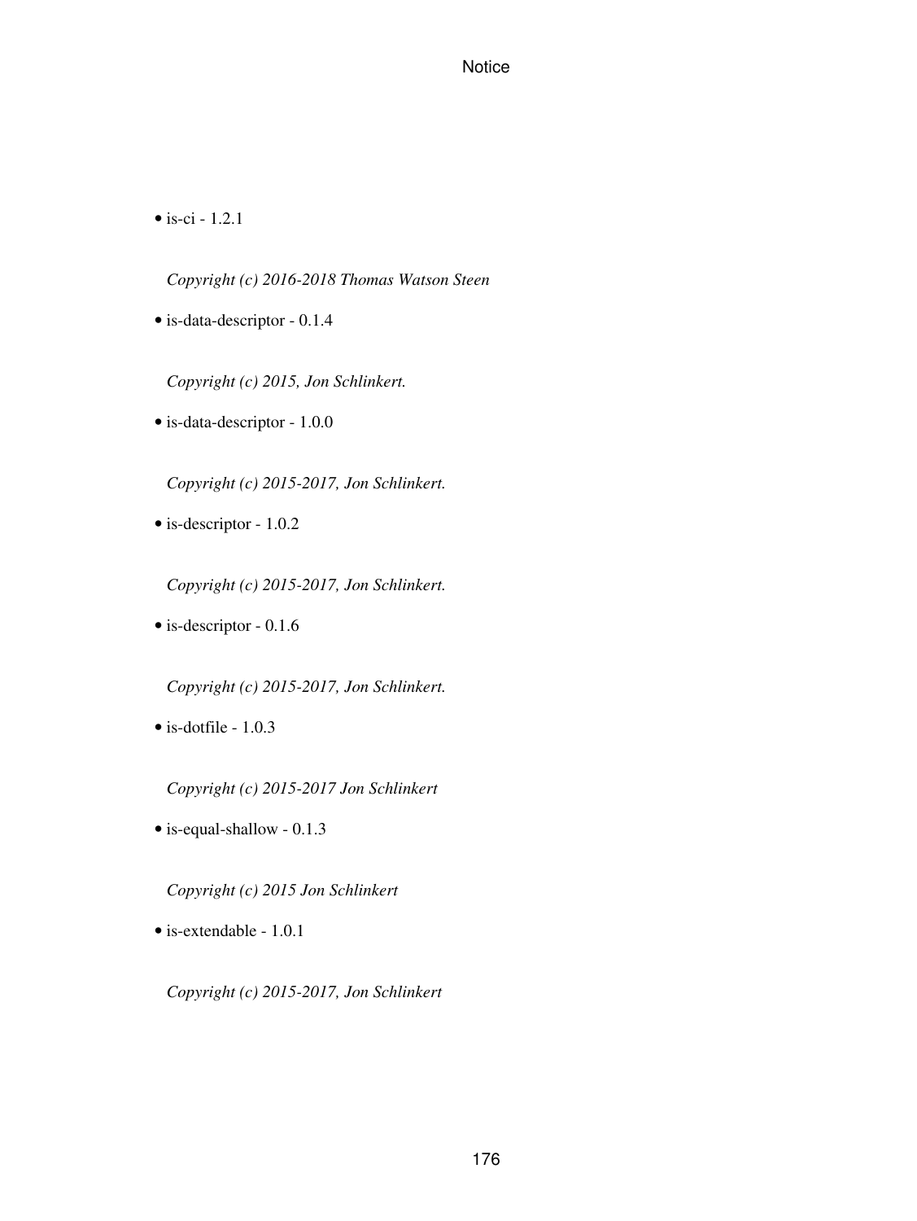- is-ci - 1.2.1

  *Copyright (c) 2016-2018 Thomas Watson Steen*

- is-data-descriptor - 0.1.4

  *Copyright (c) 2015, Jon Schlinkert.*

- is-data-descriptor - 1.0.0

  *Copyright (c) 2015-2017, Jon Schlinkert.*

- is-descriptor - 1.0.2

  *Copyright (c) 2015-2017, Jon Schlinkert.*

- is-descriptor - 0.1.6

  *Copyright (c) 2015-2017, Jon Schlinkert.*

- is-dotfile - 1.0.3

  *Copyright (c) 2015-2017 Jon Schlinkert*

- is-equal-shallow - 0.1.3

  *Copyright (c) 2015 Jon Schlinkert*

- is-extendable - 1.0.1

  *Copyright (c) 2015-2017, Jon Schlinkert*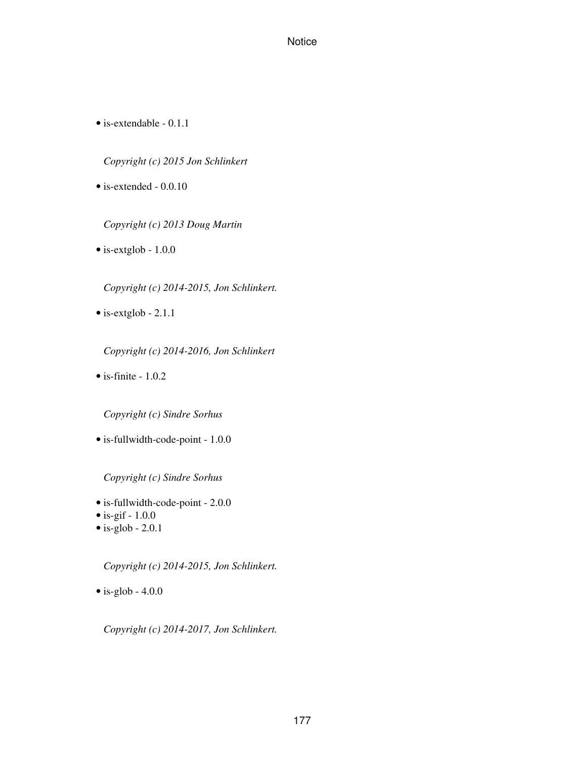- is-extendable - 0.1.1

  *Copyright (c) 2015 Jon Schlinkert*

- is-extended - 0.0.10

  *Copyright (c) 2013 Doug Martin*

- is-extglob - 1.0.0

  *Copyright (c) 2014-2015, Jon Schlinkert.*

- is-extglob - 2.1.1

  *Copyright (c) 2014-2016, Jon Schlinkert*

- is-finite - 1.0.2

  *Copyright (c) Sindre Sorhus*

- is-fullwidth-code-point - 1.0.0

  *Copyright (c) Sindre Sorhus*

- is-fullwidth-code-point - 2.0.0
- is-gif - 1.0.0
- is-glob - 2.0.1

  *Copyright (c) 2014-2015, Jon Schlinkert.*

- is-glob - 4.0.0

  *Copyright (c) 2014-2017, Jon Schlinkert.*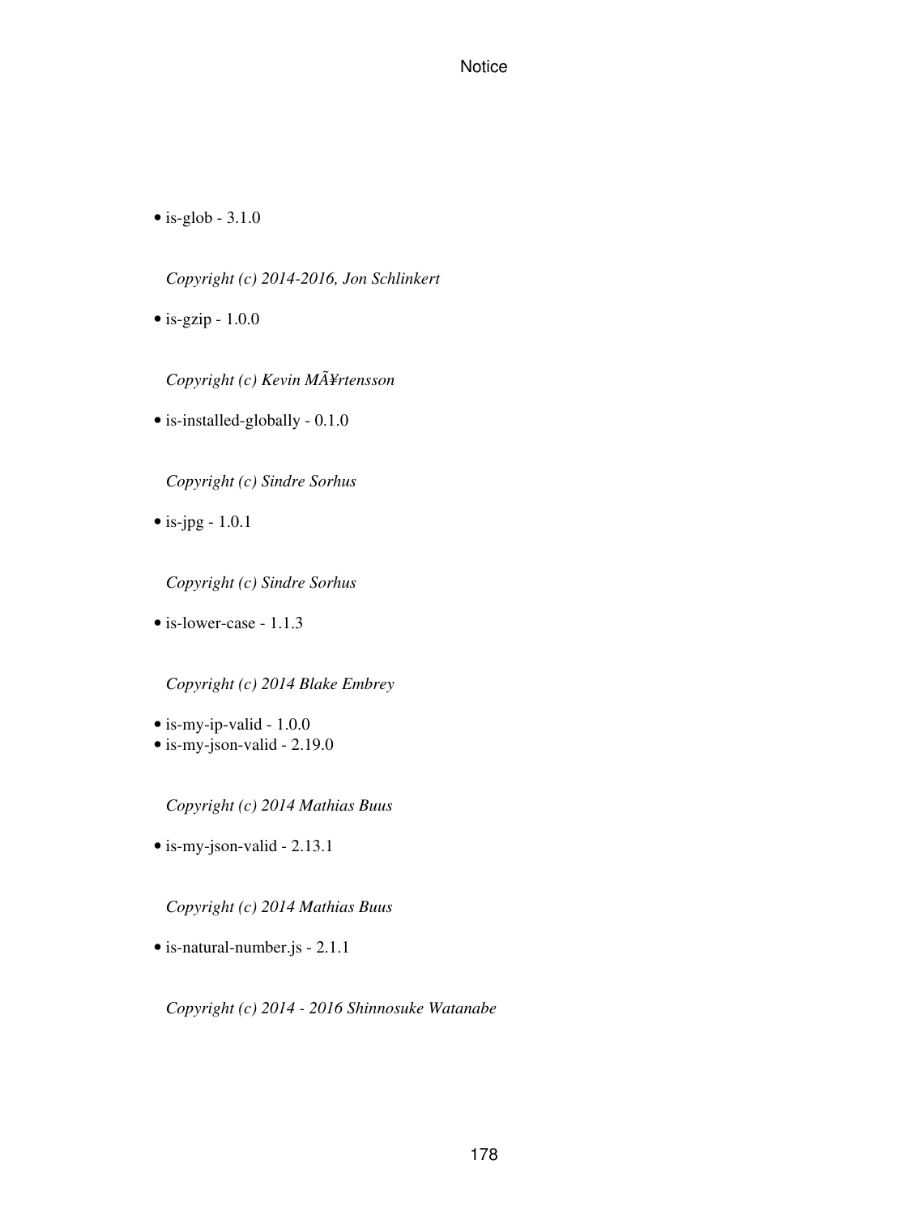- is-glob - 3.1.0

  *Copyright (c) 2014-2016, Jon Schlinkert*

- is-gzip - 1.0.0

  *Copyright (c) Kevin MÃ¥rtensson*

- is-installed-globally - 0.1.0

  *Copyright (c) Sindre Sorhus*

- is-jpg - 1.0.1

  *Copyright (c) Sindre Sorhus*

- is-lower-case - 1.1.3

  *Copyright (c) 2014 Blake Embrey*

- is-my-ip-valid - 1.0.0
- is-my-json-valid - 2.19.0

  *Copyright (c) 2014 Mathias Buus*

- is-my-json-valid - 2.13.1

  *Copyright (c) 2014 Mathias Buus*

- is-natural-number.js - 2.1.1

  *Copyright (c) 2014 - 2016 Shinnosuke Watanabe*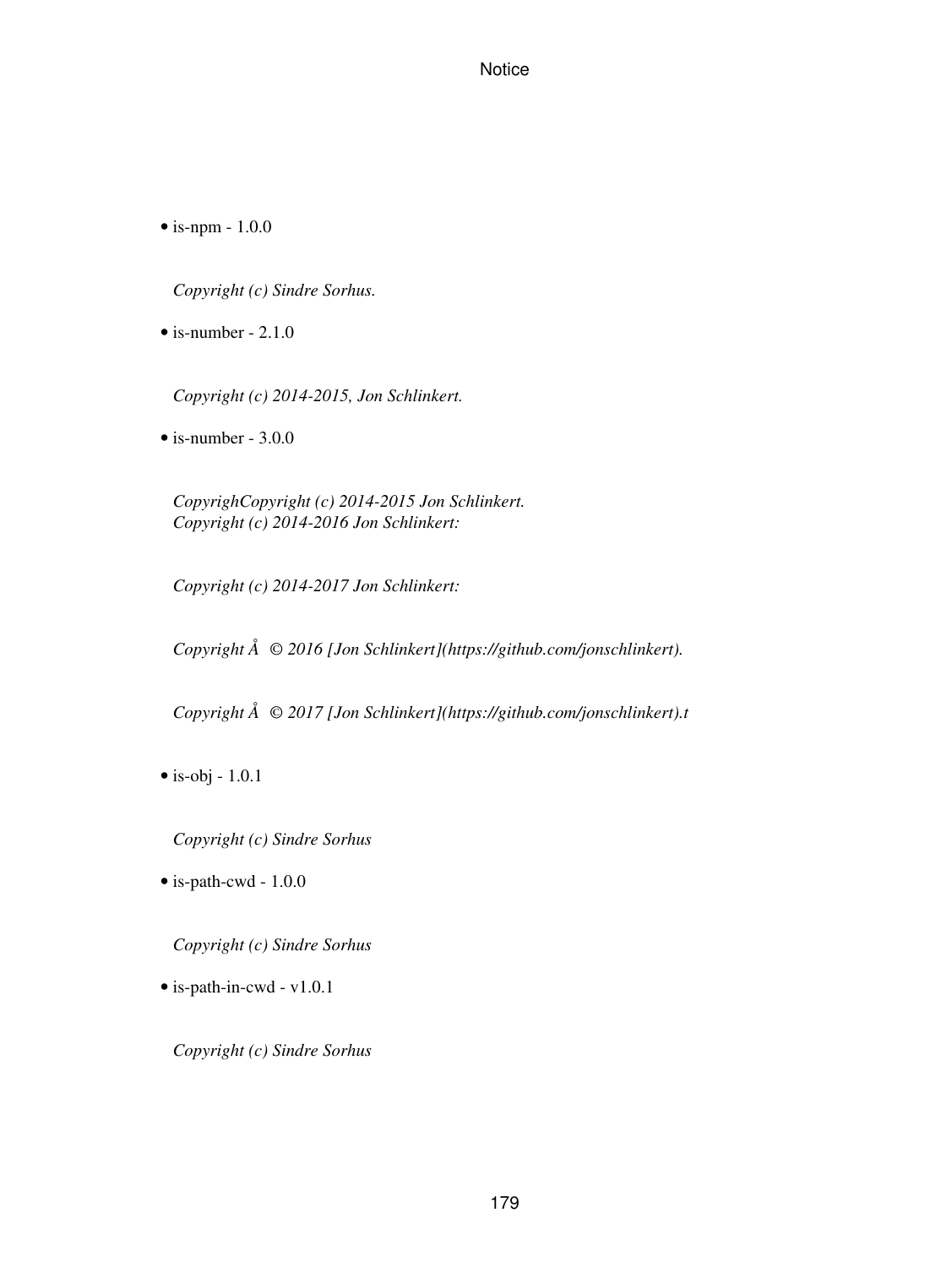- is-npm - 1.0.0

  *Copyright (c) Sindre Sorhus.*

- is-number - 2.1.0

  *Copyright (c) 2014-2015, Jon Schlinkert.*

- is-number - 3.0.0

  *CopyrighCopyright (c) 2014-2015 Jon Schlinkert.*
  *Copyright (c) 2014-2016 Jon Schlinkert:*

  *Copyright (c) 2014-2017 Jon Schlinkert:*

  *Copyright Å © 2016 [Jon Schlinkert](https://github.com/jonschlinkert).*

  *Copyright Å © 2017 [Jon Schlinkert](https://github.com/jonschlinkert).t*

- is-obj - 1.0.1

  *Copyright (c) Sindre Sorhus*

- is-path-cwd - 1.0.0

  *Copyright (c) Sindre Sorhus*

- is-path-in-cwd - v1.0.1

  *Copyright (c) Sindre Sorhus*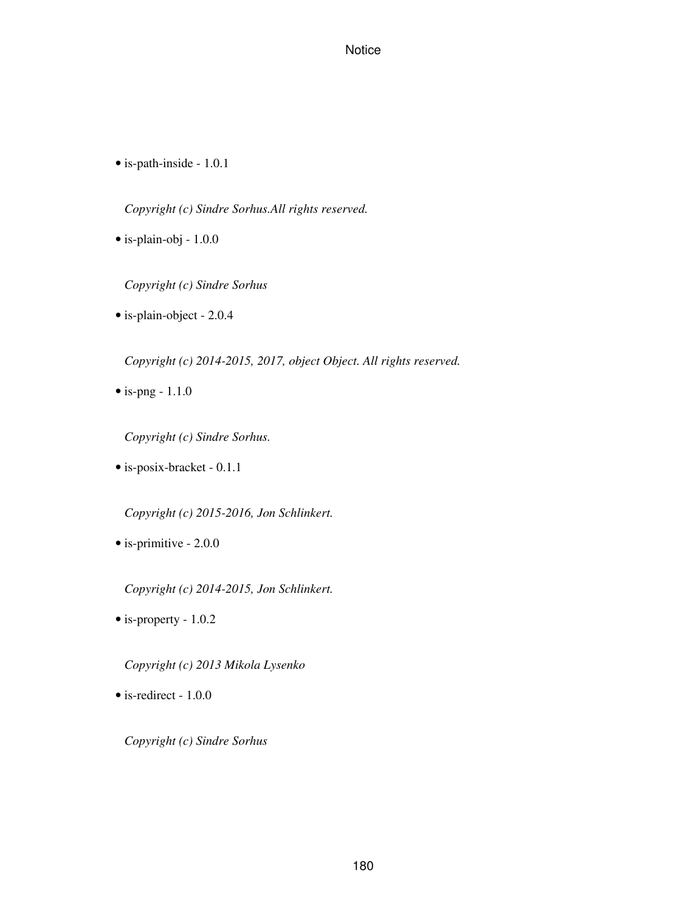- is-path-inside - 1.0.1

  *Copyright (c) Sindre Sorhus.All rights reserved.*

- is-plain-obj - 1.0.0

  *Copyright (c) Sindre Sorhus*

- is-plain-object - 2.0.4

  *Copyright (c) 2014-2015, 2017, object Object. All rights reserved.*

- is-png - 1.1.0

  *Copyright (c) Sindre Sorhus.*

- is-posix-bracket - 0.1.1

  *Copyright (c) 2015-2016, Jon Schlinkert.*

- is-primitive - 2.0.0

  *Copyright (c) 2014-2015, Jon Schlinkert.*

- is-property - 1.0.2

  *Copyright (c) 2013 Mikola Lysenko*

- is-redirect - 1.0.0

  *Copyright (c) Sindre Sorhus*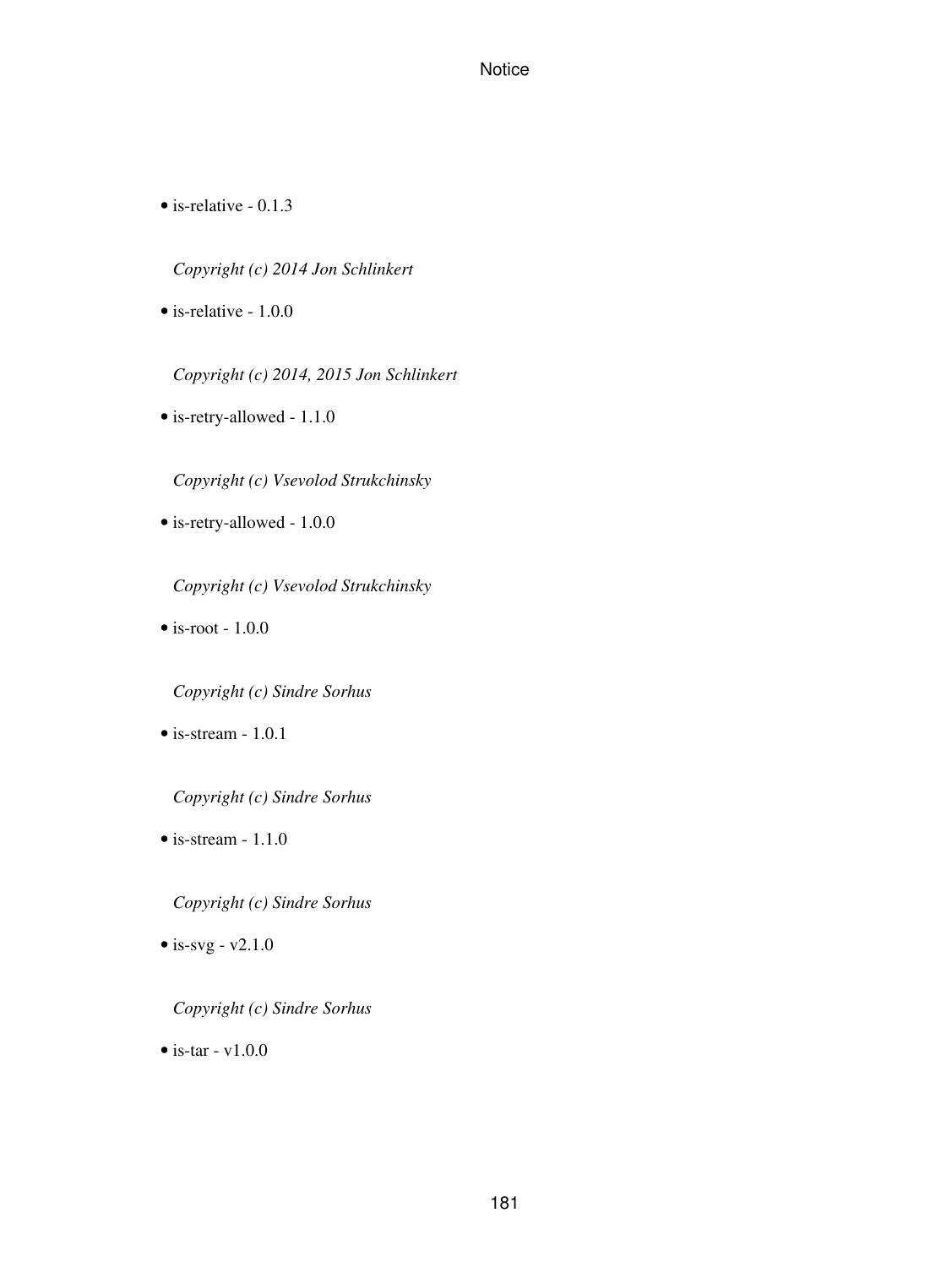- is-relative - 0.1.3

  *Copyright (c) 2014 Jon Schlinkert*

- is-relative - 1.0.0

  *Copyright (c) 2014, 2015 Jon Schlinkert*

- is-retry-allowed - 1.1.0

  *Copyright (c) Vsevolod Strukchinsky*

- is-retry-allowed - 1.0.0

  *Copyright (c) Vsevolod Strukchinsky*

- is-root - 1.0.0

  *Copyright (c) Sindre Sorhus*

- is-stream - 1.0.1

  *Copyright (c) Sindre Sorhus*

- is-stream - 1.1.0

  *Copyright (c) Sindre Sorhus*

- is-svg - v2.1.0

  *Copyright (c) Sindre Sorhus*

- is-tar - v1.0.0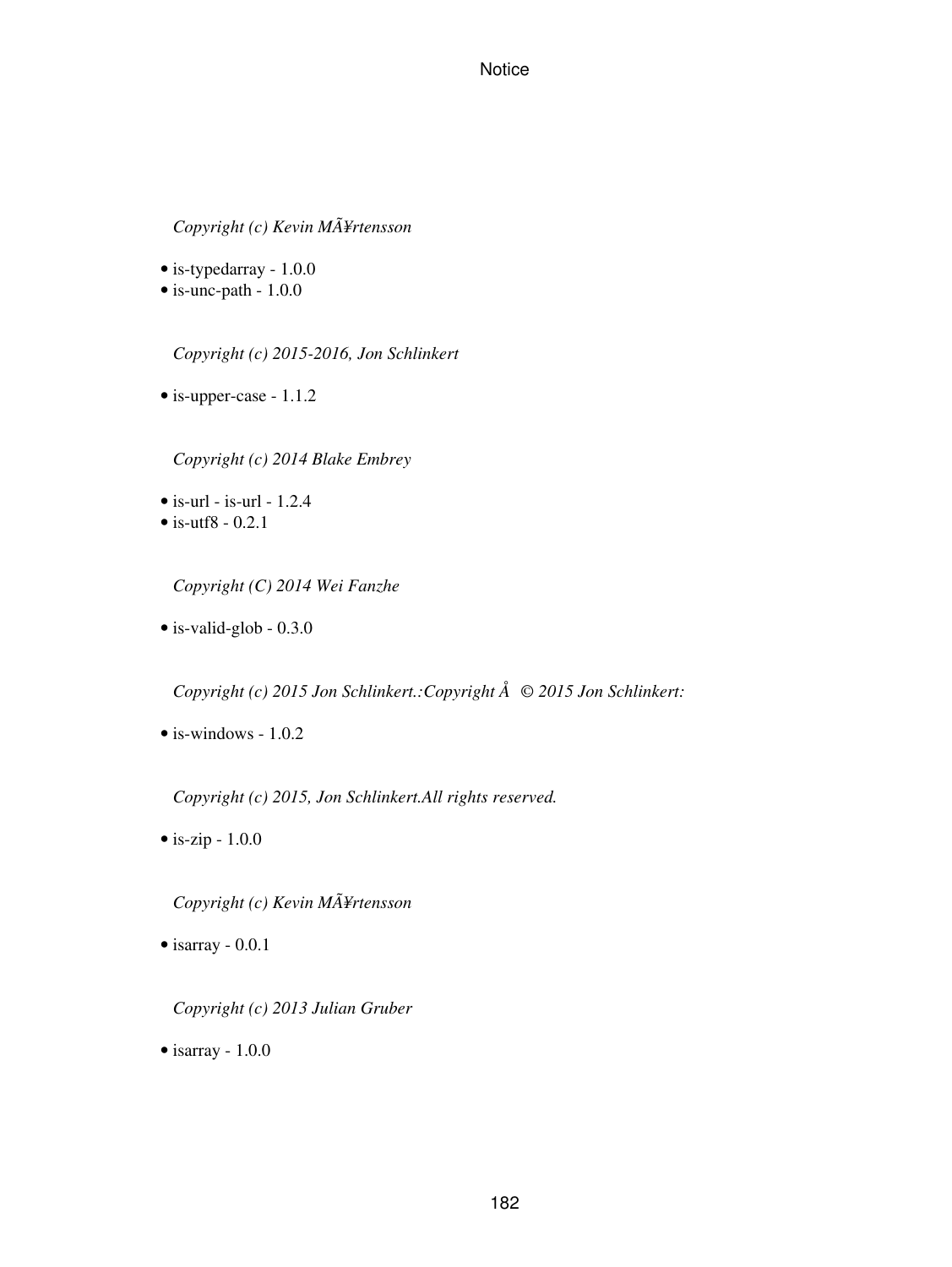*Copyright (c) Kevin MÃ¥rtensson*

- is-typedarray - 1.0.0
- is-unc-path - 1.0.0

*Copyright (c) 2015-2016, Jon Schlinkert*

- is-upper-case - 1.1.2

*Copyright (c) 2014 Blake Embrey*

- is-url - is-url - 1.2.4
- is-utf8 - 0.2.1

*Copyright (C) 2014 Wei Fanzhe*

- is-valid-glob - 0.3.0

*Copyright (c) 2015 Jon Schlinkert.:Copyright Â © 2015 Jon Schlinkert:*

- is-windows - 1.0.2

*Copyright (c) 2015, Jon Schlinkert.All rights reserved.*

- is-zip - 1.0.0

*Copyright (c) Kevin MÃ¥rtensson*

- isarray - 0.0.1

*Copyright (c) 2013 Julian Gruber*

- isarray - 1.0.0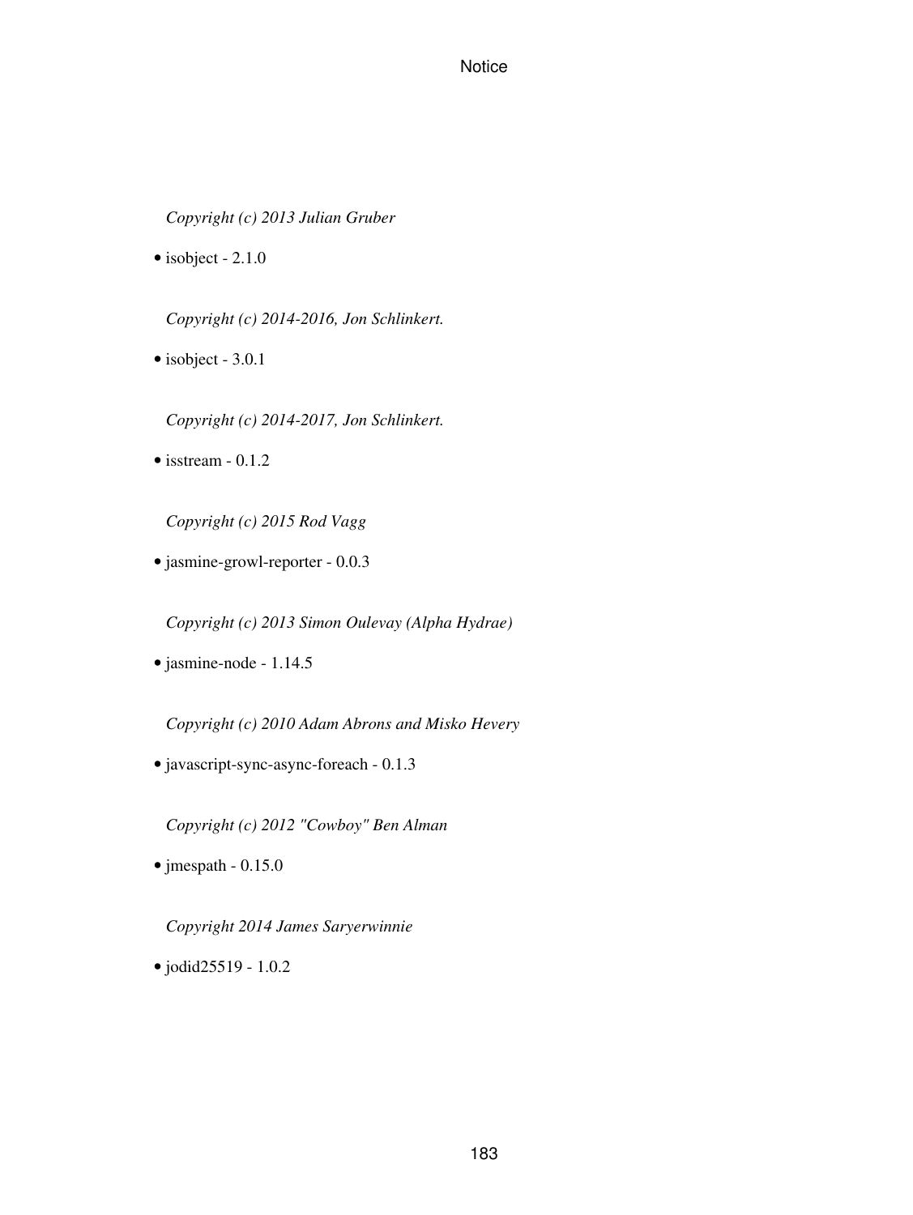*Copyright (c) 2013 Julian Gruber*

- isobject - 2.1.0

*Copyright (c) 2014-2016, Jon Schlinkert.*

- isobject - 3.0.1

*Copyright (c) 2014-2017, Jon Schlinkert.*

- isstream - 0.1.2

*Copyright (c) 2015 Rod Vagg*

- jasmine-growl-reporter - 0.0.3

*Copyright (c) 2013 Simon Oulevay (Alpha Hydrae)*

- jasmine-node - 1.14.5

*Copyright (c) 2010 Adam Abrons and Misko Hevery*

- javascript-sync-async-foreach - 0.1.3

*Copyright (c) 2012 "Cowboy" Ben Alman*

- jmespath - 0.15.0

*Copyright 2014 James Saryerwinnie*

- jodid25519 - 1.0.2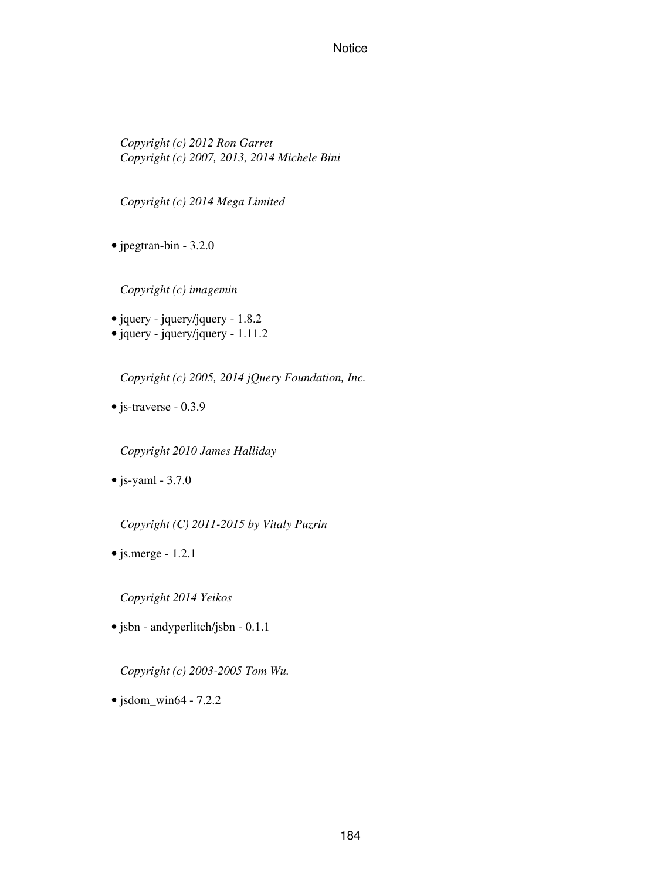*Copyright (c) 2012 Ron Garret*
*Copyright (c) 2007, 2013, 2014 Michele Bini*

*Copyright (c) 2014 Mega Limited*

- jpegtran-bin - 3.2.0

*Copyright (c) imagemin*

- jquery - jquery/jquery - 1.8.2
- jquery - jquery/jquery - 1.11.2

*Copyright (c) 2005, 2014 jQuery Foundation, Inc.*

- js-traverse - 0.3.9

*Copyright 2010 James Halliday*

- js-yaml - 3.7.0

*Copyright (C) 2011-2015 by Vitaly Puzrin*

- js.merge - 1.2.1

*Copyright 2014 Yeikos*

- jsbn - andyperlitch/jsbn - 0.1.1

*Copyright (c) 2003-2005 Tom Wu.*

- jsdom_win64 - 7.2.2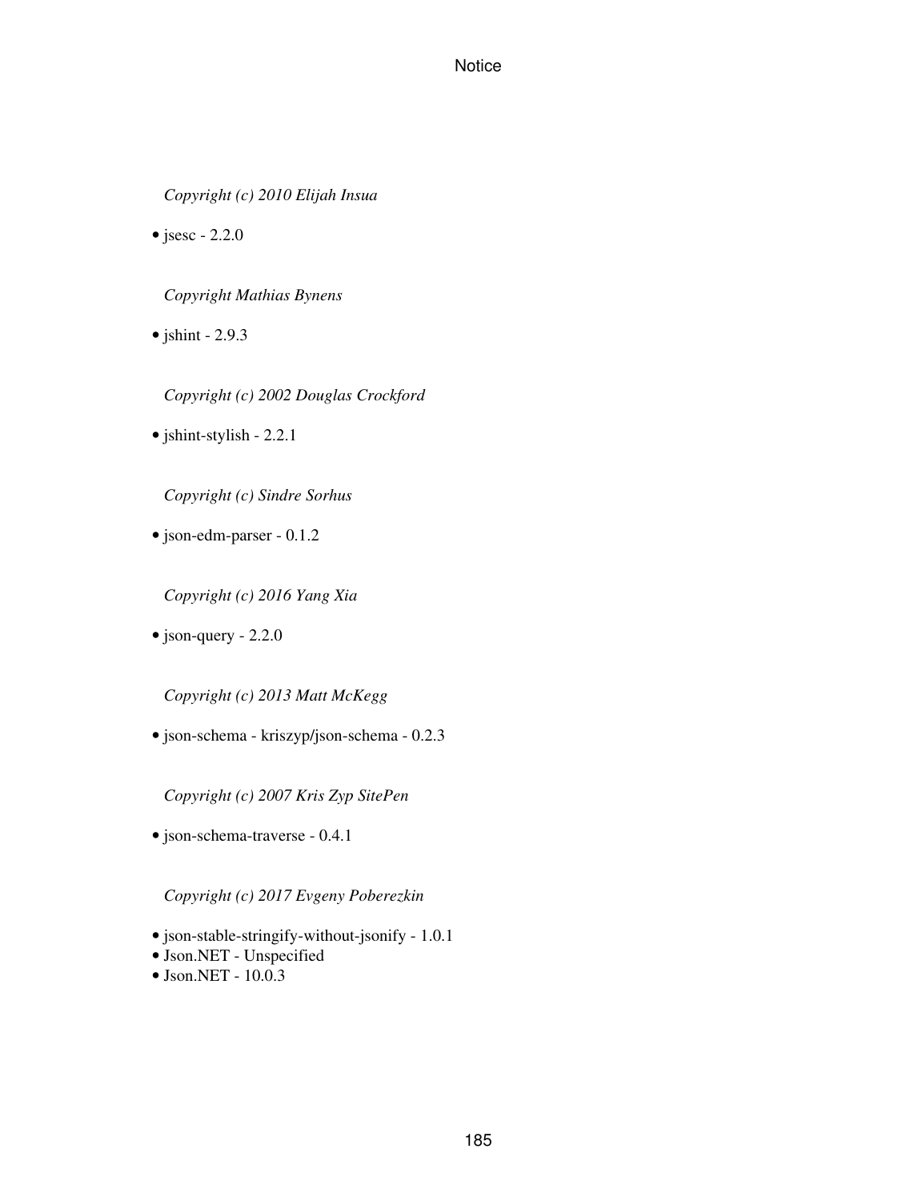*Copyright (c) 2010 Elijah Insua*

- jsesc - 2.2.0

*Copyright Mathias Bynens*

- jshint - 2.9.3

*Copyright (c) 2002 Douglas Crockford*

- jshint-stylish - 2.2.1

*Copyright (c) Sindre Sorhus*

- json-edm-parser - 0.1.2

*Copyright (c) 2016 Yang Xia*

- json-query - 2.2.0

*Copyright (c) 2013 Matt McKegg*

- json-schema - kriszyp/json-schema - 0.2.3

*Copyright (c) 2007 Kris Zyp SitePen*

- json-schema-traverse - 0.4.1

*Copyright (c) 2017 Evgeny Poberezkin*

- json-stable-stringify-without-jsonify - 1.0.1
- Json.NET - Unspecified
- Json.NET - 10.0.3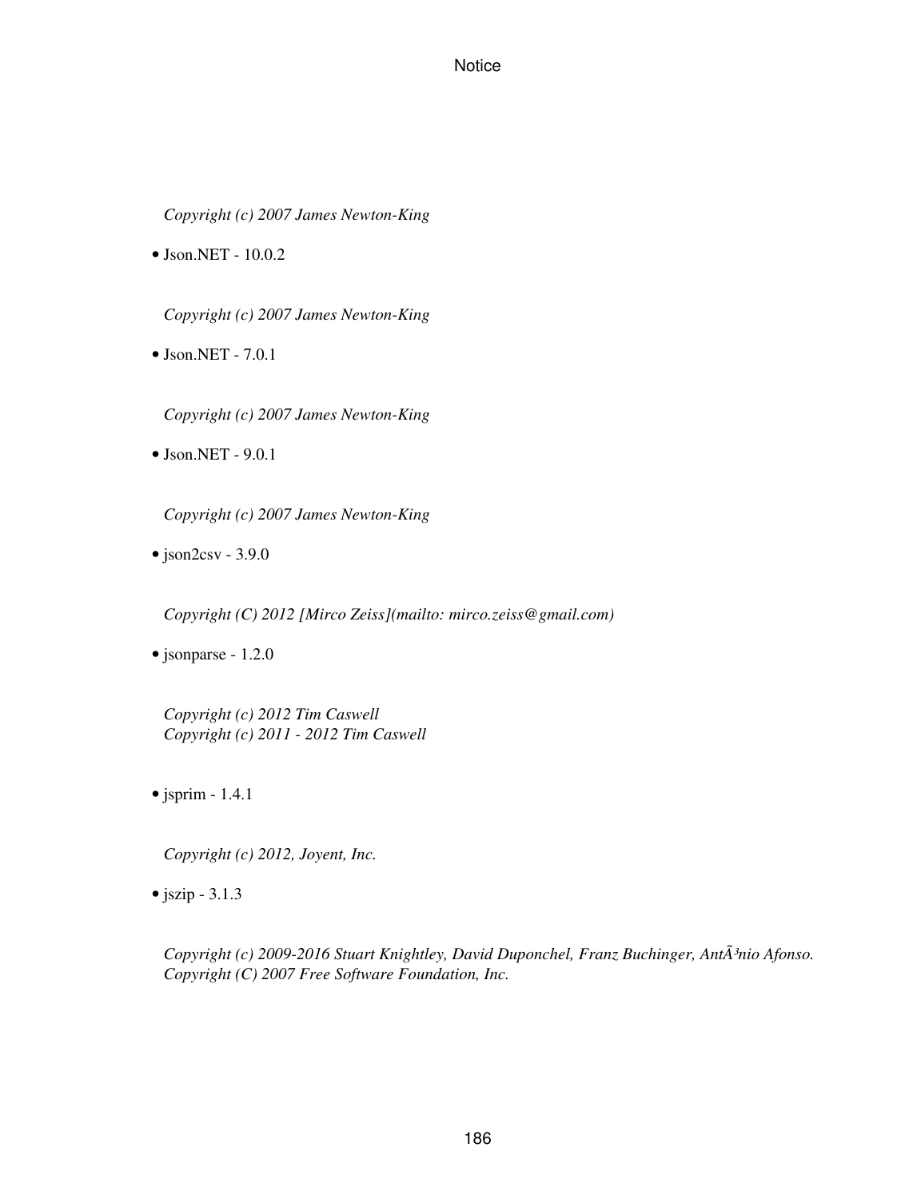*Copyright (c) 2007 James Newton-King*

- Json.NET - 10.0.2

*Copyright (c) 2007 James Newton-King*

- Json.NET - 7.0.1

*Copyright (c) 2007 James Newton-King*

- Json.NET - 9.0.1

*Copyright (c) 2007 James Newton-King*

- json2csv - 3.9.0

*Copyright (C) 2012 [Mirco Zeiss](mailto: mirco.zeiss@gmail.com)*

- jsonparse - 1.2.0

*Copyright (c) 2012 Tim Caswell*
*Copyright (c) 2011 - 2012 Tim Caswell*

- jsprim - 1.4.1

*Copyright (c) 2012, Joyent, Inc.*

- jszip - 3.1.3

*Copyright (c) 2009-2016 Stuart Knightley, David Duponchel, Franz Buchinger, AntÃ³nio Afonso.*
*Copyright (C) 2007 Free Software Foundation, Inc.*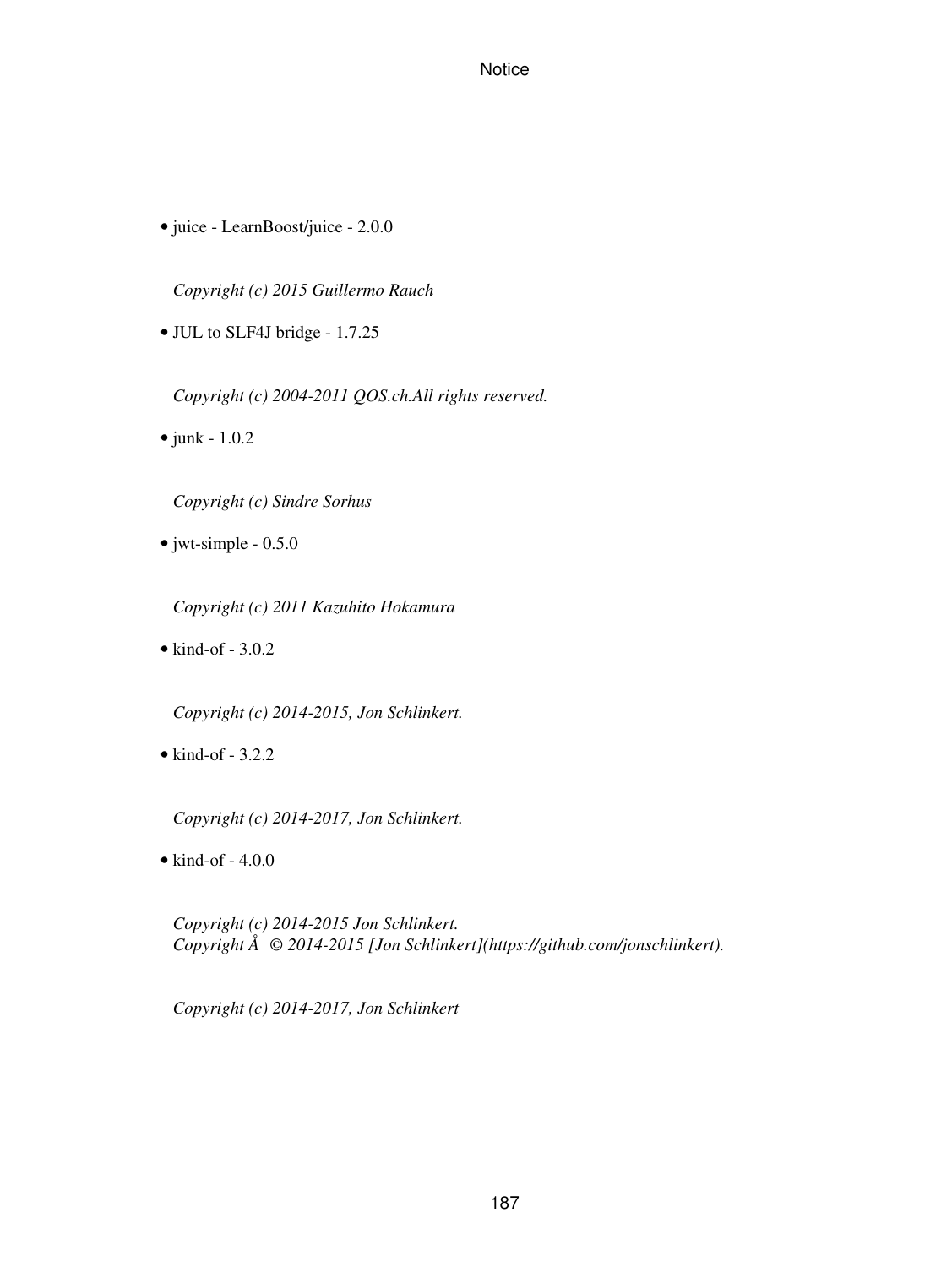- juice - LearnBoost/juice - 2.0.0

  *Copyright (c) 2015 Guillermo Rauch*

- JUL to SLF4J bridge - 1.7.25

  *Copyright (c) 2004-2011 QOS.ch.All rights reserved.*

- junk - 1.0.2

  *Copyright (c) Sindre Sorhus*

- jwt-simple - 0.5.0

  *Copyright (c) 2011 Kazuhito Hokamura*

- kind-of - 3.0.2

  *Copyright (c) 2014-2015, Jon Schlinkert.*

- kind-of - 3.2.2

  *Copyright (c) 2014-2017, Jon Schlinkert.*

- kind-of - 4.0.0

  *Copyright (c) 2014-2015 Jon Schlinkert.*
  *Copyright Å © 2014-2015 [Jon Schlinkert](https://github.com/jonschlinkert).*

  *Copyright (c) 2014-2017, Jon Schlinkert*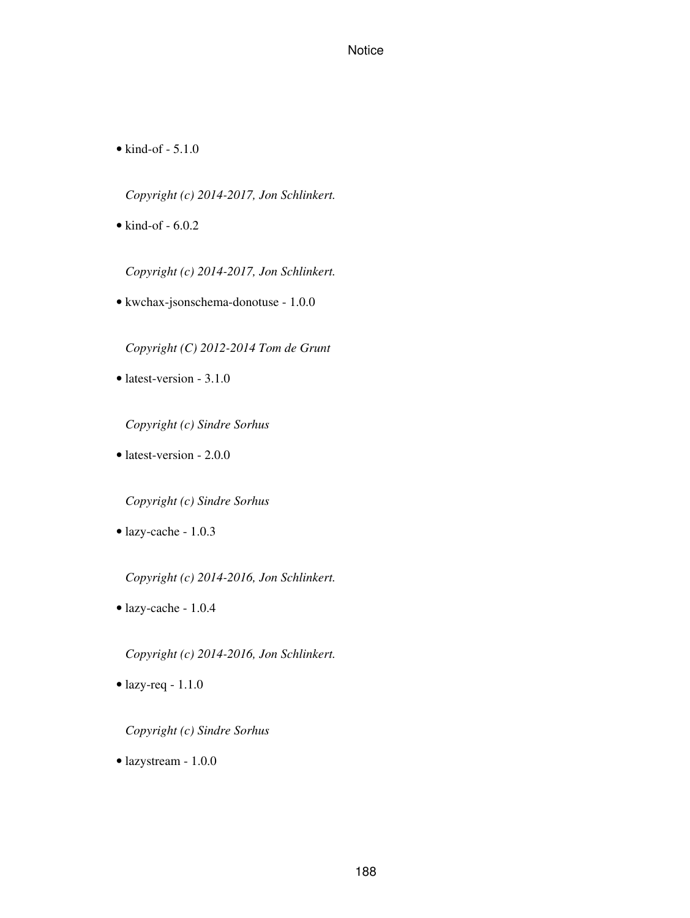- kind-of - 5.1.0

  *Copyright (c) 2014-2017, Jon Schlinkert.*

- kind-of - 6.0.2

  *Copyright (c) 2014-2017, Jon Schlinkert.*

- kwchax-jsonschema-donotuse - 1.0.0

  *Copyright (C) 2012-2014 Tom de Grunt*

- latest-version - 3.1.0

  *Copyright (c) Sindre Sorhus*

- latest-version - 2.0.0

  *Copyright (c) Sindre Sorhus*

- lazy-cache - 1.0.3

  *Copyright (c) 2014-2016, Jon Schlinkert.*

- lazy-cache - 1.0.4

  *Copyright (c) 2014-2016, Jon Schlinkert.*

- lazy-req - 1.1.0

  *Copyright (c) Sindre Sorhus*

- lazystream - 1.0.0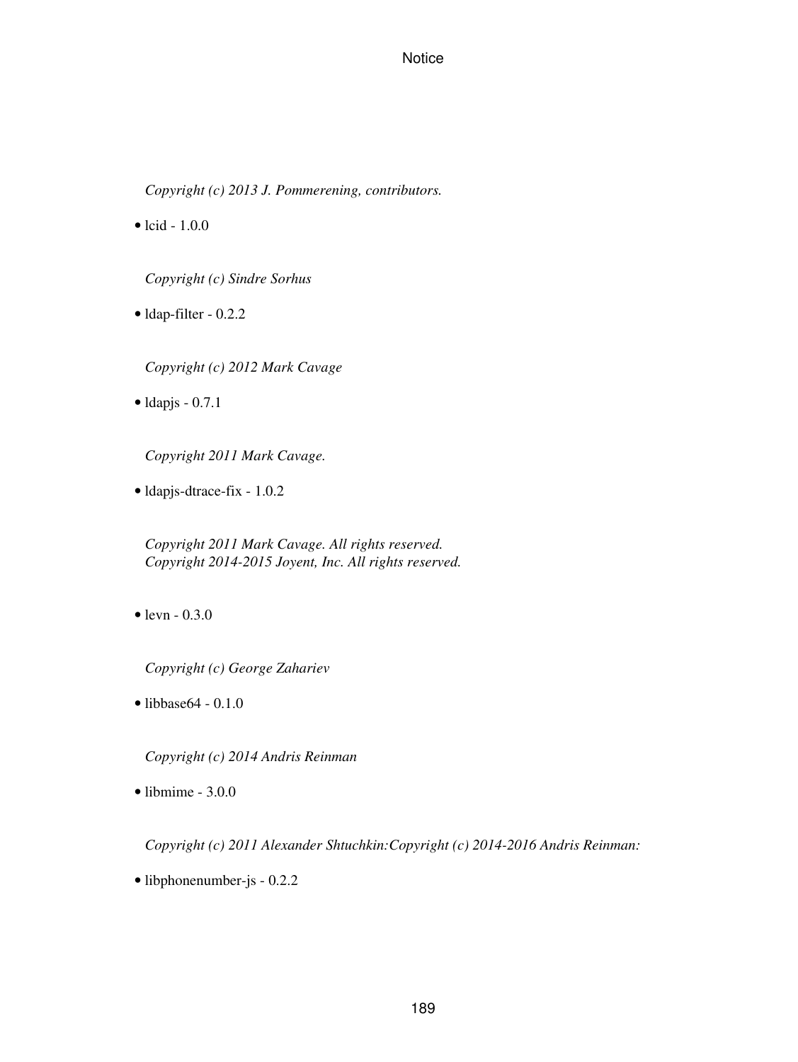*Copyright (c) 2013 J. Pommerening, contributors.*

- lcid - 1.0.0

*Copyright (c) Sindre Sorhus*

- ldap-filter - 0.2.2

*Copyright (c) 2012 Mark Cavage*

- ldapjs - 0.7.1

*Copyright 2011 Mark Cavage.*

- ldapjs-dtrace-fix - 1.0.2

*Copyright 2011 Mark Cavage. All rights reserved.*
*Copyright 2014-2015 Joyent, Inc. All rights reserved.*

- levn - 0.3.0

*Copyright (c) George Zahariev*

- libbase64 - 0.1.0

*Copyright (c) 2014 Andris Reinman*

- libmime - 3.0.0

*Copyright (c) 2011 Alexander Shtuchkin:Copyright (c) 2014-2016 Andris Reinman:*

- libphonenumber-js - 0.2.2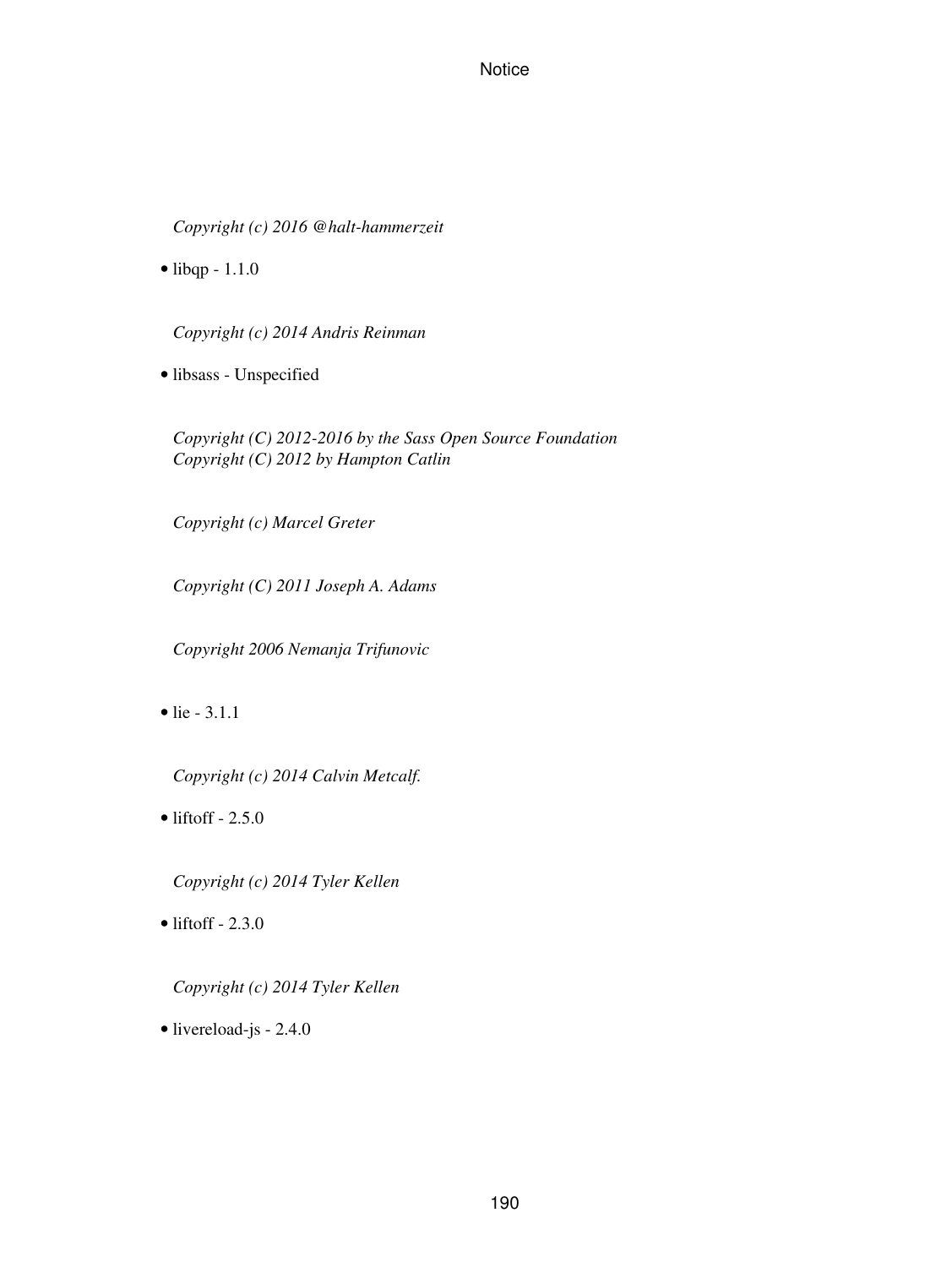*Copyright (c) 2016 @halt-hammerzeit*

- libqp - 1.1.0

*Copyright (c) 2014 Andris Reinman*

- libsass - Unspecified

*Copyright (C) 2012-2016 by the Sass Open Source Foundation*
*Copyright (C) 2012 by Hampton Catlin*

*Copyright (c) Marcel Greter*

*Copyright (C) 2011 Joseph A. Adams*

*Copyright 2006 Nemanja Trifunovic*

- lie - 3.1.1

*Copyright (c) 2014 Calvin Metcalf.*

- liftoff - 2.5.0

*Copyright (c) 2014 Tyler Kellen*

- liftoff - 2.3.0

*Copyright (c) 2014 Tyler Kellen*

- livereload-js - 2.4.0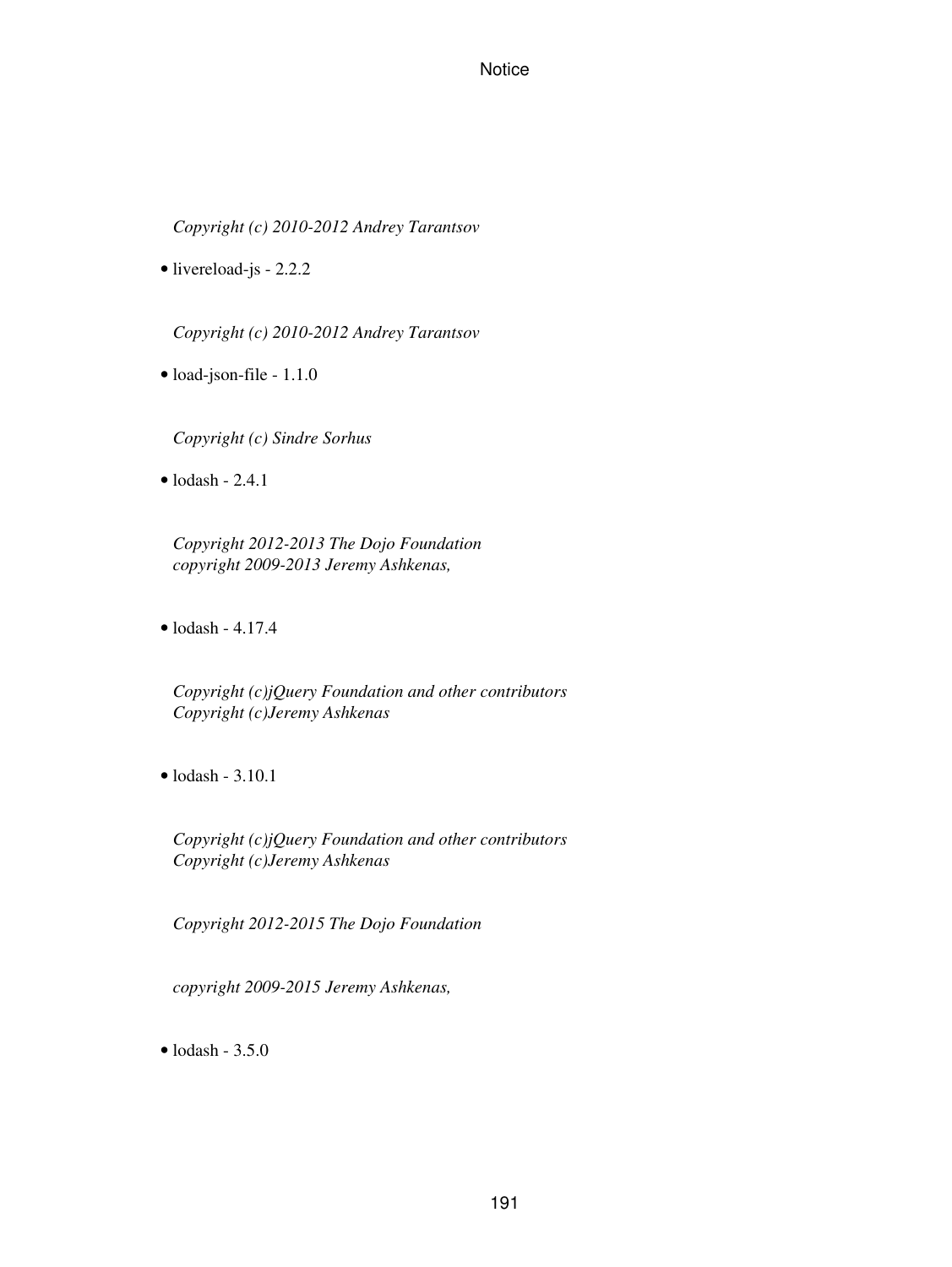*Copyright (c) 2010-2012 Andrey Tarantsov*

- livereload-js - 2.2.2

*Copyright (c) 2010-2012 Andrey Tarantsov*

- load-json-file - 1.1.0

*Copyright (c) Sindre Sorhus*

- lodash - 2.4.1

*Copyright 2012-2013 The Dojo Foundation*
*copyright 2009-2013 Jeremy Ashkenas,*

- lodash - 4.17.4

*Copyright (c)jQuery Foundation and other contributors*
*Copyright (c)Jeremy Ashkenas*

- lodash - 3.10.1

*Copyright (c)jQuery Foundation and other contributors*
*Copyright (c)Jeremy Ashkenas*

*Copyright 2012-2015 The Dojo Foundation*

*copyright 2009-2015 Jeremy Ashkenas,*

- lodash - 3.5.0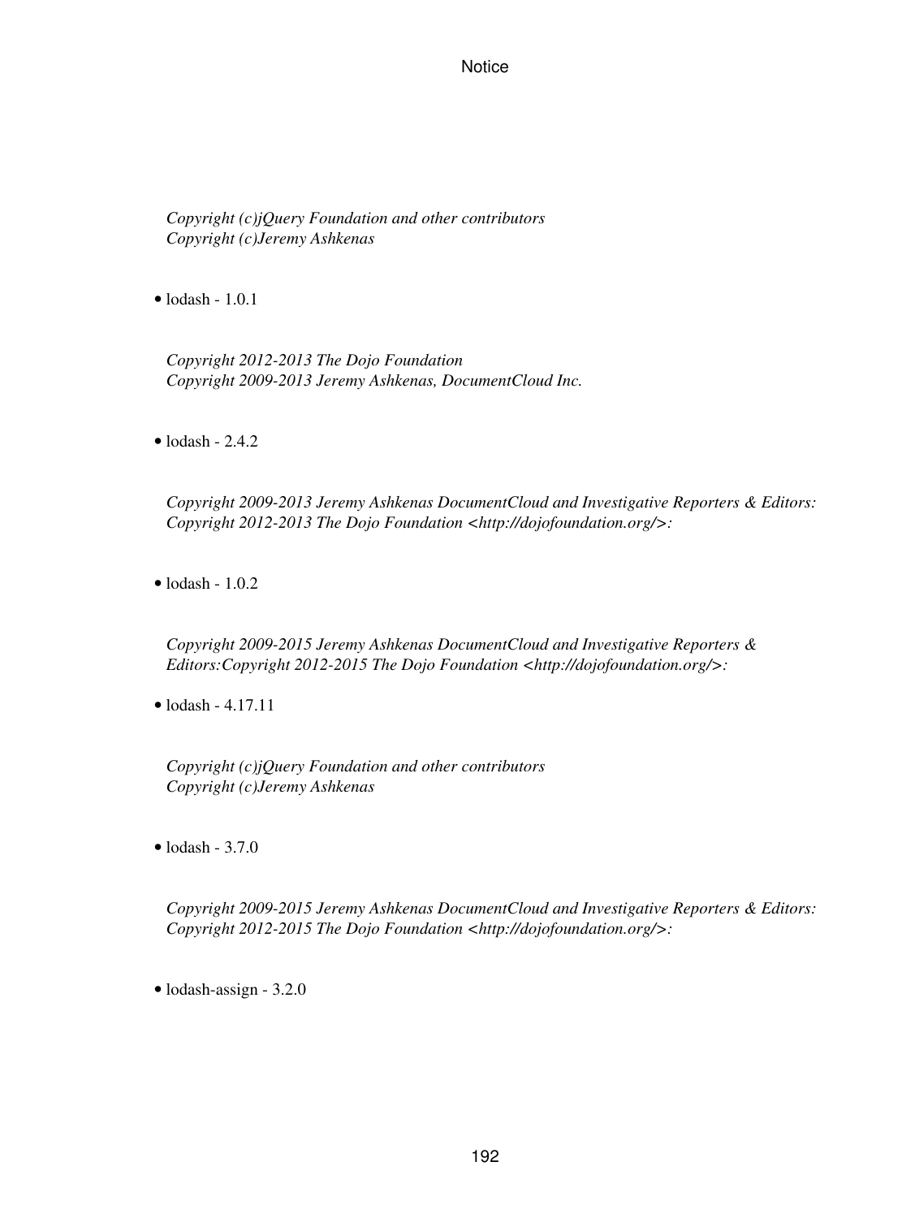*Copyright (c)jQuery Foundation and other contributors*
*Copyright (c)Jeremy Ashkenas*

- lodash - 1.0.1

*Copyright 2012-2013 The Dojo Foundation*
*Copyright 2009-2013 Jeremy Ashkenas, DocumentCloud Inc.*

- lodash - 2.4.2

*Copyright 2009-2013 Jeremy Ashkenas DocumentCloud and Investigative Reporters & Editors:*
*Copyright 2012-2013 The Dojo Foundation <http://dojofoundation.org/>:*

- lodash - 1.0.2

*Copyright 2009-2015 Jeremy Ashkenas DocumentCloud and Investigative Reporters & Editors:Copyright 2012-2015 The Dojo Foundation <http://dojofoundation.org/>:*

- lodash - 4.17.11

*Copyright (c)jQuery Foundation and other contributors*
*Copyright (c)Jeremy Ashkenas*

- lodash - 3.7.0

*Copyright 2009-2015 Jeremy Ashkenas DocumentCloud and Investigative Reporters & Editors:*
*Copyright 2012-2015 The Dojo Foundation <http://dojofoundation.org/>:*

- lodash-assign - 3.2.0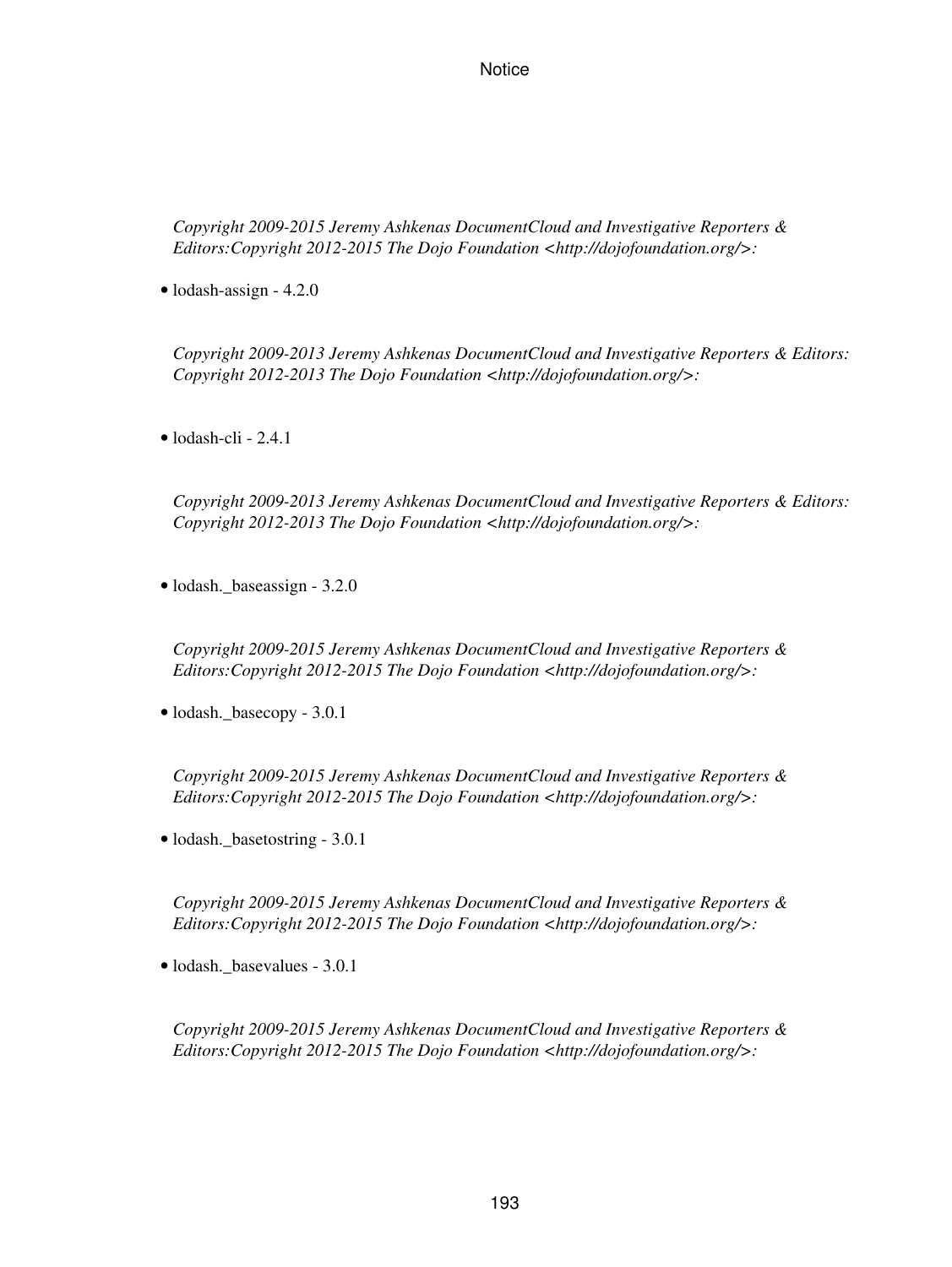*Copyright 2009-2015 Jeremy Ashkenas DocumentCloud and Investigative Reporters & Editors:Copyright 2012-2015 The Dojo Foundation <http://dojofoundation.org/>:*

- lodash-assign - 4.2.0

*Copyright 2009-2013 Jeremy Ashkenas DocumentCloud and Investigative Reporters & Editors: Copyright 2012-2013 The Dojo Foundation <http://dojofoundation.org/>:*

- lodash-cli - 2.4.1

*Copyright 2009-2013 Jeremy Ashkenas DocumentCloud and Investigative Reporters & Editors: Copyright 2012-2013 The Dojo Foundation <http://dojofoundation.org/>:*

- lodash._baseassign - 3.2.0

*Copyright 2009-2015 Jeremy Ashkenas DocumentCloud and Investigative Reporters & Editors:Copyright 2012-2015 The Dojo Foundation <http://dojofoundation.org/>:*

- lodash._basecopy - 3.0.1

*Copyright 2009-2015 Jeremy Ashkenas DocumentCloud and Investigative Reporters & Editors:Copyright 2012-2015 The Dojo Foundation <http://dojofoundation.org/>:*

- lodash._basetostring - 3.0.1

*Copyright 2009-2015 Jeremy Ashkenas DocumentCloud and Investigative Reporters & Editors:Copyright 2012-2015 The Dojo Foundation <http://dojofoundation.org/>:*

- lodash._basevalues - 3.0.1

*Copyright 2009-2015 Jeremy Ashkenas DocumentCloud and Investigative Reporters & Editors:Copyright 2012-2015 The Dojo Foundation <http://dojofoundation.org/>:*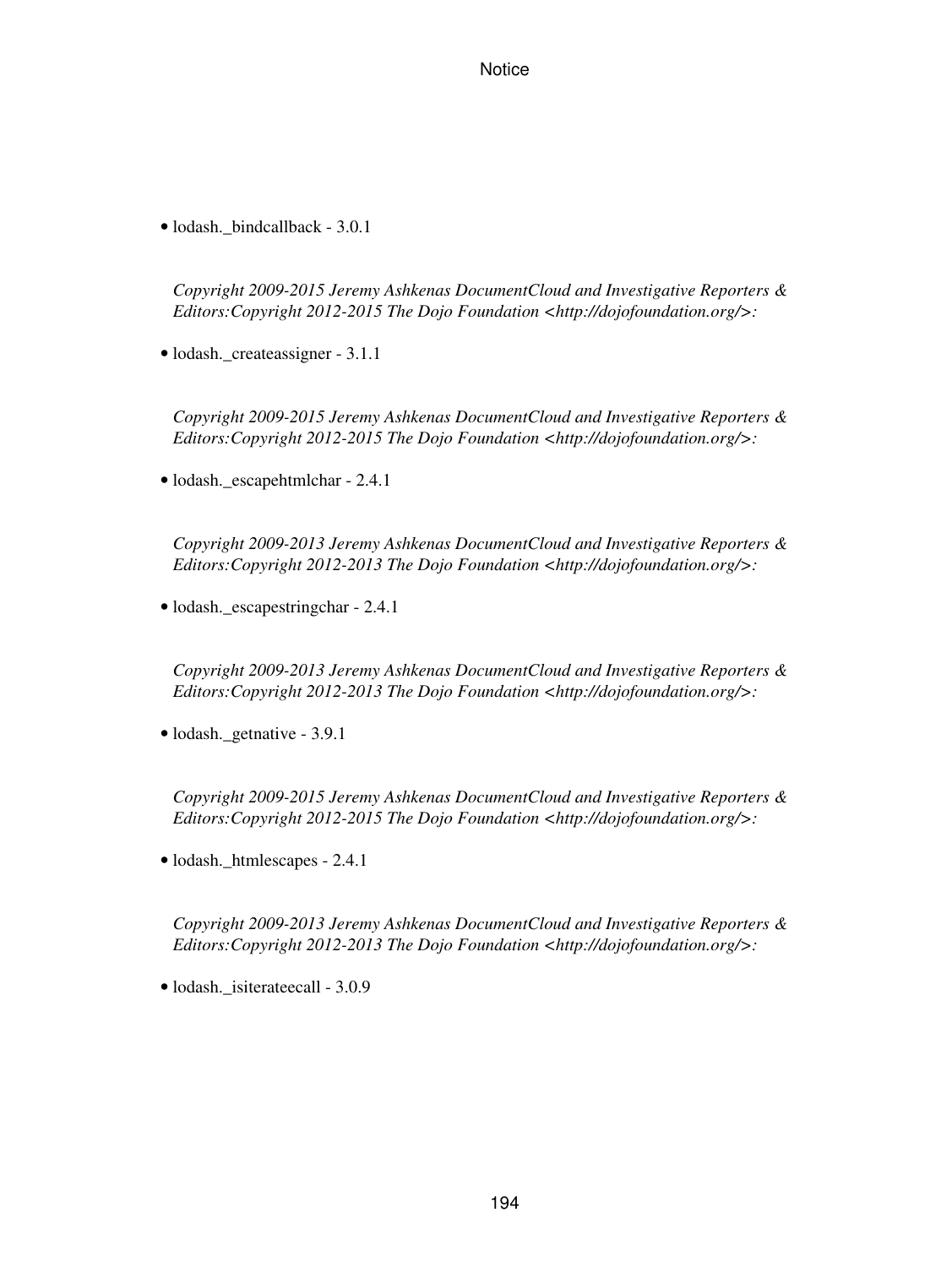- lodash._bindcallback - 3.0.1

  *Copyright 2009-2015 Jeremy Ashkenas DocumentCloud and Investigative Reporters & Editors:Copyright 2012-2015 The Dojo Foundation <http://dojofoundation.org/>:*

- lodash._createassigner - 3.1.1

  *Copyright 2009-2015 Jeremy Ashkenas DocumentCloud and Investigative Reporters & Editors:Copyright 2012-2015 The Dojo Foundation <http://dojofoundation.org/>:*

- lodash._escapehtmlchar - 2.4.1

  *Copyright 2009-2013 Jeremy Ashkenas DocumentCloud and Investigative Reporters & Editors:Copyright 2012-2013 The Dojo Foundation <http://dojofoundation.org/>:*

- lodash._escapestringchar - 2.4.1

  *Copyright 2009-2013 Jeremy Ashkenas DocumentCloud and Investigative Reporters & Editors:Copyright 2012-2013 The Dojo Foundation <http://dojofoundation.org/>:*

- lodash._getnative - 3.9.1

  *Copyright 2009-2015 Jeremy Ashkenas DocumentCloud and Investigative Reporters & Editors:Copyright 2012-2015 The Dojo Foundation <http://dojofoundation.org/>:*

- lodash._htmlescapes - 2.4.1

  *Copyright 2009-2013 Jeremy Ashkenas DocumentCloud and Investigative Reporters & Editors:Copyright 2012-2013 The Dojo Foundation <http://dojofoundation.org/>:*

- lodash._isiterateecall - 3.0.9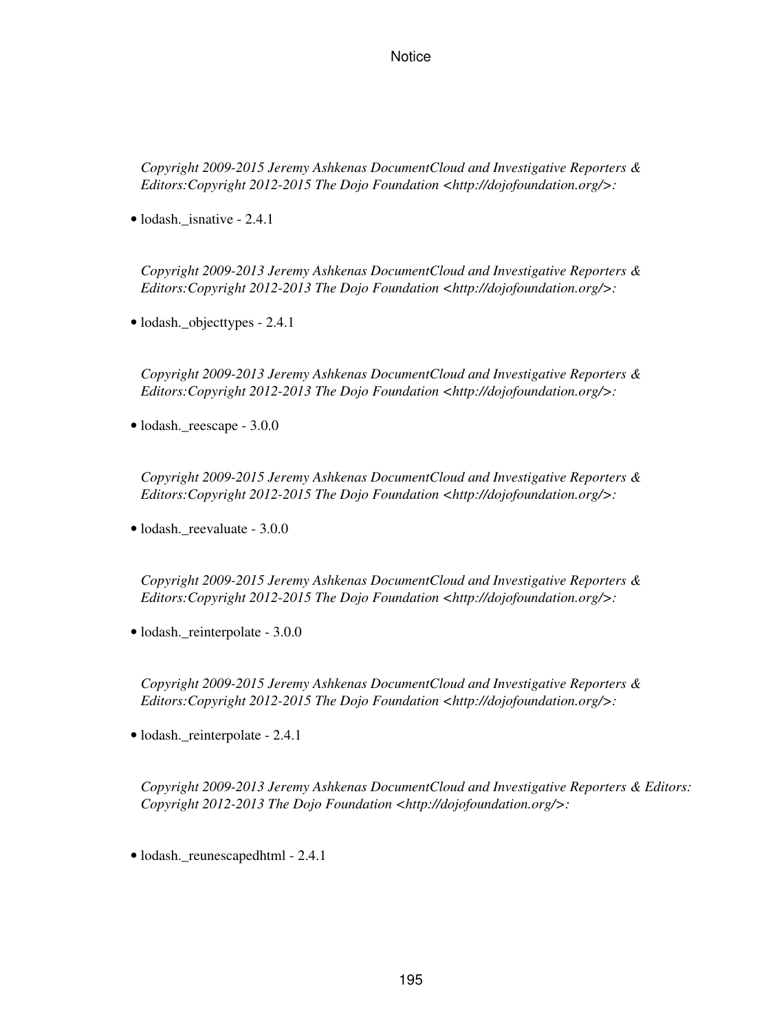*Copyright 2009-2015 Jeremy Ashkenas DocumentCloud and Investigative Reporters & Editors:Copyright 2012-2015 The Dojo Foundation <http://dojofoundation.org/>:*

- lodash._isnative - 2.4.1

*Copyright 2009-2013 Jeremy Ashkenas DocumentCloud and Investigative Reporters & Editors:Copyright 2012-2013 The Dojo Foundation <http://dojofoundation.org/>:*

- lodash._objecttypes - 2.4.1

*Copyright 2009-2013 Jeremy Ashkenas DocumentCloud and Investigative Reporters & Editors:Copyright 2012-2013 The Dojo Foundation <http://dojofoundation.org/>:*

- lodash._reescape - 3.0.0

*Copyright 2009-2015 Jeremy Ashkenas DocumentCloud and Investigative Reporters & Editors:Copyright 2012-2015 The Dojo Foundation <http://dojofoundation.org/>:*

- lodash._reevaluate - 3.0.0

*Copyright 2009-2015 Jeremy Ashkenas DocumentCloud and Investigative Reporters & Editors:Copyright 2012-2015 The Dojo Foundation <http://dojofoundation.org/>:*

- lodash._reinterpolate - 3.0.0

*Copyright 2009-2015 Jeremy Ashkenas DocumentCloud and Investigative Reporters & Editors:Copyright 2012-2015 The Dojo Foundation <http://dojofoundation.org/>:*

- lodash._reinterpolate - 2.4.1

*Copyright 2009-2013 Jeremy Ashkenas DocumentCloud and Investigative Reporters & Editors: Copyright 2012-2013 The Dojo Foundation <http://dojofoundation.org/>:*

- lodash._reunescapedhtml - 2.4.1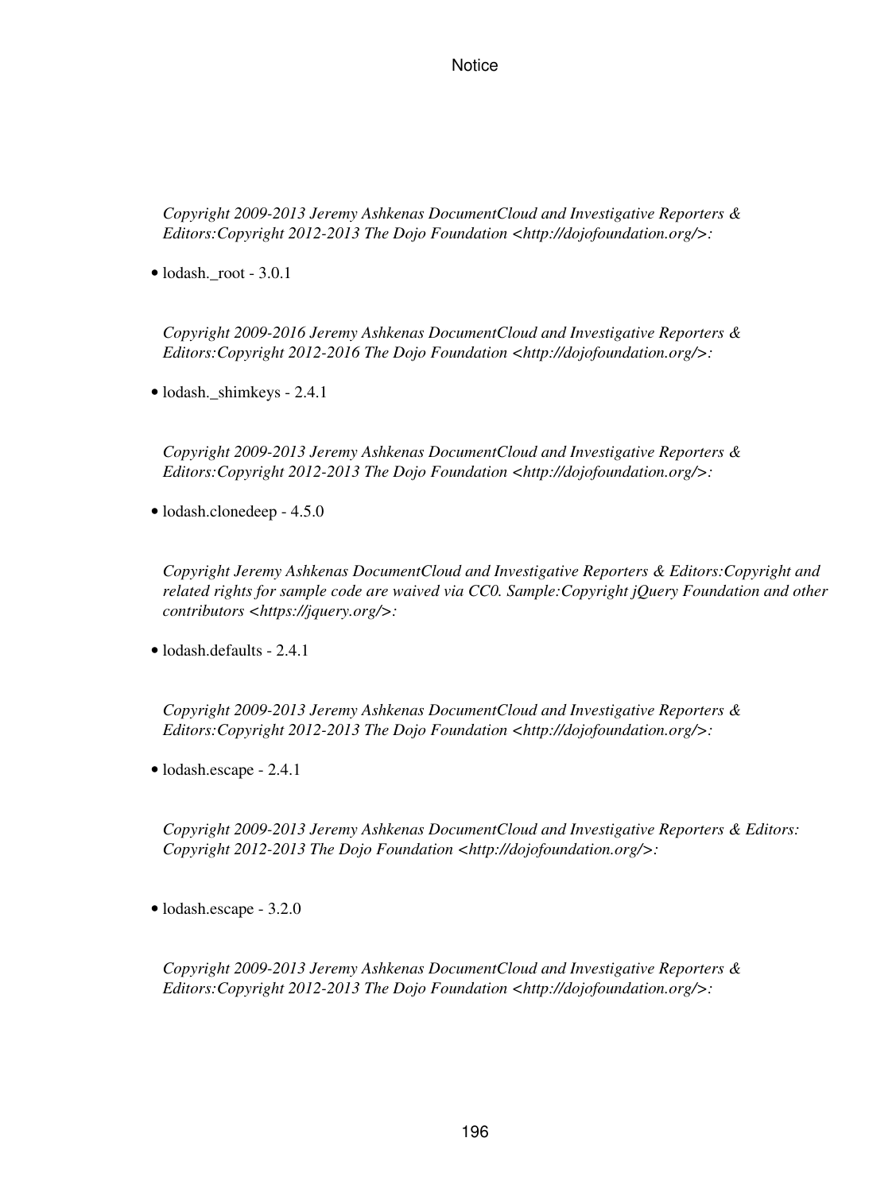*Copyright 2009-2013 Jeremy Ashkenas DocumentCloud and Investigative Reporters & Editors:Copyright 2012-2013 The Dojo Foundation <http://dojofoundation.org/>:*

- lodash._root - 3.0.1

*Copyright 2009-2016 Jeremy Ashkenas DocumentCloud and Investigative Reporters & Editors:Copyright 2012-2016 The Dojo Foundation <http://dojofoundation.org/>:*

- lodash._shimkeys - 2.4.1

*Copyright 2009-2013 Jeremy Ashkenas DocumentCloud and Investigative Reporters & Editors:Copyright 2012-2013 The Dojo Foundation <http://dojofoundation.org/>:*

- lodash.clonedeep - 4.5.0

*Copyright Jeremy Ashkenas DocumentCloud and Investigative Reporters & Editors:Copyright and related rights for sample code are waived via CC0. Sample:Copyright jQuery Foundation and other contributors <https://jquery.org/>:*

- lodash.defaults - 2.4.1

*Copyright 2009-2013 Jeremy Ashkenas DocumentCloud and Investigative Reporters & Editors:Copyright 2012-2013 The Dojo Foundation <http://dojofoundation.org/>:*

- lodash.escape - 2.4.1

*Copyright 2009-2013 Jeremy Ashkenas DocumentCloud and Investigative Reporters & Editors: Copyright 2012-2013 The Dojo Foundation <http://dojofoundation.org/>:*

- lodash.escape - 3.2.0

*Copyright 2009-2013 Jeremy Ashkenas DocumentCloud and Investigative Reporters & Editors:Copyright 2012-2013 The Dojo Foundation <http://dojofoundation.org/>:*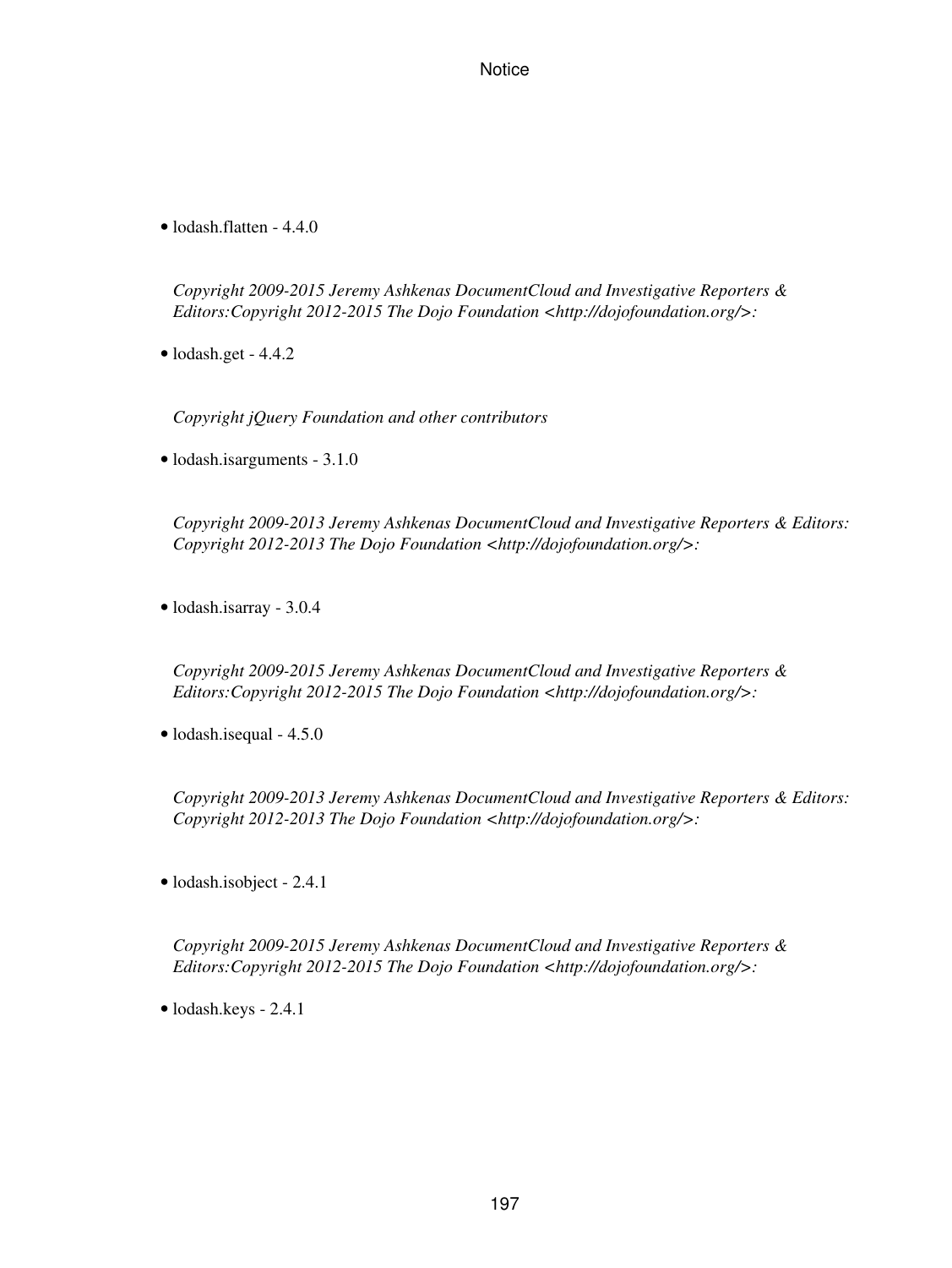- lodash.flatten - 4.4.0

  *Copyright 2009-2015 Jeremy Ashkenas DocumentCloud and Investigative Reporters & Editors:Copyright 2012-2015 The Dojo Foundation <http://dojofoundation.org/>:*

- lodash.get - 4.4.2

  *Copyright jQuery Foundation and other contributors*

- lodash.isarguments - 3.1.0

  *Copyright 2009-2013 Jeremy Ashkenas DocumentCloud and Investigative Reporters & Editors: Copyright 2012-2013 The Dojo Foundation <http://dojofoundation.org/>:*

- lodash.isarray - 3.0.4

  *Copyright 2009-2015 Jeremy Ashkenas DocumentCloud and Investigative Reporters & Editors:Copyright 2012-2015 The Dojo Foundation <http://dojofoundation.org/>:*

- lodash.isequal - 4.5.0

  *Copyright 2009-2013 Jeremy Ashkenas DocumentCloud and Investigative Reporters & Editors: Copyright 2012-2013 The Dojo Foundation <http://dojofoundation.org/>:*

- lodash.isobject - 2.4.1

  *Copyright 2009-2015 Jeremy Ashkenas DocumentCloud and Investigative Reporters & Editors:Copyright 2012-2015 The Dojo Foundation <http://dojofoundation.org/>:*

- lodash.keys - 2.4.1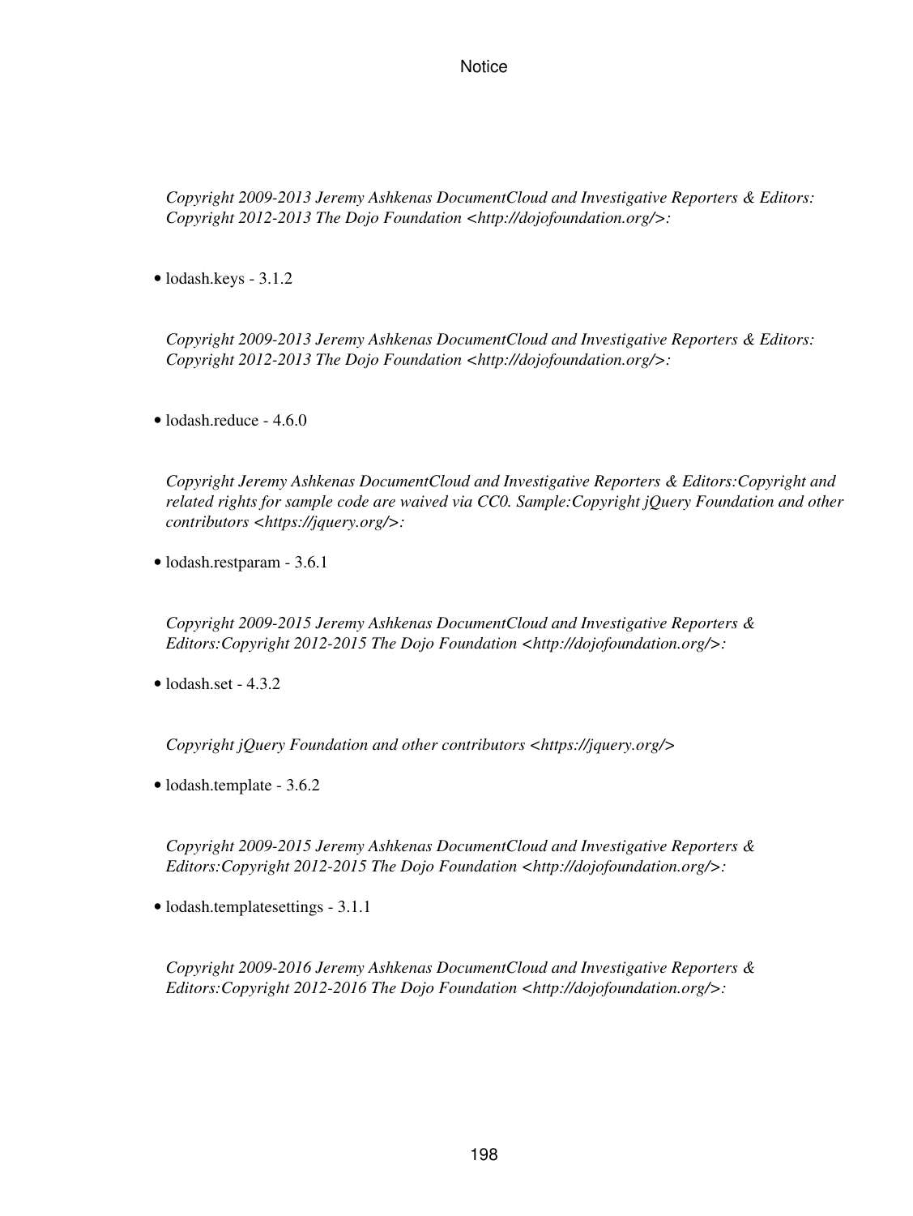*Copyright 2009-2013 Jeremy Ashkenas DocumentCloud and Investigative Reporters & Editors: Copyright 2012-2013 The Dojo Foundation <http://dojofoundation.org/>:*

- lodash.keys - 3.1.2

*Copyright 2009-2013 Jeremy Ashkenas DocumentCloud and Investigative Reporters & Editors: Copyright 2012-2013 The Dojo Foundation <http://dojofoundation.org/>:*

- lodash.reduce - 4.6.0

*Copyright Jeremy Ashkenas DocumentCloud and Investigative Reporters & Editors:Copyright and related rights for sample code are waived via CC0. Sample:Copyright jQuery Foundation and other contributors <https://jquery.org/>:*

- lodash.restparam - 3.6.1

*Copyright 2009-2015 Jeremy Ashkenas DocumentCloud and Investigative Reporters & Editors:Copyright 2012-2015 The Dojo Foundation <http://dojofoundation.org/>:*

- lodash.set - 4.3.2

*Copyright jQuery Foundation and other contributors <https://jquery.org/>*

- lodash.template - 3.6.2

*Copyright 2009-2015 Jeremy Ashkenas DocumentCloud and Investigative Reporters & Editors:Copyright 2012-2015 The Dojo Foundation <http://dojofoundation.org/>:*

- lodash.templatesettings - 3.1.1

*Copyright 2009-2016 Jeremy Ashkenas DocumentCloud and Investigative Reporters & Editors:Copyright 2012-2016 The Dojo Foundation <http://dojofoundation.org/>:*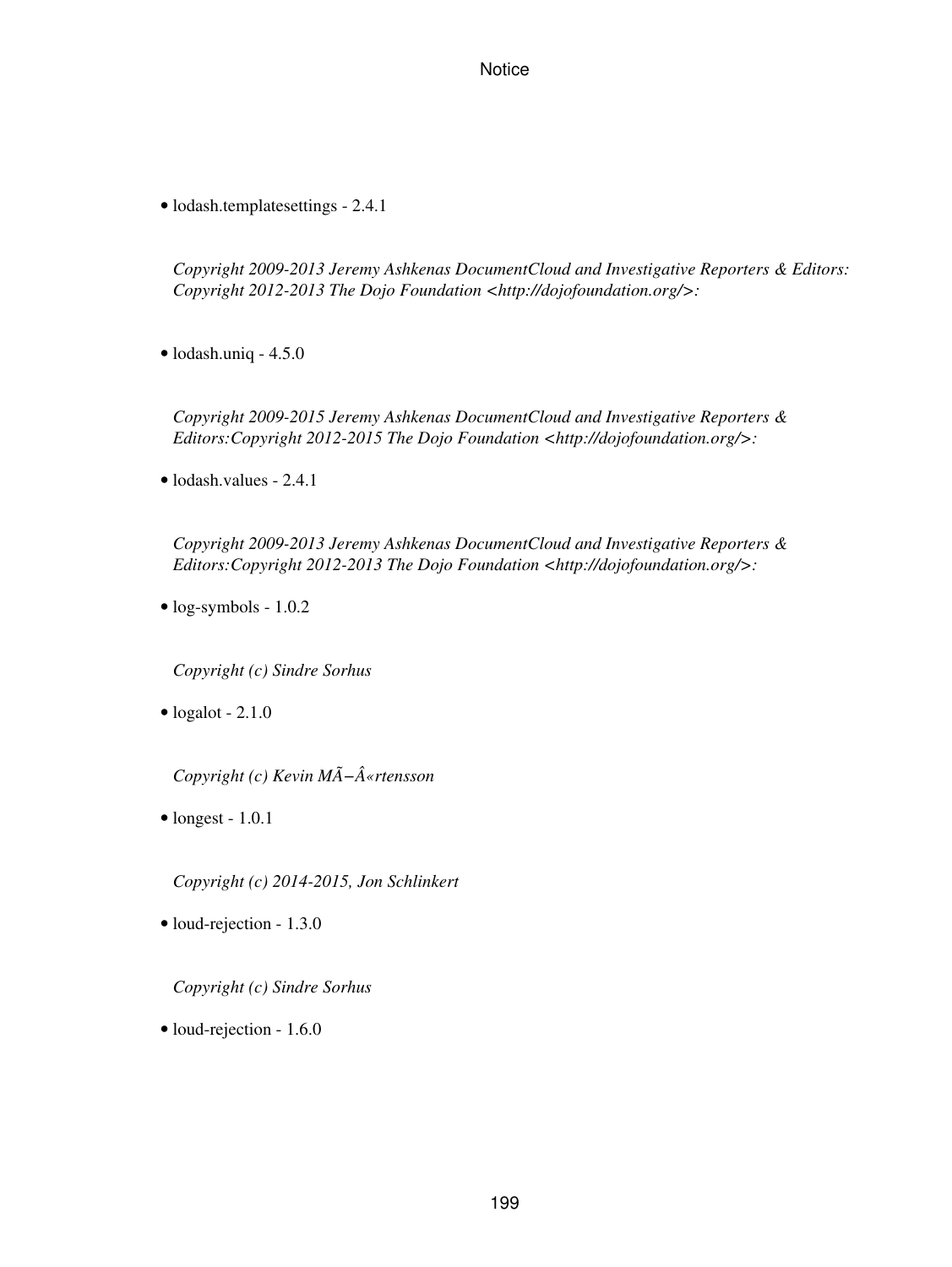- lodash.templatesettings - 2.4.1

  *Copyright 2009-2013 Jeremy Ashkenas DocumentCloud and Investigative Reporters & Editors: Copyright 2012-2013 The Dojo Foundation <http://dojofoundation.org/>:*

- lodash.uniq - 4.5.0

  *Copyright 2009-2015 Jeremy Ashkenas DocumentCloud and Investigative Reporters & Editors:Copyright 2012-2015 The Dojo Foundation <http://dojofoundation.org/>:*

- lodash.values - 2.4.1

  *Copyright 2009-2013 Jeremy Ashkenas DocumentCloud and Investigative Reporters & Editors:Copyright 2012-2013 The Dojo Foundation <http://dojofoundation.org/>:*

- log-symbols - 1.0.2

  *Copyright (c) Sindre Sorhus*

- logalot - 2.1.0

  *Copyright (c) Kevin MÃ−Â«rtensson*

- longest - 1.0.1

  *Copyright (c) 2014-2015, Jon Schlinkert*

- loud-rejection - 1.3.0

  *Copyright (c) Sindre Sorhus*

- loud-rejection - 1.6.0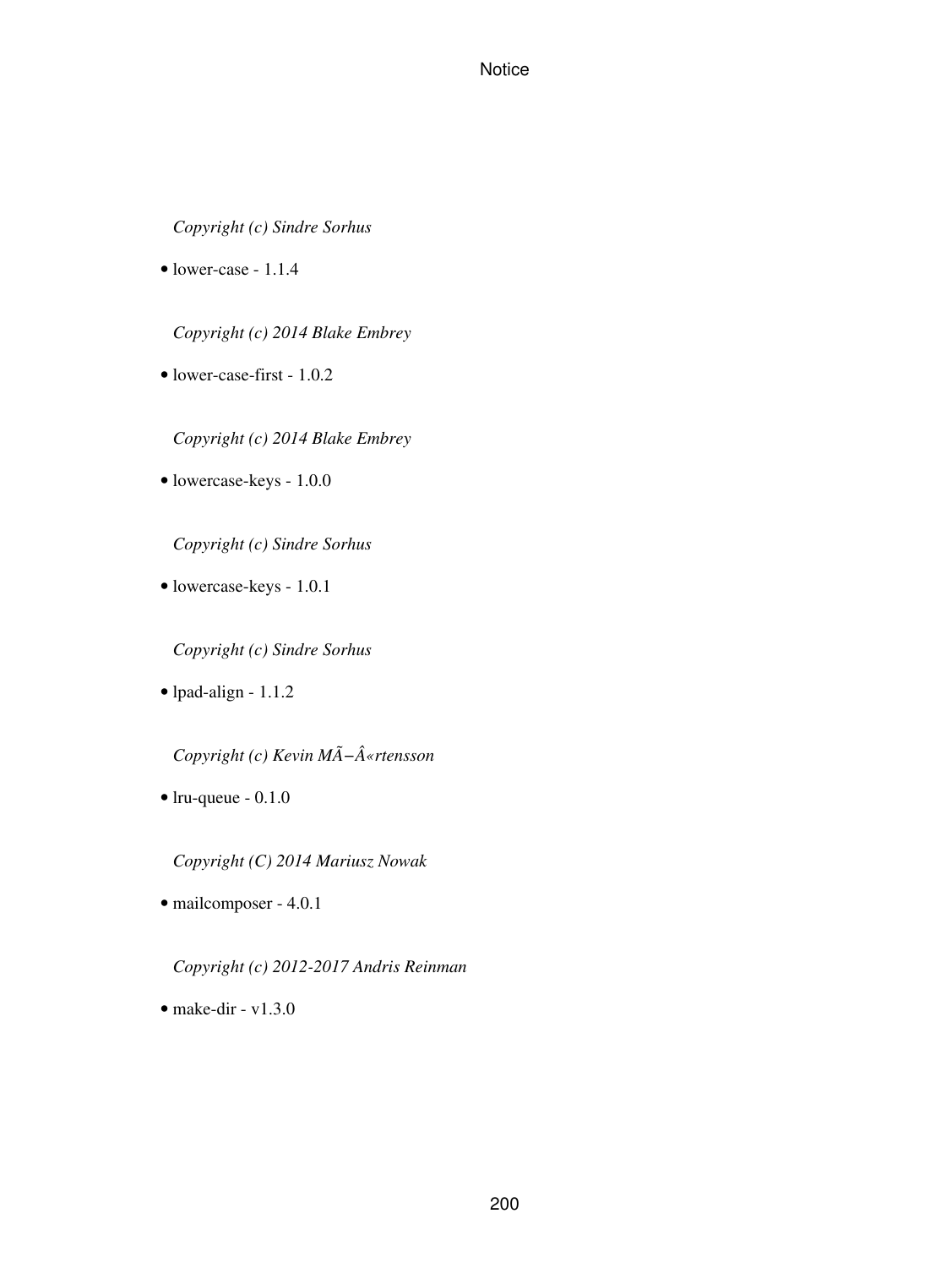*Copyright (c) Sindre Sorhus*

- lower-case - 1.1.4

*Copyright (c) 2014 Blake Embrey*

- lower-case-first - 1.0.2

*Copyright (c) 2014 Blake Embrey*

- lowercase-keys - 1.0.0

*Copyright (c) Sindre Sorhus*

- lowercase-keys - 1.0.1

*Copyright (c) Sindre Sorhus*

- lpad-align - 1.1.2

*Copyright (c) Kevin MÃ−Â«rtensson*

- lru-queue - 0.1.0

*Copyright (C) 2014 Mariusz Nowak*

- mailcomposer - 4.0.1

*Copyright (c) 2012-2017 Andris Reinman*

- make-dir - v1.3.0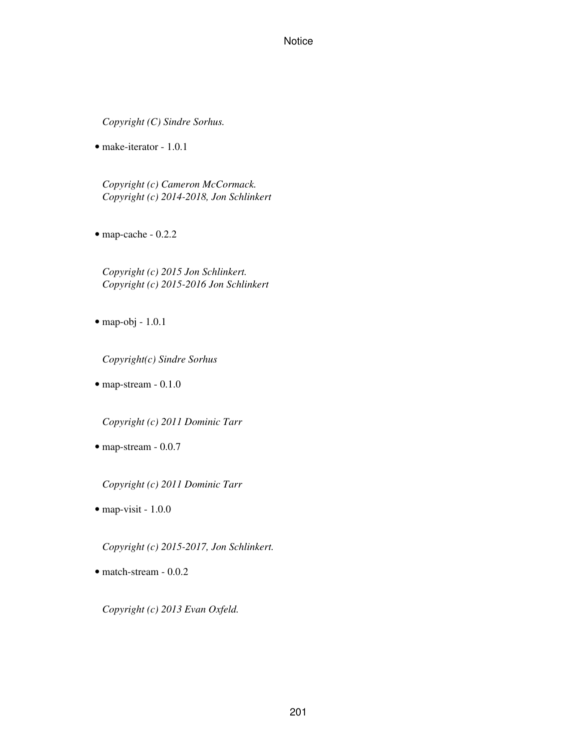*Copyright (C) Sindre Sorhus.*

- make-iterator - 1.0.1

*Copyright (c) Cameron McCormack.*
*Copyright (c) 2014-2018, Jon Schlinkert*

- map-cache - 0.2.2

*Copyright (c) 2015 Jon Schlinkert.*
*Copyright (c) 2015-2016 Jon Schlinkert*

- map-obj - 1.0.1

*Copyright(c) Sindre Sorhus*

- map-stream - 0.1.0

*Copyright (c) 2011 Dominic Tarr*

- map-stream - 0.0.7

*Copyright (c) 2011 Dominic Tarr*

- map-visit - 1.0.0

*Copyright (c) 2015-2017, Jon Schlinkert.*

- match-stream - 0.0.2

*Copyright (c) 2013 Evan Oxfeld.*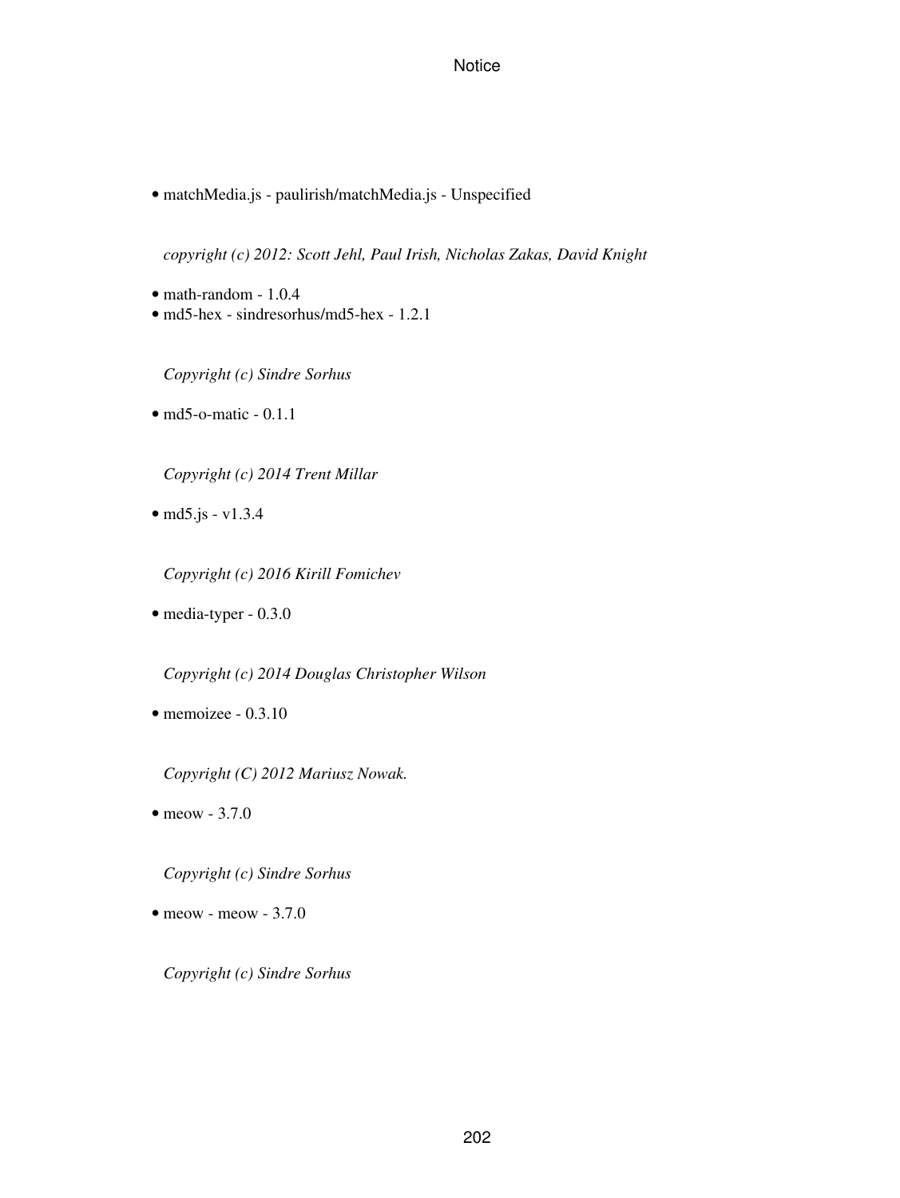- matchMedia.js - paulirish/matchMedia.js - Unspecified

  *copyright (c) 2012: Scott Jehl, Paul Irish, Nicholas Zakas, David Knight*

- math-random - 1.0.4
- md5-hex - sindresorhus/md5-hex - 1.2.1

  *Copyright (c) Sindre Sorhus*

- md5-o-matic - 0.1.1

  *Copyright (c) 2014 Trent Millar*

- md5.js - v1.3.4

  *Copyright (c) 2016 Kirill Fomichev*

- media-typer - 0.3.0

  *Copyright (c) 2014 Douglas Christopher Wilson*

- memoizee - 0.3.10

  *Copyright (C) 2012 Mariusz Nowak.*

- meow - 3.7.0

  *Copyright (c) Sindre Sorhus*

- meow - meow - 3.7.0

  *Copyright (c) Sindre Sorhus*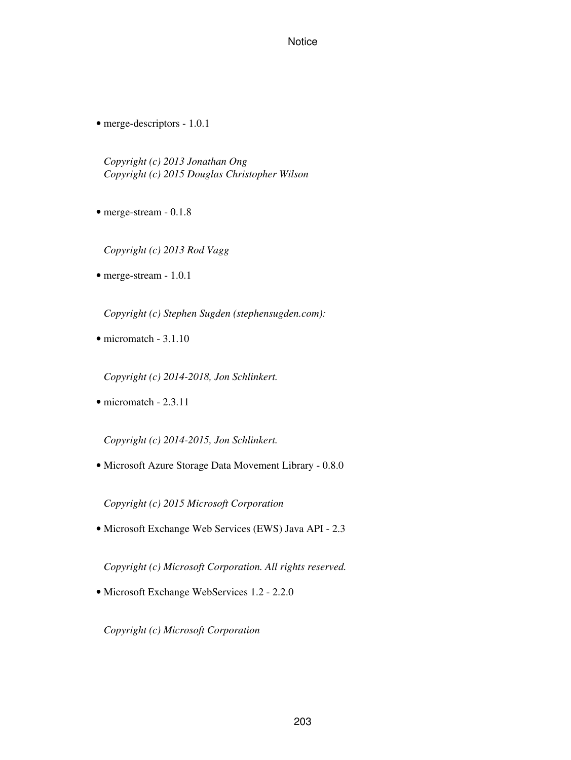- merge-descriptors - 1.0.1

  *Copyright (c) 2013 Jonathan Ong*
  *Copyright (c) 2015 Douglas Christopher Wilson*

- merge-stream - 0.1.8

  *Copyright (c) 2013 Rod Vagg*

- merge-stream - 1.0.1

  *Copyright (c) Stephen Sugden (stephensugden.com):*

- micromatch - 3.1.10

  *Copyright (c) 2014-2018, Jon Schlinkert.*

- micromatch - 2.3.11

  *Copyright (c) 2014-2015, Jon Schlinkert.*

- Microsoft Azure Storage Data Movement Library - 0.8.0

  *Copyright (c) 2015 Microsoft Corporation*

- Microsoft Exchange Web Services (EWS) Java API - 2.3

  *Copyright (c) Microsoft Corporation. All rights reserved.*

- Microsoft Exchange WebServices 1.2 - 2.2.0

  *Copyright (c) Microsoft Corporation*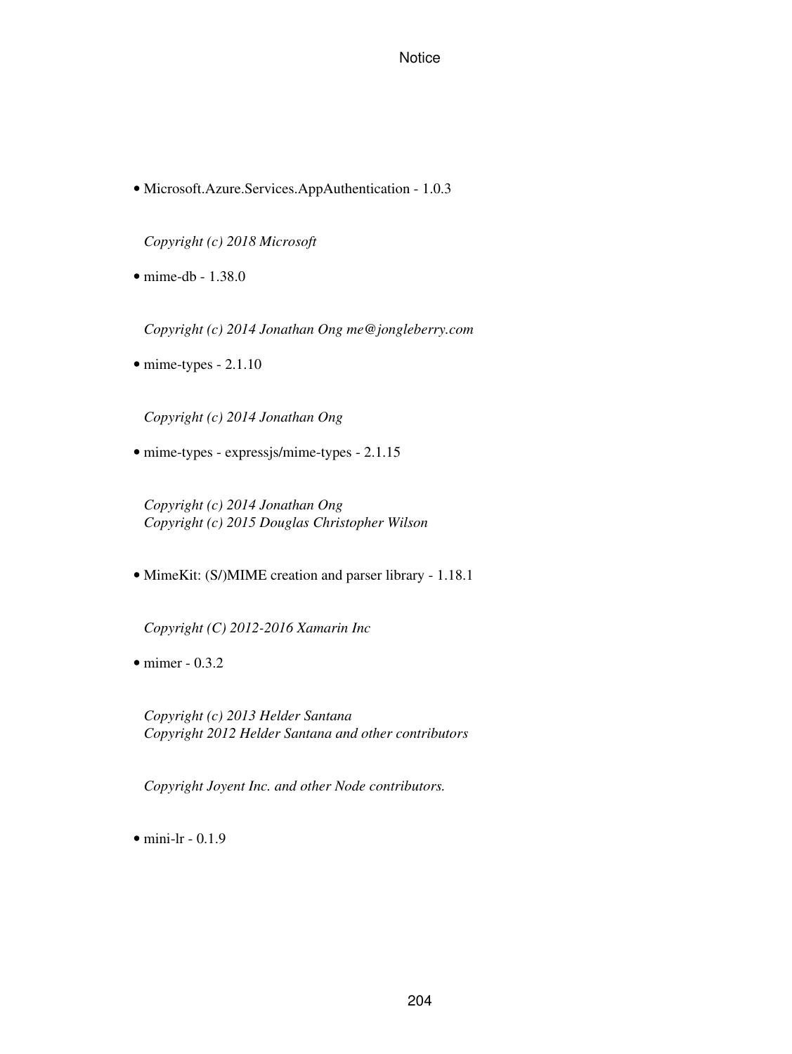- Microsoft.Azure.Services.AppAuthentication - 1.0.3

  *Copyright (c) 2018 Microsoft*

- mime-db - 1.38.0

  *Copyright (c) 2014 Jonathan Ong me@jongleberry.com*

- mime-types - 2.1.10

  *Copyright (c) 2014 Jonathan Ong*

- mime-types - expressjs/mime-types - 2.1.15

  *Copyright (c) 2014 Jonathan Ong*
  *Copyright (c) 2015 Douglas Christopher Wilson*

- MimeKit: (S/)MIME creation and parser library - 1.18.1

  *Copyright (C) 2012-2016 Xamarin Inc*

- mimer - 0.3.2

  *Copyright (c) 2013 Helder Santana*
  *Copyright 2012 Helder Santana and other contributors*

  *Copyright Joyent Inc. and other Node contributors.*

- mini-lr - 0.1.9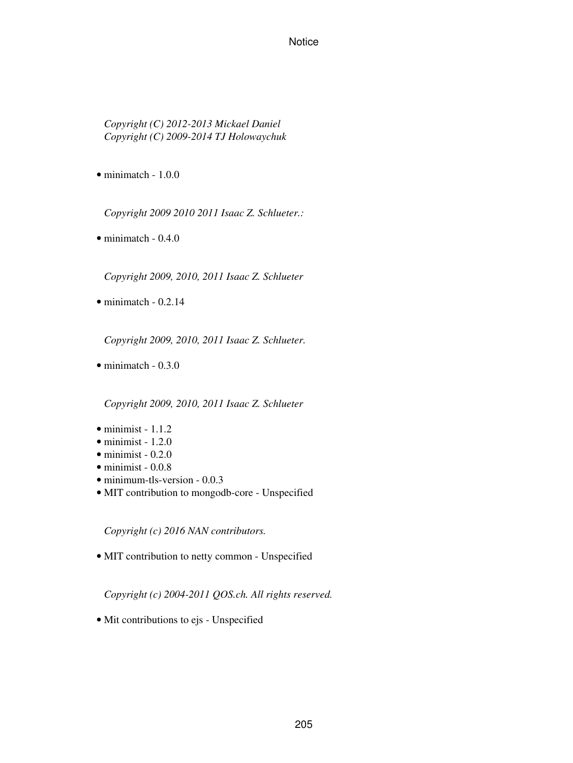*Copyright (C) 2012-2013 Mickael Daniel*
*Copyright (C) 2009-2014 TJ Holowaychuk*

- minimatch - 1.0.0

*Copyright 2009 2010 2011 Isaac Z. Schlueter.:*

- minimatch - 0.4.0

*Copyright 2009, 2010, 2011 Isaac Z. Schlueter*

- minimatch - 0.2.14

*Copyright 2009, 2010, 2011 Isaac Z. Schlueter.*

- minimatch - 0.3.0

*Copyright 2009, 2010, 2011 Isaac Z. Schlueter*

- minimist - 1.1.2
- minimist - 1.2.0
- minimist - 0.2.0
- minimist - 0.0.8
- minimum-tls-version - 0.0.3
- MIT contribution to mongodb-core - Unspecified

*Copyright (c) 2016 NAN contributors.*

- MIT contribution to netty common - Unspecified

*Copyright (c) 2004-2011 QOS.ch. All rights reserved.*

- Mit contributions to ejs - Unspecified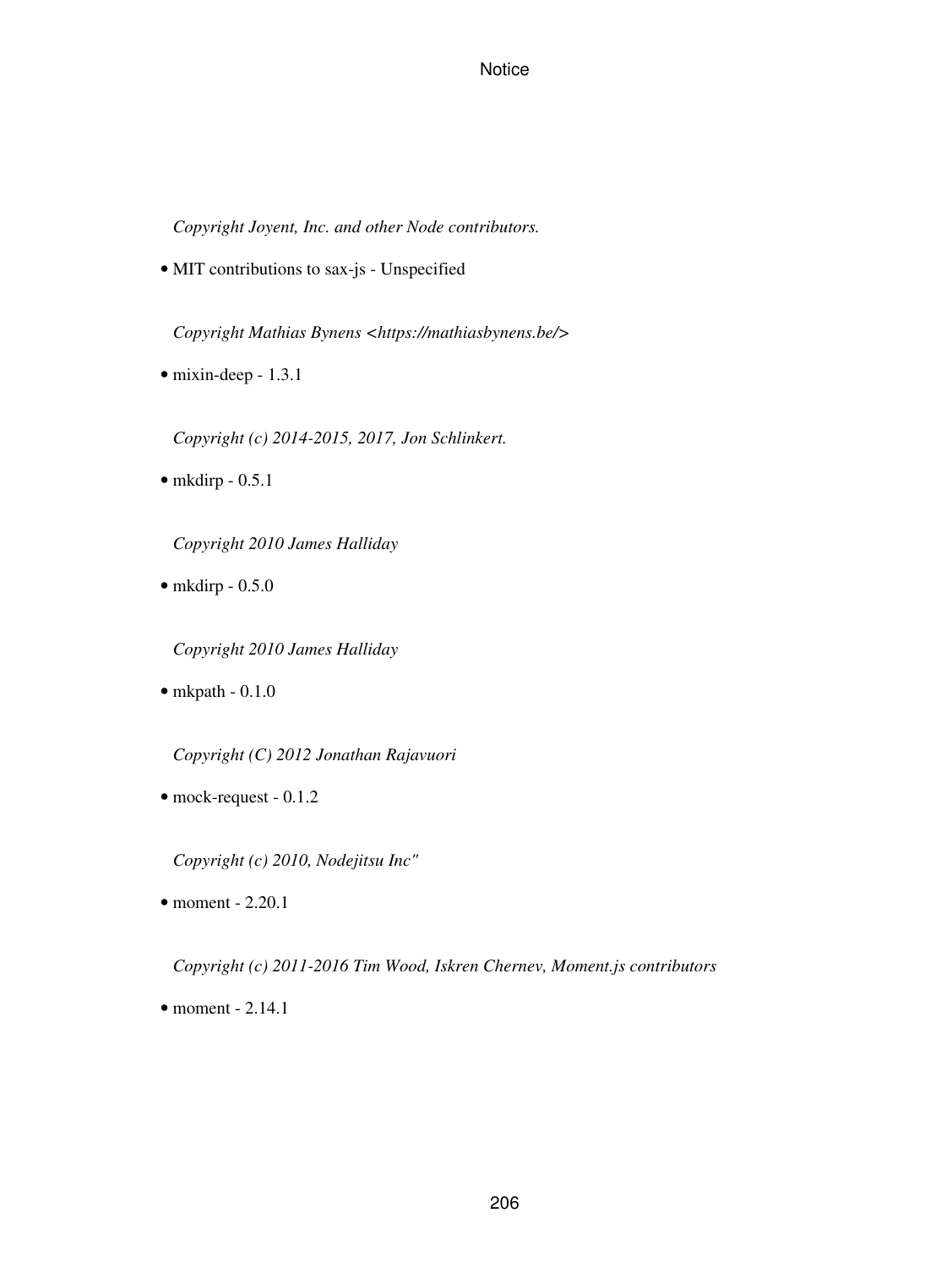*Copyright Joyent, Inc. and other Node contributors.*

- MIT contributions to sax-js - Unspecified

*Copyright Mathias Bynens <https://mathiasbynens.be/>*

- mixin-deep - 1.3.1

*Copyright (c) 2014-2015, 2017, Jon Schlinkert.*

- mkdirp - 0.5.1

*Copyright 2010 James Halliday*

- mkdirp - 0.5.0

*Copyright 2010 James Halliday*

- mkpath - 0.1.0

*Copyright (C) 2012 Jonathan Rajavuori*

- mock-request - 0.1.2

*Copyright (c) 2010, Nodejitsu Inc"*

- moment - 2.20.1

*Copyright (c) 2011-2016 Tim Wood, Iskren Chernev, Moment.js contributors*

- moment - 2.14.1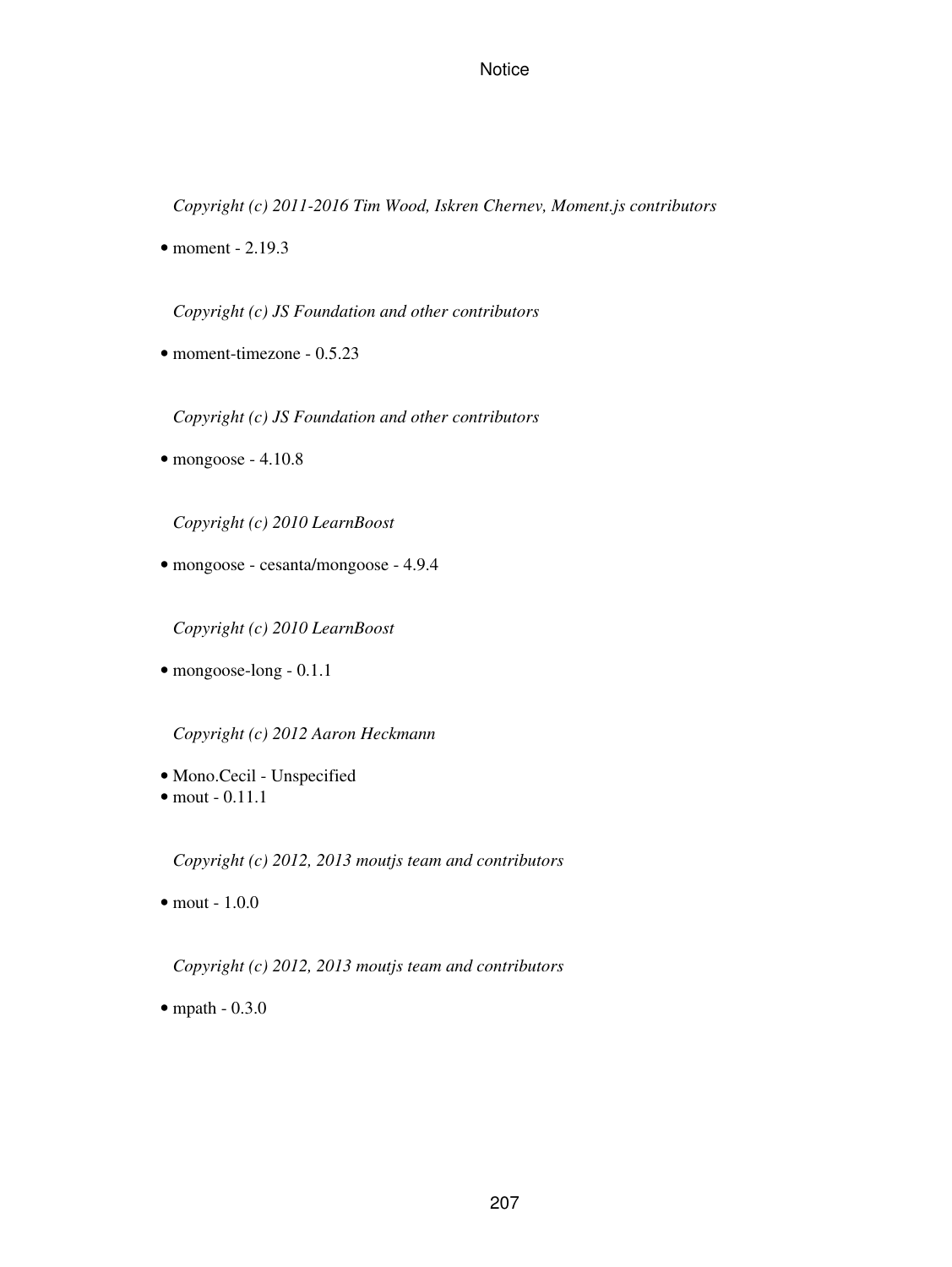*Copyright (c) 2011-2016 Tim Wood, Iskren Chernev, Moment.js contributors*

- moment - 2.19.3

*Copyright (c) JS Foundation and other contributors*

- moment-timezone - 0.5.23

*Copyright (c) JS Foundation and other contributors*

- mongoose - 4.10.8

*Copyright (c) 2010 LearnBoost*

- mongoose - cesanta/mongoose - 4.9.4

*Copyright (c) 2010 LearnBoost*

- mongoose-long - 0.1.1

*Copyright (c) 2012 Aaron Heckmann*

- Mono.Cecil - Unspecified
- mout - 0.11.1

*Copyright (c) 2012, 2013 moutjs team and contributors*

- mout - 1.0.0

*Copyright (c) 2012, 2013 moutjs team and contributors*

- mpath - 0.3.0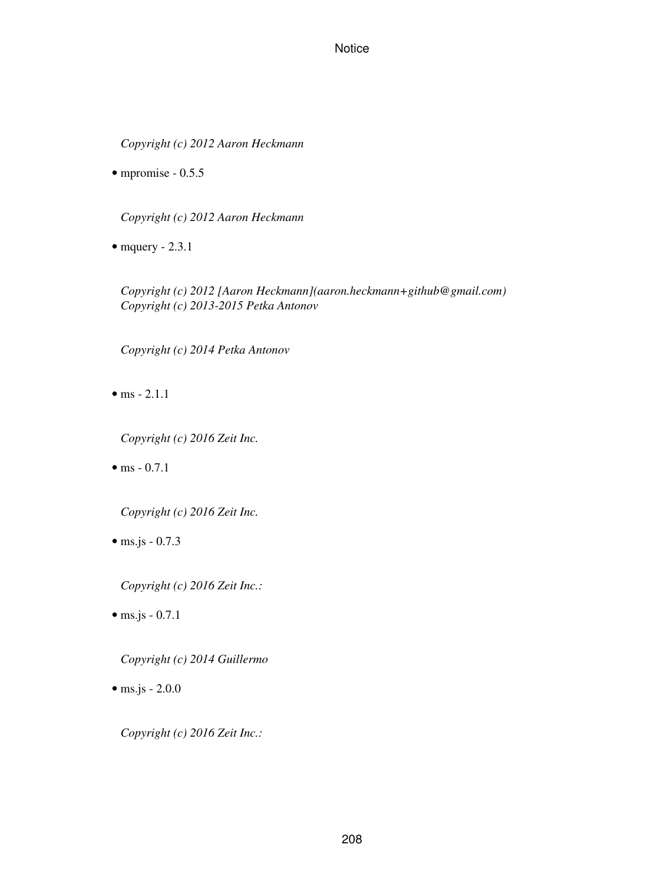*Copyright (c) 2012 Aaron Heckmann*

- mpromise - 0.5.5

*Copyright (c) 2012 Aaron Heckmann*

- mquery - 2.3.1

*Copyright (c) 2012 [Aaron Heckmann](aaron.heckmann+github@gmail.com)*
*Copyright (c) 2013-2015 Petka Antonov*

*Copyright (c) 2014 Petka Antonov*

- ms - 2.1.1

*Copyright (c) 2016 Zeit Inc.*

- ms - 0.7.1

*Copyright (c) 2016 Zeit Inc.*

- ms.js - 0.7.3

*Copyright (c) 2016 Zeit Inc.:*

- ms.js - 0.7.1

*Copyright (c) 2014 Guillermo*

- ms.js - 2.0.0

*Copyright (c) 2016 Zeit Inc.:*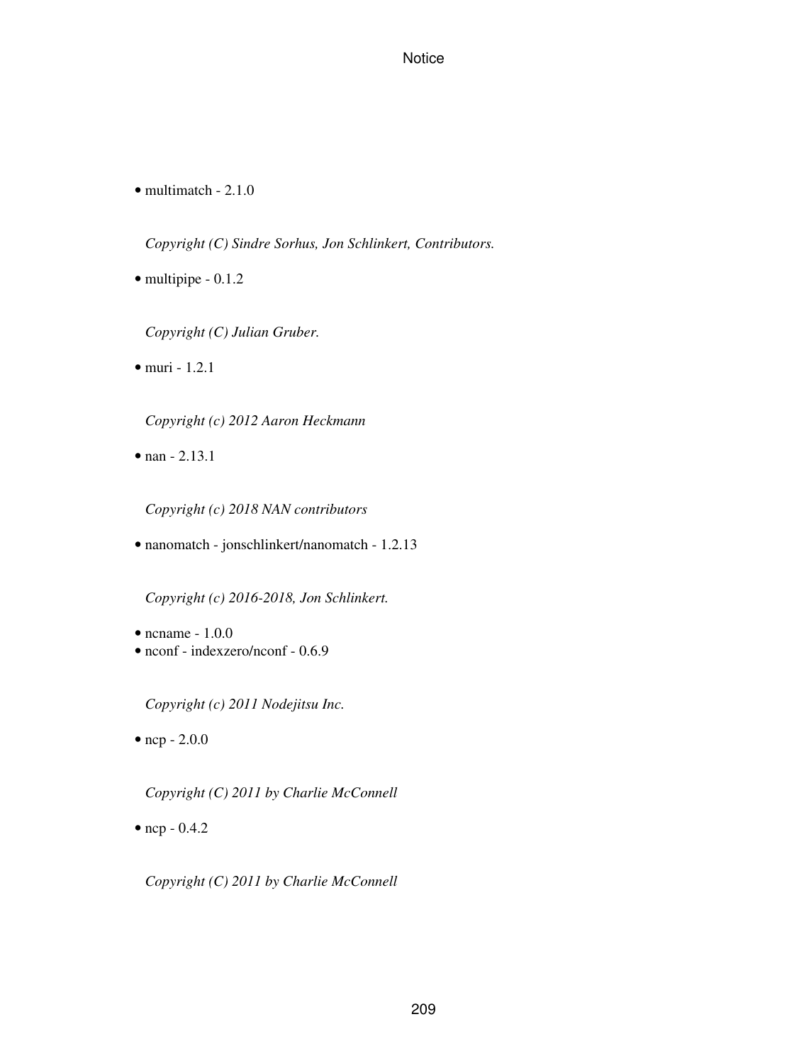- multimatch - 2.1.0

  *Copyright (C) Sindre Sorhus, Jon Schlinkert, Contributors.*

- multipipe - 0.1.2

  *Copyright (C) Julian Gruber.*

- muri - 1.2.1

  *Copyright (c) 2012 Aaron Heckmann*

- nan - 2.13.1

  *Copyright (c) 2018 NAN contributors*

- nanomatch - jonschlinkert/nanomatch - 1.2.13

  *Copyright (c) 2016-2018, Jon Schlinkert.*

- ncname - 1.0.0
- nconf - indexzero/nconf - 0.6.9

  *Copyright (c) 2011 Nodejitsu Inc.*

- ncp - 2.0.0

  *Copyright (C) 2011 by Charlie McConnell*

- ncp - 0.4.2

  *Copyright (C) 2011 by Charlie McConnell*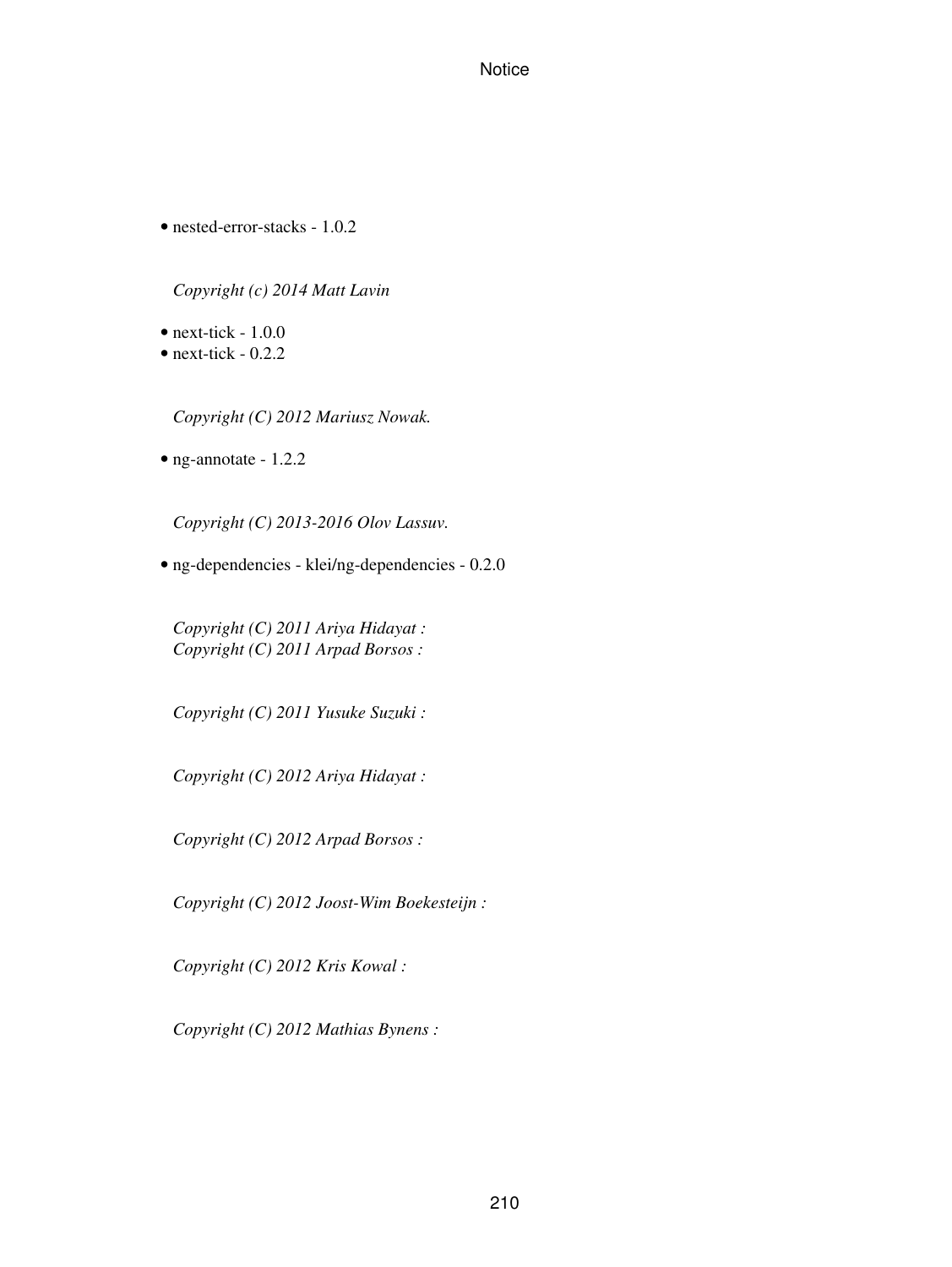- nested-error-stacks - 1.0.2

  *Copyright (c) 2014 Matt Lavin*

- next-tick - 1.0.0
- next-tick - 0.2.2

  *Copyright (C) 2012 Mariusz Nowak.*

- ng-annotate - 1.2.2

  *Copyright (C) 2013-2016 Olov Lassuv.*

- ng-dependencies - klei/ng-dependencies - 0.2.0

  *Copyright (C) 2011 Ariya Hidayat :*
  *Copyright (C) 2011 Arpad Borsos :*

  *Copyright (C) 2011 Yusuke Suzuki :*

  *Copyright (C) 2012 Ariya Hidayat :*

  *Copyright (C) 2012 Arpad Borsos :*

  *Copyright (C) 2012 Joost-Wim Boekesteijn :*

  *Copyright (C) 2012 Kris Kowal :*

  *Copyright (C) 2012 Mathias Bynens :*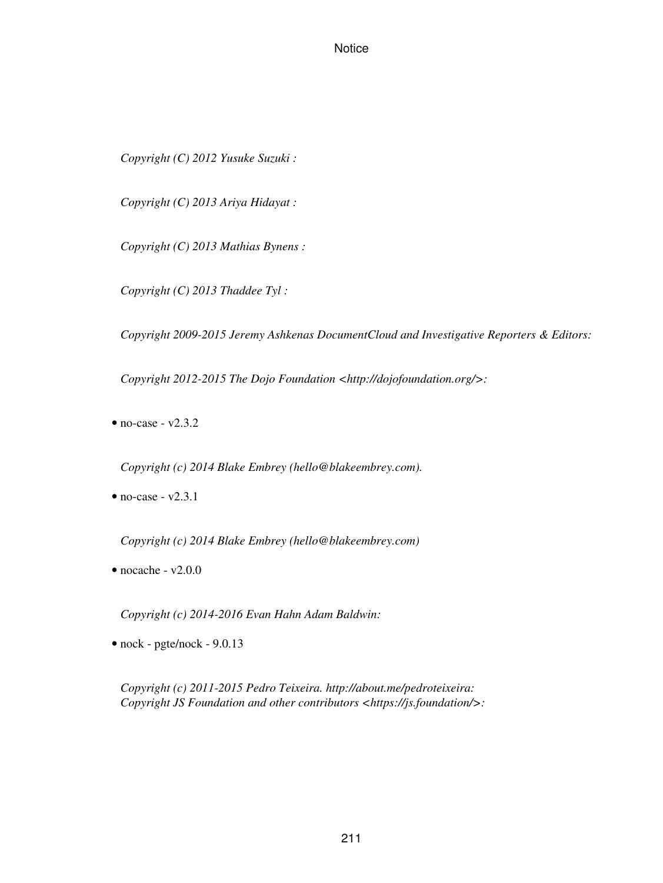*Copyright (C) 2012 Yusuke Suzuki :*

*Copyright (C) 2013 Ariya Hidayat :*

*Copyright (C) 2013 Mathias Bynens :*

*Copyright (C) 2013 Thaddee Tyl :*

*Copyright 2009-2015 Jeremy Ashkenas DocumentCloud and Investigative Reporters & Editors:*

*Copyright 2012-2015 The Dojo Foundation <http://dojofoundation.org/>:*

- no-case - v2.3.2

  *Copyright (c) 2014 Blake Embrey (hello@blakeembrey.com).*

- no-case - v2.3.1

  *Copyright (c) 2014 Blake Embrey (hello@blakeembrey.com)*

- nocache - v2.0.0

  *Copyright (c) 2014-2016 Evan Hahn Adam Baldwin:*

- nock - pgte/nock - 9.0.13

  *Copyright (c) 2011-2015 Pedro Teixeira. http://about.me/pedroteixeira:*
  *Copyright JS Foundation and other contributors <https://js.foundation/>:*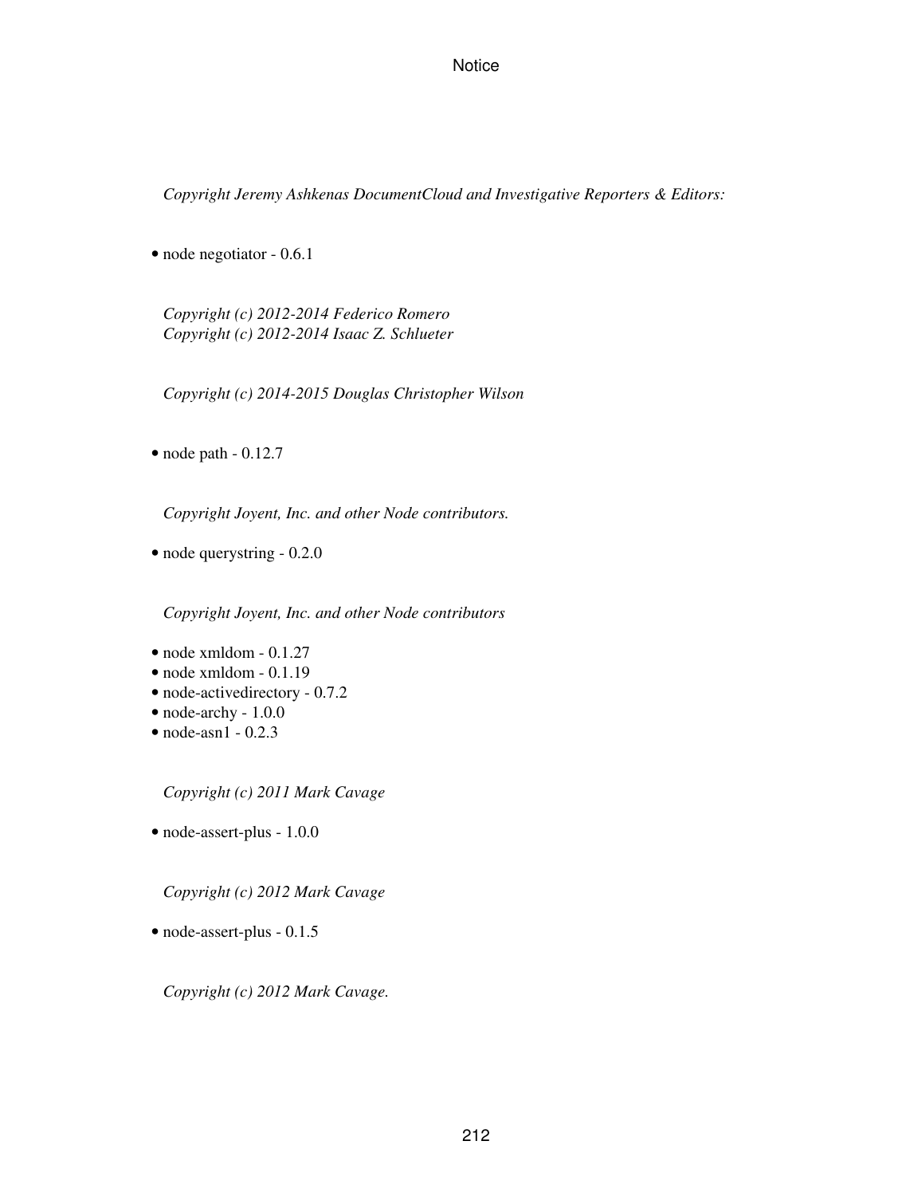*Copyright Jeremy Ashkenas DocumentCloud and Investigative Reporters & Editors:*

- node negotiator - 0.6.1

*Copyright (c) 2012-2014 Federico Romero*
*Copyright (c) 2012-2014 Isaac Z. Schlueter*

*Copyright (c) 2014-2015 Douglas Christopher Wilson*

- node path - 0.12.7

*Copyright Joyent, Inc. and other Node contributors.*

- node querystring - 0.2.0

*Copyright Joyent, Inc. and other Node contributors*

- node xmldom - 0.1.27
- node xmldom - 0.1.19
- node-activedirectory - 0.7.2
- node-archy - 1.0.0
- node-asn1 - 0.2.3

*Copyright (c) 2011 Mark Cavage*

- node-assert-plus - 1.0.0

*Copyright (c) 2012 Mark Cavage*

- node-assert-plus - 0.1.5

*Copyright (c) 2012 Mark Cavage.*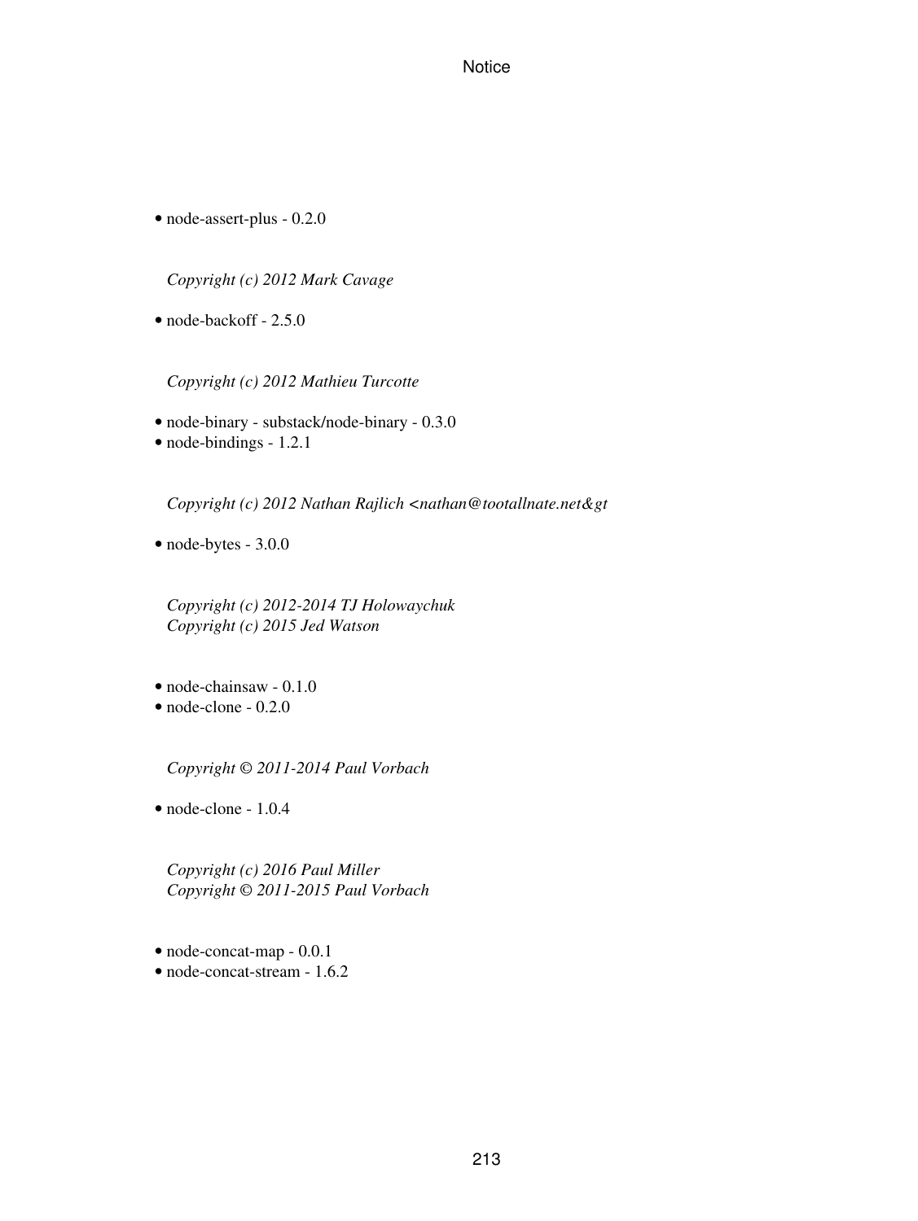- node-assert-plus - 0.2.0

  *Copyright (c) 2012 Mark Cavage*

- node-backoff - 2.5.0

  *Copyright (c) 2012 Mathieu Turcotte*

- node-binary - substack/node-binary - 0.3.0
- node-bindings - 1.2.1

  *Copyright (c) 2012 Nathan Rajlich <nathan@tootallnate.net&gt*

- node-bytes - 3.0.0

  *Copyright (c) 2012-2014 TJ Holowaychuk*
  *Copyright (c) 2015 Jed Watson*

- node-chainsaw - 0.1.0
- node-clone - 0.2.0

  *Copyright © 2011-2014 Paul Vorbach*

- node-clone - 1.0.4

  *Copyright (c) 2016 Paul Miller*
  *Copyright © 2011-2015 Paul Vorbach*

- node-concat-map - 0.0.1
- node-concat-stream - 1.6.2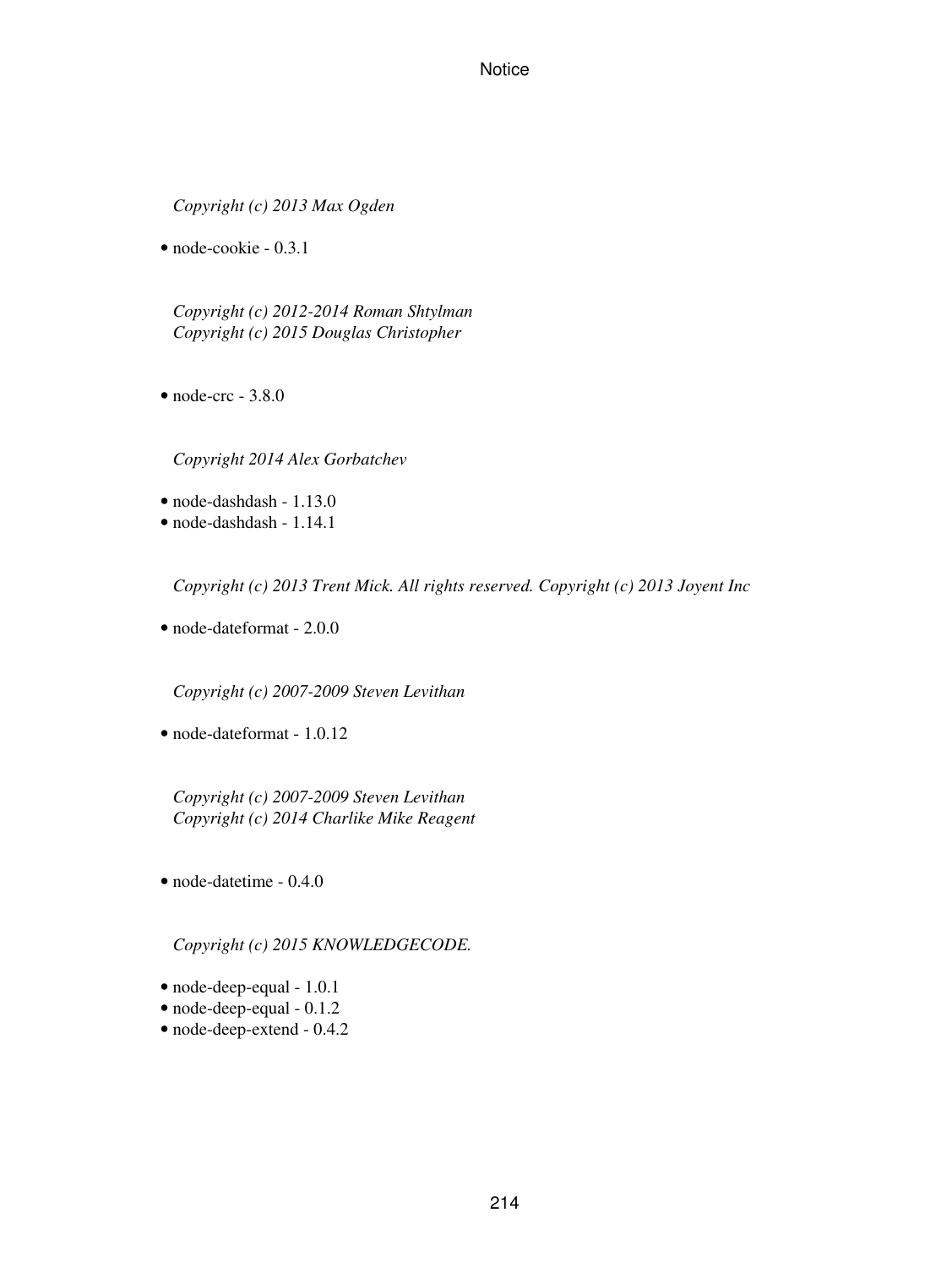*Copyright (c) 2013 Max Ogden*

- node-cookie - 0.3.1

*Copyright (c) 2012-2014 Roman Shtylman*
*Copyright (c) 2015 Douglas Christopher*

- node-crc - 3.8.0

*Copyright 2014 Alex Gorbatchev*

- node-dashdash - 1.13.0
- node-dashdash - 1.14.1

*Copyright (c) 2013 Trent Mick. All rights reserved. Copyright (c) 2013 Joyent Inc*

- node-dateformat - 2.0.0

*Copyright (c) 2007-2009 Steven Levithan*

- node-dateformat - 1.0.12

*Copyright (c) 2007-2009 Steven Levithan*
*Copyright (c) 2014 Charlike Mike Reagent*

- node-datetime - 0.4.0

*Copyright (c) 2015 KNOWLEDGECODE.*

- node-deep-equal - 1.0.1
- node-deep-equal - 0.1.2
- node-deep-extend - 0.4.2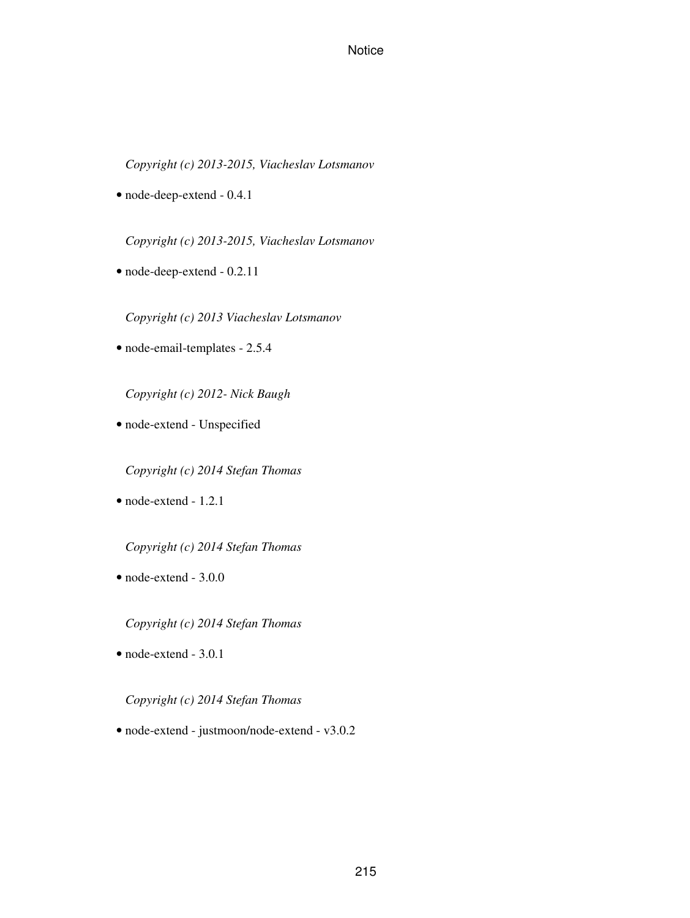*Copyright (c) 2013-2015, Viacheslav Lotsmanov*

- node-deep-extend - 0.4.1

*Copyright (c) 2013-2015, Viacheslav Lotsmanov*

- node-deep-extend - 0.2.11

*Copyright (c) 2013 Viacheslav Lotsmanov*

- node-email-templates - 2.5.4

*Copyright (c) 2012- Nick Baugh*

- node-extend - Unspecified

*Copyright (c) 2014 Stefan Thomas*

- node-extend - 1.2.1

*Copyright (c) 2014 Stefan Thomas*

- node-extend - 3.0.0

*Copyright (c) 2014 Stefan Thomas*

- node-extend - 3.0.1

*Copyright (c) 2014 Stefan Thomas*

- node-extend - justmoon/node-extend - v3.0.2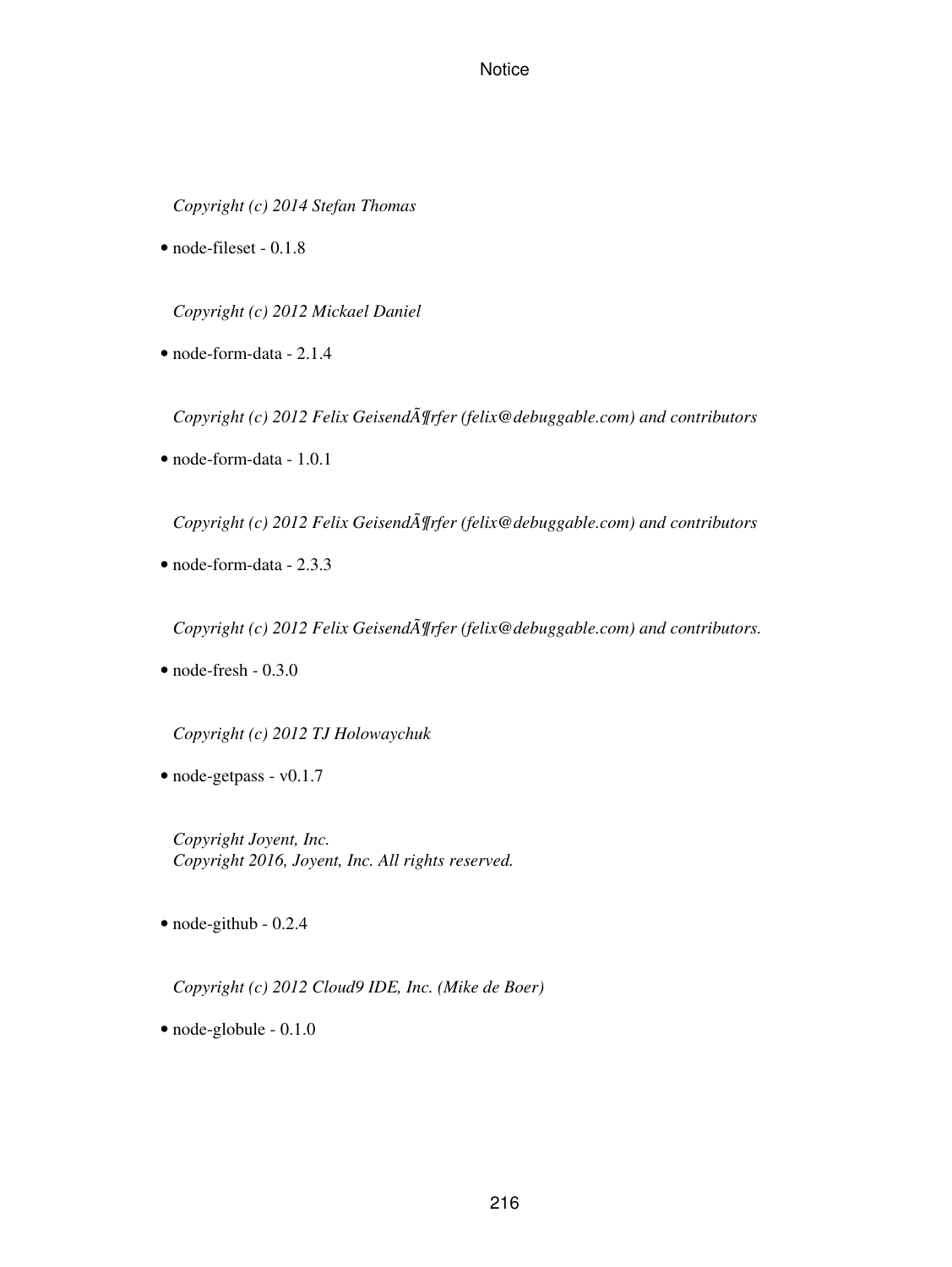*Copyright (c) 2014 Stefan Thomas*

- node-fileset - 0.1.8

*Copyright (c) 2012 Mickael Daniel*

- node-form-data - 2.1.4

*Copyright (c) 2012 Felix GeisendÃ¶rfer (felix@debuggable.com) and contributors*

- node-form-data - 1.0.1

*Copyright (c) 2012 Felix GeisendÃ¶rfer (felix@debuggable.com) and contributors*

- node-form-data - 2.3.3

*Copyright (c) 2012 Felix GeisendÃ¶rfer (felix@debuggable.com) and contributors.*

- node-fresh - 0.3.0

*Copyright (c) 2012 TJ Holowaychuk*

- node-getpass - v0.1.7

*Copyright Joyent, Inc.*
*Copyright 2016, Joyent, Inc. All rights reserved.*

- node-github - 0.2.4

*Copyright (c) 2012 Cloud9 IDE, Inc. (Mike de Boer)*

- node-globule - 0.1.0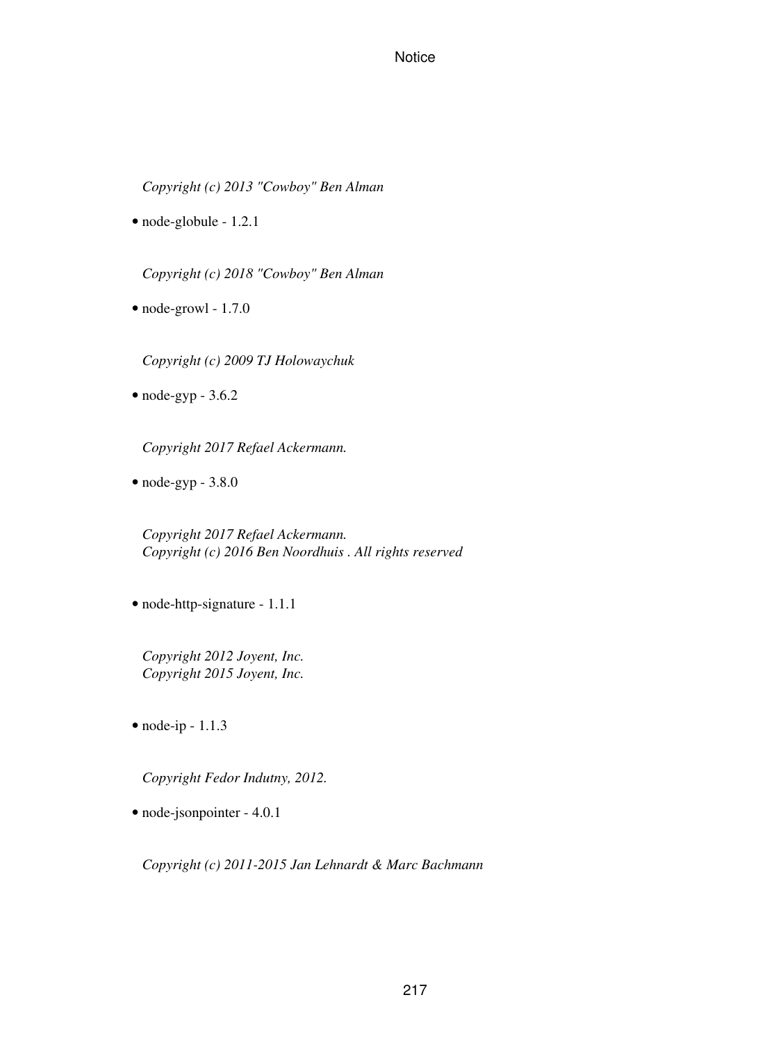*Copyright (c) 2013 "Cowboy" Ben Alman*

- node-globule - 1.2.1

*Copyright (c) 2018 "Cowboy" Ben Alman*

- node-growl - 1.7.0

*Copyright (c) 2009 TJ Holowaychuk*

- node-gyp - 3.6.2

*Copyright 2017 Refael Ackermann.*

- node-gyp - 3.8.0

*Copyright 2017 Refael Ackermann.*
*Copyright (c) 2016 Ben Noordhuis . All rights reserved*

- node-http-signature - 1.1.1

*Copyright 2012 Joyent, Inc.*
*Copyright 2015 Joyent, Inc.*

- node-ip - 1.1.3

*Copyright Fedor Indutny, 2012.*

- node-jsonpointer - 4.0.1

*Copyright (c) 2011-2015 Jan Lehnardt & Marc Bachmann*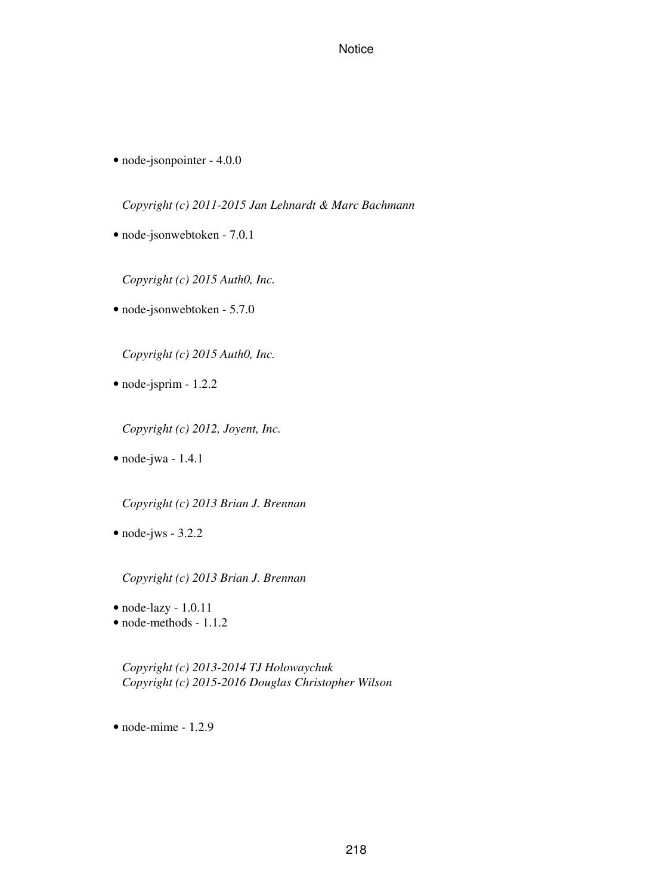- node-jsonpointer - 4.0.0

  *Copyright (c) 2011-2015 Jan Lehnardt & Marc Bachmann*

- node-jsonwebtoken - 7.0.1

  *Copyright (c) 2015 Auth0, Inc.*

- node-jsonwebtoken - 5.7.0

  *Copyright (c) 2015 Auth0, Inc.*

- node-jsprim - 1.2.2

  *Copyright (c) 2012, Joyent, Inc.*

- node-jwa - 1.4.1

  *Copyright (c) 2013 Brian J. Brennan*

- node-jws - 3.2.2

  *Copyright (c) 2013 Brian J. Brennan*

- node-lazy - 1.0.11
- node-methods - 1.1.2

  *Copyright (c) 2013-2014 TJ Holowaychuk*
  *Copyright (c) 2015-2016 Douglas Christopher Wilson*

- node-mime - 1.2.9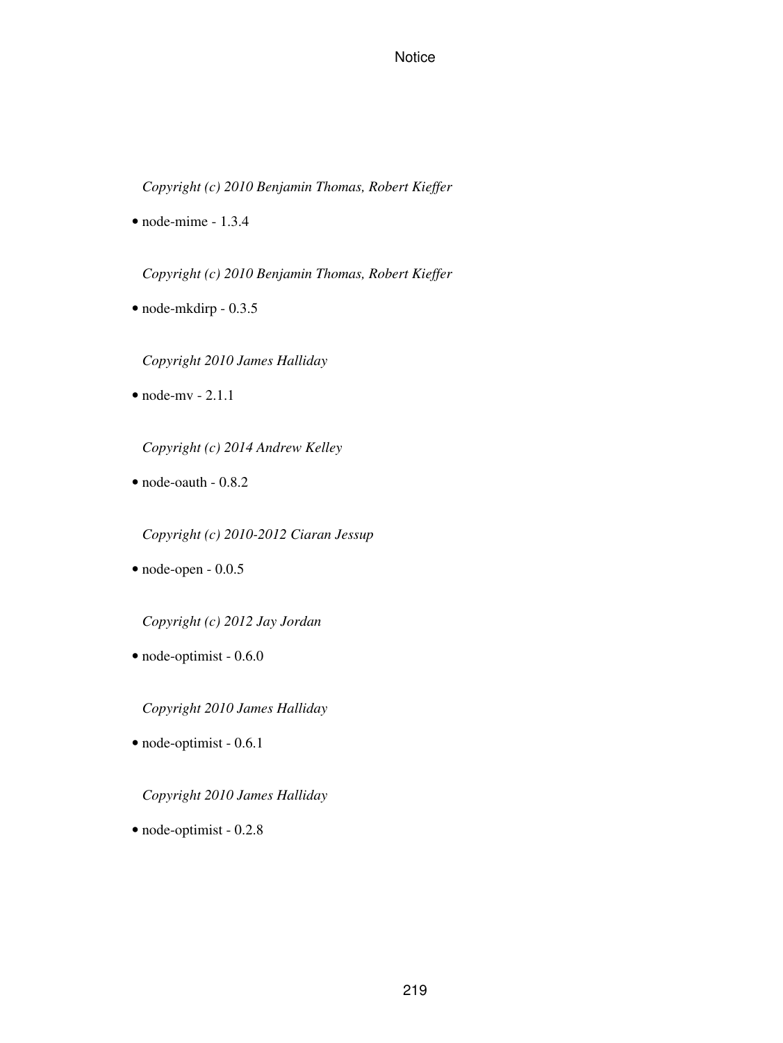*Copyright (c) 2010 Benjamin Thomas, Robert Kieffer*

- node-mime - 1.3.4

  *Copyright (c) 2010 Benjamin Thomas, Robert Kieffer*

- node-mkdirp - 0.3.5

  *Copyright 2010 James Halliday*

- node-mv - 2.1.1

  *Copyright (c) 2014 Andrew Kelley*

- node-oauth - 0.8.2

  *Copyright (c) 2010-2012 Ciaran Jessup*

- node-open - 0.0.5

  *Copyright (c) 2012 Jay Jordan*

- node-optimist - 0.6.0

  *Copyright 2010 James Halliday*

- node-optimist - 0.6.1

  *Copyright 2010 James Halliday*

- node-optimist - 0.2.8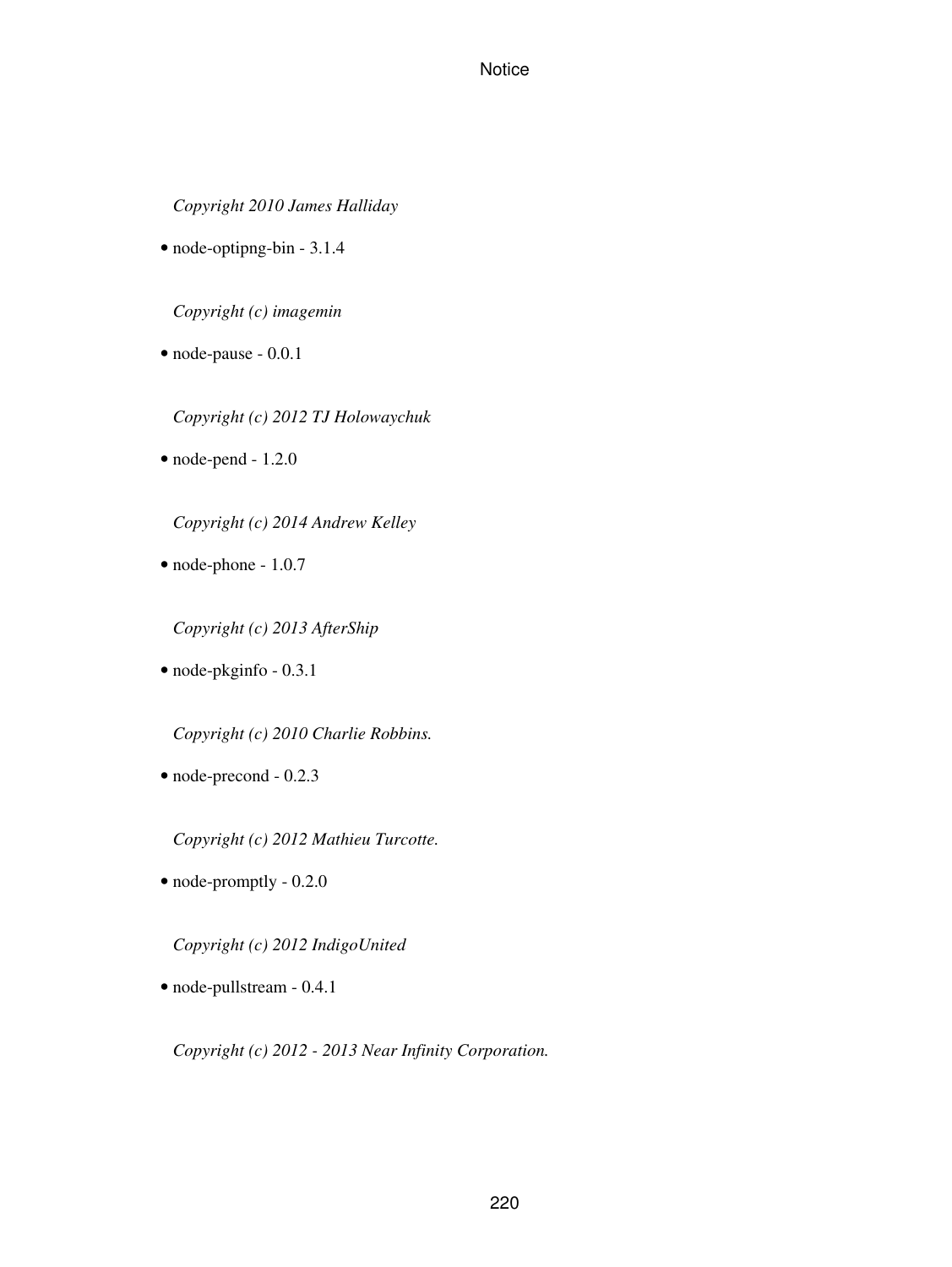*Copyright 2010 James Halliday*

- node-optipng-bin - 3.1.4

  *Copyright (c) imagemin*

- node-pause - 0.0.1

  *Copyright (c) 2012 TJ Holowaychuk*

- node-pend - 1.2.0

  *Copyright (c) 2014 Andrew Kelley*

- node-phone - 1.0.7

  *Copyright (c) 2013 AfterShip*

- node-pkginfo - 0.3.1

  *Copyright (c) 2010 Charlie Robbins.*

- node-precond - 0.2.3

  *Copyright (c) 2012 Mathieu Turcotte.*

- node-promptly - 0.2.0

  *Copyright (c) 2012 IndigoUnited*

- node-pullstream - 0.4.1

  *Copyright (c) 2012 - 2013 Near Infinity Corporation.*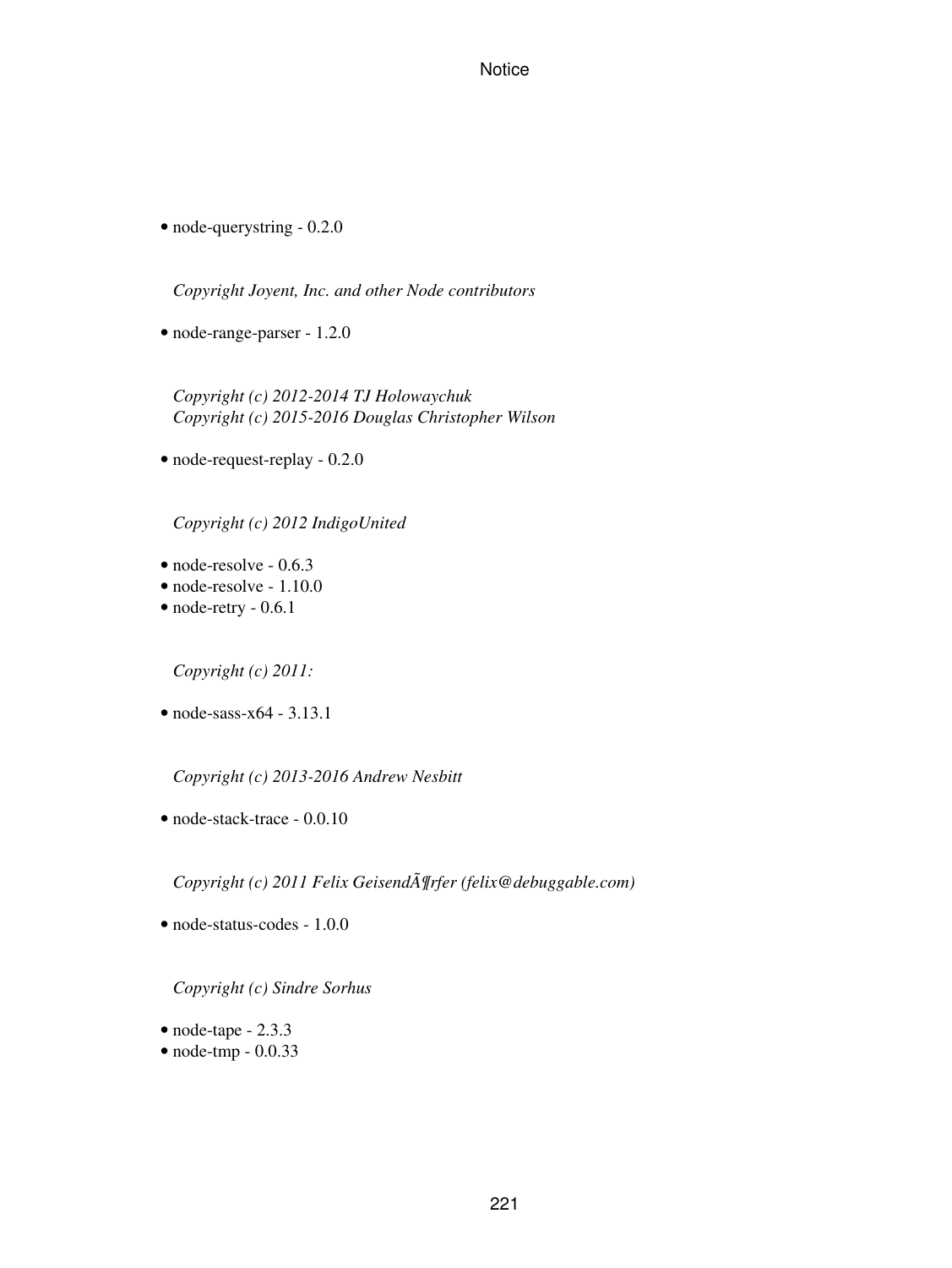- node-querystring - 0.2.0

  *Copyright Joyent, Inc. and other Node contributors*

- node-range-parser - 1.2.0

  *Copyright (c) 2012-2014 TJ Holowaychuk*
  *Copyright (c) 2015-2016 Douglas Christopher Wilson*

- node-request-replay - 0.2.0

  *Copyright (c) 2012 IndigoUnited*

- node-resolve - 0.6.3
- node-resolve - 1.10.0
- node-retry - 0.6.1

  *Copyright (c) 2011:*

- node-sass-x64 - 3.13.1

  *Copyright (c) 2013-2016 Andrew Nesbitt*

- node-stack-trace - 0.0.10

  *Copyright (c) 2011 Felix GeisendÃ¶rfer (felix@debuggable.com)*

- node-status-codes - 1.0.0

  *Copyright (c) Sindre Sorhus*

- node-tape - 2.3.3
- node-tmp - 0.0.33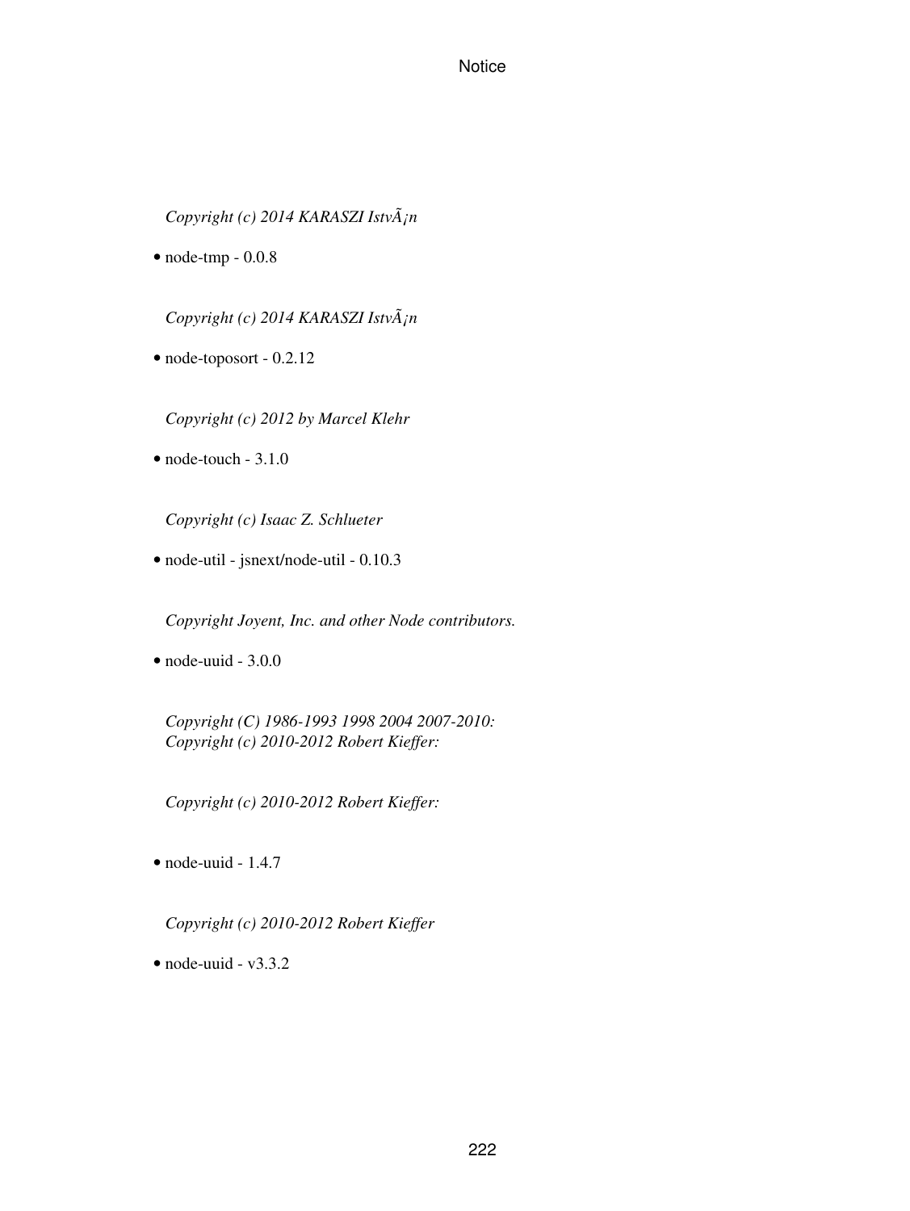*Copyright (c) 2014 KARASZI IstvÃ¡n*

- node-tmp - 0.0.8

*Copyright (c) 2014 KARASZI IstvÃ¡n*

- node-toposort - 0.2.12

*Copyright (c) 2012 by Marcel Klehr*

- node-touch - 3.1.0

*Copyright (c) Isaac Z. Schlueter*

- node-util - jsnext/node-util - 0.10.3

*Copyright Joyent, Inc. and other Node contributors.*

- node-uuid - 3.0.0

*Copyright (C) 1986-1993 1998 2004 2007-2010:*
*Copyright (c) 2010-2012 Robert Kieffer:*

*Copyright (c) 2010-2012 Robert Kieffer:*

- node-uuid - 1.4.7

*Copyright (c) 2010-2012 Robert Kieffer*

- node-uuid - v3.3.2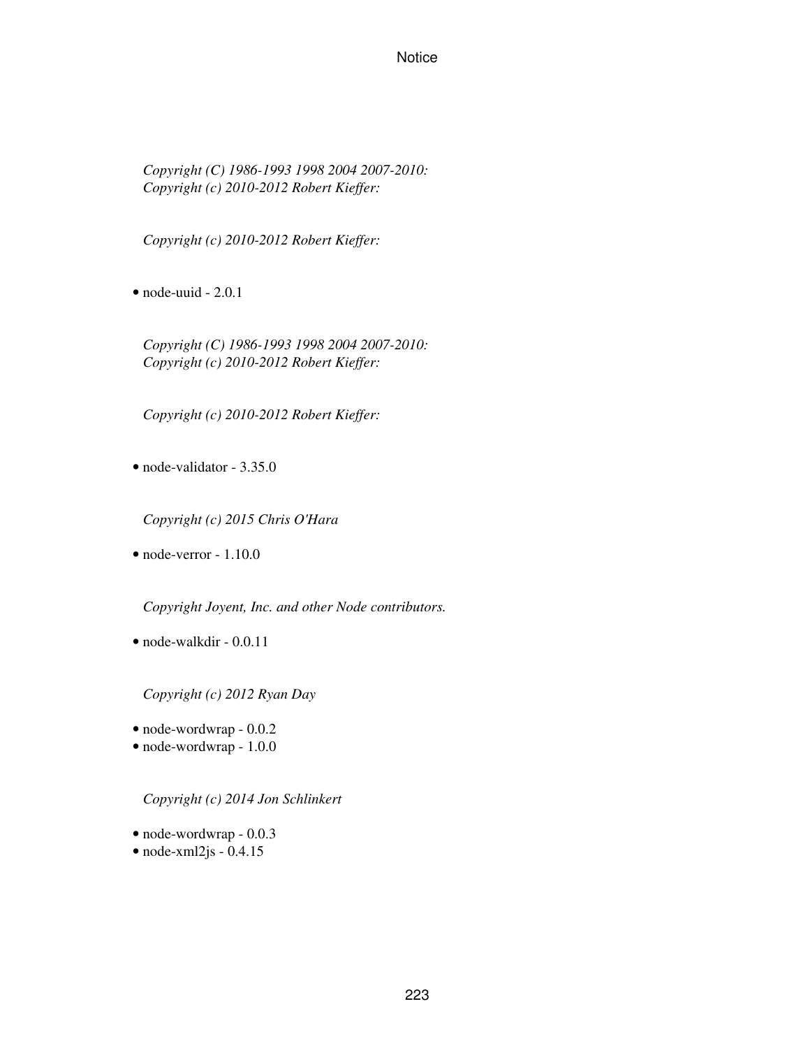*Copyright (C) 1986-1993 1998 2004 2007-2010:*
*Copyright (c) 2010-2012 Robert Kieffer:*

*Copyright (c) 2010-2012 Robert Kieffer:*

- node-uuid - 2.0.1

*Copyright (C) 1986-1993 1998 2004 2007-2010:*
*Copyright (c) 2010-2012 Robert Kieffer:*

*Copyright (c) 2010-2012 Robert Kieffer:*

- node-validator - 3.35.0

*Copyright (c) 2015 Chris O'Hara*

- node-verror - 1.10.0

*Copyright Joyent, Inc. and other Node contributors.*

- node-walkdir - 0.0.11

*Copyright (c) 2012 Ryan Day*

- node-wordwrap - 0.0.2
- node-wordwrap - 1.0.0

*Copyright (c) 2014 Jon Schlinkert*

- node-wordwrap - 0.0.3
- node-xml2js - 0.4.15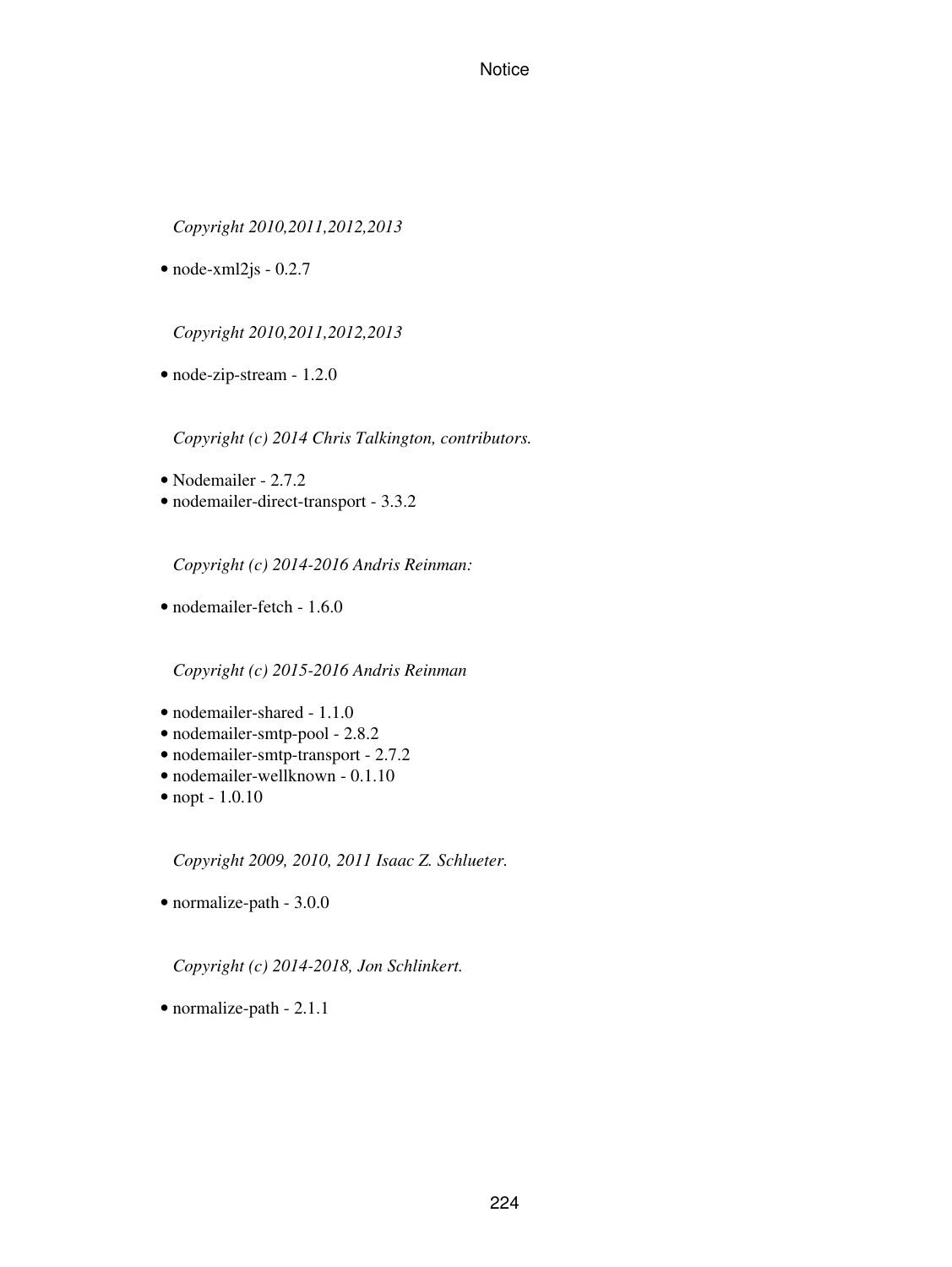*Copyright 2010,2011,2012,2013*

- node-xml2js - 0.2.7

*Copyright 2010,2011,2012,2013*

- node-zip-stream - 1.2.0

*Copyright (c) 2014 Chris Talkington, contributors.*

- Nodemailer - 2.7.2
- nodemailer-direct-transport - 3.3.2

*Copyright (c) 2014-2016 Andris Reinman:*

- nodemailer-fetch - 1.6.0

*Copyright (c) 2015-2016 Andris Reinman*

- nodemailer-shared - 1.1.0
- nodemailer-smtp-pool - 2.8.2
- nodemailer-smtp-transport - 2.7.2
- nodemailer-wellknown - 0.1.10
- nopt - 1.0.10

*Copyright 2009, 2010, 2011 Isaac Z. Schlueter.*

- normalize-path - 3.0.0

*Copyright (c) 2014-2018, Jon Schlinkert.*

- normalize-path - 2.1.1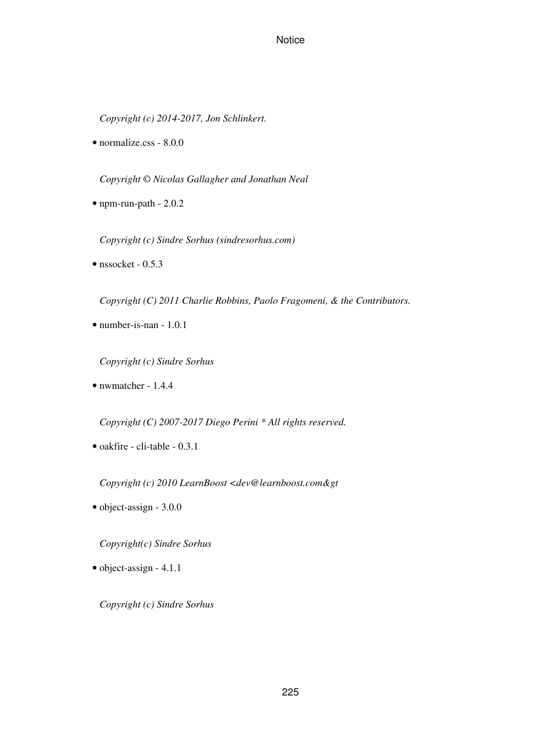*Copyright (c) 2014-2017, Jon Schlinkert.*

- normalize.css - 8.0.0

  *Copyright © Nicolas Gallagher and Jonathan Neal*

- npm-run-path - 2.0.2

  *Copyright (c) Sindre Sorhus (sindresorhus.com)*

- nssocket - 0.5.3

  *Copyright (C) 2011 Charlie Robbins, Paolo Fragomeni, & the Contributors.*

- number-is-nan - 1.0.1

  *Copyright (c) Sindre Sorhus*

- nwmatcher - 1.4.4

  *Copyright (C) 2007-2017 Diego Perini * All rights reserved.*

- oakfire - cli-table - 0.3.1

  *Copyright (c) 2010 LearnBoost <dev@learnboost.com&gt*

- object-assign - 3.0.0

  *Copyright(c) Sindre Sorhus*

- object-assign - 4.1.1

  *Copyright (c) Sindre Sorhus*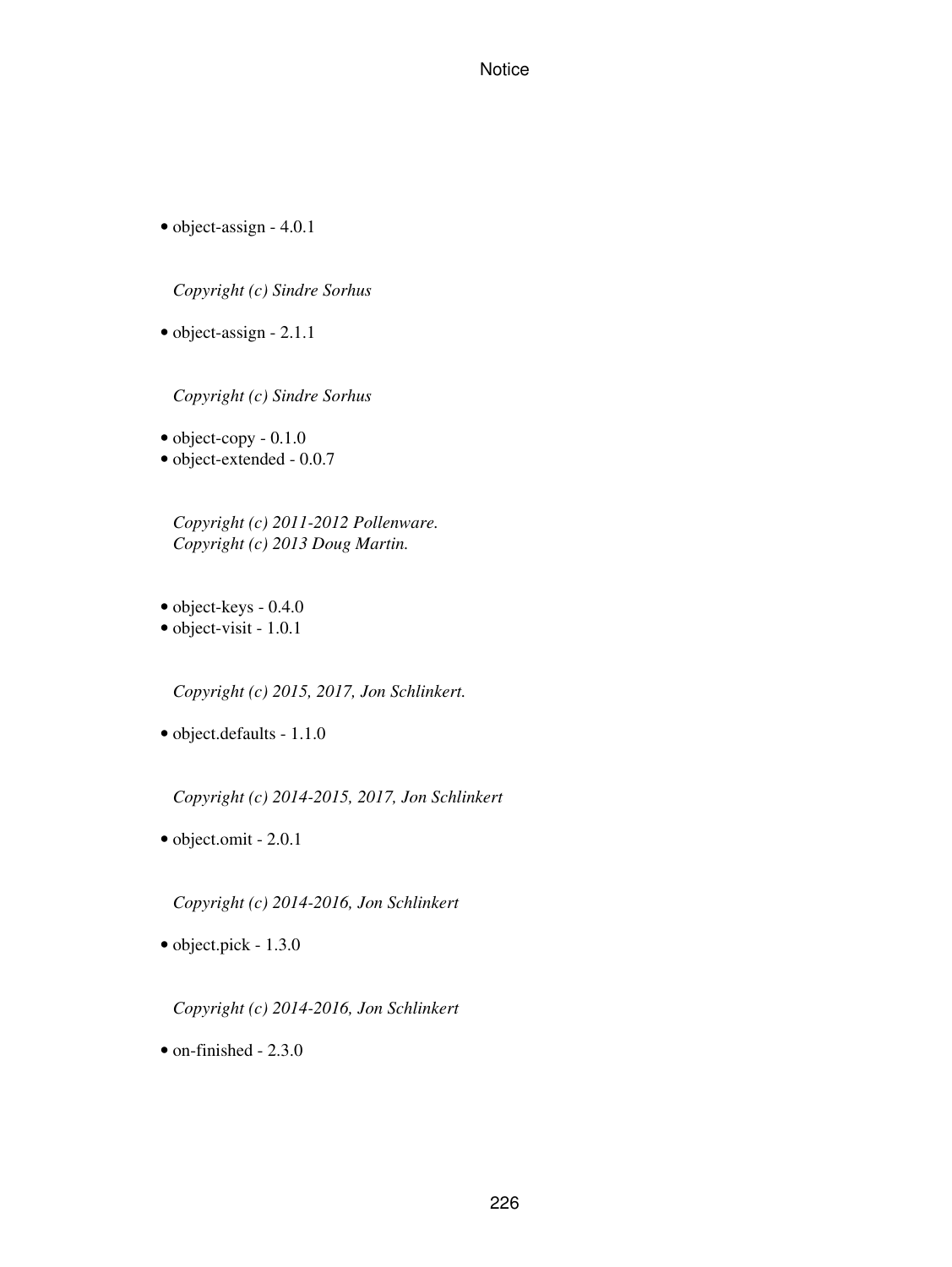- object-assign - 4.0.1

  *Copyright (c) Sindre Sorhus*

- object-assign - 2.1.1

  *Copyright (c) Sindre Sorhus*

- object-copy - 0.1.0
- object-extended - 0.0.7

  *Copyright (c) 2011-2012 Pollenware.*
  *Copyright (c) 2013 Doug Martin.*

- object-keys - 0.4.0
- object-visit - 1.0.1

  *Copyright (c) 2015, 2017, Jon Schlinkert.*

- object.defaults - 1.1.0

  *Copyright (c) 2014-2015, 2017, Jon Schlinkert*

- object.omit - 2.0.1

  *Copyright (c) 2014-2016, Jon Schlinkert*

- object.pick - 1.3.0

  *Copyright (c) 2014-2016, Jon Schlinkert*

- on-finished - 2.3.0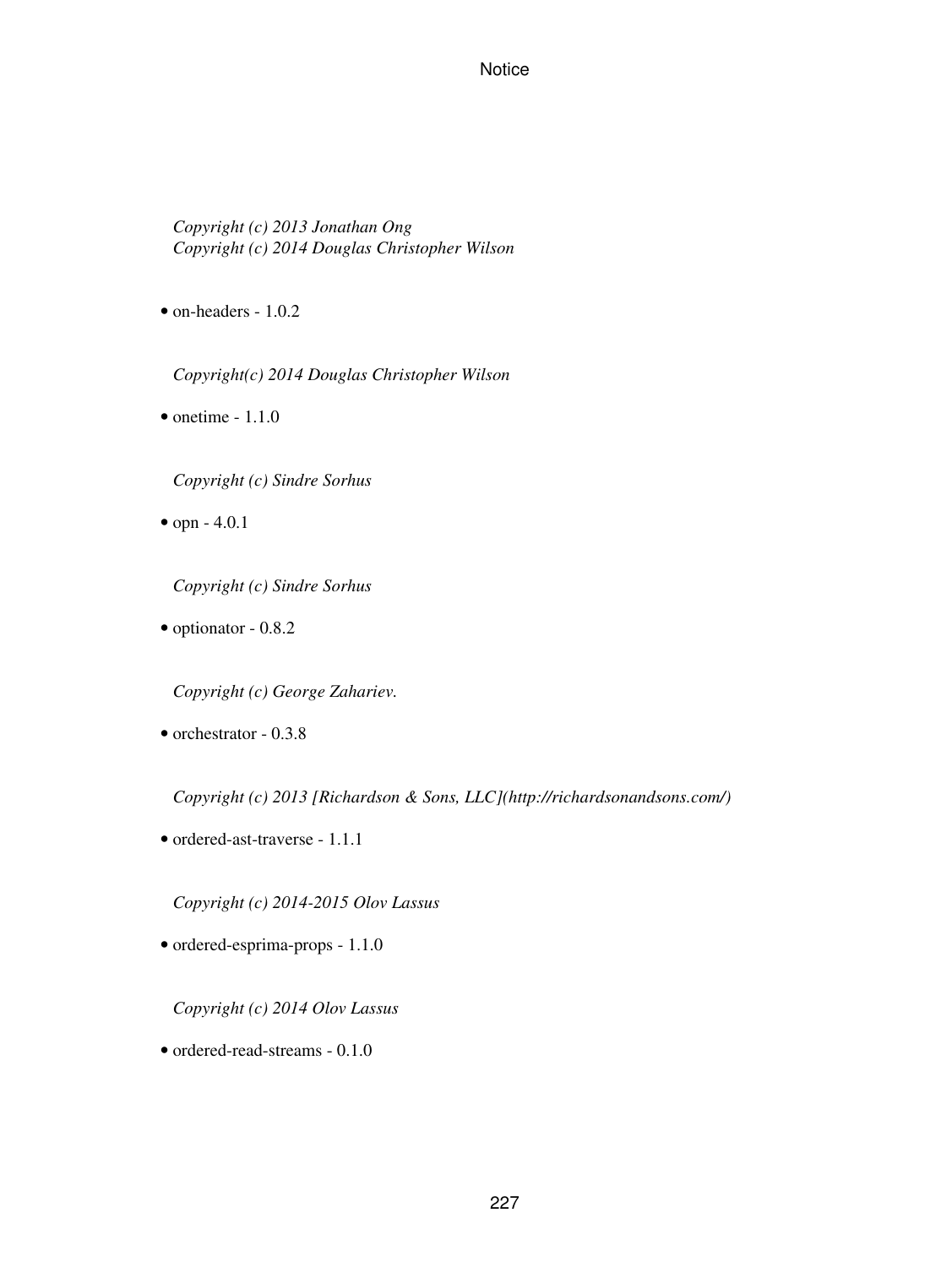*Copyright (c) 2013 Jonathan Ong*
*Copyright (c) 2014 Douglas Christopher Wilson*

- on-headers - 1.0.2

*Copyright(c) 2014 Douglas Christopher Wilson*

- onetime - 1.1.0

*Copyright (c) Sindre Sorhus*

- opn - 4.0.1

*Copyright (c) Sindre Sorhus*

- optionator - 0.8.2

*Copyright (c) George Zahariev.*

- orchestrator - 0.3.8

*Copyright (c) 2013 [Richardson & Sons, LLC](http://richardsonandsons.com/)*

- ordered-ast-traverse - 1.1.1

*Copyright (c) 2014-2015 Olov Lassus*

- ordered-esprima-props - 1.1.0

*Copyright (c) 2014 Olov Lassus*

- ordered-read-streams - 0.1.0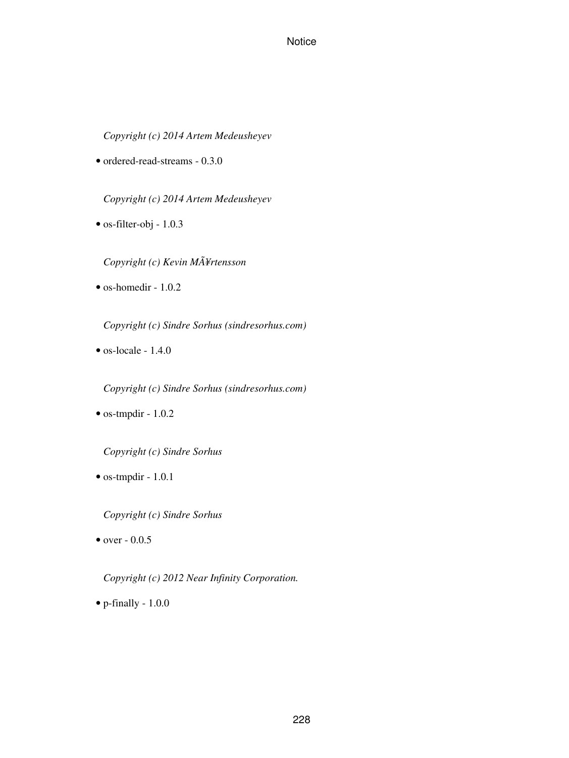*Copyright (c) 2014 Artem Medeusheyev*

- ordered-read-streams - 0.3.0

*Copyright (c) 2014 Artem Medeusheyev*

- os-filter-obj - 1.0.3

*Copyright (c) Kevin MÃ¥rtensson*

- os-homedir - 1.0.2

*Copyright (c) Sindre Sorhus (sindresorhus.com)*

- os-locale - 1.4.0

*Copyright (c) Sindre Sorhus (sindresorhus.com)*

- os-tmpdir - 1.0.2

*Copyright (c) Sindre Sorhus*

- os-tmpdir - 1.0.1

*Copyright (c) Sindre Sorhus*

- over - 0.0.5

*Copyright (c) 2012 Near Infinity Corporation.*

- p-finally - 1.0.0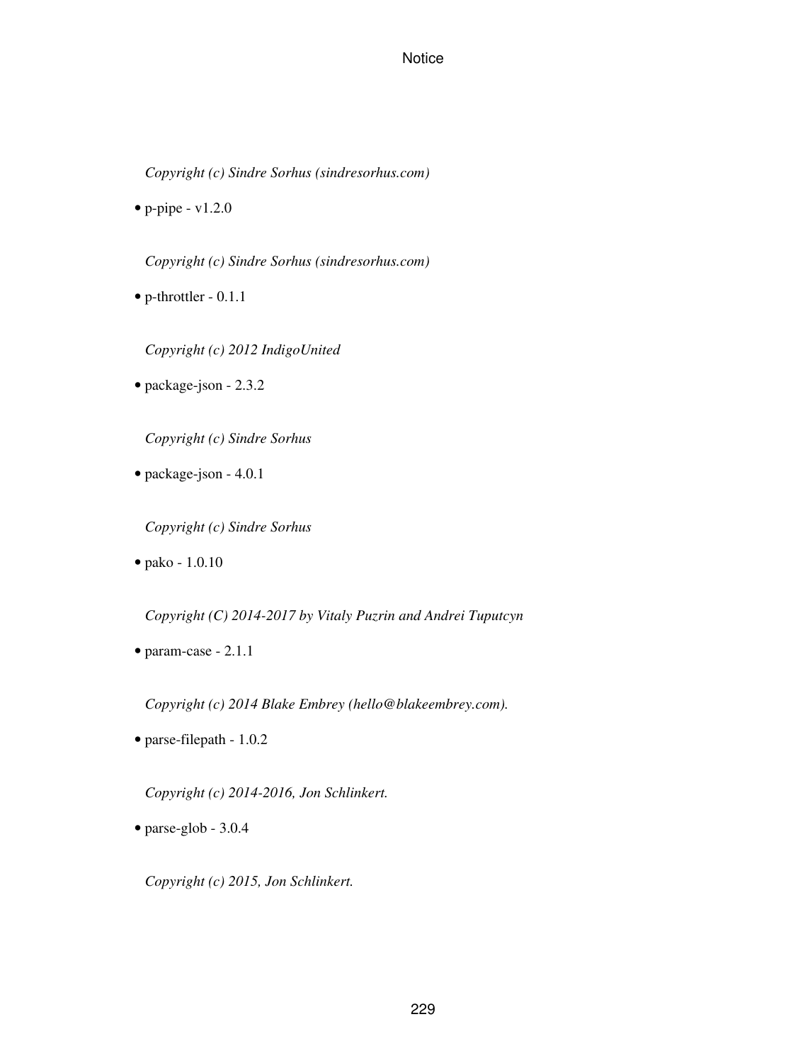*Copyright (c) Sindre Sorhus (sindresorhus.com)*

- p-pipe - v1.2.0

  *Copyright (c) Sindre Sorhus (sindresorhus.com)*

- p-throttler - 0.1.1

  *Copyright (c) 2012 IndigoUnited*

- package-json - 2.3.2

  *Copyright (c) Sindre Sorhus*

- package-json - 4.0.1

  *Copyright (c) Sindre Sorhus*

- pako - 1.0.10

  *Copyright (C) 2014-2017 by Vitaly Puzrin and Andrei Tuputcyn*

- param-case - 2.1.1

  *Copyright (c) 2014 Blake Embrey (hello@blakeembrey.com).*

- parse-filepath - 1.0.2

  *Copyright (c) 2014-2016, Jon Schlinkert.*

- parse-glob - 3.0.4

  *Copyright (c) 2015, Jon Schlinkert.*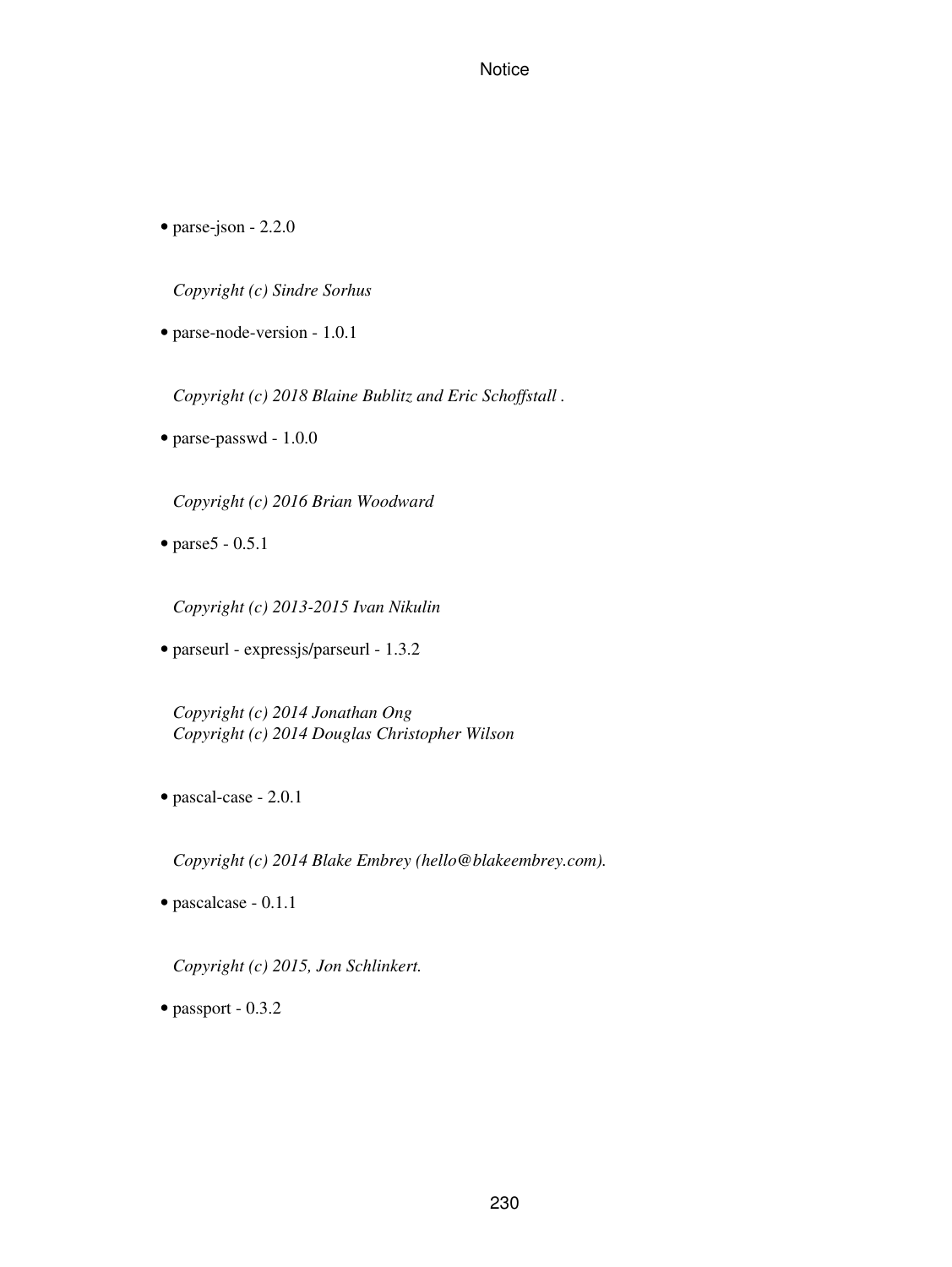- parse-json - 2.2.0

  *Copyright (c) Sindre Sorhus*

- parse-node-version - 1.0.1

  *Copyright (c) 2018 Blaine Bublitz and Eric Schoffstall .*

- parse-passwd - 1.0.0

  *Copyright (c) 2016 Brian Woodward*

- parse5 - 0.5.1

  *Copyright (c) 2013-2015 Ivan Nikulin*

- parseurl - expressjs/parseurl - 1.3.2

  *Copyright (c) 2014 Jonathan Ong*
  *Copyright (c) 2014 Douglas Christopher Wilson*

- pascal-case - 2.0.1

  *Copyright (c) 2014 Blake Embrey (hello@blakeembrey.com).*

- pascalcase - 0.1.1

  *Copyright (c) 2015, Jon Schlinkert.*

- passport - 0.3.2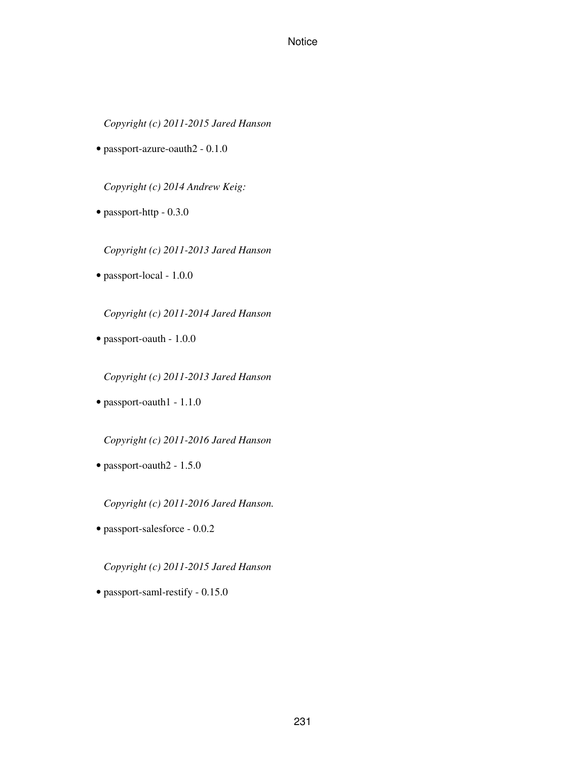*Copyright (c) 2011-2015 Jared Hanson*

- passport-azure-oauth2 - 0.1.0

*Copyright (c) 2014 Andrew Keig:*

- passport-http - 0.3.0

*Copyright (c) 2011-2013 Jared Hanson*

- passport-local - 1.0.0

*Copyright (c) 2011-2014 Jared Hanson*

- passport-oauth - 1.0.0

*Copyright (c) 2011-2013 Jared Hanson*

- passport-oauth1 - 1.1.0

*Copyright (c) 2011-2016 Jared Hanson*

- passport-oauth2 - 1.5.0

*Copyright (c) 2011-2016 Jared Hanson.*

- passport-salesforce - 0.0.2

*Copyright (c) 2011-2015 Jared Hanson*

- passport-saml-restify - 0.15.0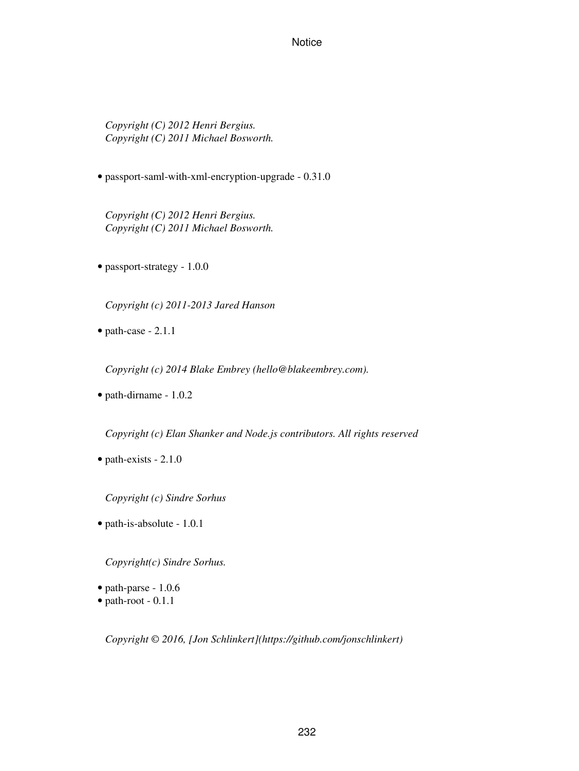*Copyright (C) 2012 Henri Bergius.*
*Copyright (C) 2011 Michael Bosworth.*

- passport-saml-with-xml-encryption-upgrade - 0.31.0

*Copyright (C) 2012 Henri Bergius.*
*Copyright (C) 2011 Michael Bosworth.*

- passport-strategy - 1.0.0

*Copyright (c) 2011-2013 Jared Hanson*

- path-case - 2.1.1

*Copyright (c) 2014 Blake Embrey (hello@blakeembrey.com).*

- path-dirname - 1.0.2

*Copyright (c) Elan Shanker and Node.js contributors. All rights reserved*

- path-exists - 2.1.0

*Copyright (c) Sindre Sorhus*

- path-is-absolute - 1.0.1

*Copyright(c) Sindre Sorhus.*

- path-parse - 1.0.6
- path-root - 0.1.1

*Copyright © 2016, [Jon Schlinkert](https://github.com/jonschlinkert)*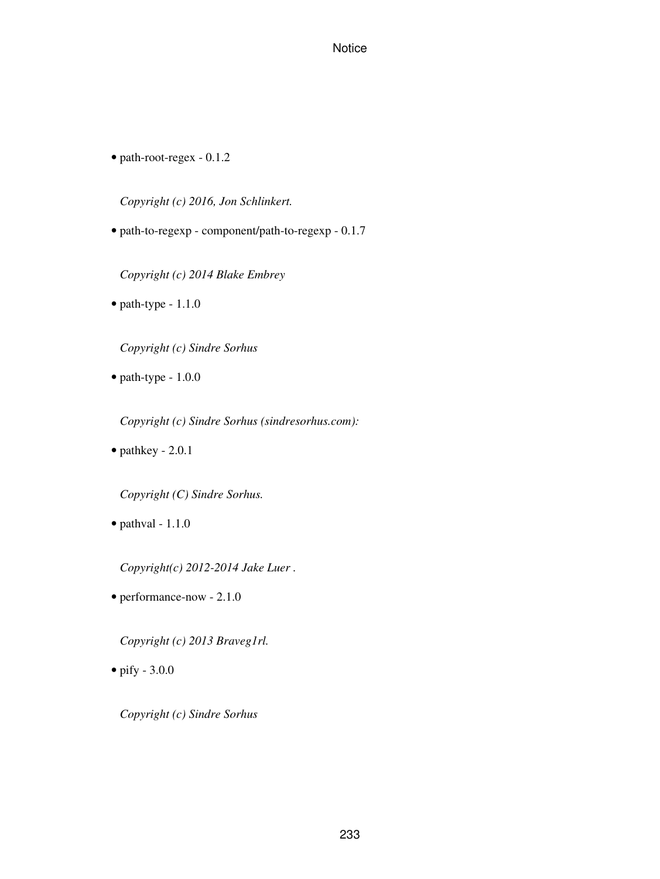- path-root-regex - 0.1.2

  *Copyright (c) 2016, Jon Schlinkert.*

- path-to-regexp - component/path-to-regexp - 0.1.7

  *Copyright (c) 2014 Blake Embrey*

- path-type - 1.1.0

  *Copyright (c) Sindre Sorhus*

- path-type - 1.0.0

  *Copyright (c) Sindre Sorhus (sindresorhus.com):*

- pathkey - 2.0.1

  *Copyright (C) Sindre Sorhus.*

- pathval - 1.1.0

  *Copyright(c) 2012-2014 Jake Luer .*

- performance-now - 2.1.0

  *Copyright (c) 2013 Braveg1rl.*

- pify - 3.0.0

  *Copyright (c) Sindre Sorhus*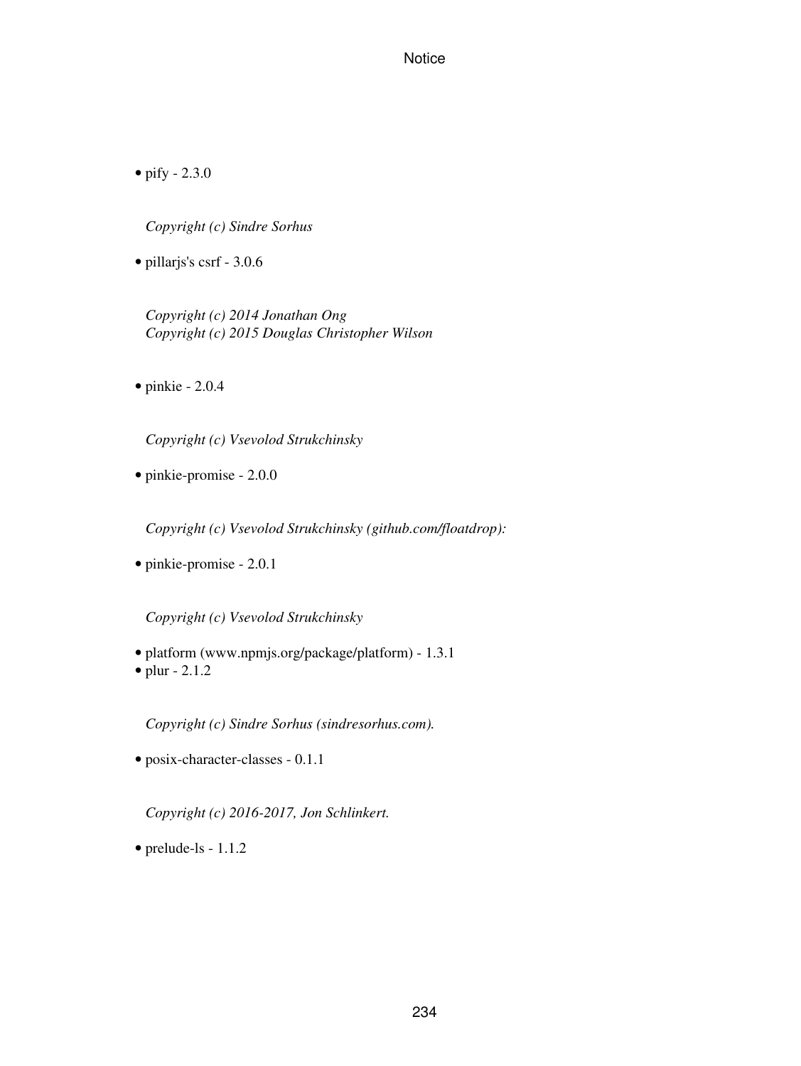- pify - 2.3.0

  *Copyright (c) Sindre Sorhus*

- pillarjs's csrf - 3.0.6

  *Copyright (c) 2014 Jonathan Ong*
  *Copyright (c) 2015 Douglas Christopher Wilson*

- pinkie - 2.0.4

  *Copyright (c) Vsevolod Strukchinsky*

- pinkie-promise - 2.0.0

  *Copyright (c) Vsevolod Strukchinsky (github.com/floatdrop):*

- pinkie-promise - 2.0.1

  *Copyright (c) Vsevolod Strukchinsky*

- platform (www.npmjs.org/package/platform) - 1.3.1
- plur - 2.1.2

  *Copyright (c) Sindre Sorhus (sindresorhus.com).*

- posix-character-classes - 0.1.1

  *Copyright (c) 2016-2017, Jon Schlinkert.*

- prelude-ls - 1.1.2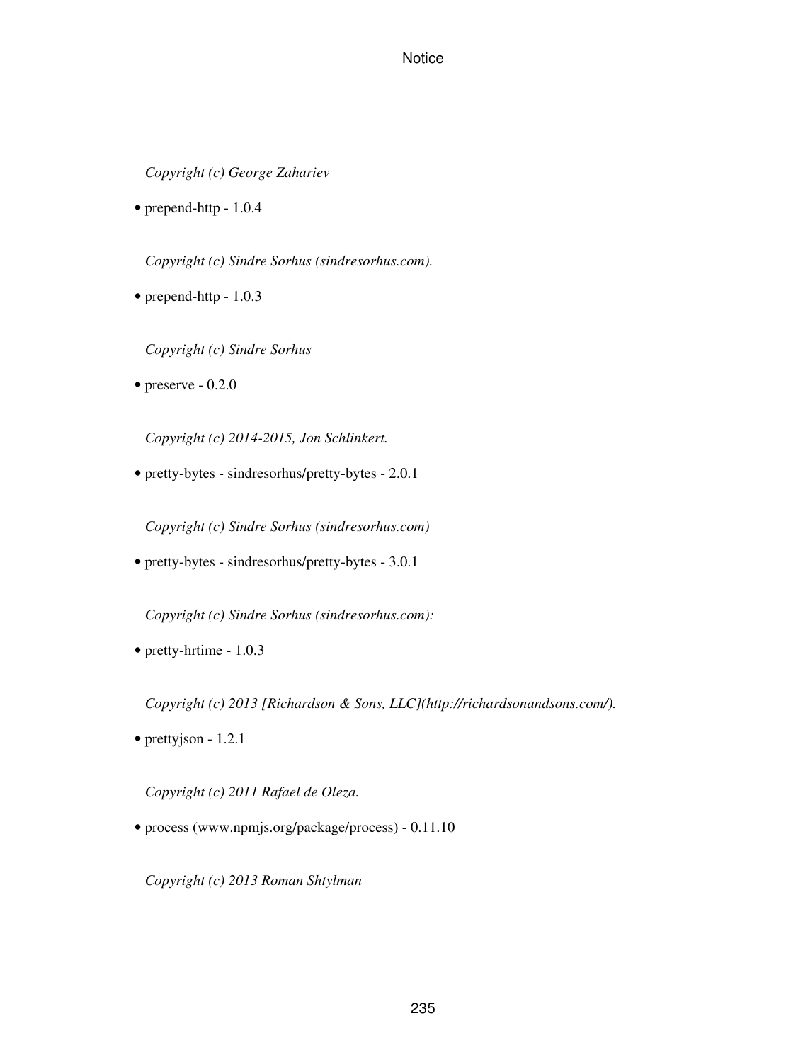*Copyright (c) George Zahariev*

- prepend-http - 1.0.4

*Copyright (c) Sindre Sorhus (sindresorhus.com).*

- prepend-http - 1.0.3

*Copyright (c) Sindre Sorhus*

- preserve - 0.2.0

*Copyright (c) 2014-2015, Jon Schlinkert.*

- pretty-bytes - sindresorhus/pretty-bytes - 2.0.1

*Copyright (c) Sindre Sorhus (sindresorhus.com)*

- pretty-bytes - sindresorhus/pretty-bytes - 3.0.1

*Copyright (c) Sindre Sorhus (sindresorhus.com):*

- pretty-hrtime - 1.0.3

*Copyright (c) 2013 [Richardson & Sons, LLC](http://richardsonandsons.com/).*

- prettyjson - 1.2.1

*Copyright (c) 2011 Rafael de Oleza.*

- process (www.npmjs.org/package/process) - 0.11.10

*Copyright (c) 2013 Roman Shtylman*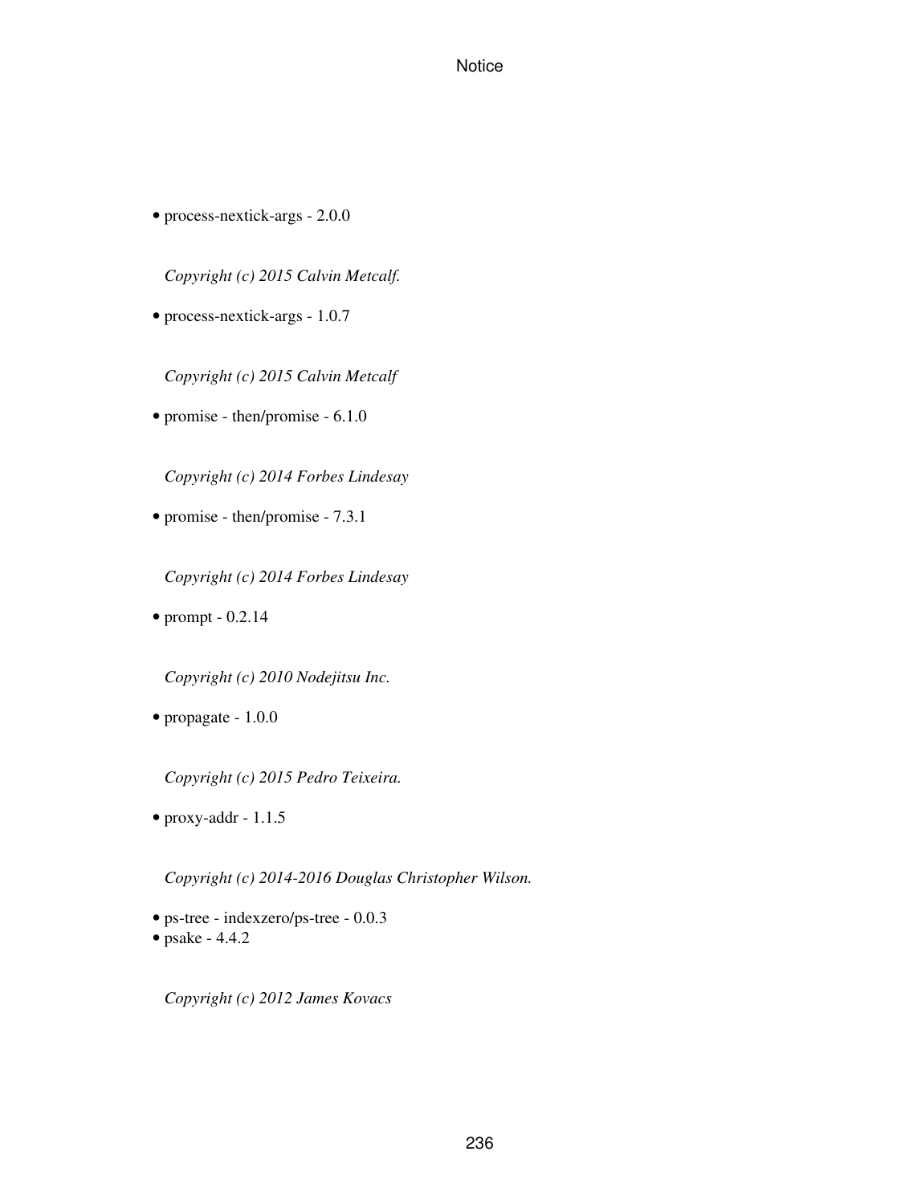- process-nextick-args - 2.0.0

  *Copyright (c) 2015 Calvin Metcalf.*

- process-nextick-args - 1.0.7

  *Copyright (c) 2015 Calvin Metcalf*

- promise - then/promise - 6.1.0

  *Copyright (c) 2014 Forbes Lindesay*

- promise - then/promise - 7.3.1

  *Copyright (c) 2014 Forbes Lindesay*

- prompt - 0.2.14

  *Copyright (c) 2010 Nodejitsu Inc.*

- propagate - 1.0.0

  *Copyright (c) 2015 Pedro Teixeira.*

- proxy-addr - 1.1.5

  *Copyright (c) 2014-2016 Douglas Christopher Wilson.*

- ps-tree - indexzero/ps-tree - 0.0.3
- psake - 4.4.2

  *Copyright (c) 2012 James Kovacs*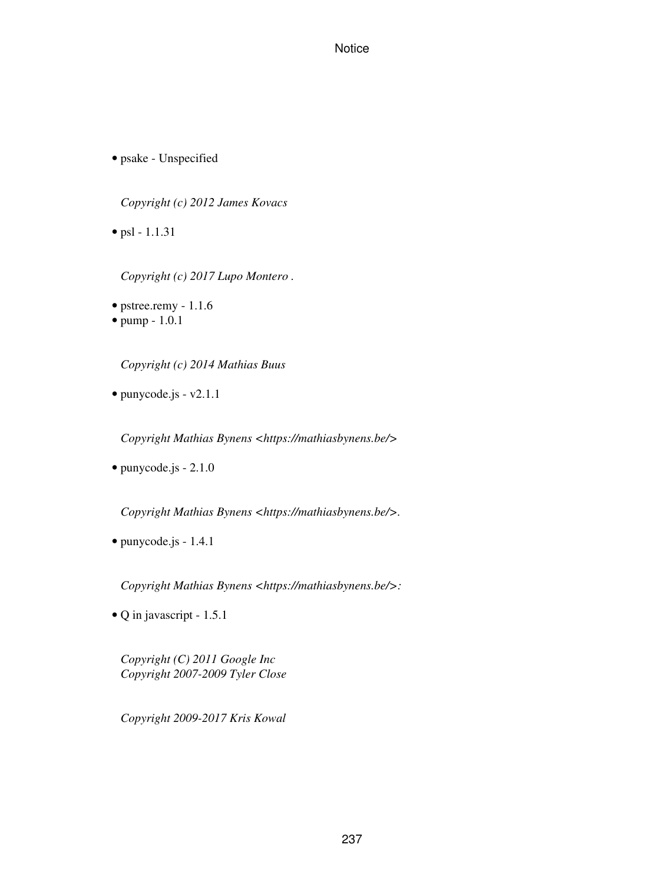- psake - Unspecified

  *Copyright (c) 2012 James Kovacs*

- psl - 1.1.31

  *Copyright (c) 2017 Lupo Montero .*

- pstree.remy - 1.1.6
- pump - 1.0.1

  *Copyright (c) 2014 Mathias Buus*

- punycode.js - v2.1.1

  *Copyright Mathias Bynens <https://mathiasbynens.be/>*

- punycode.js - 2.1.0

  *Copyright Mathias Bynens <https://mathiasbynens.be/>.*

- punycode.js - 1.4.1

  *Copyright Mathias Bynens <https://mathiasbynens.be/>:*

- Q in javascript - 1.5.1

  *Copyright (C) 2011 Google Inc*
  *Copyright 2007-2009 Tyler Close*

  *Copyright 2009-2017 Kris Kowal*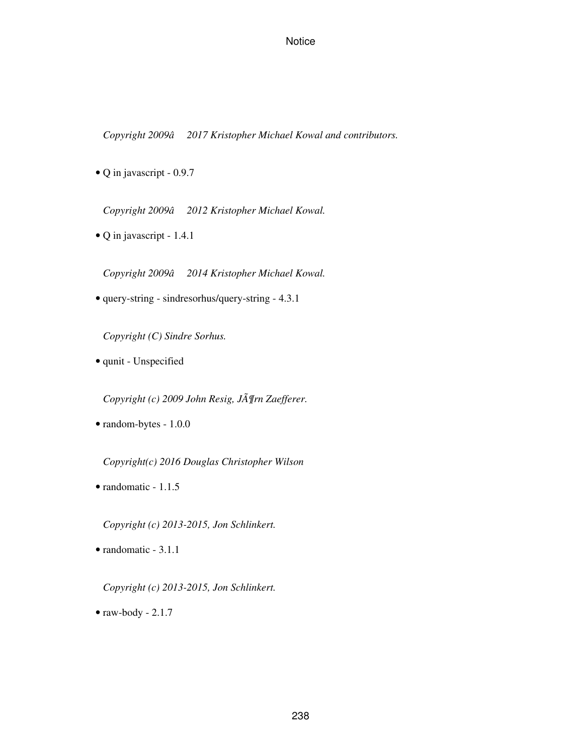*Copyright 2009â  2017 Kristopher Michael Kowal and contributors.*

- Q in javascript - 0.9.7

*Copyright 2009â  2012 Kristopher Michael Kowal.*

- Q in javascript - 1.4.1

*Copyright 2009â  2014 Kristopher Michael Kowal.*

- query-string - sindresorhus/query-string - 4.3.1

*Copyright (C) Sindre Sorhus.*

- qunit - Unspecified

*Copyright (c) 2009 John Resig, JÃ¶rn Zaefferer.*

- random-bytes - 1.0.0

*Copyright(c) 2016 Douglas Christopher Wilson*

- randomatic - 1.1.5

*Copyright (c) 2013-2015, Jon Schlinkert.*

- randomatic - 3.1.1

*Copyright (c) 2013-2015, Jon Schlinkert.*

- raw-body - 2.1.7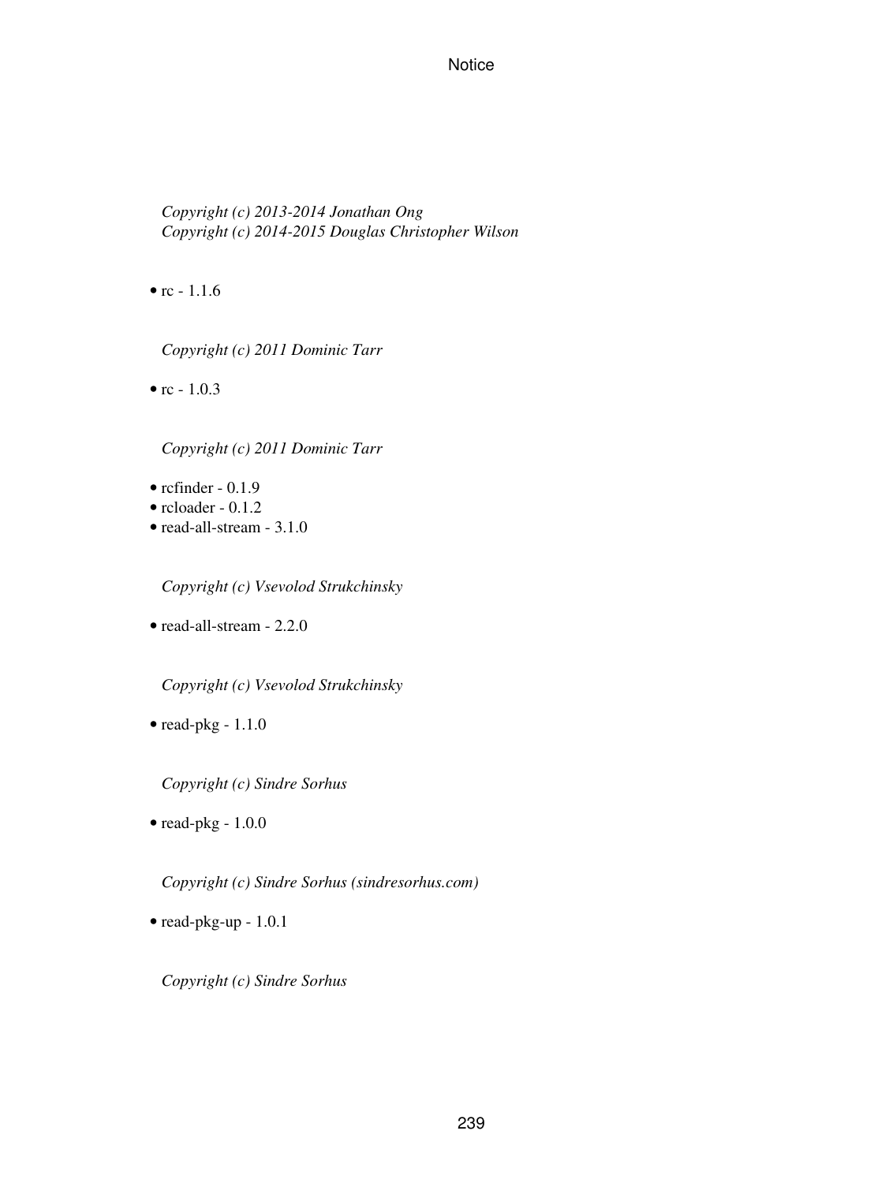*Copyright (c) 2013-2014 Jonathan Ong*
*Copyright (c) 2014-2015 Douglas Christopher Wilson*

- rc - 1.1.6

*Copyright (c) 2011 Dominic Tarr*

- rc - 1.0.3

*Copyright (c) 2011 Dominic Tarr*

- rcfinder - 0.1.9
- rcloader - 0.1.2
- read-all-stream - 3.1.0

*Copyright (c) Vsevolod Strukchinsky*

- read-all-stream - 2.2.0

*Copyright (c) Vsevolod Strukchinsky*

- read-pkg - 1.1.0

*Copyright (c) Sindre Sorhus*

- read-pkg - 1.0.0

*Copyright (c) Sindre Sorhus (sindresorhus.com)*

- read-pkg-up - 1.0.1

*Copyright (c) Sindre Sorhus*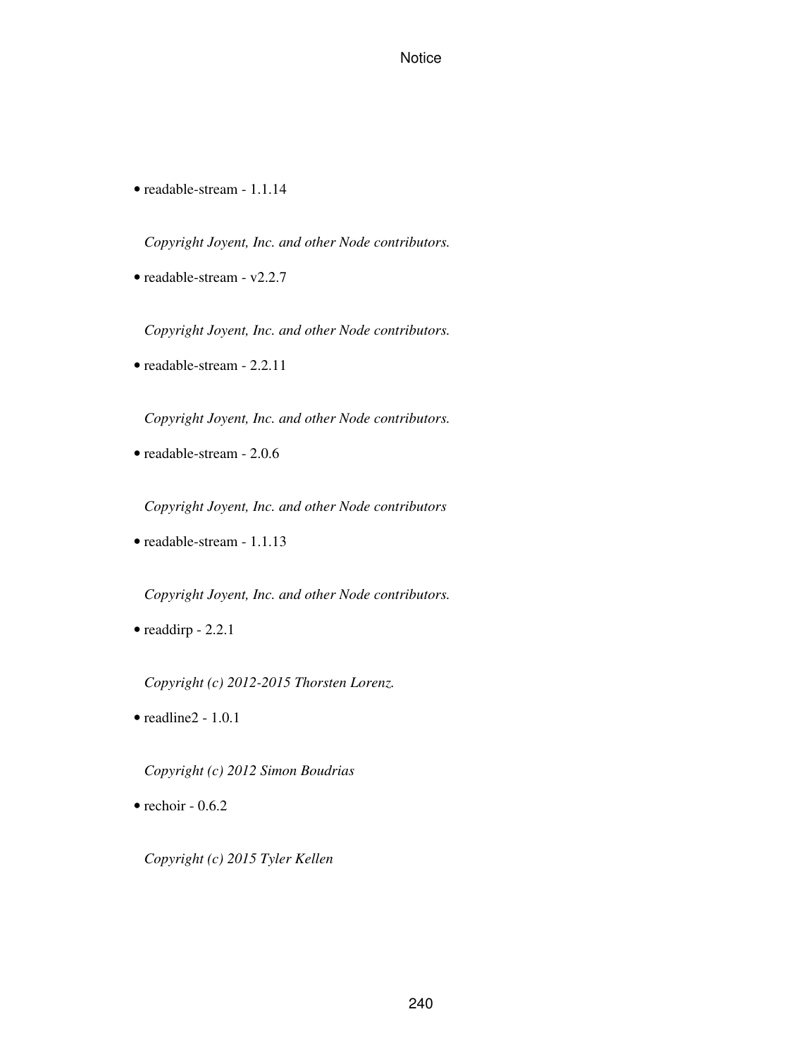- readable-stream - 1.1.14

  *Copyright Joyent, Inc. and other Node contributors.*

- readable-stream - v2.2.7

  *Copyright Joyent, Inc. and other Node contributors.*

- readable-stream - 2.2.11

  *Copyright Joyent, Inc. and other Node contributors.*

- readable-stream - 2.0.6

  *Copyright Joyent, Inc. and other Node contributors*

- readable-stream - 1.1.13

  *Copyright Joyent, Inc. and other Node contributors.*

- readdirp - 2.2.1

  *Copyright (c) 2012-2015 Thorsten Lorenz.*

- readline2 - 1.0.1

  *Copyright (c) 2012 Simon Boudrias*

- rechoir - 0.6.2

  *Copyright (c) 2015 Tyler Kellen*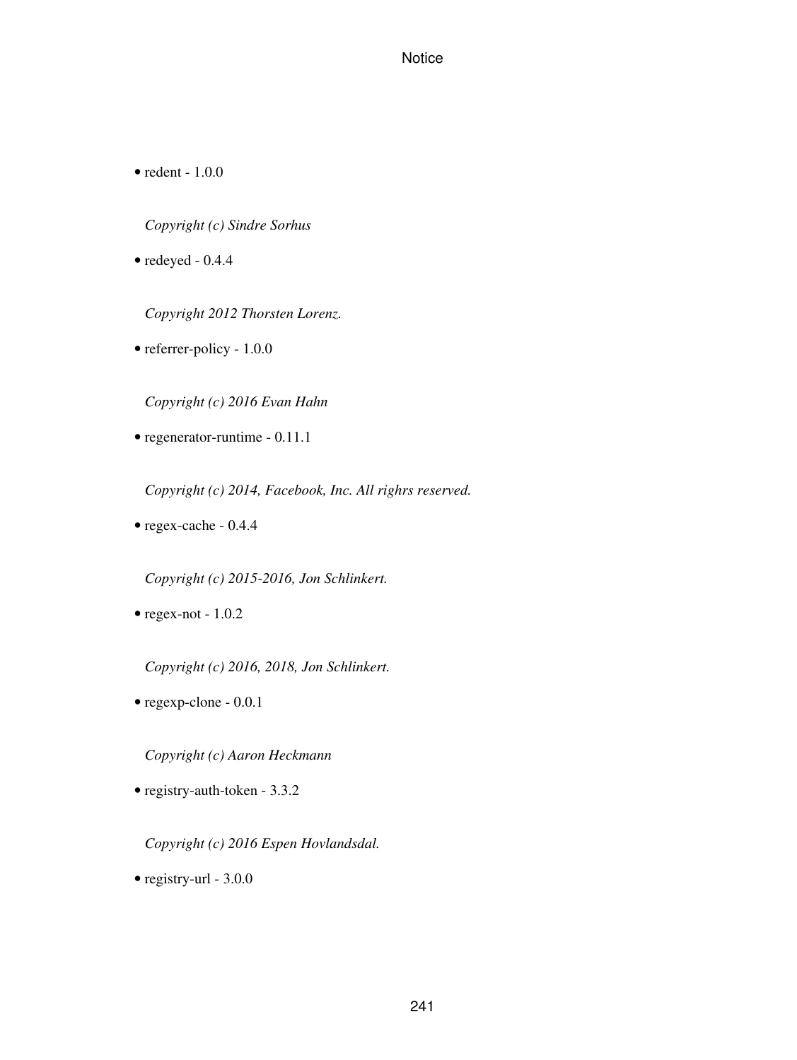- redent - 1.0.0

  *Copyright (c) Sindre Sorhus*

- redeyed - 0.4.4

  *Copyright 2012 Thorsten Lorenz.*

- referrer-policy - 1.0.0

  *Copyright (c) 2016 Evan Hahn*

- regenerator-runtime - 0.11.1

  *Copyright (c) 2014, Facebook, Inc. All righrs reserved.*

- regex-cache - 0.4.4

  *Copyright (c) 2015-2016, Jon Schlinkert.*

- regex-not - 1.0.2

  *Copyright (c) 2016, 2018, Jon Schlinkert.*

- regexp-clone - 0.0.1

  *Copyright (c) Aaron Heckmann*

- registry-auth-token - 3.3.2

  *Copyright (c) 2016 Espen Hovlandsdal.*

- registry-url - 3.0.0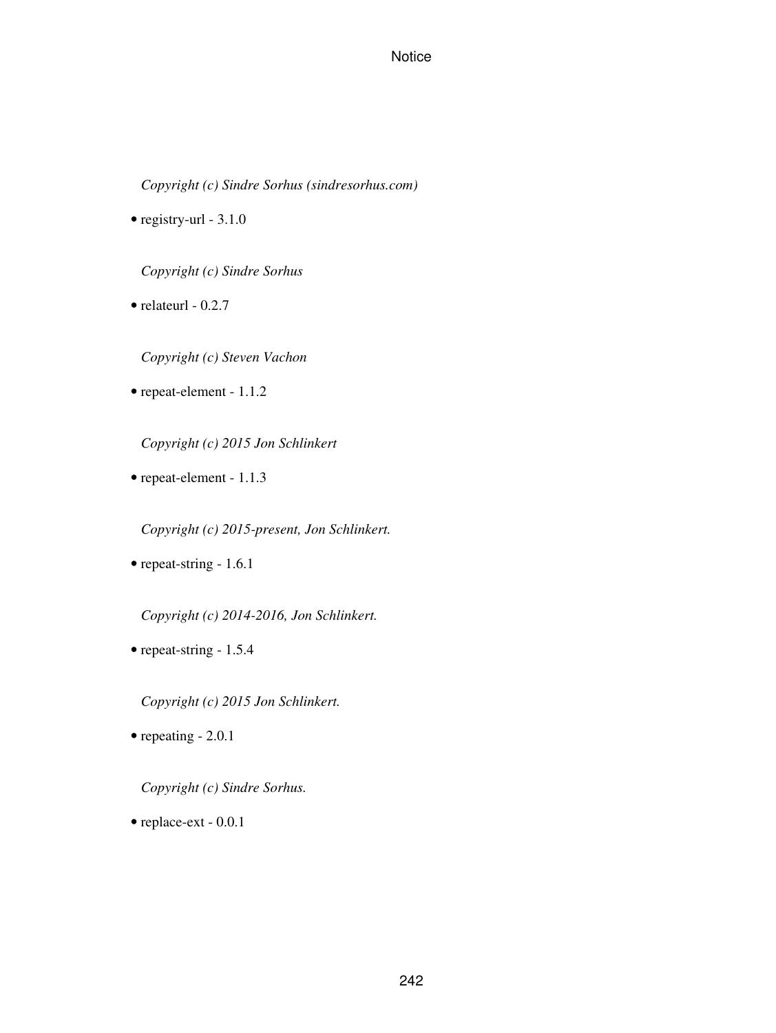*Copyright (c) Sindre Sorhus (sindresorhus.com)*

- registry-url - 3.1.0

*Copyright (c) Sindre Sorhus*

- relateurl - 0.2.7

*Copyright (c) Steven Vachon*

- repeat-element - 1.1.2

*Copyright (c) 2015 Jon Schlinkert*

- repeat-element - 1.1.3

*Copyright (c) 2015-present, Jon Schlinkert.*

- repeat-string - 1.6.1

*Copyright (c) 2014-2016, Jon Schlinkert.*

- repeat-string - 1.5.4

*Copyright (c) 2015 Jon Schlinkert.*

- repeating - 2.0.1

*Copyright (c) Sindre Sorhus.*

- replace-ext - 0.0.1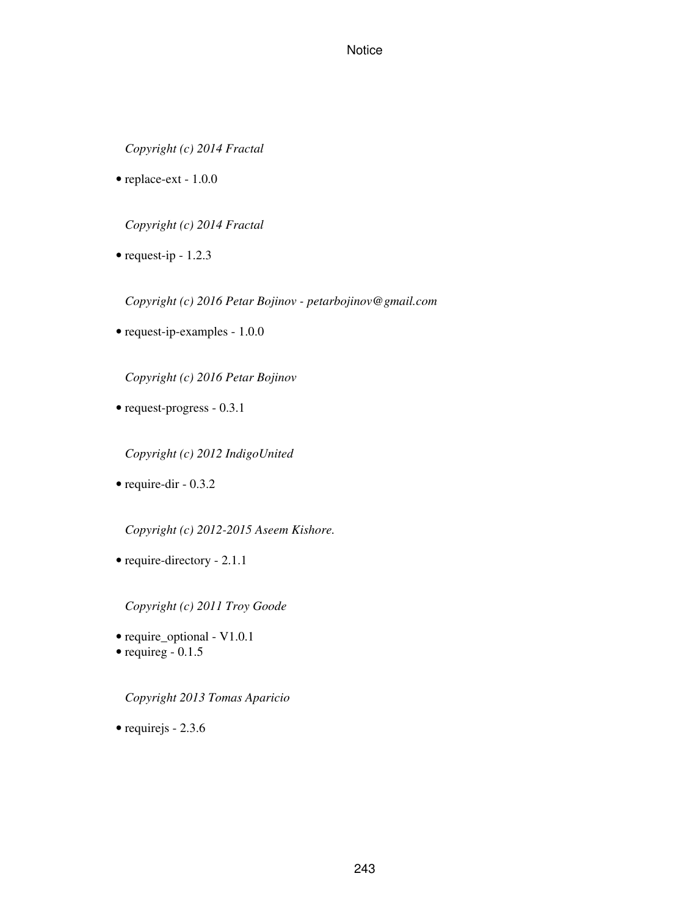*Copyright (c) 2014 Fractal*

- replace-ext - 1.0.0

*Copyright (c) 2014 Fractal*

- request-ip - 1.2.3

*Copyright (c) 2016 Petar Bojinov - petarbojinov@gmail.com*

- request-ip-examples - 1.0.0

*Copyright (c) 2016 Petar Bojinov*

- request-progress - 0.3.1

*Copyright (c) 2012 IndigoUnited*

- require-dir - 0.3.2

*Copyright (c) 2012-2015 Aseem Kishore.*

- require-directory - 2.1.1

*Copyright (c) 2011 Troy Goode*

- require_optional - V1.0.1
- requireg - 0.1.5

*Copyright 2013 Tomas Aparicio*

- requirejs - 2.3.6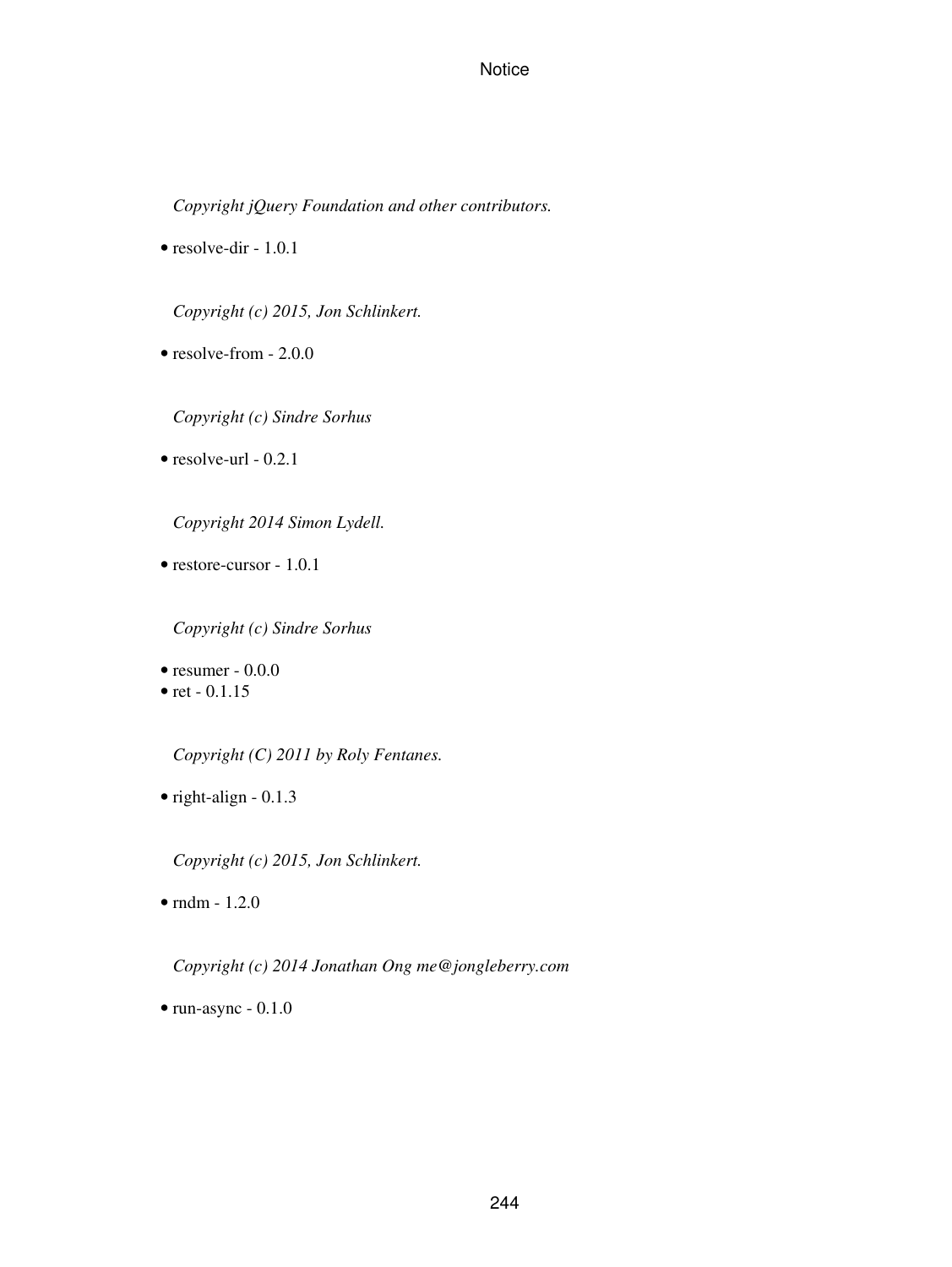*Copyright jQuery Foundation and other contributors.*

- resolve-dir - 1.0.1

*Copyright (c) 2015, Jon Schlinkert.*

- resolve-from - 2.0.0

*Copyright (c) Sindre Sorhus*

- resolve-url - 0.2.1

*Copyright 2014 Simon Lydell.*

- restore-cursor - 1.0.1

*Copyright (c) Sindre Sorhus*

- resumer - 0.0.0
- ret - 0.1.15

*Copyright (C) 2011 by Roly Fentanes.*

- right-align - 0.1.3

*Copyright (c) 2015, Jon Schlinkert.*

- rndm - 1.2.0

*Copyright (c) 2014 Jonathan Ong me@jongleberry.com*

- run-async - 0.1.0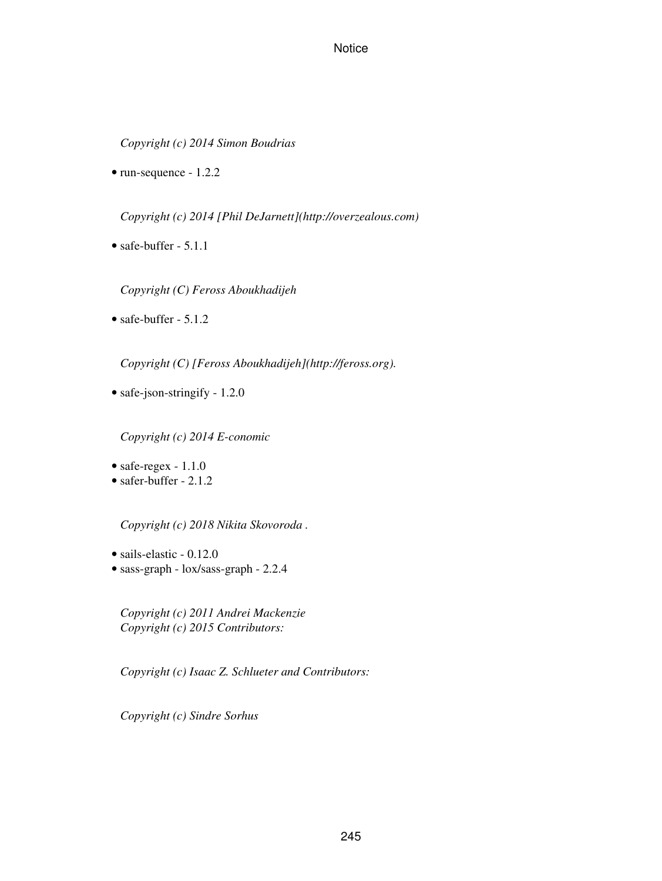*Copyright (c) 2014 Simon Boudrias*

- run-sequence - 1.2.2

*Copyright (c) 2014 [Phil DeJarnett](http://overzealous.com)*

- safe-buffer - 5.1.1

*Copyright (C) Feross Aboukhadijeh*

- safe-buffer - 5.1.2

*Copyright (C) [Feross Aboukhadijeh](http://feross.org).*

- safe-json-stringify - 1.2.0

*Copyright (c) 2014 E-conomic*

- safe-regex - 1.1.0
- safer-buffer - 2.1.2

*Copyright (c) 2018 Nikita Skovoroda .*

- sails-elastic - 0.12.0
- sass-graph - lox/sass-graph - 2.2.4

*Copyright (c) 2011 Andrei Mackenzie*
*Copyright (c) 2015 Contributors:*

*Copyright (c) Isaac Z. Schlueter and Contributors:*

*Copyright (c) Sindre Sorhus*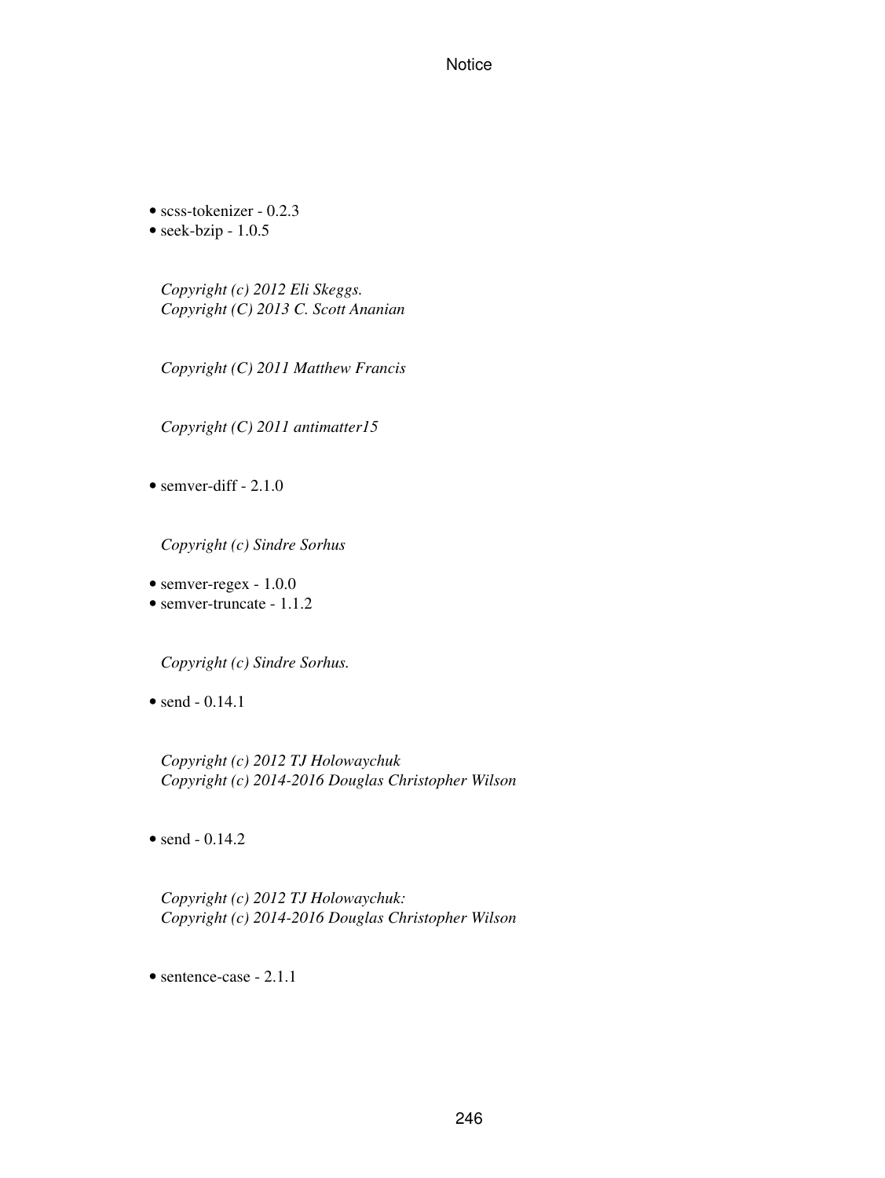- scss-tokenizer - 0.2.3
- seek-bzip - 1.0.5

*Copyright (c) 2012 Eli Skeggs.*
*Copyright (C) 2013 C. Scott Ananian*

*Copyright (C) 2011 Matthew Francis*

*Copyright (C) 2011 antimatter15*

- semver-diff - 2.1.0

*Copyright (c) Sindre Sorhus*

- semver-regex - 1.0.0
- semver-truncate - 1.1.2

*Copyright (c) Sindre Sorhus.*

- send - 0.14.1

*Copyright (c) 2012 TJ Holowaychuk*
*Copyright (c) 2014-2016 Douglas Christopher Wilson*

- send - 0.14.2

*Copyright (c) 2012 TJ Holowaychuk:*
*Copyright (c) 2014-2016 Douglas Christopher Wilson*

- sentence-case - 2.1.1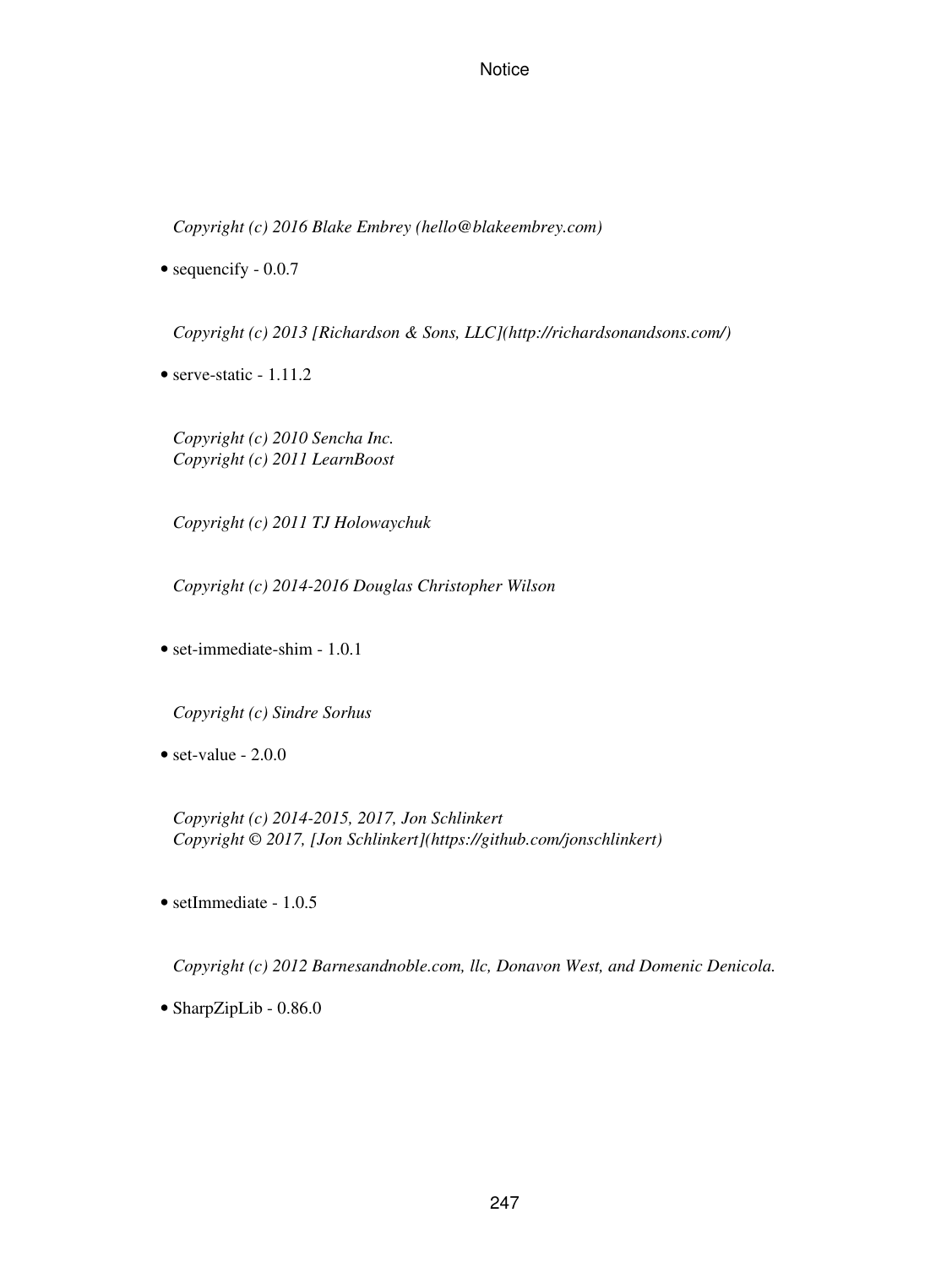*Copyright (c) 2016 Blake Embrey (hello@blakeembrey.com)*

- sequencify - 0.0.7

*Copyright (c) 2013 [Richardson & Sons, LLC](http://richardsonandsons.com/)*

- serve-static - 1.11.2

*Copyright (c) 2010 Sencha Inc.*
*Copyright (c) 2011 LearnBoost*

*Copyright (c) 2011 TJ Holowaychuk*

*Copyright (c) 2014-2016 Douglas Christopher Wilson*

- set-immediate-shim - 1.0.1

*Copyright (c) Sindre Sorhus*

- set-value - 2.0.0

*Copyright (c) 2014-2015, 2017, Jon Schlinkert*
*Copyright © 2017, [Jon Schlinkert](https://github.com/jonschlinkert)*

- setImmediate - 1.0.5

*Copyright (c) 2012 Barnesandnoble.com, llc, Donavon West, and Domenic Denicola.*

- SharpZipLib - 0.86.0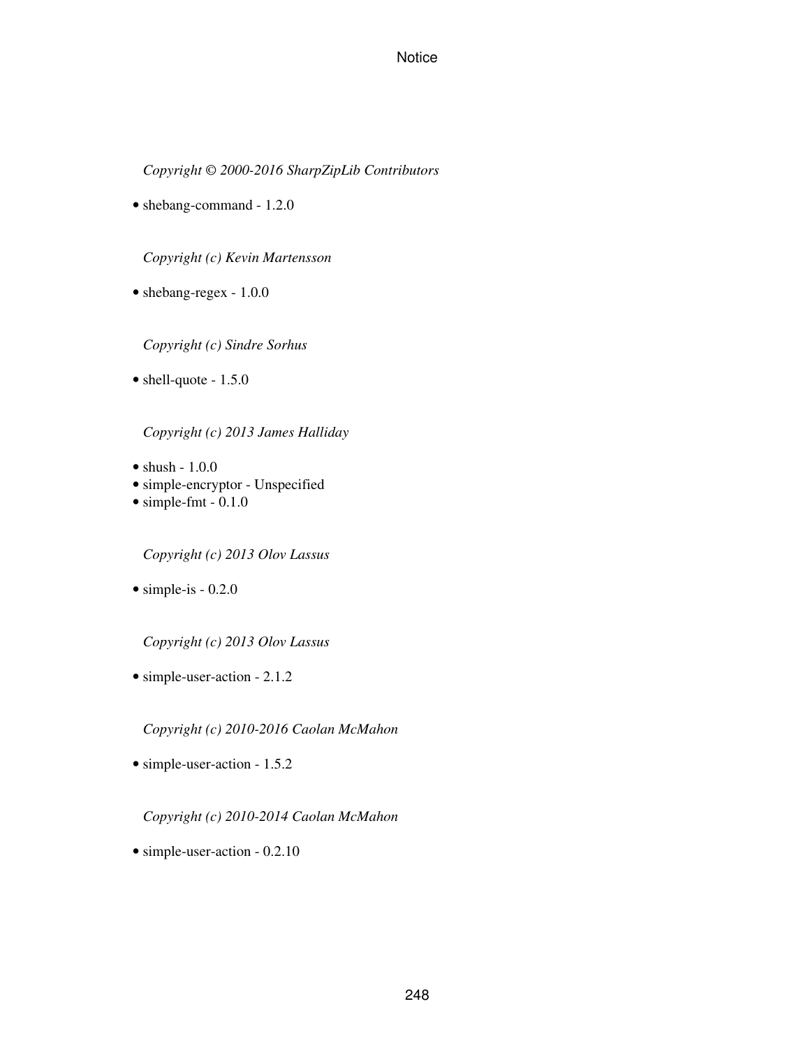*Copyright © 2000-2016 SharpZipLib Contributors*

- shebang-command - 1.2.0

*Copyright (c) Kevin Martensson*

- shebang-regex - 1.0.0

*Copyright (c) Sindre Sorhus*

- shell-quote - 1.5.0

*Copyright (c) 2013 James Halliday*

- shush - 1.0.0
- simple-encryptor - Unspecified
- simple-fmt - 0.1.0

*Copyright (c) 2013 Olov Lassus*

- simple-is - 0.2.0

*Copyright (c) 2013 Olov Lassus*

- simple-user-action - 2.1.2

*Copyright (c) 2010-2016 Caolan McMahon*

- simple-user-action - 1.5.2

*Copyright (c) 2010-2014 Caolan McMahon*

- simple-user-action - 0.2.10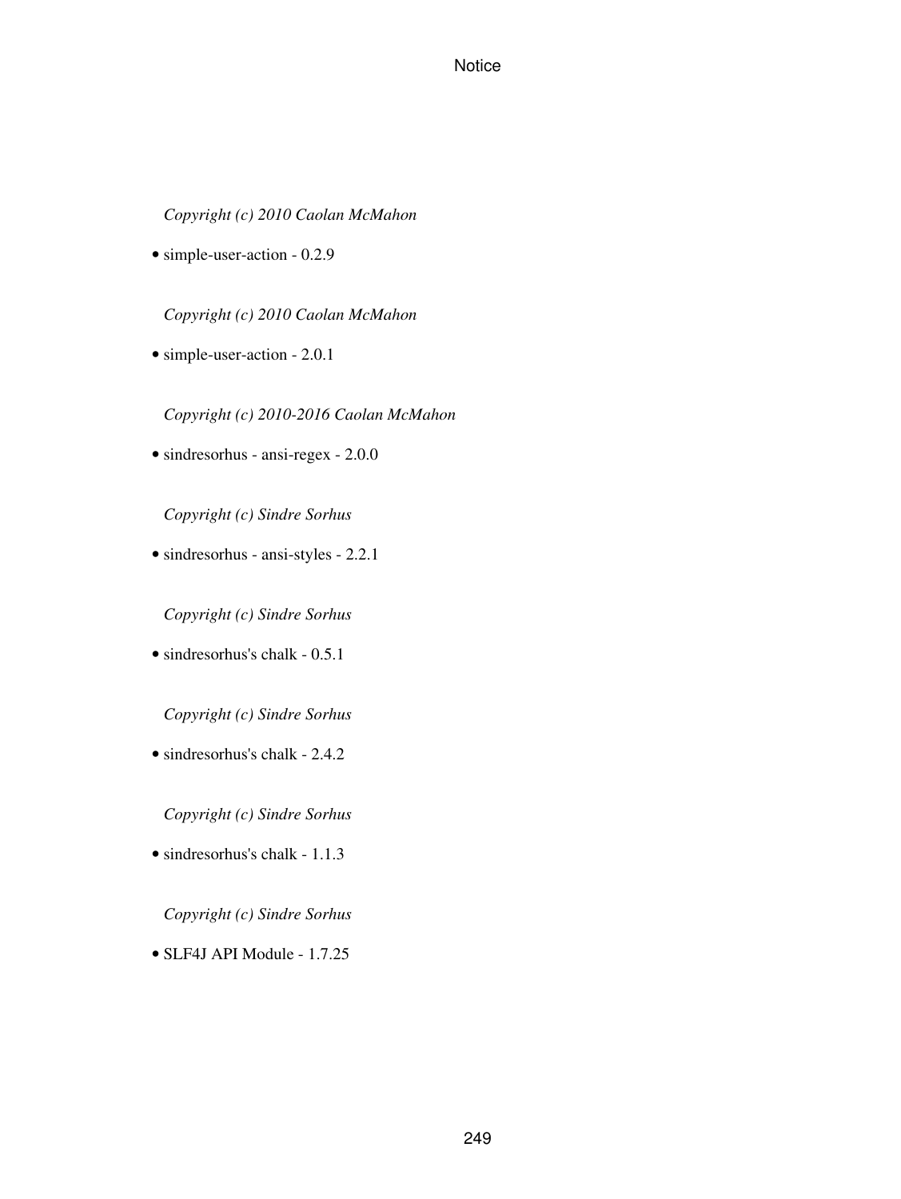*Copyright (c) 2010 Caolan McMahon*

- simple-user-action - 0.2.9

  *Copyright (c) 2010 Caolan McMahon*

- simple-user-action - 2.0.1

  *Copyright (c) 2010-2016 Caolan McMahon*

- sindresorhus - ansi-regex - 2.0.0

  *Copyright (c) Sindre Sorhus*

- sindresorhus - ansi-styles - 2.2.1

  *Copyright (c) Sindre Sorhus*

- sindresorhus's chalk - 0.5.1

  *Copyright (c) Sindre Sorhus*

- sindresorhus's chalk - 2.4.2

  *Copyright (c) Sindre Sorhus*

- sindresorhus's chalk - 1.1.3

  *Copyright (c) Sindre Sorhus*

- SLF4J API Module - 1.7.25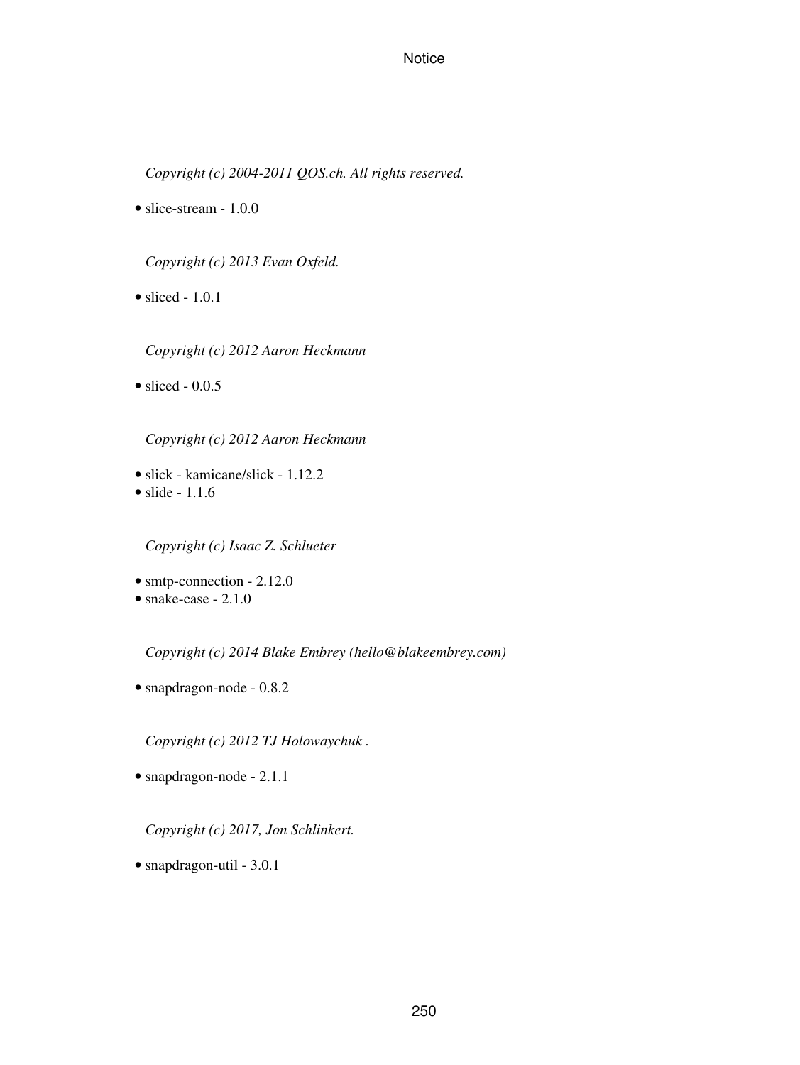*Copyright (c) 2004-2011 QOS.ch. All rights reserved.*

- slice-stream - 1.0.0

*Copyright (c) 2013 Evan Oxfeld.*

- sliced - 1.0.1

*Copyright (c) 2012 Aaron Heckmann*

- sliced - 0.0.5

*Copyright (c) 2012 Aaron Heckmann*

- slick - kamicane/slick - 1.12.2
- slide - 1.1.6

*Copyright (c) Isaac Z. Schlueter*

- smtp-connection - 2.12.0
- snake-case - 2.1.0

*Copyright (c) 2014 Blake Embrey (hello@blakeembrey.com)*

- snapdragon-node - 0.8.2

*Copyright (c) 2012 TJ Holowaychuk .*

- snapdragon-node - 2.1.1

*Copyright (c) 2017, Jon Schlinkert.*

- snapdragon-util - 3.0.1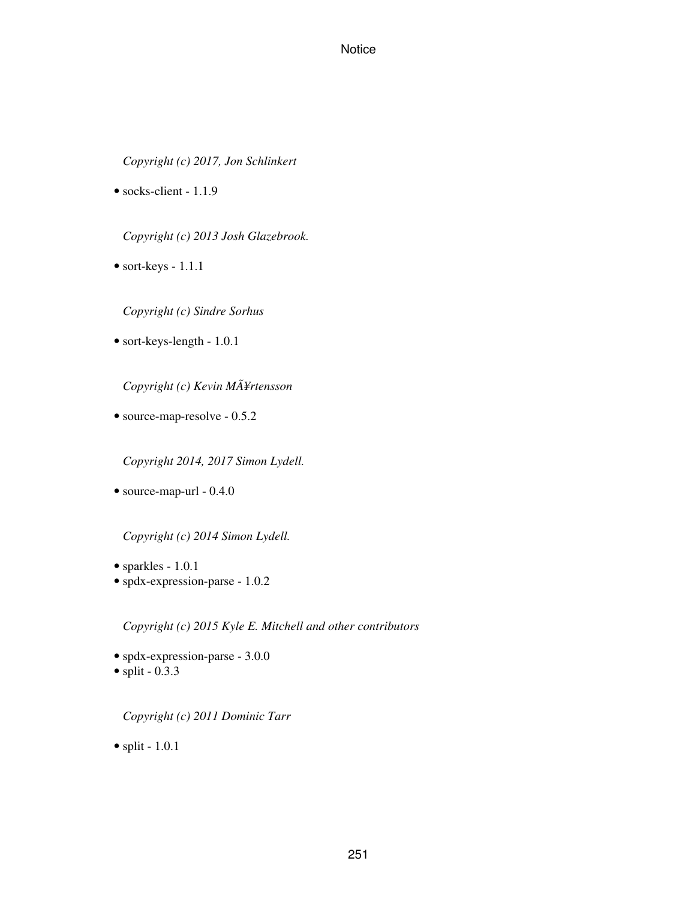*Copyright (c) 2017, Jon Schlinkert*

- socks-client - 1.1.9

*Copyright (c) 2013 Josh Glazebrook.*

- sort-keys - 1.1.1

*Copyright (c) Sindre Sorhus*

- sort-keys-length - 1.0.1

*Copyright (c) Kevin MÃ¥rtensson*

- source-map-resolve - 0.5.2

*Copyright 2014, 2017 Simon Lydell.*

- source-map-url - 0.4.0

*Copyright (c) 2014 Simon Lydell.*

- sparkles - 1.0.1
- spdx-expression-parse - 1.0.2

*Copyright (c) 2015 Kyle E. Mitchell and other contributors*

- spdx-expression-parse - 3.0.0
- split - 0.3.3

*Copyright (c) 2011 Dominic Tarr*

- split - 1.0.1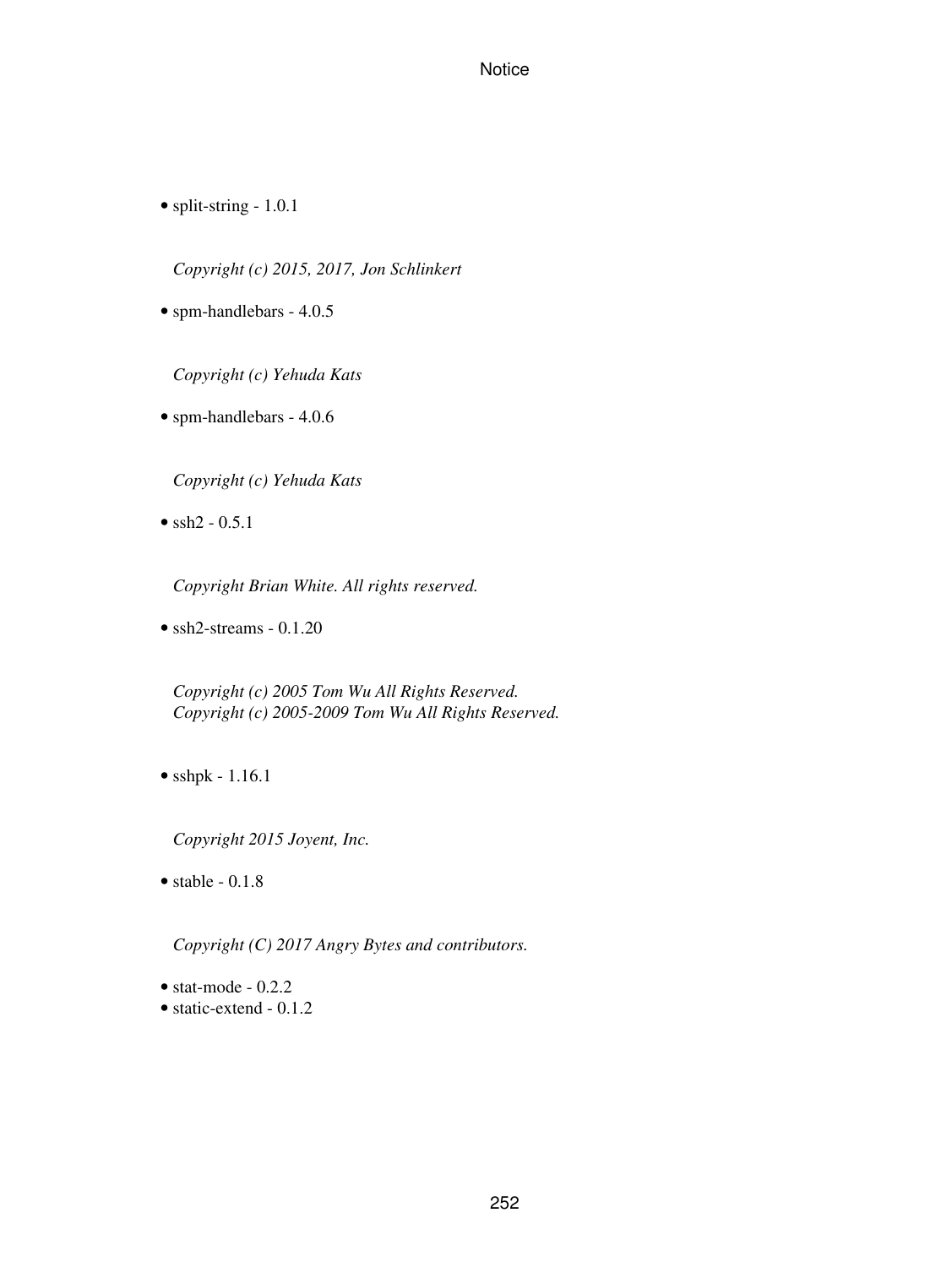- split-string - 1.0.1

  *Copyright (c) 2015, 2017, Jon Schlinkert*

- spm-handlebars - 4.0.5

  *Copyright (c) Yehuda Kats*

- spm-handlebars - 4.0.6

  *Copyright (c) Yehuda Kats*

- ssh2 - 0.5.1

  *Copyright Brian White. All rights reserved.*

- ssh2-streams - 0.1.20

  *Copyright (c) 2005 Tom Wu All Rights Reserved.*
  *Copyright (c) 2005-2009 Tom Wu All Rights Reserved.*

- sshpk - 1.16.1

  *Copyright 2015 Joyent, Inc.*

- stable - 0.1.8

  *Copyright (C) 2017 Angry Bytes and contributors.*

- stat-mode - 0.2.2
- static-extend - 0.1.2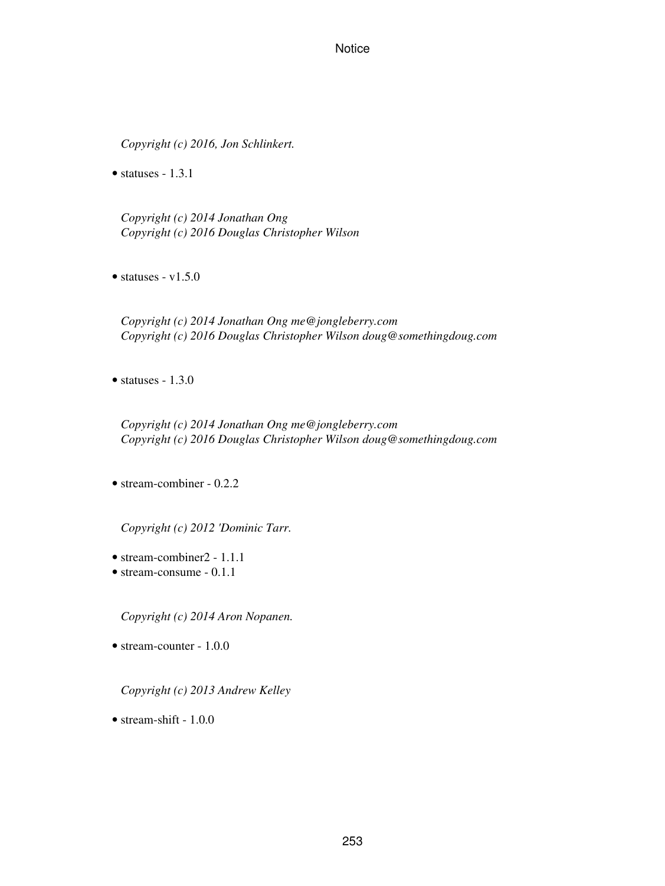*Copyright (c) 2016, Jon Schlinkert.*

- statuses - 1.3.1

*Copyright (c) 2014 Jonathan Ong*
*Copyright (c) 2016 Douglas Christopher Wilson*

- statuses - v1.5.0

*Copyright (c) 2014 Jonathan Ong me@jongleberry.com*
*Copyright (c) 2016 Douglas Christopher Wilson doug@somethingdoug.com*

- statuses - 1.3.0

*Copyright (c) 2014 Jonathan Ong me@jongleberry.com*
*Copyright (c) 2016 Douglas Christopher Wilson doug@somethingdoug.com*

- stream-combiner - 0.2.2

*Copyright (c) 2012 'Dominic Tarr.*

- stream-combiner2 - 1.1.1
- stream-consume - 0.1.1

*Copyright (c) 2014 Aron Nopanen.*

- stream-counter - 1.0.0

*Copyright (c) 2013 Andrew Kelley*

- stream-shift - 1.0.0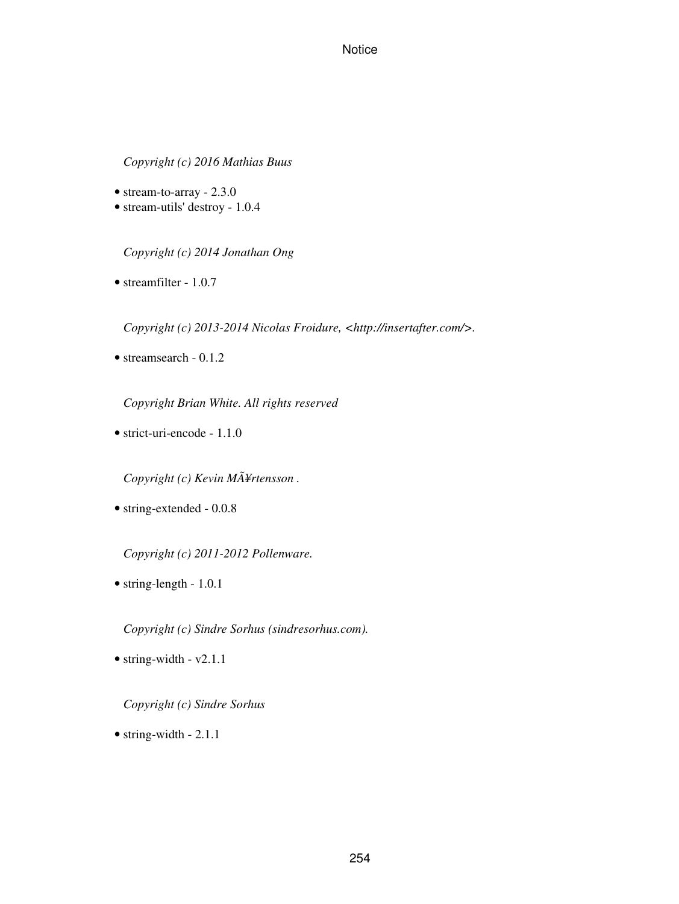*Copyright (c) 2016 Mathias Buus*

- stream-to-array - 2.3.0
- stream-utils' destroy - 1.0.4

*Copyright (c) 2014 Jonathan Ong*

- streamfilter - 1.0.7

*Copyright (c) 2013-2014 Nicolas Froidure, <http://insertafter.com/>.*

- streamsearch - 0.1.2

*Copyright Brian White. All rights reserved*

- strict-uri-encode - 1.1.0

*Copyright (c) Kevin MÃ¥rtensson .*

- string-extended - 0.0.8

*Copyright (c) 2011-2012 Pollenware.*

- string-length - 1.0.1

*Copyright (c) Sindre Sorhus (sindresorhus.com).*

- string-width - v2.1.1

*Copyright (c) Sindre Sorhus*

- string-width - 2.1.1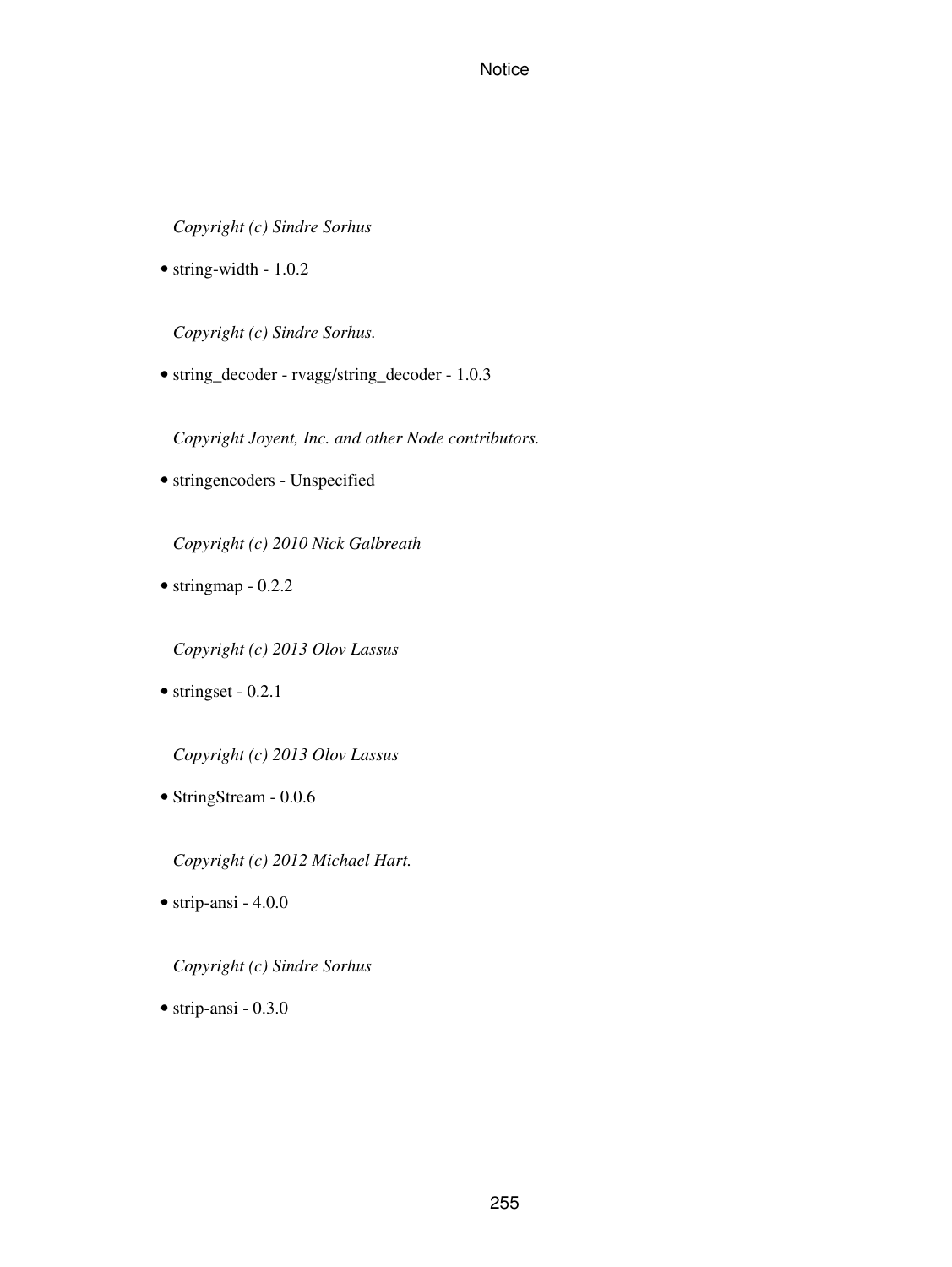*Copyright (c) Sindre Sorhus*

- string-width - 1.0.2

*Copyright (c) Sindre Sorhus.*

- string_decoder - rvagg/string_decoder - 1.0.3

*Copyright Joyent, Inc. and other Node contributors.*

- stringencoders - Unspecified

*Copyright (c) 2010 Nick Galbreath*

- stringmap - 0.2.2

*Copyright (c) 2013 Olov Lassus*

- stringset - 0.2.1

*Copyright (c) 2013 Olov Lassus*

- StringStream - 0.0.6

*Copyright (c) 2012 Michael Hart.*

- strip-ansi - 4.0.0

*Copyright (c) Sindre Sorhus*

- strip-ansi - 0.3.0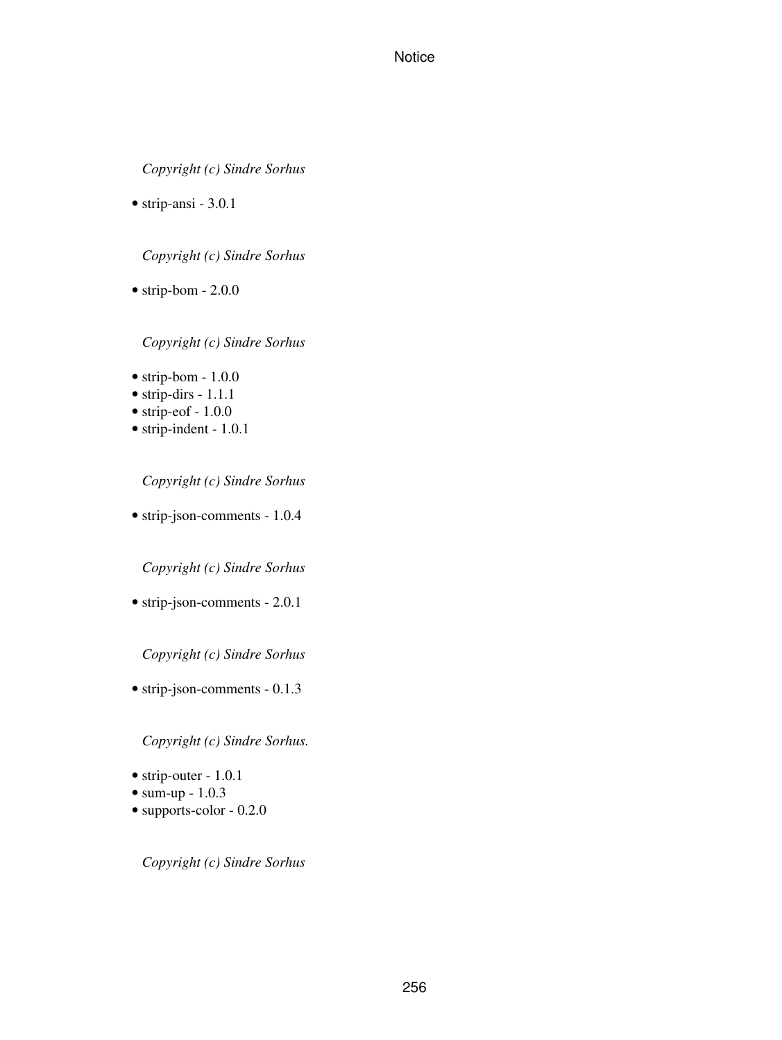*Copyright (c) Sindre Sorhus*

- strip-ansi - 3.0.1

*Copyright (c) Sindre Sorhus*

- strip-bom - 2.0.0

*Copyright (c) Sindre Sorhus*

- strip-bom - 1.0.0
- strip-dirs - 1.1.1
- strip-eof - 1.0.0
- strip-indent - 1.0.1

*Copyright (c) Sindre Sorhus*

- strip-json-comments - 1.0.4

*Copyright (c) Sindre Sorhus*

- strip-json-comments - 2.0.1

*Copyright (c) Sindre Sorhus*

- strip-json-comments - 0.1.3

*Copyright (c) Sindre Sorhus.*

- strip-outer - 1.0.1
- sum-up - 1.0.3
- supports-color - 0.2.0

*Copyright (c) Sindre Sorhus*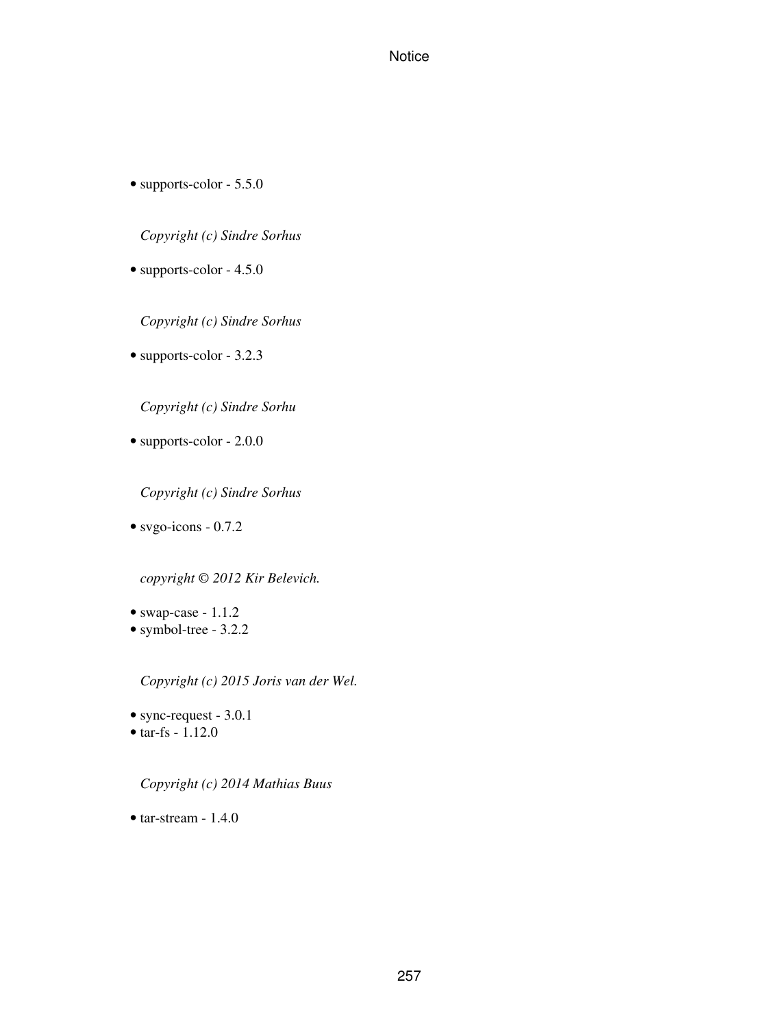- supports-color - 5.5.0

  *Copyright (c) Sindre Sorhus*

- supports-color - 4.5.0

  *Copyright (c) Sindre Sorhus*

- supports-color - 3.2.3

  *Copyright (c) Sindre Sorhu*

- supports-color - 2.0.0

  *Copyright (c) Sindre Sorhus*

- svgo-icons - 0.7.2

  *copyright © 2012 Kir Belevich.*

- swap-case - 1.1.2
- symbol-tree - 3.2.2

  *Copyright (c) 2015 Joris van der Wel.*

- sync-request - 3.0.1
- tar-fs - 1.12.0

  *Copyright (c) 2014 Mathias Buus*

- tar-stream - 1.4.0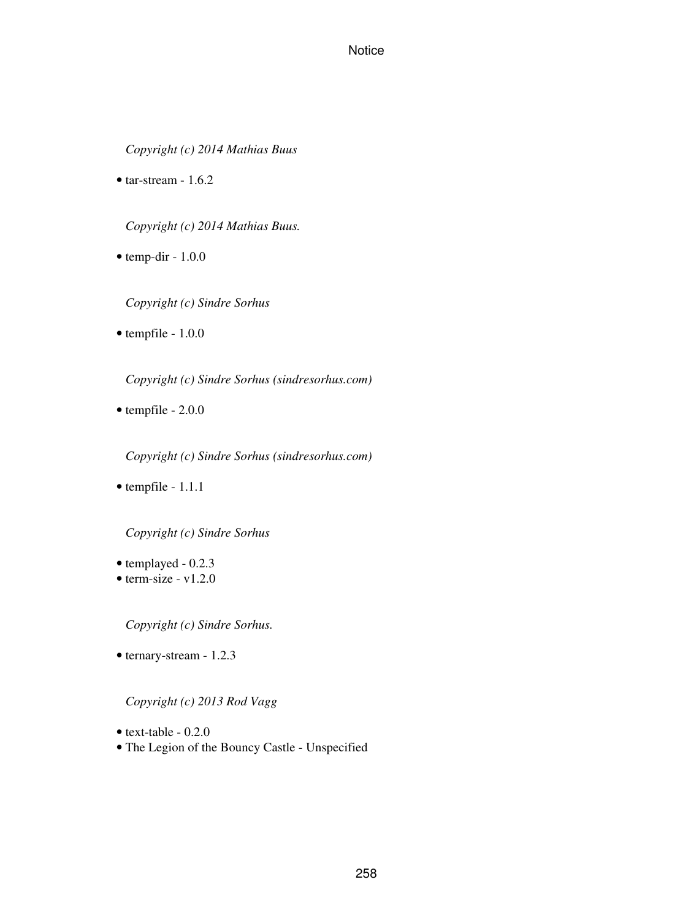*Copyright (c) 2014 Mathias Buus*

- tar-stream - 1.6.2

*Copyright (c) 2014 Mathias Buus.*

- temp-dir - 1.0.0

*Copyright (c) Sindre Sorhus*

- tempfile - 1.0.0

*Copyright (c) Sindre Sorhus (sindresorhus.com)*

- tempfile - 2.0.0

*Copyright (c) Sindre Sorhus (sindresorhus.com)*

- tempfile - 1.1.1

*Copyright (c) Sindre Sorhus*

- templayed - 0.2.3
- term-size - v1.2.0

*Copyright (c) Sindre Sorhus.*

- ternary-stream - 1.2.3

*Copyright (c) 2013 Rod Vagg*

- text-table - 0.2.0
- The Legion of the Bouncy Castle - Unspecified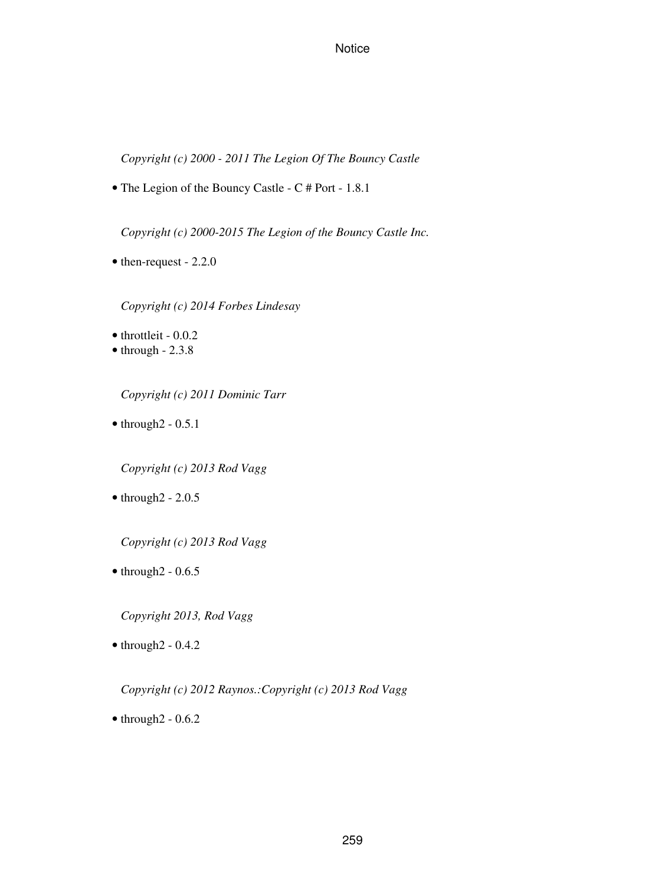*Copyright (c) 2000 - 2011 The Legion Of The Bouncy Castle*

- The Legion of the Bouncy Castle - C # Port - 1.8.1

*Copyright (c) 2000-2015 The Legion of the Bouncy Castle Inc.*

- then-request - 2.2.0

*Copyright (c) 2014 Forbes Lindesay*

- throttleit - 0.0.2
- through - 2.3.8

*Copyright (c) 2011 Dominic Tarr*

- through2 - 0.5.1

*Copyright (c) 2013 Rod Vagg*

- through2 - 2.0.5

*Copyright (c) 2013 Rod Vagg*

- through2 - 0.6.5

*Copyright 2013, Rod Vagg*

- through2 - 0.4.2

*Copyright (c) 2012 Raynos.:Copyright (c) 2013 Rod Vagg*

- through2 - 0.6.2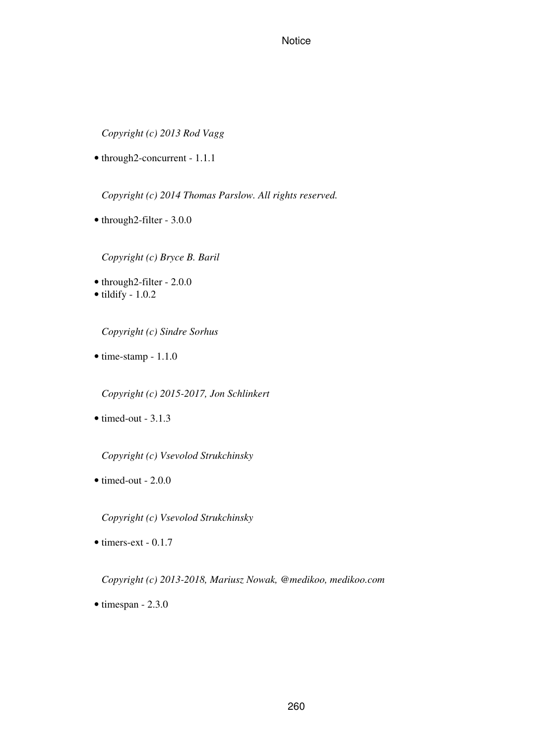*Copyright (c) 2013 Rod Vagg*

- through2-concurrent - 1.1.1

*Copyright (c) 2014 Thomas Parslow. All rights reserved.*

- through2-filter - 3.0.0

*Copyright (c) Bryce B. Baril*

- through2-filter - 2.0.0
- tildify - 1.0.2

*Copyright (c) Sindre Sorhus*

- time-stamp - 1.1.0

*Copyright (c) 2015-2017, Jon Schlinkert*

- timed-out - 3.1.3

*Copyright (c) Vsevolod Strukchinsky*

- timed-out - 2.0.0

*Copyright (c) Vsevolod Strukchinsky*

- timers-ext - 0.1.7

*Copyright (c) 2013-2018, Mariusz Nowak, @medikoo, medikoo.com*

- timespan - 2.3.0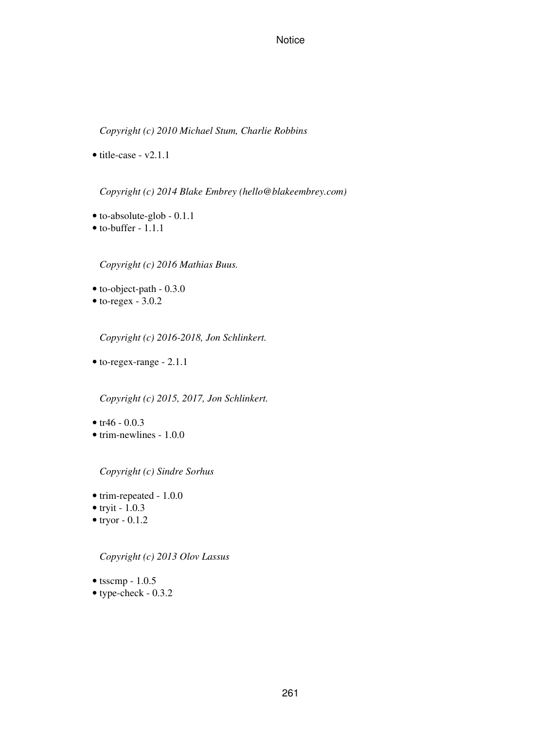*Copyright (c) 2010 Michael Stum, Charlie Robbins*

- title-case - v2.1.1

*Copyright (c) 2014 Blake Embrey (hello@blakeembrey.com)*

- to-absolute-glob - 0.1.1
- to-buffer - 1.1.1

*Copyright (c) 2016 Mathias Buus.*

- to-object-path - 0.3.0
- to-regex - 3.0.2

*Copyright (c) 2016-2018, Jon Schlinkert.*

- to-regex-range - 2.1.1

*Copyright (c) 2015, 2017, Jon Schlinkert.*

- tr46 - 0.0.3
- trim-newlines - 1.0.0

*Copyright (c) Sindre Sorhus*

- trim-repeated - 1.0.0
- tryit - 1.0.3
- tryor - 0.1.2

*Copyright (c) 2013 Olov Lassus*

- tsscmp - 1.0.5
- type-check - 0.3.2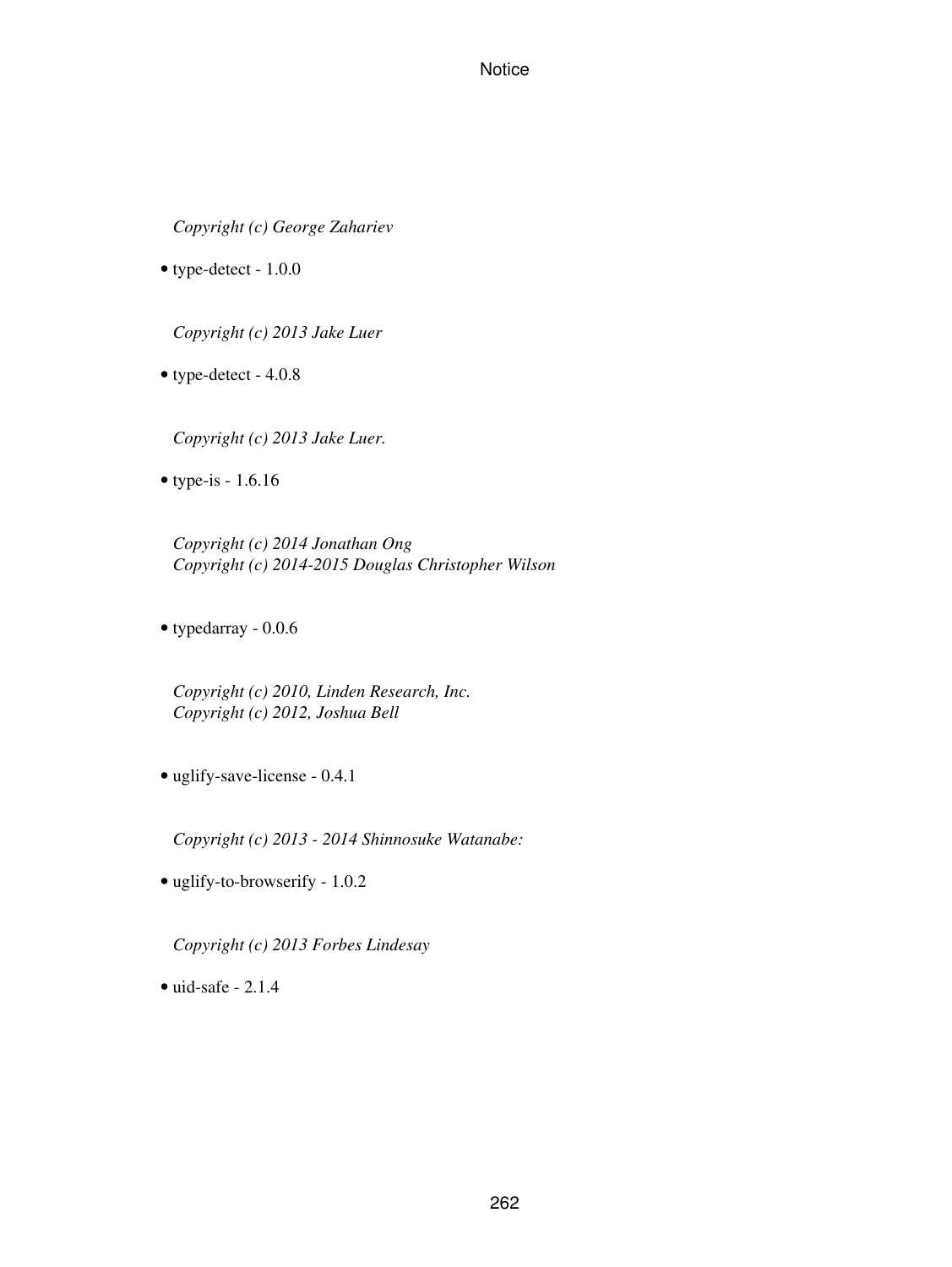*Copyright (c) George Zahariev*

- type-detect - 1.0.0

*Copyright (c) 2013 Jake Luer*

- type-detect - 4.0.8

*Copyright (c) 2013 Jake Luer.*

- type-is - 1.6.16

*Copyright (c) 2014 Jonathan Ong*
*Copyright (c) 2014-2015 Douglas Christopher Wilson*

- typedarray - 0.0.6

*Copyright (c) 2010, Linden Research, Inc.*
*Copyright (c) 2012, Joshua Bell*

- uglify-save-license - 0.4.1

*Copyright (c) 2013 - 2014 Shinnosuke Watanabe:*

- uglify-to-browserify - 1.0.2

*Copyright (c) 2013 Forbes Lindesay*

- uid-safe - 2.1.4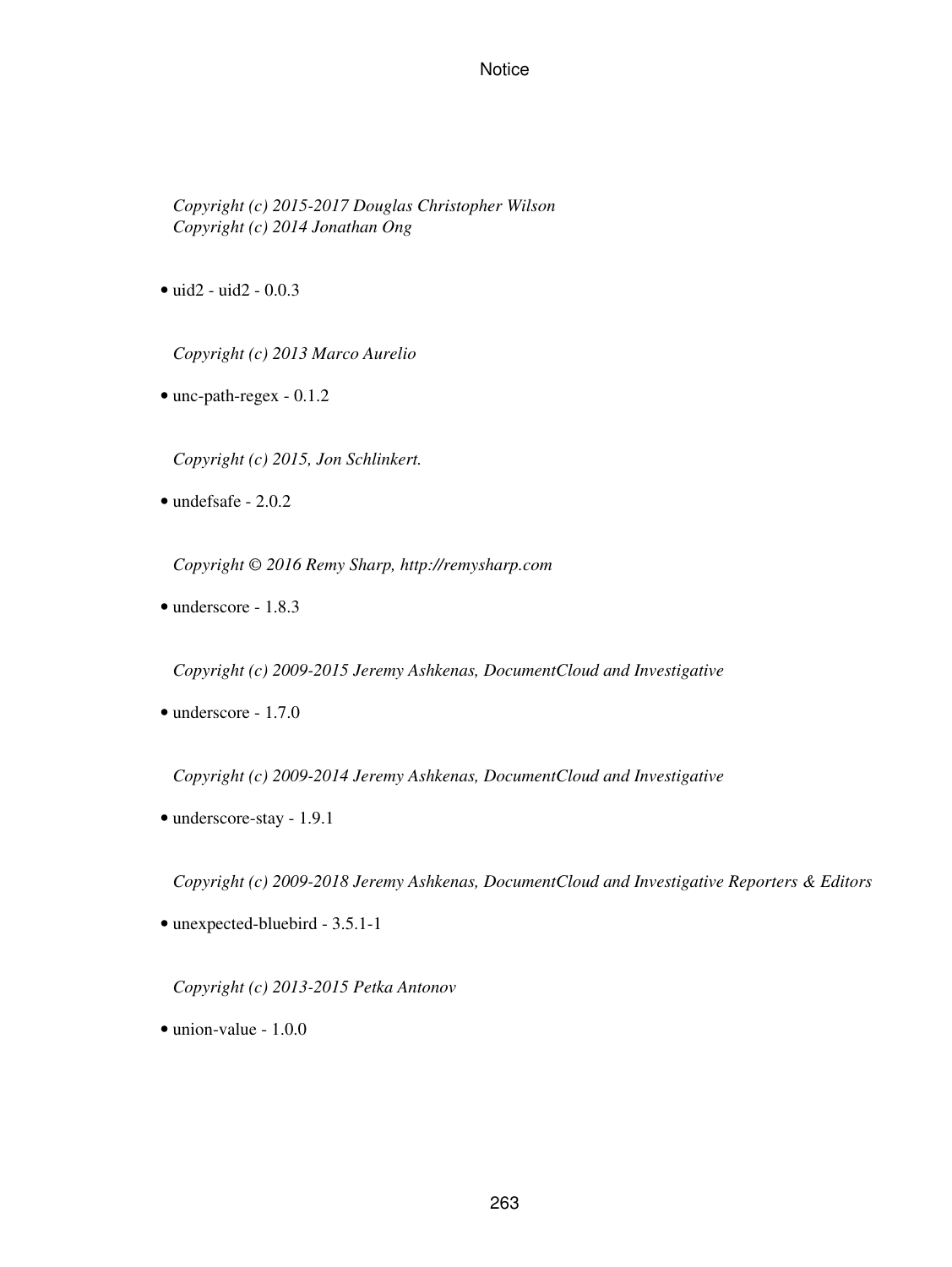*Copyright (c) 2015-2017 Douglas Christopher Wilson*
*Copyright (c) 2014 Jonathan Ong*

- uid2 - uid2 - 0.0.3

*Copyright (c) 2013 Marco Aurelio*

- unc-path-regex - 0.1.2

*Copyright (c) 2015, Jon Schlinkert.*

- undefsafe - 2.0.2

*Copyright © 2016 Remy Sharp, http://remysharp.com*

- underscore - 1.8.3

*Copyright (c) 2009-2015 Jeremy Ashkenas, DocumentCloud and Investigative*

- underscore - 1.7.0

*Copyright (c) 2009-2014 Jeremy Ashkenas, DocumentCloud and Investigative*

- underscore-stay - 1.9.1

*Copyright (c) 2009-2018 Jeremy Ashkenas, DocumentCloud and Investigative Reporters & Editors*

- unexpected-bluebird - 3.5.1-1

*Copyright (c) 2013-2015 Petka Antonov*

- union-value - 1.0.0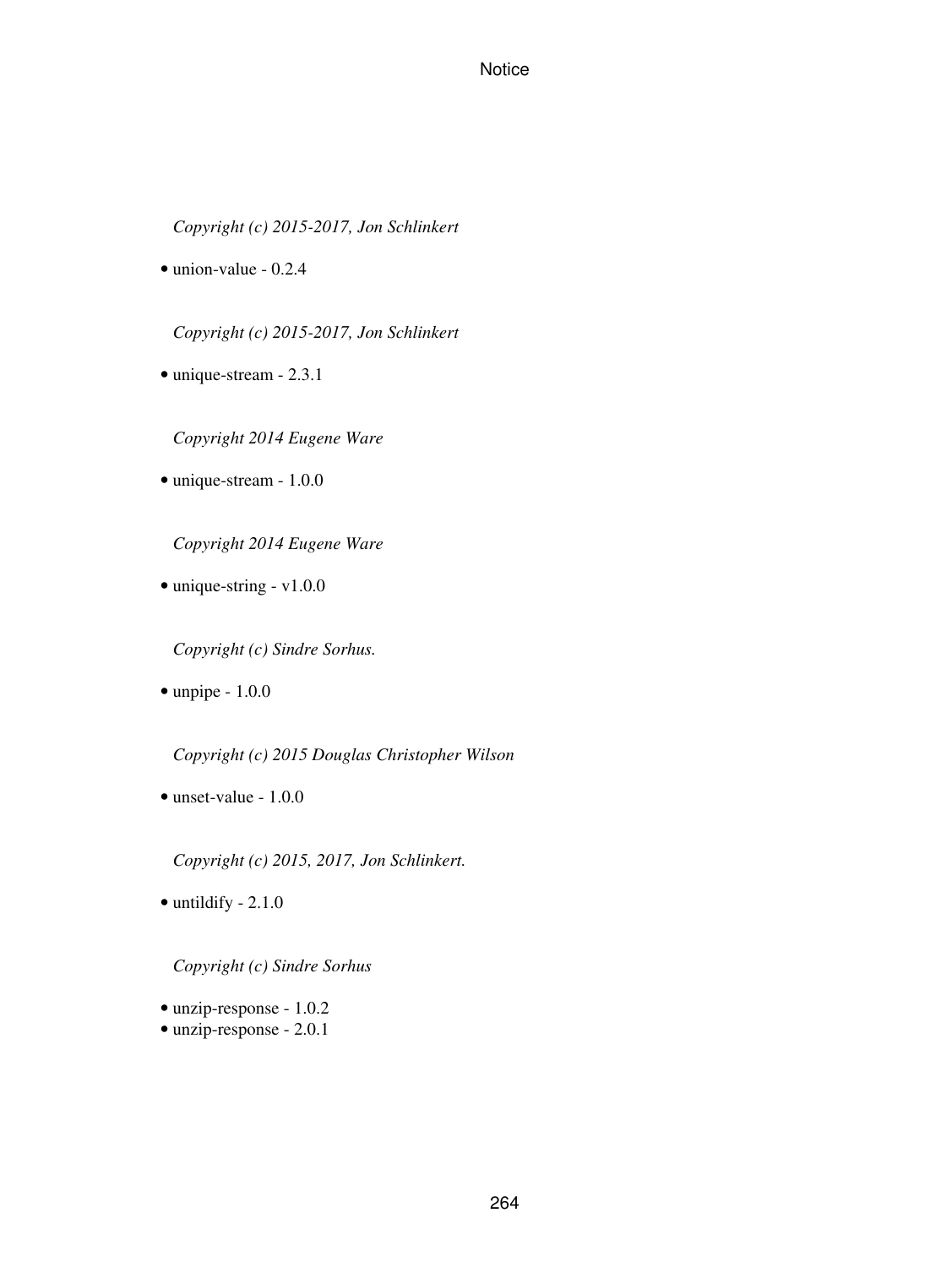*Copyright (c) 2015-2017, Jon Schlinkert*

- union-value - 0.2.4

*Copyright (c) 2015-2017, Jon Schlinkert*

- unique-stream - 2.3.1

*Copyright 2014 Eugene Ware*

- unique-stream - 1.0.0

*Copyright 2014 Eugene Ware*

- unique-string - v1.0.0

*Copyright (c) Sindre Sorhus.*

- unpipe - 1.0.0

*Copyright (c) 2015 Douglas Christopher Wilson*

- unset-value - 1.0.0

*Copyright (c) 2015, 2017, Jon Schlinkert.*

- untildify - 2.1.0

*Copyright (c) Sindre Sorhus*

- unzip-response - 1.0.2
- unzip-response - 2.0.1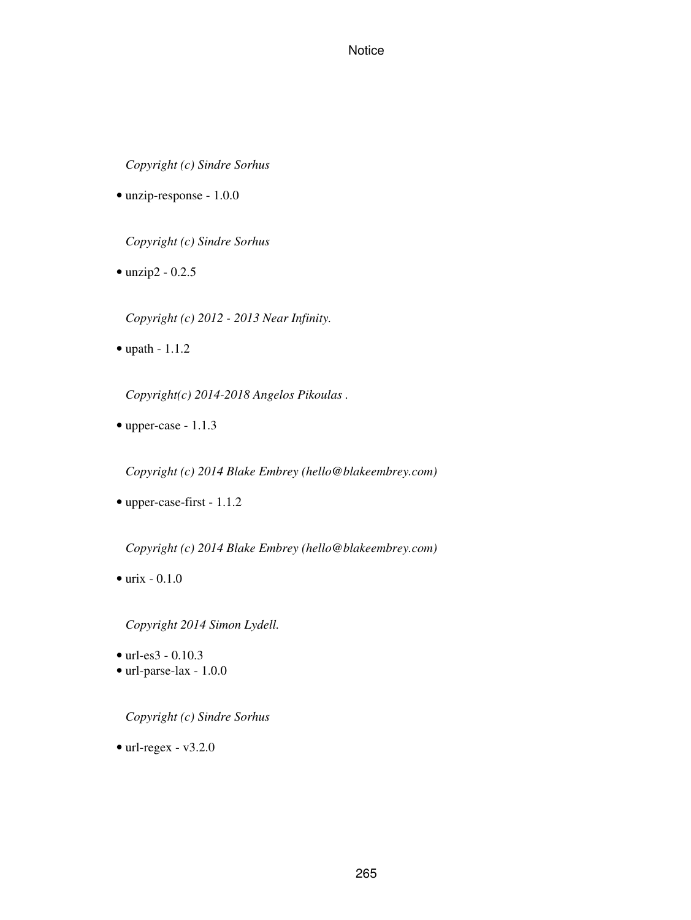*Copyright (c) Sindre Sorhus*

- unzip-response - 1.0.0

*Copyright (c) Sindre Sorhus*

- unzip2 - 0.2.5

*Copyright (c) 2012 - 2013 Near Infinity.*

- upath - 1.1.2

*Copyright(c) 2014-2018 Angelos Pikoulas .*

- upper-case - 1.1.3

*Copyright (c) 2014 Blake Embrey (hello@blakeembrey.com)*

- upper-case-first - 1.1.2

*Copyright (c) 2014 Blake Embrey (hello@blakeembrey.com)*

- urix - 0.1.0

*Copyright 2014 Simon Lydell.*

- url-es3 - 0.10.3
- url-parse-lax - 1.0.0

*Copyright (c) Sindre Sorhus*

- url-regex - v3.2.0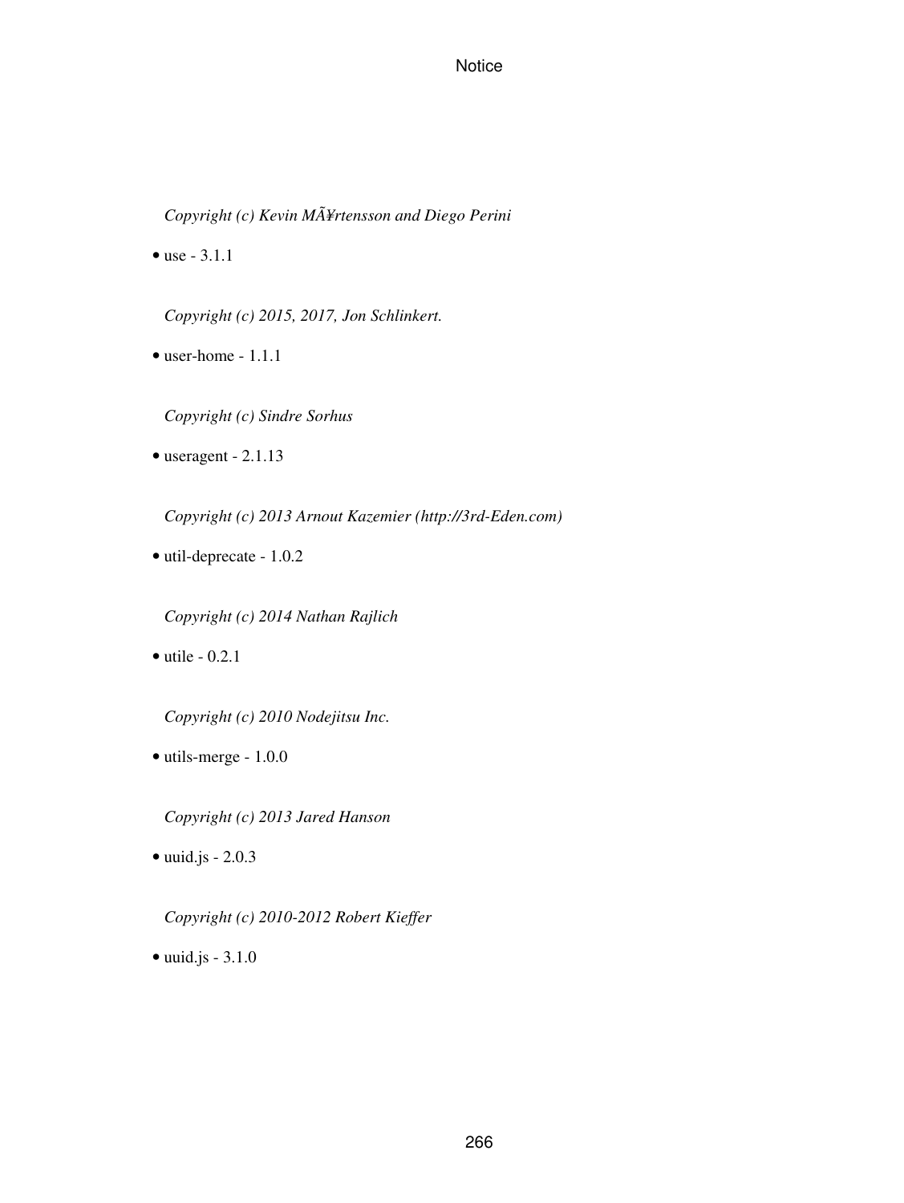*Copyright (c) Kevin MÃ¥rtensson and Diego Perini*

- use - 3.1.1

*Copyright (c) 2015, 2017, Jon Schlinkert.*

- user-home - 1.1.1

*Copyright (c) Sindre Sorhus*

- useragent - 2.1.13

*Copyright (c) 2013 Arnout Kazemier (http://3rd-Eden.com)*

- util-deprecate - 1.0.2

*Copyright (c) 2014 Nathan Rajlich*

- utile - 0.2.1

*Copyright (c) 2010 Nodejitsu Inc.*

- utils-merge - 1.0.0

*Copyright (c) 2013 Jared Hanson*

- uuid.js - 2.0.3

*Copyright (c) 2010-2012 Robert Kieffer*

- uuid.js - 3.1.0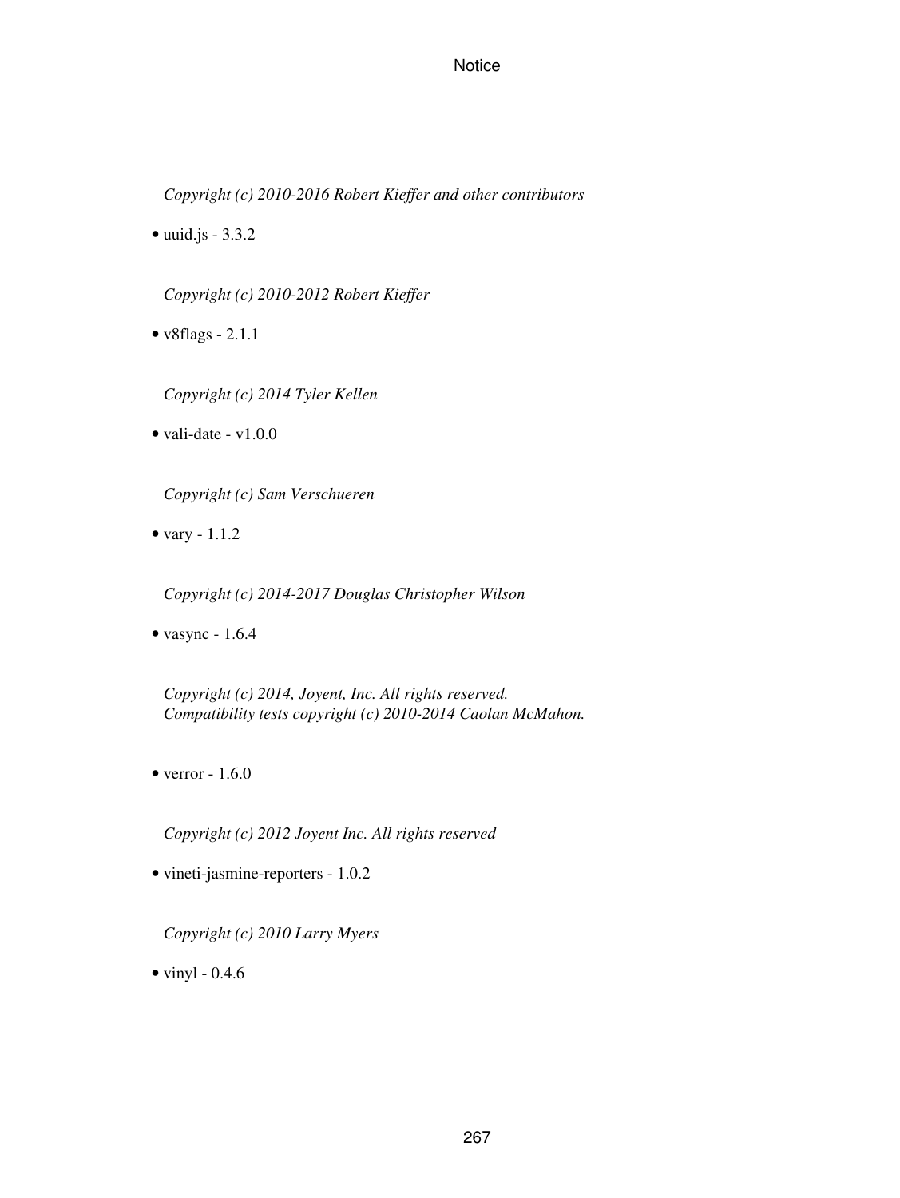*Copyright (c) 2010-2016 Robert Kieffer and other contributors*

- uuid.js - 3.3.2

  *Copyright (c) 2010-2012 Robert Kieffer*

- v8flags - 2.1.1

  *Copyright (c) 2014 Tyler Kellen*

- vali-date - v1.0.0

  *Copyright (c) Sam Verschueren*

- vary - 1.1.2

  *Copyright (c) 2014-2017 Douglas Christopher Wilson*

- vasync - 1.6.4

  *Copyright (c) 2014, Joyent, Inc. All rights reserved.*
  *Compatibility tests copyright (c) 2010-2014 Caolan McMahon.*

- verror - 1.6.0

  *Copyright (c) 2012 Joyent Inc. All rights reserved*

- vineti-jasmine-reporters - 1.0.2

  *Copyright (c) 2010 Larry Myers*

- vinyl - 0.4.6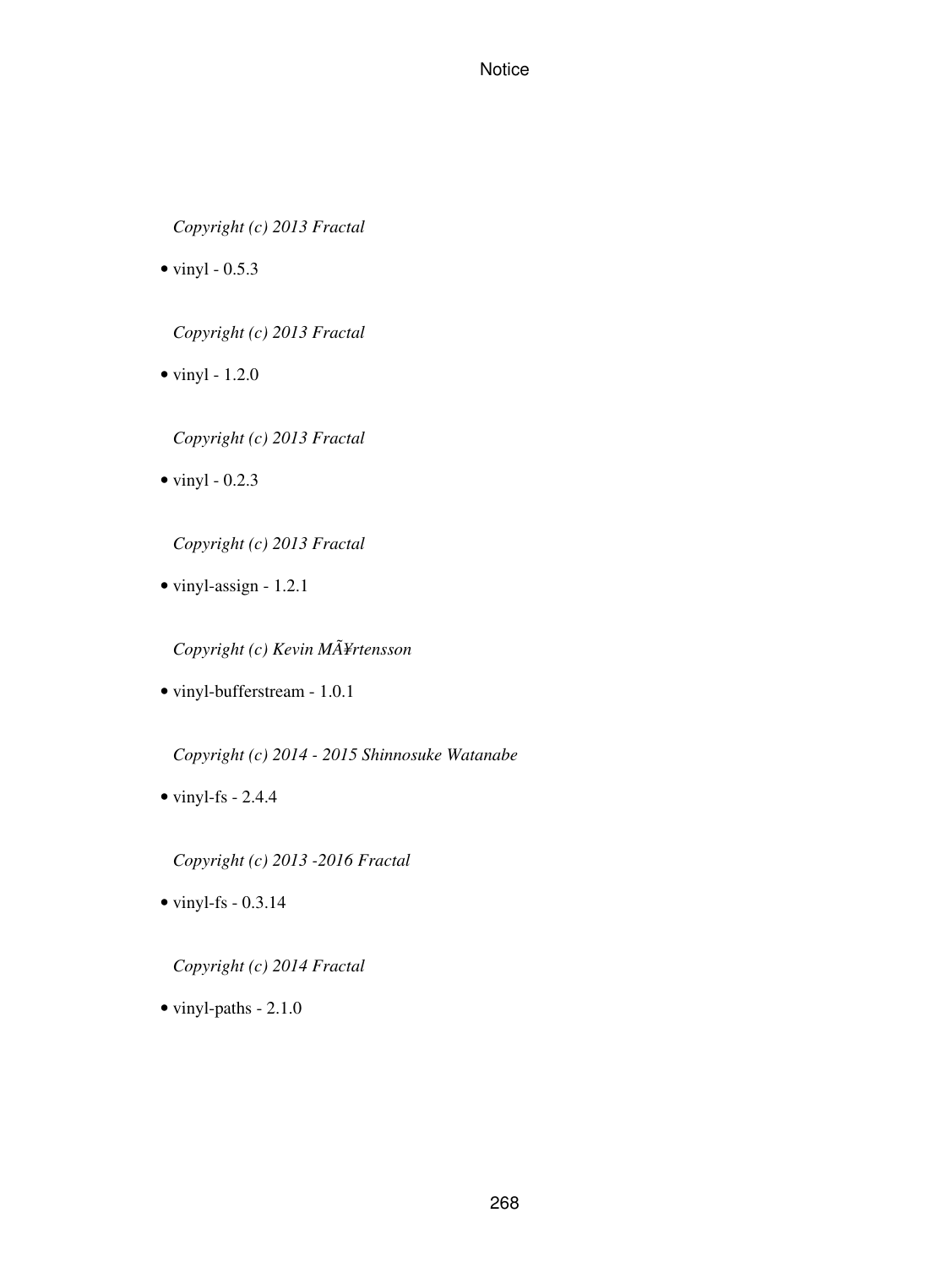*Copyright (c) 2013 Fractal*

- vinyl - 0.5.3

*Copyright (c) 2013 Fractal*

- vinyl - 1.2.0

*Copyright (c) 2013 Fractal*

- vinyl - 0.2.3

*Copyright (c) 2013 Fractal*

- vinyl-assign - 1.2.1

*Copyright (c) Kevin MÃ¥rtensson*

- vinyl-bufferstream - 1.0.1

*Copyright (c) 2014 - 2015 Shinnosuke Watanabe*

- vinyl-fs - 2.4.4

*Copyright (c) 2013 -2016 Fractal*

- vinyl-fs - 0.3.14

*Copyright (c) 2014 Fractal*

- vinyl-paths - 2.1.0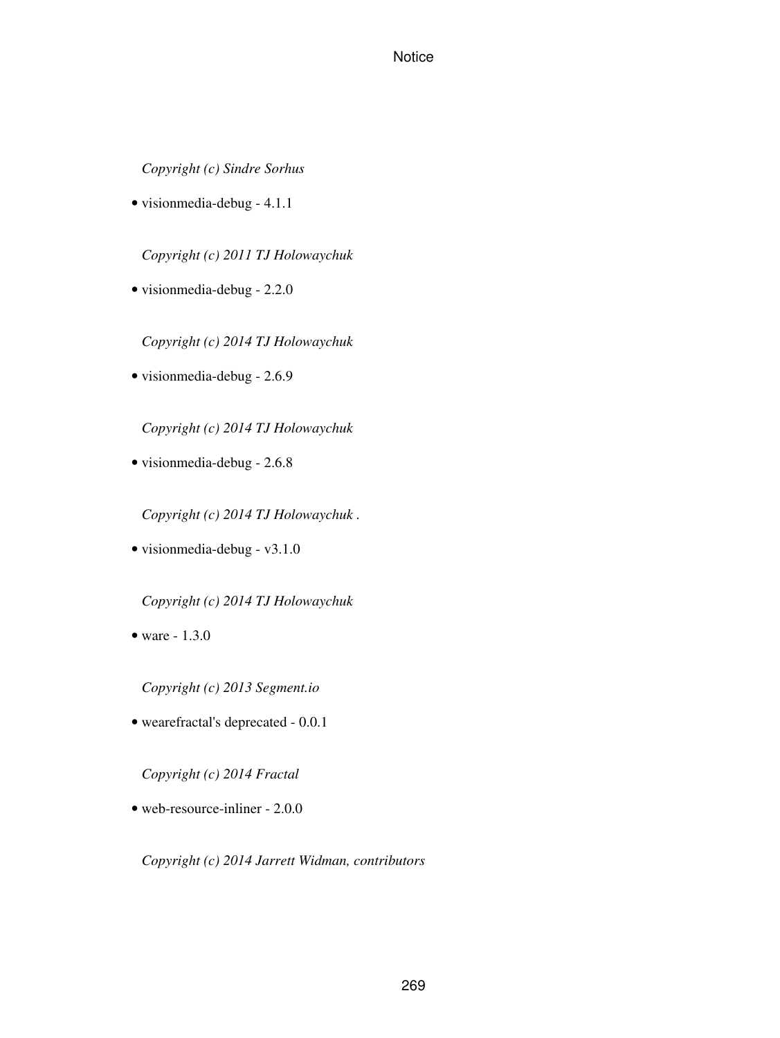*Copyright (c) Sindre Sorhus*

- visionmedia-debug - 4.1.1

  *Copyright (c) 2011 TJ Holowaychuk*

- visionmedia-debug - 2.2.0

  *Copyright (c) 2014 TJ Holowaychuk*

- visionmedia-debug - 2.6.9

  *Copyright (c) 2014 TJ Holowaychuk*

- visionmedia-debug - 2.6.8

  *Copyright (c) 2014 TJ Holowaychuk .*

- visionmedia-debug - v3.1.0

  *Copyright (c) 2014 TJ Holowaychuk*

- ware - 1.3.0

  *Copyright (c) 2013 Segment.io*

- wearefractal's deprecated - 0.0.1

  *Copyright (c) 2014 Fractal*

- web-resource-inliner - 2.0.0

  *Copyright (c) 2014 Jarrett Widman, contributors*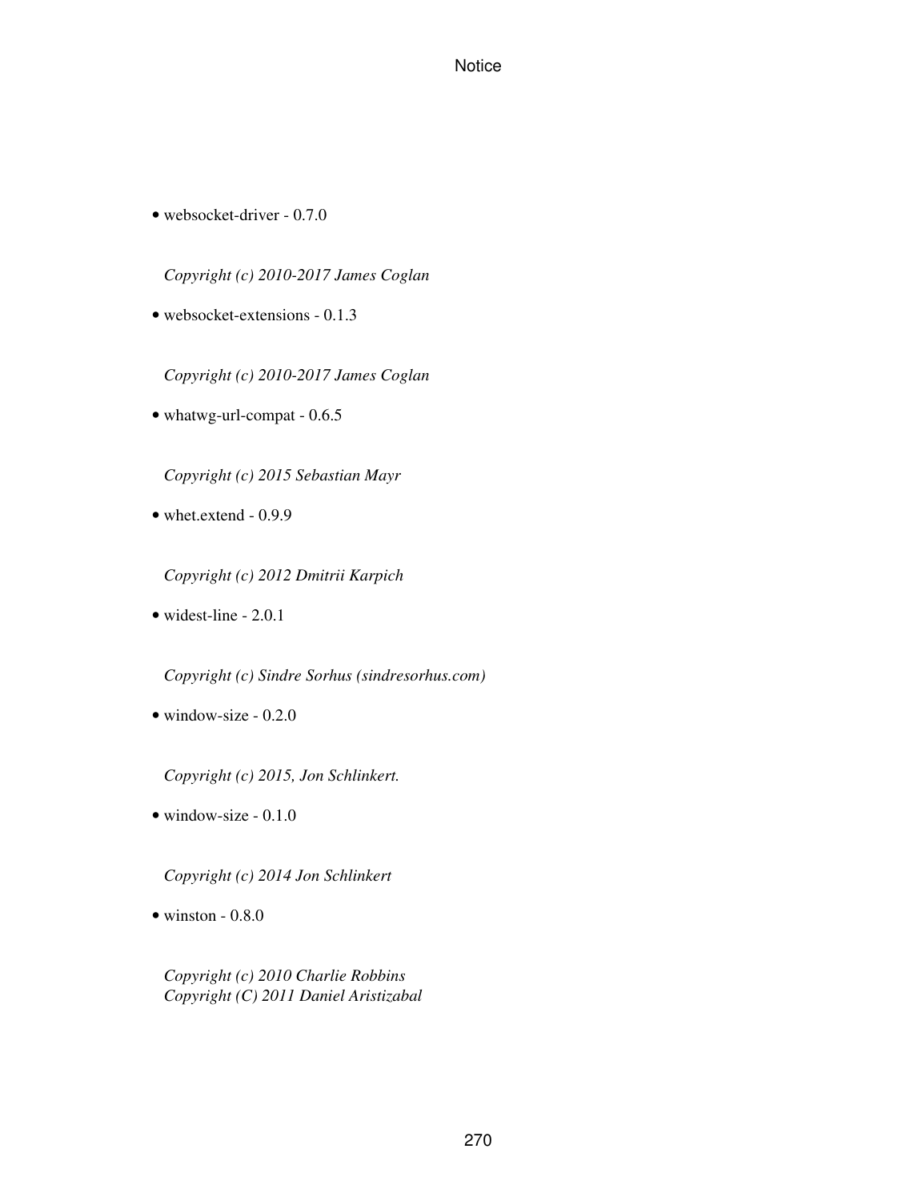- websocket-driver - 0.7.0

  *Copyright (c) 2010-2017 James Coglan*

- websocket-extensions - 0.1.3

  *Copyright (c) 2010-2017 James Coglan*

- whatwg-url-compat - 0.6.5

  *Copyright (c) 2015 Sebastian Mayr*

- whet.extend - 0.9.9

  *Copyright (c) 2012 Dmitrii Karpich*

- widest-line - 2.0.1

  *Copyright (c) Sindre Sorhus (sindresorhus.com)*

- window-size - 0.2.0

  *Copyright (c) 2015, Jon Schlinkert.*

- window-size - 0.1.0

  *Copyright (c) 2014 Jon Schlinkert*

- winston - 0.8.0

  *Copyright (c) 2010 Charlie Robbins*
  *Copyright (C) 2011 Daniel Aristizabal*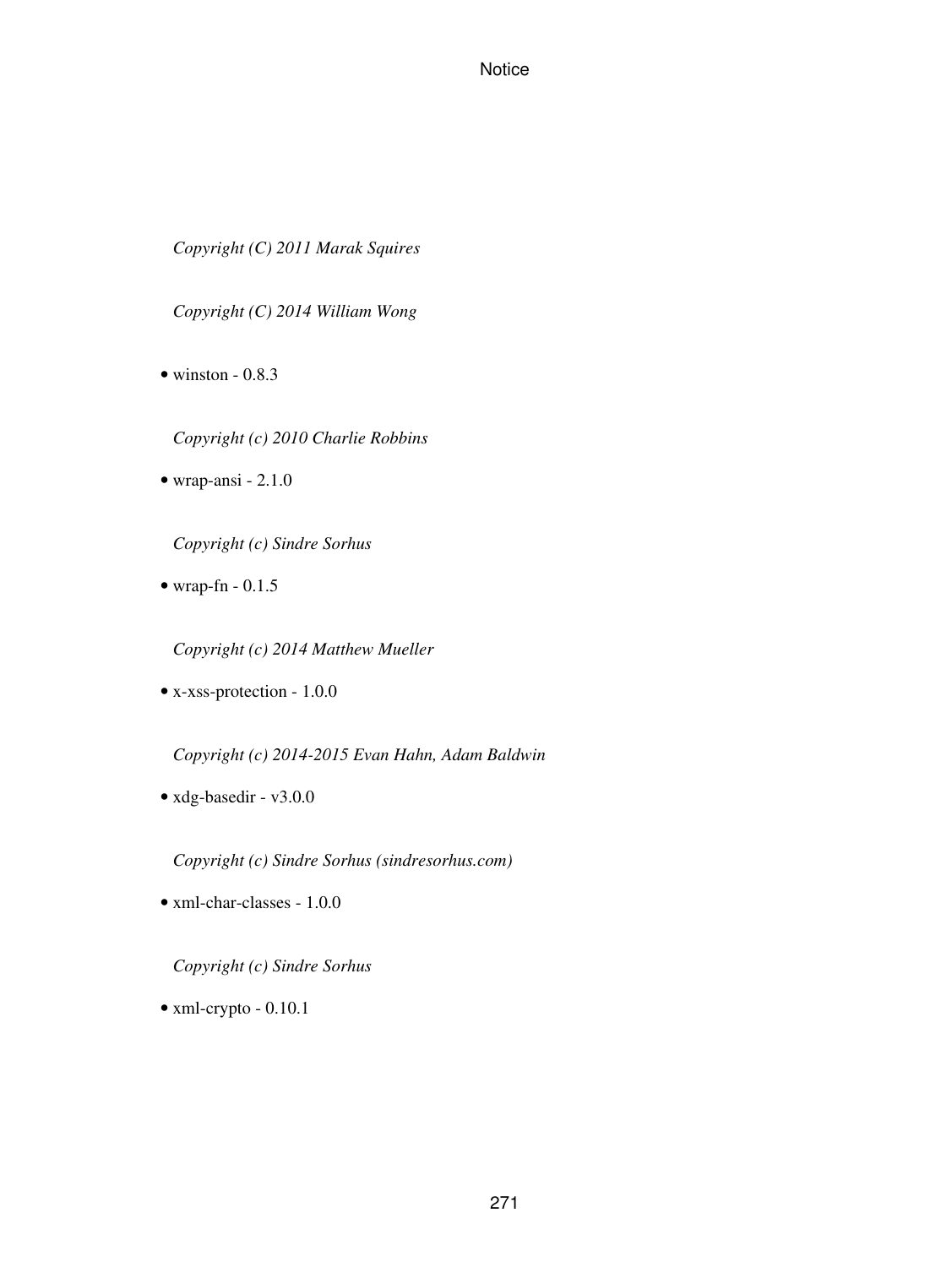*Copyright (C) 2011 Marak Squires*

*Copyright (C) 2014 William Wong*

- winston - 0.8.3

  *Copyright (c) 2010 Charlie Robbins*

- wrap-ansi - 2.1.0

  *Copyright (c) Sindre Sorhus*

- wrap-fn - 0.1.5

  *Copyright (c) 2014 Matthew Mueller*

- x-xss-protection - 1.0.0

  *Copyright (c) 2014-2015 Evan Hahn, Adam Baldwin*

- xdg-basedir - v3.0.0

  *Copyright (c) Sindre Sorhus (sindresorhus.com)*

- xml-char-classes - 1.0.0

  *Copyright (c) Sindre Sorhus*

- xml-crypto - 0.10.1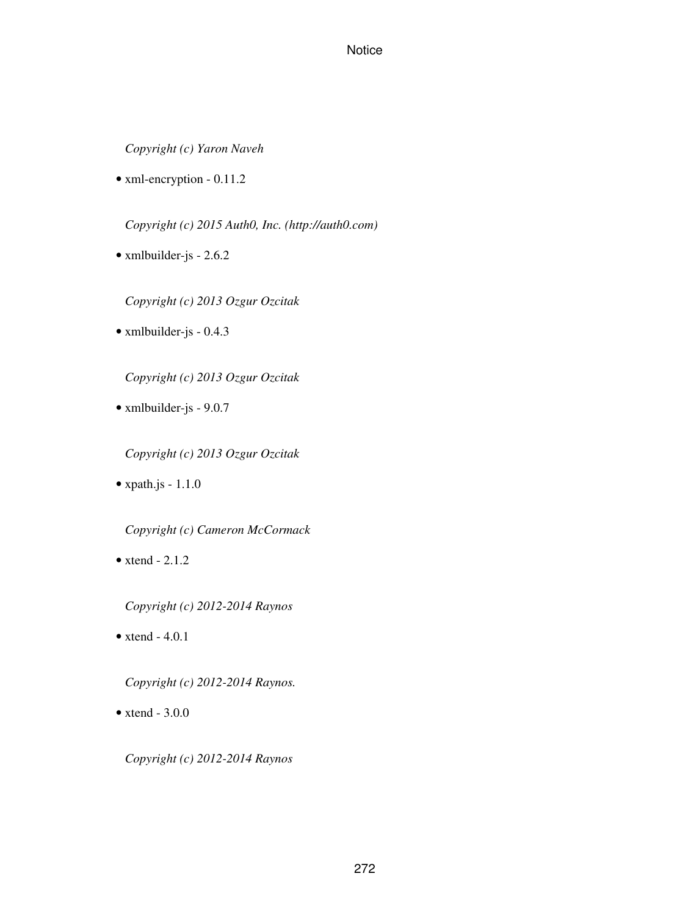*Copyright (c) Yaron Naveh*

- xml-encryption - 0.11.2

  *Copyright (c) 2015 Auth0, Inc. (http://auth0.com)*

- xmlbuilder-js - 2.6.2

  *Copyright (c) 2013 Ozgur Ozcitak*

- xmlbuilder-js - 0.4.3

  *Copyright (c) 2013 Ozgur Ozcitak*

- xmlbuilder-js - 9.0.7

  *Copyright (c) 2013 Ozgur Ozcitak*

- xpath.js - 1.1.0

  *Copyright (c) Cameron McCormack*

- xtend - 2.1.2

  *Copyright (c) 2012-2014 Raynos*

- xtend - 4.0.1

  *Copyright (c) 2012-2014 Raynos.*

- xtend - 3.0.0

  *Copyright (c) 2012-2014 Raynos*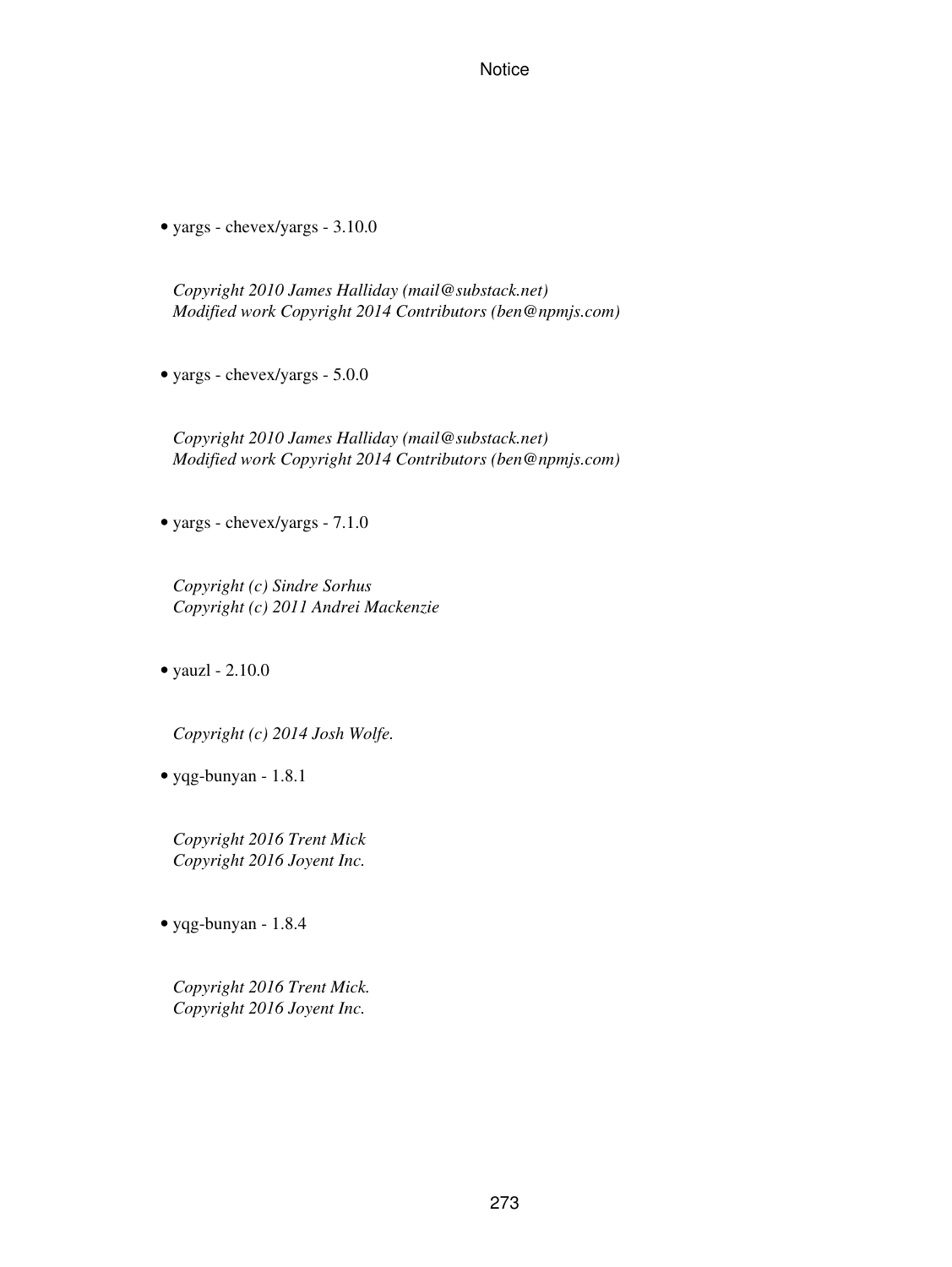- yargs - chevex/yargs - 3.10.0

  *Copyright 2010 James Halliday (mail@substack.net)*
  *Modified work Copyright 2014 Contributors (ben@npmjs.com)*

- yargs - chevex/yargs - 5.0.0

  *Copyright 2010 James Halliday (mail@substack.net)*
  *Modified work Copyright 2014 Contributors (ben@npmjs.com)*

- yargs - chevex/yargs - 7.1.0

  *Copyright (c) Sindre Sorhus*
  *Copyright (c) 2011 Andrei Mackenzie*

- yauzl - 2.10.0

  *Copyright (c) 2014 Josh Wolfe.*

- yqg-bunyan - 1.8.1

  *Copyright 2016 Trent Mick*
  *Copyright 2016 Joyent Inc.*

- yqg-bunyan - 1.8.4

  *Copyright 2016 Trent Mick.*
  *Copyright 2016 Joyent Inc.*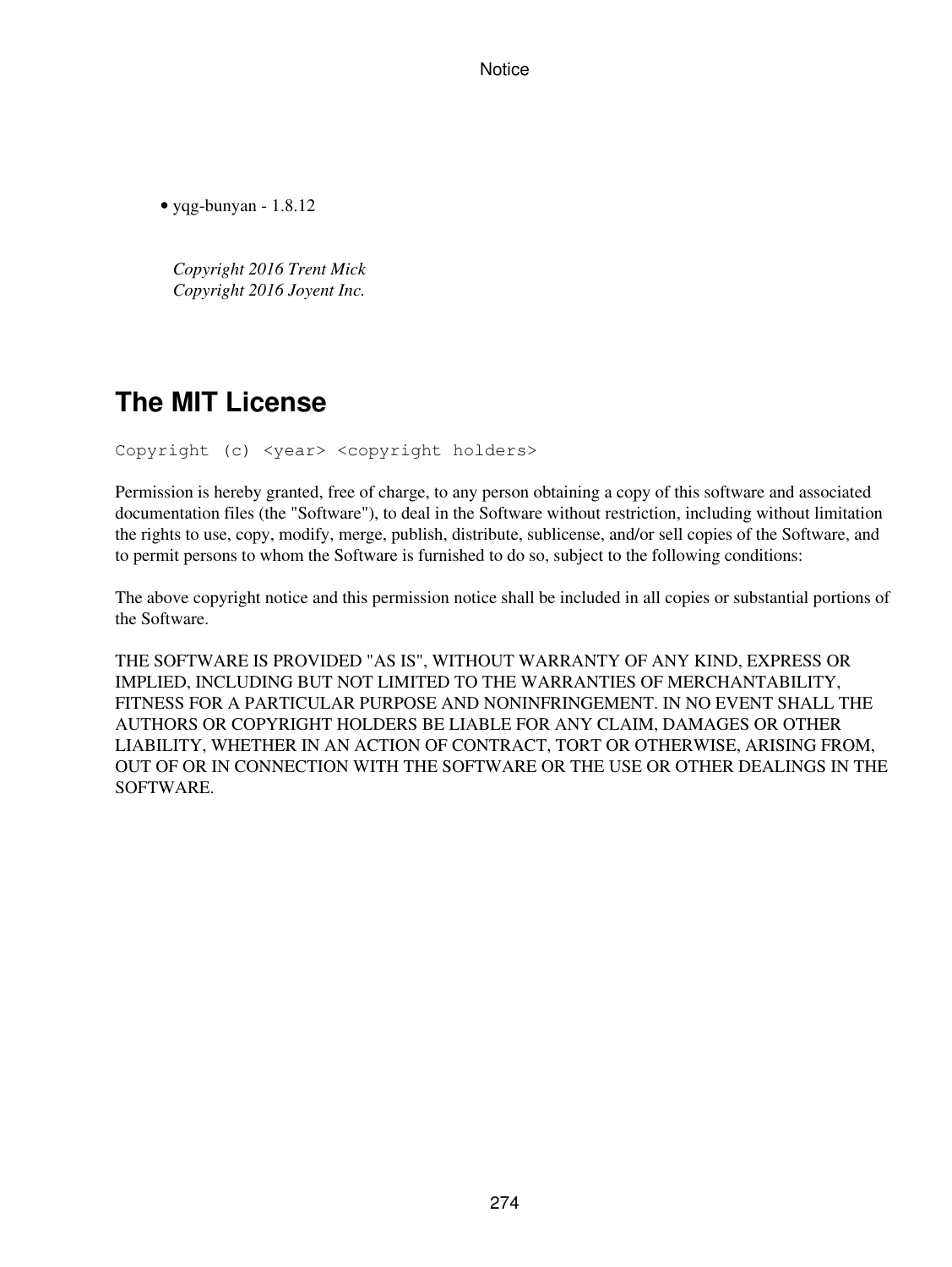- yqg-bunyan - 1.8.12

  *Copyright 2016 Trent Mick*
  *Copyright 2016 Joyent Inc.*

## The MIT License

```
Copyright (c) <year> <copyright holders>
```

Permission is hereby granted, free of charge, to any person obtaining a copy of this software and associated documentation files (the "Software"), to deal in the Software without restriction, including without limitation the rights to use, copy, modify, merge, publish, distribute, sublicense, and/or sell copies of the Software, and to permit persons to whom the Software is furnished to do so, subject to the following conditions:

The above copyright notice and this permission notice shall be included in all copies or substantial portions of the Software.

THE SOFTWARE IS PROVIDED "AS IS", WITHOUT WARRANTY OF ANY KIND, EXPRESS OR IMPLIED, INCLUDING BUT NOT LIMITED TO THE WARRANTIES OF MERCHANTABILITY, FITNESS FOR A PARTICULAR PURPOSE AND NONINFRINGEMENT. IN NO EVENT SHALL THE AUTHORS OR COPYRIGHT HOLDERS BE LIABLE FOR ANY CLAIM, DAMAGES OR OTHER LIABILITY, WHETHER IN AN ACTION OF CONTRACT, TORT OR OTHERWISE, ARISING FROM, OUT OF OR IN CONNECTION WITH THE SOFTWARE OR THE USE OR OTHER DEALINGS IN THE SOFTWARE.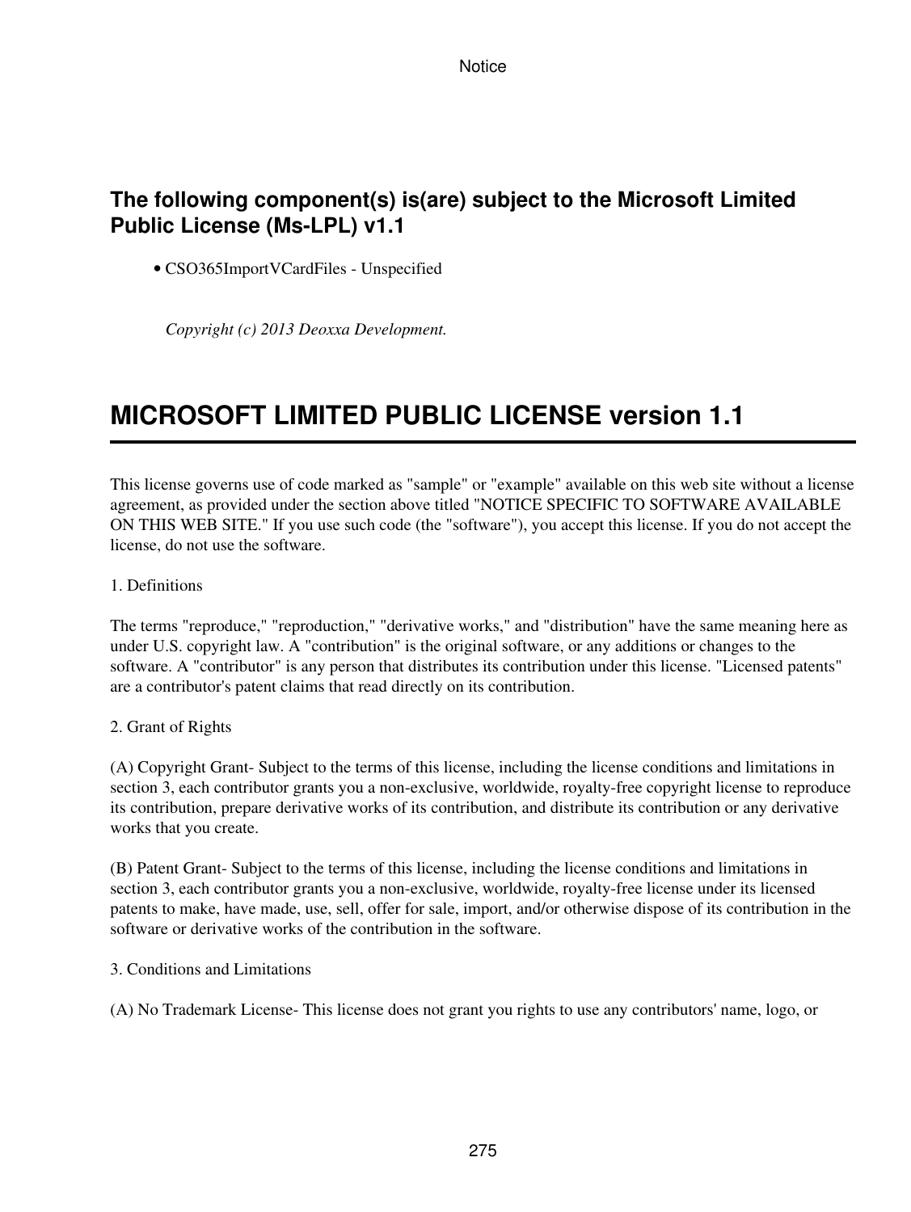### The following component(s) is(are) subject to the Microsoft Limited Public License (Ms-LPL) v1.1

- CSO365ImportVCardFiles - Unspecified

*Copyright (c) 2013 Deoxxa Development.*

## MICROSOFT LIMITED PUBLIC LICENSE version 1.1

This license governs use of code marked as "sample" or "example" available on this web site without a license agreement, as provided under the section above titled "NOTICE SPECIFIC TO SOFTWARE AVAILABLE ON THIS WEB SITE." If you use such code (the "software"), you accept this license. If you do not accept the license, do not use the software.

1. Definitions

The terms "reproduce," "reproduction," "derivative works," and "distribution" have the same meaning here as under U.S. copyright law. A "contribution" is the original software, or any additions or changes to the software. A "contributor" is any person that distributes its contribution under this license. "Licensed patents" are a contributor's patent claims that read directly on its contribution.

2. Grant of Rights

(A) Copyright Grant- Subject to the terms of this license, including the license conditions and limitations in section 3, each contributor grants you a non-exclusive, worldwide, royalty-free copyright license to reproduce its contribution, prepare derivative works of its contribution, and distribute its contribution or any derivative works that you create.

(B) Patent Grant- Subject to the terms of this license, including the license conditions and limitations in section 3, each contributor grants you a non-exclusive, worldwide, royalty-free license under its licensed patents to make, have made, use, sell, offer for sale, import, and/or otherwise dispose of its contribution in the software or derivative works of the contribution in the software.

3. Conditions and Limitations

(A) No Trademark License- This license does not grant you rights to use any contributors' name, logo, or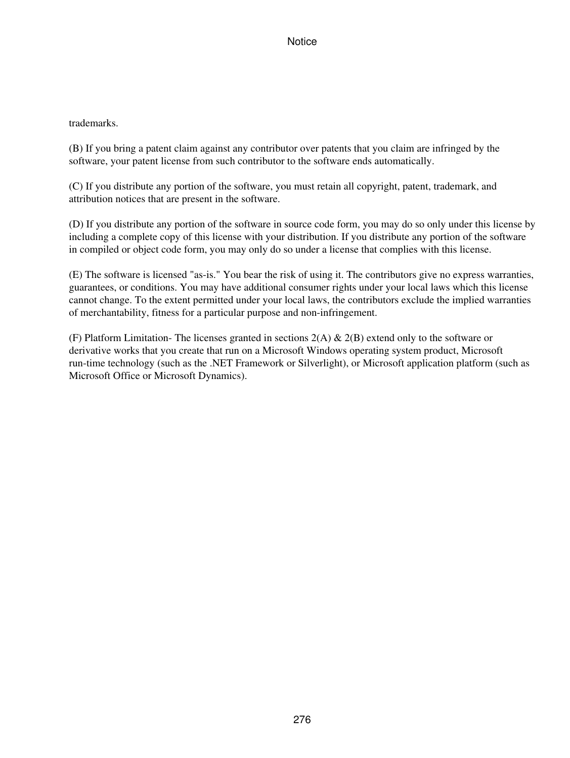trademarks.

(B) If you bring a patent claim against any contributor over patents that you claim are infringed by the software, your patent license from such contributor to the software ends automatically.

(C) If you distribute any portion of the software, you must retain all copyright, patent, trademark, and attribution notices that are present in the software.

(D) If you distribute any portion of the software in source code form, you may do so only under this license by including a complete copy of this license with your distribution. If you distribute any portion of the software in compiled or object code form, you may only do so under a license that complies with this license.

(E) The software is licensed "as-is." You bear the risk of using it. The contributors give no express warranties, guarantees, or conditions. You may have additional consumer rights under your local laws which this license cannot change. To the extent permitted under your local laws, the contributors exclude the implied warranties of merchantability, fitness for a particular purpose and non-infringement.

(F) Platform Limitation- The licenses granted in sections 2(A) & 2(B) extend only to the software or derivative works that you create that run on a Microsoft Windows operating system product, Microsoft run-time technology (such as the .NET Framework or Silverlight), or Microsoft application platform (such as Microsoft Office or Microsoft Dynamics).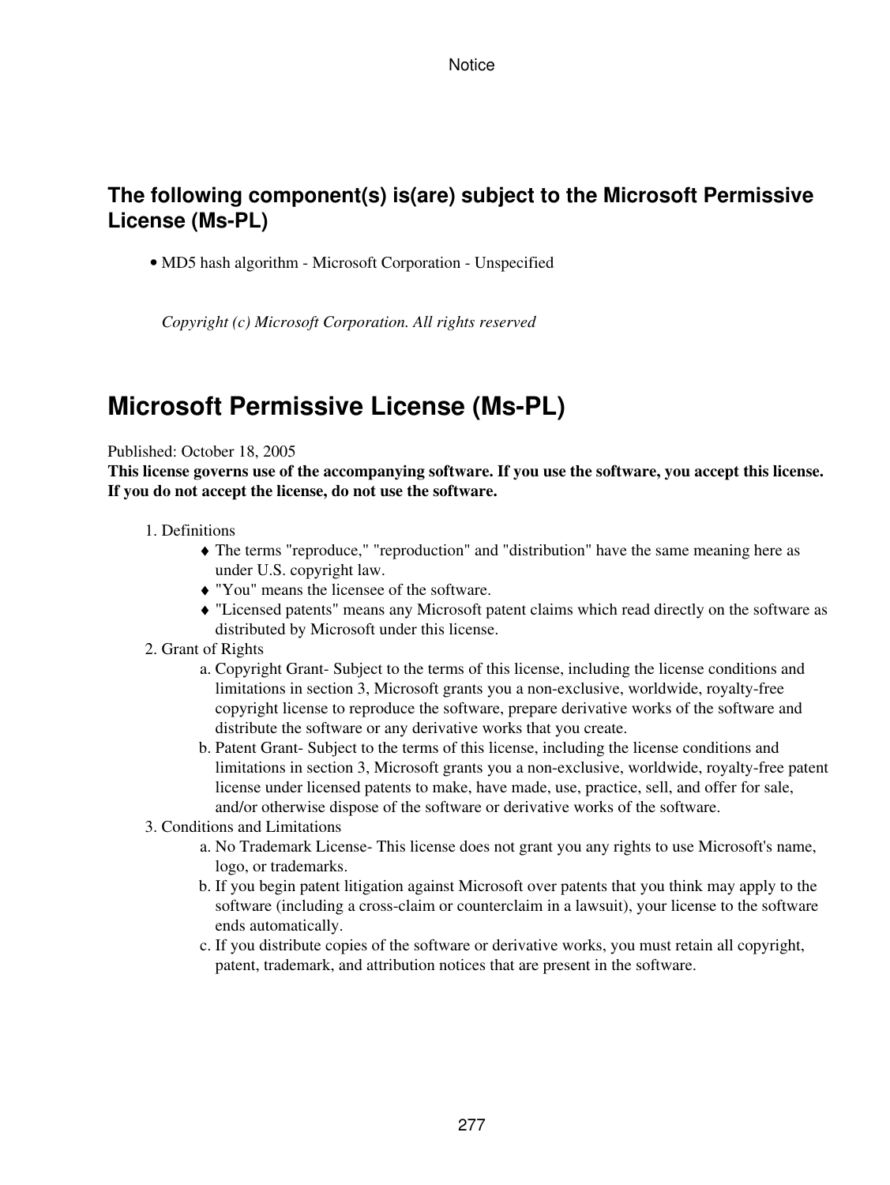### The following component(s) is(are) subject to the Microsoft Permissive License (Ms-PL)

- MD5 hash algorithm - Microsoft Corporation - Unspecified

*Copyright (c) Microsoft Corporation. All rights reserved*

## Microsoft Permissive License (Ms-PL)

Published: October 18, 2005

**This license governs use of the accompanying software. If you use the software, you accept this license. If you do not accept the license, do not use the software.**

1. Definitions
   - The terms "reproduce," "reproduction" and "distribution" have the same meaning here as under U.S. copyright law.
   - "You" means the licensee of the software.
   - "Licensed patents" means any Microsoft patent claims which read directly on the software as distributed by Microsoft under this license.
2. Grant of Rights
   a. Copyright Grant- Subject to the terms of this license, including the license conditions and limitations in section 3, Microsoft grants you a non-exclusive, worldwide, royalty-free copyright license to reproduce the software, prepare derivative works of the software and distribute the software or any derivative works that you create.
   b. Patent Grant- Subject to the terms of this license, including the license conditions and limitations in section 3, Microsoft grants you a non-exclusive, worldwide, royalty-free patent license under licensed patents to make, have made, use, practice, sell, and offer for sale, and/or otherwise dispose of the software or derivative works of the software.
3. Conditions and Limitations
   a. No Trademark License- This license does not grant you any rights to use Microsoft's name, logo, or trademarks.
   b. If you begin patent litigation against Microsoft over patents that you think may apply to the software (including a cross-claim or counterclaim in a lawsuit), your license to the software ends automatically.
   c. If you distribute copies of the software or derivative works, you must retain all copyright, patent, trademark, and attribution notices that are present in the software.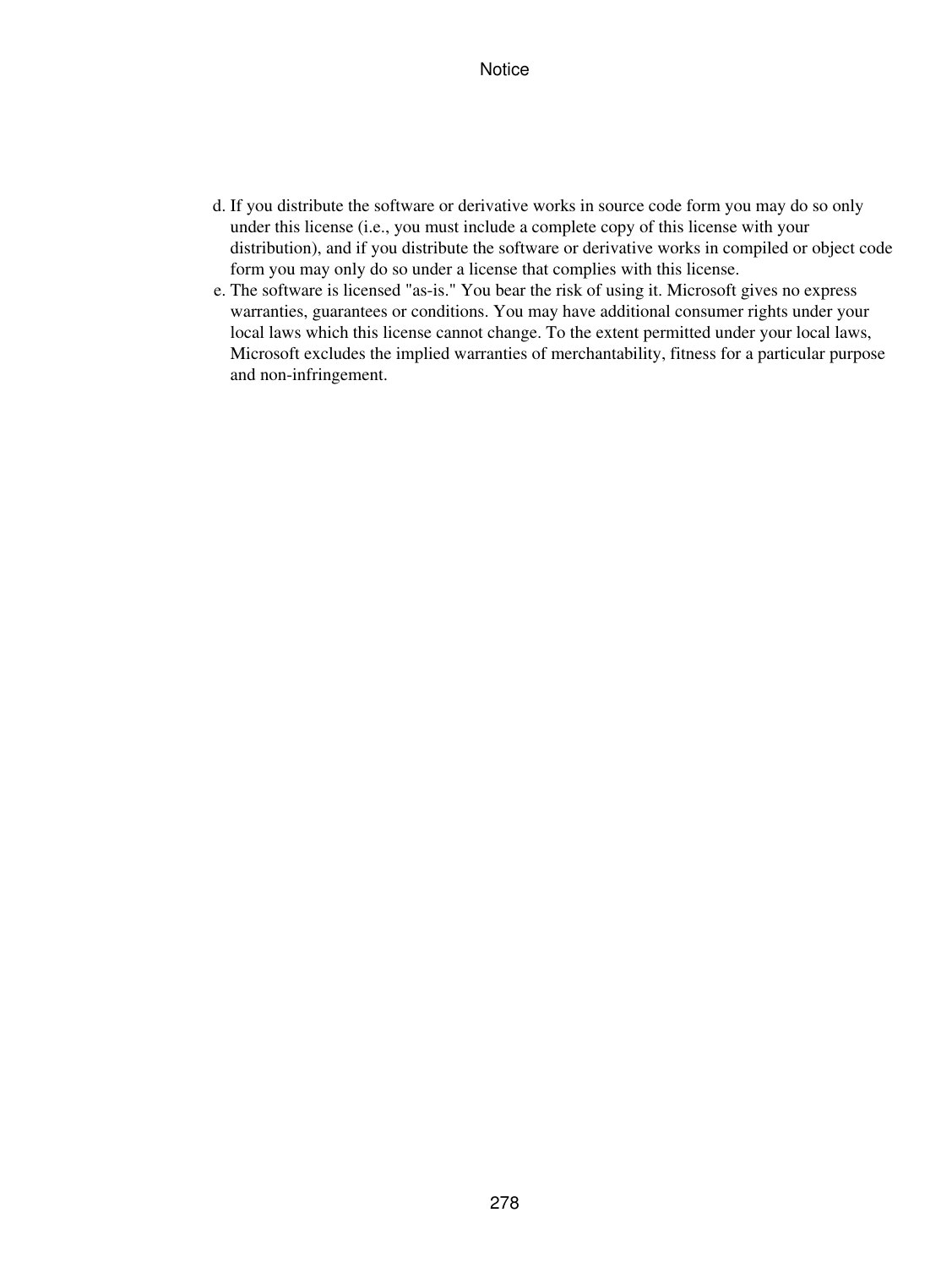d. If you distribute the software or derivative works in source code form you may do so only under this license (i.e., you must include a complete copy of this license with your distribution), and if you distribute the software or derivative works in compiled or object code form you may only do so under a license that complies with this license.
e. The software is licensed "as-is." You bear the risk of using it. Microsoft gives no express warranties, guarantees or conditions. You may have additional consumer rights under your local laws which this license cannot change. To the extent permitted under your local laws, Microsoft excludes the implied warranties of merchantability, fitness for a particular purpose and non-infringement.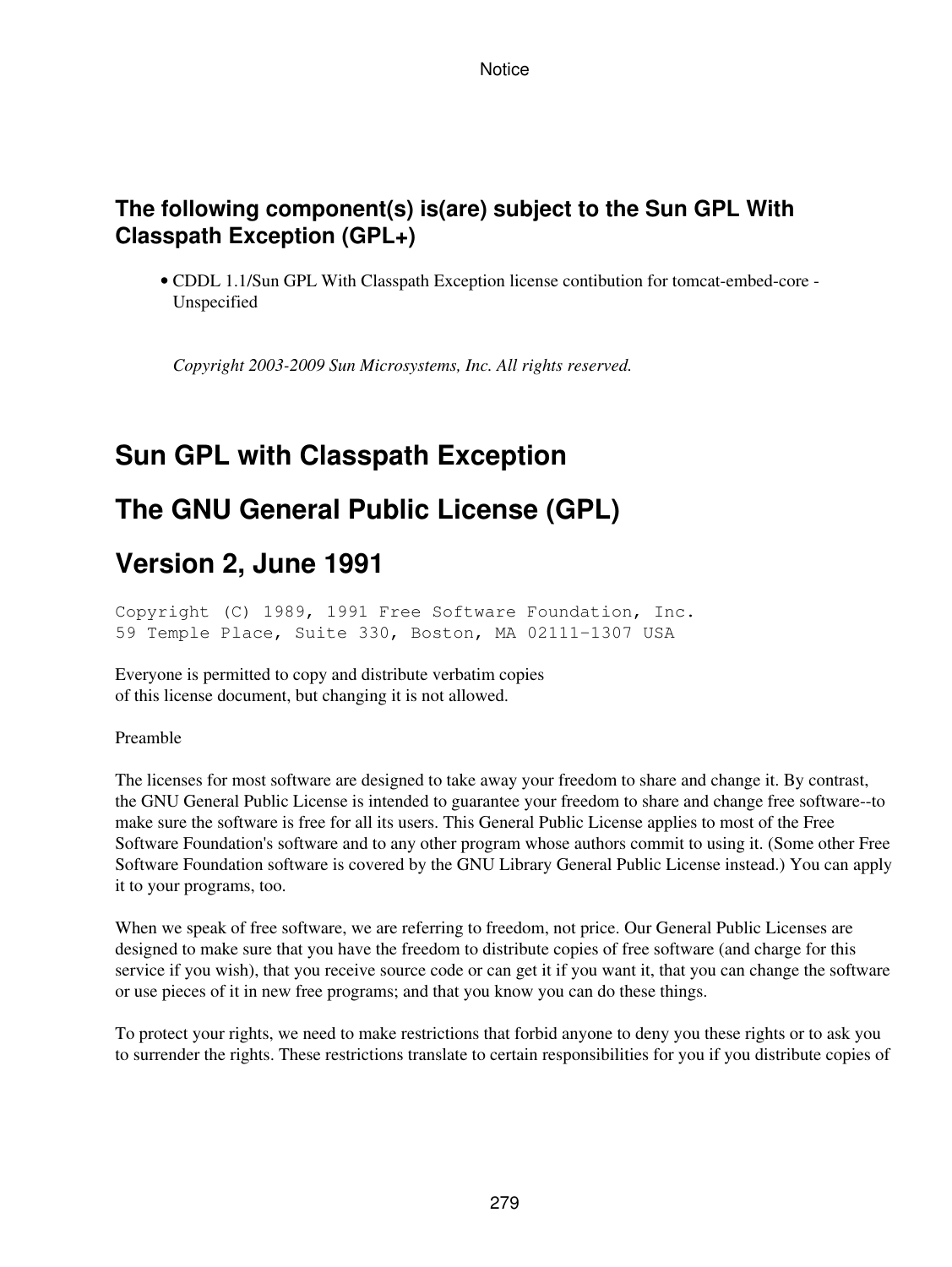### The following component(s) is(are) subject to the Sun GPL With Classpath Exception (GPL+)

- CDDL 1.1/Sun GPL With Classpath Exception license contibution for tomcat-embed-core - Unspecified

*Copyright 2003-2009 Sun Microsystems, Inc. All rights reserved.*

## Sun GPL with Classpath Exception

## The GNU General Public License (GPL)

## Version 2, June 1991

```
Copyright (C) 1989, 1991 Free Software Foundation, Inc.
59 Temple Place, Suite 330, Boston, MA 02111-1307 USA
```

Everyone is permitted to copy and distribute verbatim copies
of this license document, but changing it is not allowed.

Preamble

The licenses for most software are designed to take away your freedom to share and change it. By contrast, the GNU General Public License is intended to guarantee your freedom to share and change free software--to make sure the software is free for all its users. This General Public License applies to most of the Free Software Foundation's software and to any other program whose authors commit to using it. (Some other Free Software Foundation software is covered by the GNU Library General Public License instead.) You can apply it to your programs, too.

When we speak of free software, we are referring to freedom, not price. Our General Public Licenses are designed to make sure that you have the freedom to distribute copies of free software (and charge for this service if you wish), that you receive source code or can get it if you want it, that you can change the software or use pieces of it in new free programs; and that you know you can do these things.

To protect your rights, we need to make restrictions that forbid anyone to deny you these rights or to ask you to surrender the rights. These restrictions translate to certain responsibilities for you if you distribute copies of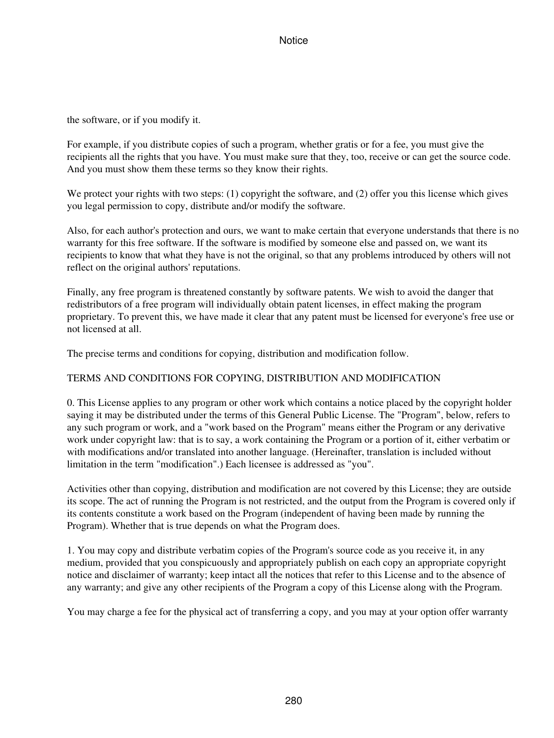the software, or if you modify it.

For example, if you distribute copies of such a program, whether gratis or for a fee, you must give the recipients all the rights that you have. You must make sure that they, too, receive or can get the source code. And you must show them these terms so they know their rights.

We protect your rights with two steps: (1) copyright the software, and (2) offer you this license which gives you legal permission to copy, distribute and/or modify the software.

Also, for each author's protection and ours, we want to make certain that everyone understands that there is no warranty for this free software. If the software is modified by someone else and passed on, we want its recipients to know that what they have is not the original, so that any problems introduced by others will not reflect on the original authors' reputations.

Finally, any free program is threatened constantly by software patents. We wish to avoid the danger that redistributors of a free program will individually obtain patent licenses, in effect making the program proprietary. To prevent this, we have made it clear that any patent must be licensed for everyone's free use or not licensed at all.

The precise terms and conditions for copying, distribution and modification follow.

TERMS AND CONDITIONS FOR COPYING, DISTRIBUTION AND MODIFICATION

0. This License applies to any program or other work which contains a notice placed by the copyright holder saying it may be distributed under the terms of this General Public License. The "Program", below, refers to any such program or work, and a "work based on the Program" means either the Program or any derivative work under copyright law: that is to say, a work containing the Program or a portion of it, either verbatim or with modifications and/or translated into another language. (Hereinafter, translation is included without limitation in the term "modification".) Each licensee is addressed as "you".

Activities other than copying, distribution and modification are not covered by this License; they are outside its scope. The act of running the Program is not restricted, and the output from the Program is covered only if its contents constitute a work based on the Program (independent of having been made by running the Program). Whether that is true depends on what the Program does.

1. You may copy and distribute verbatim copies of the Program's source code as you receive it, in any medium, provided that you conspicuously and appropriately publish on each copy an appropriate copyright notice and disclaimer of warranty; keep intact all the notices that refer to this License and to the absence of any warranty; and give any other recipients of the Program a copy of this License along with the Program.

You may charge a fee for the physical act of transferring a copy, and you may at your option offer warranty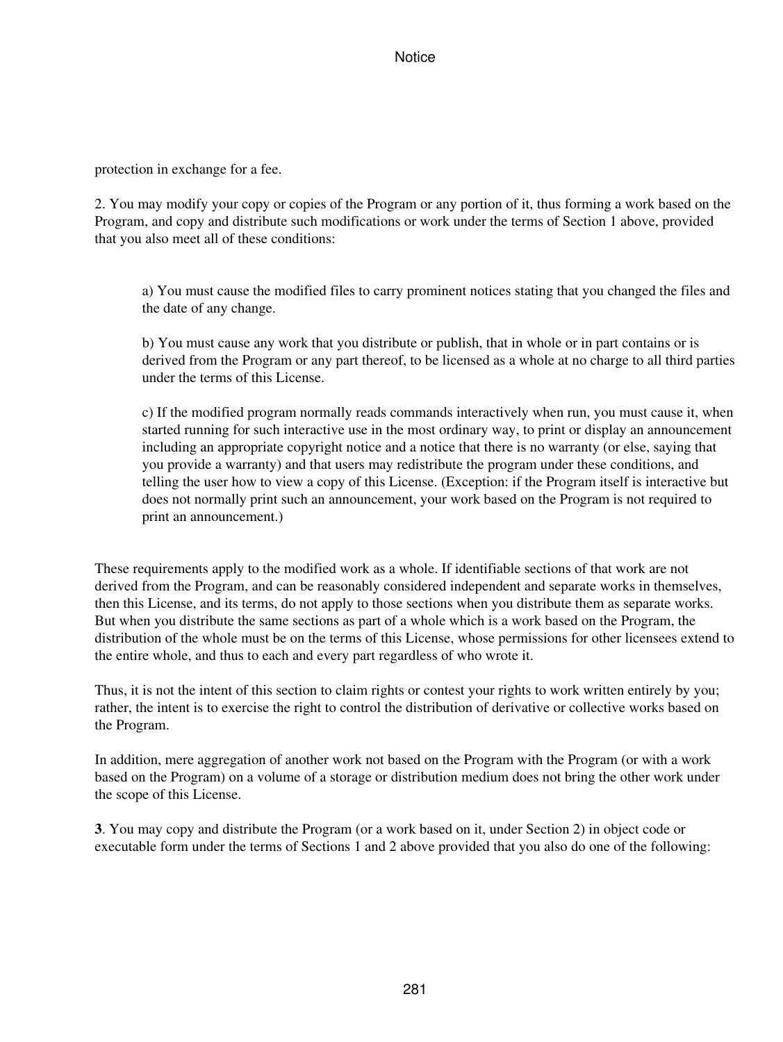protection in exchange for a fee.

2. You may modify your copy or copies of the Program or any portion of it, thus forming a work based on the Program, and copy and distribute such modifications or work under the terms of Section 1 above, provided that you also meet all of these conditions:

> a) You must cause the modified files to carry prominent notices stating that you changed the files and the date of any change.
>
> b) You must cause any work that you distribute or publish, that in whole or in part contains or is derived from the Program or any part thereof, to be licensed as a whole at no charge to all third parties under the terms of this License.
>
> c) If the modified program normally reads commands interactively when run, you must cause it, when started running for such interactive use in the most ordinary way, to print or display an announcement including an appropriate copyright notice and a notice that there is no warranty (or else, saying that you provide a warranty) and that users may redistribute the program under these conditions, and telling the user how to view a copy of this License. (Exception: if the Program itself is interactive but does not normally print such an announcement, your work based on the Program is not required to print an announcement.)

These requirements apply to the modified work as a whole. If identifiable sections of that work are not derived from the Program, and can be reasonably considered independent and separate works in themselves, then this License, and its terms, do not apply to those sections when you distribute them as separate works. But when you distribute the same sections as part of a whole which is a work based on the Program, the distribution of the whole must be on the terms of this License, whose permissions for other licensees extend to the entire whole, and thus to each and every part regardless of who wrote it.

Thus, it is not the intent of this section to claim rights or contest your rights to work written entirely by you; rather, the intent is to exercise the right to control the distribution of derivative or collective works based on the Program.

In addition, mere aggregation of another work not based on the Program with the Program (or with a work based on the Program) on a volume of a storage or distribution medium does not bring the other work under the scope of this License.

**3**. You may copy and distribute the Program (or a work based on it, under Section 2) in object code or executable form under the terms of Sections 1 and 2 above provided that you also do one of the following: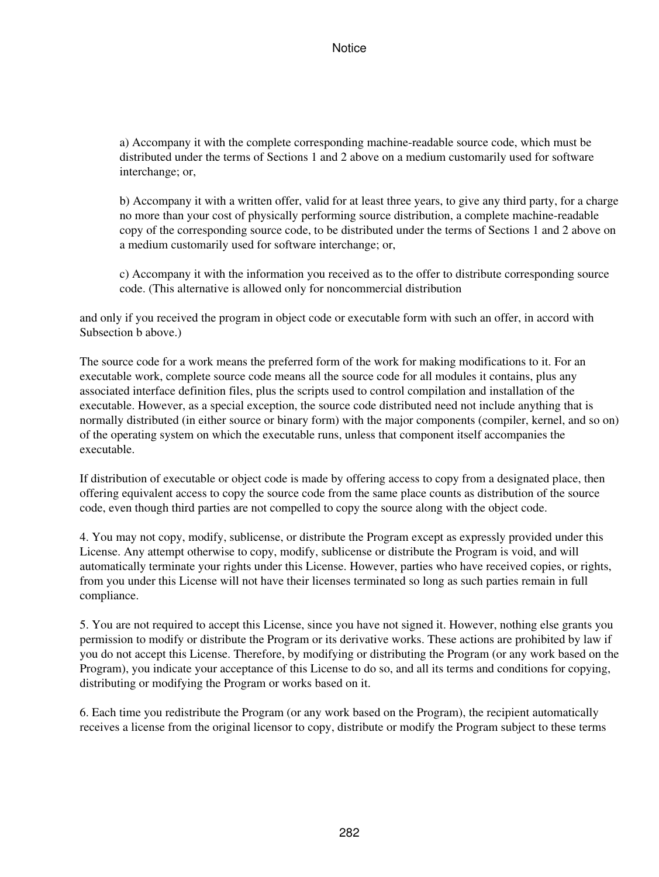a) Accompany it with the complete corresponding machine-readable source code, which must be distributed under the terms of Sections 1 and 2 above on a medium customarily used for software interchange; or,

b) Accompany it with a written offer, valid for at least three years, to give any third party, for a charge no more than your cost of physically performing source distribution, a complete machine-readable copy of the corresponding source code, to be distributed under the terms of Sections 1 and 2 above on a medium customarily used for software interchange; or,

c) Accompany it with the information you received as to the offer to distribute corresponding source code. (This alternative is allowed only for noncommercial distribution

and only if you received the program in object code or executable form with such an offer, in accord with Subsection b above.)

The source code for a work means the preferred form of the work for making modifications to it. For an executable work, complete source code means all the source code for all modules it contains, plus any associated interface definition files, plus the scripts used to control compilation and installation of the executable. However, as a special exception, the source code distributed need not include anything that is normally distributed (in either source or binary form) with the major components (compiler, kernel, and so on) of the operating system on which the executable runs, unless that component itself accompanies the executable.

If distribution of executable or object code is made by offering access to copy from a designated place, then offering equivalent access to copy the source code from the same place counts as distribution of the source code, even though third parties are not compelled to copy the source along with the object code.

4. You may not copy, modify, sublicense, or distribute the Program except as expressly provided under this License. Any attempt otherwise to copy, modify, sublicense or distribute the Program is void, and will automatically terminate your rights under this License. However, parties who have received copies, or rights, from you under this License will not have their licenses terminated so long as such parties remain in full compliance.

5. You are not required to accept this License, since you have not signed it. However, nothing else grants you permission to modify or distribute the Program or its derivative works. These actions are prohibited by law if you do not accept this License. Therefore, by modifying or distributing the Program (or any work based on the Program), you indicate your acceptance of this License to do so, and all its terms and conditions for copying, distributing or modifying the Program or works based on it.

6. Each time you redistribute the Program (or any work based on the Program), the recipient automatically receives a license from the original licensor to copy, distribute or modify the Program subject to these terms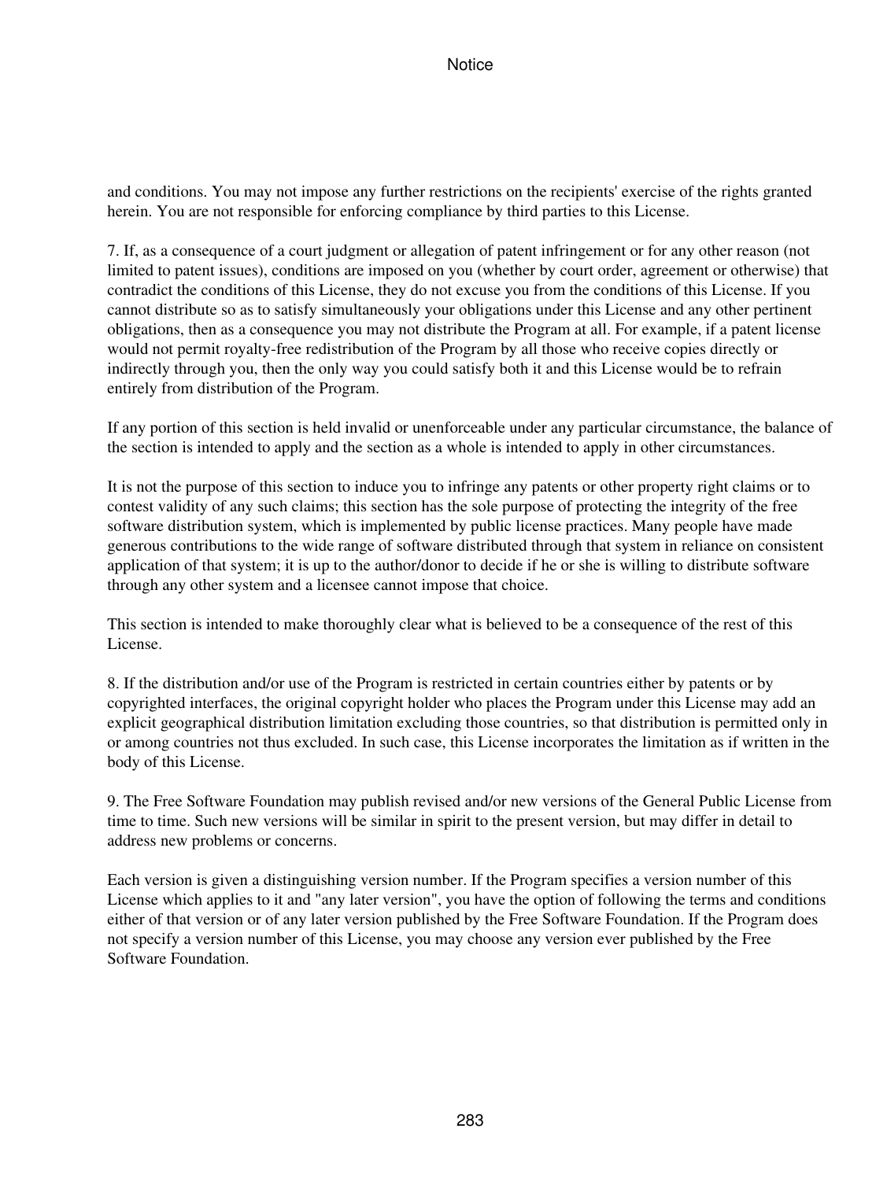and conditions. You may not impose any further restrictions on the recipients' exercise of the rights granted herein. You are not responsible for enforcing compliance by third parties to this License.

7. If, as a consequence of a court judgment or allegation of patent infringement or for any other reason (not limited to patent issues), conditions are imposed on you (whether by court order, agreement or otherwise) that contradict the conditions of this License, they do not excuse you from the conditions of this License. If you cannot distribute so as to satisfy simultaneously your obligations under this License and any other pertinent obligations, then as a consequence you may not distribute the Program at all. For example, if a patent license would not permit royalty-free redistribution of the Program by all those who receive copies directly or indirectly through you, then the only way you could satisfy both it and this License would be to refrain entirely from distribution of the Program.

If any portion of this section is held invalid or unenforceable under any particular circumstance, the balance of the section is intended to apply and the section as a whole is intended to apply in other circumstances.

It is not the purpose of this section to induce you to infringe any patents or other property right claims or to contest validity of any such claims; this section has the sole purpose of protecting the integrity of the free software distribution system, which is implemented by public license practices. Many people have made generous contributions to the wide range of software distributed through that system in reliance on consistent application of that system; it is up to the author/donor to decide if he or she is willing to distribute software through any other system and a licensee cannot impose that choice.

This section is intended to make thoroughly clear what is believed to be a consequence of the rest of this License.

8. If the distribution and/or use of the Program is restricted in certain countries either by patents or by copyrighted interfaces, the original copyright holder who places the Program under this License may add an explicit geographical distribution limitation excluding those countries, so that distribution is permitted only in or among countries not thus excluded. In such case, this License incorporates the limitation as if written in the body of this License.

9. The Free Software Foundation may publish revised and/or new versions of the General Public License from time to time. Such new versions will be similar in spirit to the present version, but may differ in detail to address new problems or concerns.

Each version is given a distinguishing version number. If the Program specifies a version number of this License which applies to it and "any later version", you have the option of following the terms and conditions either of that version or of any later version published by the Free Software Foundation. If the Program does not specify a version number of this License, you may choose any version ever published by the Free Software Foundation.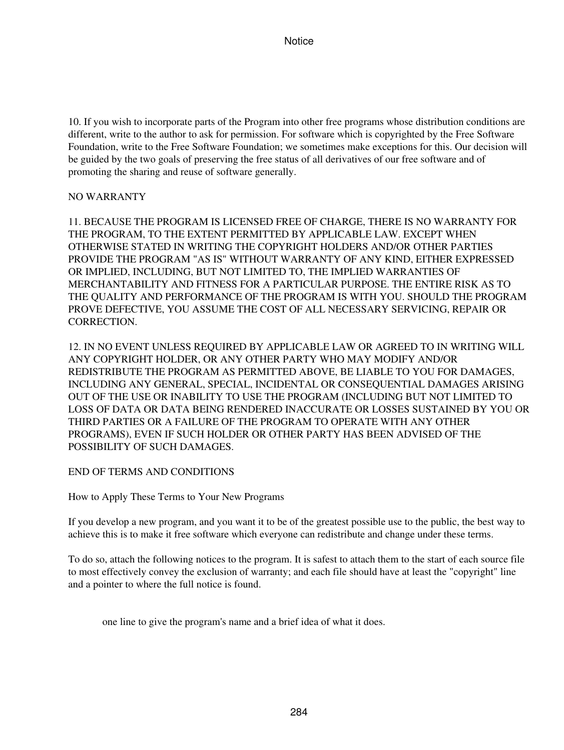10. If you wish to incorporate parts of the Program into other free programs whose distribution conditions are different, write to the author to ask for permission. For software which is copyrighted by the Free Software Foundation, write to the Free Software Foundation; we sometimes make exceptions for this. Our decision will be guided by the two goals of preserving the free status of all derivatives of our free software and of promoting the sharing and reuse of software generally.

NO WARRANTY

11. BECAUSE THE PROGRAM IS LICENSED FREE OF CHARGE, THERE IS NO WARRANTY FOR THE PROGRAM, TO THE EXTENT PERMITTED BY APPLICABLE LAW. EXCEPT WHEN OTHERWISE STATED IN WRITING THE COPYRIGHT HOLDERS AND/OR OTHER PARTIES PROVIDE THE PROGRAM "AS IS" WITHOUT WARRANTY OF ANY KIND, EITHER EXPRESSED OR IMPLIED, INCLUDING, BUT NOT LIMITED TO, THE IMPLIED WARRANTIES OF MERCHANTABILITY AND FITNESS FOR A PARTICULAR PURPOSE. THE ENTIRE RISK AS TO THE QUALITY AND PERFORMANCE OF THE PROGRAM IS WITH YOU. SHOULD THE PROGRAM PROVE DEFECTIVE, YOU ASSUME THE COST OF ALL NECESSARY SERVICING, REPAIR OR CORRECTION.

12. IN NO EVENT UNLESS REQUIRED BY APPLICABLE LAW OR AGREED TO IN WRITING WILL ANY COPYRIGHT HOLDER, OR ANY OTHER PARTY WHO MAY MODIFY AND/OR REDISTRIBUTE THE PROGRAM AS PERMITTED ABOVE, BE LIABLE TO YOU FOR DAMAGES, INCLUDING ANY GENERAL, SPECIAL, INCIDENTAL OR CONSEQUENTIAL DAMAGES ARISING OUT OF THE USE OR INABILITY TO USE THE PROGRAM (INCLUDING BUT NOT LIMITED TO LOSS OF DATA OR DATA BEING RENDERED INACCURATE OR LOSSES SUSTAINED BY YOU OR THIRD PARTIES OR A FAILURE OF THE PROGRAM TO OPERATE WITH ANY OTHER PROGRAMS), EVEN IF SUCH HOLDER OR OTHER PARTY HAS BEEN ADVISED OF THE POSSIBILITY OF SUCH DAMAGES.

END OF TERMS AND CONDITIONS

How to Apply These Terms to Your New Programs

If you develop a new program, and you want it to be of the greatest possible use to the public, the best way to achieve this is to make it free software which everyone can redistribute and change under these terms.

To do so, attach the following notices to the program. It is safest to attach them to the start of each source file to most effectively convey the exclusion of warranty; and each file should have at least the "copyright" line and a pointer to where the full notice is found.

> one line to give the program's name and a brief idea of what it does.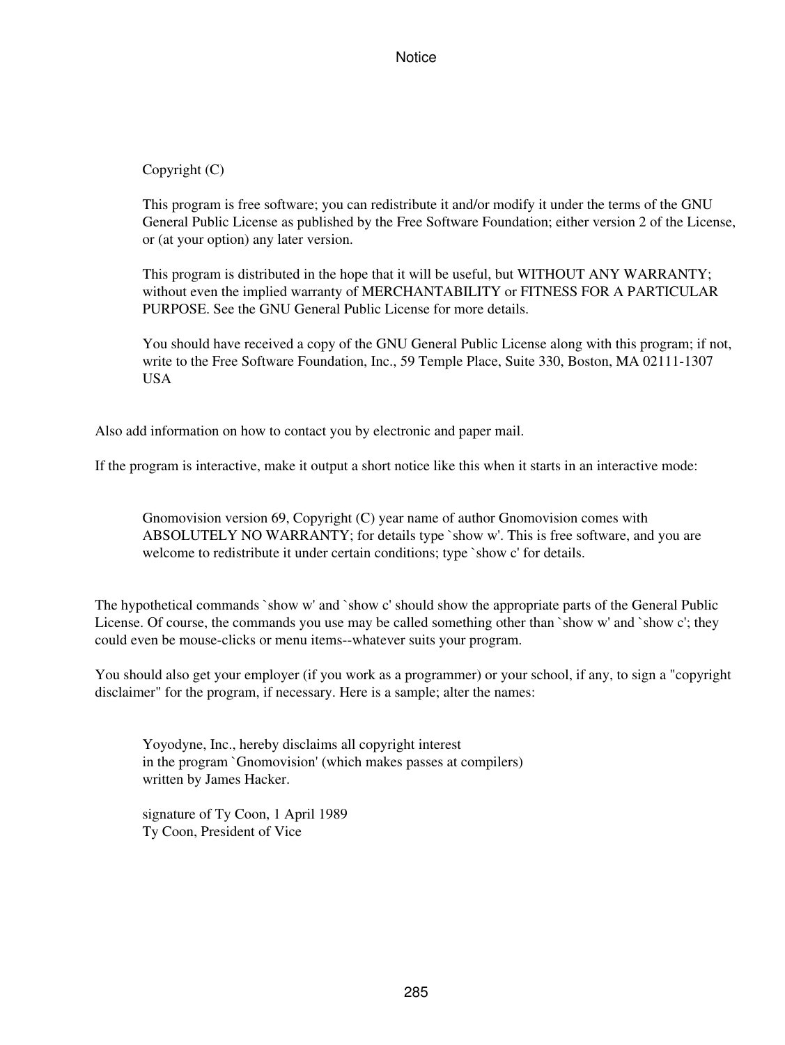> Copyright (C)
>
> This program is free software; you can redistribute it and/or modify it under the terms of the GNU General Public License as published by the Free Software Foundation; either version 2 of the License, or (at your option) any later version.
>
> This program is distributed in the hope that it will be useful, but WITHOUT ANY WARRANTY; without even the implied warranty of MERCHANTABILITY or FITNESS FOR A PARTICULAR PURPOSE. See the GNU General Public License for more details.
>
> You should have received a copy of the GNU General Public License along with this program; if not, write to the Free Software Foundation, Inc., 59 Temple Place, Suite 330, Boston, MA 02111-1307 USA

Also add information on how to contact you by electronic and paper mail.

If the program is interactive, make it output a short notice like this when it starts in an interactive mode:

> Gnomovision version 69, Copyright (C) year name of author Gnomovision comes with ABSOLUTELY NO WARRANTY; for details type `show w'. This is free software, and you are welcome to redistribute it under certain conditions; type `show c' for details.

The hypothetical commands `show w' and `show c' should show the appropriate parts of the General Public License. Of course, the commands you use may be called something other than `show w' and `show c'; they could even be mouse-clicks or menu items--whatever suits your program.

You should also get your employer (if you work as a programmer) or your school, if any, to sign a "copyright disclaimer" for the program, if necessary. Here is a sample; alter the names:

> Yoyodyne, Inc., hereby disclaims all copyright interest
> in the program `Gnomovision' (which makes passes at compilers)
> written by James Hacker.
>
> signature of Ty Coon, 1 April 1989
> Ty Coon, President of Vice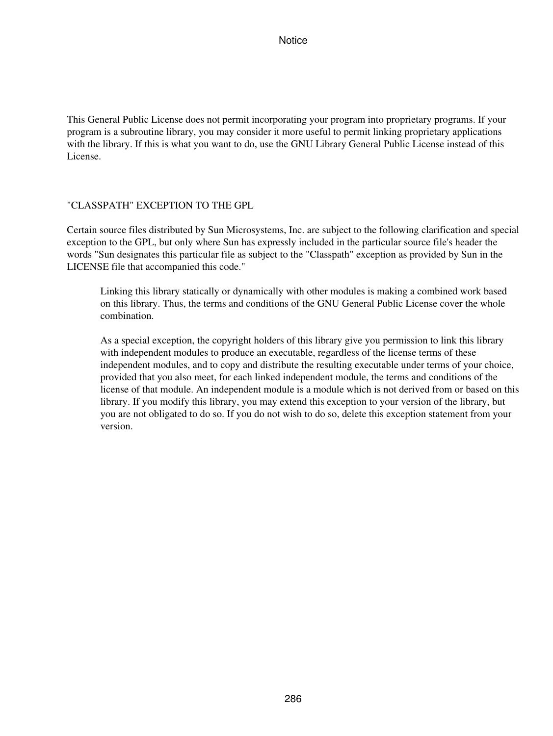This General Public License does not permit incorporating your program into proprietary programs. If your program is a subroutine library, you may consider it more useful to permit linking proprietary applications with the library. If this is what you want to do, use the GNU Library General Public License instead of this License.

"CLASSPATH" EXCEPTION TO THE GPL

Certain source files distributed by Sun Microsystems, Inc. are subject to the following clarification and special exception to the GPL, but only where Sun has expressly included in the particular source file's header the words "Sun designates this particular file as subject to the "Classpath" exception as provided by Sun in the LICENSE file that accompanied this code."

> Linking this library statically or dynamically with other modules is making a combined work based on this library. Thus, the terms and conditions of the GNU General Public License cover the whole combination.
>
> As a special exception, the copyright holders of this library give you permission to link this library with independent modules to produce an executable, regardless of the license terms of these independent modules, and to copy and distribute the resulting executable under terms of your choice, provided that you also meet, for each linked independent module, the terms and conditions of the license of that module. An independent module is a module which is not derived from or based on this library. If you modify this library, you may extend this exception to your version of the library, but you are not obligated to do so. If you do not wish to do so, delete this exception statement from your version.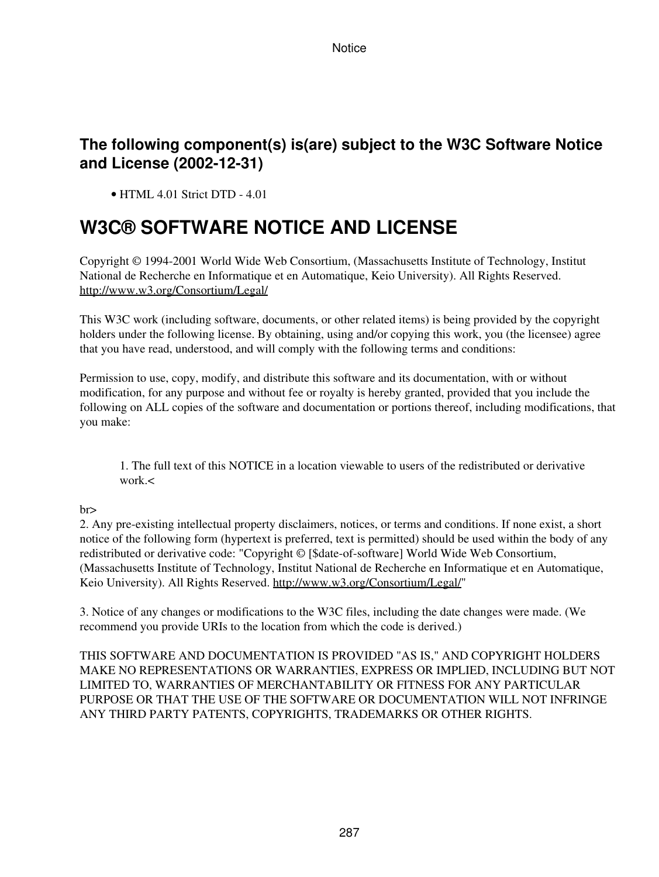### The following component(s) is(are) subject to the W3C Software Notice and License (2002-12-31)

- HTML 4.01 Strict DTD - 4.01

## W3C® SOFTWARE NOTICE AND LICENSE

Copyright © 1994-2001 World Wide Web Consortium, (Massachusetts Institute of Technology, Institut National de Recherche en Informatique et en Automatique, Keio University). All Rights Reserved. http://www.w3.org/Consortium/Legal/

This W3C work (including software, documents, or other related items) is being provided by the copyright holders under the following license. By obtaining, using and/or copying this work, you (the licensee) agree that you have read, understood, and will comply with the following terms and conditions:

Permission to use, copy, modify, and distribute this software and its documentation, with or without modification, for any purpose and without fee or royalty is hereby granted, provided that you include the following on ALL copies of the software and documentation or portions thereof, including modifications, that you make:

1. The full text of this NOTICE in a location viewable to users of the redistributed or derivative work.<

br>
2. Any pre-existing intellectual property disclaimers, notices, or terms and conditions. If none exist, a short notice of the following form (hypertext is preferred, text is permitted) should be used within the body of any redistributed or derivative code: "Copyright © [$date-of-software] World Wide Web Consortium, (Massachusetts Institute of Technology, Institut National de Recherche en Informatique et en Automatique, Keio University). All Rights Reserved. http://www.w3.org/Consortium/Legal/"

3. Notice of any changes or modifications to the W3C files, including the date changes were made. (We recommend you provide URIs to the location from which the code is derived.)

THIS SOFTWARE AND DOCUMENTATION IS PROVIDED "AS IS," AND COPYRIGHT HOLDERS MAKE NO REPRESENTATIONS OR WARRANTIES, EXPRESS OR IMPLIED, INCLUDING BUT NOT LIMITED TO, WARRANTIES OF MERCHANTABILITY OR FITNESS FOR ANY PARTICULAR PURPOSE OR THAT THE USE OF THE SOFTWARE OR DOCUMENTATION WILL NOT INFRINGE ANY THIRD PARTY PATENTS, COPYRIGHTS, TRADEMARKS OR OTHER RIGHTS.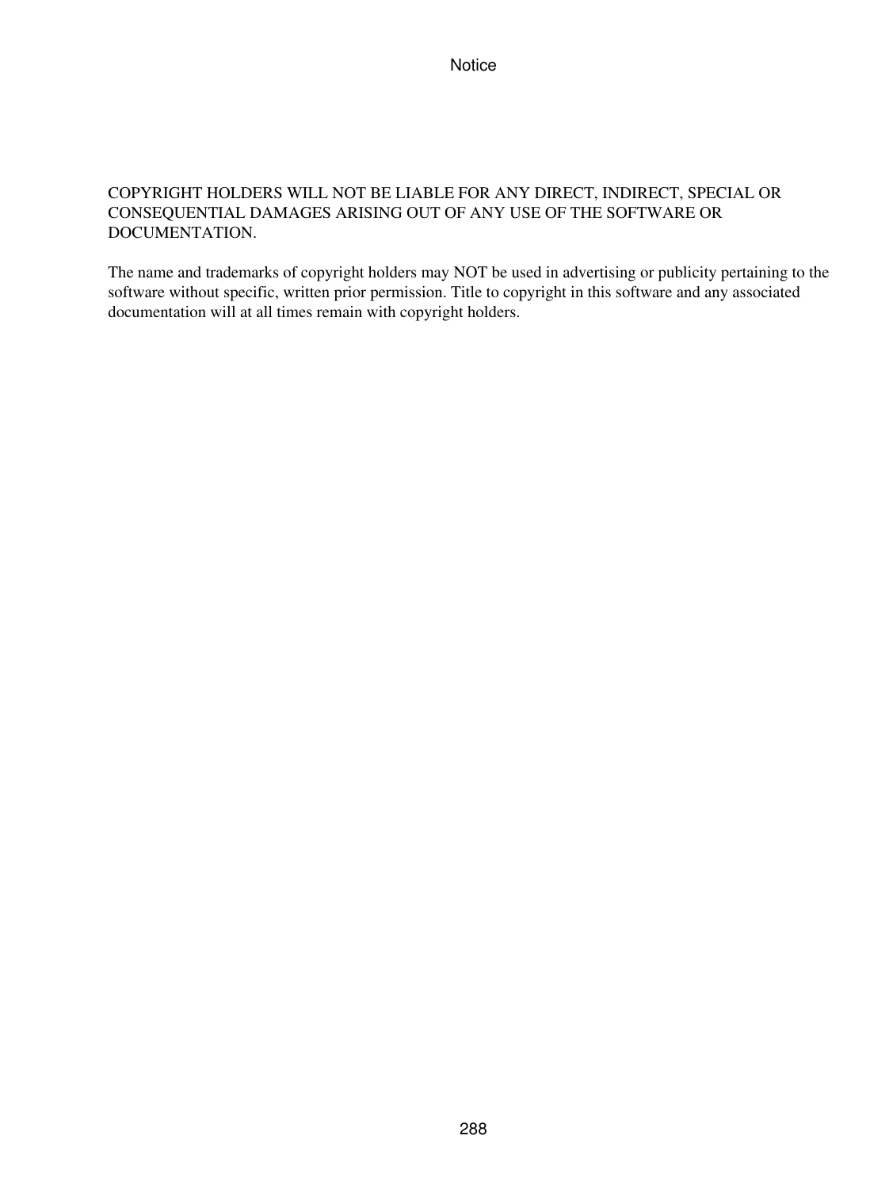COPYRIGHT HOLDERS WILL NOT BE LIABLE FOR ANY DIRECT, INDIRECT, SPECIAL OR CONSEQUENTIAL DAMAGES ARISING OUT OF ANY USE OF THE SOFTWARE OR DOCUMENTATION.

The name and trademarks of copyright holders may NOT be used in advertising or publicity pertaining to the software without specific, written prior permission. Title to copyright in this software and any associated documentation will at all times remain with copyright holders.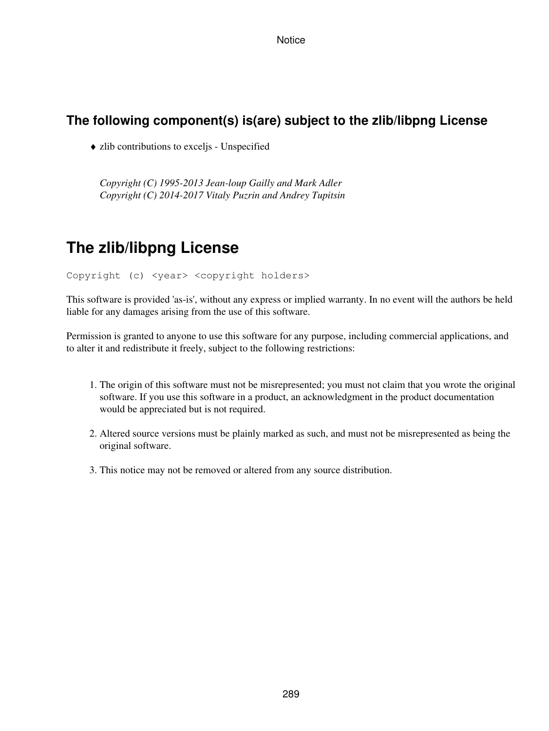### The following component(s) is(are) subject to the zlib/libpng License

- zlib contributions to exceljs - Unspecified

*Copyright (C) 1995-2013 Jean-loup Gailly and Mark Adler*
*Copyright (C) 2014-2017 Vitaly Puzrin and Andrey Tupitsin*

## The zlib/libpng License

```
Copyright (c) <year> <copyright holders>
```

This software is provided 'as-is', without any express or implied warranty. In no event will the authors be held liable for any damages arising from the use of this software.

Permission is granted to anyone to use this software for any purpose, including commercial applications, and to alter it and redistribute it freely, subject to the following restrictions:

1. The origin of this software must not be misrepresented; you must not claim that you wrote the original software. If you use this software in a product, an acknowledgment in the product documentation would be appreciated but is not required.
2. Altered source versions must be plainly marked as such, and must not be misrepresented as being the original software.
3. This notice may not be removed or altered from any source distribution.